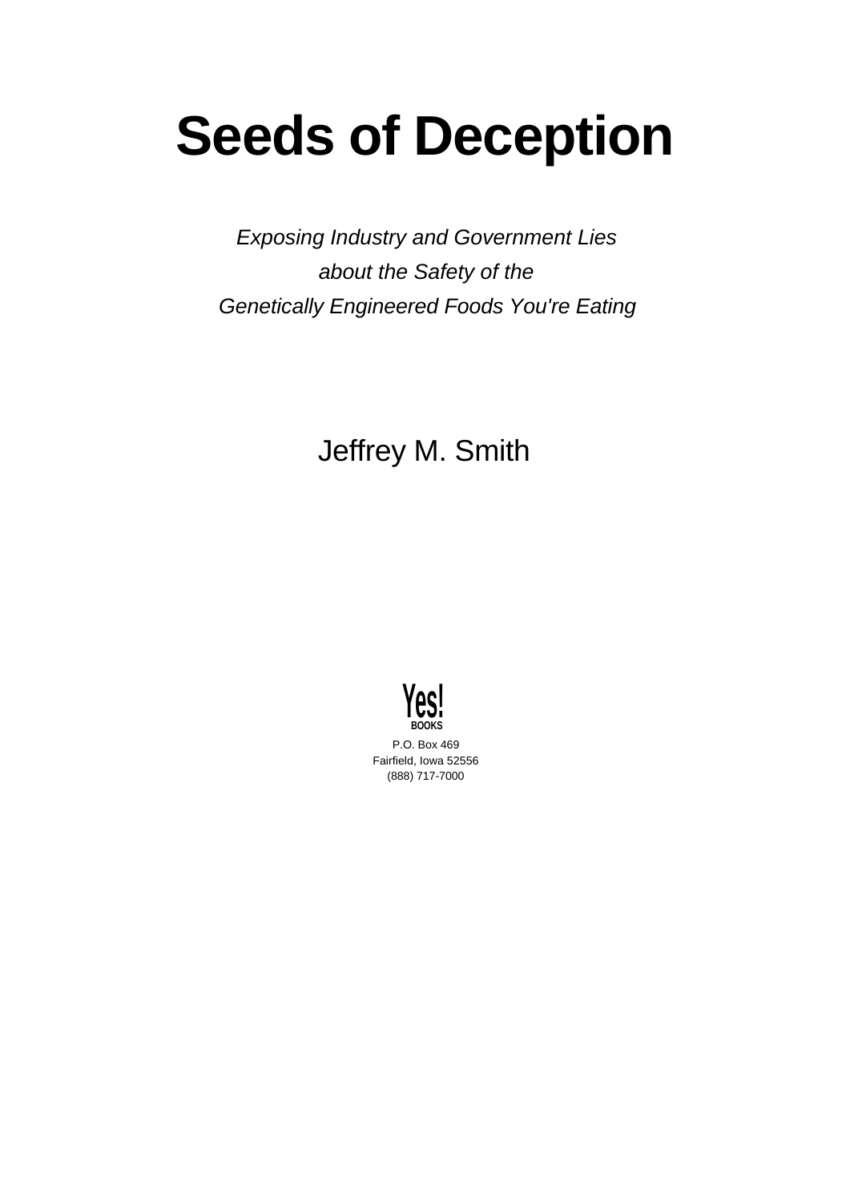# Seeds of Deception

*Exposing Industry and Government Lies about the Safety of the Genetically Engineered Foods You're Eating*

Jeffrey M. Smith

Yes! BOOKS

P.O. Box 469
Fairfield, Iowa 52556
(888) 717-7000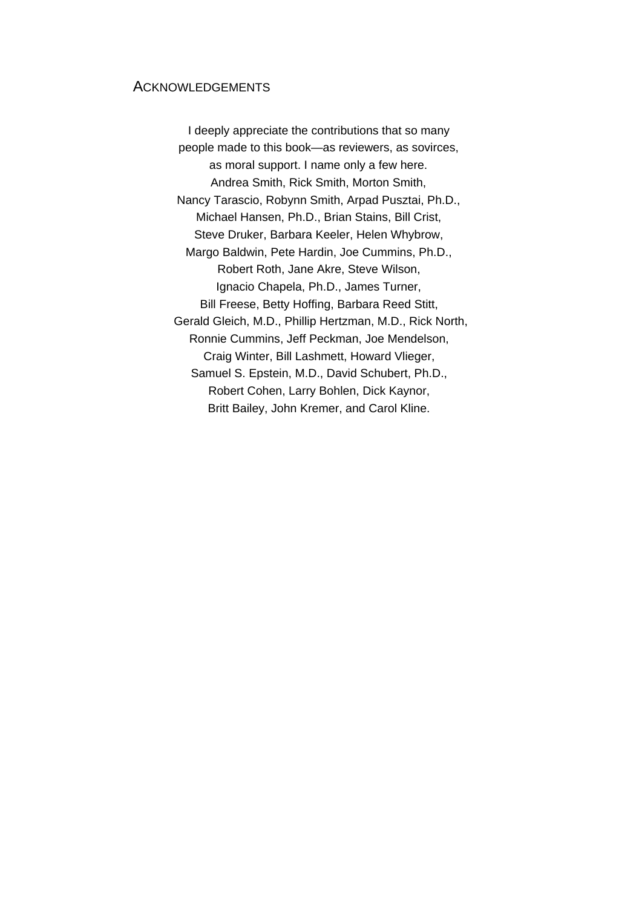## ACKNOWLEDGEMENTS

I deeply appreciate the contributions that so many
people made to this book—as reviewers, as sovirces,
as moral support. I name only a few here.
Andrea Smith, Rick Smith, Morton Smith,
Nancy Tarascio, Robynn Smith, Arpad Pusztai, Ph.D.,
Michael Hansen, Ph.D., Brian Stains, Bill Crist,
Steve Druker, Barbara Keeler, Helen Whybrow,
Margo Baldwin, Pete Hardin, Joe Cummins, Ph.D.,
Robert Roth, Jane Akre, Steve Wilson,
Ignacio Chapela, Ph.D., James Turner,
Bill Freese, Betty Hoffing, Barbara Reed Stitt,
Gerald Gleich, M.D., Phillip Hertzman, M.D., Rick North,
Ronnie Cummins, Jeff Peckman, Joe Mendelson,
Craig Winter, Bill Lashmett, Howard Vlieger,
Samuel S. Epstein, M.D., David Schubert, Ph.D.,
Robert Cohen, Larry Bohlen, Dick Kaynor,
Britt Bailey, John Kremer, and Carol Kline.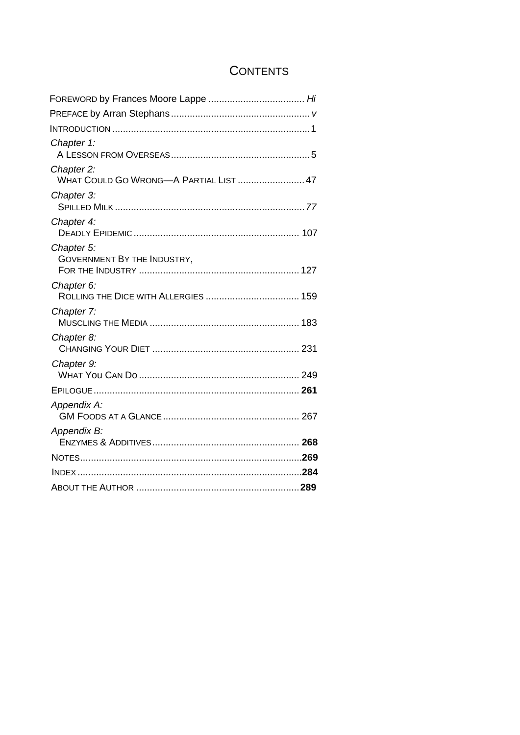# CONTENTS

FOREWORD by Frances Moore Lappe .................................... *Hi*

PREFACE by Arran Stephans .................................................... *v*

INTRODUCTION .......................................................................... 1

*Chapter 1:*
A LESSON FROM OVERSEAS .................................................... 5

*Chapter 2:*
WHAT COULD GO WRONG—A PARTIAL LIST ......................... 47

*Chapter 3:*
SPILLED MILK ....................................................................... *77*

*Chapter 4:*
DEADLY EPIDEMIC ............................................................. 107

*Chapter 5:*
GOVERNMENT BY THE INDUSTRY,
FOR THE INDUSTRY ............................................................ 127

*Chapter 6:*
ROLLING THE DICE WITH ALLERGIES ................................... 159

*Chapter 7:*
MUSCLING THE MEDIA ........................................................ 183

*Chapter 8:*
CHANGING YOUR DIET ....................................................... 231

*Chapter 9:*
WHAT YOU CAN DO ............................................................ 249

EPILOGUE ............................................................................ **261**

*Appendix A:*
GM FOODS AT A GLANCE ................................................... 267

*Appendix B:*
ENZYMES & ADDITIVES ....................................................... **268**

NOTES .................................................................................. **269**

INDEX ................................................................................... **284**

ABOUT THE AUTHOR ............................................................ **289**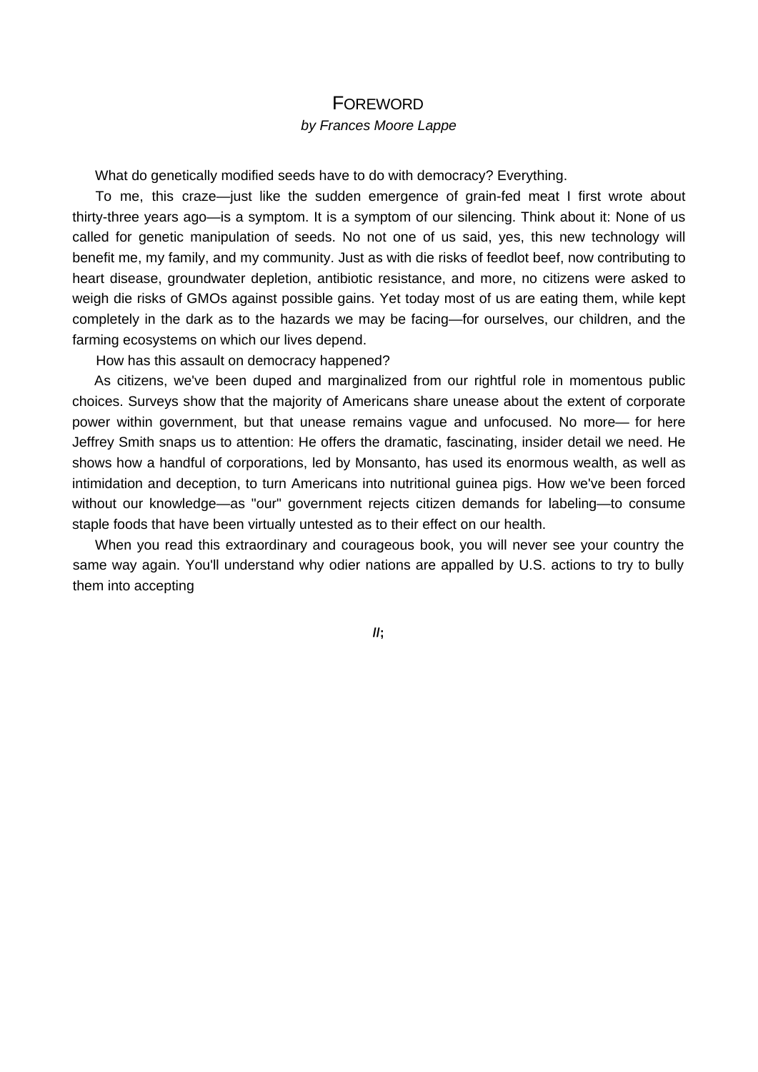# FOREWORD

*by Frances Moore Lappe*

What do genetically modified seeds have to do with democracy? Everything.

To me, this craze—just like the sudden emergence of grain-fed meat I first wrote about thirty-three years ago—is a symptom. It is a symptom of our silencing. Think about it: None of us called for genetic manipulation of seeds. No not one of us said, yes, this new technology will benefit me, my family, and my community. Just as with die risks of feedlot beef, now contributing to heart disease, groundwater depletion, antibiotic resistance, and more, no citizens were asked to weigh die risks of GMOs against possible gains. Yet today most of us are eating them, while kept completely in the dark as to the hazards we may be facing—for ourselves, our children, and the farming ecosystems on which our lives depend.

How has this assault on democracy happened?

As citizens, we've been duped and marginalized from our rightful role in momentous public choices. Surveys show that the majority of Americans share unease about the extent of corporate power within government, but that unease remains vague and unfocused. No more— for here Jeffrey Smith snaps us to attention: He offers the dramatic, fascinating, insider detail we need. He shows how a handful of corporations, led by Monsanto, has used its enormous wealth, as well as intimidation and deception, to turn Americans into nutritional guinea pigs. How we've been forced without our knowledge—as "our" government rejects citizen demands for labeling—to consume staple foods that have been virtually untested as to their effect on our health.

When you read this extraordinary and courageous book, you will never see your country the same way again. You'll understand why odier nations are appalled by U.S. actions to try to bully them into accepting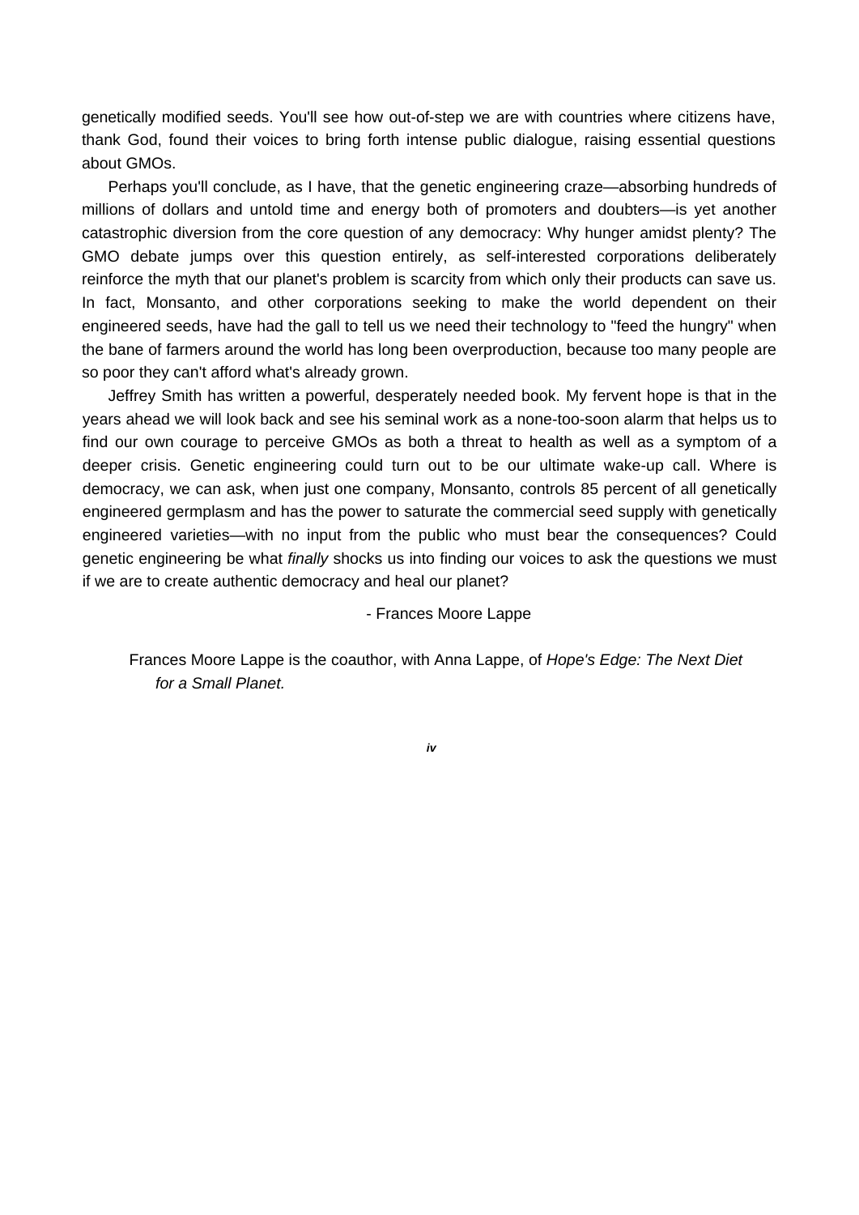genetically modified seeds. You'll see how out-of-step we are with countries where citizens have, thank God, found their voices to bring forth intense public dialogue, raising essential questions about GMOs.

Perhaps you'll conclude, as I have, that the genetic engineering craze—absorbing hundreds of millions of dollars and untold time and energy both of promoters and doubters—is yet another catastrophic diversion from the core question of any democracy: Why hunger amidst plenty? The GMO debate jumps over this question entirely, as self-interested corporations deliberately reinforce the myth that our planet's problem is scarcity from which only their products can save us. In fact, Monsanto, and other corporations seeking to make the world dependent on their engineered seeds, have had the gall to tell us we need their technology to "feed the hungry" when the bane of farmers around the world has long been overproduction, because too many people are so poor they can't afford what's already grown.

Jeffrey Smith has written a powerful, desperately needed book. My fervent hope is that in the years ahead we will look back and see his seminal work as a none-too-soon alarm that helps us to find our own courage to perceive GMOs as both a threat to health as well as a symptom of a deeper crisis. Genetic engineering could turn out to be our ultimate wake-up call. Where is democracy, we can ask, when just one company, Monsanto, controls 85 percent of all genetically engineered germplasm and has the power to saturate the commercial seed supply with genetically engineered varieties—with no input from the public who must bear the consequences? Could genetic engineering be what *finally* shocks us into finding our voices to ask the questions we must if we are to create authentic democracy and heal our planet?

- Frances Moore Lappe

Frances Moore Lappe is the coauthor, with Anna Lappe, of *Hope's Edge: The Next Diet for a Small Planet.*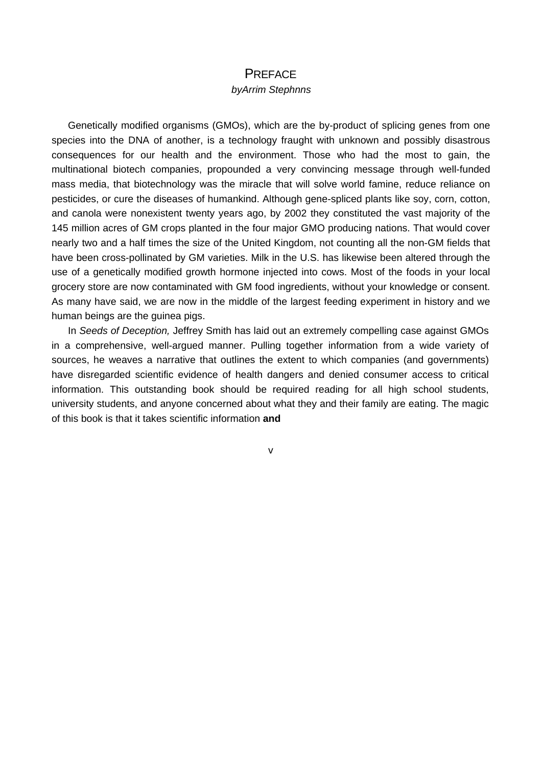# PREFACE

*byArrim Stephnns*

Genetically modified organisms (GMOs), which are the by-product of splicing genes from one species into the DNA of another, is a technology fraught with unknown and possibly disastrous consequences for our health and the environment. Those who had the most to gain, the multinational biotech companies, propounded a very convincing message through well-funded mass media, that biotechnology was the miracle that will solve world famine, reduce reliance on pesticides, or cure the diseases of humankind. Although gene-spliced plants like soy, corn, cotton, and canola were nonexistent twenty years ago, by 2002 they constituted the vast majority of the 145 million acres of GM crops planted in the four major GMO producing nations. That would cover nearly two and a half times the size of the United Kingdom, not counting all the non-GM fields that have been cross-pollinated by GM varieties. Milk in the U.S. has likewise been altered through the use of a genetically modified growth hormone injected into cows. Most of the foods in your local grocery store are now contaminated with GM food ingredients, without your knowledge or consent. As many have said, we are now in the middle of the largest feeding experiment in history and we human beings are the guinea pigs.

In *Seeds of Deception,* Jeffrey Smith has laid out an extremely compelling case against GMOs in a comprehensive, well-argued manner. Pulling together information from a wide variety of sources, he weaves a narrative that outlines the extent to which companies (and governments) have disregarded scientific evidence of health dangers and denied consumer access to critical information. This outstanding book should be required reading for all high school students, university students, and anyone concerned about what they and their family are eating. The magic of this book is that it takes scientific information **and**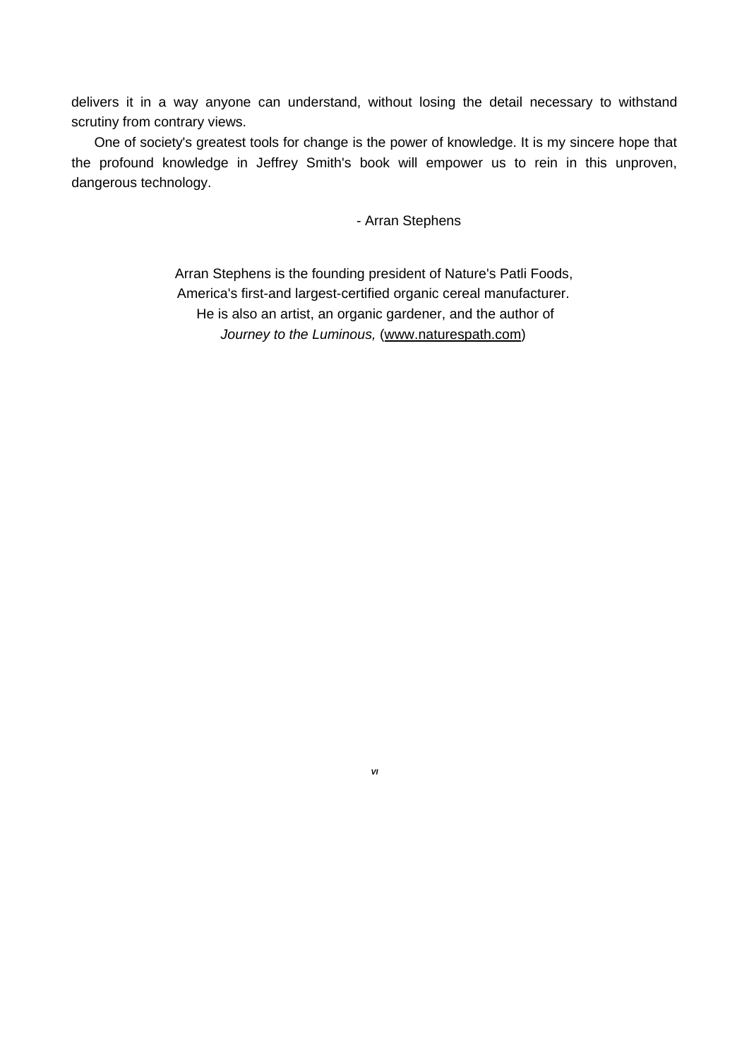delivers it in a way anyone can understand, without losing the detail necessary to withstand scrutiny from contrary views.

One of society's greatest tools for change is the power of knowledge. It is my sincere hope that the profound knowledge in Jeffrey Smith's book will empower us to rein in this unproven, dangerous technology.

- Arran Stephens

Arran Stephens is the founding president of Nature's Patli Foods, America's first-and largest-certified organic cereal manufacturer. He is also an artist, an organic gardener, and the author of *Journey to the Luminous,* (www.naturespath.com)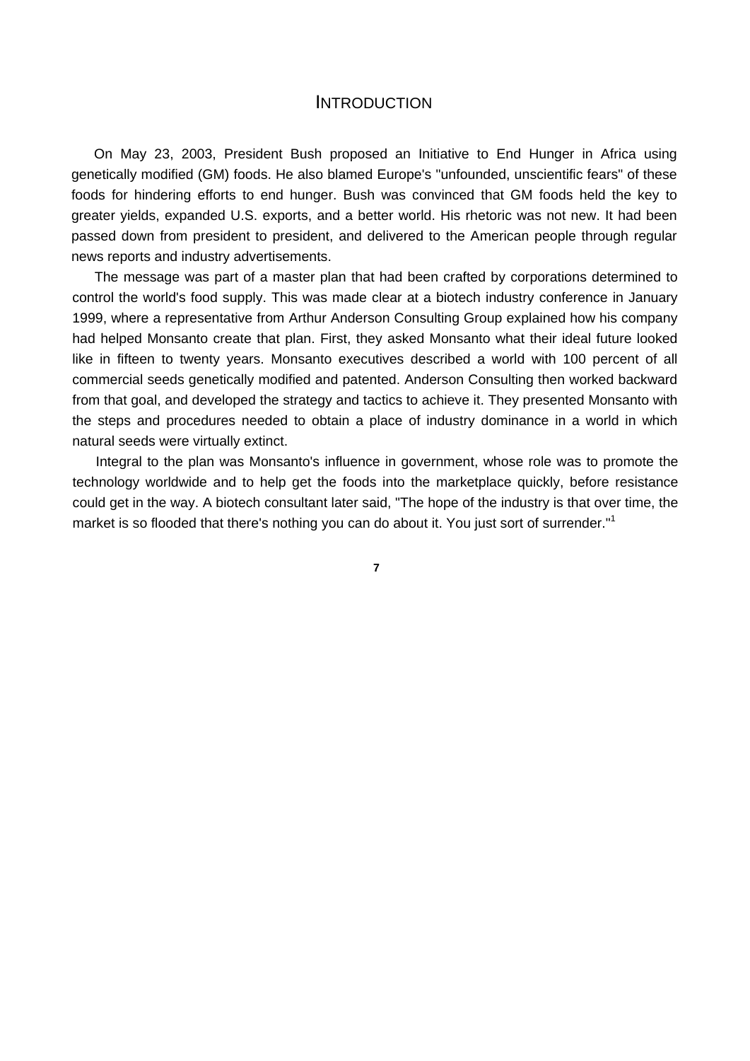# INTRODUCTION

On May 23, 2003, President Bush proposed an Initiative to End Hunger in Africa using genetically modified (GM) foods. He also blamed Europe's "unfounded, unscientific fears" of these foods for hindering efforts to end hunger. Bush was convinced that GM foods held the key to greater yields, expanded U.S. exports, and a better world. His rhetoric was not new. It had been passed down from president to president, and delivered to the American people through regular news reports and industry advertisements.

The message was part of a master plan that had been crafted by corporations determined to control the world's food supply. This was made clear at a biotech industry conference in January 1999, where a representative from Arthur Anderson Consulting Group explained how his company had helped Monsanto create that plan. First, they asked Monsanto what their ideal future looked like in fifteen to twenty years. Monsanto executives described a world with 100 percent of all commercial seeds genetically modified and patented. Anderson Consulting then worked backward from that goal, and developed the strategy and tactics to achieve it. They presented Monsanto with the steps and procedures needed to obtain a place of industry dominance in a world in which natural seeds were virtually extinct.

Integral to the plan was Monsanto's influence in government, whose role was to promote the technology worldwide and to help get the foods into the marketplace quickly, before resistance could get in the way. A biotech consultant later said, "The hope of the industry is that over time, the market is so flooded that there's nothing you can do about it. You just sort of surrender."[1]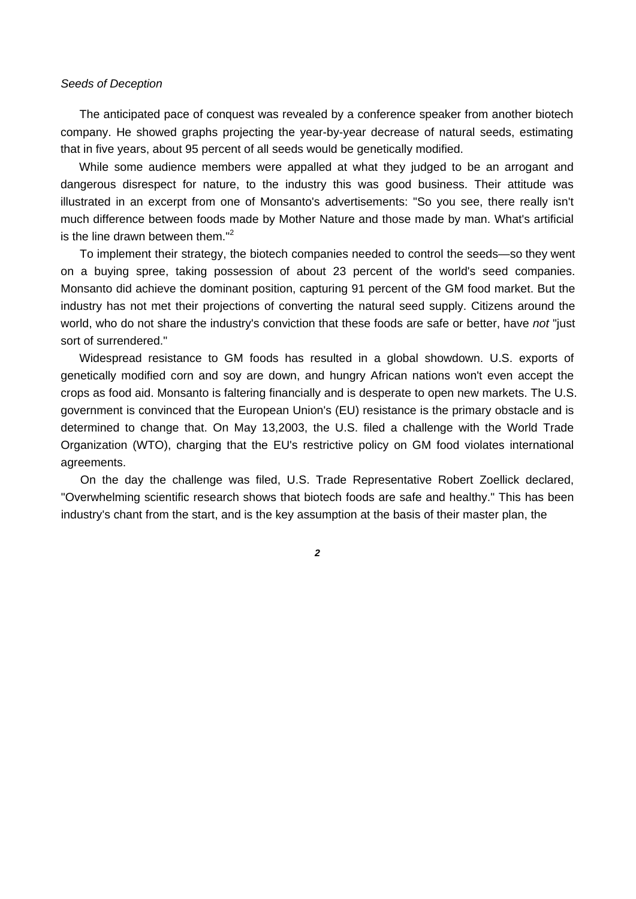The anticipated pace of conquest was revealed by a conference speaker from another biotech company. He showed graphs projecting the year-by-year decrease of natural seeds, estimating that in five years, about 95 percent of all seeds would be genetically modified.

While some audience members were appalled at what they judged to be an arrogant and dangerous disrespect for nature, to the industry this was good business. Their attitude was illustrated in an excerpt from one of Monsanto's advertisements: "So you see, there really isn't much difference between foods made by Mother Nature and those made by man. What's artificial is the line drawn between them."[2]

To implement their strategy, the biotech companies needed to control the seeds—so they went on a buying spree, taking possession of about 23 percent of the world's seed companies. Monsanto did achieve the dominant position, capturing 91 percent of the GM food market. But the industry has not met their projections of converting the natural seed supply. Citizens around the world, who do not share the industry's conviction that these foods are safe or better, have *not* "just sort of surrendered."

Widespread resistance to GM foods has resulted in a global showdown. U.S. exports of genetically modified corn and soy are down, and hungry African nations won't even accept the crops as food aid. Monsanto is faltering financially and is desperate to open new markets. The U.S. government is convinced that the European Union's (EU) resistance is the primary obstacle and is determined to change that. On May 13,2003, the U.S. filed a challenge with the World Trade Organization (WTO), charging that the EU's restrictive policy on GM food violates international agreements.

On the day the challenge was filed, U.S. Trade Representative Robert Zoellick declared, "Overwhelming scientific research shows that biotech foods are safe and healthy." This has been industry's chant from the start, and is the key assumption at the basis of their master plan, the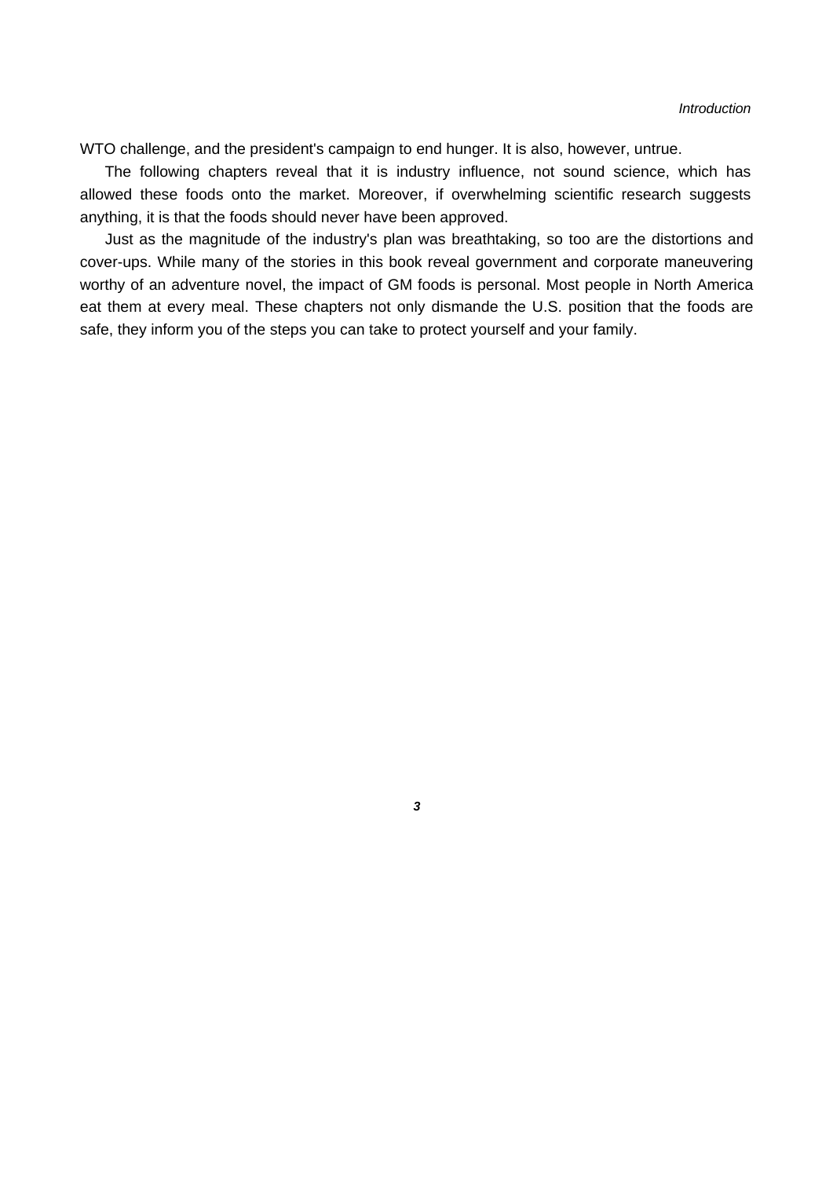WTO challenge, and the president's campaign to end hunger. It is also, however, untrue.

The following chapters reveal that it is industry influence, not sound science, which has allowed these foods onto the market. Moreover, if overwhelming scientific research suggests anything, it is that the foods should never have been approved.

Just as the magnitude of the industry's plan was breathtaking, so too are the distortions and cover-ups. While many of the stories in this book reveal government and corporate maneuvering worthy of an adventure novel, the impact of GM foods is personal. Most people in North America eat them at every meal. These chapters not only dismande the U.S. position that the foods are safe, they inform you of the steps you can take to protect yourself and your family.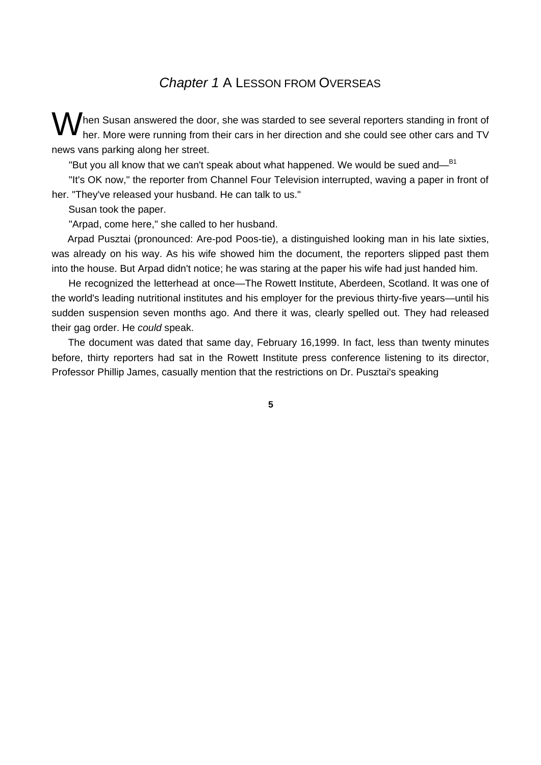## *Chapter 1* A Lesson from Overseas

When Susan answered the door, she was starded to see several reporters standing in front of her. More were running from their cars in her direction and she could see other cars and TV news vans parking along her street.

"But you all know that we can't speak about what happened. We would be sued and—[B1]

"It's OK now," the reporter from Channel Four Television interrupted, waving a paper in front of her. "They've released your husband. He can talk to us."

Susan took the paper.

"Arpad, come here," she called to her husband.

Arpad Pusztai (pronounced: Are-pod Poos-tie), a distinguished looking man in his late sixties, was already on his way. As his wife showed him the document, the reporters slipped past them into the house. But Arpad didn't notice; he was staring at the paper his wife had just handed him.

He recognized the letterhead at once—The Rowett Institute, Aberdeen, Scotland. It was one of the world's leading nutritional institutes and his employer for the previous thirty-five years—until his sudden suspension seven months ago. And there it was, clearly spelled out. They had released their gag order. He *could* speak.

The document was dated that same day, February 16,1999. In fact, less than twenty minutes before, thirty reporters had sat in the Rowett Institute press conference listening to its director, Professor Phillip James, casually mention that the restrictions on Dr. Pusztai's speaking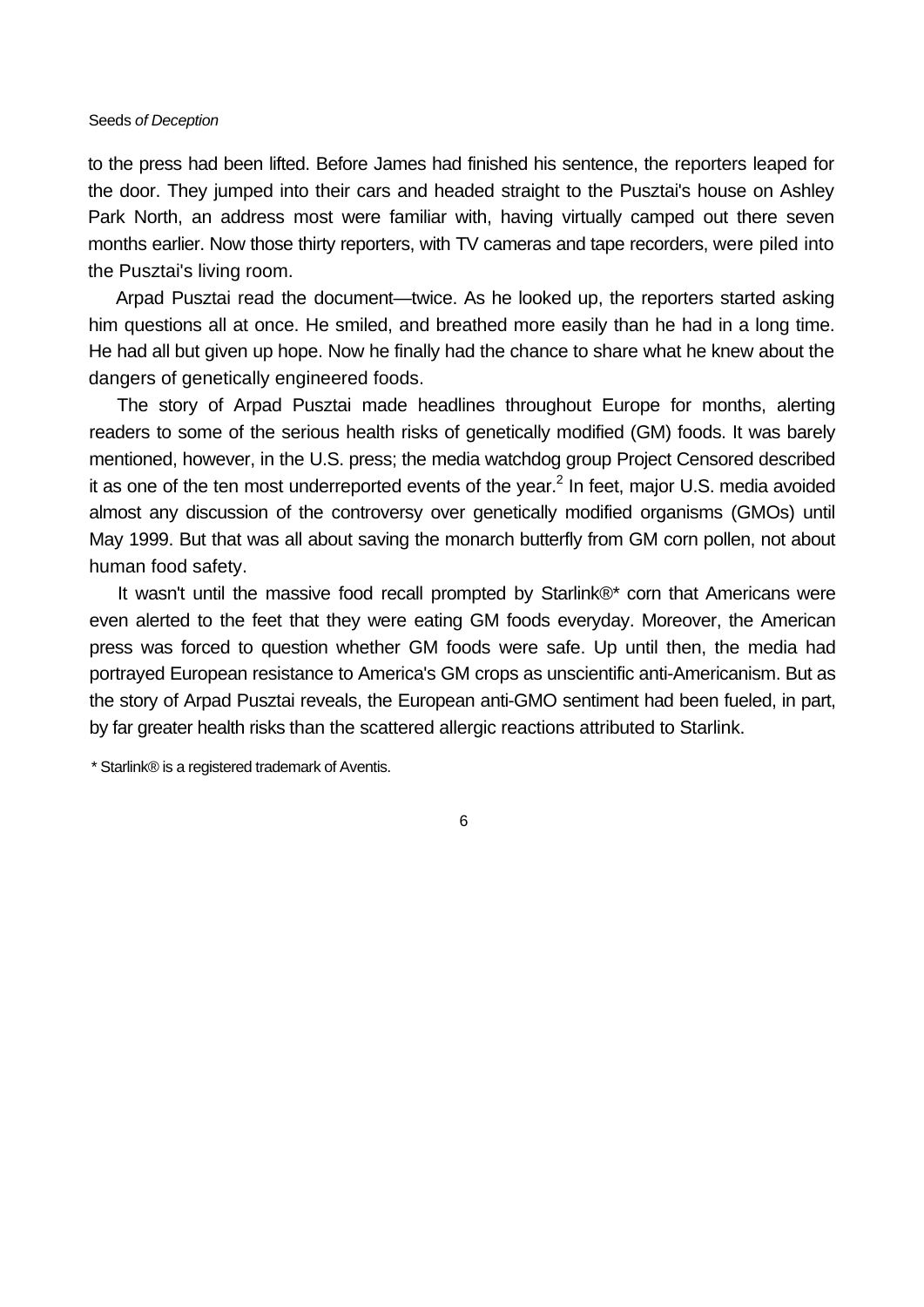to the press had been lifted. Before James had finished his sentence, the reporters leaped for the door. They jumped into their cars and headed straight to the Pusztai's house on Ashley Park North, an address most were familiar with, having virtually camped out there seven months earlier. Now those thirty reporters, with TV cameras and tape recorders, were piled into the Pusztai's living room.

Arpad Pusztai read the document—twice. As he looked up, the reporters started asking him questions all at once. He smiled, and breathed more easily than he had in a long time. He had all but given up hope. Now he finally had the chance to share what he knew about the dangers of genetically engineered foods.

The story of Arpad Pusztai made headlines throughout Europe for months, alerting readers to some of the serious health risks of genetically modified (GM) foods. It was barely mentioned, however, in the U.S. press; the media watchdog group Project Censored described it as one of the ten most underreported events of the year.[2] In feet, major U.S. media avoided almost any discussion of the controversy over genetically modified organisms (GMOs) until May 1999. But that was all about saving the monarch butterfly from GM corn pollen, not about human food safety.

It wasn't until the massive food recall prompted by Starlink®* corn that Americans were even alerted to the feet that they were eating GM foods everyday. Moreover, the American press was forced to question whether GM foods were safe. Up until then, the media had portrayed European resistance to America's GM crops as unscientific anti-Americanism. But as the story of Arpad Pusztai reveals, the European anti-GMO sentiment had been fueled, in part, by far greater health risks than the scattered allergic reactions attributed to Starlink.

* Starlink® is a registered trademark of Aventis.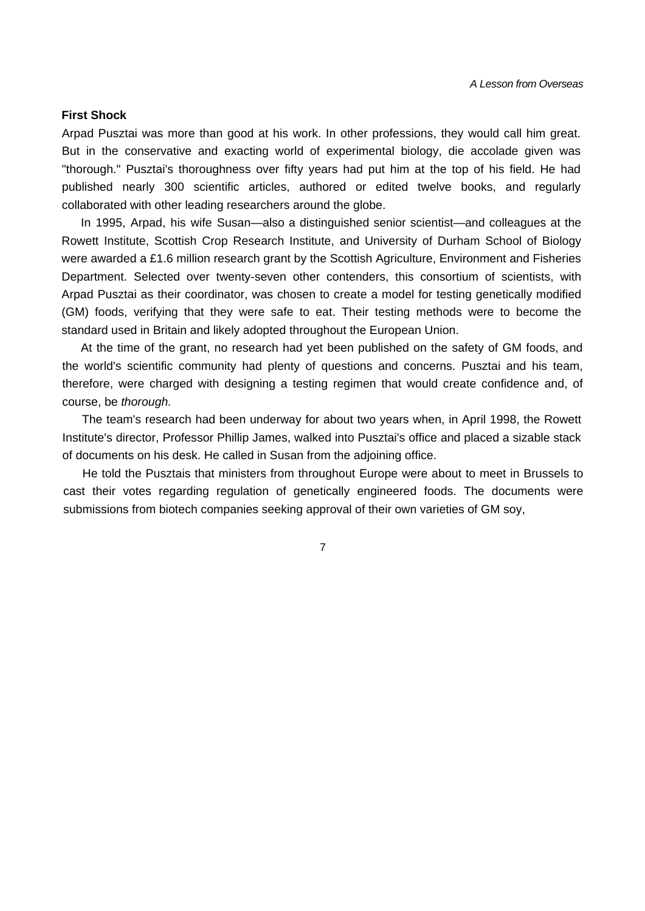### First Shock

Arpad Pusztai was more than good at his work. In other professions, they would call him great. But in the conservative and exacting world of experimental biology, die accolade given was "thorough." Pusztai's thoroughness over fifty years had put him at the top of his field. He had published nearly 300 scientific articles, authored or edited twelve books, and regularly collaborated with other leading researchers around the globe.

In 1995, Arpad, his wife Susan—also a distinguished senior scientist—and colleagues at the Rowett Institute, Scottish Crop Research Institute, and University of Durham School of Biology were awarded a £1.6 million research grant by the Scottish Agriculture, Environment and Fisheries Department. Selected over twenty-seven other contenders, this consortium of scientists, with Arpad Pusztai as their coordinator, was chosen to create a model for testing genetically modified (GM) foods, verifying that they were safe to eat. Their testing methods were to become the standard used in Britain and likely adopted throughout the European Union.

At the time of the grant, no research had yet been published on the safety of GM foods, and the world's scientific community had plenty of questions and concerns. Pusztai and his team, therefore, were charged with designing a testing regimen that would create confidence and, of course, be *thorough.*

The team's research had been underway for about two years when, in April 1998, the Rowett Institute's director, Professor Phillip James, walked into Pusztai's office and placed a sizable stack of documents on his desk. He called in Susan from the adjoining office.

He told the Pusztais that ministers from throughout Europe were about to meet in Brussels to cast their votes regarding regulation of genetically engineered foods. The documents were submissions from biotech companies seeking approval of their own varieties of GM soy,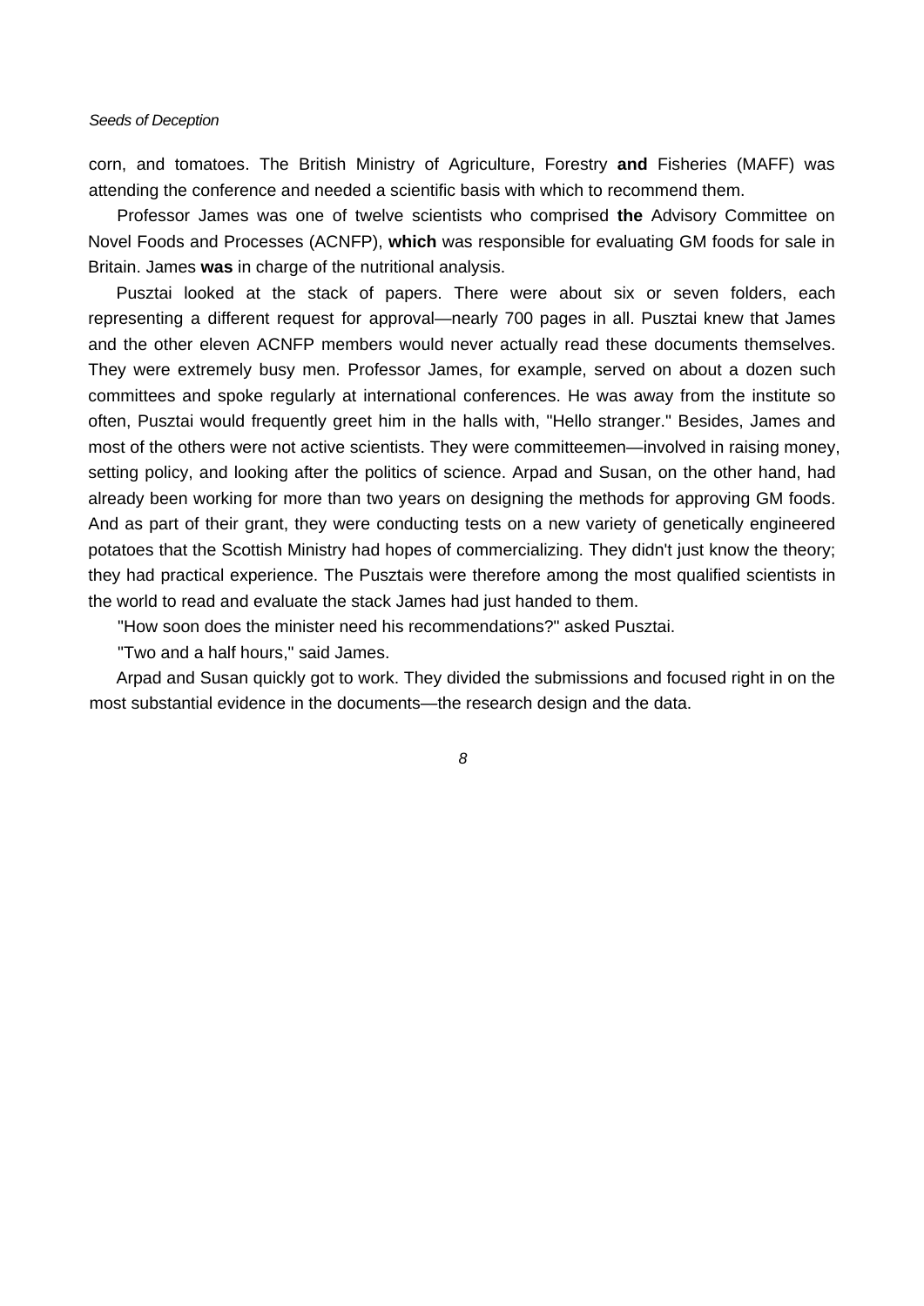corn, and tomatoes. The British Ministry of Agriculture, Forestry **and** Fisheries (MAFF) was attending the conference and needed a scientific basis with which to recommend them.

Professor James was one of twelve scientists who comprised **the** Advisory Committee on Novel Foods and Processes (ACNFP), **which** was responsible for evaluating GM foods for sale in Britain. James **was** in charge of the nutritional analysis.

Pusztai looked at the stack of papers. There were about six or seven folders, each representing a different request for approval—nearly 700 pages in all. Pusztai knew that James and the other eleven ACNFP members would never actually read these documents themselves. They were extremely busy men. Professor James, for example, served on about a dozen such committees and spoke regularly at international conferences. He was away from the institute so often, Pusztai would frequently greet him in the halls with, "Hello stranger." Besides, James and most of the others were not active scientists. They were committeemen—involved in raising money, setting policy, and looking after the politics of science. Arpad and Susan, on the other hand, had already been working for more than two years on designing the methods for approving GM foods. And as part of their grant, they were conducting tests on a new variety of genetically engineered potatoes that the Scottish Ministry had hopes of commercializing. They didn't just know the theory; they had practical experience. The Pusztais were therefore among the most qualified scientists in the world to read and evaluate the stack James had just handed to them.

"How soon does the minister need his recommendations?" asked Pusztai.

"Two and a half hours," said James.

Arpad and Susan quickly got to work. They divided the submissions and focused right in on the most substantial evidence in the documents—the research design and the data.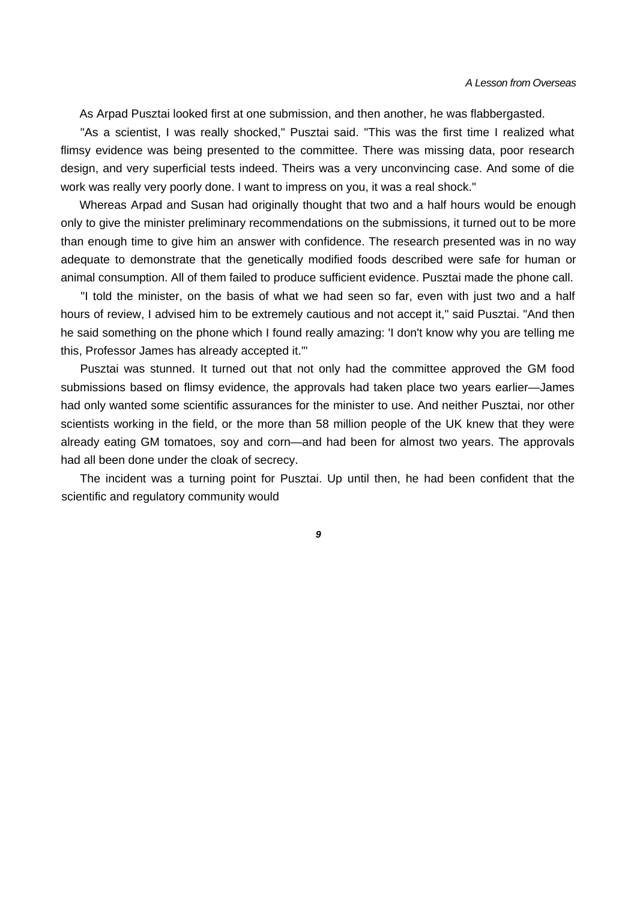As Arpad Pusztai looked first at one submission, and then another, he was flabbergasted.

"As a scientist, I was really shocked," Pusztai said. "This was the first time I realized what flimsy evidence was being presented to the committee. There was missing data, poor research design, and very superficial tests indeed. Theirs was a very unconvincing case. And some of die work was really very poorly done. I want to impress on you, it was a real shock."

Whereas Arpad and Susan had originally thought that two and a half hours would be enough only to give the minister preliminary recommendations on the submissions, it turned out to be more than enough time to give him an answer with confidence. The research presented was in no way adequate to demonstrate that the genetically modified foods described were safe for human or animal consumption. All of them failed to produce sufficient evidence. Pusztai made the phone call.

"I told the minister, on the basis of what we had seen so far, even with just two and a half hours of review, I advised him to be extremely cautious and not accept it," said Pusztai. "And then he said something on the phone which I found really amazing: 'I don't know why you are telling me this, Professor James has already accepted it.'"

Pusztai was stunned. It turned out that not only had the committee approved the GM food submissions based on flimsy evidence, the approvals had taken place two years earlier—James had only wanted some scientific assurances for the minister to use. And neither Pusztai, nor other scientists working in the field, or the more than 58 million people of the UK knew that they were already eating GM tomatoes, soy and corn—and had been for almost two years. The approvals had all been done under the cloak of secrecy.

The incident was a turning point for Pusztai. Up until then, he had been confident that the scientific and regulatory community would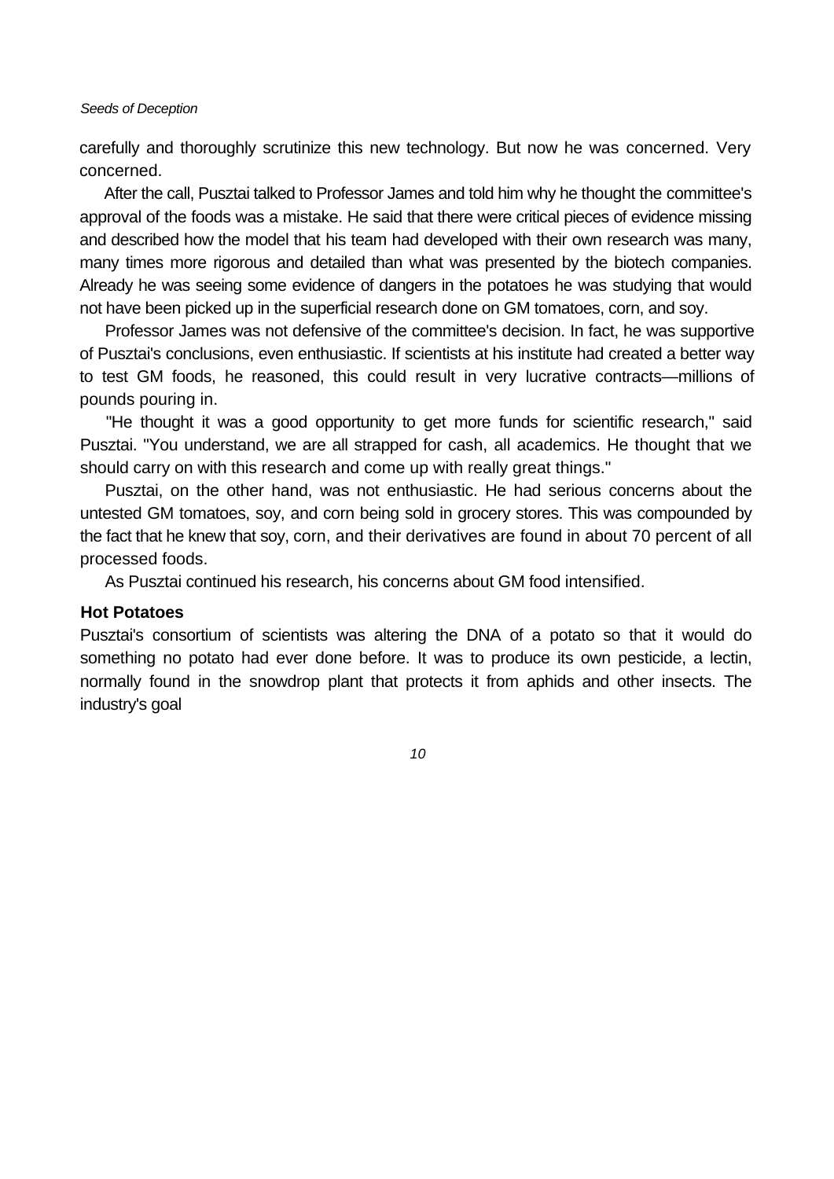carefully and thoroughly scrutinize this new technology. But now he was concerned. Very concerned.

After the call, Pusztai talked to Professor James and told him why he thought the committee's approval of the foods was a mistake. He said that there were critical pieces of evidence missing and described how the model that his team had developed with their own research was many, many times more rigorous and detailed than what was presented by the biotech companies. Already he was seeing some evidence of dangers in the potatoes he was studying that would not have been picked up in the superficial research done on GM tomatoes, corn, and soy.

Professor James was not defensive of the committee's decision. In fact, he was supportive of Pusztai's conclusions, even enthusiastic. If scientists at his institute had created a better way to test GM foods, he reasoned, this could result in very lucrative contracts—millions of pounds pouring in.

"He thought it was a good opportunity to get more funds for scientific research," said Pusztai. "You understand, we are all strapped for cash, all academics. He thought that we should carry on with this research and come up with really great things."

Pusztai, on the other hand, was not enthusiastic. He had serious concerns about the untested GM tomatoes, soy, and corn being sold in grocery stores. This was compounded by the fact that he knew that soy, corn, and their derivatives are found in about 70 percent of all processed foods.

As Pusztai continued his research, his concerns about GM food intensified.

### Hot Potatoes

Pusztai's consortium of scientists was altering the DNA of a potato so that it would do something no potato had ever done before. It was to produce its own pesticide, a lectin, normally found in the snowdrop plant that protects it from aphids and other insects. The industry's goal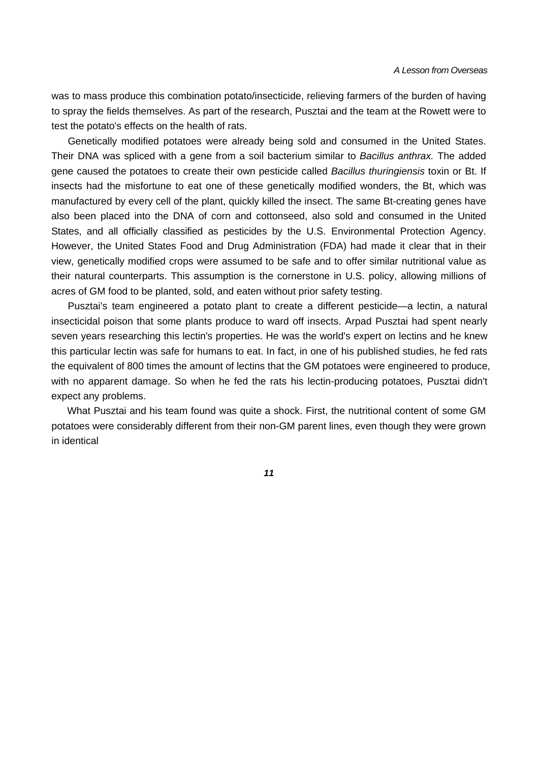was to mass produce this combination potato/insecticide, relieving farmers of the burden of having to spray the fields themselves. As part of the research, Pusztai and the team at the Rowett were to test the potato's effects on the health of rats.

Genetically modified potatoes were already being sold and consumed in the United States. Their DNA was spliced with a gene from a soil bacterium similar to *Bacillus anthrax.* The added gene caused the potatoes to create their own pesticide called *Bacillus thuringiensis* toxin or Bt. If insects had the misfortune to eat one of these genetically modified wonders, the Bt, which was manufactured by every cell of the plant, quickly killed the insect. The same Bt-creating genes have also been placed into the DNA of corn and cottonseed, also sold and consumed in the United States, and all officially classified as pesticides by the U.S. Environmental Protection Agency. However, the United States Food and Drug Administration (FDA) had made it clear that in their view, genetically modified crops were assumed to be safe and to offer similar nutritional value as their natural counterparts. This assumption is the cornerstone in U.S. policy, allowing millions of acres of GM food to be planted, sold, and eaten without prior safety testing.

Pusztai's team engineered a potato plant to create a different pesticide—a lectin, a natural insecticidal poison that some plants produce to ward off insects. Arpad Pusztai had spent nearly seven years researching this lectin's properties. He was the world's expert on lectins and he knew this particular lectin was safe for humans to eat. In fact, in one of his published studies, he fed rats the equivalent of 800 times the amount of lectins that the GM potatoes were engineered to produce, with no apparent damage. So when he fed the rats his lectin-producing potatoes, Pusztai didn't expect any problems.

What Pusztai and his team found was quite a shock. First, the nutritional content of some GM potatoes were considerably different from their non-GM parent lines, even though they were grown in identical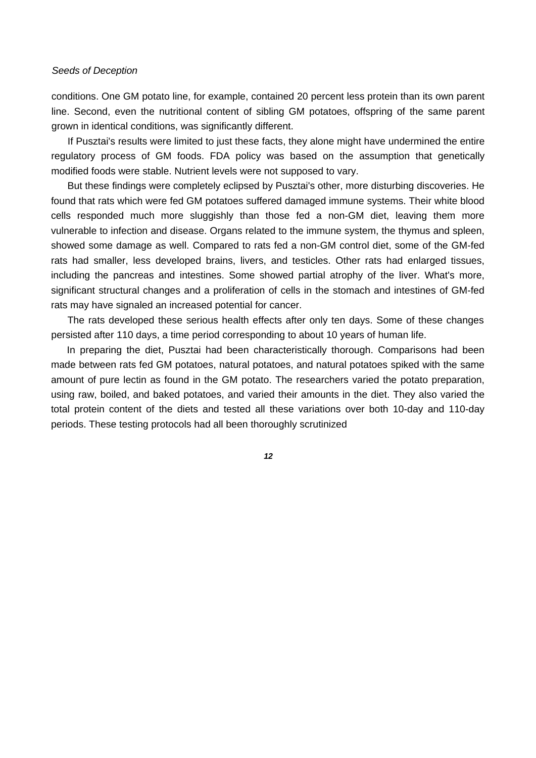conditions. One GM potato line, for example, contained 20 percent less protein than its own parent line. Second, even the nutritional content of sibling GM potatoes, offspring of the same parent grown in identical conditions, was significantly different.

If Pusztai's results were limited to just these facts, they alone might have undermined the entire regulatory process of GM foods. FDA policy was based on the assumption that genetically modified foods were stable. Nutrient levels were not supposed to vary.

But these findings were completely eclipsed by Pusztai's other, more disturbing discoveries. He found that rats which were fed GM potatoes suffered damaged immune systems. Their white blood cells responded much more sluggishly than those fed a non-GM diet, leaving them more vulnerable to infection and disease. Organs related to the immune system, the thymus and spleen, showed some damage as well. Compared to rats fed a non-GM control diet, some of the GM-fed rats had smaller, less developed brains, livers, and testicles. Other rats had enlarged tissues, including the pancreas and intestines. Some showed partial atrophy of the liver. What's more, significant structural changes and a proliferation of cells in the stomach and intestines of GM-fed rats may have signaled an increased potential for cancer.

The rats developed these serious health effects after only ten days. Some of these changes persisted after 110 days, a time period corresponding to about 10 years of human life.

In preparing the diet, Pusztai had been characteristically thorough. Comparisons had been made between rats fed GM potatoes, natural potatoes, and natural potatoes spiked with the same amount of pure lectin as found in the GM potato. The researchers varied the potato preparation, using raw, boiled, and baked potatoes, and varied their amounts in the diet. They also varied the total protein content of the diets and tested all these variations over both 10-day and 110-day periods. These testing protocols had all been thoroughly scrutinized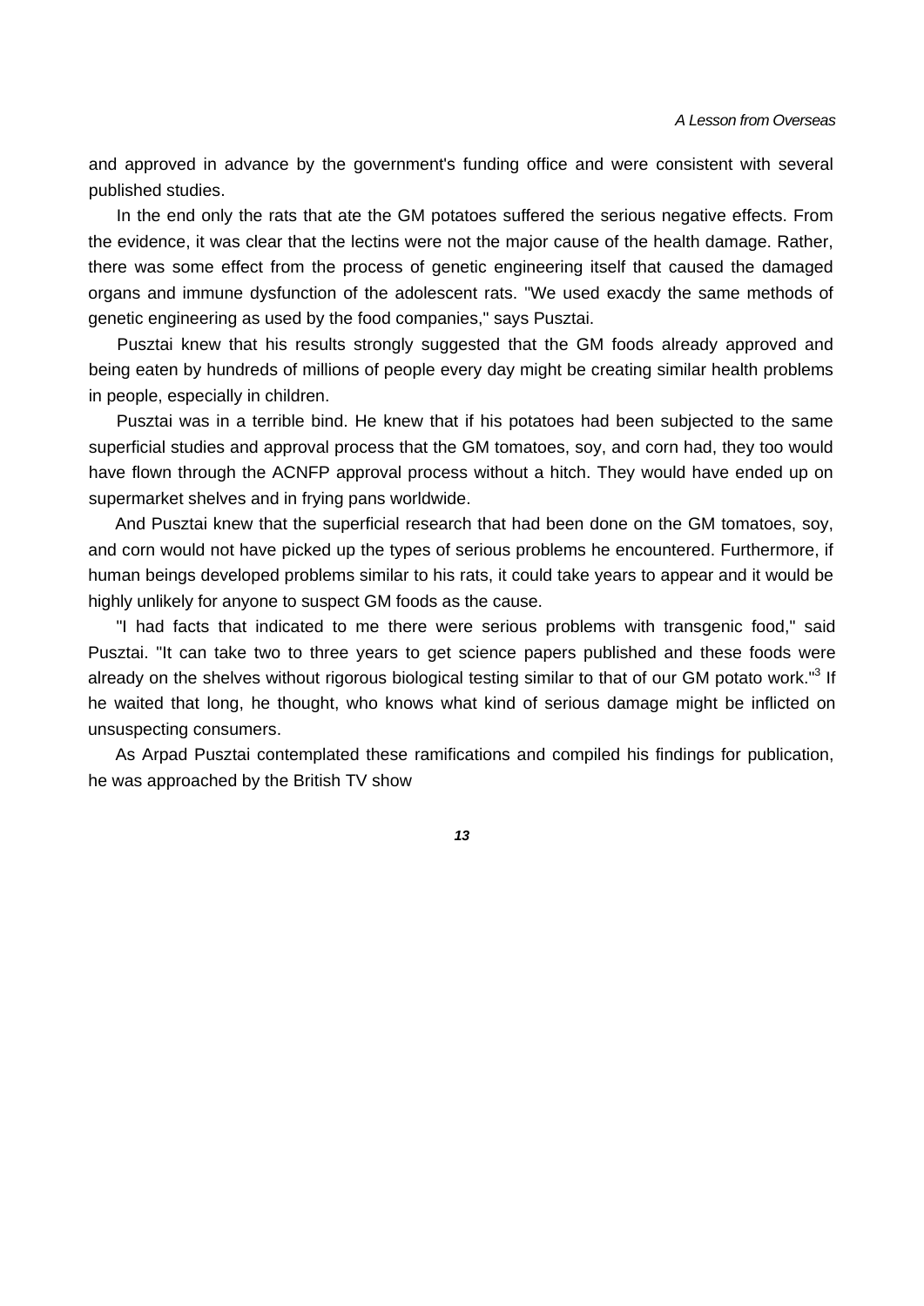and approved in advance by the government's funding office and were consistent with several published studies.

In the end only the rats that ate the GM potatoes suffered the serious negative effects. From the evidence, it was clear that the lectins were not the major cause of the health damage. Rather, there was some effect from the process of genetic engineering itself that caused the damaged organs and immune dysfunction of the adolescent rats. "We used exacdy the same methods of genetic engineering as used by the food companies," says Pusztai.

Pusztai knew that his results strongly suggested that the GM foods already approved and being eaten by hundreds of millions of people every day might be creating similar health problems in people, especially in children.

Pusztai was in a terrible bind. He knew that if his potatoes had been subjected to the same superficial studies and approval process that the GM tomatoes, soy, and corn had, they too would have flown through the ACNFP approval process without a hitch. They would have ended up on supermarket shelves and in frying pans worldwide.

And Pusztai knew that the superficial research that had been done on the GM tomatoes, soy, and corn would not have picked up the types of serious problems he encountered. Furthermore, if human beings developed problems similar to his rats, it could take years to appear and it would be highly unlikely for anyone to suspect GM foods as the cause.

"I had facts that indicated to me there were serious problems with transgenic food," said Pusztai. "It can take two to three years to get science papers published and these foods were already on the shelves without rigorous biological testing similar to that of our GM potato work."[3] If he waited that long, he thought, who knows what kind of serious damage might be inflicted on unsuspecting consumers.

As Arpad Pusztai contemplated these ramifications and compiled his findings for publication, he was approached by the British TV show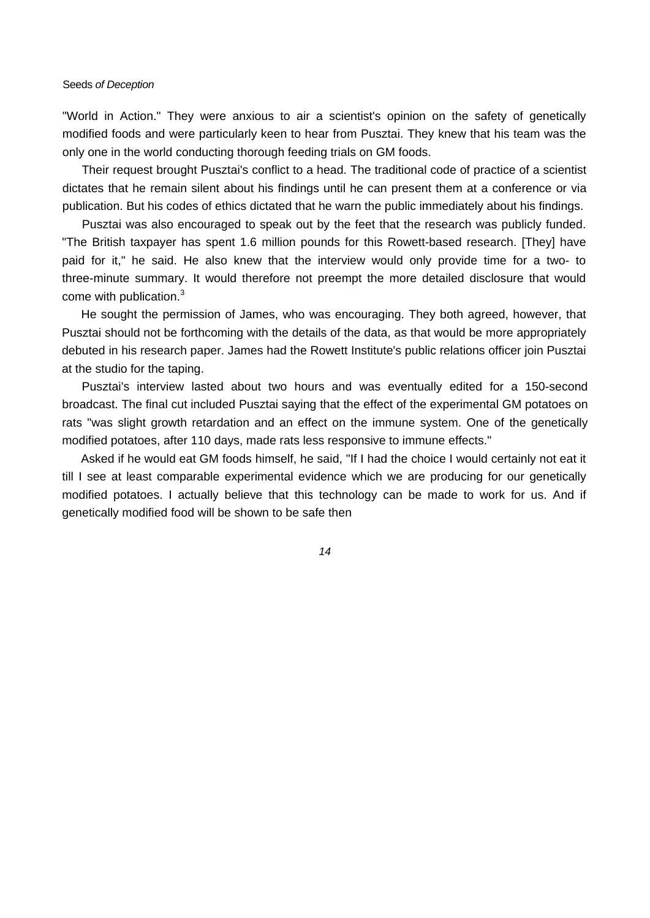"World in Action." They were anxious to air a scientist's opinion on the safety of genetically modified foods and were particularly keen to hear from Pusztai. They knew that his team was the only one in the world conducting thorough feeding trials on GM foods.

Their request brought Pusztai's conflict to a head. The traditional code of practice of a scientist dictates that he remain silent about his findings until he can present them at a conference or via publication. But his codes of ethics dictated that he warn the public immediately about his findings.

Pusztai was also encouraged to speak out by the feet that the research was publicly funded. "The British taxpayer has spent 1.6 million pounds for this Rowett-based research. [They] have paid for it," he said. He also knew that the interview would only provide time for a two- to three-minute summary. It would therefore not preempt the more detailed disclosure that would come with publication.[3]

He sought the permission of James, who was encouraging. They both agreed, however, that Pusztai should not be forthcoming with the details of the data, as that would be more appropriately debuted in his research paper. James had the Rowett Institute's public relations officer join Pusztai at the studio for the taping.

Pusztai's interview lasted about two hours and was eventually edited for a 150-second broadcast. The final cut included Pusztai saying that the effect of the experimental GM potatoes on rats "was slight growth retardation and an effect on the immune system. One of the genetically modified potatoes, after 110 days, made rats less responsive to immune effects."

Asked if he would eat GM foods himself, he said, "If I had the choice I would certainly not eat it till I see at least comparable experimental evidence which we are producing for our genetically modified potatoes. I actually believe that this technology can be made to work for us. And if genetically modified food will be shown to be safe then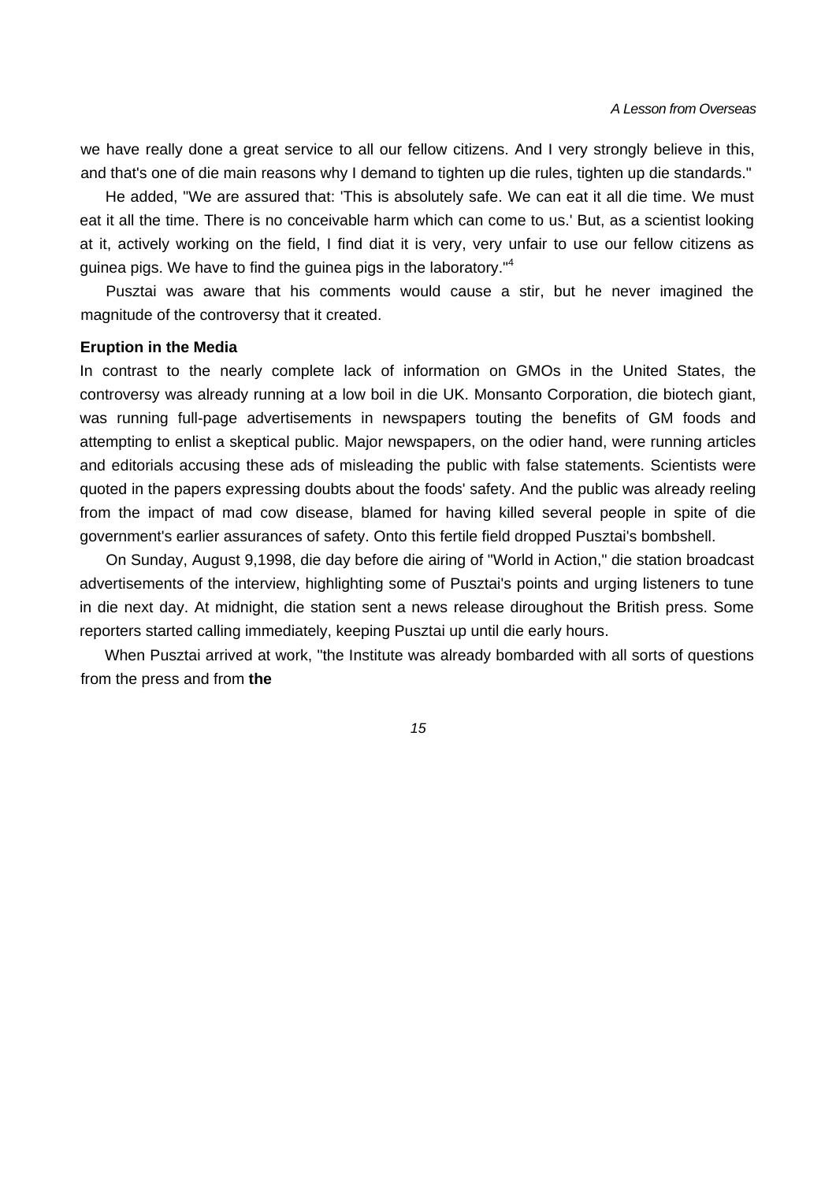we have really done a great service to all our fellow citizens. And I very strongly believe in this, and that's one of die main reasons why I demand to tighten up die rules, tighten up die standards."

He added, "We are assured that: 'This is absolutely safe. We can eat it all die time. We must eat it all the time. There is no conceivable harm which can come to us.' But, as a scientist looking at it, actively working on the field, I find diat it is very, very unfair to use our fellow citizens as guinea pigs. We have to find the guinea pigs in the laboratory."[4]

Pusztai was aware that his comments would cause a stir, but he never imagined the magnitude of the controversy that it created.

**Eruption in the Media**

In contrast to the nearly complete lack of information on GMOs in the United States, the controversy was already running at a low boil in die UK. Monsanto Corporation, die biotech giant, was running full-page advertisements in newspapers touting the benefits of GM foods and attempting to enlist a skeptical public. Major newspapers, on the odier hand, were running articles and editorials accusing these ads of misleading the public with false statements. Scientists were quoted in the papers expressing doubts about the foods' safety. And the public was already reeling from the impact of mad cow disease, blamed for having killed several people in spite of die government's earlier assurances of safety. Onto this fertile field dropped Pusztai's bombshell.

On Sunday, August 9,1998, die day before die airing of "World in Action," die station broadcast advertisements of the interview, highlighting some of Pusztai's points and urging listeners to tune in die next day. At midnight, die station sent a news release diroughout the British press. Some reporters started calling immediately, keeping Pusztai up until die early hours.

When Pusztai arrived at work, "the Institute was already bombarded with all sorts of questions from the press and from **the**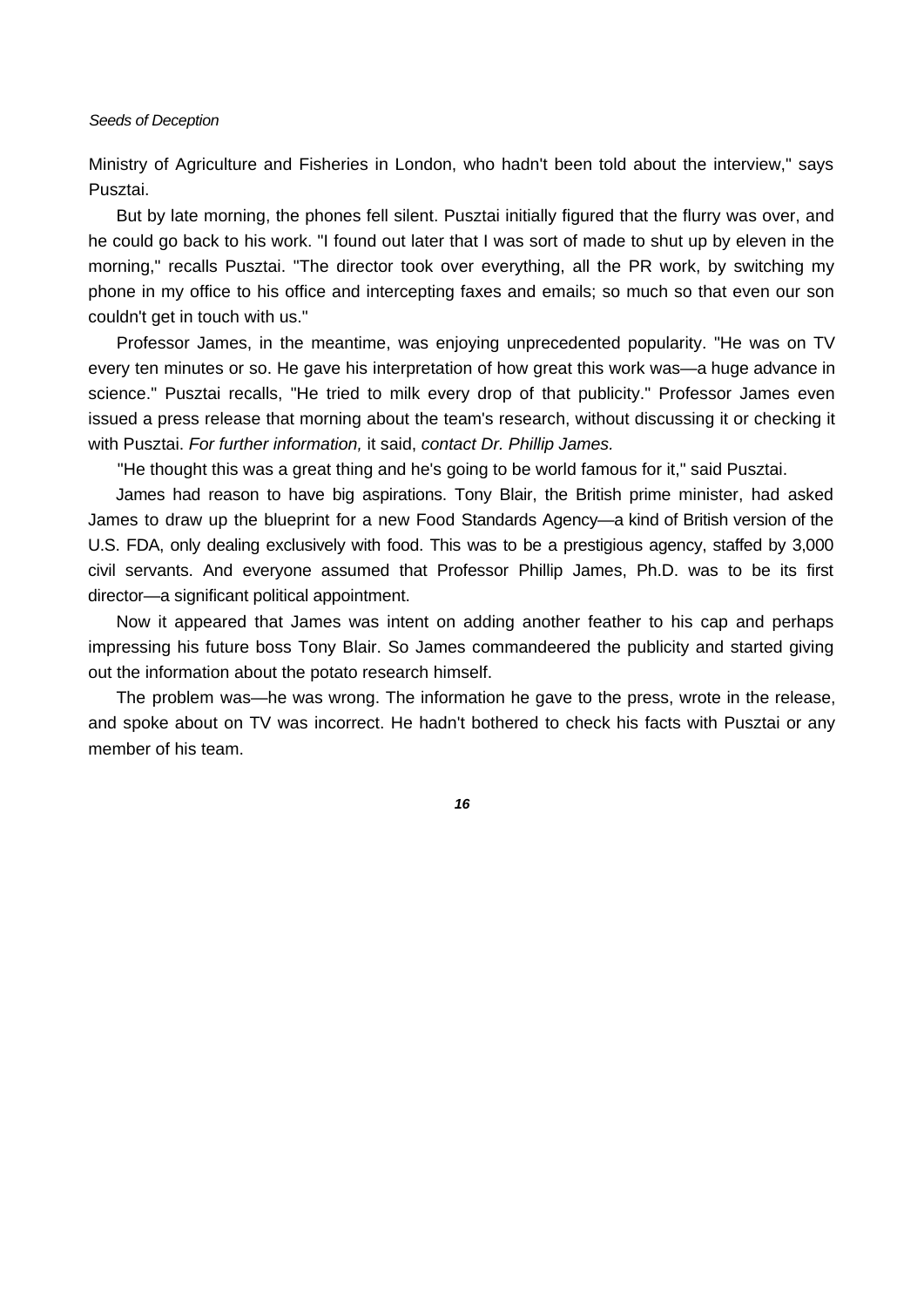Ministry of Agriculture and Fisheries in London, who hadn't been told about the interview," says Pusztai.

But by late morning, the phones fell silent. Pusztai initially figured that the flurry was over, and he could go back to his work. "I found out later that I was sort of made to shut up by eleven in the morning," recalls Pusztai. "The director took over everything, all the PR work, by switching my phone in my office to his office and intercepting faxes and emails; so much so that even our son couldn't get in touch with us."

Professor James, in the meantime, was enjoying unprecedented popularity. "He was on TV every ten minutes or so. He gave his interpretation of how great this work was—a huge advance in science." Pusztai recalls, "He tried to milk every drop of that publicity." Professor James even issued a press release that morning about the team's research, without discussing it or checking it with Pusztai. *For further information,* it said, *contact Dr. Phillip James.*

"He thought this was a great thing and he's going to be world famous for it," said Pusztai.

James had reason to have big aspirations. Tony Blair, the British prime minister, had asked James to draw up the blueprint for a new Food Standards Agency—a kind of British version of the U.S. FDA, only dealing exclusively with food. This was to be a prestigious agency, staffed by 3,000 civil servants. And everyone assumed that Professor Phillip James, Ph.D. was to be its first director—a significant political appointment.

Now it appeared that James was intent on adding another feather to his cap and perhaps impressing his future boss Tony Blair. So James commandeered the publicity and started giving out the information about the potato research himself.

The problem was—he was wrong. The information he gave to the press, wrote in the release, and spoke about on TV was incorrect. He hadn't bothered to check his facts with Pusztai or any member of his team.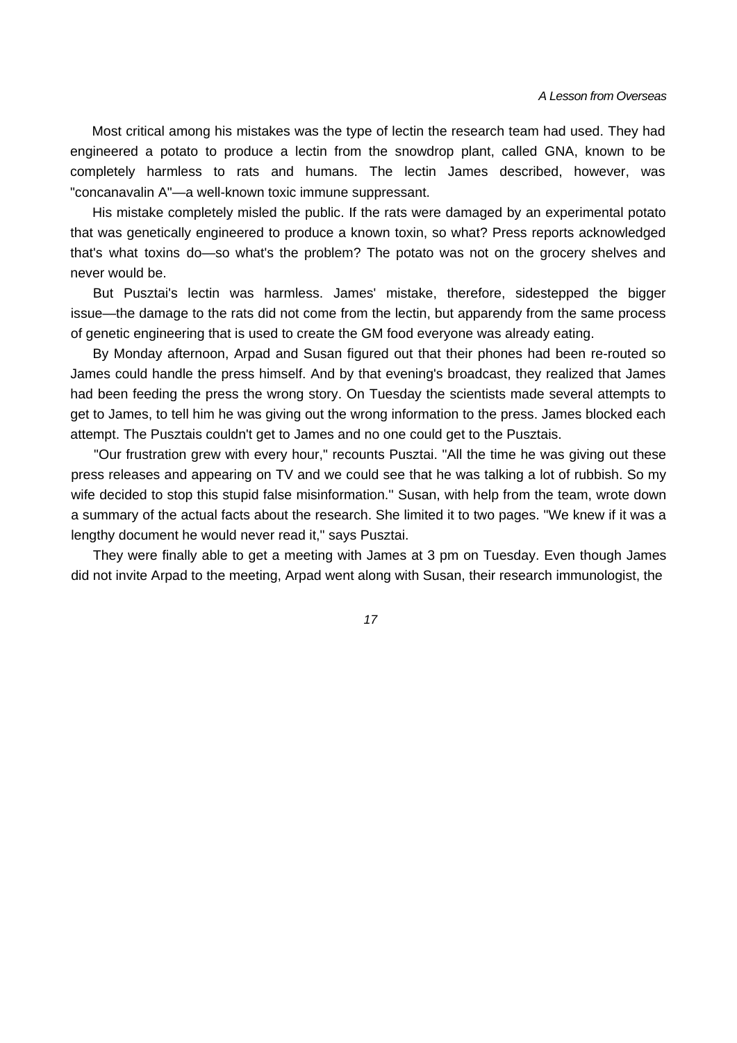Most critical among his mistakes was the type of lectin the research team had used. They had engineered a potato to produce a lectin from the snowdrop plant, called GNA, known to be completely harmless to rats and humans. The lectin James described, however, was "concanavalin A"—a well-known toxic immune suppressant.

His mistake completely misled the public. If the rats were damaged by an experimental potato that was genetically engineered to produce a known toxin, so what? Press reports acknowledged that's what toxins do—so what's the problem? The potato was not on the grocery shelves and never would be.

But Pusztai's lectin was harmless. James' mistake, therefore, sidestepped the bigger issue—the damage to the rats did not come from the lectin, but apparendy from the same process of genetic engineering that is used to create the GM food everyone was already eating.

By Monday afternoon, Arpad and Susan figured out that their phones had been re-routed so James could handle the press himself. And by that evening's broadcast, they realized that James had been feeding the press the wrong story. On Tuesday the scientists made several attempts to get to James, to tell him he was giving out the wrong information to the press. James blocked each attempt. The Pusztais couldn't get to James and no one could get to the Pusztais.

"Our frustration grew with every hour," recounts Pusztai. "All the time he was giving out these press releases and appearing on TV and we could see that he was talking a lot of rubbish. So my wife decided to stop this stupid false misinformation." Susan, with help from the team, wrote down a summary of the actual facts about the research. She limited it to two pages. "We knew if it was a lengthy document he would never read it," says Pusztai.

They were finally able to get a meeting with James at 3 pm on Tuesday. Even though James did not invite Arpad to the meeting, Arpad went along with Susan, their research immunologist, the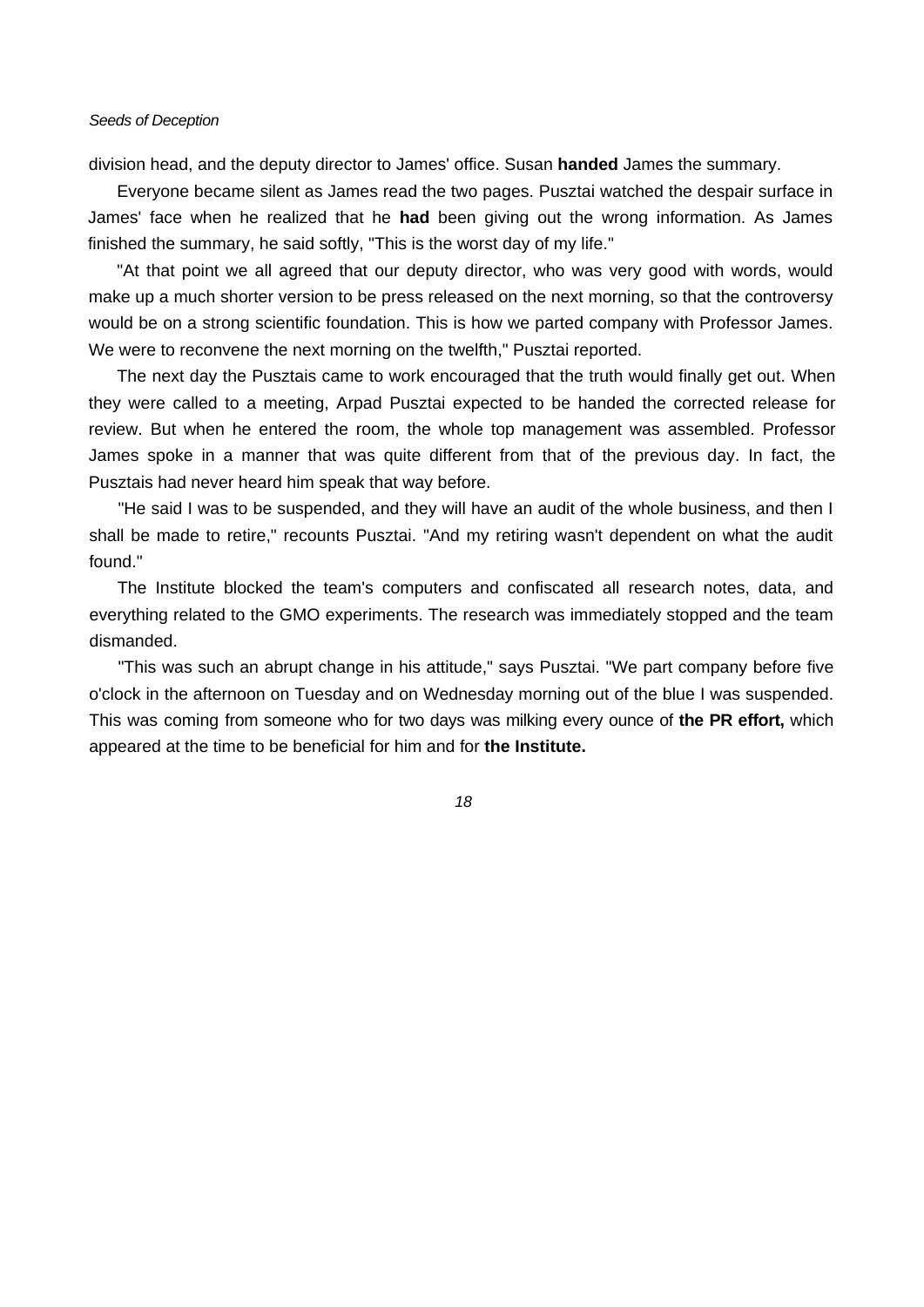division head, and the deputy director to James' office. Susan **handed** James the summary.

Everyone became silent as James read the two pages. Pusztai watched the despair surface in James' face when he realized that he **had** been giving out the wrong information. As James finished the summary, he said softly, "This is the worst day of my life."

"At that point we all agreed that our deputy director, who was very good with words, would make up a much shorter version to be press released on the next morning, so that the controversy would be on a strong scientific foundation. This is how we parted company with Professor James. We were to reconvene the next morning on the twelfth," Pusztai reported.

The next day the Pusztais came to work encouraged that the truth would finally get out. When they were called to a meeting, Arpad Pusztai expected to be handed the corrected release for review. But when he entered the room, the whole top management was assembled. Professor James spoke in a manner that was quite different from that of the previous day. In fact, the Pusztais had never heard him speak that way before.

"He said I was to be suspended, and they will have an audit of the whole business, and then I shall be made to retire," recounts Pusztai. "And my retiring wasn't dependent on what the audit found."

The Institute blocked the team's computers and confiscated all research notes, data, and everything related to the GMO experiments. The research was immediately stopped and the team dismanded.

"This was such an abrupt change in his attitude," says Pusztai. "We part company before five o'clock in the afternoon on Tuesday and on Wednesday morning out of the blue I was suspended. This was coming from someone who for two days was milking every ounce of **the PR effort,** which appeared at the time to be beneficial for him and for **the Institute.**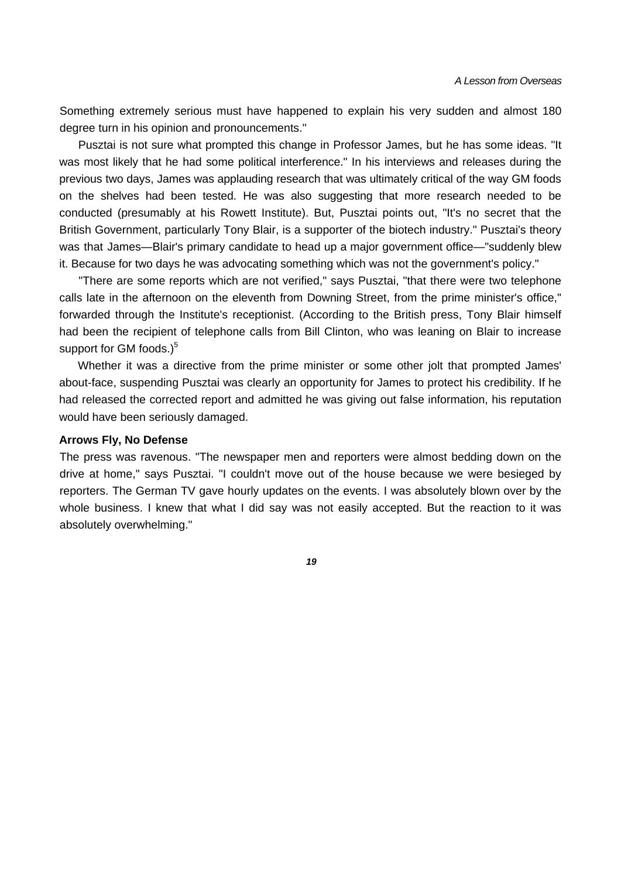Something extremely serious must have happened to explain his very sudden and almost 180 degree turn in his opinion and pronouncements."

Pusztai is not sure what prompted this change in Professor James, but he has some ideas. "It was most likely that he had some political interference." In his interviews and releases during the previous two days, James was applauding research that was ultimately critical of the way GM foods on the shelves had been tested. He was also suggesting that more research needed to be conducted (presumably at his Rowett Institute). But, Pusztai points out, "It's no secret that the British Government, particularly Tony Blair, is a supporter of the biotech industry." Pusztai's theory was that James—Blair's primary candidate to head up a major government office—"suddenly blew it. Because for two days he was advocating something which was not the government's policy."

"There are some reports which are not verified," says Pusztai, "that there were two telephone calls late in the afternoon on the eleventh from Downing Street, from the prime minister's office," forwarded through the Institute's receptionist. (According to the British press, Tony Blair himself had been the recipient of telephone calls from Bill Clinton, who was leaning on Blair to increase support for GM foods.)[5]

Whether it was a directive from the prime minister or some other jolt that prompted James' about-face, suspending Pusztai was clearly an opportunity for James to protect his credibility. If he had released the corrected report and admitted he was giving out false information, his reputation would have been seriously damaged.

### Arrows Fly, No Defense

The press was ravenous. "The newspaper men and reporters were almost bedding down on the drive at home," says Pusztai. "I couldn't move out of the house because we were besieged by reporters. The German TV gave hourly updates on the events. I was absolutely blown over by the whole business. I knew that what I did say was not easily accepted. But the reaction to it was absolutely overwhelming."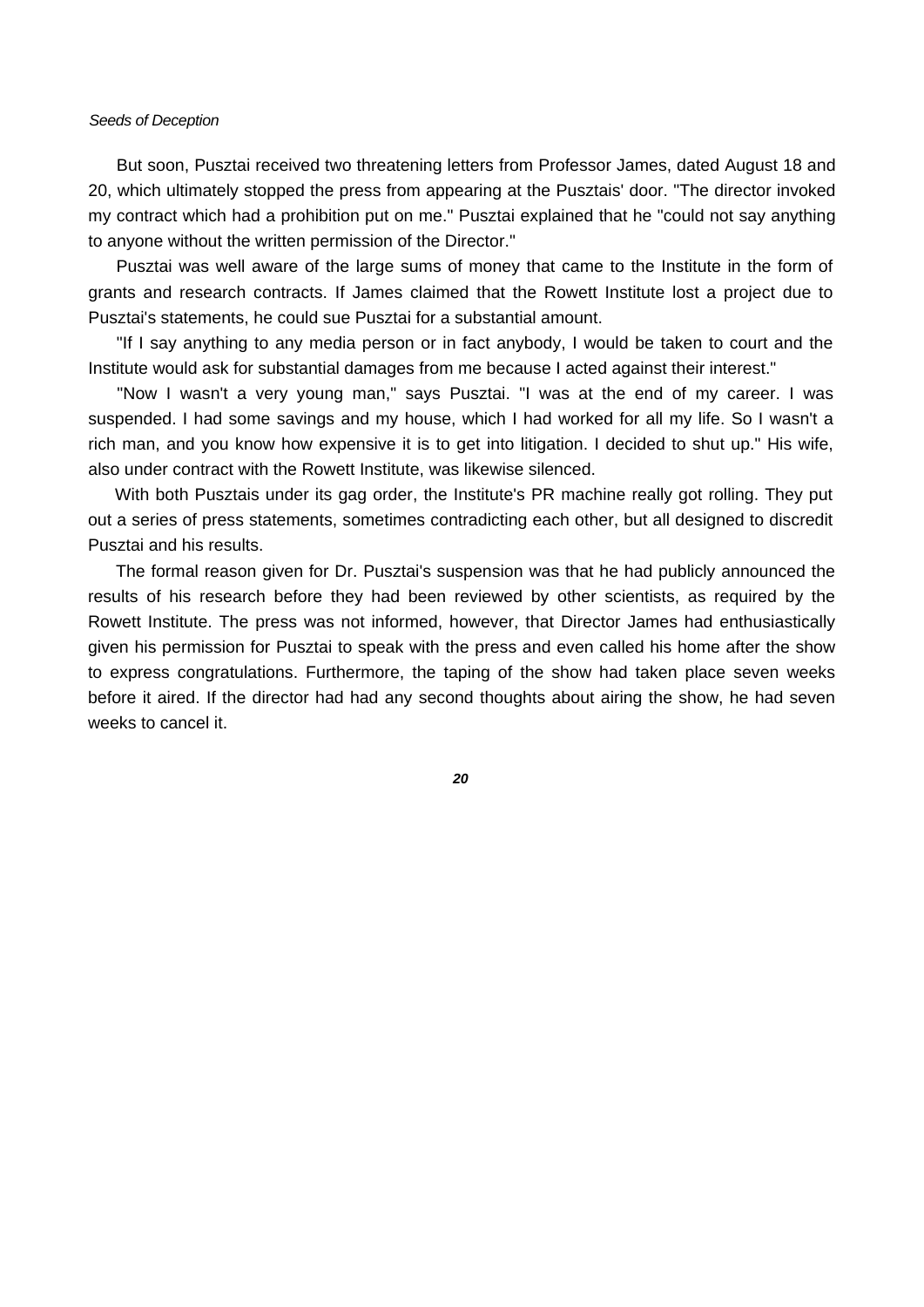But soon, Pusztai received two threatening letters from Professor James, dated August 18 and 20, which ultimately stopped the press from appearing at the Pusztais' door. "The director invoked my contract which had a prohibition put on me." Pusztai explained that he "could not say anything to anyone without the written permission of the Director."

Pusztai was well aware of the large sums of money that came to the Institute in the form of grants and research contracts. If James claimed that the Rowett Institute lost a project due to Pusztai's statements, he could sue Pusztai for a substantial amount.

"If I say anything to any media person or in fact anybody, I would be taken to court and the Institute would ask for substantial damages from me because I acted against their interest."

"Now I wasn't a very young man," says Pusztai. "I was at the end of my career. I was suspended. I had some savings and my house, which I had worked for all my life. So I wasn't a rich man, and you know how expensive it is to get into litigation. I decided to shut up." His wife, also under contract with the Rowett Institute, was likewise silenced.

With both Pusztais under its gag order, the Institute's PR machine really got rolling. They put out a series of press statements, sometimes contradicting each other, but all designed to discredit Pusztai and his results.

The formal reason given for Dr. Pusztai's suspension was that he had publicly announced the results of his research before they had been reviewed by other scientists, as required by the Rowett Institute. The press was not informed, however, that Director James had enthusiastically given his permission for Pusztai to speak with the press and even called his home after the show to express congratulations. Furthermore, the taping of the show had taken place seven weeks before it aired. If the director had had any second thoughts about airing the show, he had seven weeks to cancel it.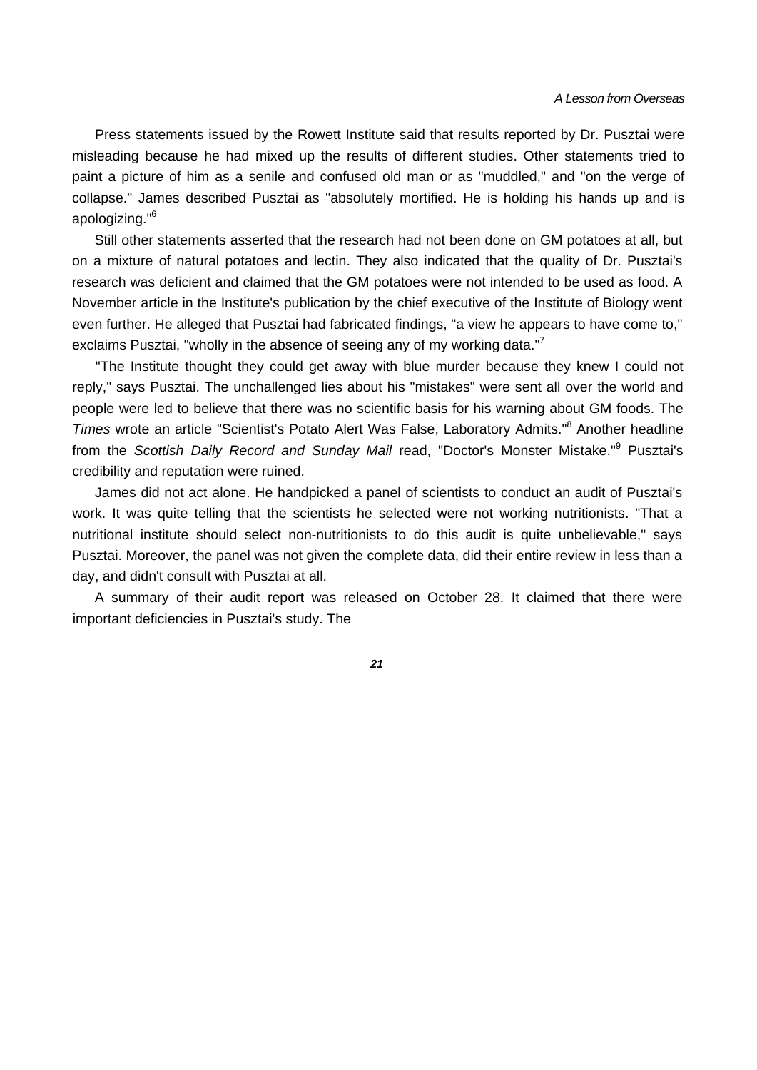Press statements issued by the Rowett Institute said that results reported by Dr. Pusztai were misleading because he had mixed up the results of different studies. Other statements tried to paint a picture of him as a senile and confused old man or as "muddled," and "on the verge of collapse." James described Pusztai as "absolutely mortified. He is holding his hands up and is apologizing."[6]

Still other statements asserted that the research had not been done on GM potatoes at all, but on a mixture of natural potatoes and lectin. They also indicated that the quality of Dr. Pusztai's research was deficient and claimed that the GM potatoes were not intended to be used as food. A November article in the Institute's publication by the chief executive of the Institute of Biology went even further. He alleged that Pusztai had fabricated findings, "a view he appears to have come to," exclaims Pusztai, "wholly in the absence of seeing any of my working data."[7]

"The Institute thought they could get away with blue murder because they knew I could not reply," says Pusztai. The unchallenged lies about his "mistakes" were sent all over the world and people were led to believe that there was no scientific basis for his warning about GM foods. The *Times* wrote an article "Scientist's Potato Alert Was False, Laboratory Admits."[8] Another headline from the *Scottish Daily Record and Sunday Mail* read, "Doctor's Monster Mistake."[9] Pusztai's credibility and reputation were ruined.

James did not act alone. He handpicked a panel of scientists to conduct an audit of Pusztai's work. It was quite telling that the scientists he selected were not working nutritionists. "That a nutritional institute should select non-nutritionists to do this audit is quite unbelievable," says Pusztai. Moreover, the panel was not given the complete data, did their entire review in less than a day, and didn't consult with Pusztai at all.

A summary of their audit report was released on October 28. It claimed that there were important deficiencies in Pusztai's study. The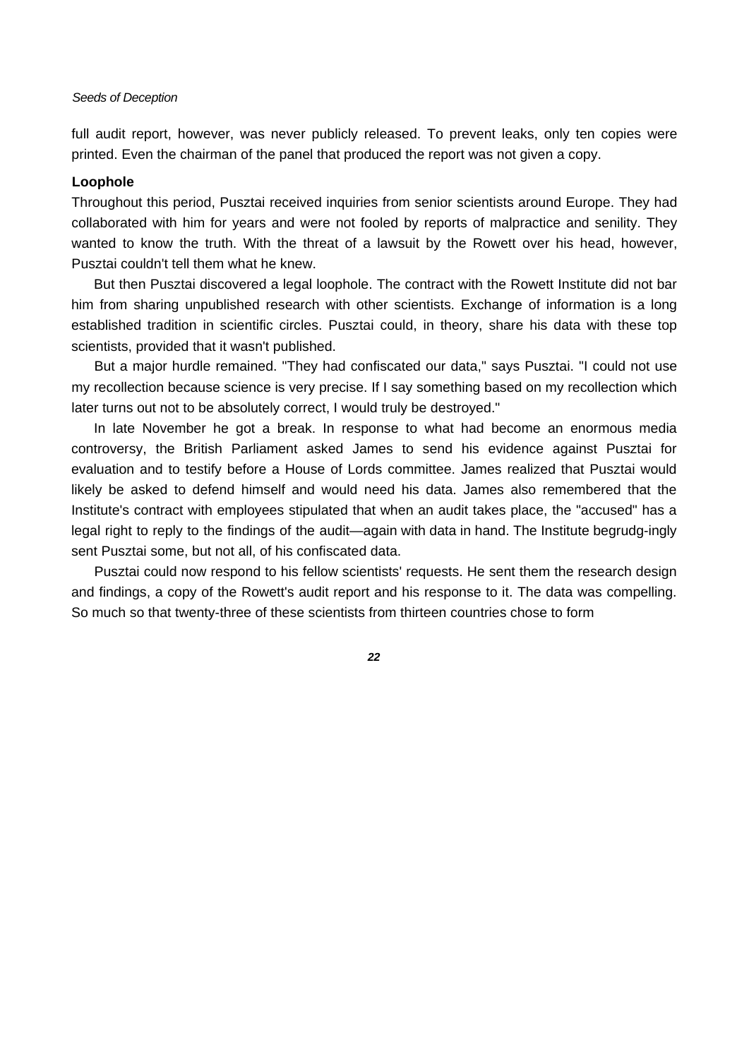full audit report, however, was never publicly released. To prevent leaks, only ten copies were printed. Even the chairman of the panel that produced the report was not given a copy.

### Loophole

Throughout this period, Pusztai received inquiries from senior scientists around Europe. They had collaborated with him for years and were not fooled by reports of malpractice and senility. They wanted to know the truth. With the threat of a lawsuit by the Rowett over his head, however, Pusztai couldn't tell them what he knew.

But then Pusztai discovered a legal loophole. The contract with the Rowett Institute did not bar him from sharing unpublished research with other scientists. Exchange of information is a long established tradition in scientific circles. Pusztai could, in theory, share his data with these top scientists, provided that it wasn't published.

But a major hurdle remained. "They had confiscated our data," says Pusztai. "I could not use my recollection because science is very precise. If I say something based on my recollection which later turns out not to be absolutely correct, I would truly be destroyed."

In late November he got a break. In response to what had become an enormous media controversy, the British Parliament asked James to send his evidence against Pusztai for evaluation and to testify before a House of Lords committee. James realized that Pusztai would likely be asked to defend himself and would need his data. James also remembered that the Institute's contract with employees stipulated that when an audit takes place, the "accused" has a legal right to reply to the findings of the audit—again with data in hand. The Institute begrudg-ingly sent Pusztai some, but not all, of his confiscated data.

Pusztai could now respond to his fellow scientists' requests. He sent them the research design and findings, a copy of the Rowett's audit report and his response to it. The data was compelling. So much so that twenty-three of these scientists from thirteen countries chose to form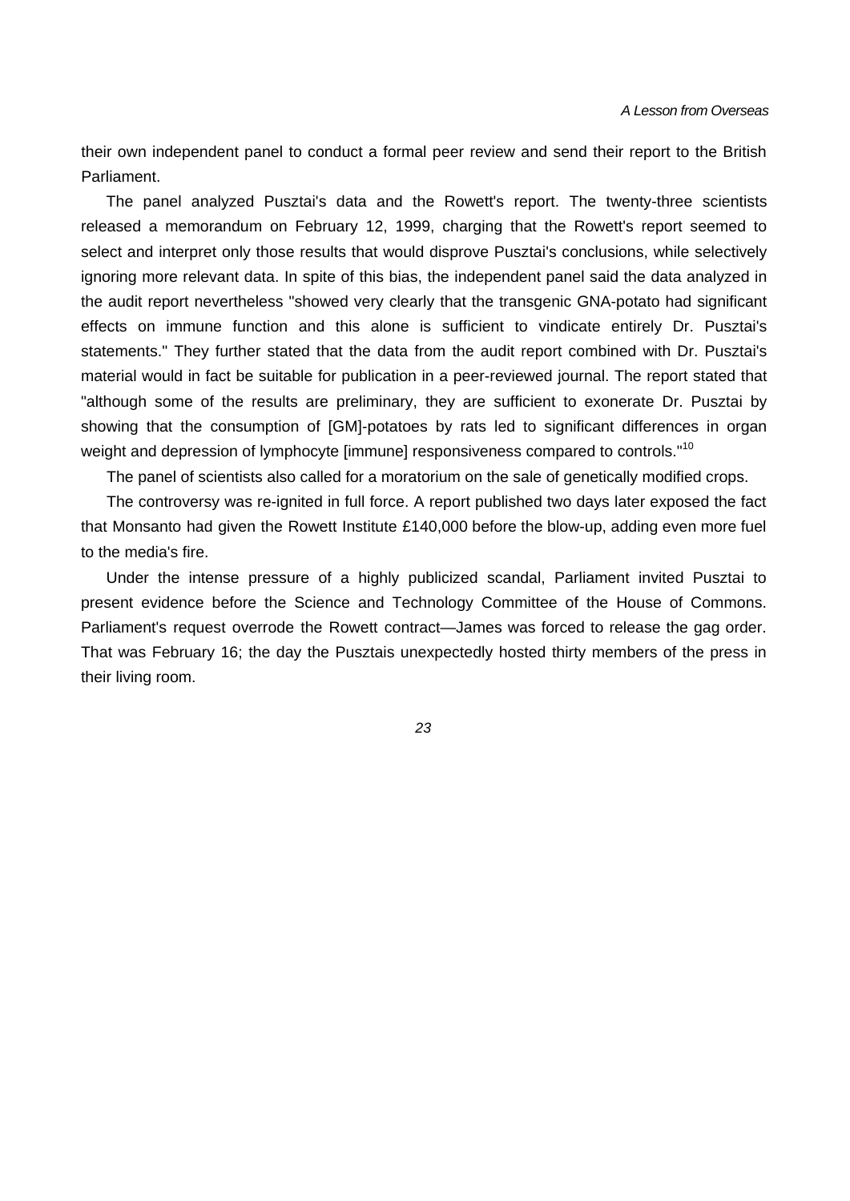their own independent panel to conduct a formal peer review and send their report to the British Parliament.

The panel analyzed Pusztai's data and the Rowett's report. The twenty-three scientists released a memorandum on February 12, 1999, charging that the Rowett's report seemed to select and interpret only those results that would disprove Pusztai's conclusions, while selectively ignoring more relevant data. In spite of this bias, the independent panel said the data analyzed in the audit report nevertheless "showed very clearly that the transgenic GNA-potato had significant effects on immune function and this alone is sufficient to vindicate entirely Dr. Pusztai's statements." They further stated that the data from the audit report combined with Dr. Pusztai's material would in fact be suitable for publication in a peer-reviewed journal. The report stated that "although some of the results are preliminary, they are sufficient to exonerate Dr. Pusztai by showing that the consumption of [GM]-potatoes by rats led to significant differences in organ weight and depression of lymphocyte [immune] responsiveness compared to controls."[10]

The panel of scientists also called for a moratorium on the sale of genetically modified crops.

The controversy was re-ignited in full force. A report published two days later exposed the fact that Monsanto had given the Rowett Institute £140,000 before the blow-up, adding even more fuel to the media's fire.

Under the intense pressure of a highly publicized scandal, Parliament invited Pusztai to present evidence before the Science and Technology Committee of the House of Commons. Parliament's request overrode the Rowett contract—James was forced to release the gag order. That was February 16; the day the Pusztais unexpectedly hosted thirty members of the press in their living room.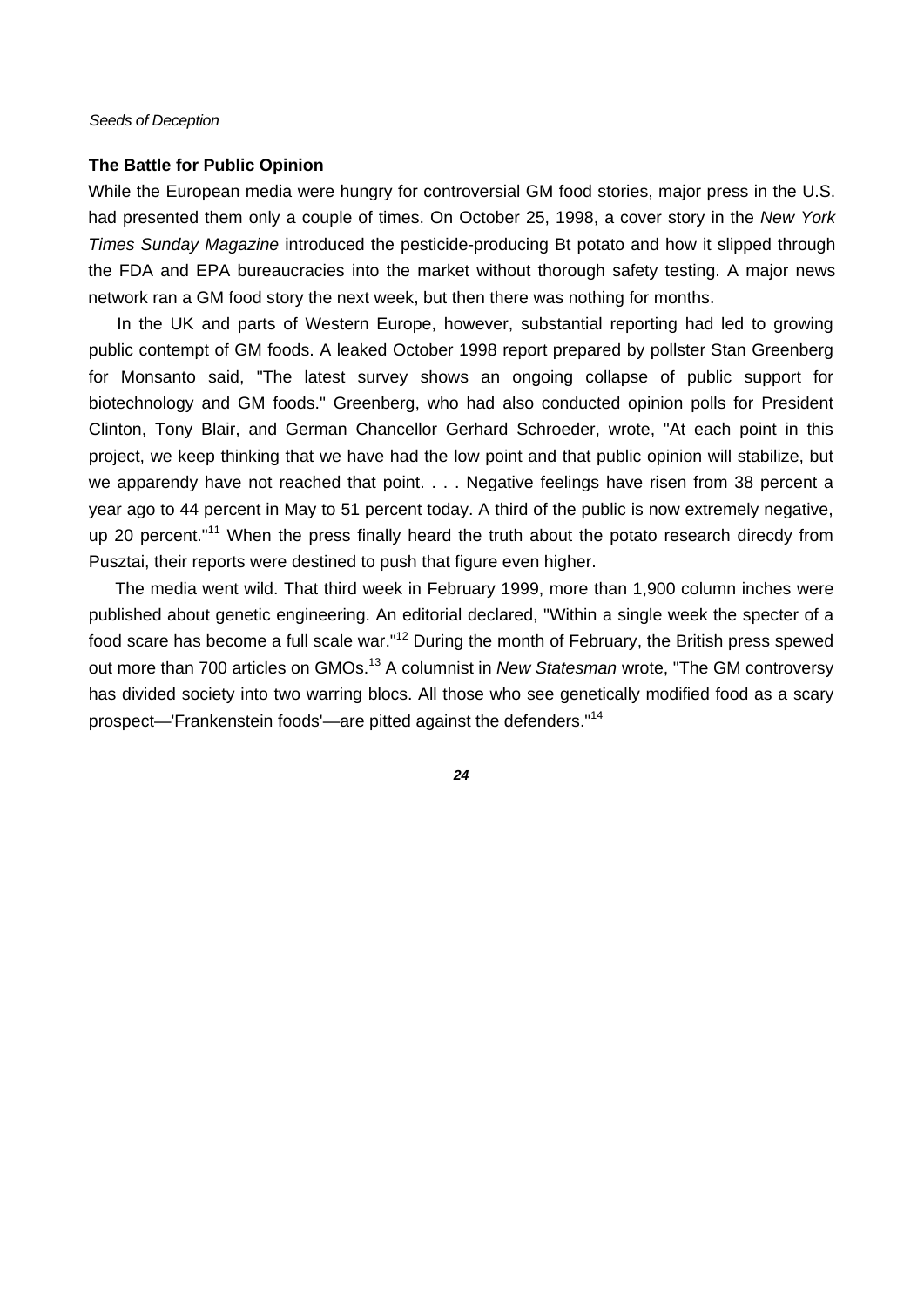## The Battle for Public Opinion

While the European media were hungry for controversial GM food stories, major press in the U.S. had presented them only a couple of times. On October 25, 1998, a cover story in the *New York Times Sunday Magazine* introduced the pesticide-producing Bt potato and how it slipped through the FDA and EPA bureaucracies into the market without thorough safety testing. A major news network ran a GM food story the next week, but then there was nothing for months.

In the UK and parts of Western Europe, however, substantial reporting had led to growing public contempt of GM foods. A leaked October 1998 report prepared by pollster Stan Greenberg for Monsanto said, "The latest survey shows an ongoing collapse of public support for biotechnology and GM foods." Greenberg, who had also conducted opinion polls for President Clinton, Tony Blair, and German Chancellor Gerhard Schroeder, wrote, "At each point in this project, we keep thinking that we have had the low point and that public opinion will stabilize, but we apparendy have not reached that point. . . . Negative feelings have risen from 38 percent a year ago to 44 percent in May to 51 percent today. A third of the public is now extremely negative, up 20 percent."[11] When the press finally heard the truth about the potato research direcdy from Pusztai, their reports were destined to push that figure even higher.

The media went wild. That third week in February 1999, more than 1,900 column inches were published about genetic engineering. An editorial declared, "Within a single week the specter of a food scare has become a full scale war."[12] During the month of February, the British press spewed out more than 700 articles on GMOs.[13] A columnist in *New Statesman* wrote, "The GM controversy has divided society into two warring blocs. All those who see genetically modified food as a scary prospect—'Frankenstein foods'—are pitted against the defenders."[14]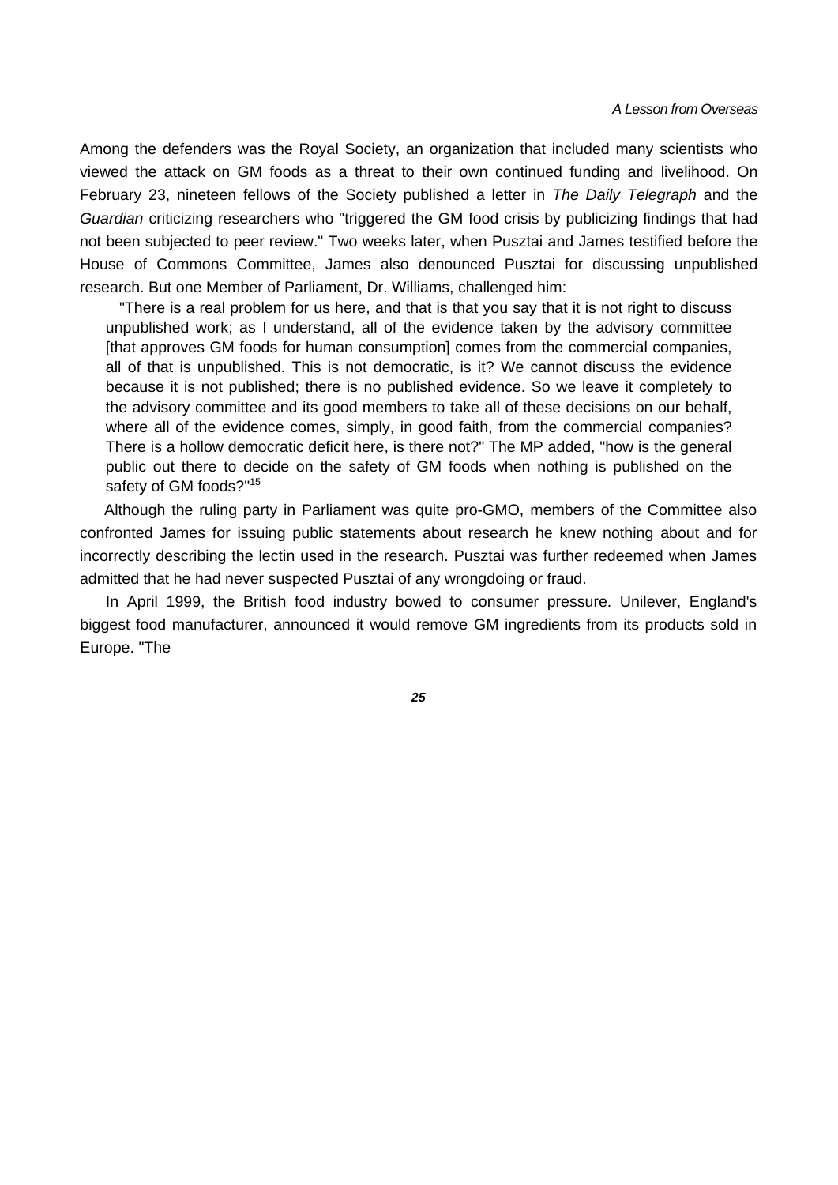Among the defenders was the Royal Society, an organization that included many scientists who viewed the attack on GM foods as a threat to their own continued funding and livelihood. On February 23, nineteen fellows of the Society published a letter in *The Daily Telegraph* and the *Guardian* criticizing researchers who "triggered the GM food crisis by publicizing findings that had not been subjected to peer review." Two weeks later, when Pusztai and James testified before the House of Commons Committee, James also denounced Pusztai for discussing unpublished research. But one Member of Parliament, Dr. Williams, challenged him:

> "There is a real problem for us here, and that is that you say that it is not right to discuss unpublished work; as I understand, all of the evidence taken by the advisory committee [that approves GM foods for human consumption] comes from the commercial companies, all of that is unpublished. This is not democratic, is it? We cannot discuss the evidence because it is not published; there is no published evidence. So we leave it completely to the advisory committee and its good members to take all of these decisions on our behalf, where all of the evidence comes, simply, in good faith, from the commercial companies? There is a hollow democratic deficit here, is there not?" The MP added, "how is the general public out there to decide on the safety of GM foods when nothing is published on the safety of GM foods?"[15]

Although the ruling party in Parliament was quite pro-GMO, members of the Committee also confronted James for issuing public statements about research he knew nothing about and for incorrectly describing the lectin used in the research. Pusztai was further redeemed when James admitted that he had never suspected Pusztai of any wrongdoing or fraud.

In April 1999, the British food industry bowed to consumer pressure. Unilever, England's biggest food manufacturer, announced it would remove GM ingredients from its products sold in Europe. "The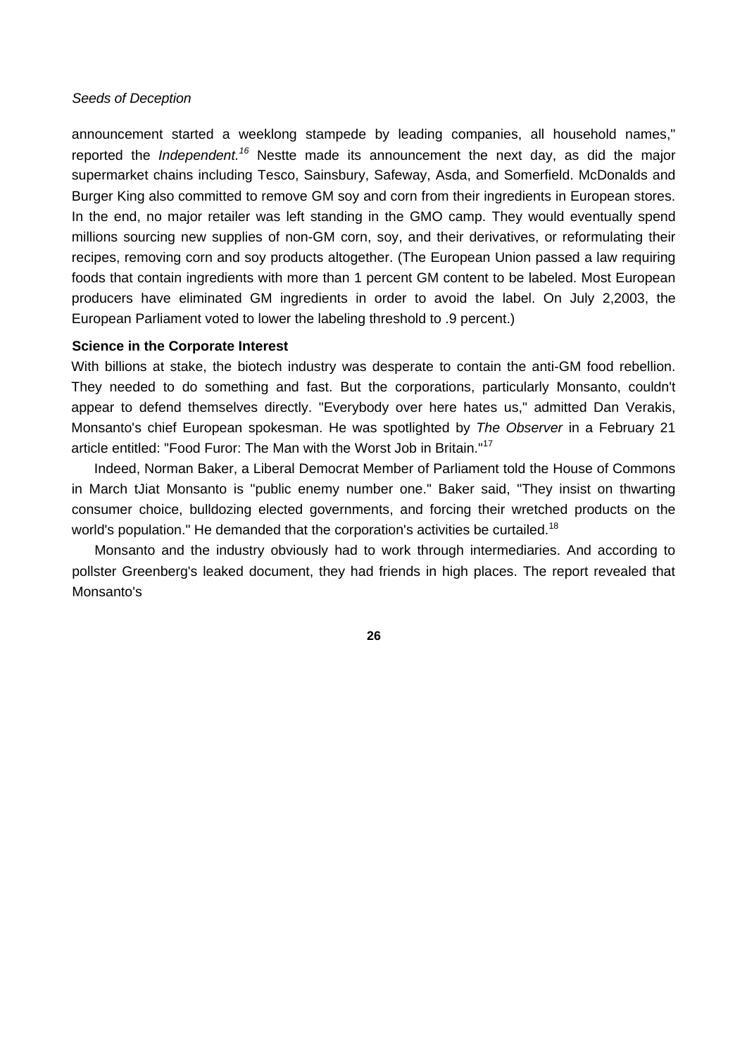announcement started a weeklong stampede by leading companies, all household names," reported the *Independent.*[16] Nestte made its announcement the next day, as did the major supermarket chains including Tesco, Sainsbury, Safeway, Asda, and Somerfield. McDonalds and Burger King also committed to remove GM soy and corn from their ingredients in European stores. In the end, no major retailer was left standing in the GMO camp. They would eventually spend millions sourcing new supplies of non-GM corn, soy, and their derivatives, or reformulating their recipes, removing corn and soy products altogether. (The European Union passed a law requiring foods that contain ingredients with more than 1 percent GM content to be labeled. Most European producers have eliminated GM ingredients in order to avoid the label. On July 2,2003, the European Parliament voted to lower the labeling threshold to .9 percent.)

### Science in the Corporate Interest

With billions at stake, the biotech industry was desperate to contain the anti-GM food rebellion. They needed to do something and fast. But the corporations, particularly Monsanto, couldn't appear to defend themselves directly. "Everybody over here hates us," admitted Dan Verakis, Monsanto's chief European spokesman. He was spotlighted by *The Observer* in a February 21 article entitled: "Food Furor: The Man with the Worst Job in Britain."[17]

Indeed, Norman Baker, a Liberal Democrat Member of Parliament told the House of Commons in March tJiat Monsanto is "public enemy number one." Baker said, "They insist on thwarting consumer choice, bulldozing elected governments, and forcing their wretched products on the world's population." He demanded that the corporation's activities be curtailed.[18]

Monsanto and the industry obviously had to work through intermediaries. And according to pollster Greenberg's leaked document, they had friends in high places. The report revealed that Monsanto's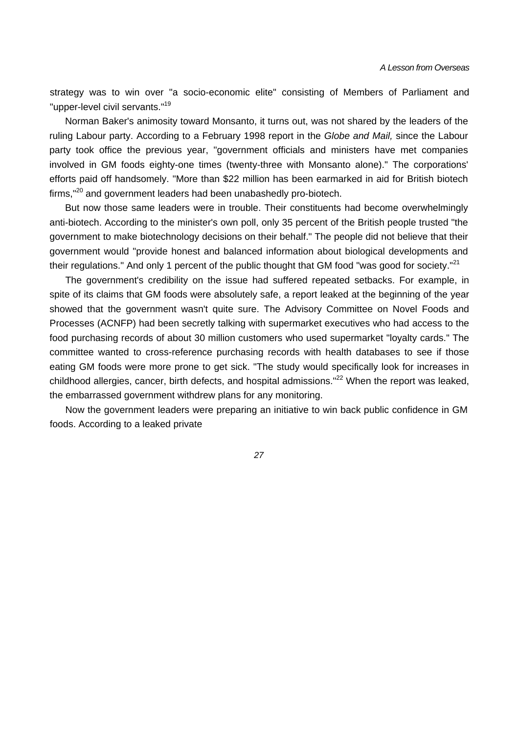strategy was to win over "a socio-economic elite" consisting of Members of Parliament and "upper-level civil servants."[19]

Norman Baker's animosity toward Monsanto, it turns out, was not shared by the leaders of the ruling Labour party. According to a February 1998 report in the *Globe and Mail,* since the Labour party took office the previous year, "government officials and ministers have met companies involved in GM foods eighty-one times (twenty-three with Monsanto alone)." The corporations' efforts paid off handsomely. "More than $22 million has been earmarked in aid for British biotech firms,"[20] and government leaders had been unabashedly pro-biotech.

But now those same leaders were in trouble. Their constituents had become overwhelmingly anti-biotech. According to the minister's own poll, only 35 percent of the British people trusted "the government to make biotechnology decisions on their behalf." The people did not believe that their government would "provide honest and balanced information about biological developments and their regulations." And only 1 percent of the public thought that GM food "was good for society."[21]

The government's credibility on the issue had suffered repeated setbacks. For example, in spite of its claims that GM foods were absolutely safe, a report leaked at the beginning of the year showed that the government wasn't quite sure. The Advisory Committee on Novel Foods and Processes (ACNFP) had been secretly talking with supermarket executives who had access to the food purchasing records of about 30 million customers who used supermarket "loyalty cards." The committee wanted to cross-reference purchasing records with health databases to see if those eating GM foods were more prone to get sick. "The study would specifically look for increases in childhood allergies, cancer, birth defects, and hospital admissions."[22] When the report was leaked, the embarrassed government withdrew plans for any monitoring.

Now the government leaders were preparing an initiative to win back public confidence in GM foods. According to a leaked private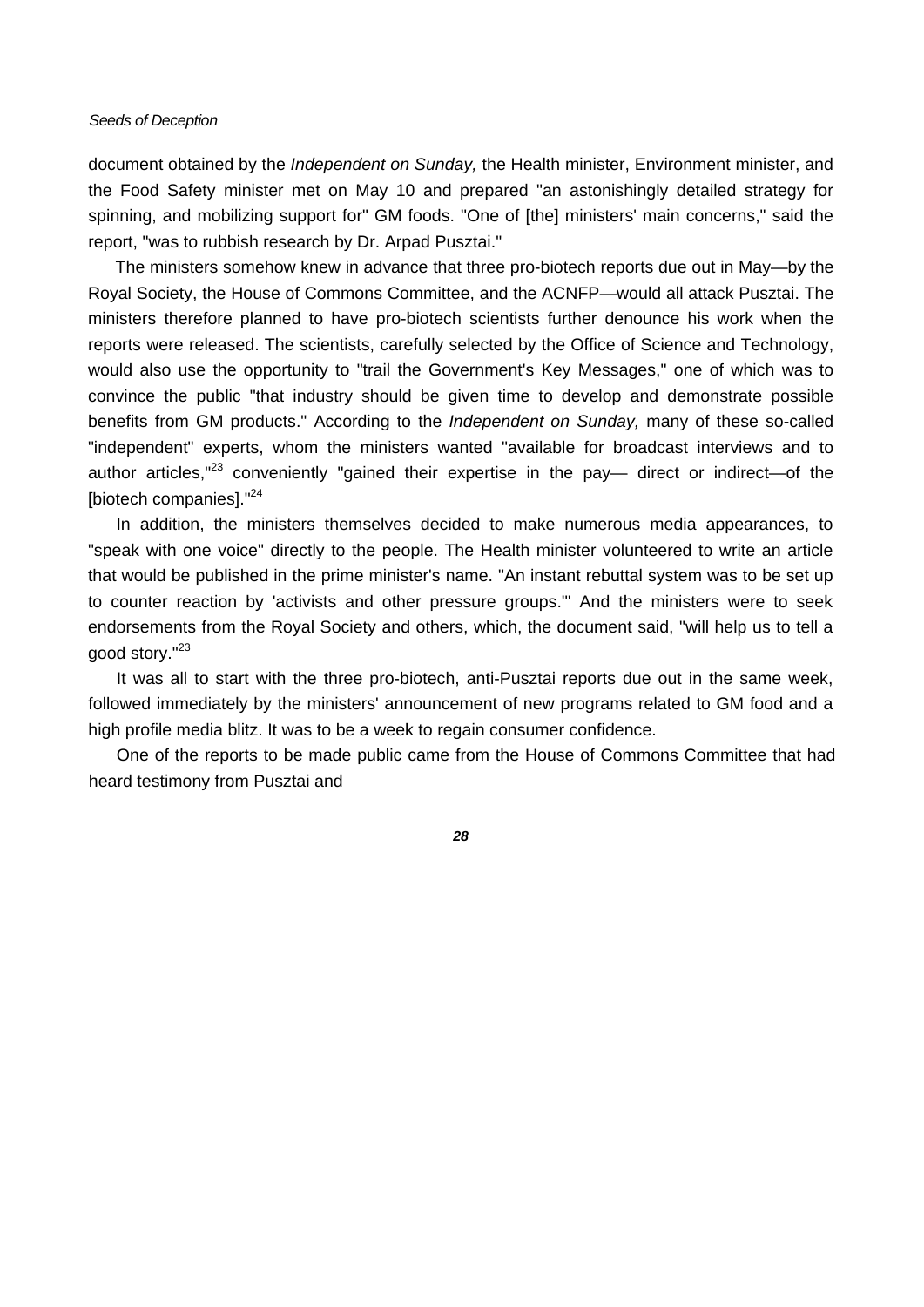document obtained by the *Independent on Sunday,* the Health minister, Environment minister, and the Food Safety minister met on May 10 and prepared "an astonishingly detailed strategy for spinning, and mobilizing support for" GM foods. "One of [the] ministers' main concerns," said the report, "was to rubbish research by Dr. Arpad Pusztai."

The ministers somehow knew in advance that three pro-biotech reports due out in May—by the Royal Society, the House of Commons Committee, and the ACNFP—would all attack Pusztai. The ministers therefore planned to have pro-biotech scientists further denounce his work when the reports were released. The scientists, carefully selected by the Office of Science and Technology, would also use the opportunity to "trail the Government's Key Messages," one of which was to convince the public "that industry should be given time to develop and demonstrate possible benefits from GM products." According to the *Independent on Sunday,* many of these so-called "independent" experts, whom the ministers wanted "available for broadcast interviews and to author articles,"[23] conveniently "gained their expertise in the pay— direct or indirect—of the [biotech companies]."[24]

In addition, the ministers themselves decided to make numerous media appearances, to "speak with one voice" directly to the people. The Health minister volunteered to write an article that would be published in the prime minister's name. "An instant rebuttal system was to be set up to counter reaction by 'activists and other pressure groups.'" And the ministers were to seek endorsements from the Royal Society and others, which, the document said, "will help us to tell a good story."[23]

It was all to start with the three pro-biotech, anti-Pusztai reports due out in the same week, followed immediately by the ministers' announcement of new programs related to GM food and a high profile media blitz. It was to be a week to regain consumer confidence.

One of the reports to be made public came from the House of Commons Committee that had heard testimony from Pusztai and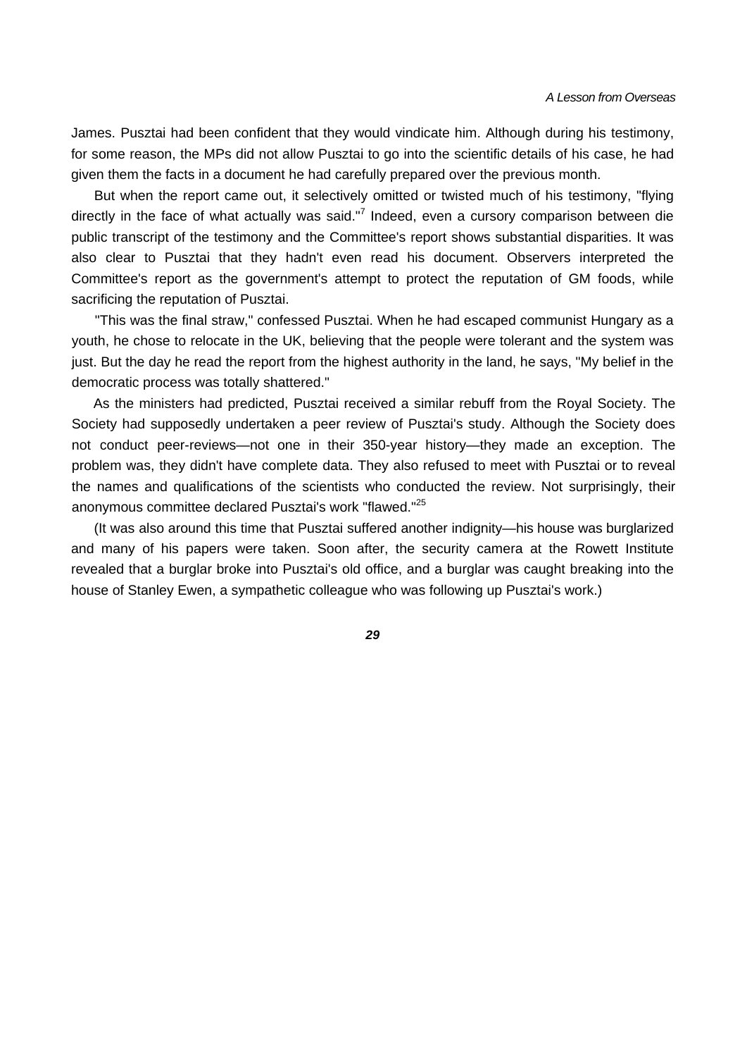James. Pusztai had been confident that they would vindicate him. Although during his testimony, for some reason, the MPs did not allow Pusztai to go into the scientific details of his case, he had given them the facts in a document he had carefully prepared over the previous month.

But when the report came out, it selectively omitted or twisted much of his testimony, "flying directly in the face of what actually was said."[7] Indeed, even a cursory comparison between die public transcript of the testimony and the Committee's report shows substantial disparities. It was also clear to Pusztai that they hadn't even read his document. Observers interpreted the Committee's report as the government's attempt to protect the reputation of GM foods, while sacrificing the reputation of Pusztai.

"This was the final straw," confessed Pusztai. When he had escaped communist Hungary as a youth, he chose to relocate in the UK, believing that the people were tolerant and the system was just. But the day he read the report from the highest authority in the land, he says, "My belief in the democratic process was totally shattered."

As the ministers had predicted, Pusztai received a similar rebuff from the Royal Society. The Society had supposedly undertaken a peer review of Pusztai's study. Although the Society does not conduct peer-reviews—not one in their 350-year history—they made an exception. The problem was, they didn't have complete data. They also refused to meet with Pusztai or to reveal the names and qualifications of the scientists who conducted the review. Not surprisingly, their anonymous committee declared Pusztai's work "flawed."[25]

(It was also around this time that Pusztai suffered another indignity—his house was burglarized and many of his papers were taken. Soon after, the security camera at the Rowett Institute revealed that a burglar broke into Pusztai's old office, and a burglar was caught breaking into the house of Stanley Ewen, a sympathetic colleague who was following up Pusztai's work.)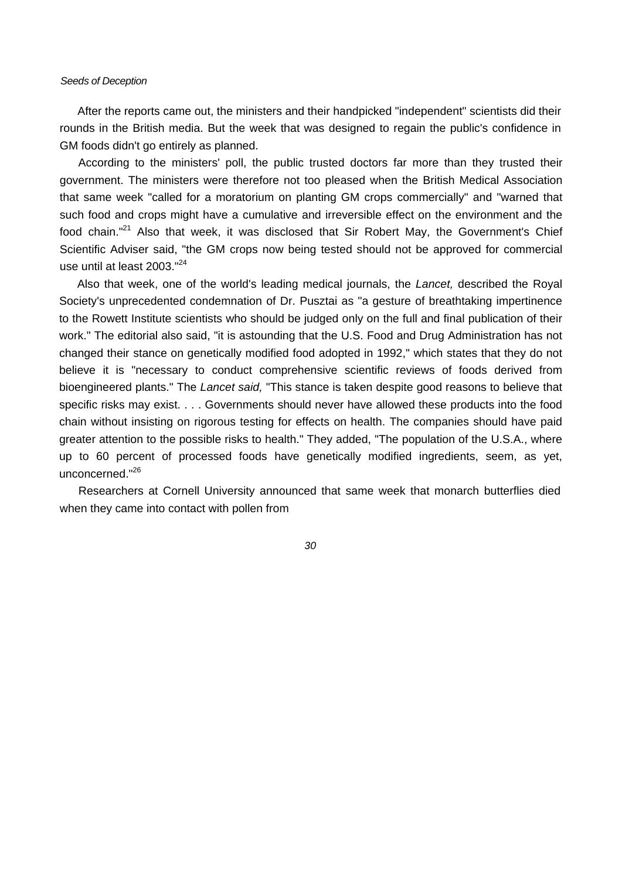After the reports came out, the ministers and their handpicked "independent" scientists did their rounds in the British media. But the week that was designed to regain the public's confidence in GM foods didn't go entirely as planned.

According to the ministers' poll, the public trusted doctors far more than they trusted their government. The ministers were therefore not too pleased when the British Medical Association that same week "called for a moratorium on planting GM crops commercially" and "warned that such food and crops might have a cumulative and irreversible effect on the environment and the food chain."[21] Also that week, it was disclosed that Sir Robert May, the Government's Chief Scientific Adviser said, "the GM crops now being tested should not be approved for commercial use until at least 2003."[24]

Also that week, one of the world's leading medical journals, the *Lancet,* described the Royal Society's unprecedented condemnation of Dr. Pusztai as "a gesture of breathtaking impertinence to the Rowett Institute scientists who should be judged only on the full and final publication of their work." The editorial also said, "it is astounding that the U.S. Food and Drug Administration has not changed their stance on genetically modified food adopted in 1992," which states that they do not believe it is "necessary to conduct comprehensive scientific reviews of foods derived from bioengineered plants." The *Lancet said,* "This stance is taken despite good reasons to believe that specific risks may exist. . . . Governments should never have allowed these products into the food chain without insisting on rigorous testing for effects on health. The companies should have paid greater attention to the possible risks to health." They added, "The population of the U.S.A., where up to 60 percent of processed foods have genetically modified ingredients, seem, as yet, unconcerned."[26]

Researchers at Cornell University announced that same week that monarch butterflies died when they came into contact with pollen from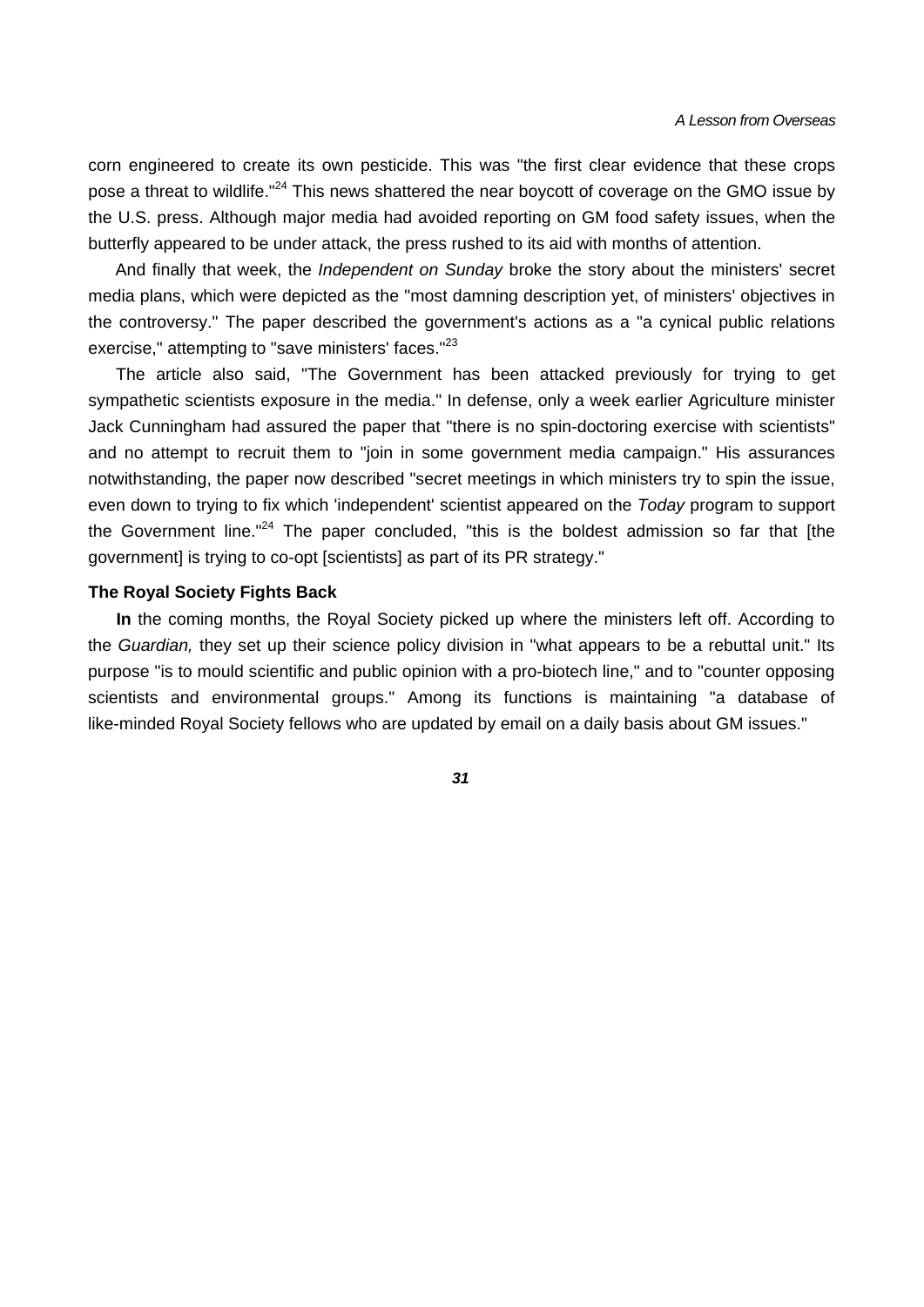corn engineered to create its own pesticide. This was "the first clear evidence that these crops pose a threat to wildlife."[24] This news shattered the near boycott of coverage on the GMO issue by the U.S. press. Although major media had avoided reporting on GM food safety issues, when the butterfly appeared to be under attack, the press rushed to its aid with months of attention.

And finally that week, the *Independent on Sunday* broke the story about the ministers' secret media plans, which were depicted as the "most damning description yet, of ministers' objectives in the controversy." The paper described the government's actions as a "a cynical public relations exercise," attempting to "save ministers' faces."[23]

The article also said, "The Government has been attacked previously for trying to get sympathetic scientists exposure in the media." In defense, only a week earlier Agriculture minister Jack Cunningham had assured the paper that "there is no spin-doctoring exercise with scientists" and no attempt to recruit them to "join in some government media campaign." His assurances notwithstanding, the paper now described "secret meetings in which ministers try to spin the issue, even down to trying to fix which 'independent' scientist appeared on the *Today* program to support the Government line."[24] The paper concluded, "this is the boldest admission so far that [the government] is trying to co-opt [scientists] as part of its PR strategy."

### The Royal Society Fights Back

**In** the coming months, the Royal Society picked up where the ministers left off. According to the *Guardian,* they set up their science policy division in "what appears to be a rebuttal unit." Its purpose "is to mould scientific and public opinion with a pro-biotech line," and to "counter opposing scientists and environmental groups." Among its functions is maintaining "a database of like-minded Royal Society fellows who are updated by email on a daily basis about GM issues."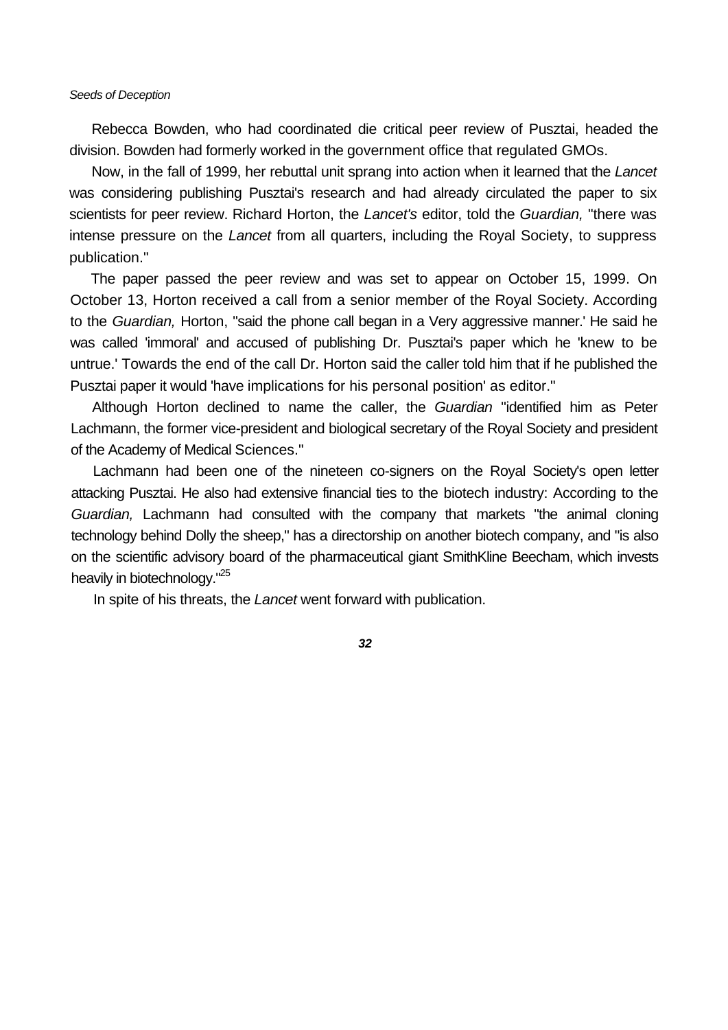Rebecca Bowden, who had coordinated die critical peer review of Pusztai, headed the division. Bowden had formerly worked in the government office that regulated GMOs.

Now, in the fall of 1999, her rebuttal unit sprang into action when it learned that the *Lancet* was considering publishing Pusztai's research and had already circulated the paper to six scientists for peer review. Richard Horton, the *Lancet's* editor, told the *Guardian,* "there was intense pressure on the *Lancet* from all quarters, including the Royal Society, to suppress publication."

The paper passed the peer review and was set to appear on October 15, 1999. On October 13, Horton received a call from a senior member of the Royal Society. According to the *Guardian,* Horton, "said the phone call began in a Very aggressive manner.' He said he was called 'immoral' and accused of publishing Dr. Pusztai's paper which he 'knew to be untrue.' Towards the end of the call Dr. Horton said the caller told him that if he published the Pusztai paper it would 'have implications for his personal position' as editor."

Although Horton declined to name the caller, the *Guardian* "identified him as Peter Lachmann, the former vice-president and biological secretary of the Royal Society and president of the Academy of Medical Sciences."

Lachmann had been one of the nineteen co-signers on the Royal Society's open letter attacking Pusztai. He also had extensive financial ties to the biotech industry: According to the *Guardian,* Lachmann had consulted with the company that markets "the animal cloning technology behind Dolly the sheep," has a directorship on another biotech company, and "is also on the scientific advisory board of the pharmaceutical giant SmithKline Beecham, which invests heavily in biotechnology."[25]

In spite of his threats, the *Lancet* went forward with publication.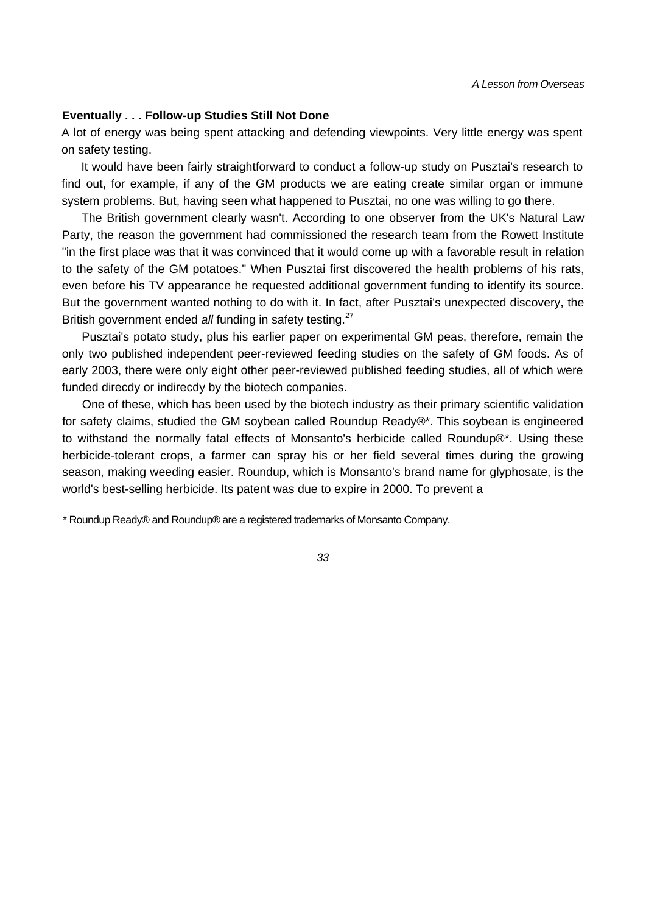### Eventually . . . Follow-up Studies Still Not Done

A lot of energy was being spent attacking and defending viewpoints. Very little energy was spent on safety testing.

It would have been fairly straightforward to conduct a follow-up study on Pusztai's research to find out, for example, if any of the GM products we are eating create similar organ or immune system problems. But, having seen what happened to Pusztai, no one was willing to go there.

The British government clearly wasn't. According to one observer from the UK's Natural Law Party, the reason the government had commissioned the research team from the Rowett Institute "in the first place was that it was convinced that it would come up with a favorable result in relation to the safety of the GM potatoes." When Pusztai first discovered the health problems of his rats, even before his TV appearance he requested additional government funding to identify its source. But the government wanted nothing to do with it. In fact, after Pusztai's unexpected discovery, the British government ended *all* funding in safety testing.[27]

Pusztai's potato study, plus his earlier paper on experimental GM peas, therefore, remain the only two published independent peer-reviewed feeding studies on the safety of GM foods. As of early 2003, there were only eight other peer-reviewed published feeding studies, all of which were funded direcdy or indirecdy by the biotech companies.

One of these, which has been used by the biotech industry as their primary scientific validation for safety claims, studied the GM soybean called Roundup Ready®*. This soybean is engineered to withstand the normally fatal effects of Monsanto's herbicide called Roundup®*. Using these herbicide-tolerant crops, a farmer can spray his or her field several times during the growing season, making weeding easier. Roundup, which is Monsanto's brand name for glyphosate, is the world's best-selling herbicide. Its patent was due to expire in 2000. To prevent a

\* Roundup Ready® and Roundup® are a registered trademarks of Monsanto Company.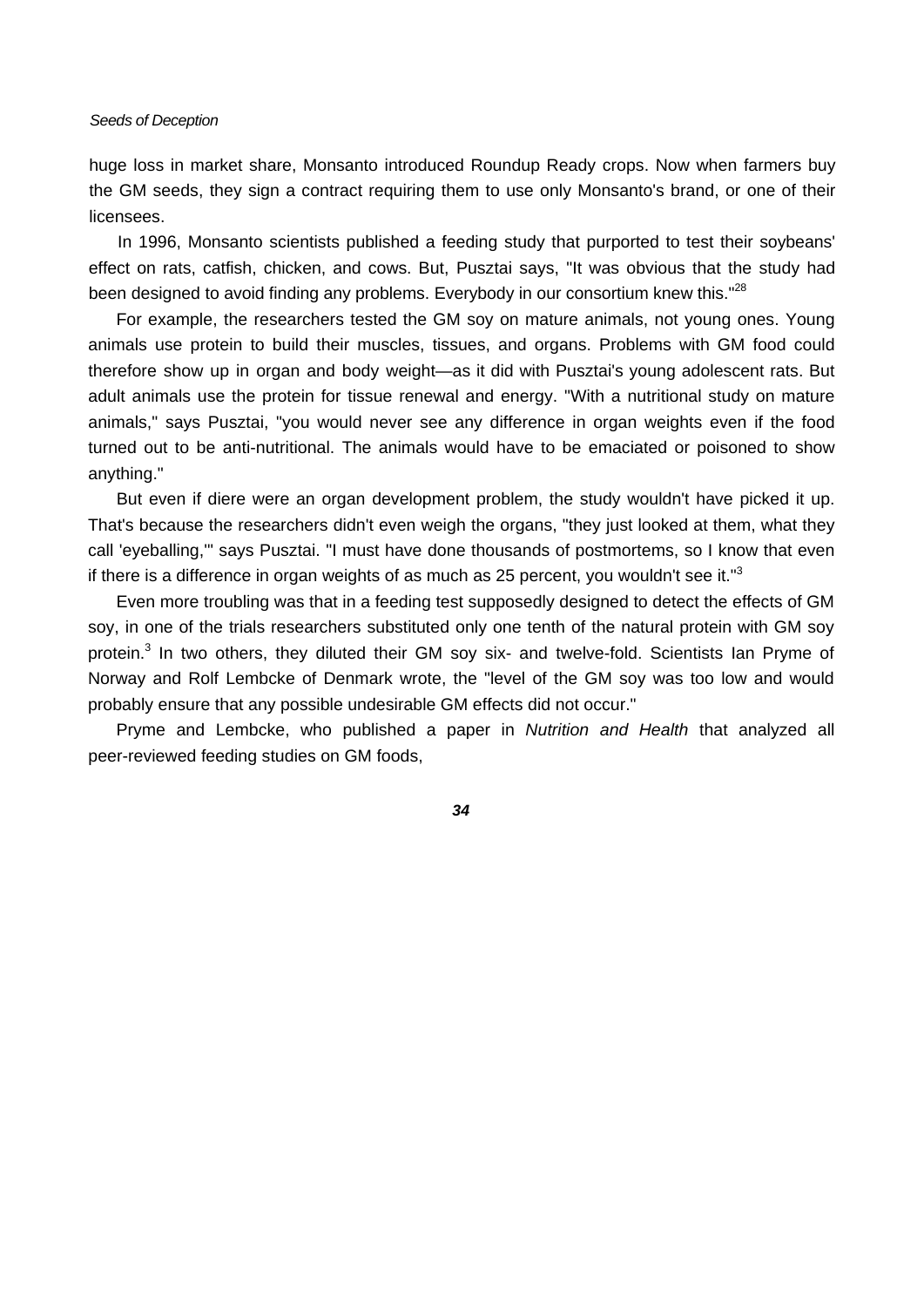huge loss in market share, Monsanto introduced Roundup Ready crops. Now when farmers buy the GM seeds, they sign a contract requiring them to use only Monsanto's brand, or one of their licensees.

In 1996, Monsanto scientists published a feeding study that purported to test their soybeans' effect on rats, catfish, chicken, and cows. But, Pusztai says, "It was obvious that the study had been designed to avoid finding any problems. Everybody in our consortium knew this."[28]

For example, the researchers tested the GM soy on mature animals, not young ones. Young animals use protein to build their muscles, tissues, and organs. Problems with GM food could therefore show up in organ and body weight—as it did with Pusztai's young adolescent rats. But adult animals use the protein for tissue renewal and energy. "With a nutritional study on mature animals," says Pusztai, "you would never see any difference in organ weights even if the food turned out to be anti-nutritional. The animals would have to be emaciated or poisoned to show anything."

But even if diere were an organ development problem, the study wouldn't have picked it up. That's because the researchers didn't even weigh the organs, "they just looked at them, what they call 'eyeballing,'" says Pusztai. "I must have done thousands of postmortems, so I know that even if there is a difference in organ weights of as much as 25 percent, you wouldn't see it."[3]

Even more troubling was that in a feeding test supposedly designed to detect the effects of GM soy, in one of the trials researchers substituted only one tenth of the natural protein with GM soy protein.[3] In two others, they diluted their GM soy six- and twelve-fold. Scientists Ian Pryme of Norway and Rolf Lembcke of Denmark wrote, the "level of the GM soy was too low and would probably ensure that any possible undesirable GM effects did not occur."

Pryme and Lembcke, who published a paper in *Nutrition and Health* that analyzed all peer-reviewed feeding studies on GM foods,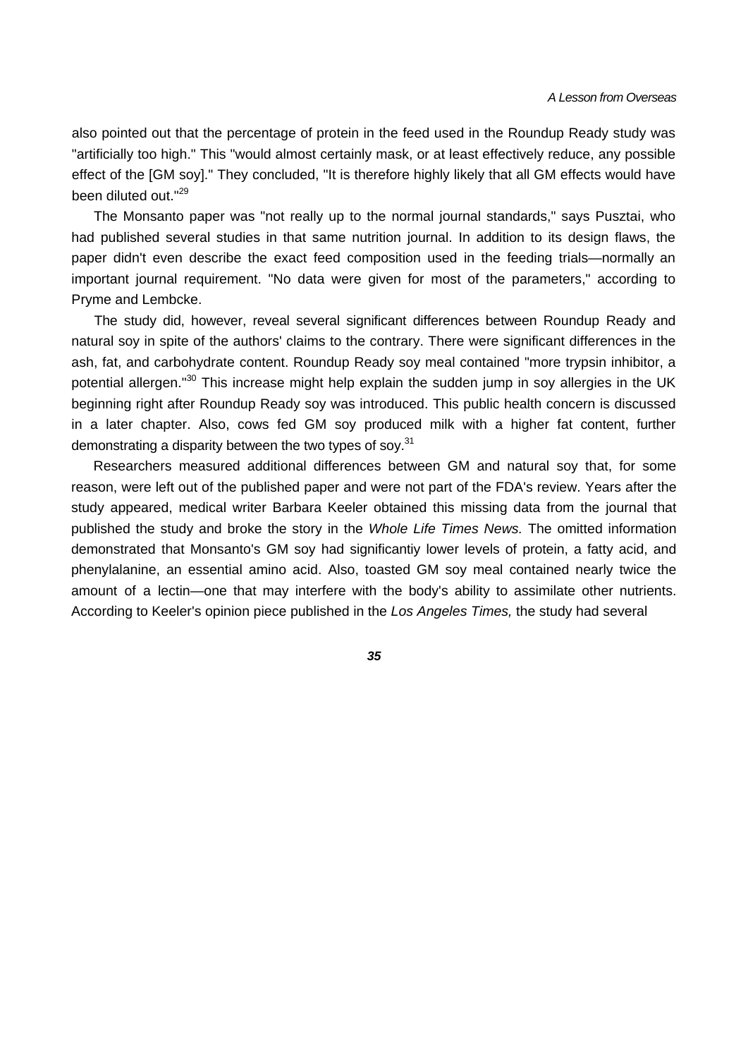also pointed out that the percentage of protein in the feed used in the Roundup Ready study was "artificially too high." This "would almost certainly mask, or at least effectively reduce, any possible effect of the [GM soy]." They concluded, "It is therefore highly likely that all GM effects would have been diluted out."[29]

The Monsanto paper was "not really up to the normal journal standards," says Pusztai, who had published several studies in that same nutrition journal. In addition to its design flaws, the paper didn't even describe the exact feed composition used in the feeding trials—normally an important journal requirement. "No data were given for most of the parameters," according to Pryme and Lembcke.

The study did, however, reveal several significant differences between Roundup Ready and natural soy in spite of the authors' claims to the contrary. There were significant differences in the ash, fat, and carbohydrate content. Roundup Ready soy meal contained "more trypsin inhibitor, a potential allergen."[30] This increase might help explain the sudden jump in soy allergies in the UK beginning right after Roundup Ready soy was introduced. This public health concern is discussed in a later chapter. Also, cows fed GM soy produced milk with a higher fat content, further demonstrating a disparity between the two types of soy.[31]

Researchers measured additional differences between GM and natural soy that, for some reason, were left out of the published paper and were not part of the FDA's review. Years after the study appeared, medical writer Barbara Keeler obtained this missing data from the journal that published the study and broke the story in the *Whole Life Times News.* The omitted information demonstrated that Monsanto's GM soy had significantiy lower levels of protein, a fatty acid, and phenylalanine, an essential amino acid. Also, toasted GM soy meal contained nearly twice the amount of a lectin—one that may interfere with the body's ability to assimilate other nutrients. According to Keeler's opinion piece published in the *Los Angeles Times,* the study had several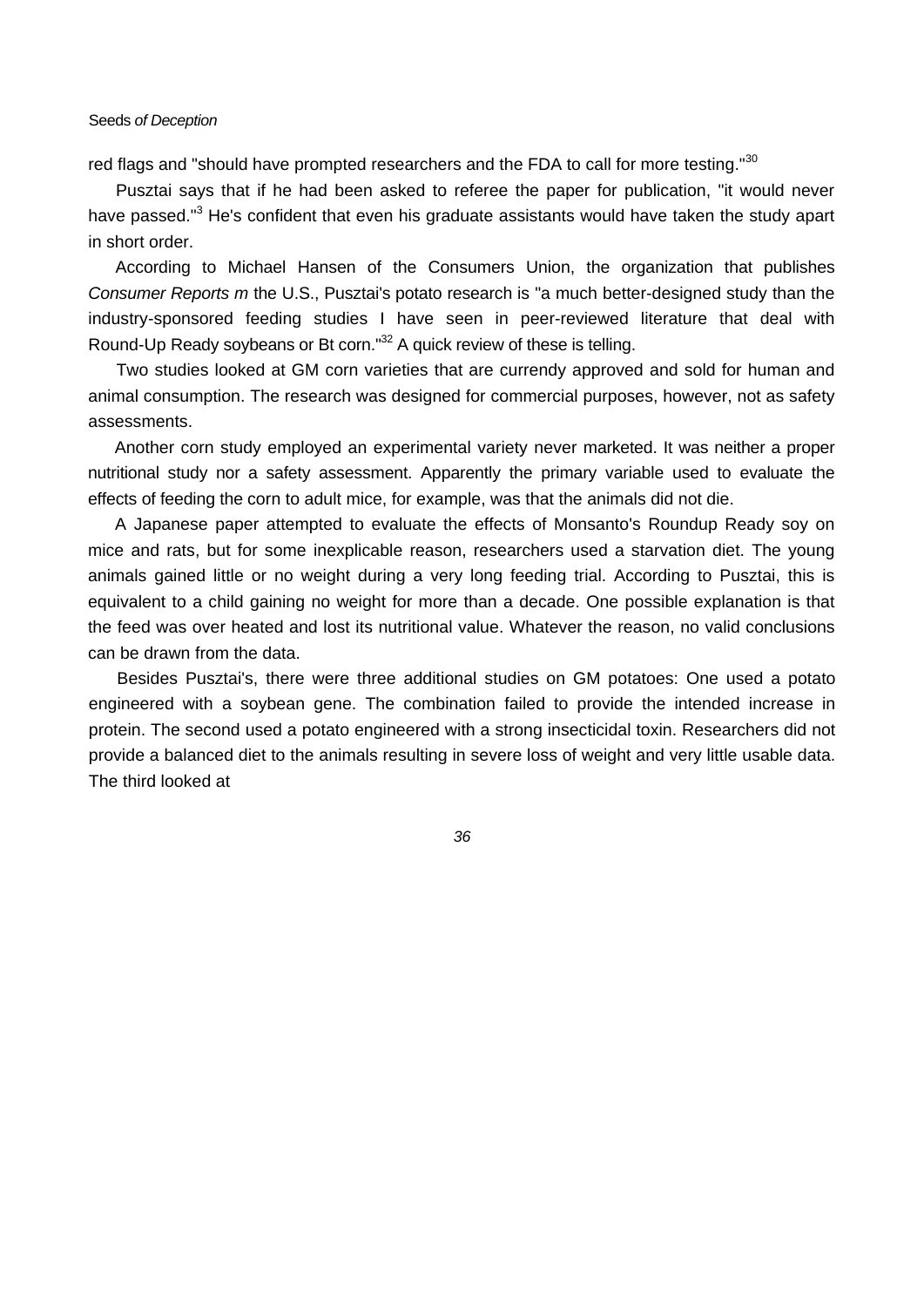red flags and "should have prompted researchers and the FDA to call for more testing."[30]

Pusztai says that if he had been asked to referee the paper for publication, "it would never have passed."[3] He's confident that even his graduate assistants would have taken the study apart in short order.

According to Michael Hansen of the Consumers Union, the organization that publishes *Consumer Reports m* the U.S., Pusztai's potato research is "a much better-designed study than the industry-sponsored feeding studies I have seen in peer-reviewed literature that deal with Round-Up Ready soybeans or Bt corn."[32] A quick review of these is telling.

Two studies looked at GM corn varieties that are currendy approved and sold for human and animal consumption. The research was designed for commercial purposes, however, not as safety assessments.

Another corn study employed an experimental variety never marketed. It was neither a proper nutritional study nor a safety assessment. Apparently the primary variable used to evaluate the effects of feeding the corn to adult mice, for example, was that the animals did not die.

A Japanese paper attempted to evaluate the effects of Monsanto's Roundup Ready soy on mice and rats, but for some inexplicable reason, researchers used a starvation diet. The young animals gained little or no weight during a very long feeding trial. According to Pusztai, this is equivalent to a child gaining no weight for more than a decade. One possible explanation is that the feed was over heated and lost its nutritional value. Whatever the reason, no valid conclusions can be drawn from the data.

Besides Pusztai's, there were three additional studies on GM potatoes: One used a potato engineered with a soybean gene. The combination failed to provide the intended increase in protein. The second used a potato engineered with a strong insecticidal toxin. Researchers did not provide a balanced diet to the animals resulting in severe loss of weight and very little usable data. The third looked at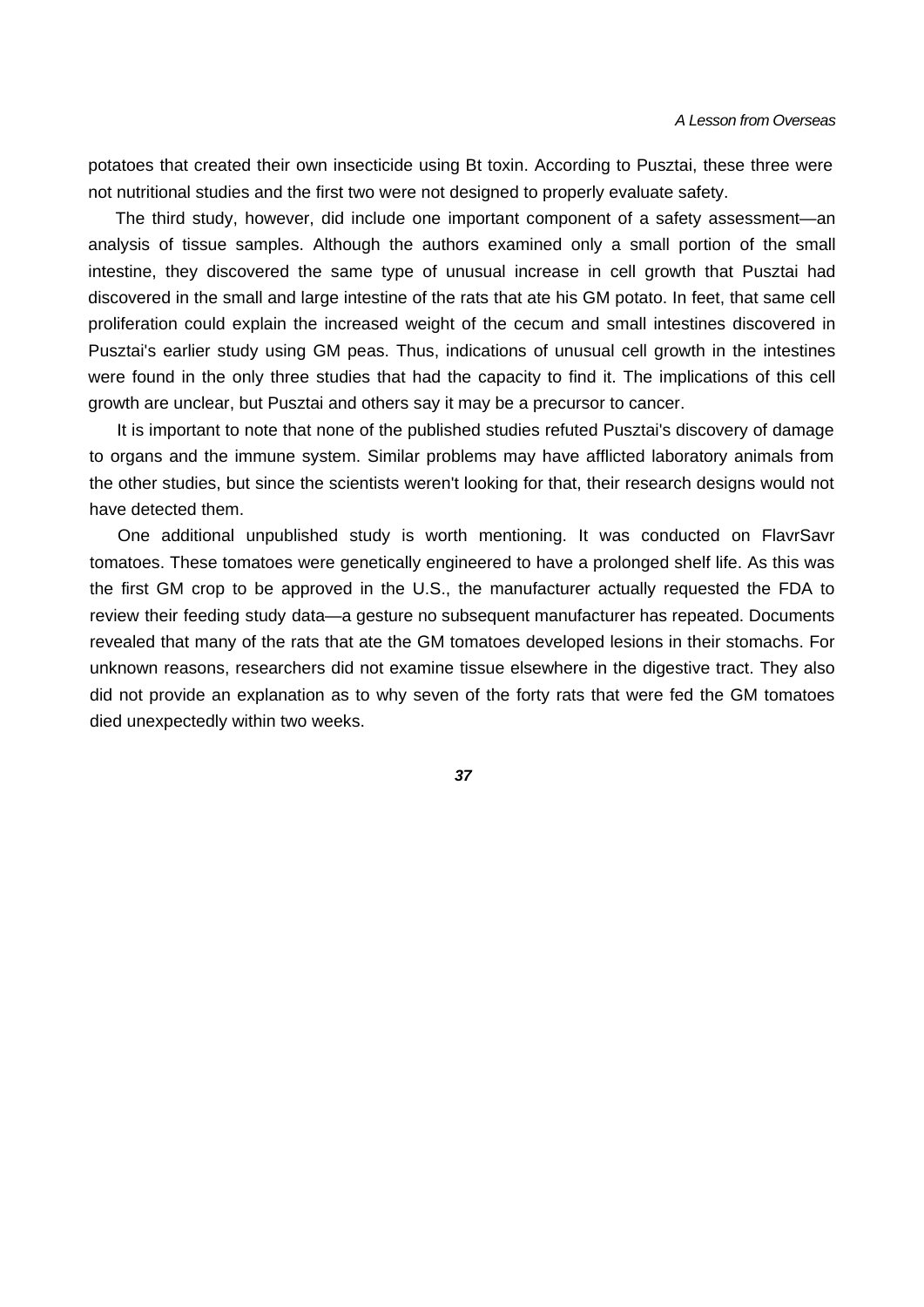potatoes that created their own insecticide using Bt toxin. According to Pusztai, these three were not nutritional studies and the first two were not designed to properly evaluate safety.

The third study, however, did include one important component of a safety assessment—an analysis of tissue samples. Although the authors examined only a small portion of the small intestine, they discovered the same type of unusual increase in cell growth that Pusztai had discovered in the small and large intestine of the rats that ate his GM potato. In feet, that same cell proliferation could explain the increased weight of the cecum and small intestines discovered in Pusztai's earlier study using GM peas. Thus, indications of unusual cell growth in the intestines were found in the only three studies that had the capacity to find it. The implications of this cell growth are unclear, but Pusztai and others say it may be a precursor to cancer.

It is important to note that none of the published studies refuted Pusztai's discovery of damage to organs and the immune system. Similar problems may have afflicted laboratory animals from the other studies, but since the scientists weren't looking for that, their research designs would not have detected them.

One additional unpublished study is worth mentioning. It was conducted on FlavrSavr tomatoes. These tomatoes were genetically engineered to have a prolonged shelf life. As this was the first GM crop to be approved in the U.S., the manufacturer actually requested the FDA to review their feeding study data—a gesture no subsequent manufacturer has repeated. Documents revealed that many of the rats that ate the GM tomatoes developed lesions in their stomachs. For unknown reasons, researchers did not examine tissue elsewhere in the digestive tract. They also did not provide an explanation as to why seven of the forty rats that were fed the GM tomatoes died unexpectedly within two weeks.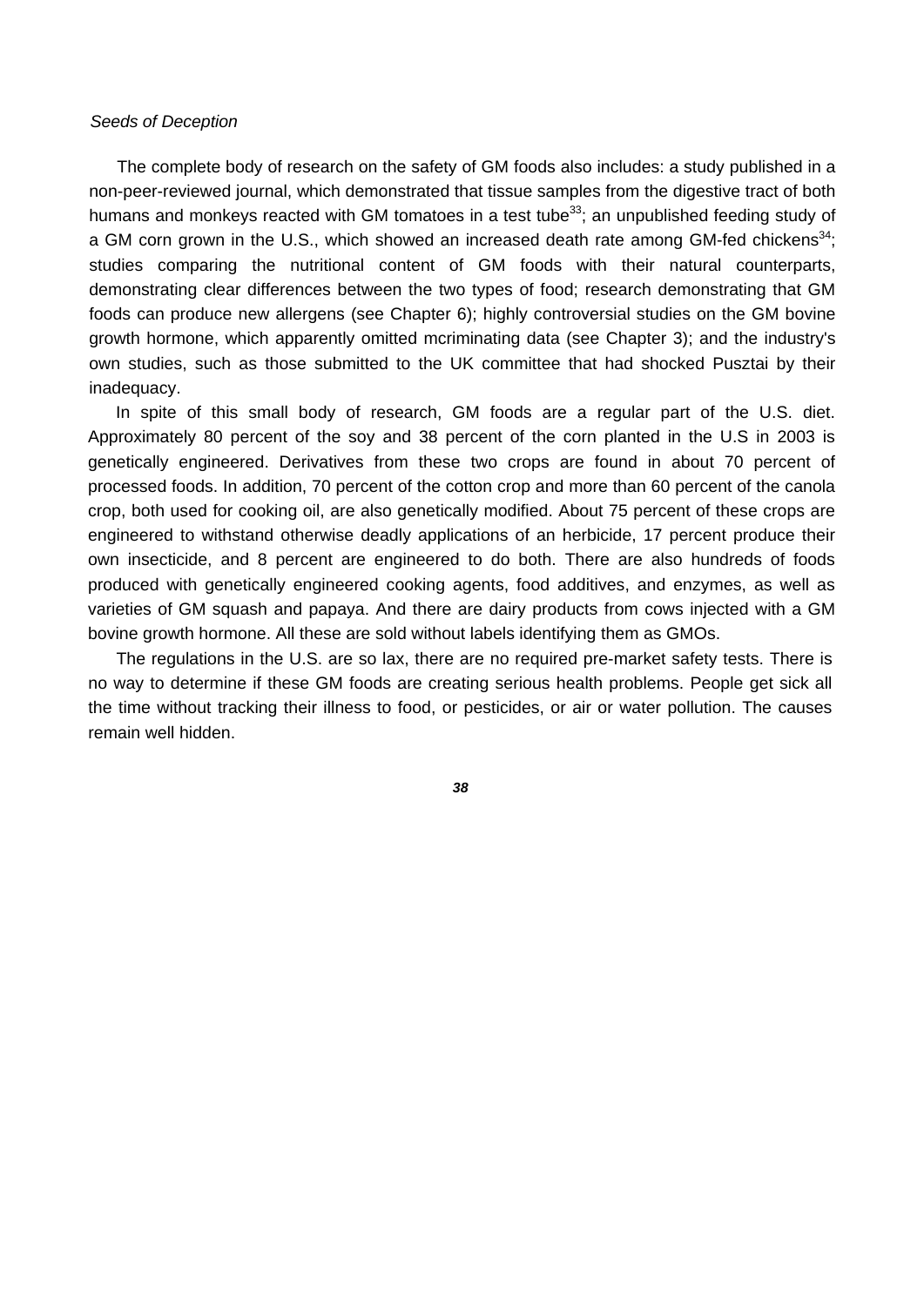The complete body of research on the safety of GM foods also includes: a study published in a non-peer-reviewed journal, which demonstrated that tissue samples from the digestive tract of both humans and monkeys reacted with GM tomatoes in a test tube[33]; an unpublished feeding study of a GM corn grown in the U.S., which showed an increased death rate among GM-fed chickens[34]; studies comparing the nutritional content of GM foods with their natural counterparts, demonstrating clear differences between the two types of food; research demonstrating that GM foods can produce new allergens (see Chapter 6); highly controversial studies on the GM bovine growth hormone, which apparently omitted mcriminating data (see Chapter 3); and the industry's own studies, such as those submitted to the UK committee that had shocked Pusztai by their inadequacy.

In spite of this small body of research, GM foods are a regular part of the U.S. diet. Approximately 80 percent of the soy and 38 percent of the corn planted in the U.S in 2003 is genetically engineered. Derivatives from these two crops are found in about 70 percent of processed foods. In addition, 70 percent of the cotton crop and more than 60 percent of the canola crop, both used for cooking oil, are also genetically modified. About 75 percent of these crops are engineered to withstand otherwise deadly applications of an herbicide, 17 percent produce their own insecticide, and 8 percent are engineered to do both. There are also hundreds of foods produced with genetically engineered cooking agents, food additives, and enzymes, as well as varieties of GM squash and papaya. And there are dairy products from cows injected with a GM bovine growth hormone. All these are sold without labels identifying them as GMOs.

The regulations in the U.S. are so lax, there are no required pre-market safety tests. There is no way to determine if these GM foods are creating serious health problems. People get sick all the time without tracking their illness to food, or pesticides, or air or water pollution. The causes remain well hidden.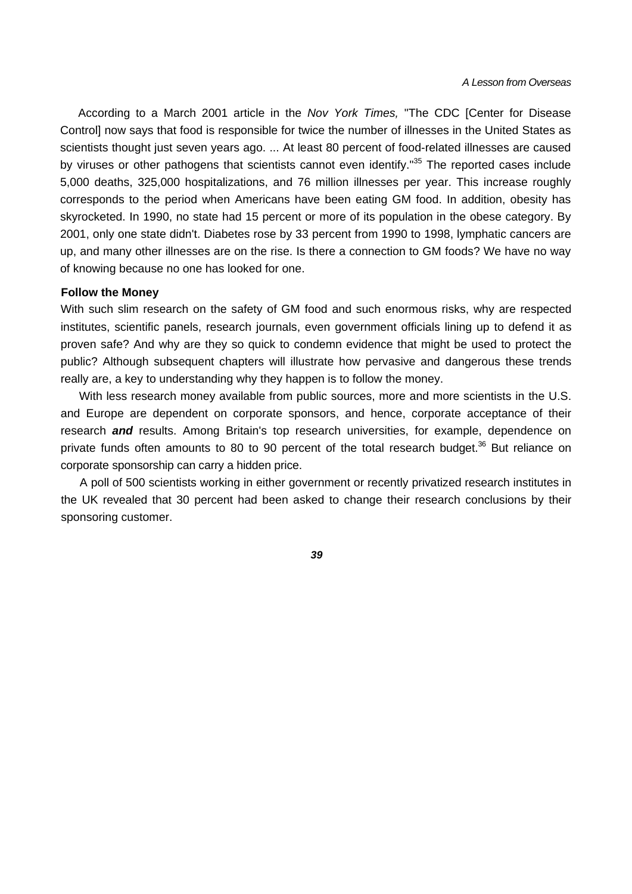According to a March 2001 article in the *Nov York Times,* "The CDC [Center for Disease Control] now says that food is responsible for twice the number of illnesses in the United States as scientists thought just seven years ago. ... At least 80 percent of food-related illnesses are caused by viruses or other pathogens that scientists cannot even identify."[35] The reported cases include 5,000 deaths, 325,000 hospitalizations, and 76 million illnesses per year. This increase roughly corresponds to the period when Americans have been eating GM food. In addition, obesity has skyrocketed. In 1990, no state had 15 percent or more of its population in the obese category. By 2001, only one state didn't. Diabetes rose by 33 percent from 1990 to 1998, lymphatic cancers are up, and many other illnesses are on the rise. Is there a connection to GM foods? We have no way of knowing because no one has looked for one.

**Follow the Money**

With such slim research on the safety of GM food and such enormous risks, why are respected institutes, scientific panels, research journals, even government officials lining up to defend it as proven safe? And why are they so quick to condemn evidence that might be used to protect the public? Although subsequent chapters will illustrate how pervasive and dangerous these trends really are, a key to understanding why they happen is to follow the money.

With less research money available from public sources, more and more scientists in the U.S. and Europe are dependent on corporate sponsors, and hence, corporate acceptance of their research ***and*** results. Among Britain's top research universities, for example, dependence on private funds often amounts to 80 to 90 percent of the total research budget.[36] But reliance on corporate sponsorship can carry a hidden price.

A poll of 500 scientists working in either government or recently privatized research institutes in the UK revealed that 30 percent had been asked to change their research conclusions by their sponsoring customer.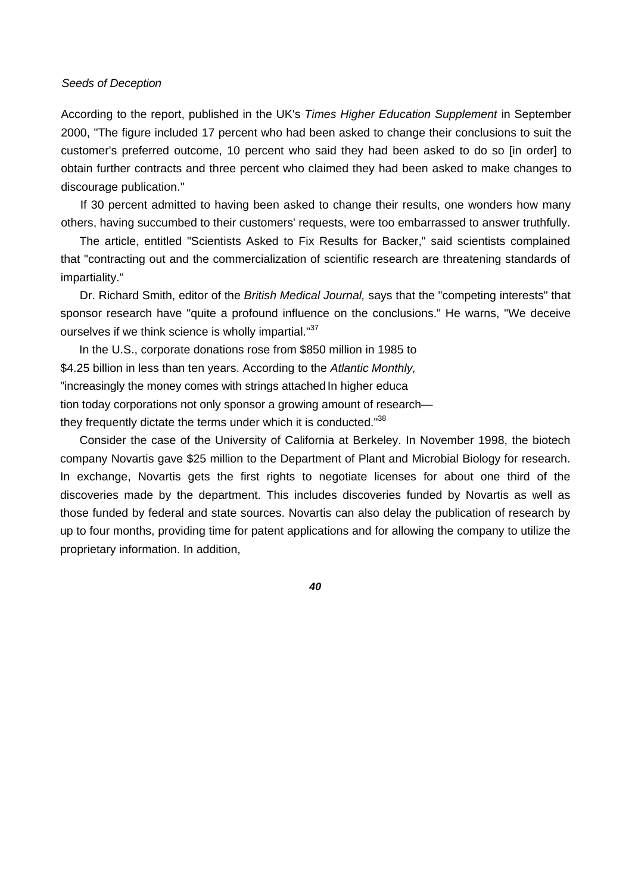According to the report, published in the UK's *Times Higher Education Supplement* in September 2000, "The figure included 17 percent who had been asked to change their conclusions to suit the customer's preferred outcome, 10 percent who said they had been asked to do so [in order] to obtain further contracts and three percent who claimed they had been asked to make changes to discourage publication."

If 30 percent admitted to having been asked to change their results, one wonders how many others, having succumbed to their customers' requests, were too embarrassed to answer truthfully.

The article, entitled "Scientists Asked to Fix Results for Backer," said scientists complained that "contracting out and the commercialization of scientific research are threatening standards of impartiality."

Dr. Richard Smith, editor of the *British Medical Journal,* says that the "competing interests" that sponsor research have "quite a profound influence on the conclusions." He warns, "We deceive ourselves if we think science is wholly impartial."[37]

In the U.S., corporate donations rose from $850 million in 1985 to $4.25 billion in less than ten years. According to the *Atlantic Monthly,* "increasingly the money comes with strings attached In higher education today corporations not only sponsor a growing amount of research—they frequently dictate the terms under which it is conducted."[38]

Consider the case of the University of California at Berkeley. In November 1998, the biotech company Novartis gave $25 million to the Department of Plant and Microbial Biology for research. In exchange, Novartis gets the first rights to negotiate licenses for about one third of the discoveries made by the department. This includes discoveries funded by Novartis as well as those funded by federal and state sources. Novartis can also delay the publication of research by up to four months, providing time for patent applications and for allowing the company to utilize the proprietary information. In addition,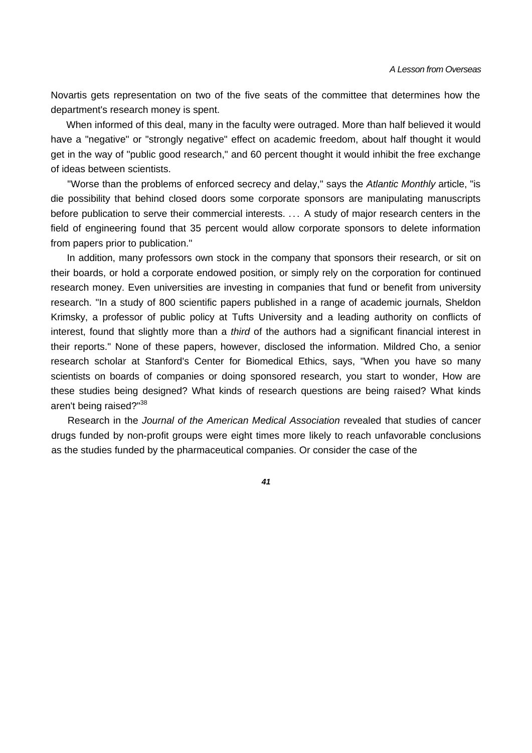Novartis gets representation on two of the five seats of the committee that determines how the department's research money is spent.

When informed of this deal, many in the faculty were outraged. More than half believed it would have a "negative" or "strongly negative" effect on academic freedom, about half thought it would get in the way of "public good research," and 60 percent thought it would inhibit the free exchange of ideas between scientists.

"Worse than the problems of enforced secrecy and delay," says the *Atlantic Monthly* article, "is die possibility that behind closed doors some corporate sponsors are manipulating manuscripts before publication to serve their commercial interests. . . . A study of major research centers in the field of engineering found that 35 percent would allow corporate sponsors to delete information from papers prior to publication."

In addition, many professors own stock in the company that sponsors their research, or sit on their boards, or hold a corporate endowed position, or simply rely on the corporation for continued research money. Even universities are investing in companies that fund or benefit from university research. "In a study of 800 scientific papers published in a range of academic journals, Sheldon Krimsky, a professor of public policy at Tufts University and a leading authority on conflicts of interest, found that slightly more than a *third* of the authors had a significant financial interest in their reports." None of these papers, however, disclosed the information. Mildred Cho, a senior research scholar at Stanford's Center for Biomedical Ethics, says, "When you have so many scientists on boards of companies or doing sponsored research, you start to wonder, How are these studies being designed? What kinds of research questions are being raised? What kinds aren't being raised?"[38]

Research in the *Journal of the American Medical Association* revealed that studies of cancer drugs funded by non-profit groups were eight times more likely to reach unfavorable conclusions as the studies funded by the pharmaceutical companies. Or consider the case of the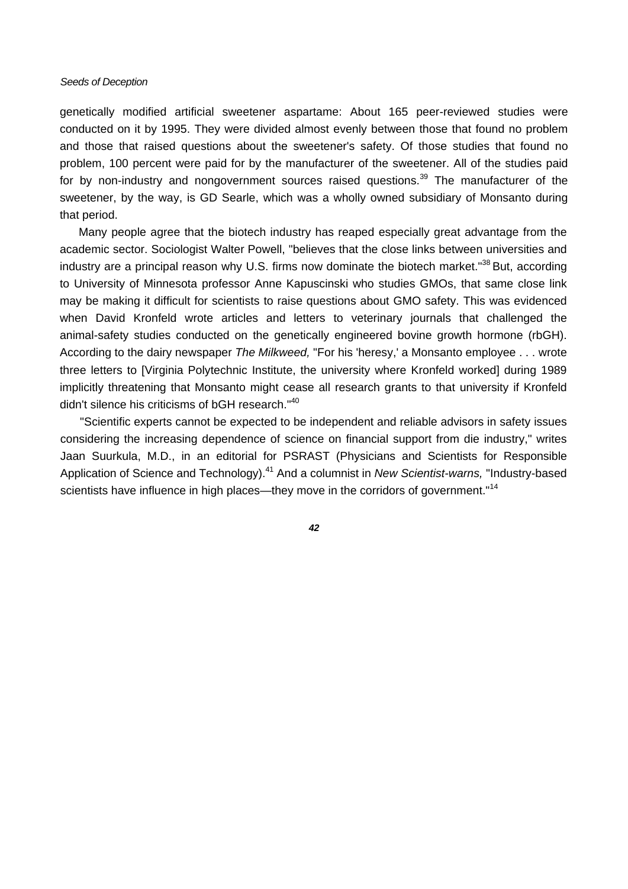genetically modified artificial sweetener aspartame: About 165 peer-reviewed studies were conducted on it by 1995. They were divided almost evenly between those that found no problem and those that raised questions about the sweetener's safety. Of those studies that found no problem, 100 percent were paid for by the manufacturer of the sweetener. All of the studies paid for by non-industry and nongovernment sources raised questions.[39] The manufacturer of the sweetener, by the way, is GD Searle, which was a wholly owned subsidiary of Monsanto during that period.

Many people agree that the biotech industry has reaped especially great advantage from the academic sector. Sociologist Walter Powell, "believes that the close links between universities and industry are a principal reason why U.S. firms now dominate the biotech market."[38] But, according to University of Minnesota professor Anne Kapuscinski who studies GMOs, that same close link may be making it difficult for scientists to raise questions about GMO safety. This was evidenced when David Kronfeld wrote articles and letters to veterinary journals that challenged the animal-safety studies conducted on the genetically engineered bovine growth hormone (rbGH). According to the dairy newspaper *The Milkweed,* "For his 'heresy,' a Monsanto employee . . . wrote three letters to [Virginia Polytechnic Institute, the university where Kronfeld worked] during 1989 implicitly threatening that Monsanto might cease all research grants to that university if Kronfeld didn't silence his criticisms of bGH research."[40]

"Scientific experts cannot be expected to be independent and reliable advisors in safety issues considering the increasing dependence of science on financial support from die industry," writes Jaan Suurkula, M.D., in an editorial for PSRAST (Physicians and Scientists for Responsible Application of Science and Technology).[41] And a columnist in *New Scientist-warns,* "Industry-based scientists have influence in high places—they move in the corridors of government."[14]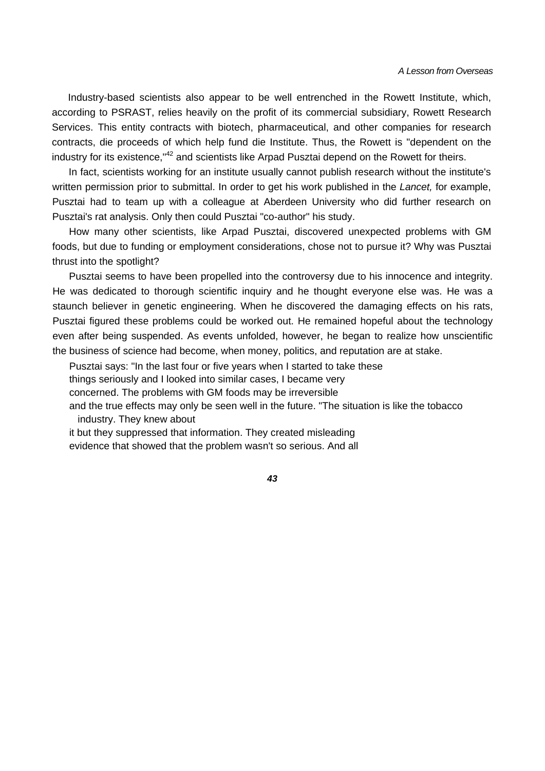Industry-based scientists also appear to be well entrenched in the Rowett Institute, which, according to PSRAST, relies heavily on the profit of its commercial subsidiary, Rowett Research Services. This entity contracts with biotech, pharmaceutical, and other companies for research contracts, die proceeds of which help fund die Institute. Thus, the Rowett is "dependent on the industry for its existence,"[42] and scientists like Arpad Pusztai depend on the Rowett for theirs.

In fact, scientists working for an institute usually cannot publish research without the institute's written permission prior to submittal. In order to get his work published in the *Lancet,* for example, Pusztai had to team up with a colleague at Aberdeen University who did further research on Pusztai's rat analysis. Only then could Pusztai "co-author" his study.

How many other scientists, like Arpad Pusztai, discovered unexpected problems with GM foods, but due to funding or employment considerations, chose not to pursue it? Why was Pusztai thrust into the spotlight?

Pusztai seems to have been propelled into the controversy due to his innocence and integrity. He was dedicated to thorough scientific inquiry and he thought everyone else was. He was a staunch believer in genetic engineering. When he discovered the damaging effects on his rats, Pusztai figured these problems could be worked out. He remained hopeful about the technology even after being suspended. As events unfolded, however, he began to realize how unscientific the business of science had become, when money, politics, and reputation are at stake.

Pusztai says: "In the last four or five years when I started to take these things seriously and I looked into similar cases, I became very concerned. The problems with GM foods may be irreversible and the true effects may only be seen well in the future. "The situation is like the tobacco industry. They knew about it but they suppressed that information. They created misleading evidence that showed that the problem wasn't so serious. And all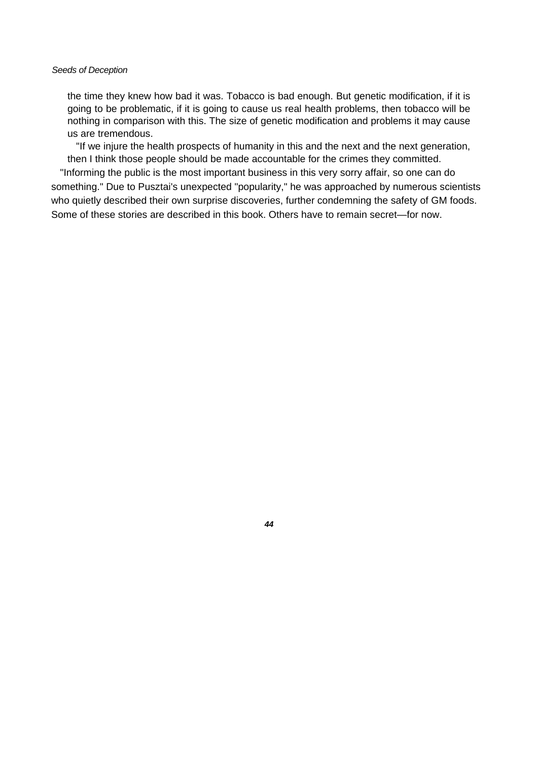> the time they knew how bad it was. Tobacco is bad enough. But genetic modification, if it is going to be problematic, if it is going to cause us real health problems, then tobacco will be nothing in comparison with this. The size of genetic modification and problems it may cause us are tremendous.
>
> "If we injure the health prospects of humanity in this and the next and the next generation, then I think those people should be made accountable for the crimes they committed.

"Informing the public is the most important business in this very sorry affair, so one can do something." Due to Pusztai's unexpected "popularity," he was approached by numerous scientists who quietly described their own surprise discoveries, further condemning the safety of GM foods. Some of these stories are described in this book. Others have to remain secret—for now.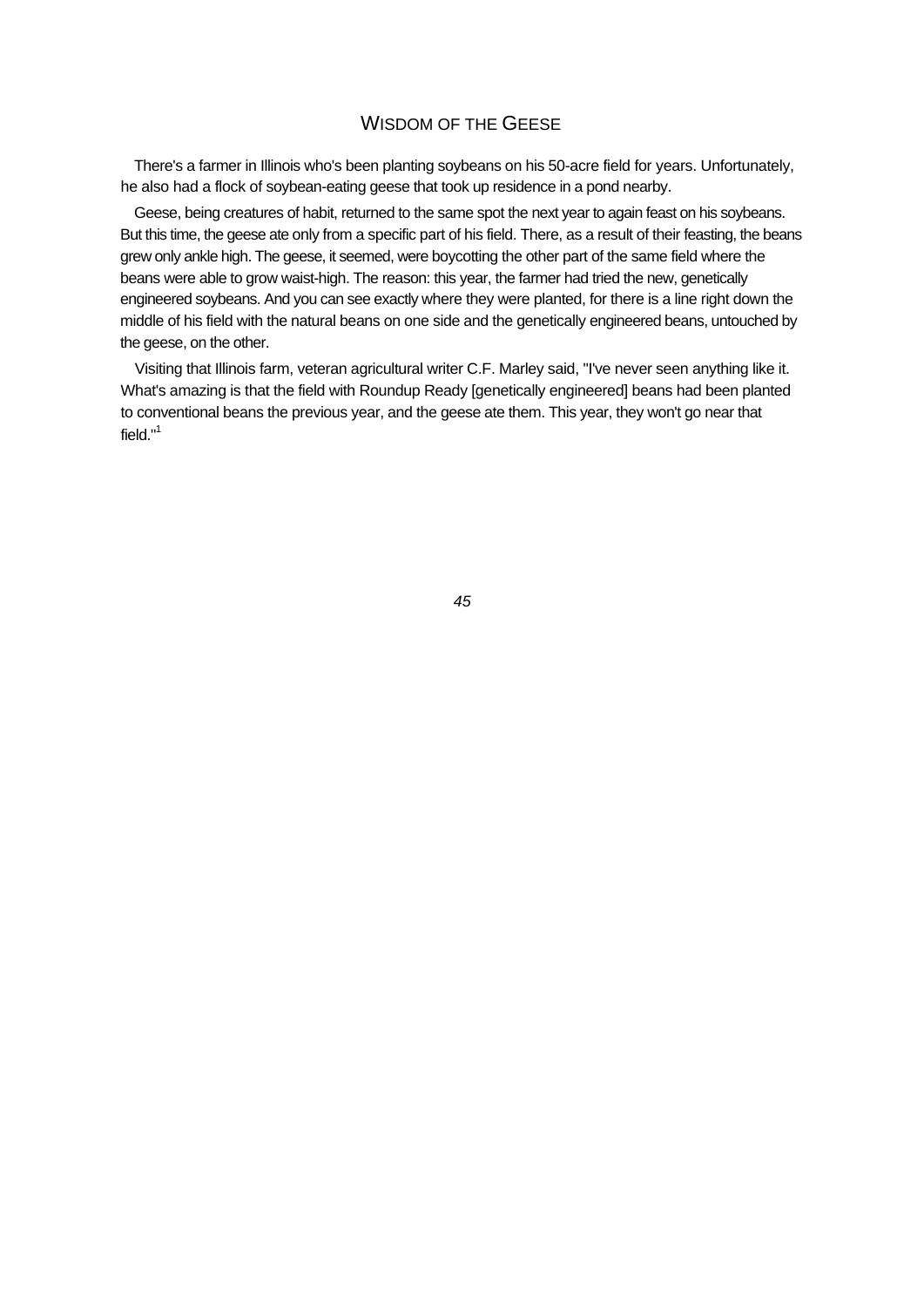## WISDOM OF THE GEESE

There's a farmer in Illinois who's been planting soybeans on his 50-acre field for years. Unfortunately, he also had a flock of soybean-eating geese that took up residence in a pond nearby.

Geese, being creatures of habit, returned to the same spot the next year to again feast on his soybeans. But this time, the geese ate only from a specific part of his field. There, as a result of their feasting, the beans grew only ankle high. The geese, it seemed, were boycotting the other part of the same field where the beans were able to grow waist-high. The reason: this year, the farmer had tried the new, genetically engineered soybeans. And you can see exactly where they were planted, for there is a line right down the middle of his field with the natural beans on one side and the genetically engineered beans, untouched by the geese, on the other.

Visiting that Illinois farm, veteran agricultural writer C.F. Marley said, "I've never seen anything like it. What's amazing is that the field with Roundup Ready [genetically engineered] beans had been planted to conventional beans the previous year, and the geese ate them. This year, they won't go near that field."[1]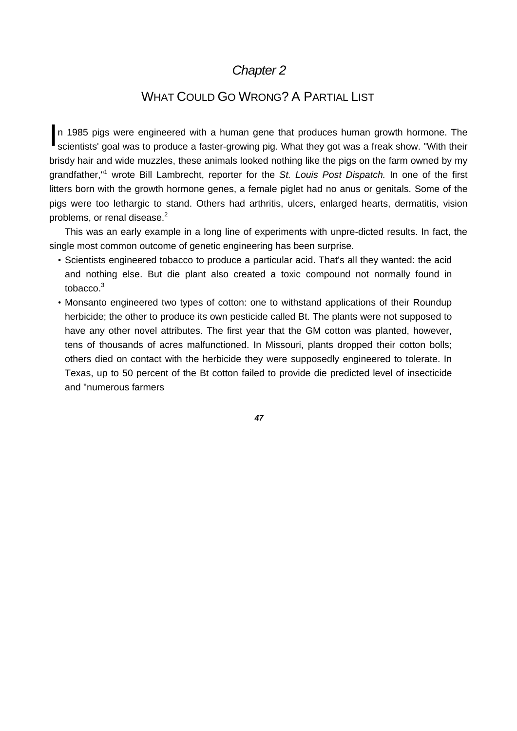*Chapter 2*

## WHAT COULD GO WRONG? A PARTIAL LIST

In 1985 pigs were engineered with a human gene that produces human growth hormone. The scientists' goal was to produce a faster-growing pig. What they got was a freak show. "With their brisdy hair and wide muzzles, these animals looked nothing like the pigs on the farm owned by my grandfather,"[1] wrote Bill Lambrecht, reporter for the *St. Louis Post Dispatch.* In one of the first litters born with the growth hormone genes, a female piglet had no anus or genitals. Some of the pigs were too lethargic to stand. Others had arthritis, ulcers, enlarged hearts, dermatitis, vision problems, or renal disease.[2]

This was an early example in a long line of experiments with unpre-dicted results. In fact, the single most common outcome of genetic engineering has been surprise.

- Scientists engineered tobacco to produce a particular acid. That's all they wanted: the acid and nothing else. But die plant also created a toxic compound not normally found in tobacco.[3]
- Monsanto engineered two types of cotton: one to withstand applications of their Roundup herbicide; the other to produce its own pesticide called Bt. The plants were not supposed to have any other novel attributes. The first year that the GM cotton was planted, however, tens of thousands of acres malfunctioned. In Missouri, plants dropped their cotton bolls; others died on contact with the herbicide they were supposedly engineered to tolerate. In Texas, up to 50 percent of the Bt cotton failed to provide die predicted level of insecticide and "numerous farmers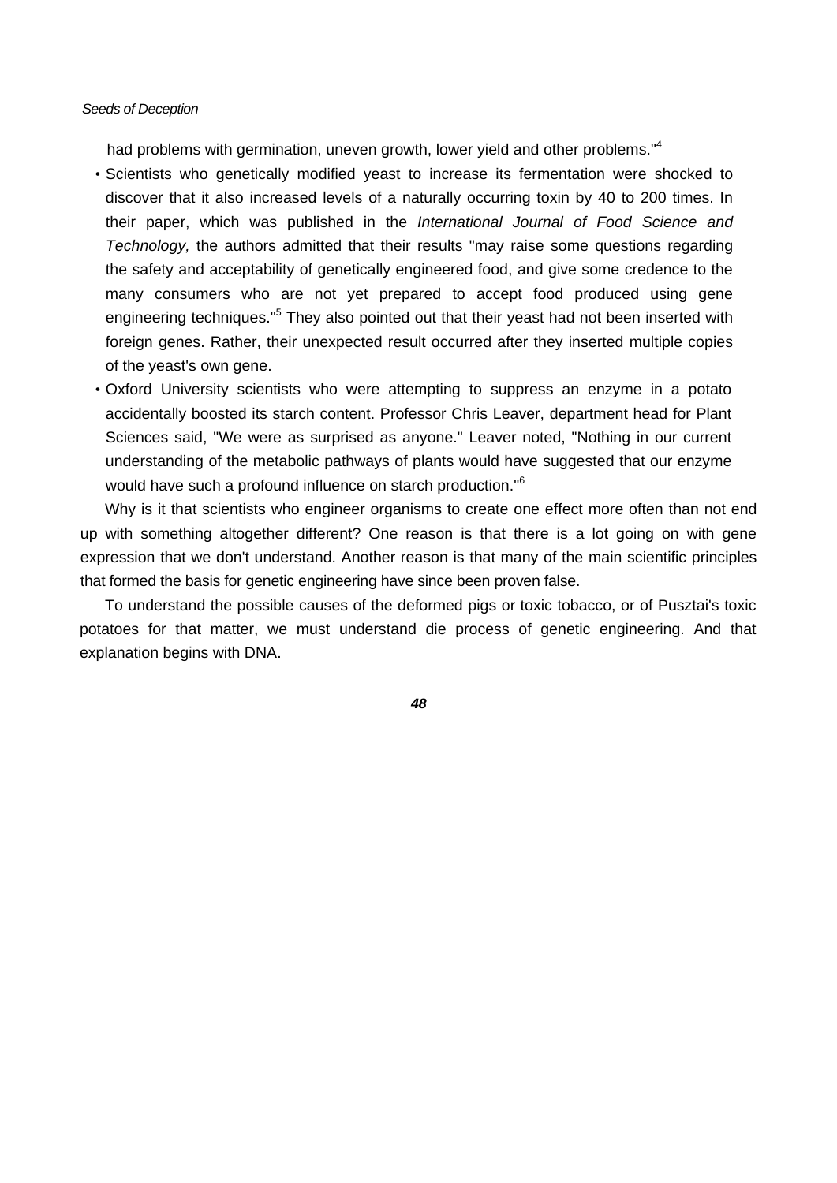had problems with germination, uneven growth, lower yield and other problems."[4]

- Scientists who genetically modified yeast to increase its fermentation were shocked to discover that it also increased levels of a naturally occurring toxin by 40 to 200 times. In their paper, which was published in the *International Journal of Food Science and Technology,* the authors admitted that their results "may raise some questions regarding the safety and acceptability of genetically engineered food, and give some credence to the many consumers who are not yet prepared to accept food produced using gene engineering techniques."[5] They also pointed out that their yeast had not been inserted with foreign genes. Rather, their unexpected result occurred after they inserted multiple copies of the yeast's own gene.
- Oxford University scientists who were attempting to suppress an enzyme in a potato accidentally boosted its starch content. Professor Chris Leaver, department head for Plant Sciences said, "We were as surprised as anyone." Leaver noted, "Nothing in our current understanding of the metabolic pathways of plants would have suggested that our enzyme would have such a profound influence on starch production."[6]

Why is it that scientists who engineer organisms to create one effect more often than not end up with something altogether different? One reason is that there is a lot going on with gene expression that we don't understand. Another reason is that many of the main scientific principles that formed the basis for genetic engineering have since been proven false.

To understand the possible causes of the deformed pigs or toxic tobacco, or of Pusztai's toxic potatoes for that matter, we must understand die process of genetic engineering. And that explanation begins with DNA.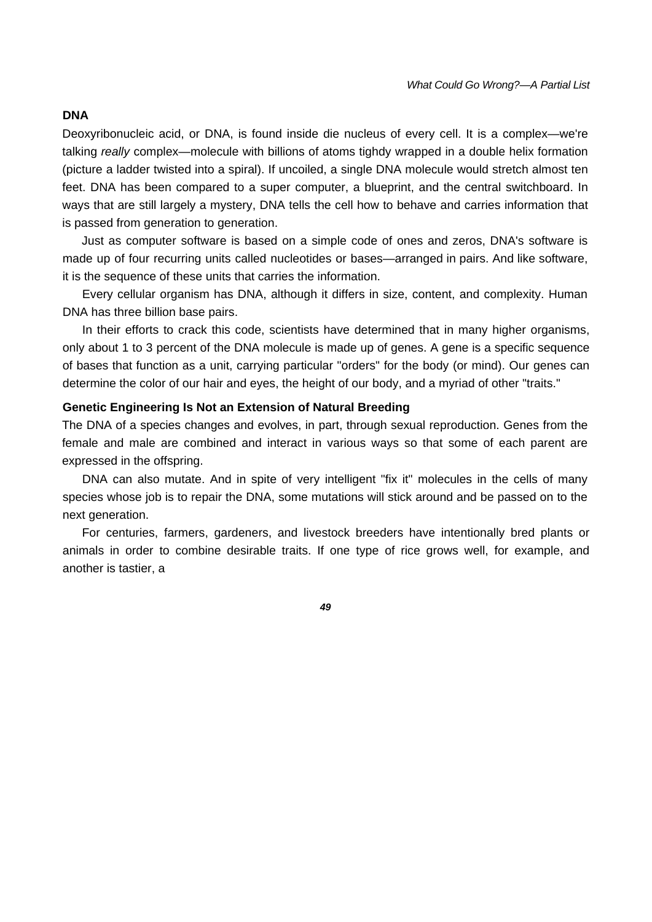### DNA

Deoxyribonucleic acid, or DNA, is found inside die nucleus of every cell. It is a complex—we're talking *really* complex—molecule with billions of atoms tighdy wrapped in a double helix formation (picture a ladder twisted into a spiral). If uncoiled, a single DNA molecule would stretch almost ten feet. DNA has been compared to a super computer, a blueprint, and the central switchboard. In ways that are still largely a mystery, DNA tells the cell how to behave and carries information that is passed from generation to generation.

Just as computer software is based on a simple code of ones and zeros, DNA's software is made up of four recurring units called nucleotides or bases—arranged in pairs. And like software, it is the sequence of these units that carries the information.

Every cellular organism has DNA, although it differs in size, content, and complexity. Human DNA has three billion base pairs.

In their efforts to crack this code, scientists have determined that in many higher organisms, only about 1 to 3 percent of the DNA molecule is made up of genes. A gene is a specific sequence of bases that function as a unit, carrying particular "orders" for the body (or mind). Our genes can determine the color of our hair and eyes, the height of our body, and a myriad of other "traits."

### Genetic Engineering Is Not an Extension of Natural Breeding

The DNA of a species changes and evolves, in part, through sexual reproduction. Genes from the female and male are combined and interact in various ways so that some of each parent are expressed in the offspring.

DNA can also mutate. And in spite of very intelligent "fix it" molecules in the cells of many species whose job is to repair the DNA, some mutations will stick around and be passed on to the next generation.

For centuries, farmers, gardeners, and livestock breeders have intentionally bred plants or animals in order to combine desirable traits. If one type of rice grows well, for example, and another is tastier, a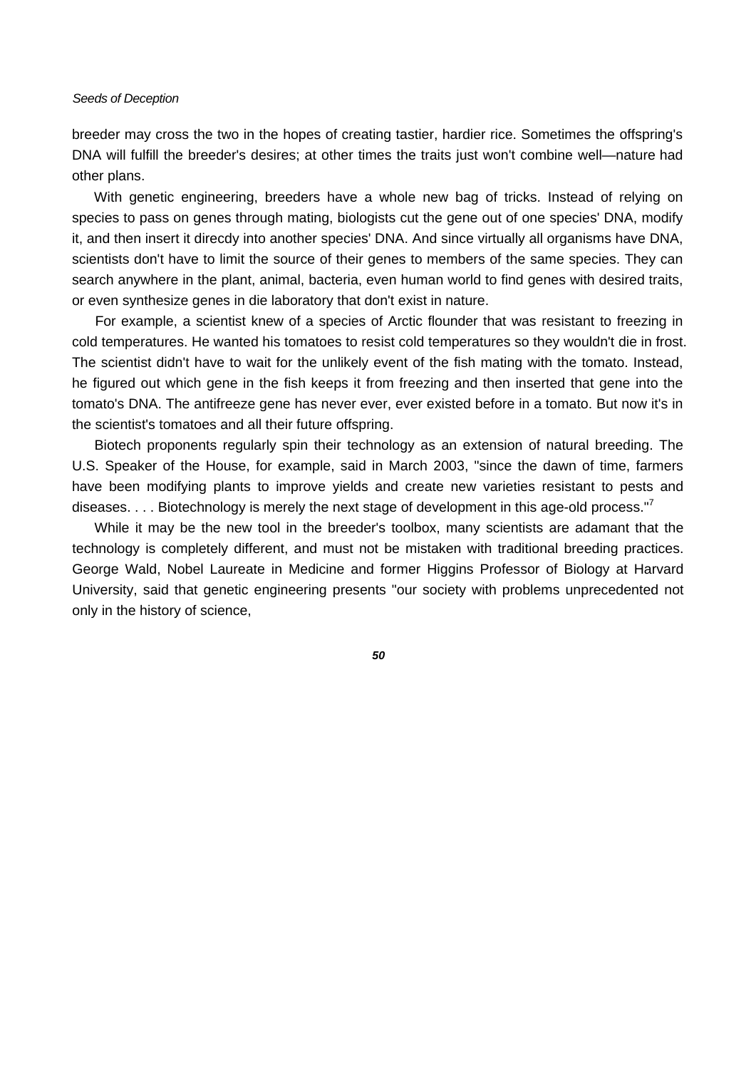breeder may cross the two in the hopes of creating tastier, hardier rice. Sometimes the offspring's DNA will fulfill the breeder's desires; at other times the traits just won't combine well—nature had other plans.

With genetic engineering, breeders have a whole new bag of tricks. Instead of relying on species to pass on genes through mating, biologists cut the gene out of one species' DNA, modify it, and then insert it direcdy into another species' DNA. And since virtually all organisms have DNA, scientists don't have to limit the source of their genes to members of the same species. They can search anywhere in the plant, animal, bacteria, even human world to find genes with desired traits, or even synthesize genes in die laboratory that don't exist in nature.

For example, a scientist knew of a species of Arctic flounder that was resistant to freezing in cold temperatures. He wanted his tomatoes to resist cold temperatures so they wouldn't die in frost. The scientist didn't have to wait for the unlikely event of the fish mating with the tomato. Instead, he figured out which gene in the fish keeps it from freezing and then inserted that gene into the tomato's DNA. The antifreeze gene has never ever, ever existed before in a tomato. But now it's in the scientist's tomatoes and all their future offspring.

Biotech proponents regularly spin their technology as an extension of natural breeding. The U.S. Speaker of the House, for example, said in March 2003, "since the dawn of time, farmers have been modifying plants to improve yields and create new varieties resistant to pests and diseases. . . . Biotechnology is merely the next stage of development in this age-old process."[7]

While it may be the new tool in the breeder's toolbox, many scientists are adamant that the technology is completely different, and must not be mistaken with traditional breeding practices. George Wald, Nobel Laureate in Medicine and former Higgins Professor of Biology at Harvard University, said that genetic engineering presents "our society with problems unprecedented not only in the history of science,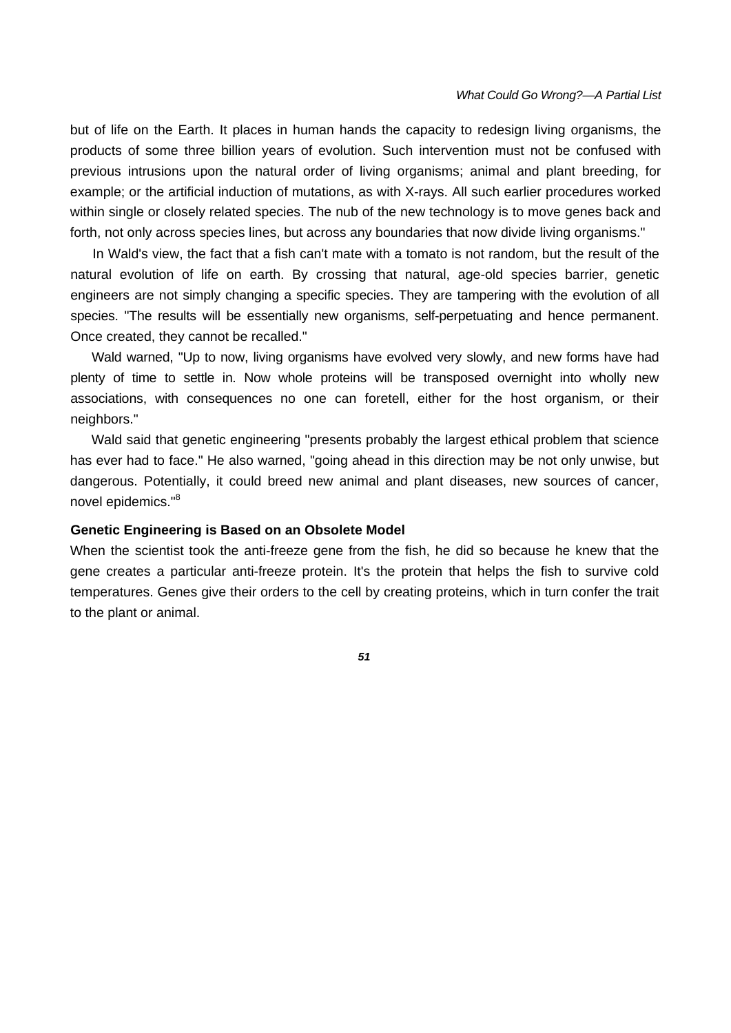but of life on the Earth. It places in human hands the capacity to redesign living organisms, the products of some three billion years of evolution. Such intervention must not be confused with previous intrusions upon the natural order of living organisms; animal and plant breeding, for example; or the artificial induction of mutations, as with X-rays. All such earlier procedures worked within single or closely related species. The nub of the new technology is to move genes back and forth, not only across species lines, but across any boundaries that now divide living organisms."

In Wald's view, the fact that a fish can't mate with a tomato is not random, but the result of the natural evolution of life on earth. By crossing that natural, age-old species barrier, genetic engineers are not simply changing a specific species. They are tampering with the evolution of all species. "The results will be essentially new organisms, self-perpetuating and hence permanent. Once created, they cannot be recalled."

Wald warned, "Up to now, living organisms have evolved very slowly, and new forms have had plenty of time to settle in. Now whole proteins will be transposed overnight into wholly new associations, with consequences no one can foretell, either for the host organism, or their neighbors."

Wald said that genetic engineering "presents probably the largest ethical problem that science has ever had to face." He also warned, "going ahead in this direction may be not only unwise, but dangerous. Potentially, it could breed new animal and plant diseases, new sources of cancer, novel epidemics."[8]

### Genetic Engineering is Based on an Obsolete Model

When the scientist took the anti-freeze gene from the fish, he did so because he knew that the gene creates a particular anti-freeze protein. It's the protein that helps the fish to survive cold temperatures. Genes give their orders to the cell by creating proteins, which in turn confer the trait to the plant or animal.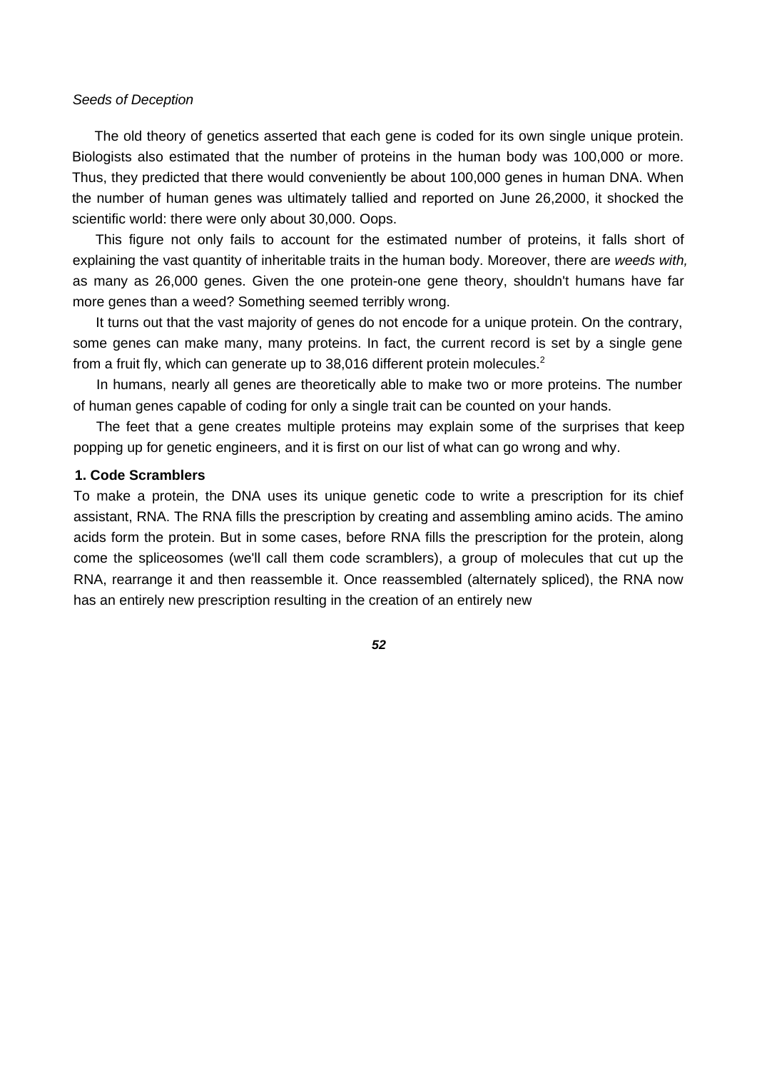The old theory of genetics asserted that each gene is coded for its own single unique protein. Biologists also estimated that the number of proteins in the human body was 100,000 or more. Thus, they predicted that there would conveniently be about 100,000 genes in human DNA. When the number of human genes was ultimately tallied and reported on June 26,2000, it shocked the scientific world: there were only about 30,000. Oops.

This figure not only fails to account for the estimated number of proteins, it falls short of explaining the vast quantity of inheritable traits in the human body. Moreover, there are *weeds with,* as many as 26,000 genes. Given the one protein-one gene theory, shouldn't humans have far more genes than a weed? Something seemed terribly wrong.

It turns out that the vast majority of genes do not encode for a unique protein. On the contrary, some genes can make many, many proteins. In fact, the current record is set by a single gene from a fruit fly, which can generate up to 38,016 different protein molecules.[2]

In humans, nearly all genes are theoretically able to make two or more proteins. The number of human genes capable of coding for only a single trait can be counted on your hands.

The feet that a gene creates multiple proteins may explain some of the surprises that keep popping up for genetic engineers, and it is first on our list of what can go wrong and why.

**1. Code Scramblers**

To make a protein, the DNA uses its unique genetic code to write a prescription for its chief assistant, RNA. The RNA fills the prescription by creating and assembling amino acids. The amino acids form the protein. But in some cases, before RNA fills the prescription for the protein, along come the spliceosomes (we'll call them code scramblers), a group of molecules that cut up the RNA, rearrange it and then reassemble it. Once reassembled (alternately spliced), the RNA now has an entirely new prescription resulting in the creation of an entirely new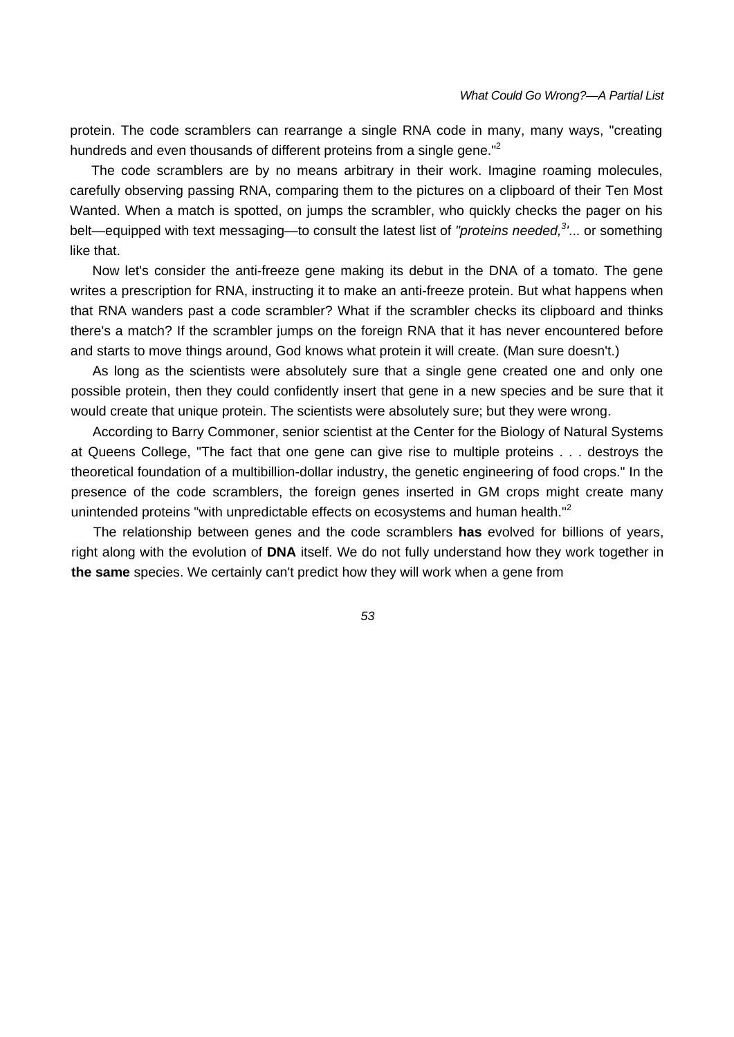protein. The code scramblers can rearrange a single RNA code in many, many ways, "creating hundreds and even thousands of different proteins from a single gene."[2]

The code scramblers are by no means arbitrary in their work. Imagine roaming molecules, carefully observing passing RNA, comparing them to the pictures on a clipboard of their Ten Most Wanted. When a match is spotted, on jumps the scrambler, who quickly checks the pager on his belt—equipped with text messaging—to consult the latest list of *"proteins needed,*[3]*'*... or something like that.

Now let's consider the anti-freeze gene making its debut in the DNA of a tomato. The gene writes a prescription for RNA, instructing it to make an anti-freeze protein. But what happens when that RNA wanders past a code scrambler? What if the scrambler checks its clipboard and thinks there's a match? If the scrambler jumps on the foreign RNA that it has never encountered before and starts to move things around, God knows what protein it will create. (Man sure doesn't.)

As long as the scientists were absolutely sure that a single gene created one and only one possible protein, then they could confidently insert that gene in a new species and be sure that it would create that unique protein. The scientists were absolutely sure; but they were wrong.

According to Barry Commoner, senior scientist at the Center for the Biology of Natural Systems at Queens College, "The fact that one gene can give rise to multiple proteins . . . destroys the theoretical foundation of a multibillion-dollar industry, the genetic engineering of food crops." In the presence of the code scramblers, the foreign genes inserted in GM crops might create many unintended proteins "with unpredictable effects on ecosystems and human health."[2]

The relationship between genes and the code scramblers **has** evolved for billions of years, right along with the evolution of **DNA** itself. We do not fully understand how they work together in **the same** species. We certainly can't predict how they will work when a gene from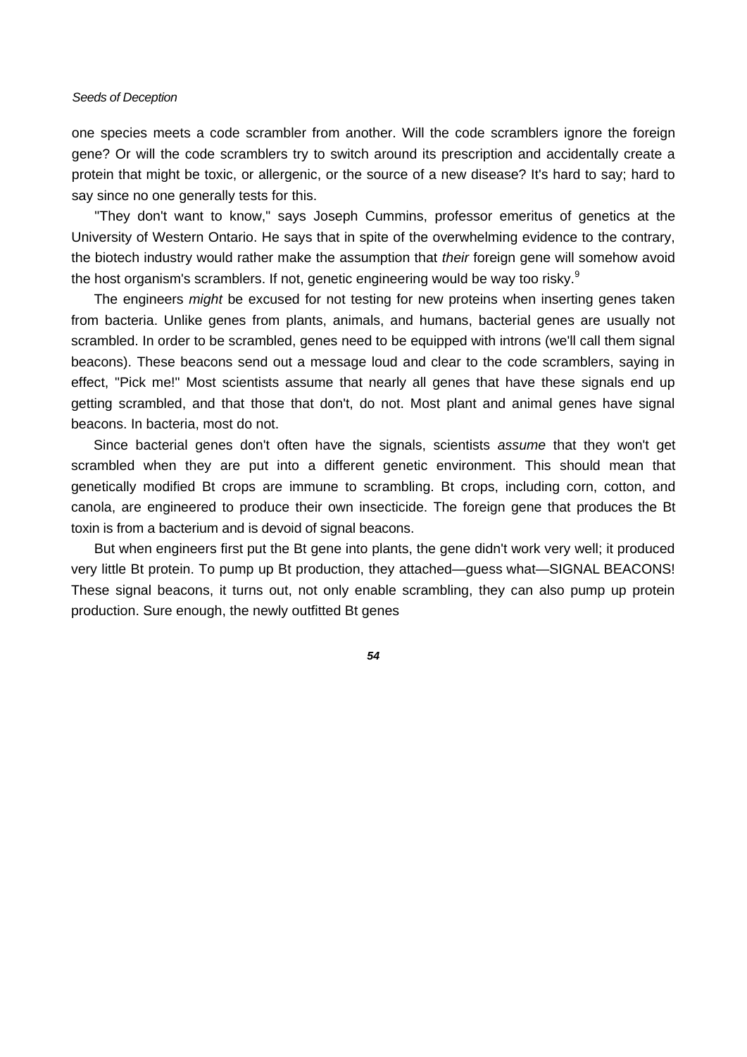one species meets a code scrambler from another. Will the code scramblers ignore the foreign gene? Or will the code scramblers try to switch around its prescription and accidentally create a protein that might be toxic, or allergenic, or the source of a new disease? It's hard to say; hard to say since no one generally tests for this.

"They don't want to know," says Joseph Cummins, professor emeritus of genetics at the University of Western Ontario. He says that in spite of the overwhelming evidence to the contrary, the biotech industry would rather make the assumption that *their* foreign gene will somehow avoid the host organism's scramblers. If not, genetic engineering would be way too risky.[9]

The engineers *might* be excused for not testing for new proteins when inserting genes taken from bacteria. Unlike genes from plants, animals, and humans, bacterial genes are usually not scrambled. In order to be scrambled, genes need to be equipped with introns (we'll call them signal beacons). These beacons send out a message loud and clear to the code scramblers, saying in effect, "Pick me!" Most scientists assume that nearly all genes that have these signals end up getting scrambled, and that those that don't, do not. Most plant and animal genes have signal beacons. In bacteria, most do not.

Since bacterial genes don't often have the signals, scientists *assume* that they won't get scrambled when they are put into a different genetic environment. This should mean that genetically modified Bt crops are immune to scrambling. Bt crops, including corn, cotton, and canola, are engineered to produce their own insecticide. The foreign gene that produces the Bt toxin is from a bacterium and is devoid of signal beacons.

But when engineers first put the Bt gene into plants, the gene didn't work very well; it produced very little Bt protein. To pump up Bt production, they attached—guess what—SIGNAL BEACONS! These signal beacons, it turns out, not only enable scrambling, they can also pump up protein production. Sure enough, the newly outfitted Bt genes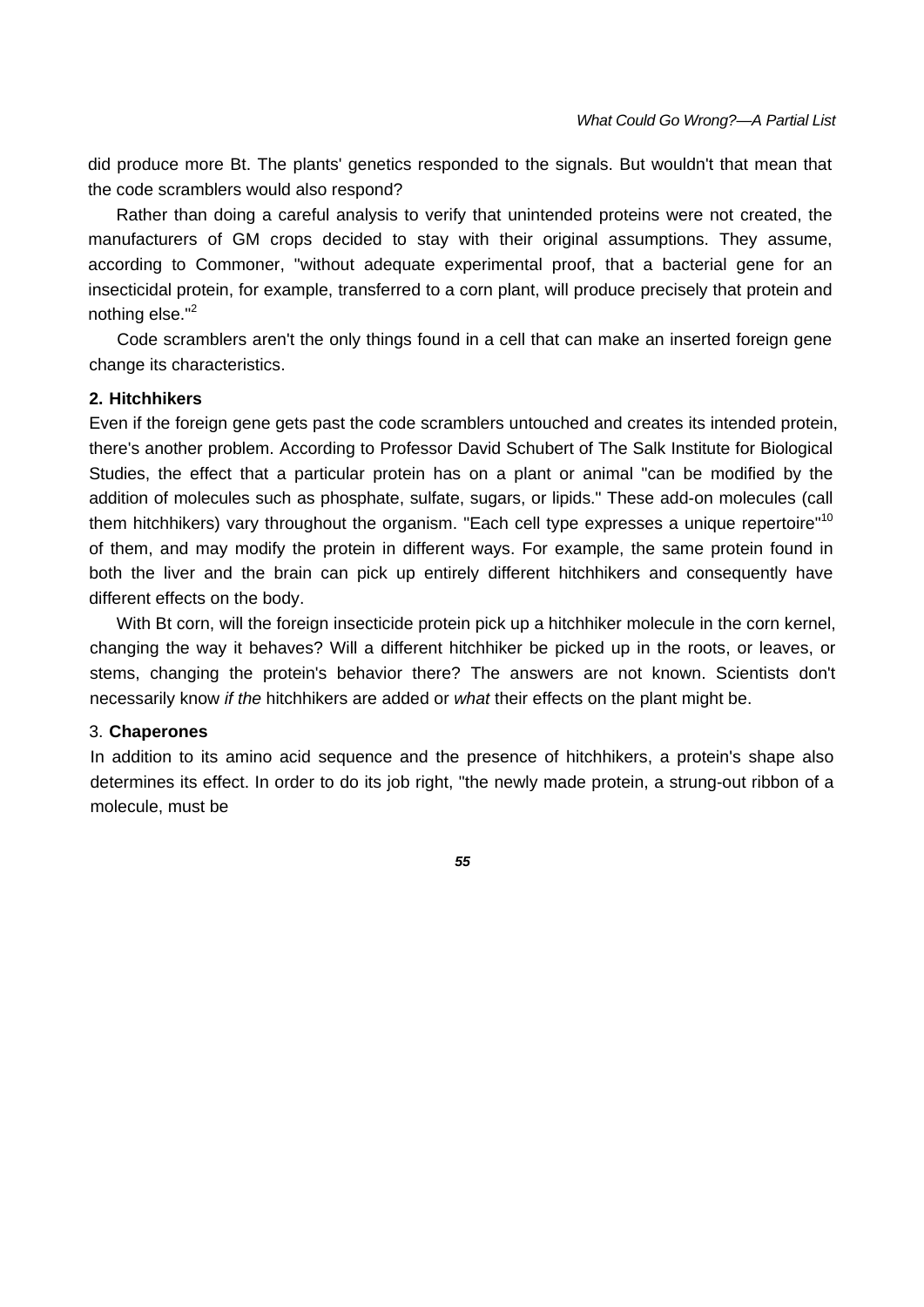did produce more Bt. The plants' genetics responded to the signals. But wouldn't that mean that the code scramblers would also respond?

Rather than doing a careful analysis to verify that unintended proteins were not created, the manufacturers of GM crops decided to stay with their original assumptions. They assume, according to Commoner, "without adequate experimental proof, that a bacterial gene for an insecticidal protein, for example, transferred to a corn plant, will produce precisely that protein and nothing else."[2]

Code scramblers aren't the only things found in a cell that can make an inserted foreign gene change its characteristics.

### 2. Hitchhikers

Even if the foreign gene gets past the code scramblers untouched and creates its intended protein, there's another problem. According to Professor David Schubert of The Salk Institute for Biological Studies, the effect that a particular protein has on a plant or animal "can be modified by the addition of molecules such as phosphate, sulfate, sugars, or lipids." These add-on molecules (call them hitchhikers) vary throughout the organism. "Each cell type expresses a unique repertoire"[10] of them, and may modify the protein in different ways. For example, the same protein found in both the liver and the brain can pick up entirely different hitchhikers and consequently have different effects on the body.

With Bt corn, will the foreign insecticide protein pick up a hitchhiker molecule in the corn kernel, changing the way it behaves? Will a different hitchhiker be picked up in the roots, or leaves, or stems, changing the protein's behavior there? The answers are not known. Scientists don't necessarily know *if the* hitchhikers are added or *what* their effects on the plant might be.

### 3. Chaperones

In addition to its amino acid sequence and the presence of hitchhikers, a protein's shape also determines its effect. In order to do its job right, "the newly made protein, a strung-out ribbon of a molecule, must be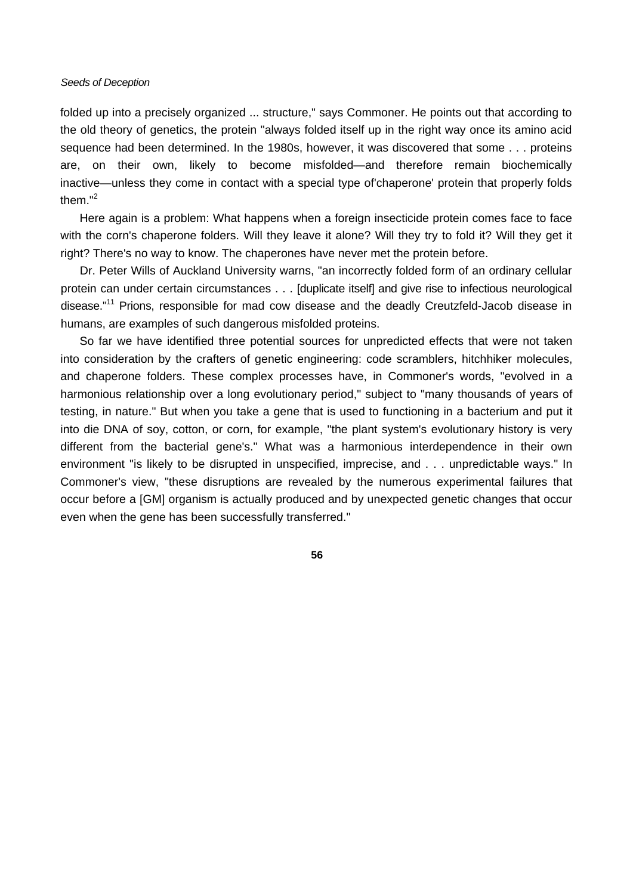folded up into a precisely organized ... structure," says Commoner. He points out that according to the old theory of genetics, the protein "always folded itself up in the right way once its amino acid sequence had been determined. In the 1980s, however, it was discovered that some . . . proteins are, on their own, likely to become misfolded—and therefore remain biochemically inactive—unless they come in contact with a special type of'chaperone' protein that properly folds them."[2]

Here again is a problem: What happens when a foreign insecticide protein comes face to face with the corn's chaperone folders. Will they leave it alone? Will they try to fold it? Will they get it right? There's no way to know. The chaperones have never met the protein before.

Dr. Peter Wills of Auckland University warns, "an incorrectly folded form of an ordinary cellular protein can under certain circumstances . . . [duplicate itself] and give rise to infectious neurological disease."[11] Prions, responsible for mad cow disease and the deadly Creutzfeld-Jacob disease in humans, are examples of such dangerous misfolded proteins.

So far we have identified three potential sources for unpredicted effects that were not taken into consideration by the crafters of genetic engineering: code scramblers, hitchhiker molecules, and chaperone folders. These complex processes have, in Commoner's words, "evolved in a harmonious relationship over a long evolutionary period," subject to "many thousands of years of testing, in nature." But when you take a gene that is used to functioning in a bacterium and put it into die DNA of soy, cotton, or corn, for example, "the plant system's evolutionary history is very different from the bacterial gene's." What was a harmonious interdependence in their own environment "is likely to be disrupted in unspecified, imprecise, and . . . unpredictable ways." In Commoner's view, "these disruptions are revealed by the numerous experimental failures that occur before a [GM] organism is actually produced and by unexpected genetic changes that occur even when the gene has been successfully transferred."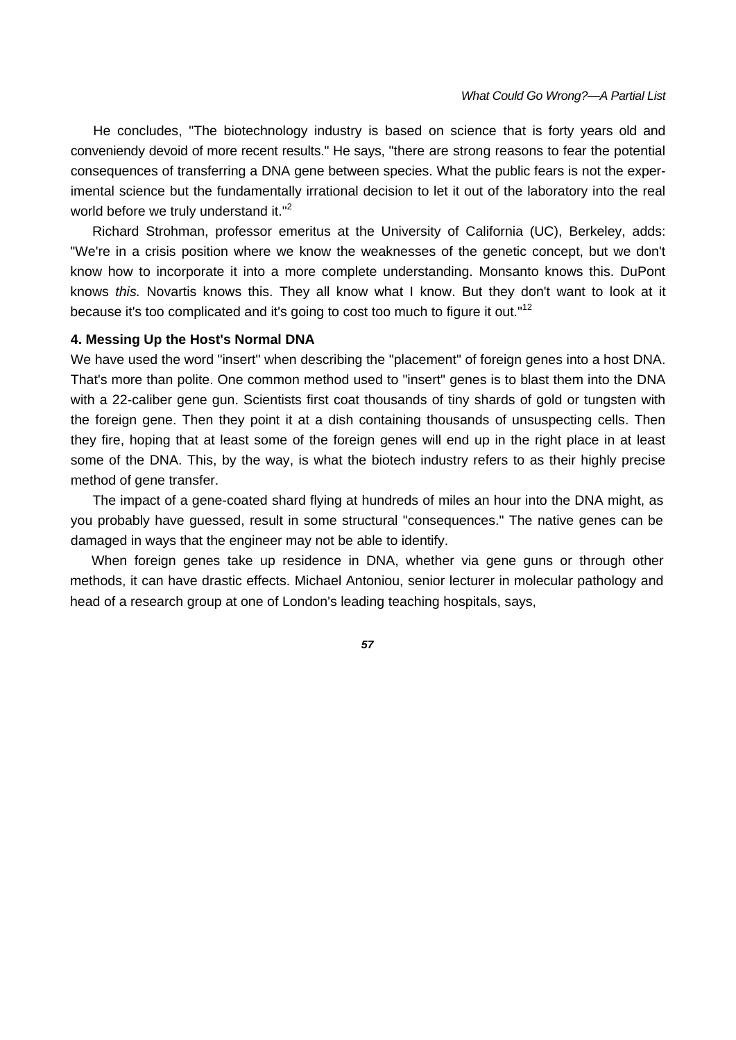He concludes, "The biotechnology industry is based on science that is forty years old and conveniendy devoid of more recent results." He says, "there are strong reasons to fear the potential consequences of transferring a DNA gene between species. What the public fears is not the experimental science but the fundamentally irrational decision to let it out of the laboratory into the real world before we truly understand it."[2]

Richard Strohman, professor emeritus at the University of California (UC), Berkeley, adds: "We're in a crisis position where we know the weaknesses of the genetic concept, but we don't know how to incorporate it into a more complete understanding. Monsanto knows this. DuPont knows *this.* Novartis knows this. They all know what I know. But they don't want to look at it because it's too complicated and it's going to cost too much to figure it out."[12]

**4. Messing Up the Host's Normal DNA**

We have used the word "insert" when describing the "placement" of foreign genes into a host DNA. That's more than polite. One common method used to "insert" genes is to blast them into the DNA with a 22-caliber gene gun. Scientists first coat thousands of tiny shards of gold or tungsten with the foreign gene. Then they point it at a dish containing thousands of unsuspecting cells. Then they fire, hoping that at least some of the foreign genes will end up in the right place in at least some of the DNA. This, by the way, is what the biotech industry refers to as their highly precise method of gene transfer.

The impact of a gene-coated shard flying at hundreds of miles an hour into the DNA might, as you probably have guessed, result in some structural "consequences." The native genes can be damaged in ways that the engineer may not be able to identify.

When foreign genes take up residence in DNA, whether via gene guns or through other methods, it can have drastic effects. Michael Antoniou, senior lecturer in molecular pathology and head of a research group at one of London's leading teaching hospitals, says,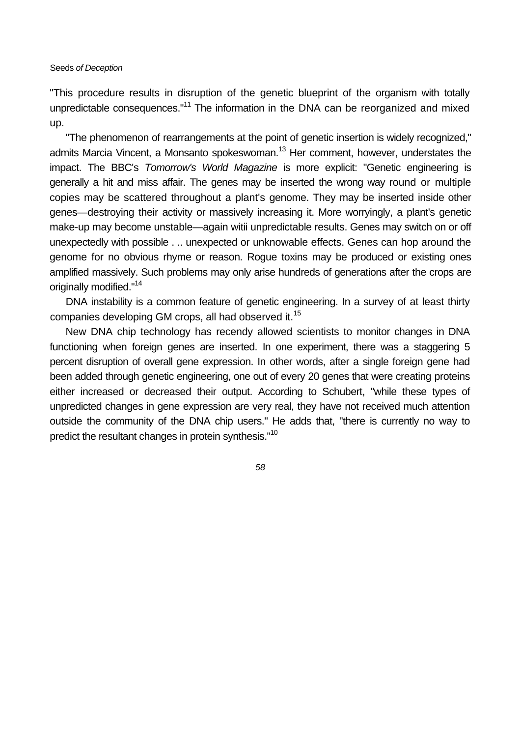"This procedure results in disruption of the genetic blueprint of the organism with totally unpredictable consequences."[11] The information in the DNA can be reorganized and mixed up.

"The phenomenon of rearrangements at the point of genetic insertion is widely recognized," admits Marcia Vincent, a Monsanto spokeswoman.[13] Her comment, however, understates the impact. The BBC's *Tomorrow's World Magazine* is more explicit: "Genetic engineering is generally a hit and miss affair. The genes may be inserted the wrong way round or multiple copies may be scattered throughout a plant's genome. They may be inserted inside other genes—destroying their activity or massively increasing it. More worryingly, a plant's genetic make-up may become unstable—again witii unpredictable results. Genes may switch on or off unexpectedly with possible . .. unexpected or unknowable effects. Genes can hop around the genome for no obvious rhyme or reason. Rogue toxins may be produced or existing ones amplified massively. Such problems may only arise hundreds of generations after the crops are originally modified."[14]

DNA instability is a common feature of genetic engineering. In a survey of at least thirty companies developing GM crops, all had observed it.[15]

New DNA chip technology has recendy allowed scientists to monitor changes in DNA functioning when foreign genes are inserted. In one experiment, there was a staggering 5 percent disruption of overall gene expression. In other words, after a single foreign gene had been added through genetic engineering, one out of every 20 genes that were creating proteins either increased or decreased their output. According to Schubert, "while these types of unpredicted changes in gene expression are very real, they have not received much attention outside the community of the DNA chip users." He adds that, "there is currently no way to predict the resultant changes in protein synthesis."[10]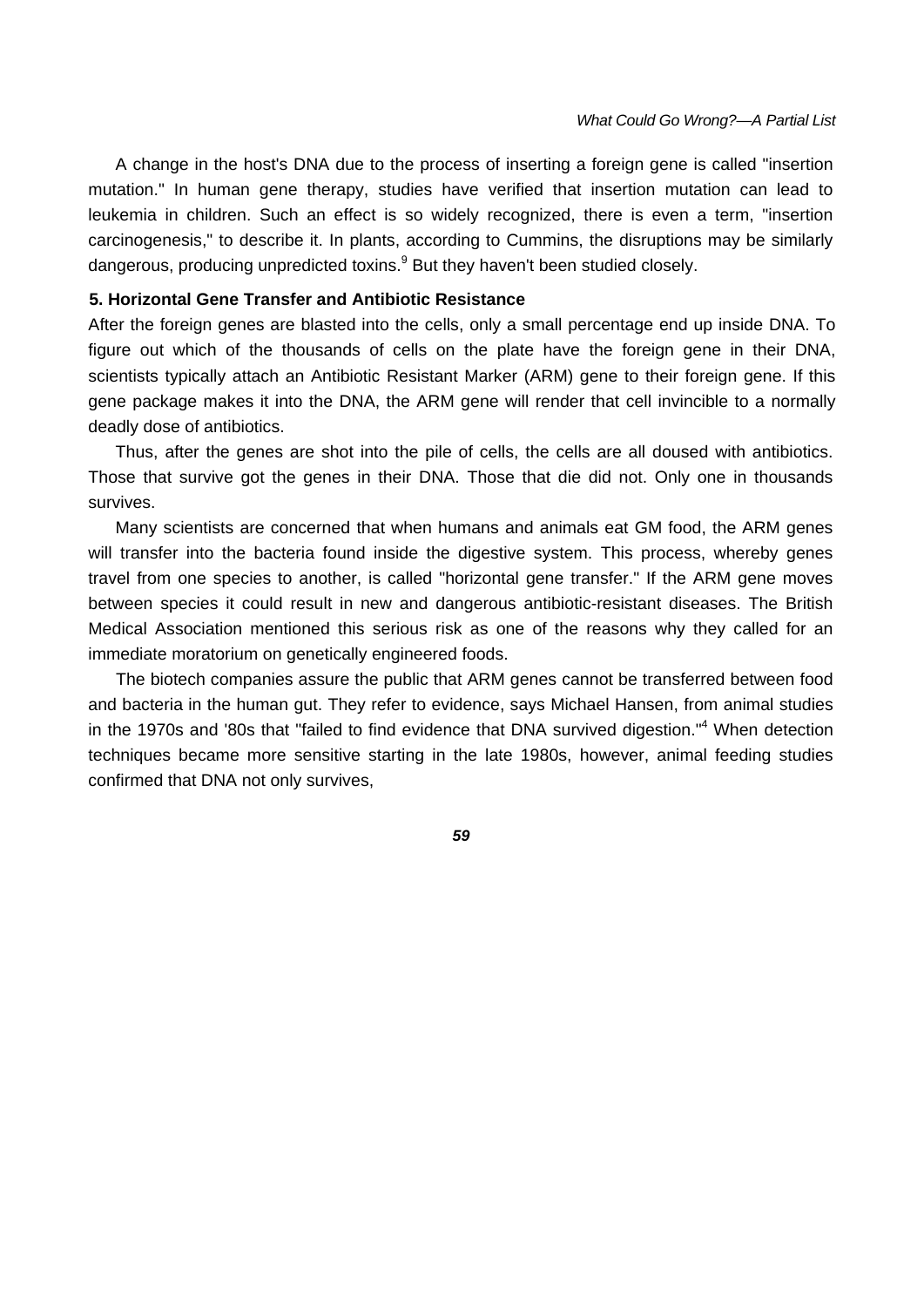A change in the host's DNA due to the process of inserting a foreign gene is called "insertion mutation." In human gene therapy, studies have verified that insertion mutation can lead to leukemia in children. Such an effect is so widely recognized, there is even a term, "insertion carcinogenesis," to describe it. In plants, according to Cummins, the disruptions may be similarly dangerous, producing unpredicted toxins.[9] But they haven't been studied closely.

### 5. Horizontal Gene Transfer and Antibiotic Resistance

After the foreign genes are blasted into the cells, only a small percentage end up inside DNA. To figure out which of the thousands of cells on the plate have the foreign gene in their DNA, scientists typically attach an Antibiotic Resistant Marker (ARM) gene to their foreign gene. If this gene package makes it into the DNA, the ARM gene will render that cell invincible to a normally deadly dose of antibiotics.

Thus, after the genes are shot into the pile of cells, the cells are all doused with antibiotics. Those that survive got the genes in their DNA. Those that die did not. Only one in thousands survives.

Many scientists are concerned that when humans and animals eat GM food, the ARM genes will transfer into the bacteria found inside the digestive system. This process, whereby genes travel from one species to another, is called "horizontal gene transfer." If the ARM gene moves between species it could result in new and dangerous antibiotic-resistant diseases. The British Medical Association mentioned this serious risk as one of the reasons why they called for an immediate moratorium on genetically engineered foods.

The biotech companies assure the public that ARM genes cannot be transferred between food and bacteria in the human gut. They refer to evidence, says Michael Hansen, from animal studies in the 1970s and '80s that "failed to find evidence that DNA survived digestion."[4] When detection techniques became more sensitive starting in the late 1980s, however, animal feeding studies confirmed that DNA not only survives,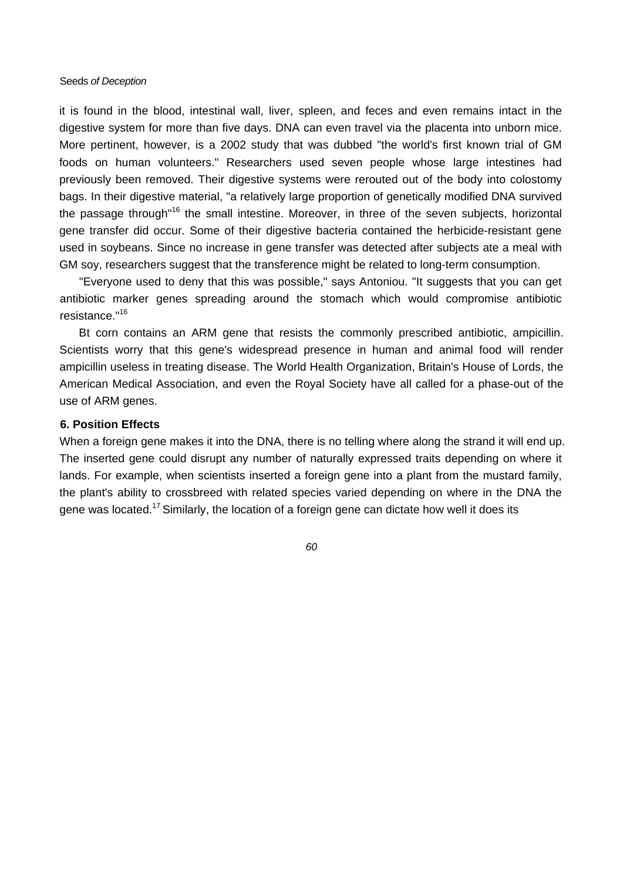it is found in the blood, intestinal wall, liver, spleen, and feces and even remains intact in the digestive system for more than five days. DNA can even travel via the placenta into unborn mice. More pertinent, however, is a 2002 study that was dubbed "the world's first known trial of GM foods on human volunteers." Researchers used seven people whose large intestines had previously been removed. Their digestive systems were rerouted out of the body into colostomy bags. In their digestive material, "a relatively large proportion of genetically modified DNA survived the passage through"[16] the small intestine. Moreover, in three of the seven subjects, horizontal gene transfer did occur. Some of their digestive bacteria contained the herbicide-resistant gene used in soybeans. Since no increase in gene transfer was detected after subjects ate a meal with GM soy, researchers suggest that the transference might be related to long-term consumption.

"Everyone used to deny that this was possible," says Antoniou. "It suggests that you can get antibiotic marker genes spreading around the stomach which would compromise antibiotic resistance."[16]

Bt corn contains an ARM gene that resists the commonly prescribed antibiotic, ampicillin. Scientists worry that this gene's widespread presence in human and animal food will render ampicillin useless in treating disease. The World Health Organization, Britain's House of Lords, the American Medical Association, and even the Royal Society have all called for a phase-out of the use of ARM genes.

### 6. Position Effects

When a foreign gene makes it into the DNA, there is no telling where along the strand it will end up. The inserted gene could disrupt any number of naturally expressed traits depending on where it lands. For example, when scientists inserted a foreign gene into a plant from the mustard family, the plant's ability to crossbreed with related species varied depending on where in the DNA the gene was located.[17] Similarly, the location of a foreign gene can dictate how well it does its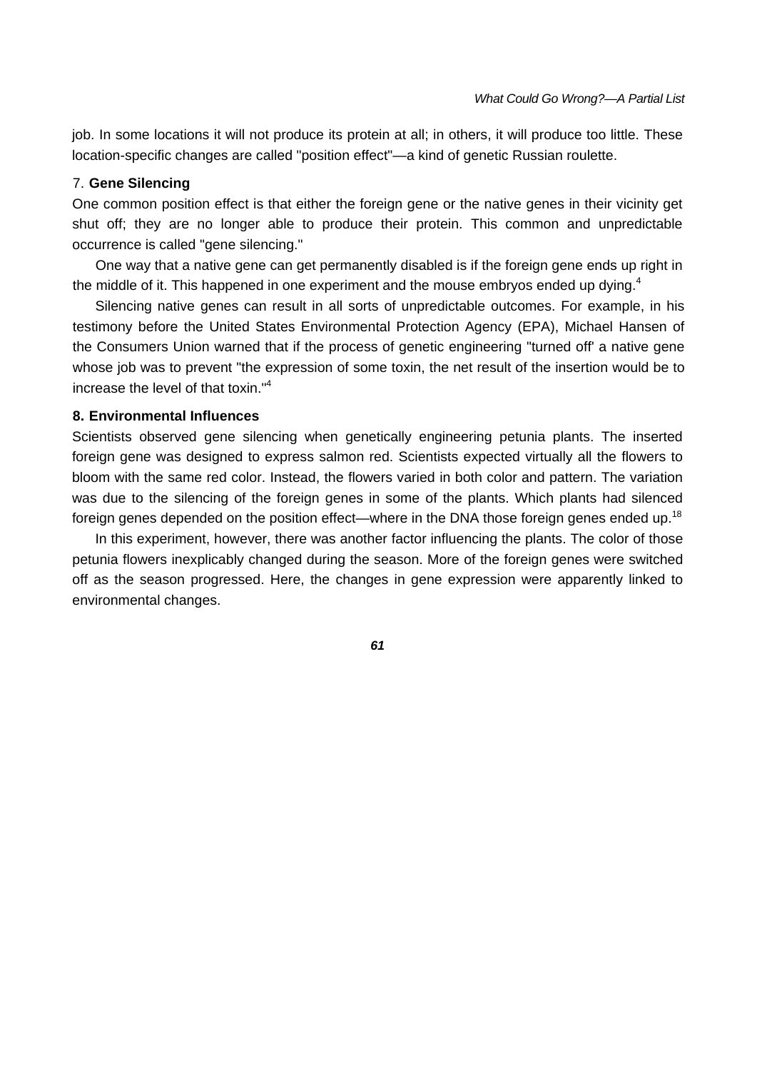job. In some locations it will not produce its protein at all; in others, it will produce too little. These location-specific changes are called "position effect"—a kind of genetic Russian roulette.

### 7. **Gene Silencing**

One common position effect is that either the foreign gene or the native genes in their vicinity get shut off; they are no longer able to produce their protein. This common and unpredictable occurrence is called "gene silencing."

One way that a native gene can get permanently disabled is if the foreign gene ends up right in the middle of it. This happened in one experiment and the mouse embryos ended up dying.[4]

Silencing native genes can result in all sorts of unpredictable outcomes. For example, in his testimony before the United States Environmental Protection Agency (EPA), Michael Hansen of the Consumers Union warned that if the process of genetic engineering "turned off' a native gene whose job was to prevent "the expression of some toxin, the net result of the insertion would be to increase the level of that toxin."[4]

### 8. Environmental Influences

Scientists observed gene silencing when genetically engineering petunia plants. The inserted foreign gene was designed to express salmon red. Scientists expected virtually all the flowers to bloom with the same red color. Instead, the flowers varied in both color and pattern. The variation was due to the silencing of the foreign genes in some of the plants. Which plants had silenced foreign genes depended on the position effect—where in the DNA those foreign genes ended up.[18]

In this experiment, however, there was another factor influencing the plants. The color of those petunia flowers inexplicably changed during the season. More of the foreign genes were switched off as the season progressed. Here, the changes in gene expression were apparently linked to environmental changes.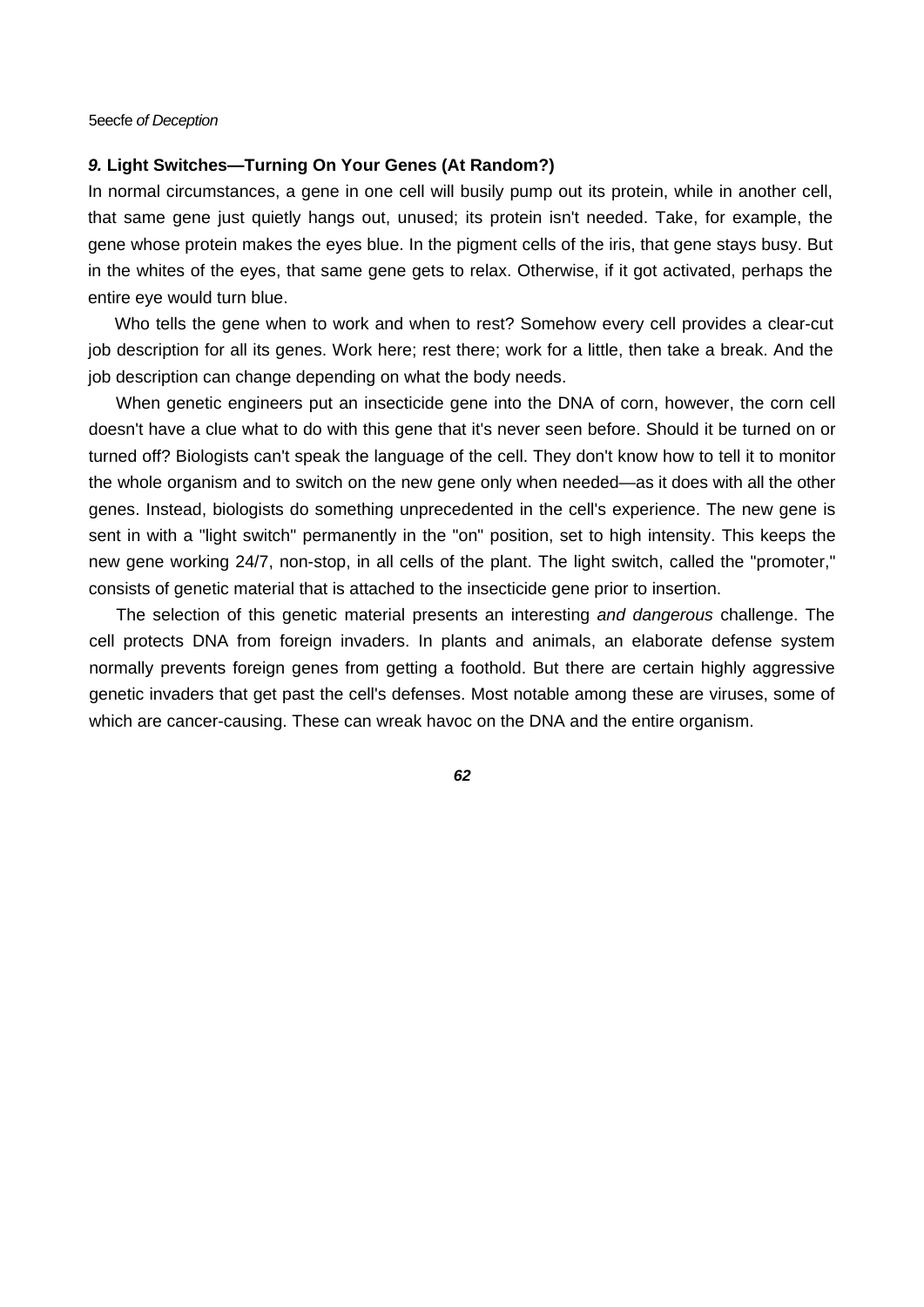### *9.* Light Switches—Turning On Your Genes (At Random?)

In normal circumstances, a gene in one cell will busily pump out its protein, while in another cell, that same gene just quietly hangs out, unused; its protein isn't needed. Take, for example, the gene whose protein makes the eyes blue. In the pigment cells of the iris, that gene stays busy. But in the whites of the eyes, that same gene gets to relax. Otherwise, if it got activated, perhaps the entire eye would turn blue.

Who tells the gene when to work and when to rest? Somehow every cell provides a clear-cut job description for all its genes. Work here; rest there; work for a little, then take a break. And the job description can change depending on what the body needs.

When genetic engineers put an insecticide gene into the DNA of corn, however, the corn cell doesn't have a clue what to do with this gene that it's never seen before. Should it be turned on or turned off? Biologists can't speak the language of the cell. They don't know how to tell it to monitor the whole organism and to switch on the new gene only when needed—as it does with all the other genes. Instead, biologists do something unprecedented in the cell's experience. The new gene is sent in with a "light switch" permanently in the "on" position, set to high intensity. This keeps the new gene working 24/7, non-stop, in all cells of the plant. The light switch, called the "promoter," consists of genetic material that is attached to the insecticide gene prior to insertion.

The selection of this genetic material presents an interesting *and dangerous* challenge. The cell protects DNA from foreign invaders. In plants and animals, an elaborate defense system normally prevents foreign genes from getting a foothold. But there are certain highly aggressive genetic invaders that get past the cell's defenses. Most notable among these are viruses, some of which are cancer-causing. These can wreak havoc on the DNA and the entire organism.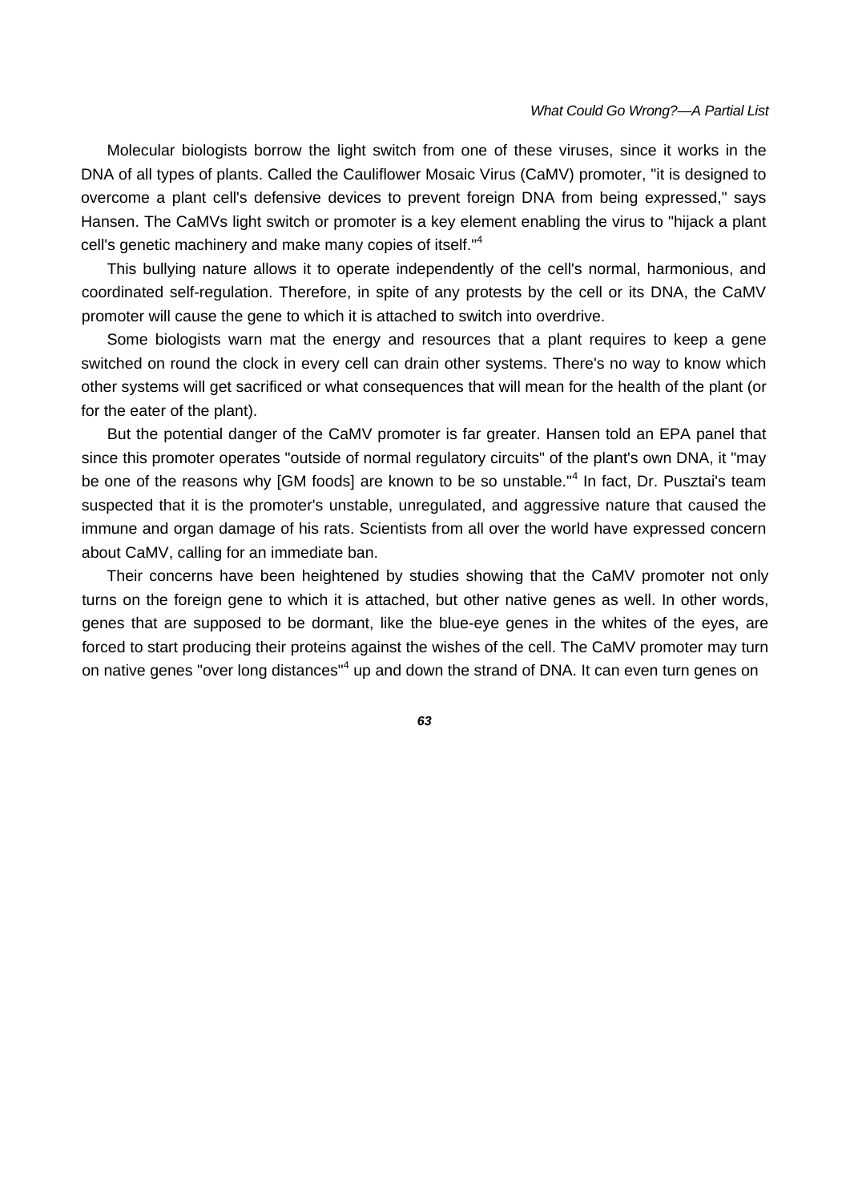Molecular biologists borrow the light switch from one of these viruses, since it works in the DNA of all types of plants. Called the Cauliflower Mosaic Virus (CaMV) promoter, "it is designed to overcome a plant cell's defensive devices to prevent foreign DNA from being expressed," says Hansen. The CaMVs light switch or promoter is a key element enabling the virus to "hijack a plant cell's genetic machinery and make many copies of itself."[4]

This bullying nature allows it to operate independently of the cell's normal, harmonious, and coordinated self-regulation. Therefore, in spite of any protests by the cell or its DNA, the CaMV promoter will cause the gene to which it is attached to switch into overdrive.

Some biologists warn mat the energy and resources that a plant requires to keep a gene switched on round the clock in every cell can drain other systems. There's no way to know which other systems will get sacrificed or what consequences that will mean for the health of the plant (or for the eater of the plant).

But the potential danger of the CaMV promoter is far greater. Hansen told an EPA panel that since this promoter operates "outside of normal regulatory circuits" of the plant's own DNA, it "may be one of the reasons why [GM foods] are known to be so unstable."[4] In fact, Dr. Pusztai's team suspected that it is the promoter's unstable, unregulated, and aggressive nature that caused the immune and organ damage of his rats. Scientists from all over the world have expressed concern about CaMV, calling for an immediate ban.

Their concerns have been heightened by studies showing that the CaMV promoter not only turns on the foreign gene to which it is attached, but other native genes as well. In other words, genes that are supposed to be dormant, like the blue-eye genes in the whites of the eyes, are forced to start producing their proteins against the wishes of the cell. The CaMV promoter may turn on native genes "over long distances"[4] up and down the strand of DNA. It can even turn genes on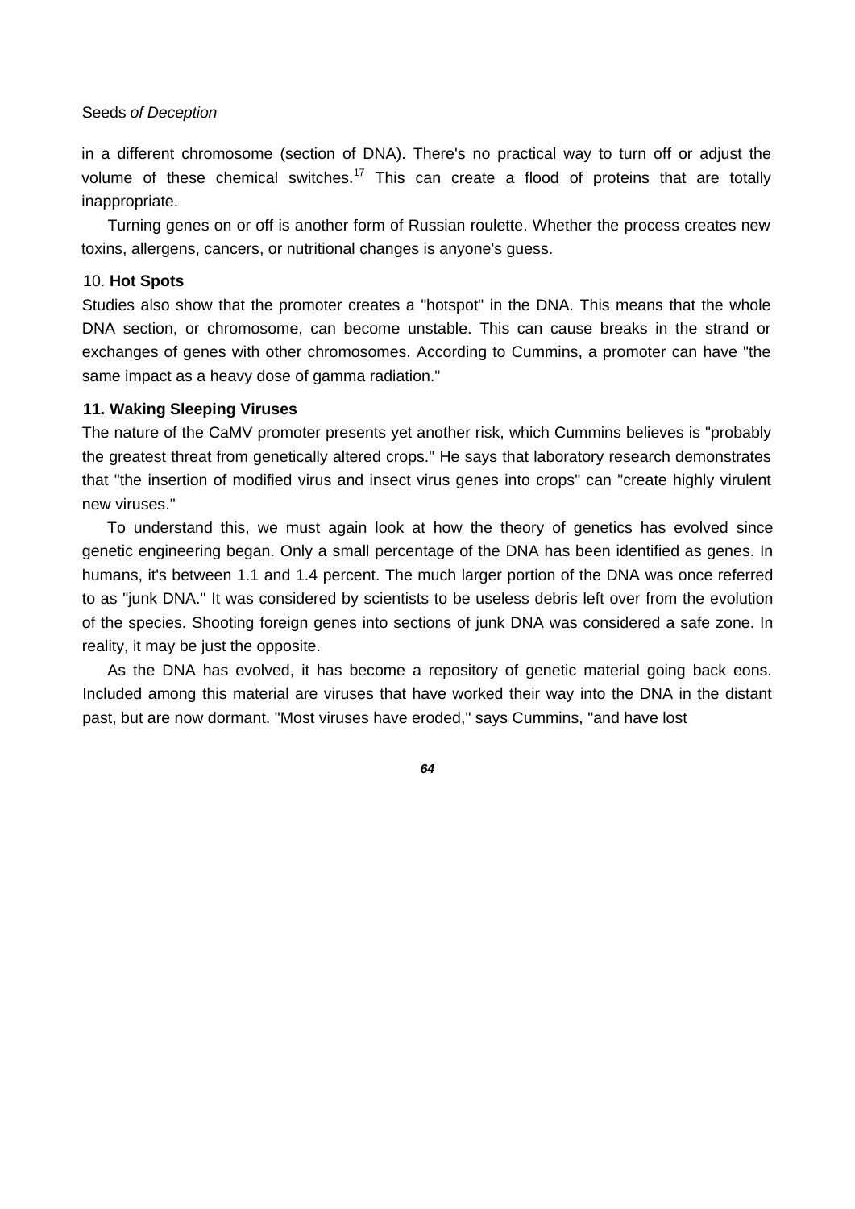in a different chromosome (section of DNA). There's no practical way to turn off or adjust the volume of these chemical switches.[17] This can create a flood of proteins that are totally inappropriate.

Turning genes on or off is another form of Russian roulette. Whether the process creates new toxins, allergens, cancers, or nutritional changes is anyone's guess.

10. **Hot Spots**

Studies also show that the promoter creates a "hotspot" in the DNA. This means that the whole DNA section, or chromosome, can become unstable. This can cause breaks in the strand or exchanges of genes with other chromosomes. According to Cummins, a promoter can have "the same impact as a heavy dose of gamma radiation."

**11. Waking Sleeping Viruses**

The nature of the CaMV promoter presents yet another risk, which Cummins believes is "probably the greatest threat from genetically altered crops." He says that laboratory research demonstrates that "the insertion of modified virus and insect virus genes into crops" can "create highly virulent new viruses."

To understand this, we must again look at how the theory of genetics has evolved since genetic engineering began. Only a small percentage of the DNA has been identified as genes. In humans, it's between 1.1 and 1.4 percent. The much larger portion of the DNA was once referred to as "junk DNA." It was considered by scientists to be useless debris left over from the evolution of the species. Shooting foreign genes into sections of junk DNA was considered a safe zone. In reality, it may be just the opposite.

As the DNA has evolved, it has become a repository of genetic material going back eons. Included among this material are viruses that have worked their way into the DNA in the distant past, but are now dormant. "Most viruses have eroded," says Cummins, "and have lost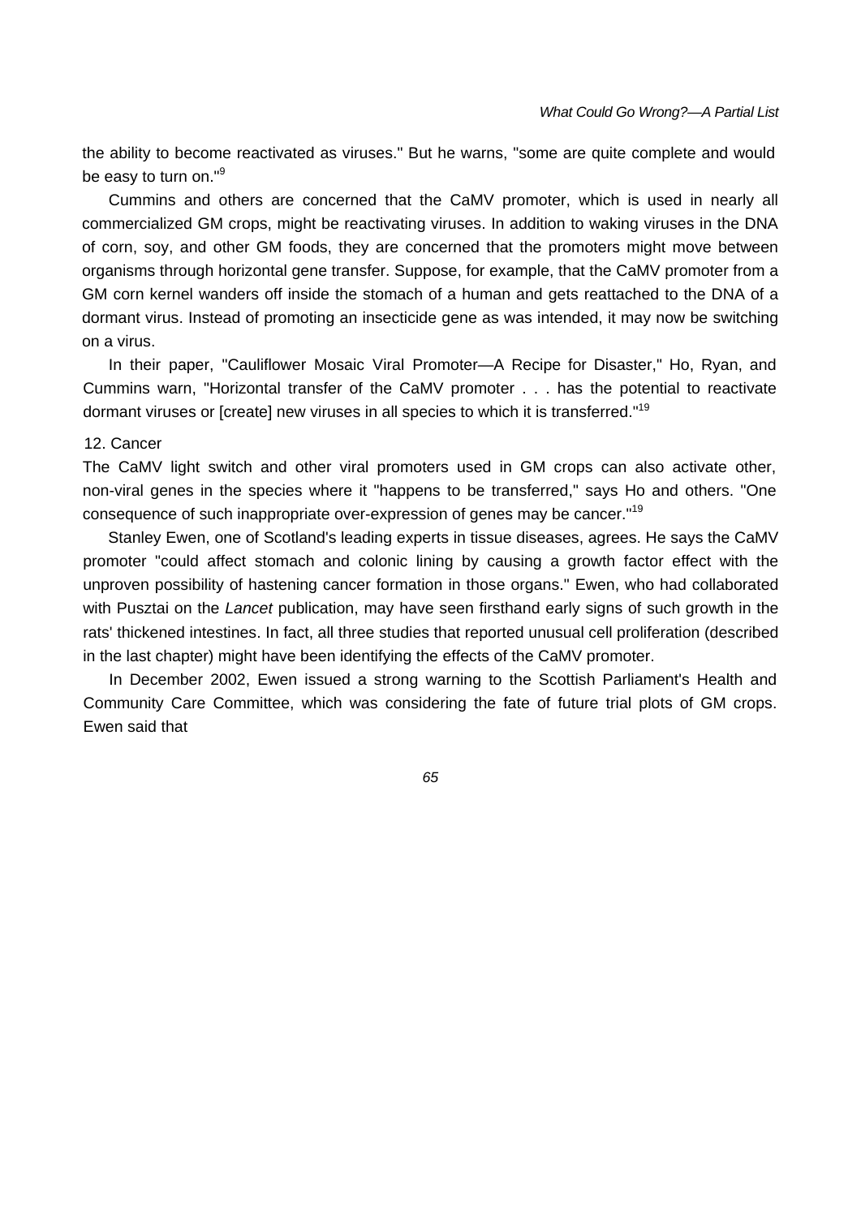the ability to become reactivated as viruses." But he warns, "some are quite complete and would be easy to turn on."[9]

Cummins and others are concerned that the CaMV promoter, which is used in nearly all commercialized GM crops, might be reactivating viruses. In addition to waking viruses in the DNA of corn, soy, and other GM foods, they are concerned that the promoters might move between organisms through horizontal gene transfer. Suppose, for example, that the CaMV promoter from a GM corn kernel wanders off inside the stomach of a human and gets reattached to the DNA of a dormant virus. Instead of promoting an insecticide gene as was intended, it may now be switching on a virus.

In their paper, "Cauliflower Mosaic Viral Promoter—A Recipe for Disaster," Ho, Ryan, and Cummins warn, "Horizontal transfer of the CaMV promoter . . . has the potential to reactivate dormant viruses or [create] new viruses in all species to which it is transferred."[19]

### 12. Cancer

The CaMV light switch and other viral promoters used in GM crops can also activate other, non-viral genes in the species where it "happens to be transferred," says Ho and others. "One consequence of such inappropriate over-expression of genes may be cancer."[19]

Stanley Ewen, one of Scotland's leading experts in tissue diseases, agrees. He says the CaMV promoter "could affect stomach and colonic lining by causing a growth factor effect with the unproven possibility of hastening cancer formation in those organs." Ewen, who had collaborated with Pusztai on the *Lancet* publication, may have seen firsthand early signs of such growth in the rats' thickened intestines. In fact, all three studies that reported unusual cell proliferation (described in the last chapter) might have been identifying the effects of the CaMV promoter.

In December 2002, Ewen issued a strong warning to the Scottish Parliament's Health and Community Care Committee, which was considering the fate of future trial plots of GM crops. Ewen said that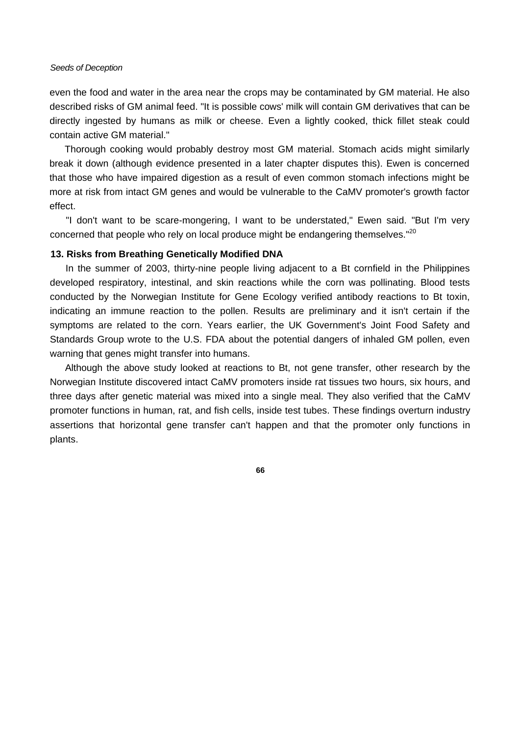even the food and water in the area near the crops may be contaminated by GM material. He also described risks of GM animal feed. "It is possible cows' milk will contain GM derivatives that can be directly ingested by humans as milk or cheese. Even a lightly cooked, thick fillet steak could contain active GM material."

Thorough cooking would probably destroy most GM material. Stomach acids might similarly break it down (although evidence presented in a later chapter disputes this). Ewen is concerned that those who have impaired digestion as a result of even common stomach infections might be more at risk from intact GM genes and would be vulnerable to the CaMV promoter's growth factor effect.

"I don't want to be scare-mongering, I want to be understated," Ewen said. "But I'm very concerned that people who rely on local produce might be endangering themselves."[20]

### 13. Risks from Breathing Genetically Modified DNA

In the summer of 2003, thirty-nine people living adjacent to a Bt cornfield in the Philippines developed respiratory, intestinal, and skin reactions while the corn was pollinating. Blood tests conducted by the Norwegian Institute for Gene Ecology verified antibody reactions to Bt toxin, indicating an immune reaction to the pollen. Results are preliminary and it isn't certain if the symptoms are related to the corn. Years earlier, the UK Government's Joint Food Safety and Standards Group wrote to the U.S. FDA about the potential dangers of inhaled GM pollen, even warning that genes might transfer into humans.

Although the above study looked at reactions to Bt, not gene transfer, other research by the Norwegian Institute discovered intact CaMV promoters inside rat tissues two hours, six hours, and three days after genetic material was mixed into a single meal. They also verified that the CaMV promoter functions in human, rat, and fish cells, inside test tubes. These findings overturn industry assertions that horizontal gene transfer can't happen and that the promoter only functions in plants.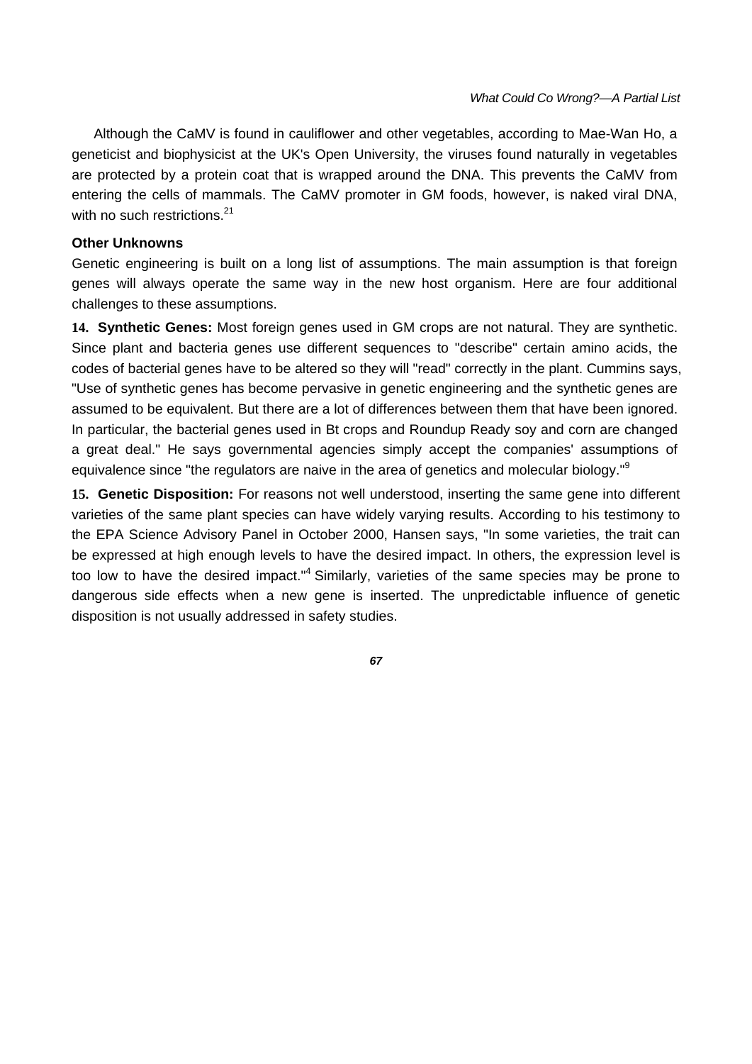Although the CaMV is found in cauliflower and other vegetables, according to Mae-Wan Ho, a geneticist and biophysicist at the UK's Open University, the viruses found naturally in vegetables are protected by a protein coat that is wrapped around the DNA. This prevents the CaMV from entering the cells of mammals. The CaMV promoter in GM foods, however, is naked viral DNA, with no such restrictions.[21]

### Other Unknowns

Genetic engineering is built on a long list of assumptions. The main assumption is that foreign genes will always operate the same way in the new host organism. Here are four additional challenges to these assumptions.

**14. Synthetic Genes:** Most foreign genes used in GM crops are not natural. They are synthetic. Since plant and bacteria genes use different sequences to "describe" certain amino acids, the codes of bacterial genes have to be altered so they will "read" correctly in the plant. Cummins says, "Use of synthetic genes has become pervasive in genetic engineering and the synthetic genes are assumed to be equivalent. But there are a lot of differences between them that have been ignored. In particular, the bacterial genes used in Bt crops and Roundup Ready soy and corn are changed a great deal." He says governmental agencies simply accept the companies' assumptions of equivalence since "the regulators are naive in the area of genetics and molecular biology."[9]

**15. Genetic Disposition:** For reasons not well understood, inserting the same gene into different varieties of the same plant species can have widely varying results. According to his testimony to the EPA Science Advisory Panel in October 2000, Hansen says, "In some varieties, the trait can be expressed at high enough levels to have the desired impact. In others, the expression level is too low to have the desired impact."[4] Similarly, varieties of the same species may be prone to dangerous side effects when a new gene is inserted. The unpredictable influence of genetic disposition is not usually addressed in safety studies.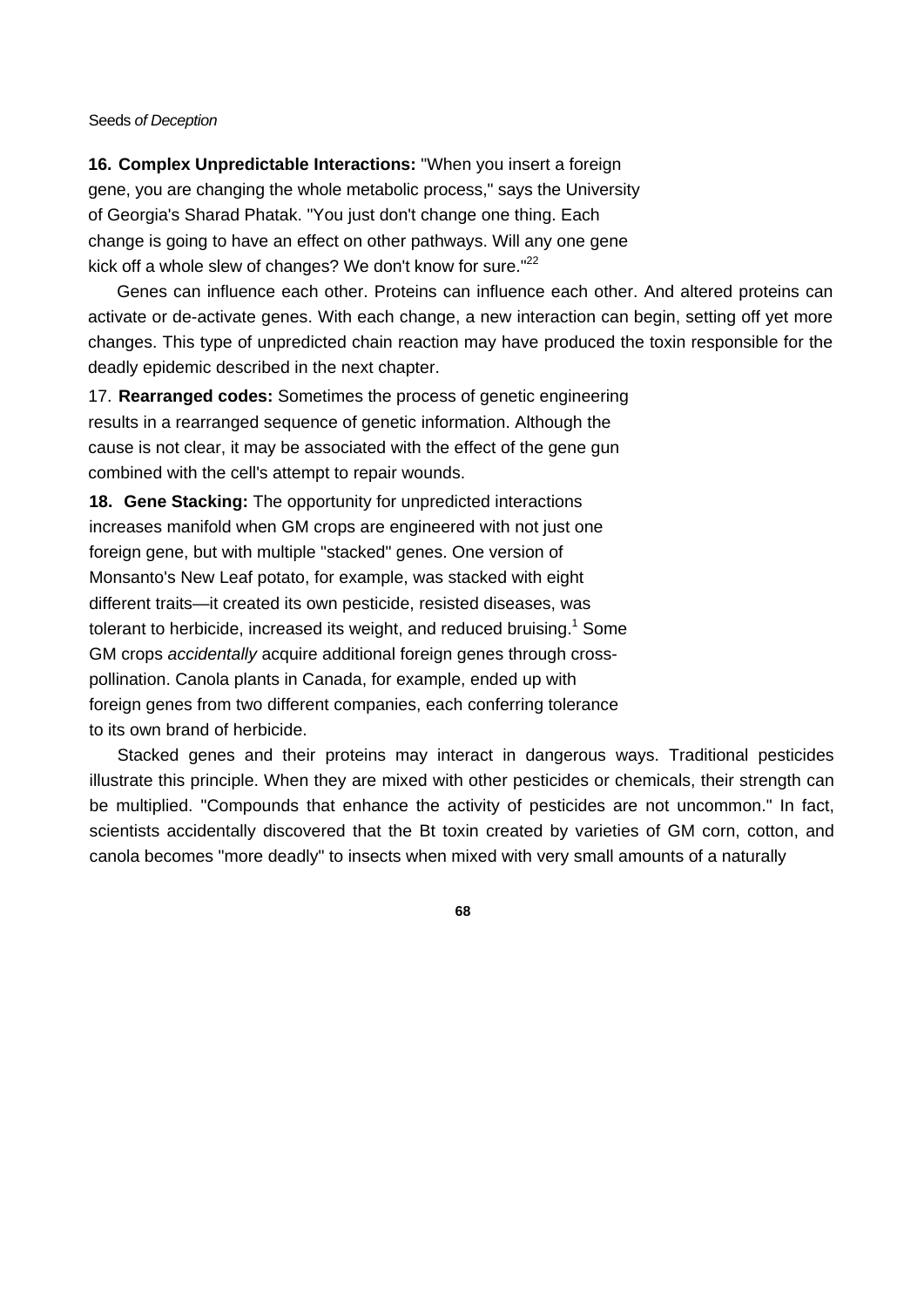**16. Complex Unpredictable Interactions:** "When you insert a foreign gene, you are changing the whole metabolic process," says the University of Georgia's Sharad Phatak. "You just don't change one thing. Each change is going to have an effect on other pathways. Will any one gene kick off a whole slew of changes? We don't know for sure."[22]

Genes can influence each other. Proteins can influence each other. And altered proteins can activate or de-activate genes. With each change, a new interaction can begin, setting off yet more changes. This type of unpredicted chain reaction may have produced the toxin responsible for the deadly epidemic described in the next chapter.

17. **Rearranged codes:** Sometimes the process of genetic engineering results in a rearranged sequence of genetic information. Although the cause is not clear, it may be associated with the effect of the gene gun combined with the cell's attempt to repair wounds.

**18. Gene Stacking:** The opportunity for unpredicted interactions increases manifold when GM crops are engineered with not just one foreign gene, but with multiple "stacked" genes. One version of Monsanto's New Leaf potato, for example, was stacked with eight different traits—it created its own pesticide, resisted diseases, was tolerant to herbicide, increased its weight, and reduced bruising.[1] Some GM crops *accidentally* acquire additional foreign genes through cross-pollination. Canola plants in Canada, for example, ended up with foreign genes from two different companies, each conferring tolerance to its own brand of herbicide.

Stacked genes and their proteins may interact in dangerous ways. Traditional pesticides illustrate this principle. When they are mixed with other pesticides or chemicals, their strength can be multiplied. "Compounds that enhance the activity of pesticides are not uncommon." In fact, scientists accidentally discovered that the Bt toxin created by varieties of GM corn, cotton, and canola becomes "more deadly" to insects when mixed with very small amounts of a naturally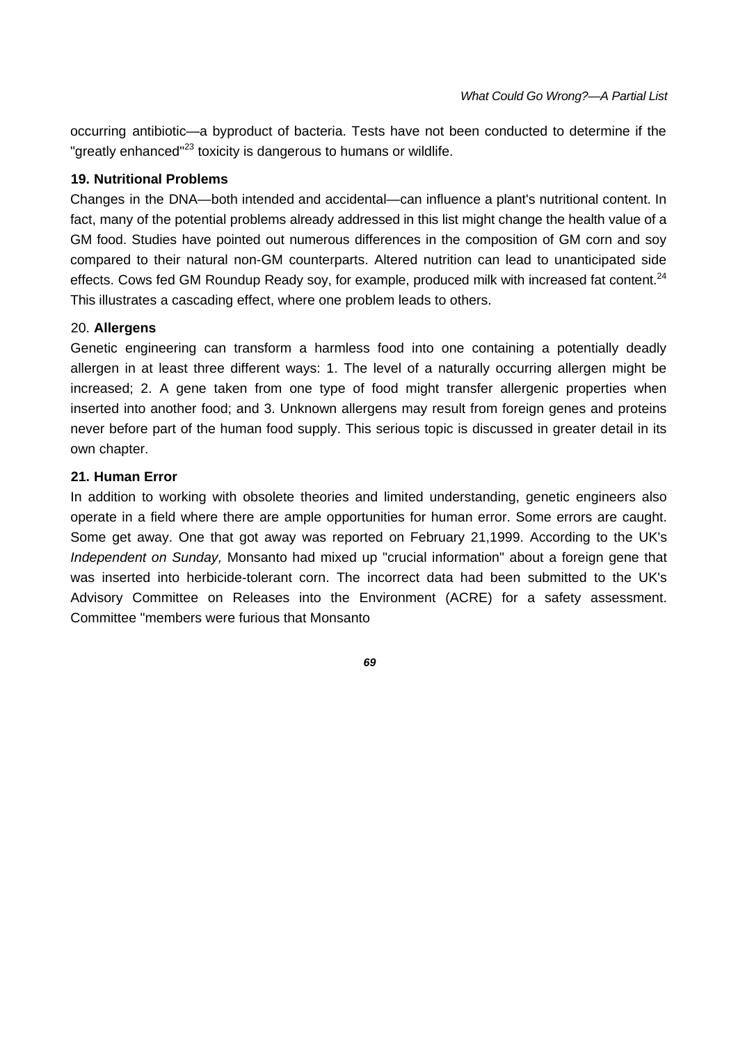occurring antibiotic—a byproduct of bacteria. Tests have not been conducted to determine if the "greatly enhanced"[23] toxicity is dangerous to humans or wildlife.

**19. Nutritional Problems**

Changes in the DNA—both intended and accidental—can influence a plant's nutritional content. In fact, many of the potential problems already addressed in this list might change the health value of a GM food. Studies have pointed out numerous differences in the composition of GM corn and soy compared to their natural non-GM counterparts. Altered nutrition can lead to unanticipated side effects. Cows fed GM Roundup Ready soy, for example, produced milk with increased fat content.[24] This illustrates a cascading effect, where one problem leads to others.

20. **Allergens**

Genetic engineering can transform a harmless food into one containing a potentially deadly allergen in at least three different ways: 1. The level of a naturally occurring allergen might be increased; 2. A gene taken from one type of food might transfer allergenic properties when inserted into another food; and 3. Unknown allergens may result from foreign genes and proteins never before part of the human food supply. This serious topic is discussed in greater detail in its own chapter.

**21. Human Error**

In addition to working with obsolete theories and limited understanding, genetic engineers also operate in a field where there are ample opportunities for human error. Some errors are caught. Some get away. One that got away was reported on February 21,1999. According to the UK's *Independent on Sunday,* Monsanto had mixed up "crucial information" about a foreign gene that was inserted into herbicide-tolerant corn. The incorrect data had been submitted to the UK's Advisory Committee on Releases into the Environment (ACRE) for a safety assessment. Committee "members were furious that Monsanto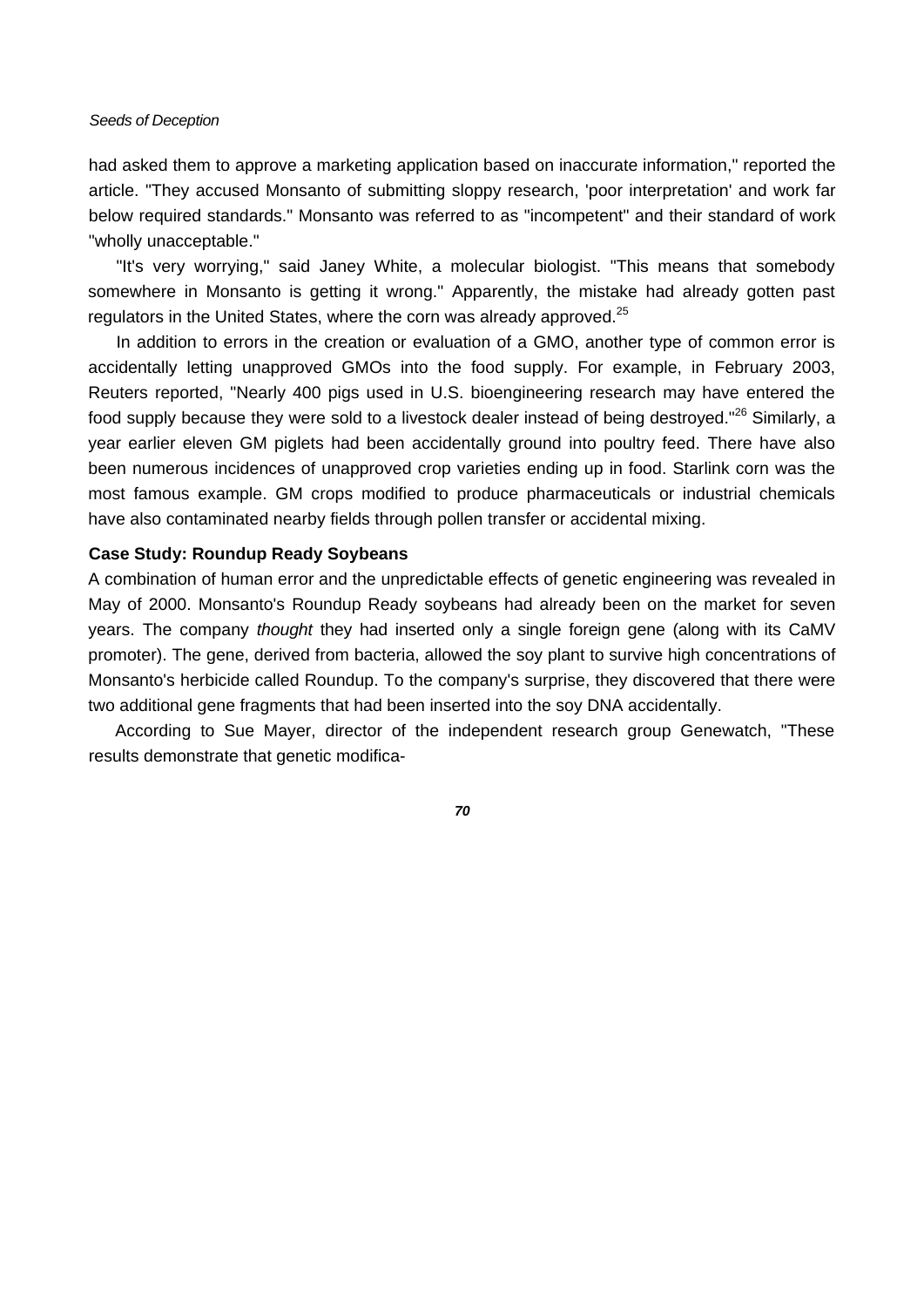had asked them to approve a marketing application based on inaccurate information," reported the article. "They accused Monsanto of submitting sloppy research, 'poor interpretation' and work far below required standards." Monsanto was referred to as "incompetent" and their standard of work "wholly unacceptable."

"It's very worrying," said Janey White, a molecular biologist. "This means that somebody somewhere in Monsanto is getting it wrong." Apparently, the mistake had already gotten past regulators in the United States, where the corn was already approved.[25]

In addition to errors in the creation or evaluation of a GMO, another type of common error is accidentally letting unapproved GMOs into the food supply. For example, in February 2003, Reuters reported, "Nearly 400 pigs used in U.S. bioengineering research may have entered the food supply because they were sold to a livestock dealer instead of being destroyed."[26] Similarly, a year earlier eleven GM piglets had been accidentally ground into poultry feed. There have also been numerous incidences of unapproved crop varieties ending up in food. Starlink corn was the most famous example. GM crops modified to produce pharmaceuticals or industrial chemicals have also contaminated nearby fields through pollen transfer or accidental mixing.

**Case Study: Roundup Ready Soybeans**

A combination of human error and the unpredictable effects of genetic engineering was revealed in May of 2000. Monsanto's Roundup Ready soybeans had already been on the market for seven years. The company *thought* they had inserted only a single foreign gene (along with its CaMV promoter). The gene, derived from bacteria, allowed the soy plant to survive high concentrations of Monsanto's herbicide called Roundup. To the company's surprise, they discovered that there were two additional gene fragments that had been inserted into the soy DNA accidentally.

According to Sue Mayer, director of the independent research group Genewatch, "These results demonstrate that genetic modifica-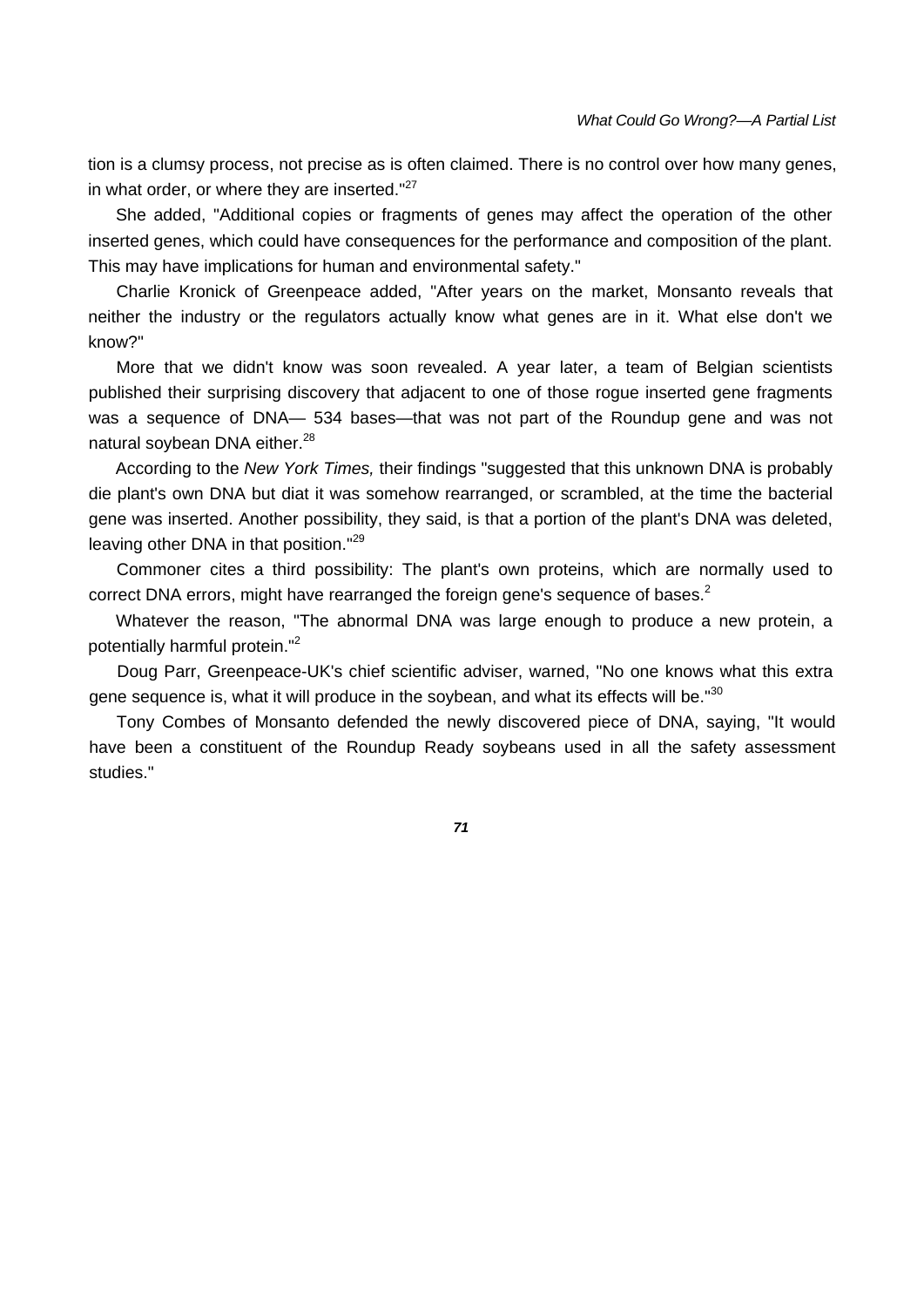tion is a clumsy process, not precise as is often claimed. There is no control over how many genes, in what order, or where they are inserted."[27]

She added, "Additional copies or fragments of genes may affect the operation of the other inserted genes, which could have consequences for the performance and composition of the plant. This may have implications for human and environmental safety."

Charlie Kronick of Greenpeace added, "After years on the market, Monsanto reveals that neither the industry or the regulators actually know what genes are in it. What else don't we know?"

More that we didn't know was soon revealed. A year later, a team of Belgian scientists published their surprising discovery that adjacent to one of those rogue inserted gene fragments was a sequence of DNA— 534 bases—that was not part of the Roundup gene and was not natural soybean DNA either.[28]

According to the *New York Times,* their findings "suggested that this unknown DNA is probably die plant's own DNA but diat it was somehow rearranged, or scrambled, at the time the bacterial gene was inserted. Another possibility, they said, is that a portion of the plant's DNA was deleted, leaving other DNA in that position."[29]

Commoner cites a third possibility: The plant's own proteins, which are normally used to correct DNA errors, might have rearranged the foreign gene's sequence of bases.[2]

Whatever the reason, "The abnormal DNA was large enough to produce a new protein, a potentially harmful protein."[2]

Doug Parr, Greenpeace-UK's chief scientific adviser, warned, "No one knows what this extra gene sequence is, what it will produce in the soybean, and what its effects will be."[30]

Tony Combes of Monsanto defended the newly discovered piece of DNA, saying, "It would have been a constituent of the Roundup Ready soybeans used in all the safety assessment studies."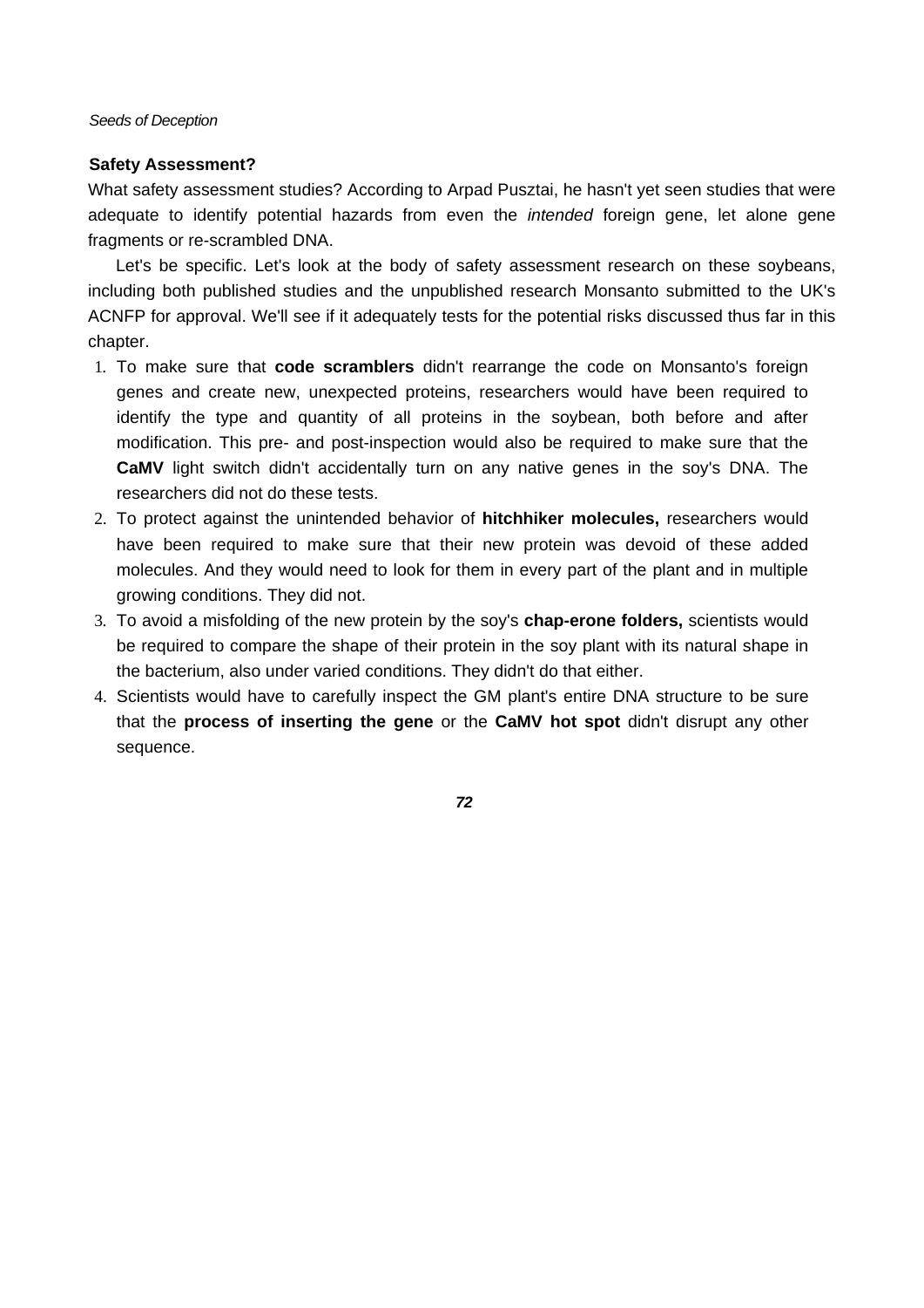### Safety Assessment?

What safety assessment studies? According to Arpad Pusztai, he hasn't yet seen studies that were adequate to identify potential hazards from even the *intended* foreign gene, let alone gene fragments or re-scrambled DNA.

Let's be specific. Let's look at the body of safety assessment research on these soybeans, including both published studies and the unpublished research Monsanto submitted to the UK's ACNFP for approval. We'll see if it adequately tests for the potential risks discussed thus far in this chapter.

1. To make sure that **code scramblers** didn't rearrange the code on Monsanto's foreign genes and create new, unexpected proteins, researchers would have been required to identify the type and quantity of all proteins in the soybean, both before and after modification. This pre- and post-inspection would also be required to make sure that the **CaMV** light switch didn't accidentally turn on any native genes in the soy's DNA. The researchers did not do these tests.
2. To protect against the unintended behavior of **hitchhiker molecules,** researchers would have been required to make sure that their new protein was devoid of these added molecules. And they would need to look for them in every part of the plant and in multiple growing conditions. They did not.
3. To avoid a misfolding of the new protein by the soy's **chap-erone folders,** scientists would be required to compare the shape of their protein in the soy plant with its natural shape in the bacterium, also under varied conditions. They didn't do that either.
4. Scientists would have to carefully inspect the GM plant's entire DNA structure to be sure that the **process of inserting the gene** or the **CaMV hot spot** didn't disrupt any other sequence.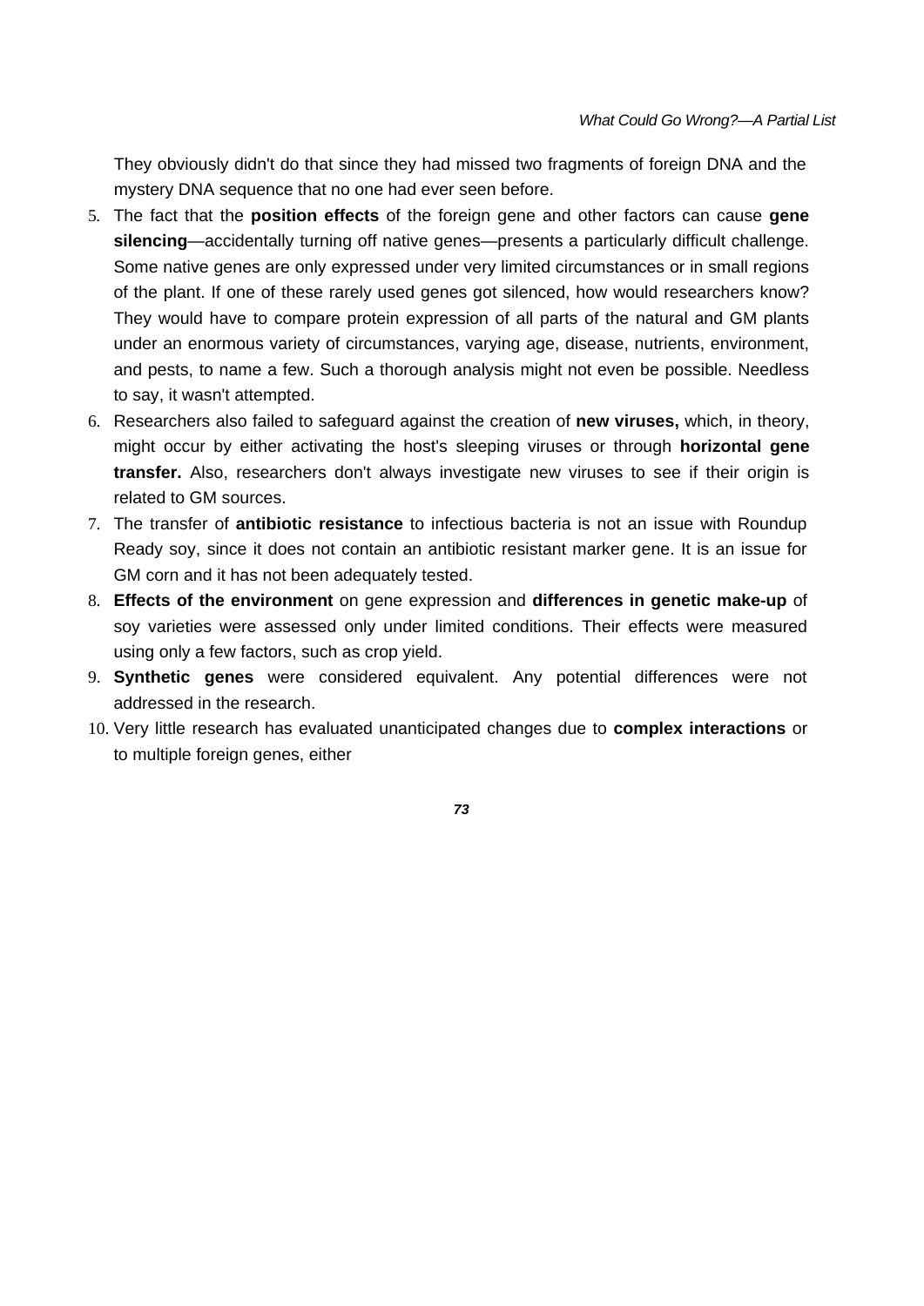They obviously didn't do that since they had missed two fragments of foreign DNA and the mystery DNA sequence that no one had ever seen before.

5. The fact that the **position effects** of the foreign gene and other factors can cause **gene silencing**—accidentally turning off native genes—presents a particularly difficult challenge. Some native genes are only expressed under very limited circumstances or in small regions of the plant. If one of these rarely used genes got silenced, how would researchers know? They would have to compare protein expression of all parts of the natural and GM plants under an enormous variety of circumstances, varying age, disease, nutrients, environment, and pests, to name a few. Such a thorough analysis might not even be possible. Needless to say, it wasn't attempted.
6. Researchers also failed to safeguard against the creation of **new viruses,** which, in theory, might occur by either activating the host's sleeping viruses or through **horizontal gene transfer.** Also, researchers don't always investigate new viruses to see if their origin is related to GM sources.
7. The transfer of **antibiotic resistance** to infectious bacteria is not an issue with Roundup Ready soy, since it does not contain an antibiotic resistant marker gene. It is an issue for GM corn and it has not been adequately tested.
8. **Effects of the environment** on gene expression and **differences in genetic make-up** of soy varieties were assessed only under limited conditions. Their effects were measured using only a few factors, such as crop yield.
9. **Synthetic genes** were considered equivalent. Any potential differences were not addressed in the research.
10. Very little research has evaluated unanticipated changes due to **complex interactions** or to multiple foreign genes, either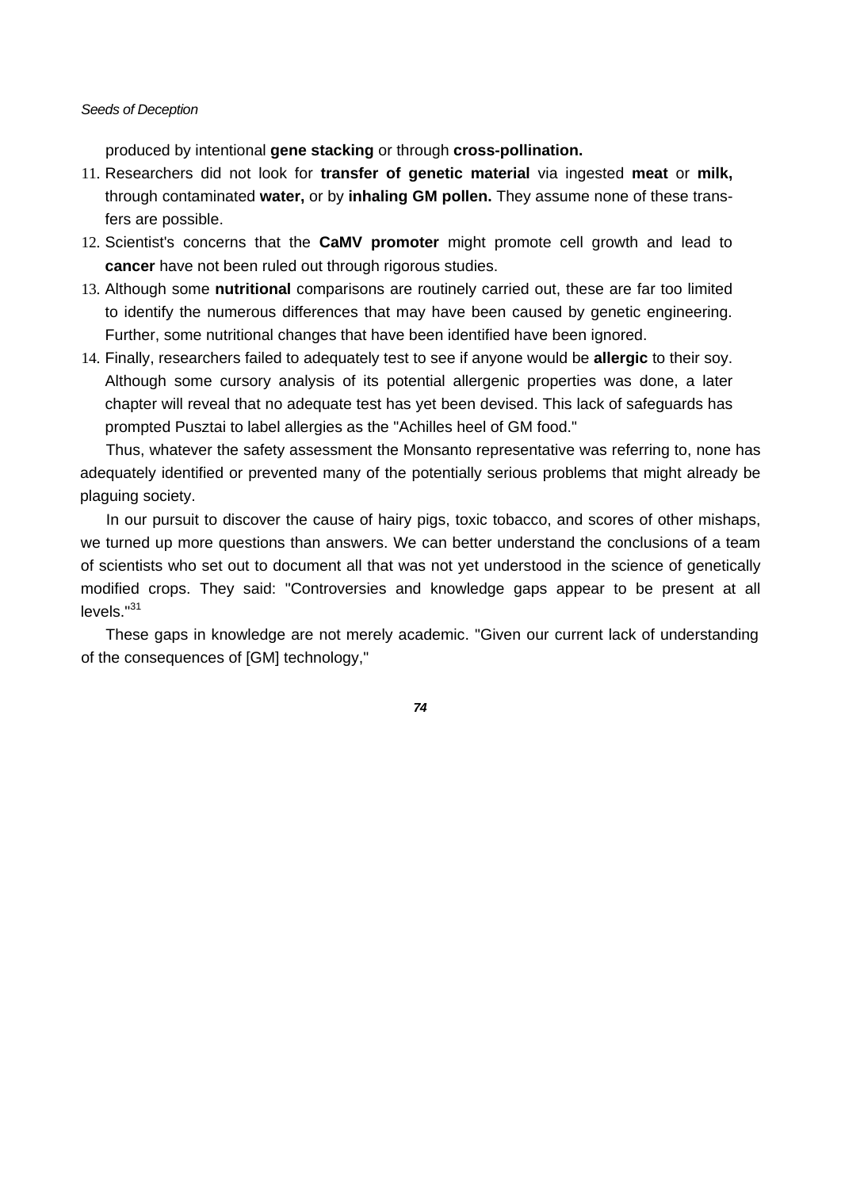produced by intentional **gene stacking** or through **cross-pollination.**

11. Researchers did not look for **transfer of genetic material** via ingested **meat** or **milk,** through contaminated **water,** or by **inhaling GM pollen.** They assume none of these transfers are possible.
12. Scientist's concerns that the **CaMV promoter** might promote cell growth and lead to **cancer** have not been ruled out through rigorous studies.
13. Although some **nutritional** comparisons are routinely carried out, these are far too limited to identify the numerous differences that may have been caused by genetic engineering. Further, some nutritional changes that have been identified have been ignored.
14. Finally, researchers failed to adequately test to see if anyone would be **allergic** to their soy. Although some cursory analysis of its potential allergenic properties was done, a later chapter will reveal that no adequate test has yet been devised. This lack of safeguards has prompted Pusztai to label allergies as the "Achilles heel of GM food."

Thus, whatever the safety assessment the Monsanto representative was referring to, none has adequately identified or prevented many of the potentially serious problems that might already be plaguing society.

In our pursuit to discover the cause of hairy pigs, toxic tobacco, and scores of other mishaps, we turned up more questions than answers. We can better understand the conclusions of a team of scientists who set out to document all that was not yet understood in the science of genetically modified crops. They said: "Controversies and knowledge gaps appear to be present at all levels."[31]

These gaps in knowledge are not merely academic. "Given our current lack of understanding of the consequences of [GM] technology,"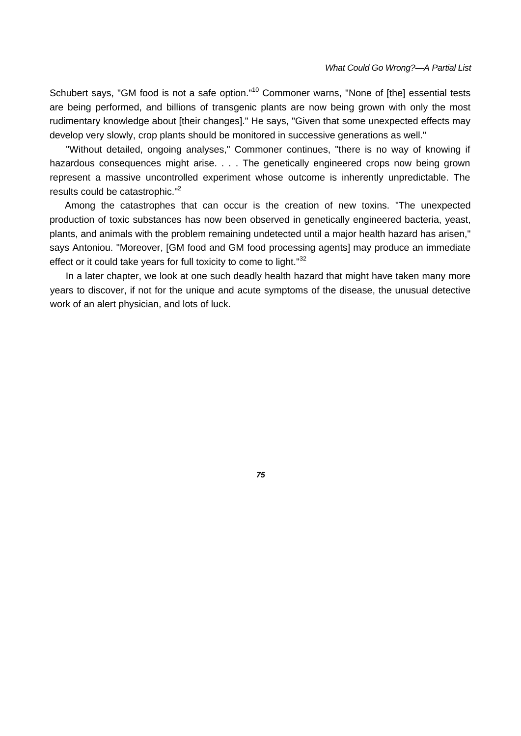Schubert says, "GM food is not a safe option."[10] Commoner warns, "None of [the] essential tests are being performed, and billions of transgenic plants are now being grown with only the most rudimentary knowledge about [their changes]." He says, "Given that some unexpected effects may develop very slowly, crop plants should be monitored in successive generations as well."

"Without detailed, ongoing analyses," Commoner continues, "there is no way of knowing if hazardous consequences might arise. . . . The genetically engineered crops now being grown represent a massive uncontrolled experiment whose outcome is inherently unpredictable. The results could be catastrophic."[2]

Among the catastrophes that can occur is the creation of new toxins. "The unexpected production of toxic substances has now been observed in genetically engineered bacteria, yeast, plants, and animals with the problem remaining undetected until a major health hazard has arisen," says Antoniou. "Moreover, [GM food and GM food processing agents] may produce an immediate effect or it could take years for full toxicity to come to light."[32]

In a later chapter, we look at one such deadly health hazard that might have taken many more years to discover, if not for the unique and acute symptoms of the disease, the unusual detective work of an alert physician, and lots of luck.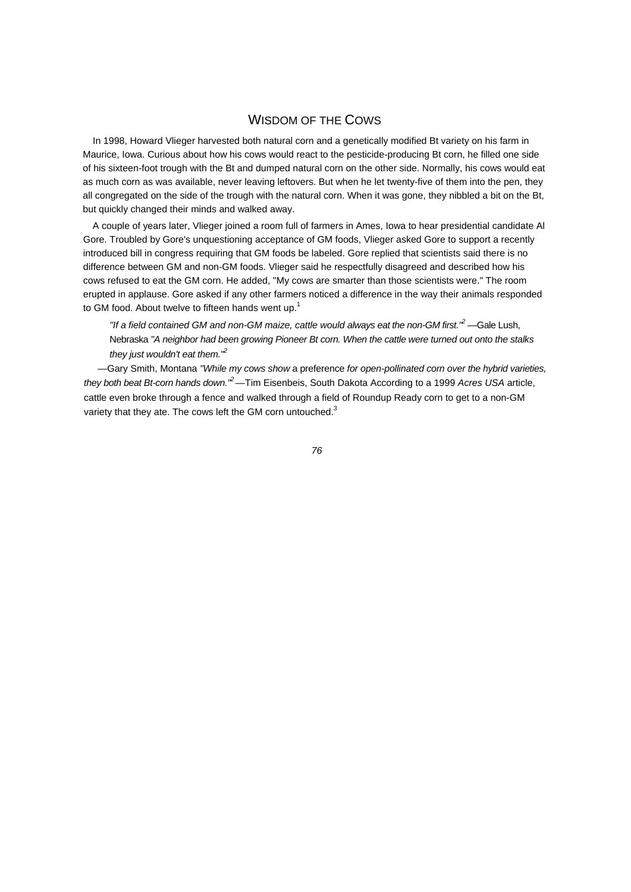## Wisdom of the Cows

In 1998, Howard Vlieger harvested both natural corn and a genetically modified Bt variety on his farm in Maurice, Iowa. Curious about how his cows would react to the pesticide-producing Bt corn, he filled one side of his sixteen-foot trough with the Bt and dumped natural corn on the other side. Normally, his cows would eat as much corn as was available, never leaving leftovers. But when he let twenty-five of them into the pen, they all congregated on the side of the trough with the natural corn. When it was gone, they nibbled a bit on the Bt, but quickly changed their minds and walked away.

A couple of years later, Vlieger joined a room full of farmers in Ames, Iowa to hear presidential candidate Al Gore. Troubled by Gore's unquestioning acceptance of GM foods, Vlieger asked Gore to support a recently introduced bill in congress requiring that GM foods be labeled. Gore replied that scientists said there is no difference between GM and non-GM foods. Vlieger said he respectfully disagreed and described how his cows refused to eat the GM corn. He added, "My cows are smarter than those scientists were." The room erupted in applause. Gore asked if any other farmers noticed a difference in the way their animals responded to GM food. About twelve to fifteen hands went up.[1]

> *"If a field contained GM and non-GM maize, cattle would always eat the non-GM first."*[2] —Gale Lush, Nebraska

> *"A neighbor had been growing Pioneer Bt corn. When the cattle were turned out onto the stalks they just wouldn't eat them."*[2] —Gary Smith, Montana

> *"While my cows show* a preference *for open-pollinated corn over the hybrid varieties, they both beat Bt-corn hands down."*[2] —Tim Eisenbeis, South Dakota

According to a 1999 *Acres USA* article, cattle even broke through a fence and walked through a field of Roundup Ready corn to get to a non-GM variety that they ate. The cows left the GM corn untouched.[3]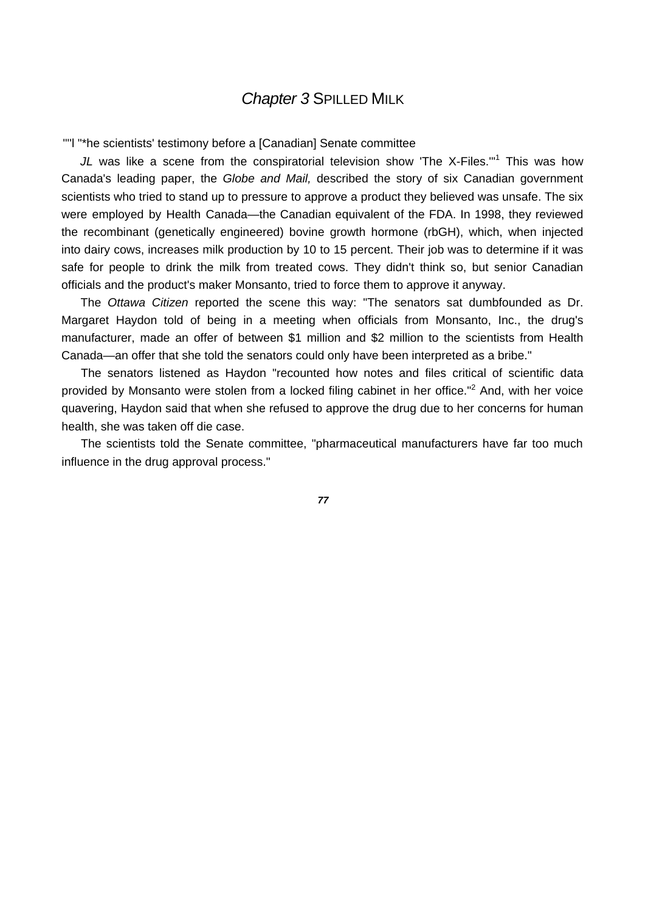# *Chapter 3* SPILLED MILK

""l "*he scientists' testimony before a [Canadian] Senate committee

*JL* was like a scene from the conspiratorial television show 'The X-Files.'"[1] This was how Canada's leading paper, the *Globe and Mail,* described the story of six Canadian government scientists who tried to stand up to pressure to approve a product they believed was unsafe. The six were employed by Health Canada—the Canadian equivalent of the FDA. In 1998, they reviewed the recombinant (genetically engineered) bovine growth hormone (rbGH), which, when injected into dairy cows, increases milk production by 10 to 15 percent. Their job was to determine if it was safe for people to drink the milk from treated cows. They didn't think so, but senior Canadian officials and the product's maker Monsanto, tried to force them to approve it anyway.

The *Ottawa Citizen* reported the scene this way: "The senators sat dumbfounded as Dr. Margaret Haydon told of being in a meeting when officials from Monsanto, Inc., the drug's manufacturer, made an offer of between $1 million and $2 million to the scientists from Health Canada—an offer that she told the senators could only have been interpreted as a bribe."

The senators listened as Haydon "recounted how notes and files critical of scientific data provided by Monsanto were stolen from a locked filing cabinet in her office."[2] And, with her voice quavering, Haydon said that when she refused to approve the drug due to her concerns for human health, she was taken off die case.

The scientists told the Senate committee, "pharmaceutical manufacturers have far too much influence in the drug approval process."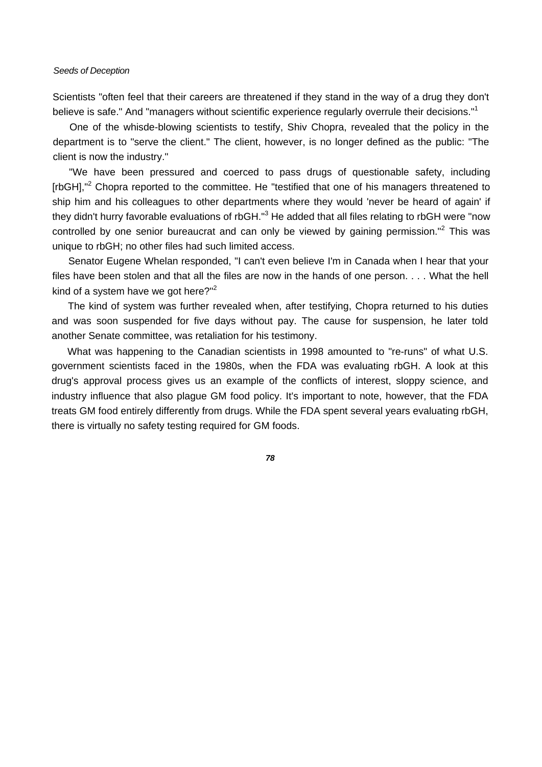Scientists "often feel that their careers are threatened if they stand in the way of a drug they don't believe is safe." And "managers without scientific experience regularly overrule their decisions."[1]

One of the whisde-blowing scientists to testify, Shiv Chopra, revealed that the policy in the department is to "serve the client." The client, however, is no longer defined as the public: "The client is now the industry."

"We have been pressured and coerced to pass drugs of questionable safety, including [rbGH],"[2] Chopra reported to the committee. He "testified that one of his managers threatened to ship him and his colleagues to other departments where they would 'never be heard of again' if they didn't hurry favorable evaluations of rbGH."[3] He added that all files relating to rbGH were "now controlled by one senior bureaucrat and can only be viewed by gaining permission."[2] This was unique to rbGH; no other files had such limited access.

Senator Eugene Whelan responded, "I can't even believe I'm in Canada when I hear that your files have been stolen and that all the files are now in the hands of one person. . . . What the hell kind of a system have we got here?"[2]

The kind of system was further revealed when, after testifying, Chopra returned to his duties and was soon suspended for five days without pay. The cause for suspension, he later told another Senate committee, was retaliation for his testimony.

What was happening to the Canadian scientists in 1998 amounted to "re-runs" of what U.S. government scientists faced in the 1980s, when the FDA was evaluating rbGH. A look at this drug's approval process gives us an example of the conflicts of interest, sloppy science, and industry influence that also plague GM food policy. It's important to note, however, that the FDA treats GM food entirely differently from drugs. While the FDA spent several years evaluating rbGH, there is virtually no safety testing required for GM foods.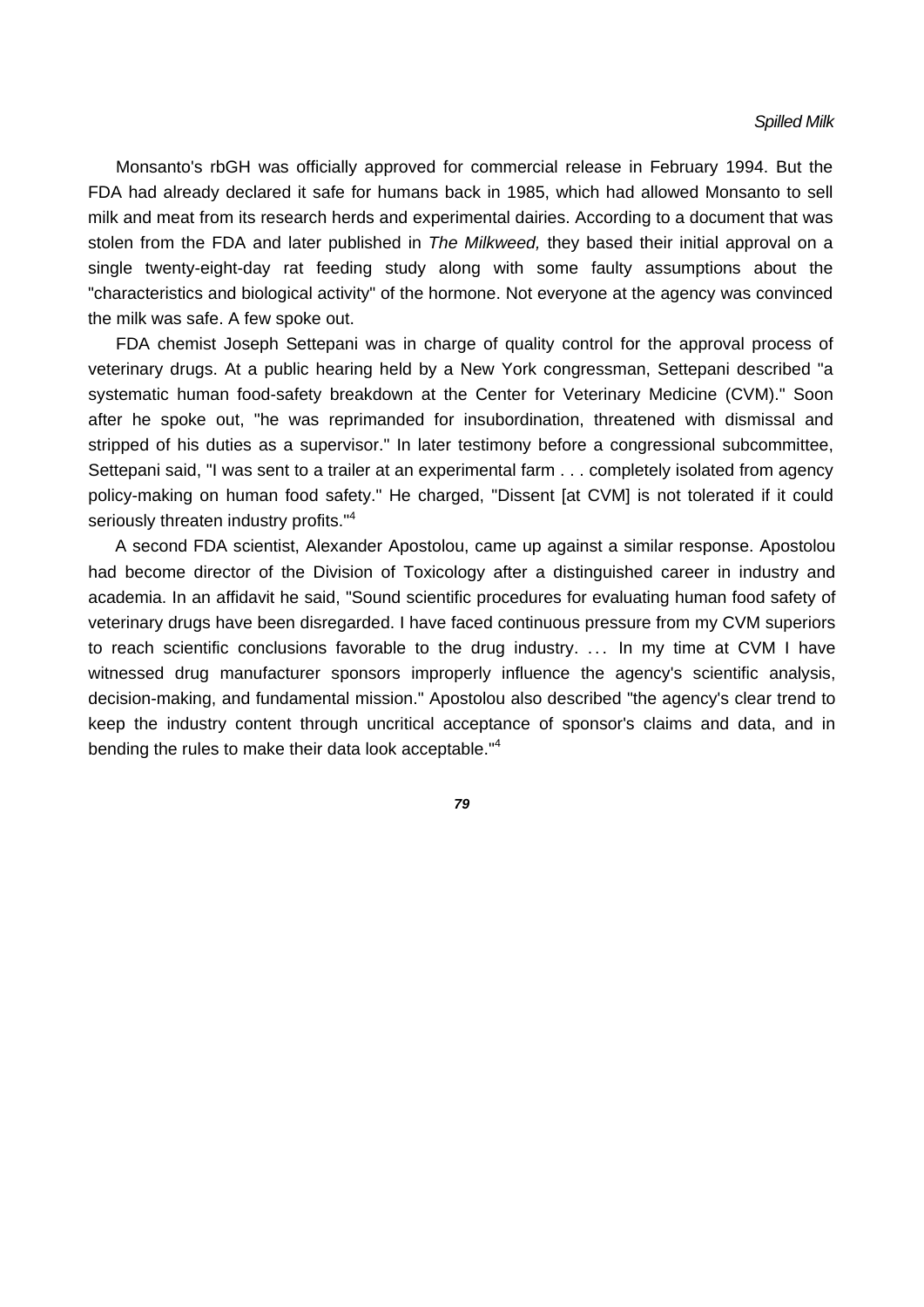Monsanto's rbGH was officially approved for commercial release in February 1994. But the FDA had already declared it safe for humans back in 1985, which had allowed Monsanto to sell milk and meat from its research herds and experimental dairies. According to a document that was stolen from the FDA and later published in *The Milkweed,* they based their initial approval on a single twenty-eight-day rat feeding study along with some faulty assumptions about the "characteristics and biological activity" of the hormone. Not everyone at the agency was convinced the milk was safe. A few spoke out.

FDA chemist Joseph Settepani was in charge of quality control for the approval process of veterinary drugs. At a public hearing held by a New York congressman, Settepani described "a systematic human food-safety breakdown at the Center for Veterinary Medicine (CVM)." Soon after he spoke out, "he was reprimanded for insubordination, threatened with dismissal and stripped of his duties as a supervisor." In later testimony before a congressional subcommittee, Settepani said, "I was sent to a trailer at an experimental farm . . . completely isolated from agency policy-making on human food safety." He charged, "Dissent [at CVM] is not tolerated if it could seriously threaten industry profits."[4]

A second FDA scientist, Alexander Apostolou, came up against a similar response. Apostolou had become director of the Division of Toxicology after a distinguished career in industry and academia. In an affidavit he said, "Sound scientific procedures for evaluating human food safety of veterinary drugs have been disregarded. I have faced continuous pressure from my CVM superiors to reach scientific conclusions favorable to the drug industry. . . . In my time at CVM I have witnessed drug manufacturer sponsors improperly influence the agency's scientific analysis, decision-making, and fundamental mission." Apostolou also described "the agency's clear trend to keep the industry content through uncritical acceptance of sponsor's claims and data, and in bending the rules to make their data look acceptable."[4]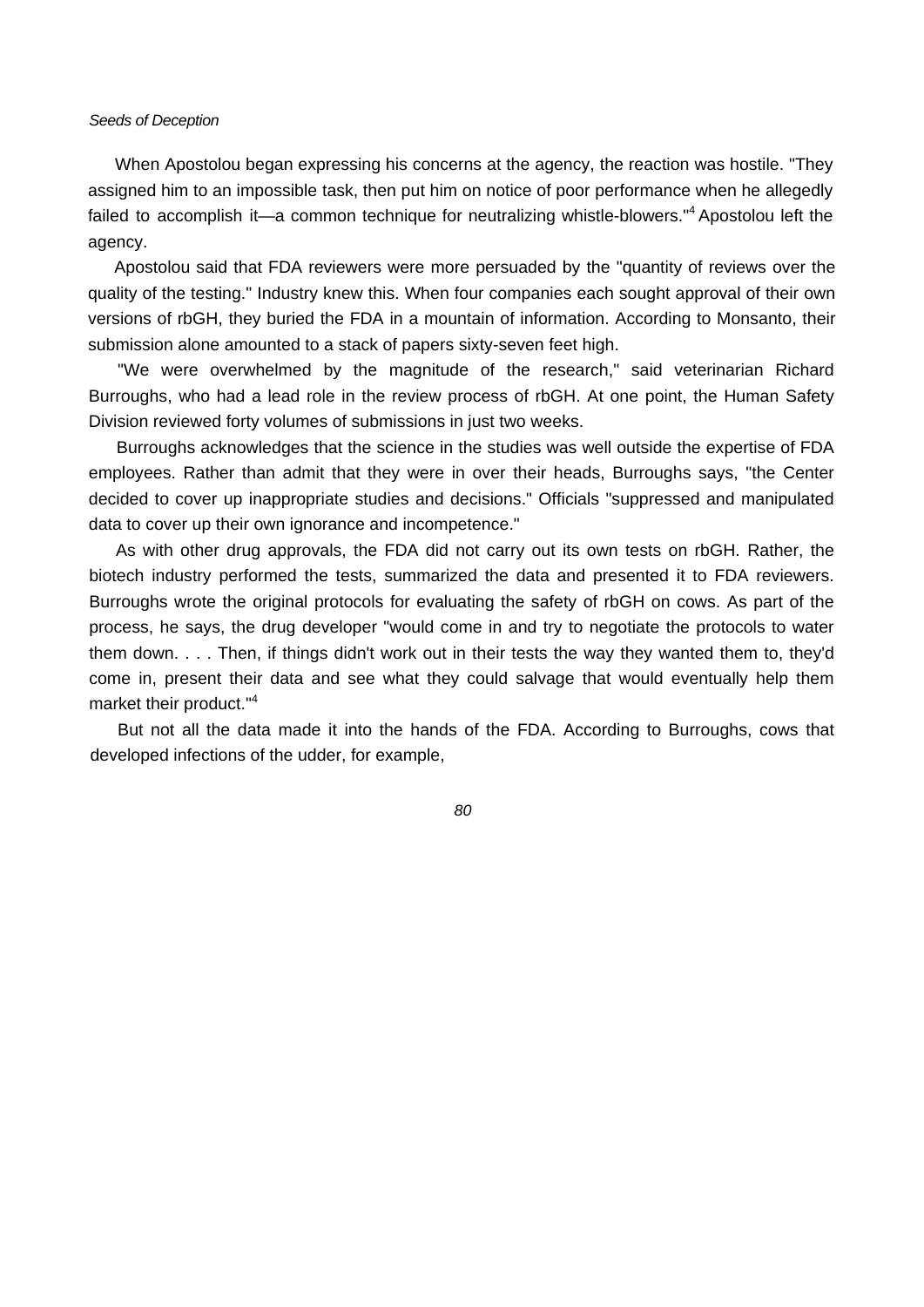When Apostolou began expressing his concerns at the agency, the reaction was hostile. "They assigned him to an impossible task, then put him on notice of poor performance when he allegedly failed to accomplish it—a common technique for neutralizing whistle-blowers."[4] Apostolou left the agency.

Apostolou said that FDA reviewers were more persuaded by the "quantity of reviews over the quality of the testing." Industry knew this. When four companies each sought approval of their own versions of rbGH, they buried the FDA in a mountain of information. According to Monsanto, their submission alone amounted to a stack of papers sixty-seven feet high.

"We were overwhelmed by the magnitude of the research," said veterinarian Richard Burroughs, who had a lead role in the review process of rbGH. At one point, the Human Safety Division reviewed forty volumes of submissions in just two weeks.

Burroughs acknowledges that the science in the studies was well outside the expertise of FDA employees. Rather than admit that they were in over their heads, Burroughs says, "the Center decided to cover up inappropriate studies and decisions." Officials "suppressed and manipulated data to cover up their own ignorance and incompetence."

As with other drug approvals, the FDA did not carry out its own tests on rbGH. Rather, the biotech industry performed the tests, summarized the data and presented it to FDA reviewers. Burroughs wrote the original protocols for evaluating the safety of rbGH on cows. As part of the process, he says, the drug developer "would come in and try to negotiate the protocols to water them down. . . . Then, if things didn't work out in their tests the way they wanted them to, they'd come in, present their data and see what they could salvage that would eventually help them market their product."[4]

But not all the data made it into the hands of the FDA. According to Burroughs, cows that developed infections of the udder, for example,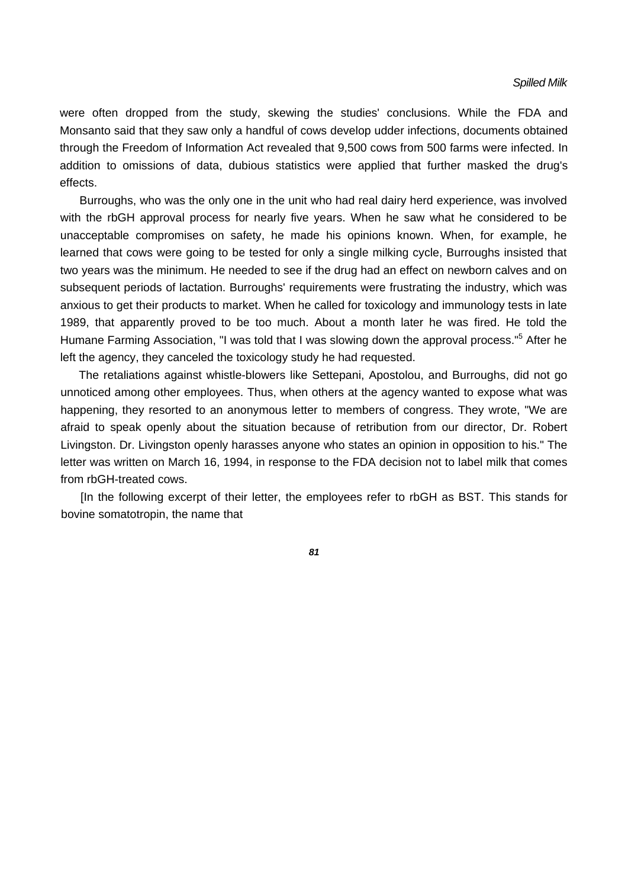were often dropped from the study, skewing the studies' conclusions. While the FDA and Monsanto said that they saw only a handful of cows develop udder infections, documents obtained through the Freedom of Information Act revealed that 9,500 cows from 500 farms were infected. In addition to omissions of data, dubious statistics were applied that further masked the drug's effects.

Burroughs, who was the only one in the unit who had real dairy herd experience, was involved with the rbGH approval process for nearly five years. When he saw what he considered to be unacceptable compromises on safety, he made his opinions known. When, for example, he learned that cows were going to be tested for only a single milking cycle, Burroughs insisted that two years was the minimum. He needed to see if the drug had an effect on newborn calves and on subsequent periods of lactation. Burroughs' requirements were frustrating the industry, which was anxious to get their products to market. When he called for toxicology and immunology tests in late 1989, that apparently proved to be too much. About a month later he was fired. He told the Humane Farming Association, "I was told that I was slowing down the approval process."[5] After he left the agency, they canceled the toxicology study he had requested.

The retaliations against whistle-blowers like Settepani, Apostolou, and Burroughs, did not go unnoticed among other employees. Thus, when others at the agency wanted to expose what was happening, they resorted to an anonymous letter to members of congress. They wrote, "We are afraid to speak openly about the situation because of retribution from our director, Dr. Robert Livingston. Dr. Livingston openly harasses anyone who states an opinion in opposition to his." The letter was written on March 16, 1994, in response to the FDA decision not to label milk that comes from rbGH-treated cows.

[In the following excerpt of their letter, the employees refer to rbGH as BST. This stands for bovine somatotropin, the name that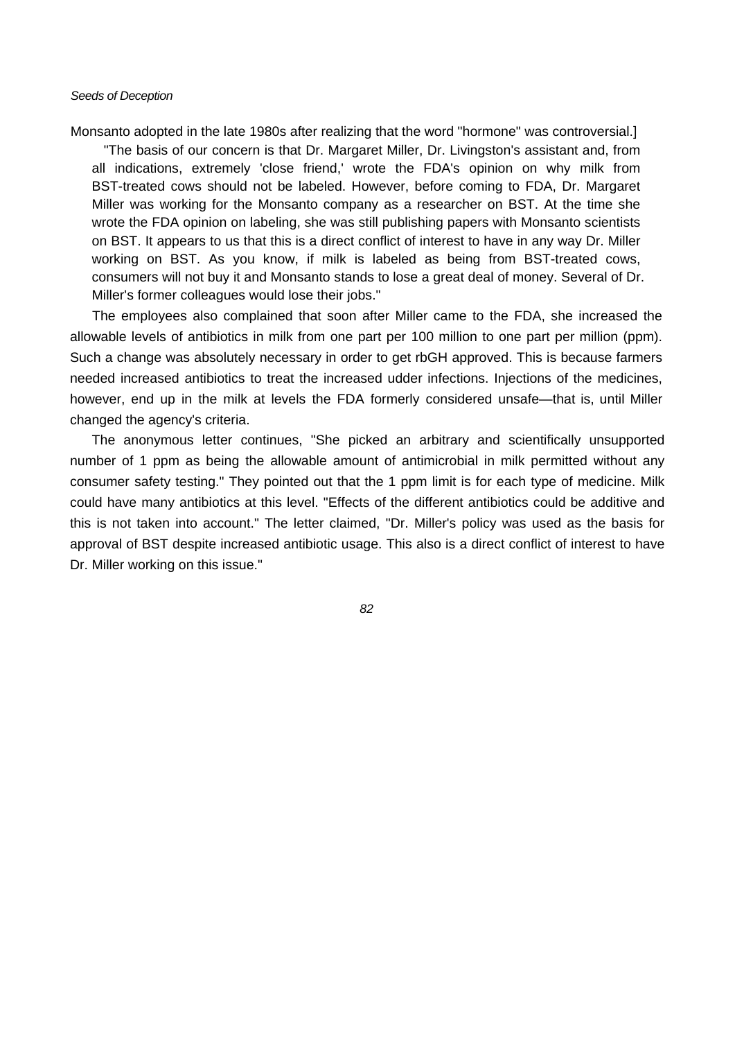Monsanto adopted in the late 1980s after realizing that the word "hormone" was controversial.]

> "The basis of our concern is that Dr. Margaret Miller, Dr. Livingston's assistant and, from all indications, extremely 'close friend,' wrote the FDA's opinion on why milk from BST-treated cows should not be labeled. However, before coming to FDA, Dr. Margaret Miller was working for the Monsanto company as a researcher on BST. At the time she wrote the FDA opinion on labeling, she was still publishing papers with Monsanto scientists on BST. It appears to us that this is a direct conflict of interest to have in any way Dr. Miller working on BST. As you know, if milk is labeled as being from BST-treated cows, consumers will not buy it and Monsanto stands to lose a great deal of money. Several of Dr. Miller's former colleagues would lose their jobs."

The employees also complained that soon after Miller came to the FDA, she increased the allowable levels of antibiotics in milk from one part per 100 million to one part per million (ppm). Such a change was absolutely necessary in order to get rbGH approved. This is because farmers needed increased antibiotics to treat the increased udder infections. Injections of the medicines, however, end up in the milk at levels the FDA formerly considered unsafe—that is, until Miller changed the agency's criteria.

The anonymous letter continues, "She picked an arbitrary and scientifically unsupported number of 1 ppm as being the allowable amount of antimicrobial in milk permitted without any consumer safety testing." They pointed out that the 1 ppm limit is for each type of medicine. Milk could have many antibiotics at this level. "Effects of the different antibiotics could be additive and this is not taken into account." The letter claimed, "Dr. Miller's policy was used as the basis for approval of BST despite increased antibiotic usage. This also is a direct conflict of interest to have Dr. Miller working on this issue."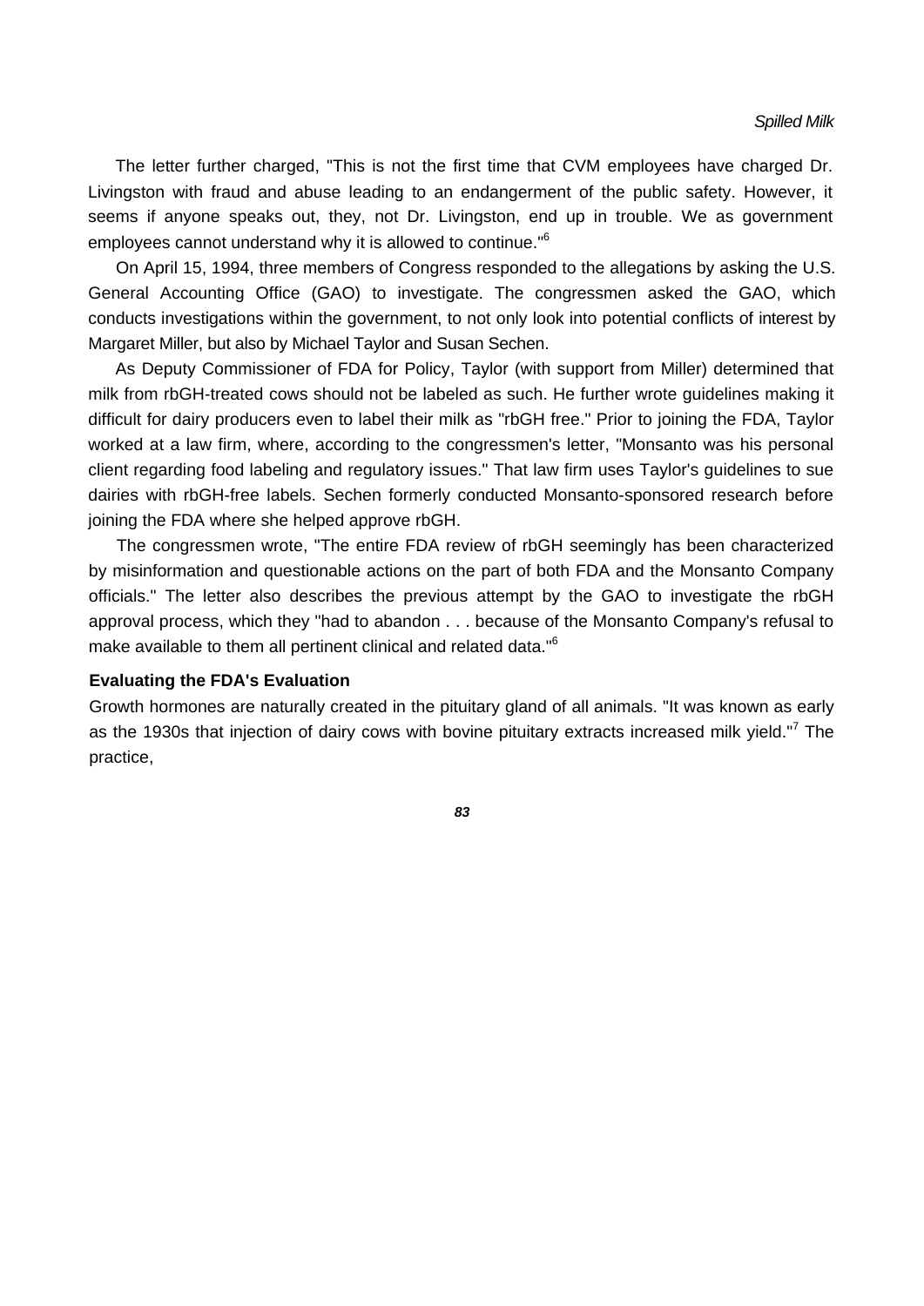The letter further charged, "This is not the first time that CVM employees have charged Dr. Livingston with fraud and abuse leading to an endangerment of the public safety. However, it seems if anyone speaks out, they, not Dr. Livingston, end up in trouble. We as government employees cannot understand why it is allowed to continue."[6]

On April 15, 1994, three members of Congress responded to the allegations by asking the U.S. General Accounting Office (GAO) to investigate. The congressmen asked the GAO, which conducts investigations within the government, to not only look into potential conflicts of interest by Margaret Miller, but also by Michael Taylor and Susan Sechen.

As Deputy Commissioner of FDA for Policy, Taylor (with support from Miller) determined that milk from rbGH-treated cows should not be labeled as such. He further wrote guidelines making it difficult for dairy producers even to label their milk as "rbGH free." Prior to joining the FDA, Taylor worked at a law firm, where, according to the congressmen's letter, "Monsanto was his personal client regarding food labeling and regulatory issues." That law firm uses Taylor's guidelines to sue dairies with rbGH-free labels. Sechen formerly conducted Monsanto-sponsored research before joining the FDA where she helped approve rbGH.

The congressmen wrote, "The entire FDA review of rbGH seemingly has been characterized by misinformation and questionable actions on the part of both FDA and the Monsanto Company officials." The letter also describes the previous attempt by the GAO to investigate the rbGH approval process, which they "had to abandon . . . because of the Monsanto Company's refusal to make available to them all pertinent clinical and related data."[6]

### Evaluating the FDA's Evaluation

Growth hormones are naturally created in the pituitary gland of all animals. "It was known as early as the 1930s that injection of dairy cows with bovine pituitary extracts increased milk yield."[7] The practice,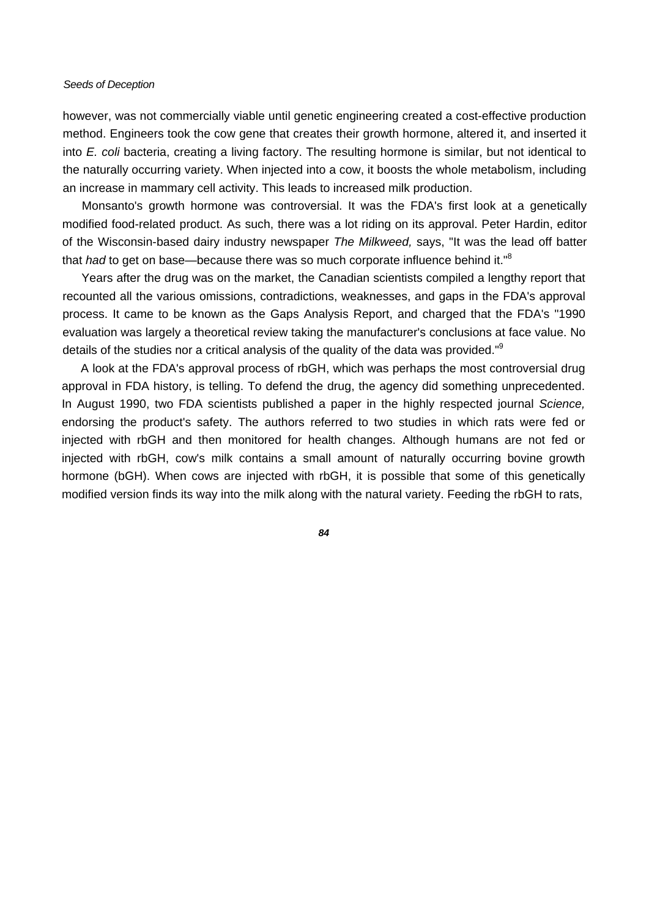however, was not commercially viable until genetic engineering created a cost-effective production method. Engineers took the cow gene that creates their growth hormone, altered it, and inserted it into *E. coli* bacteria, creating a living factory. The resulting hormone is similar, but not identical to the naturally occurring variety. When injected into a cow, it boosts the whole metabolism, including an increase in mammary cell activity. This leads to increased milk production.

Monsanto's growth hormone was controversial. It was the FDA's first look at a genetically modified food-related product. As such, there was a lot riding on its approval. Peter Hardin, editor of the Wisconsin-based dairy industry newspaper *The Milkweed,* says, "It was the lead off batter that *had* to get on base—because there was so much corporate influence behind it."[8]

Years after the drug was on the market, the Canadian scientists compiled a lengthy report that recounted all the various omissions, contradictions, weaknesses, and gaps in the FDA's approval process. It came to be known as the Gaps Analysis Report, and charged that the FDA's "1990 evaluation was largely a theoretical review taking the manufacturer's conclusions at face value. No details of the studies nor a critical analysis of the quality of the data was provided."[9]

A look at the FDA's approval process of rbGH, which was perhaps the most controversial drug approval in FDA history, is telling. To defend the drug, the agency did something unprecedented. In August 1990, two FDA scientists published a paper in the highly respected journal *Science,* endorsing the product's safety. The authors referred to two studies in which rats were fed or injected with rbGH and then monitored for health changes. Although humans are not fed or injected with rbGH, cow's milk contains a small amount of naturally occurring bovine growth hormone (bGH). When cows are injected with rbGH, it is possible that some of this genetically modified version finds its way into the milk along with the natural variety. Feeding the rbGH to rats,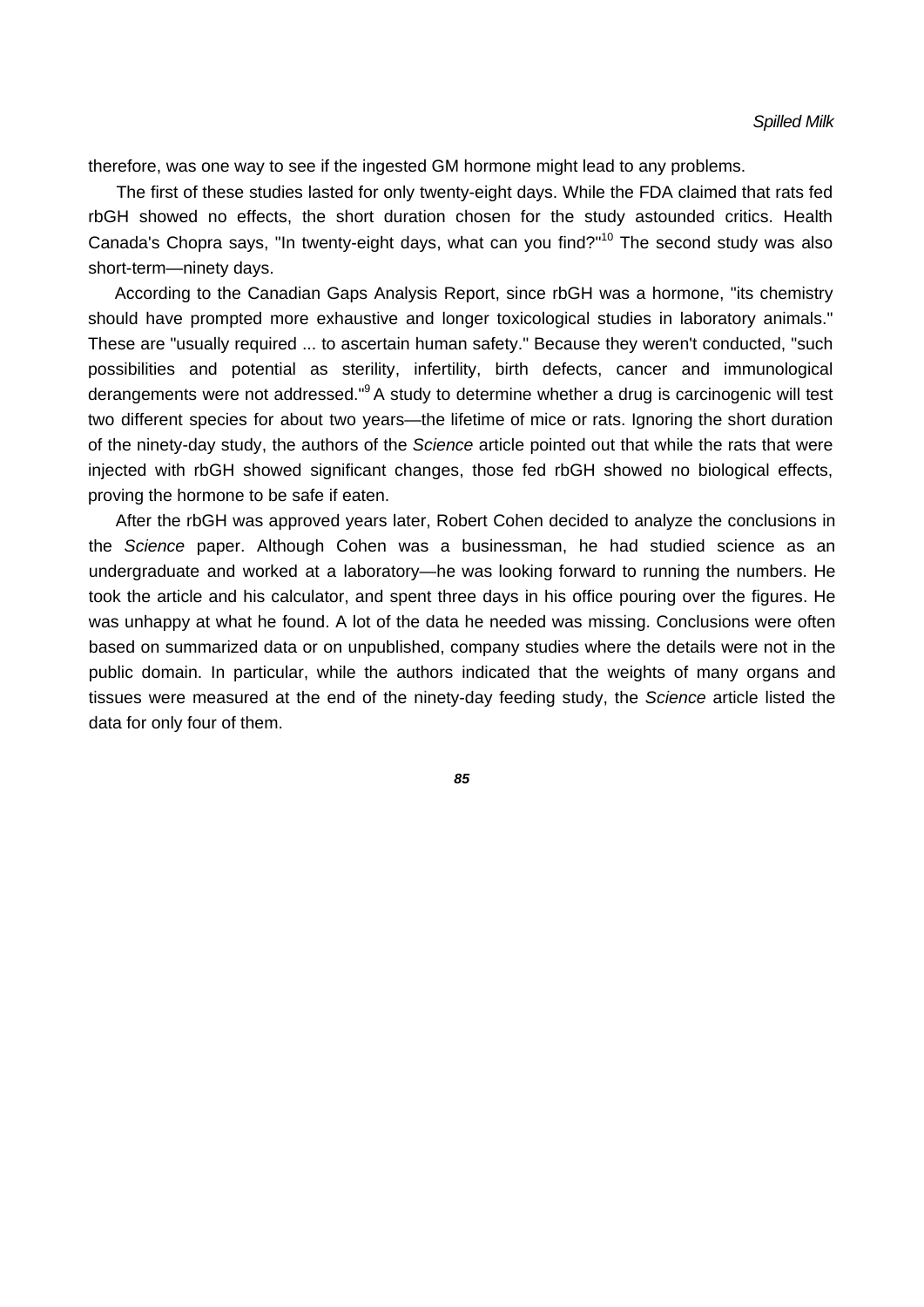therefore, was one way to see if the ingested GM hormone might lead to any problems.

The first of these studies lasted for only twenty-eight days. While the FDA claimed that rats fed rbGH showed no effects, the short duration chosen for the study astounded critics. Health Canada's Chopra says, "In twenty-eight days, what can you find?"[10] The second study was also short-term—ninety days.

According to the Canadian Gaps Analysis Report, since rbGH was a hormone, "its chemistry should have prompted more exhaustive and longer toxicological studies in laboratory animals." These are "usually required ... to ascertain human safety." Because they weren't conducted, "such possibilities and potential as sterility, infertility, birth defects, cancer and immunological derangements were not addressed."[9] A study to determine whether a drug is carcinogenic will test two different species for about two years—the lifetime of mice or rats. Ignoring the short duration of the ninety-day study, the authors of the *Science* article pointed out that while the rats that were injected with rbGH showed significant changes, those fed rbGH showed no biological effects, proving the hormone to be safe if eaten.

After the rbGH was approved years later, Robert Cohen decided to analyze the conclusions in the *Science* paper. Although Cohen was a businessman, he had studied science as an undergraduate and worked at a laboratory—he was looking forward to running the numbers. He took the article and his calculator, and spent three days in his office pouring over the figures. He was unhappy at what he found. A lot of the data he needed was missing. Conclusions were often based on summarized data or on unpublished, company studies where the details were not in the public domain. In particular, while the authors indicated that the weights of many organs and tissues were measured at the end of the ninety-day feeding study, the *Science* article listed the data for only four of them.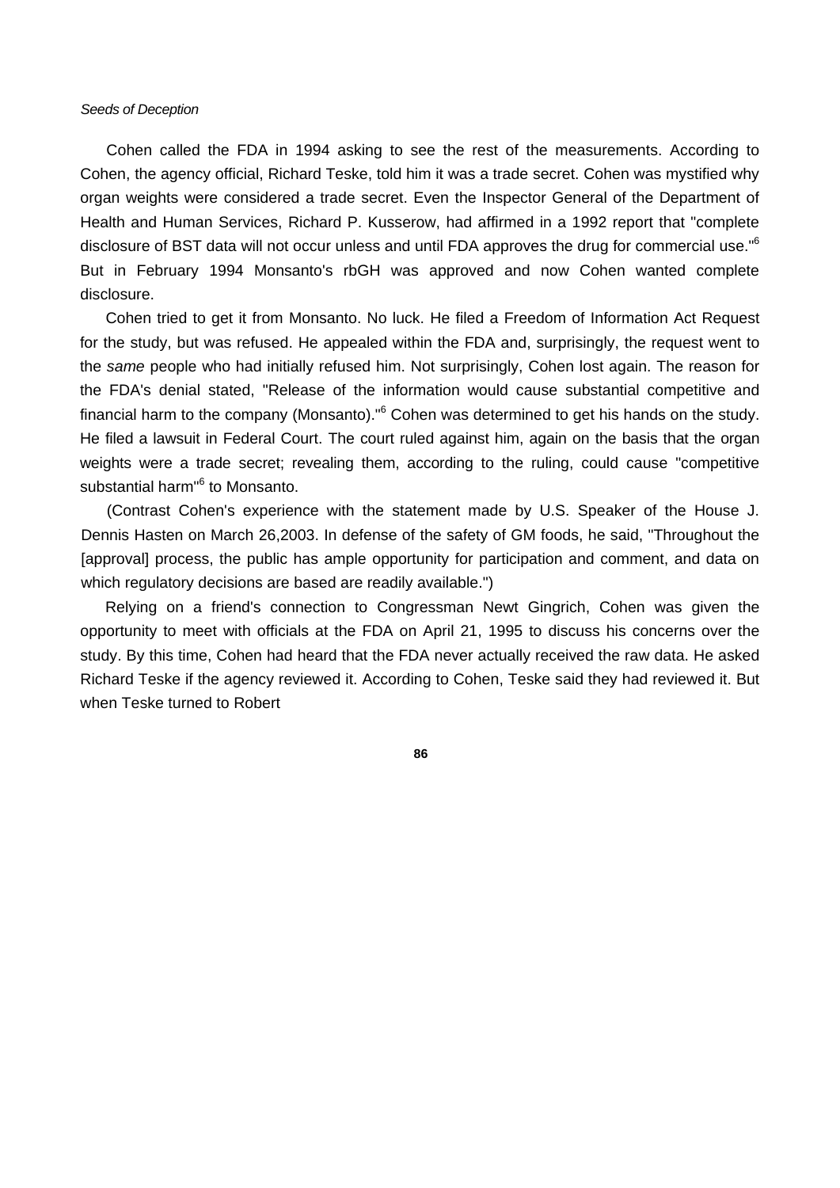Cohen called the FDA in 1994 asking to see the rest of the measurements. According to Cohen, the agency official, Richard Teske, told him it was a trade secret. Cohen was mystified why organ weights were considered a trade secret. Even the Inspector General of the Department of Health and Human Services, Richard P. Kusserow, had affirmed in a 1992 report that "complete disclosure of BST data will not occur unless and until FDA approves the drug for commercial use."[6] But in February 1994 Monsanto's rbGH was approved and now Cohen wanted complete disclosure.

Cohen tried to get it from Monsanto. No luck. He filed a Freedom of Information Act Request for the study, but was refused. He appealed within the FDA and, surprisingly, the request went to the *same* people who had initially refused him. Not surprisingly, Cohen lost again. The reason for the FDA's denial stated, "Release of the information would cause substantial competitive and financial harm to the company (Monsanto)."[6] Cohen was determined to get his hands on the study. He filed a lawsuit in Federal Court. The court ruled against him, again on the basis that the organ weights were a trade secret; revealing them, according to the ruling, could cause "competitive substantial harm"[6] to Monsanto.

(Contrast Cohen's experience with the statement made by U.S. Speaker of the House J. Dennis Hasten on March 26,2003. In defense of the safety of GM foods, he said, "Throughout the [approval] process, the public has ample opportunity for participation and comment, and data on which regulatory decisions are based are readily available.")

Relying on a friend's connection to Congressman Newt Gingrich, Cohen was given the opportunity to meet with officials at the FDA on April 21, 1995 to discuss his concerns over the study. By this time, Cohen had heard that the FDA never actually received the raw data. He asked Richard Teske if the agency reviewed it. According to Cohen, Teske said they had reviewed it. But when Teske turned to Robert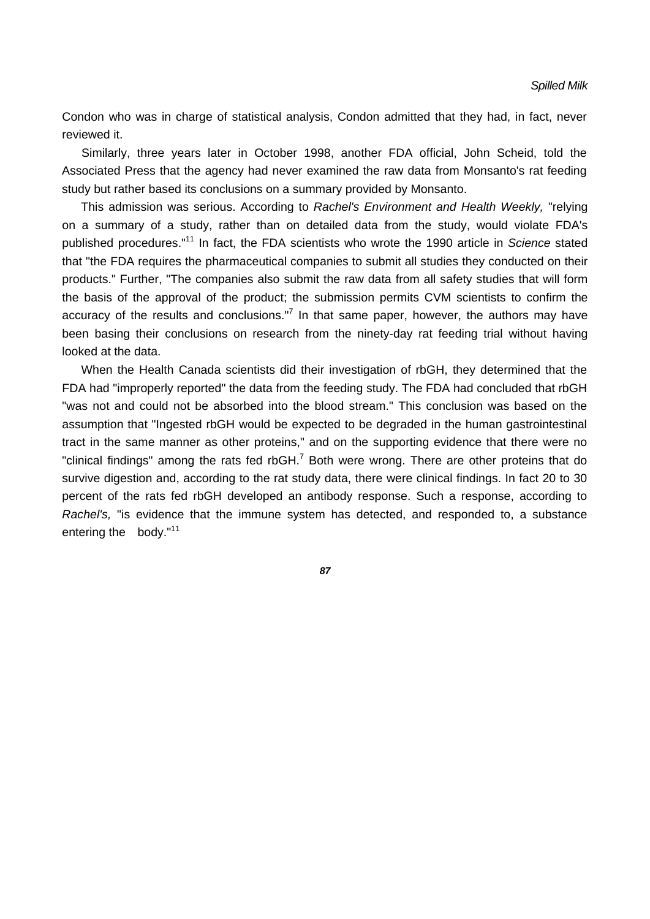Condon who was in charge of statistical analysis, Condon admitted that they had, in fact, never reviewed it.

Similarly, three years later in October 1998, another FDA official, John Scheid, told the Associated Press that the agency had never examined the raw data from Monsanto's rat feeding study but rather based its conclusions on a summary provided by Monsanto.

This admission was serious. According to *Rachel's Environment and Health Weekly,* "relying on a summary of a study, rather than on detailed data from the study, would violate FDA's published procedures."[11] In fact, the FDA scientists who wrote the 1990 article in *Science* stated that "the FDA requires the pharmaceutical companies to submit all studies they conducted on their products." Further, "The companies also submit the raw data from all safety studies that will form the basis of the approval of the product; the submission permits CVM scientists to confirm the accuracy of the results and conclusions."[7] In that same paper, however, the authors may have been basing their conclusions on research from the ninety-day rat feeding trial without having looked at the data.

When the Health Canada scientists did their investigation of rbGH, they determined that the FDA had "improperly reported" the data from the feeding study. The FDA had concluded that rbGH "was not and could not be absorbed into the blood stream." This conclusion was based on the assumption that "Ingested rbGH would be expected to be degraded in the human gastrointestinal tract in the same manner as other proteins," and on the supporting evidence that there were no "clinical findings" among the rats fed rbGH.[7] Both were wrong. There are other proteins that do survive digestion and, according to the rat study data, there were clinical findings. In fact 20 to 30 percent of the rats fed rbGH developed an antibody response. Such a response, according to *Rachel's,* "is evidence that the immune system has detected, and responded to, a substance entering the body."[11]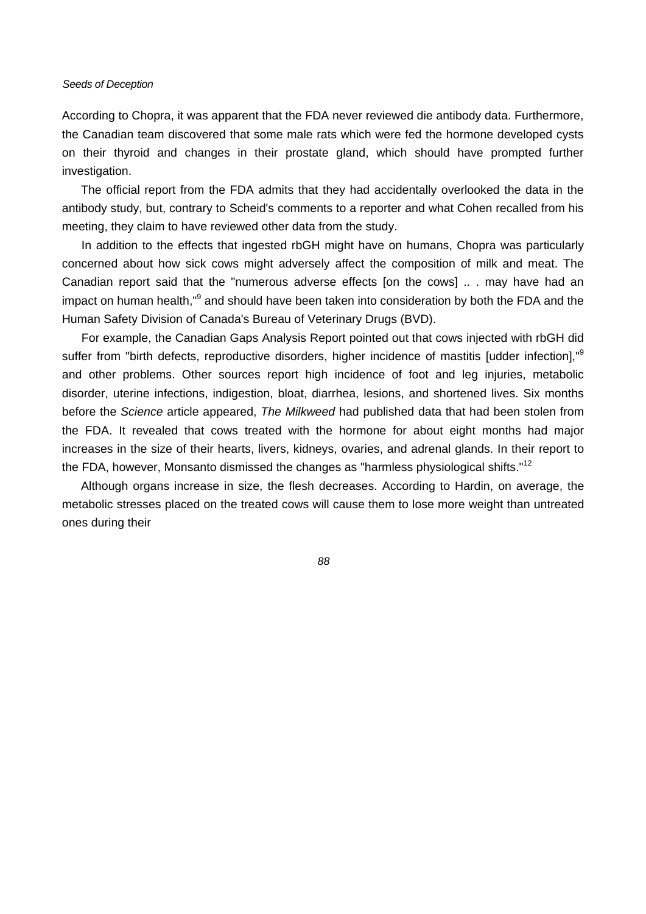According to Chopra, it was apparent that the FDA never reviewed die antibody data. Furthermore, the Canadian team discovered that some male rats which were fed the hormone developed cysts on their thyroid and changes in their prostate gland, which should have prompted further investigation.

The official report from the FDA admits that they had accidentally overlooked the data in the antibody study, but, contrary to Scheid's comments to a reporter and what Cohen recalled from his meeting, they claim to have reviewed other data from the study.

In addition to the effects that ingested rbGH might have on humans, Chopra was particularly concerned about how sick cows might adversely affect the composition of milk and meat. The Canadian report said that the "numerous adverse effects [on the cows] .. . may have had an impact on human health,"[9] and should have been taken into consideration by both the FDA and the Human Safety Division of Canada's Bureau of Veterinary Drugs (BVD).

For example, the Canadian Gaps Analysis Report pointed out that cows injected with rbGH did suffer from "birth defects, reproductive disorders, higher incidence of mastitis [udder infection],"[9] and other problems. Other sources report high incidence of foot and leg injuries, metabolic disorder, uterine infections, indigestion, bloat, diarrhea, lesions, and shortened lives. Six months before the *Science* article appeared, *The Milkweed* had published data that had been stolen from the FDA. It revealed that cows treated with the hormone for about eight months had major increases in the size of their hearts, livers, kidneys, ovaries, and adrenal glands. In their report to the FDA, however, Monsanto dismissed the changes as "harmless physiological shifts."[12]

Although organs increase in size, the flesh decreases. According to Hardin, on average, the metabolic stresses placed on the treated cows will cause them to lose more weight than untreated ones during their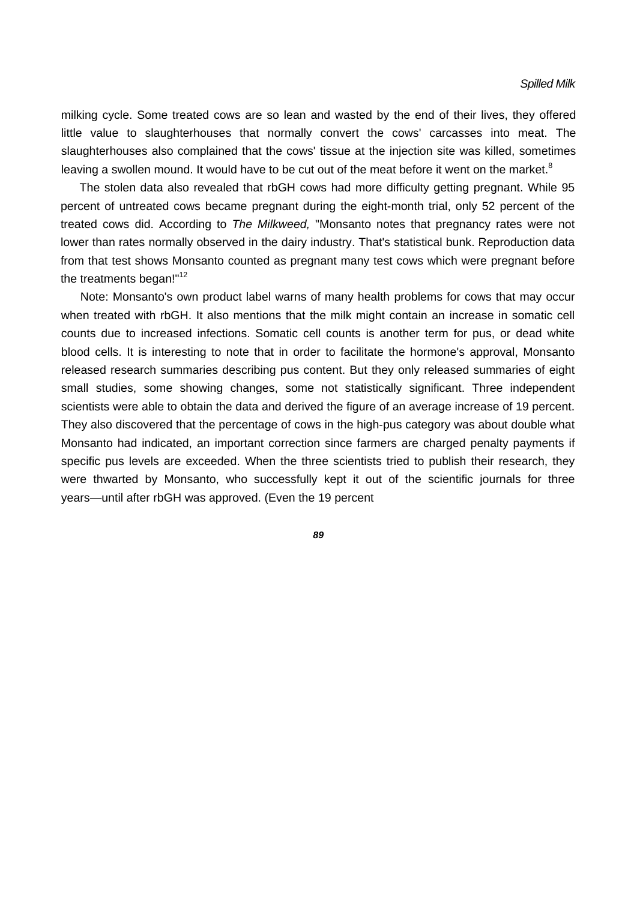milking cycle. Some treated cows are so lean and wasted by the end of their lives, they offered little value to slaughterhouses that normally convert the cows' carcasses into meat. The slaughterhouses also complained that the cows' tissue at the injection site was killed, sometimes leaving a swollen mound. It would have to be cut out of the meat before it went on the market.[8]

The stolen data also revealed that rbGH cows had more difficulty getting pregnant. While 95 percent of untreated cows became pregnant during the eight-month trial, only 52 percent of the treated cows did. According to *The Milkweed,* "Monsanto notes that pregnancy rates were not lower than rates normally observed in the dairy industry. That's statistical bunk. Reproduction data from that test shows Monsanto counted as pregnant many test cows which were pregnant before the treatments began!"[12]

Note: Monsanto's own product label warns of many health problems for cows that may occur when treated with rbGH. It also mentions that the milk might contain an increase in somatic cell counts due to increased infections. Somatic cell counts is another term for pus, or dead white blood cells. It is interesting to note that in order to facilitate the hormone's approval, Monsanto released research summaries describing pus content. But they only released summaries of eight small studies, some showing changes, some not statistically significant. Three independent scientists were able to obtain the data and derived the figure of an average increase of 19 percent. They also discovered that the percentage of cows in the high-pus category was about double what Monsanto had indicated, an important correction since farmers are charged penalty payments if specific pus levels are exceeded. When the three scientists tried to publish their research, they were thwarted by Monsanto, who successfully kept it out of the scientific journals for three years—until after rbGH was approved. (Even the 19 percent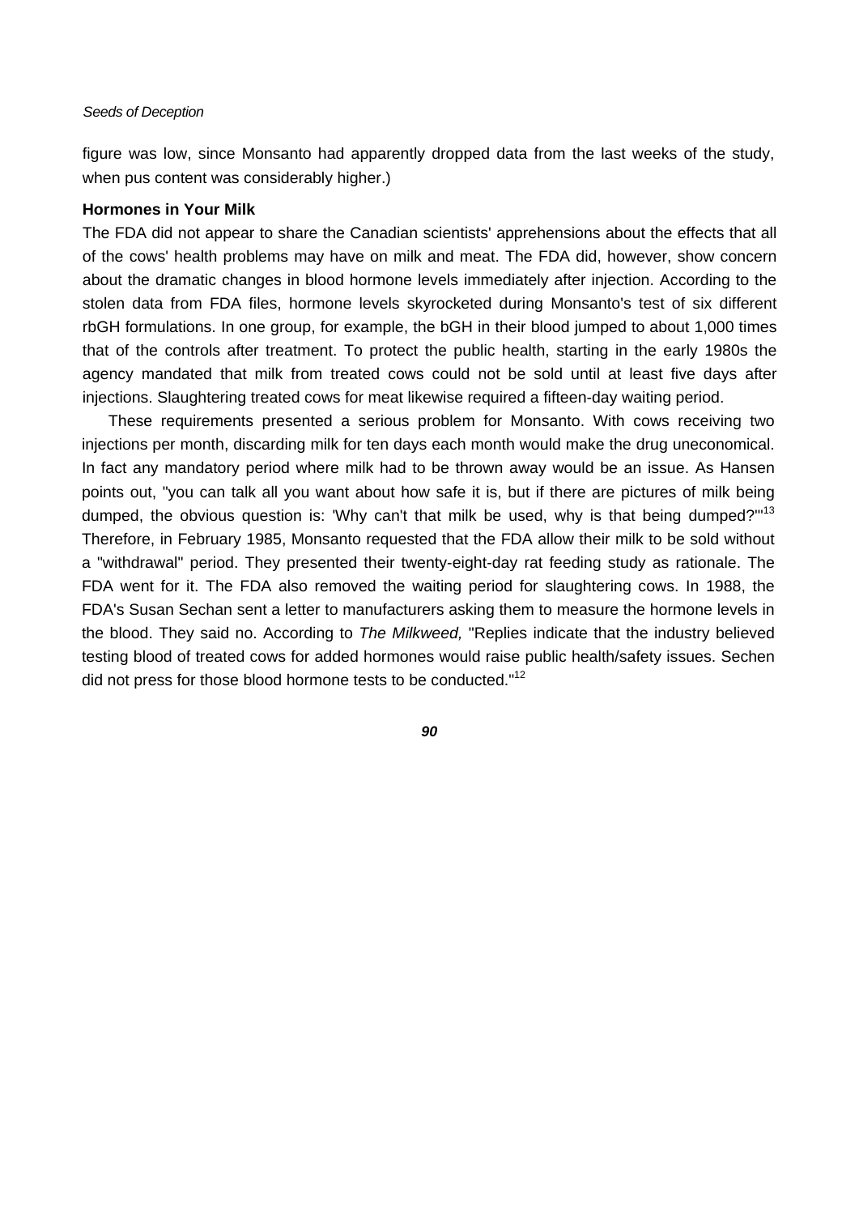figure was low, since Monsanto had apparently dropped data from the last weeks of the study, when pus content was considerably higher.)

### Hormones in Your Milk

The FDA did not appear to share the Canadian scientists' apprehensions about the effects that all of the cows' health problems may have on milk and meat. The FDA did, however, show concern about the dramatic changes in blood hormone levels immediately after injection. According to the stolen data from FDA files, hormone levels skyrocketed during Monsanto's test of six different rbGH formulations. In one group, for example, the bGH in their blood jumped to about 1,000 times that of the controls after treatment. To protect the public health, starting in the early 1980s the agency mandated that milk from treated cows could not be sold until at least five days after injections. Slaughtering treated cows for meat likewise required a fifteen-day waiting period.

These requirements presented a serious problem for Monsanto. With cows receiving two injections per month, discarding milk for ten days each month would make the drug uneconomical. In fact any mandatory period where milk had to be thrown away would be an issue. As Hansen points out, "you can talk all you want about how safe it is, but if there are pictures of milk being dumped, the obvious question is: 'Why can't that milk be used, why is that being dumped?'"[13] Therefore, in February 1985, Monsanto requested that the FDA allow their milk to be sold without a "withdrawal" period. They presented their twenty-eight-day rat feeding study as rationale. The FDA went for it. The FDA also removed the waiting period for slaughtering cows. In 1988, the FDA's Susan Sechan sent a letter to manufacturers asking them to measure the hormone levels in the blood. They said no. According to *The Milkweed,* "Replies indicate that the industry believed testing blood of treated cows for added hormones would raise public health/safety issues. Sechen did not press for those blood hormone tests to be conducted."[12]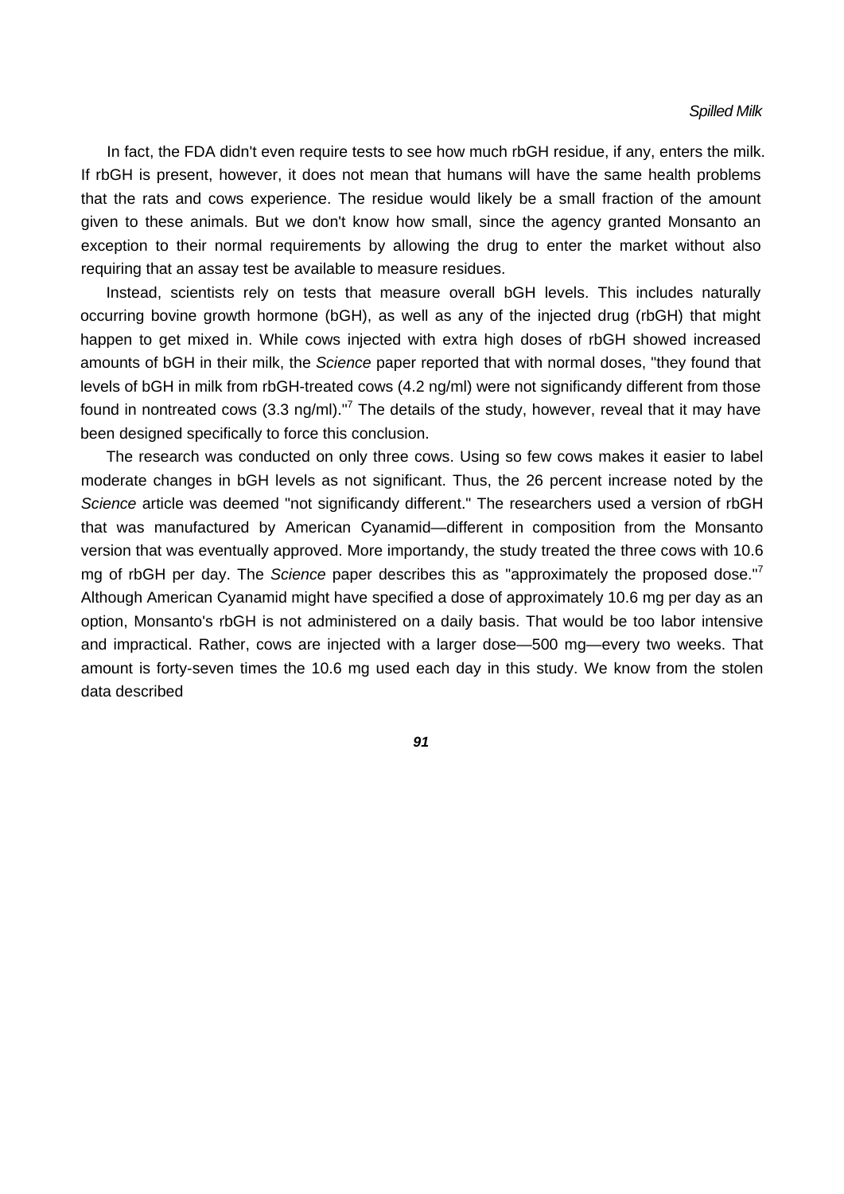In fact, the FDA didn't even require tests to see how much rbGH residue, if any, enters the milk. If rbGH is present, however, it does not mean that humans will have the same health problems that the rats and cows experience. The residue would likely be a small fraction of the amount given to these animals. But we don't know how small, since the agency granted Monsanto an exception to their normal requirements by allowing the drug to enter the market without also requiring that an assay test be available to measure residues.

Instead, scientists rely on tests that measure overall bGH levels. This includes naturally occurring bovine growth hormone (bGH), as well as any of the injected drug (rbGH) that might happen to get mixed in. While cows injected with extra high doses of rbGH showed increased amounts of bGH in their milk, the *Science* paper reported that with normal doses, "they found that levels of bGH in milk from rbGH-treated cows (4.2 ng/ml) were not significandy different from those found in nontreated cows (3.3 ng/ml)."[7] The details of the study, however, reveal that it may have been designed specifically to force this conclusion.

The research was conducted on only three cows. Using so few cows makes it easier to label moderate changes in bGH levels as not significant. Thus, the 26 percent increase noted by the *Science* article was deemed "not significandy different." The researchers used a version of rbGH that was manufactured by American Cyanamid—different in composition from the Monsanto version that was eventually approved. More importandy, the study treated the three cows with 10.6 mg of rbGH per day. The *Science* paper describes this as "approximately the proposed dose."[7] Although American Cyanamid might have specified a dose of approximately 10.6 mg per day as an option, Monsanto's rbGH is not administered on a daily basis. That would be too labor intensive and impractical. Rather, cows are injected with a larger dose—500 mg—every two weeks. That amount is forty-seven times the 10.6 mg used each day in this study. We know from the stolen data described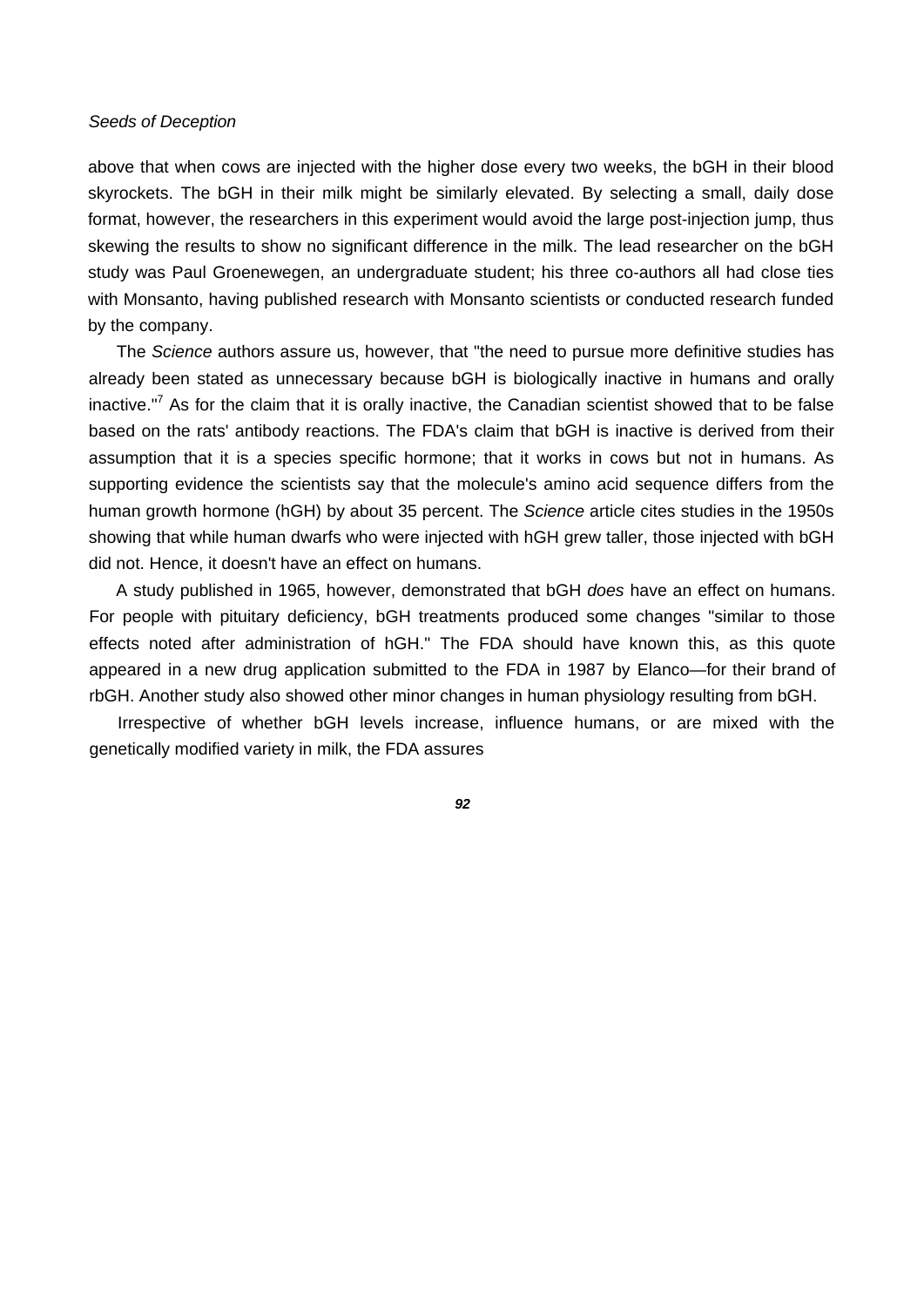above that when cows are injected with the higher dose every two weeks, the bGH in their blood skyrockets. The bGH in their milk might be similarly elevated. By selecting a small, daily dose format, however, the researchers in this experiment would avoid the large post-injection jump, thus skewing the results to show no significant difference in the milk. The lead researcher on the bGH study was Paul Groenewegen, an undergraduate student; his three co-authors all had close ties with Monsanto, having published research with Monsanto scientists or conducted research funded by the company.

The *Science* authors assure us, however, that "the need to pursue more definitive studies has already been stated as unnecessary because bGH is biologically inactive in humans and orally inactive."[7] As for the claim that it is orally inactive, the Canadian scientist showed that to be false based on the rats' antibody reactions. The FDA's claim that bGH is inactive is derived from their assumption that it is a species specific hormone; that it works in cows but not in humans. As supporting evidence the scientists say that the molecule's amino acid sequence differs from the human growth hormone (hGH) by about 35 percent. The *Science* article cites studies in the 1950s showing that while human dwarfs who were injected with hGH grew taller, those injected with bGH did not. Hence, it doesn't have an effect on humans.

A study published in 1965, however, demonstrated that bGH *does* have an effect on humans. For people with pituitary deficiency, bGH treatments produced some changes "similar to those effects noted after administration of hGH." The FDA should have known this, as this quote appeared in a new drug application submitted to the FDA in 1987 by Elanco—for their brand of rbGH. Another study also showed other minor changes in human physiology resulting from bGH.

Irrespective of whether bGH levels increase, influence humans, or are mixed with the genetically modified variety in milk, the FDA assures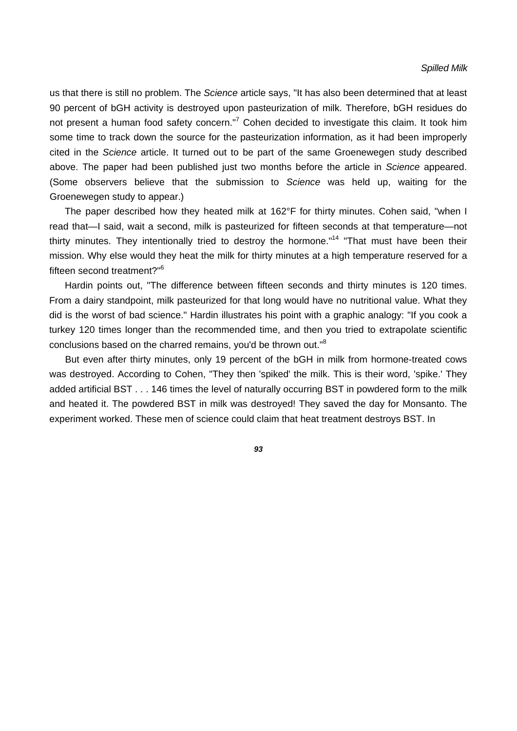us that there is still no problem. The *Science* article says, "It has also been determined that at least 90 percent of bGH activity is destroyed upon pasteurization of milk. Therefore, bGH residues do not present a human food safety concern."[7] Cohen decided to investigate this claim. It took him some time to track down the source for the pasteurization information, as it had been improperly cited in the *Science* article. It turned out to be part of the same Groenewegen study described above. The paper had been published just two months before the article in *Science* appeared. (Some observers believe that the submission to *Science* was held up, waiting for the Groenewegen study to appear.)

The paper described how they heated milk at 162°F for thirty minutes. Cohen said, "when I read that—I said, wait a second, milk is pasteurized for fifteen seconds at that temperature—not thirty minutes. They intentionally tried to destroy the hormone."[14] "That must have been their mission. Why else would they heat the milk for thirty minutes at a high temperature reserved for a fifteen second treatment?"[6]

Hardin points out, "The difference between fifteen seconds and thirty minutes is 120 times. From a dairy standpoint, milk pasteurized for that long would have no nutritional value. What they did is the worst of bad science." Hardin illustrates his point with a graphic analogy: "If you cook a turkey 120 times longer than the recommended time, and then you tried to extrapolate scientific conclusions based on the charred remains, you'd be thrown out."[8]

But even after thirty minutes, only 19 percent of the bGH in milk from hormone-treated cows was destroyed. According to Cohen, "They then 'spiked' the milk. This is their word, 'spike.' They added artificial BST . . . 146 times the level of naturally occurring BST in powdered form to the milk and heated it. The powdered BST in milk was destroyed! They saved the day for Monsanto. The experiment worked. These men of science could claim that heat treatment destroys BST. In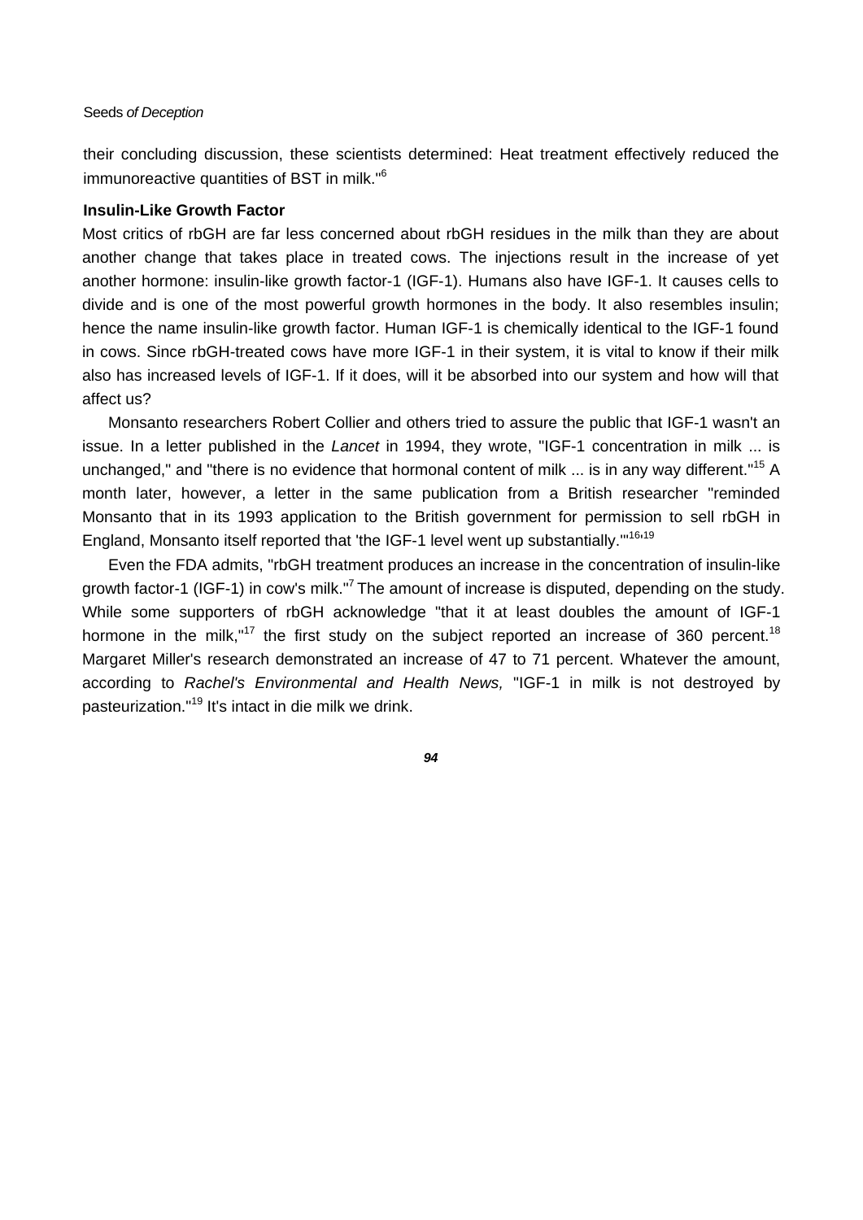their concluding discussion, these scientists determined: Heat treatment effectively reduced the immunoreactive quantities of BST in milk."[6]

### Insulin-Like Growth Factor

Most critics of rbGH are far less concerned about rbGH residues in the milk than they are about another change that takes place in treated cows. The injections result in the increase of yet another hormone: insulin-like growth factor-1 (IGF-1). Humans also have IGF-1. It causes cells to divide and is one of the most powerful growth hormones in the body. It also resembles insulin; hence the name insulin-like growth factor. Human IGF-1 is chemically identical to the IGF-1 found in cows. Since rbGH-treated cows have more IGF-1 in their system, it is vital to know if their milk also has increased levels of IGF-1. If it does, will it be absorbed into our system and how will that affect us?

Monsanto researchers Robert Collier and others tried to assure the public that IGF-1 wasn't an issue. In a letter published in the *Lancet* in 1994, they wrote, "IGF-1 concentration in milk ... is unchanged," and "there is no evidence that hormonal content of milk ... is in any way different."[15] A month later, however, a letter in the same publication from a British researcher "reminded Monsanto that in its 1993 application to the British government for permission to sell rbGH in England, Monsanto itself reported that 'the IGF-1 level went up substantially.'"[16,19]

Even the FDA admits, "rbGH treatment produces an increase in the concentration of insulin-like growth factor-1 (IGF-1) in cow's milk."[7] The amount of increase is disputed, depending on the study. While some supporters of rbGH acknowledge "that it at least doubles the amount of IGF-1 hormone in the milk,"[17] the first study on the subject reported an increase of 360 percent.[18] Margaret Miller's research demonstrated an increase of 47 to 71 percent. Whatever the amount, according to *Rachel's Environmental and Health News,* "IGF-1 in milk is not destroyed by pasteurization."[19] It's intact in die milk we drink.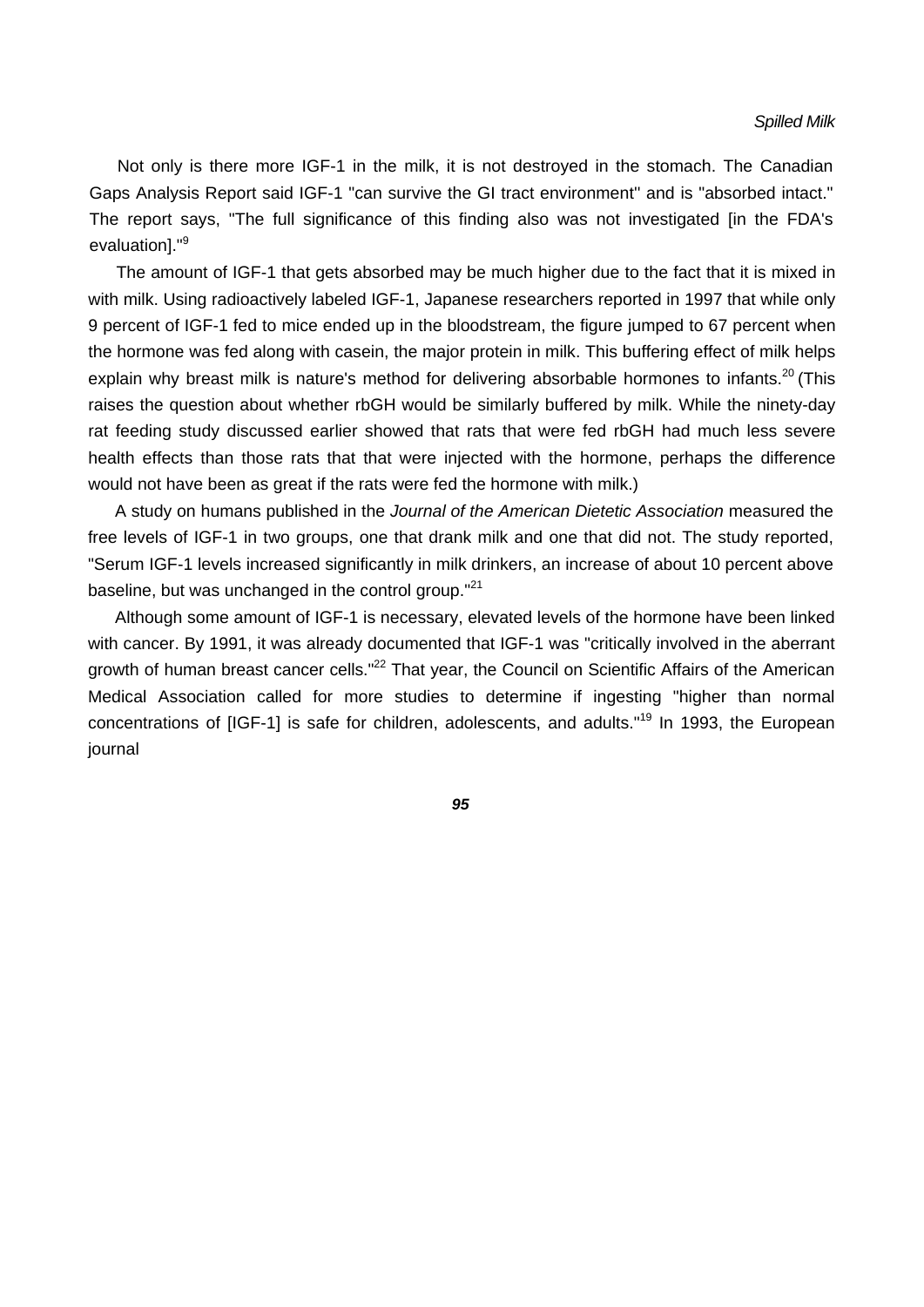Not only is there more IGF-1 in the milk, it is not destroyed in the stomach. The Canadian Gaps Analysis Report said IGF-1 "can survive the GI tract environment" and is "absorbed intact." The report says, "The full significance of this finding also was not investigated [in the FDA's evaluation]."[9]

The amount of IGF-1 that gets absorbed may be much higher due to the fact that it is mixed in with milk. Using radioactively labeled IGF-1, Japanese researchers reported in 1997 that while only 9 percent of IGF-1 fed to mice ended up in the bloodstream, the figure jumped to 67 percent when the hormone was fed along with casein, the major protein in milk. This buffering effect of milk helps explain why breast milk is nature's method for delivering absorbable hormones to infants.[20] (This raises the question about whether rbGH would be similarly buffered by milk. While the ninety-day rat feeding study discussed earlier showed that rats that were fed rbGH had much less severe health effects than those rats that that were injected with the hormone, perhaps the difference would not have been as great if the rats were fed the hormone with milk.)

A study on humans published in the *Journal of the American Dietetic Association* measured the free levels of IGF-1 in two groups, one that drank milk and one that did not. The study reported, "Serum IGF-1 levels increased significantly in milk drinkers, an increase of about 10 percent above baseline, but was unchanged in the control group."[21]

Although some amount of IGF-1 is necessary, elevated levels of the hormone have been linked with cancer. By 1991, it was already documented that IGF-1 was "critically involved in the aberrant growth of human breast cancer cells."[22] That year, the Council on Scientific Affairs of the American Medical Association called for more studies to determine if ingesting "higher than normal concentrations of [IGF-1] is safe for children, adolescents, and adults."[19] In 1993, the European journal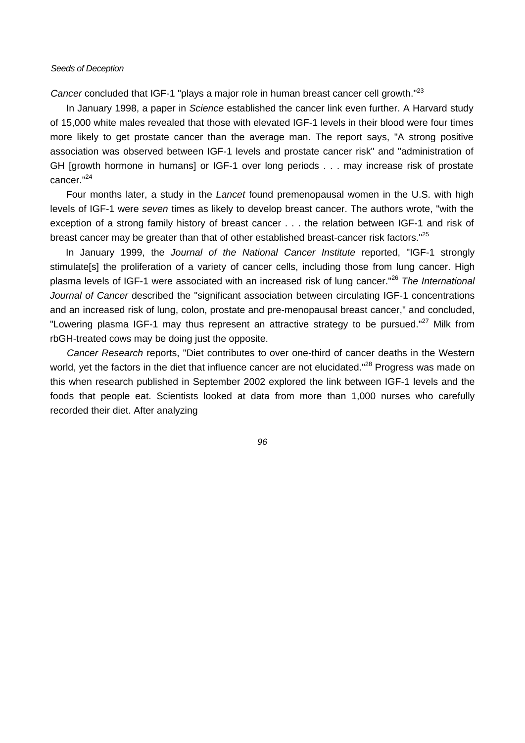*Cancer* concluded that IGF-1 "plays a major role in human breast cancer cell growth."[23]

In January 1998, a paper in *Science* established the cancer link even further. A Harvard study of 15,000 white males revealed that those with elevated IGF-1 levels in their blood were four times more likely to get prostate cancer than the average man. The report says, "A strong positive association was observed between IGF-1 levels and prostate cancer risk" and "administration of GH [growth hormone in humans] or IGF-1 over long periods . . . may increase risk of prostate cancer."[24]

Four months later, a study in the *Lancet* found premenopausal women in the U.S. with high levels of IGF-1 were *seven* times as likely to develop breast cancer. The authors wrote, "with the exception of a strong family history of breast cancer . . . the relation between IGF-1 and risk of breast cancer may be greater than that of other established breast-cancer risk factors."[25]

In January 1999, the *Journal of the National Cancer Institute* reported, "IGF-1 strongly stimulate[s] the proliferation of a variety of cancer cells, including those from lung cancer. High plasma levels of IGF-1 were associated with an increased risk of lung cancer."[26] *The International Journal of Cancer* described the "significant association between circulating IGF-1 concentrations and an increased risk of lung, colon, prostate and pre-menopausal breast cancer," and concluded, "Lowering plasma IGF-1 may thus represent an attractive strategy to be pursued."[27] Milk from rbGH-treated cows may be doing just the opposite.

*Cancer Research* reports, "Diet contributes to over one-third of cancer deaths in the Western world, yet the factors in the diet that influence cancer are not elucidated."[28] Progress was made on this when research published in September 2002 explored the link between IGF-1 levels and the foods that people eat. Scientists looked at data from more than 1,000 nurses who carefully recorded their diet. After analyzing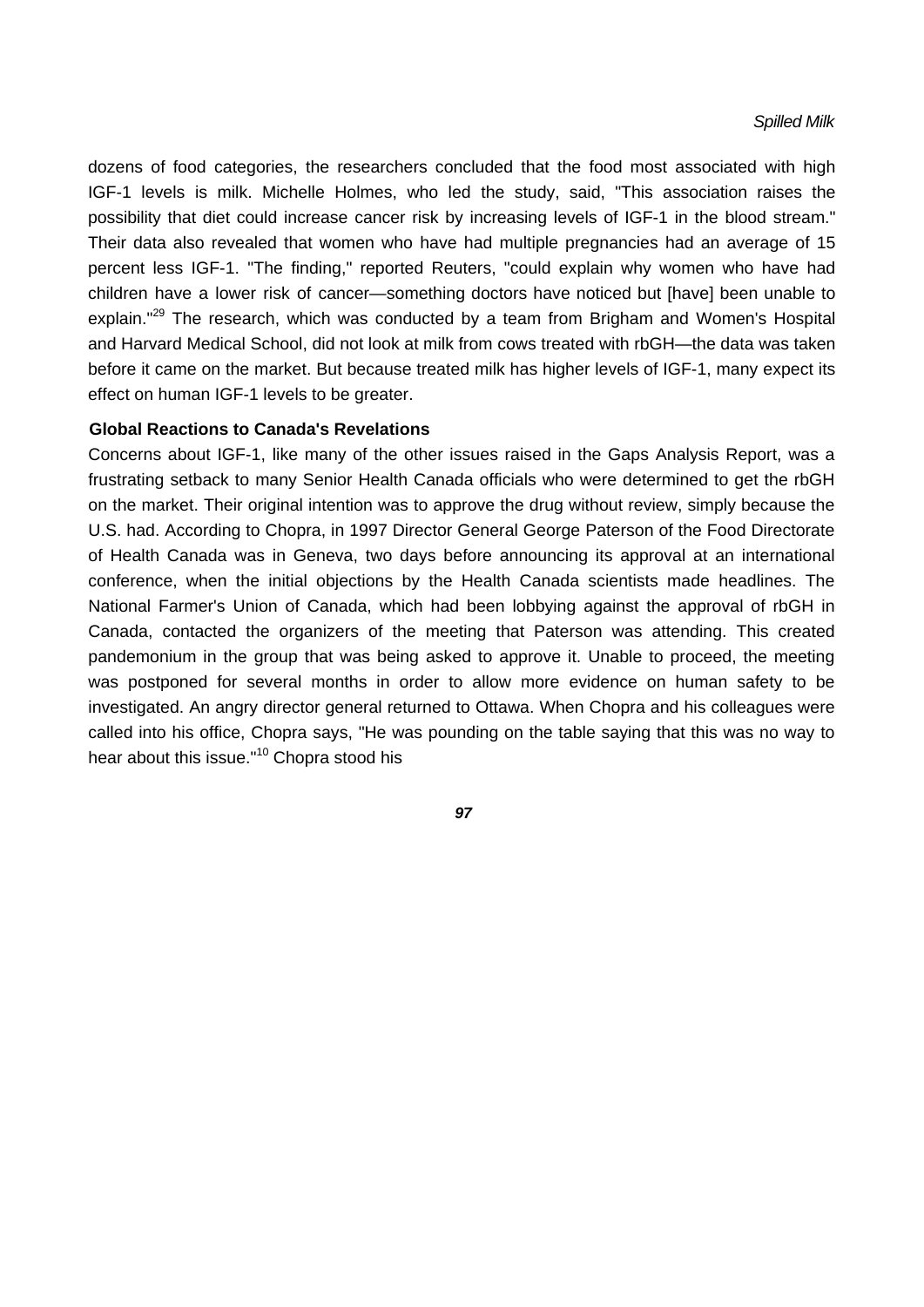dozens of food categories, the researchers concluded that the food most associated with high IGF-1 levels is milk. Michelle Holmes, who led the study, said, "This association raises the possibility that diet could increase cancer risk by increasing levels of IGF-1 in the blood stream." Their data also revealed that women who have had multiple pregnancies had an average of 15 percent less IGF-1. "The finding," reported Reuters, "could explain why women who have had children have a lower risk of cancer—something doctors have noticed but [have] been unable to explain."[29] The research, which was conducted by a team from Brigham and Women's Hospital and Harvard Medical School, did not look at milk from cows treated with rbGH—the data was taken before it came on the market. But because treated milk has higher levels of IGF-1, many expect its effect on human IGF-1 levels to be greater.

### Global Reactions to Canada's Revelations

Concerns about IGF-1, like many of the other issues raised in the Gaps Analysis Report, was a frustrating setback to many Senior Health Canada officials who were determined to get the rbGH on the market. Their original intention was to approve the drug without review, simply because the U.S. had. According to Chopra, in 1997 Director General George Paterson of the Food Directorate of Health Canada was in Geneva, two days before announcing its approval at an international conference, when the initial objections by the Health Canada scientists made headlines. The National Farmer's Union of Canada, which had been lobbying against the approval of rbGH in Canada, contacted the organizers of the meeting that Paterson was attending. This created pandemonium in the group that was being asked to approve it. Unable to proceed, the meeting was postponed for several months in order to allow more evidence on human safety to be investigated. An angry director general returned to Ottawa. When Chopra and his colleagues were called into his office, Chopra says, "He was pounding on the table saying that this was no way to hear about this issue."[10] Chopra stood his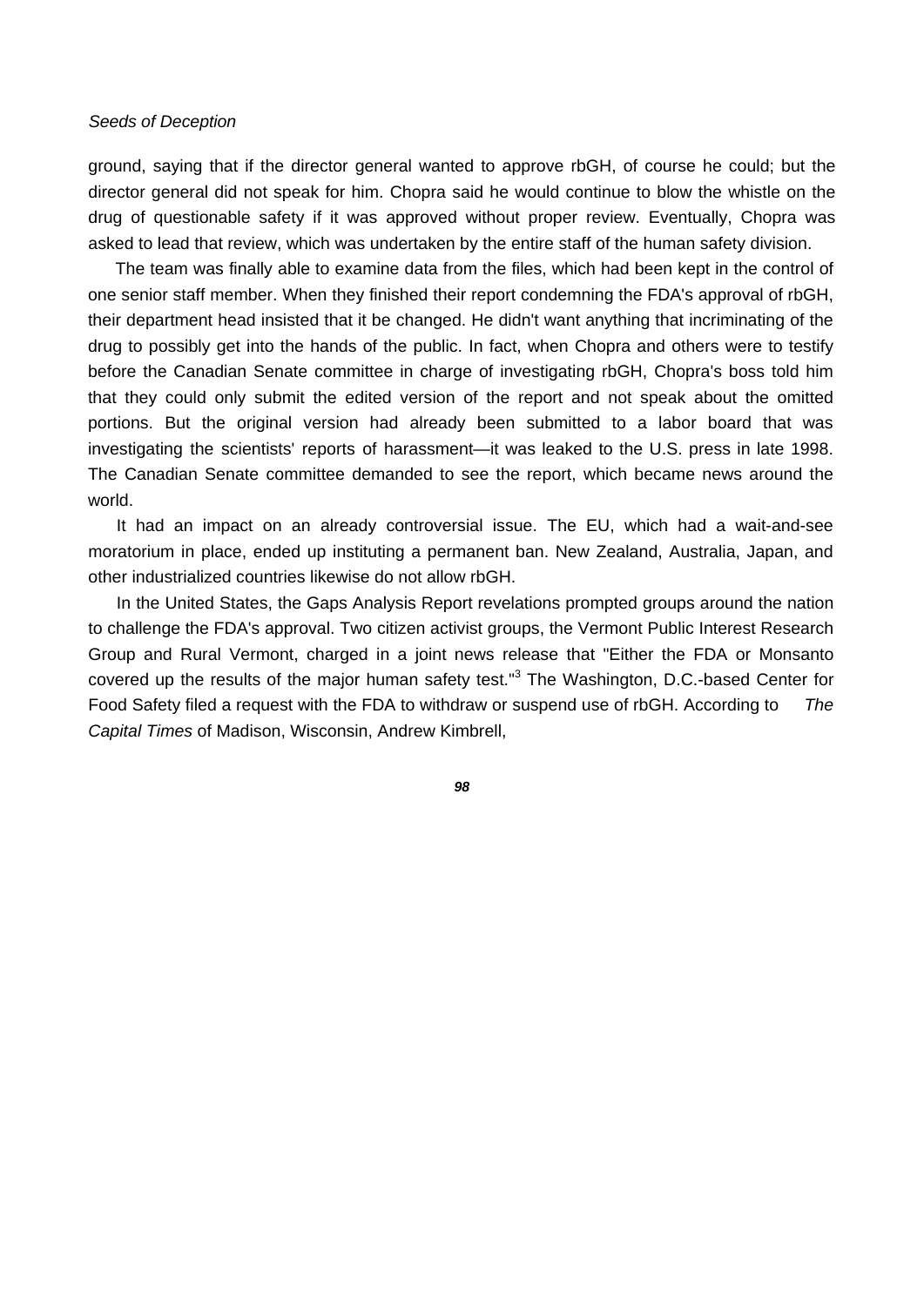ground, saying that if the director general wanted to approve rbGH, of course he could; but the director general did not speak for him. Chopra said he would continue to blow the whistle on the drug of questionable safety if it was approved without proper review. Eventually, Chopra was asked to lead that review, which was undertaken by the entire staff of the human safety division.

The team was finally able to examine data from the files, which had been kept in the control of one senior staff member. When they finished their report condemning the FDA's approval of rbGH, their department head insisted that it be changed. He didn't want anything that incriminating of the drug to possibly get into the hands of the public. In fact, when Chopra and others were to testify before the Canadian Senate committee in charge of investigating rbGH, Chopra's boss told him that they could only submit the edited version of the report and not speak about the omitted portions. But the original version had already been submitted to a labor board that was investigating the scientists' reports of harassment—it was leaked to the U.S. press in late 1998. The Canadian Senate committee demanded to see the report, which became news around the world.

It had an impact on an already controversial issue. The EU, which had a wait-and-see moratorium in place, ended up instituting a permanent ban. New Zealand, Australia, Japan, and other industrialized countries likewise do not allow rbGH.

In the United States, the Gaps Analysis Report revelations prompted groups around the nation to challenge the FDA's approval. Two citizen activist groups, the Vermont Public Interest Research Group and Rural Vermont, charged in a joint news release that "Either the FDA or Monsanto covered up the results of the major human safety test."[3] The Washington, D.C.-based Center for Food Safety filed a request with the FDA to withdraw or suspend use of rbGH. According to *The Capital Times* of Madison, Wisconsin, Andrew Kimbrell,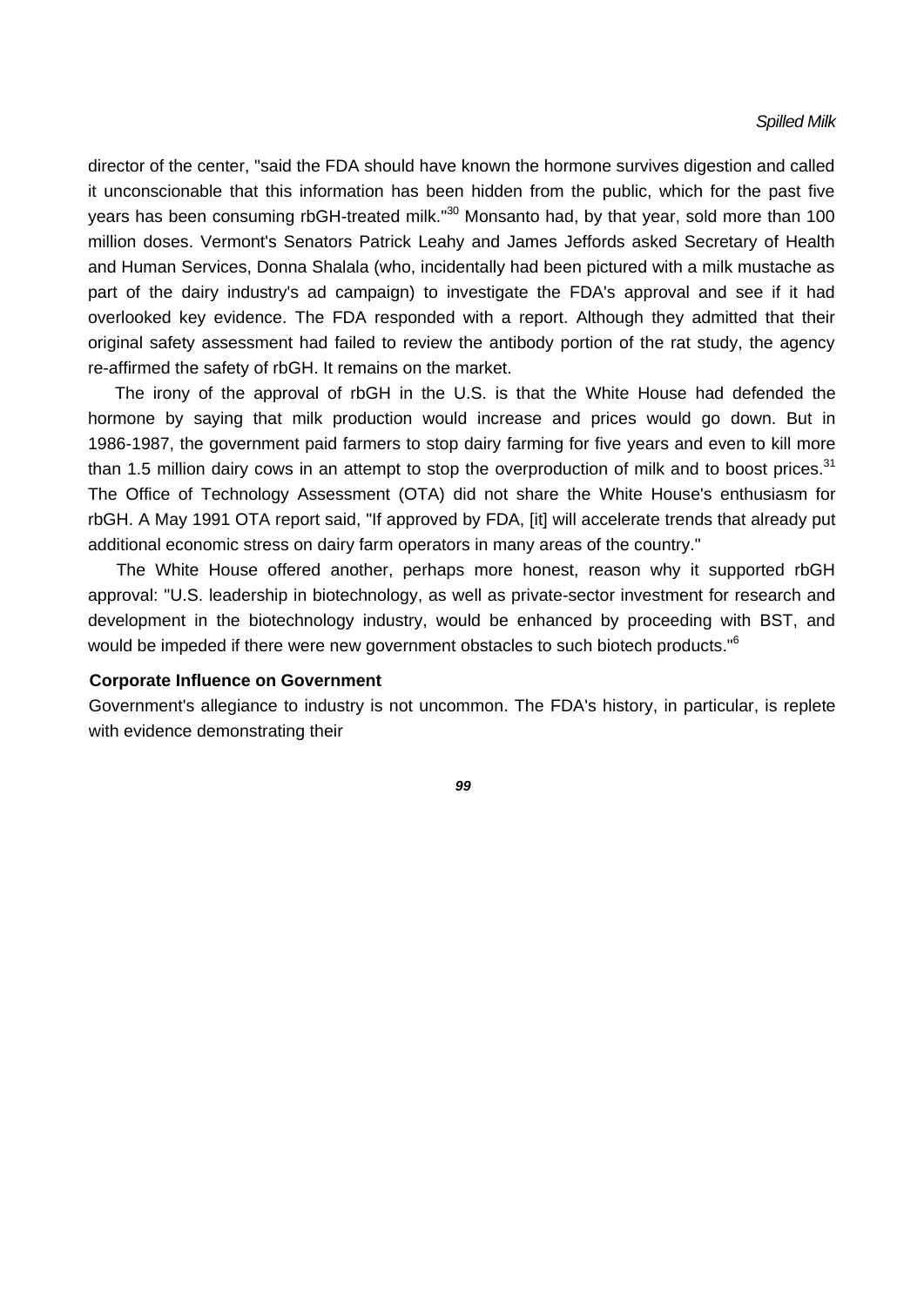director of the center, "said the FDA should have known the hormone survives digestion and called it unconscionable that this information has been hidden from the public, which for the past five years has been consuming rbGH-treated milk."[30] Monsanto had, by that year, sold more than 100 million doses. Vermont's Senators Patrick Leahy and James Jeffords asked Secretary of Health and Human Services, Donna Shalala (who, incidentally had been pictured with a milk mustache as part of the dairy industry's ad campaign) to investigate the FDA's approval and see if it had overlooked key evidence. The FDA responded with a report. Although they admitted that their original safety assessment had failed to review the antibody portion of the rat study, the agency re-affirmed the safety of rbGH. It remains on the market.

The irony of the approval of rbGH in the U.S. is that the White House had defended the hormone by saying that milk production would increase and prices would go down. But in 1986-1987, the government paid farmers to stop dairy farming for five years and even to kill more than 1.5 million dairy cows in an attempt to stop the overproduction of milk and to boost prices.[31] The Office of Technology Assessment (OTA) did not share the White House's enthusiasm for rbGH. A May 1991 OTA report said, "If approved by FDA, [it] will accelerate trends that already put additional economic stress on dairy farm operators in many areas of the country."

The White House offered another, perhaps more honest, reason why it supported rbGH approval: "U.S. leadership in biotechnology, as well as private-sector investment for research and development in the biotechnology industry, would be enhanced by proceeding with BST, and would be impeded if there were new government obstacles to such biotech products."[6]

### Corporate Influence on Government

Government's allegiance to industry is not uncommon. The FDA's history, in particular, is replete with evidence demonstrating their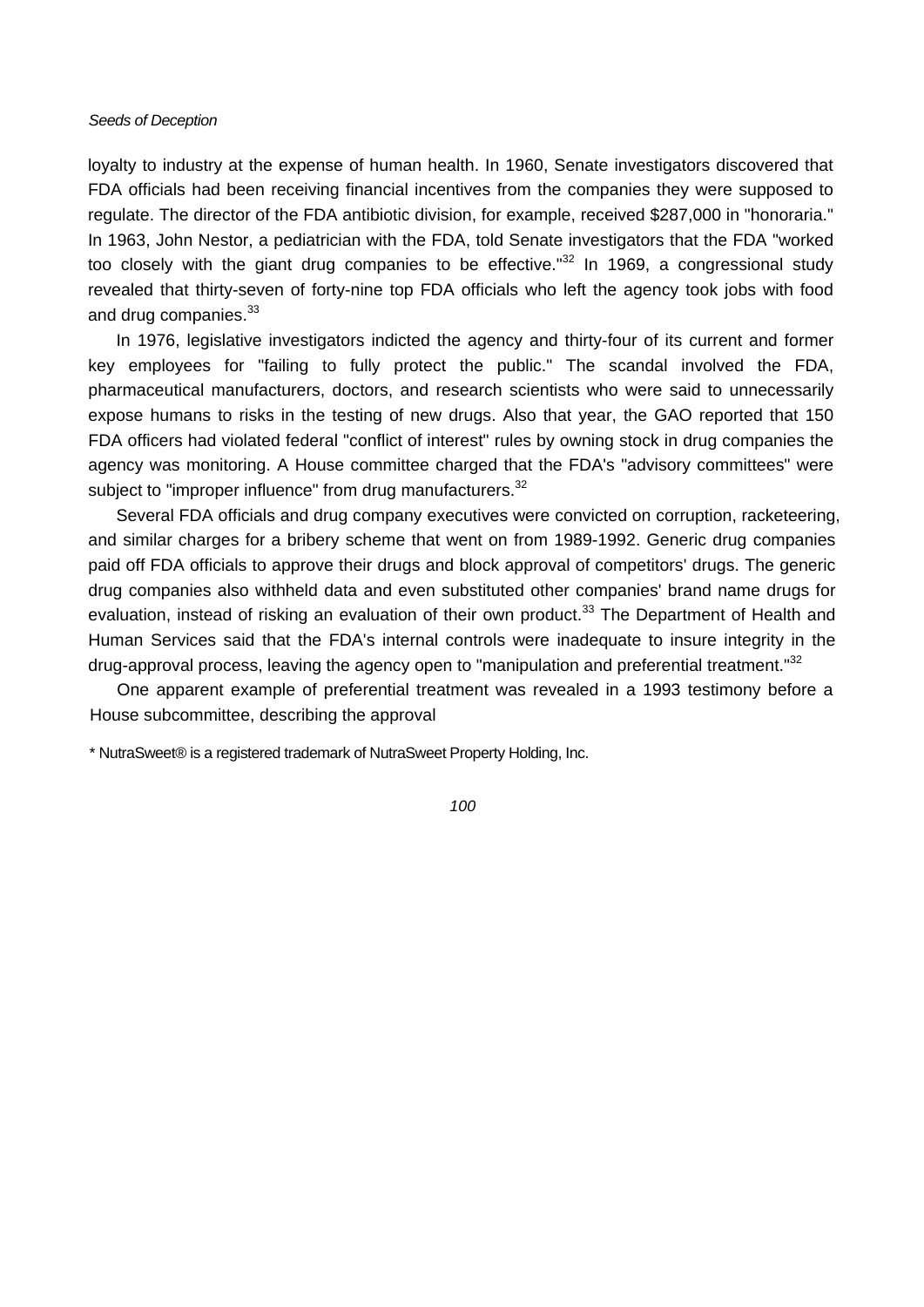loyalty to industry at the expense of human health. In 1960, Senate investigators discovered that FDA officials had been receiving financial incentives from the companies they were supposed to regulate. The director of the FDA antibiotic division, for example, received $287,000 in "honoraria." In 1963, John Nestor, a pediatrician with the FDA, told Senate investigators that the FDA "worked too closely with the giant drug companies to be effective."[32] In 1969, a congressional study revealed that thirty-seven of forty-nine top FDA officials who left the agency took jobs with food and drug companies.[33]

In 1976, legislative investigators indicted the agency and thirty-four of its current and former key employees for "failing to fully protect the public." The scandal involved the FDA, pharmaceutical manufacturers, doctors, and research scientists who were said to unnecessarily expose humans to risks in the testing of new drugs. Also that year, the GAO reported that 150 FDA officers had violated federal "conflict of interest" rules by owning stock in drug companies the agency was monitoring. A House committee charged that the FDA's "advisory committees" were subject to "improper influence" from drug manufacturers.[32]

Several FDA officials and drug company executives were convicted on corruption, racketeering, and similar charges for a bribery scheme that went on from 1989-1992. Generic drug companies paid off FDA officials to approve their drugs and block approval of competitors' drugs. The generic drug companies also withheld data and even substituted other companies' brand name drugs for evaluation, instead of risking an evaluation of their own product.[33] The Department of Health and Human Services said that the FDA's internal controls were inadequate to insure integrity in the drug-approval process, leaving the agency open to "manipulation and preferential treatment."[32]

One apparent example of preferential treatment was revealed in a 1993 testimony before a House subcommittee, describing the approval

* NutraSweet® is a registered trademark of NutraSweet Property Holding, Inc.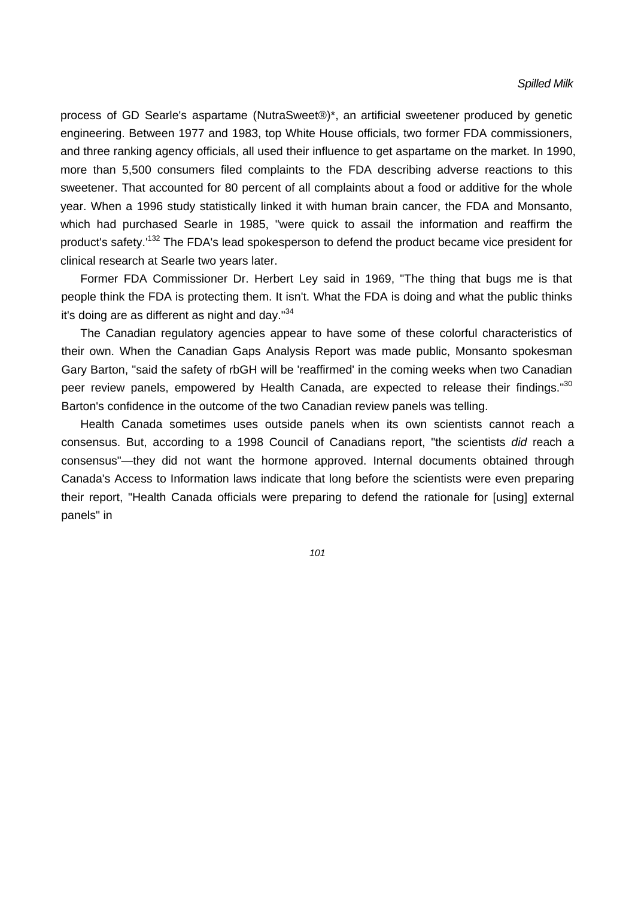process of GD Searle's aspartame (NutraSweet®)*, an artificial sweetener produced by genetic engineering. Between 1977 and 1983, top White House officials, two former FDA commissioners, and three ranking agency officials, all used their influence to get aspartame on the market. In 1990, more than 5,500 consumers filed complaints to the FDA describing adverse reactions to this sweetener. That accounted for 80 percent of all complaints about a food or additive for the whole year. When a 1996 study statistically linked it with human brain cancer, the FDA and Monsanto, which had purchased Searle in 1985, "were quick to assail the information and reaffirm the product's safety.'[132] The FDA's lead spokesperson to defend the product became vice president for clinical research at Searle two years later.

Former FDA Commissioner Dr. Herbert Ley said in 1969, "The thing that bugs me is that people think the FDA is protecting them. It isn't. What the FDA is doing and what the public thinks it's doing are as different as night and day."[34]

The Canadian regulatory agencies appear to have some of these colorful characteristics of their own. When the Canadian Gaps Analysis Report was made public, Monsanto spokesman Gary Barton, "said the safety of rbGH will be 'reaffirmed' in the coming weeks when two Canadian peer review panels, empowered by Health Canada, are expected to release their findings."[30] Barton's confidence in the outcome of the two Canadian review panels was telling.

Health Canada sometimes uses outside panels when its own scientists cannot reach a consensus. But, according to a 1998 Council of Canadians report, "the scientists *did* reach a consensus"—they did not want the hormone approved. Internal documents obtained through Canada's Access to Information laws indicate that long before the scientists were even preparing their report, "Health Canada officials were preparing to defend the rationale for [using] external panels" in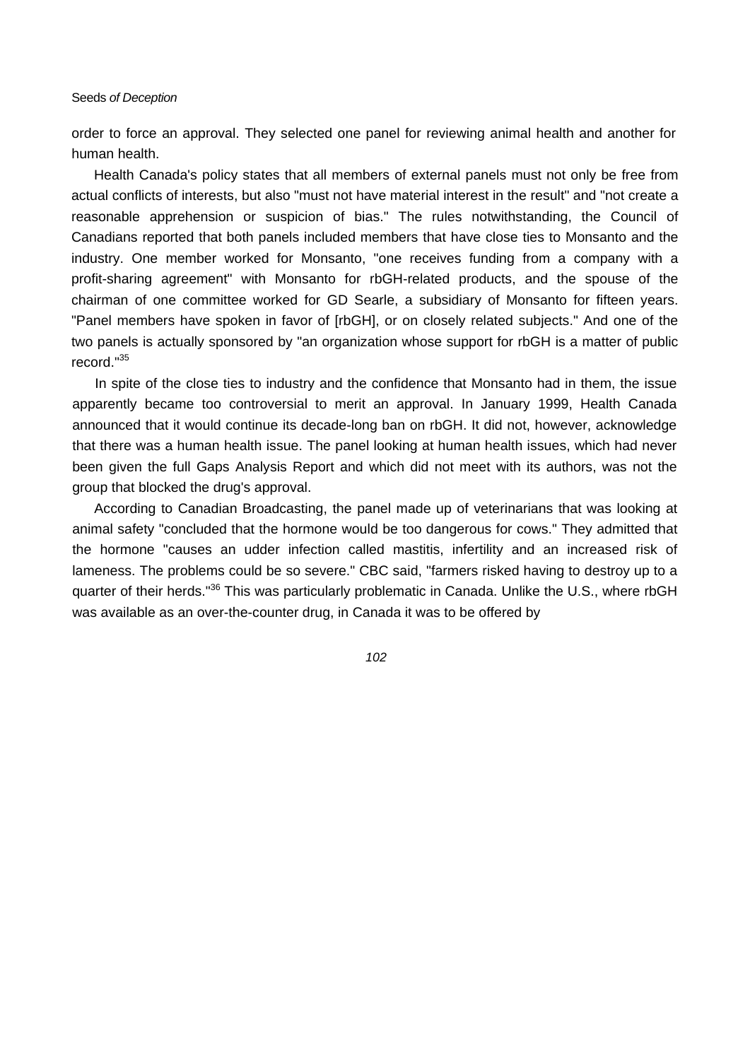order to force an approval. They selected one panel for reviewing animal health and another for human health.

Health Canada's policy states that all members of external panels must not only be free from actual conflicts of interests, but also "must not have material interest in the result" and "not create a reasonable apprehension or suspicion of bias." The rules notwithstanding, the Council of Canadians reported that both panels included members that have close ties to Monsanto and the industry. One member worked for Monsanto, "one receives funding from a company with a profit-sharing agreement" with Monsanto for rbGH-related products, and the spouse of the chairman of one committee worked for GD Searle, a subsidiary of Monsanto for fifteen years. "Panel members have spoken in favor of [rbGH], or on closely related subjects." And one of the two panels is actually sponsored by "an organization whose support for rbGH is a matter of public record."[35]

In spite of the close ties to industry and the confidence that Monsanto had in them, the issue apparently became too controversial to merit an approval. In January 1999, Health Canada announced that it would continue its decade-long ban on rbGH. It did not, however, acknowledge that there was a human health issue. The panel looking at human health issues, which had never been given the full Gaps Analysis Report and which did not meet with its authors, was not the group that blocked the drug's approval.

According to Canadian Broadcasting, the panel made up of veterinarians that was looking at animal safety "concluded that the hormone would be too dangerous for cows." They admitted that the hormone "causes an udder infection called mastitis, infertility and an increased risk of lameness. The problems could be so severe." CBC said, "farmers risked having to destroy up to a quarter of their herds."[36] This was particularly problematic in Canada. Unlike the U.S., where rbGH was available as an over-the-counter drug, in Canada it was to be offered by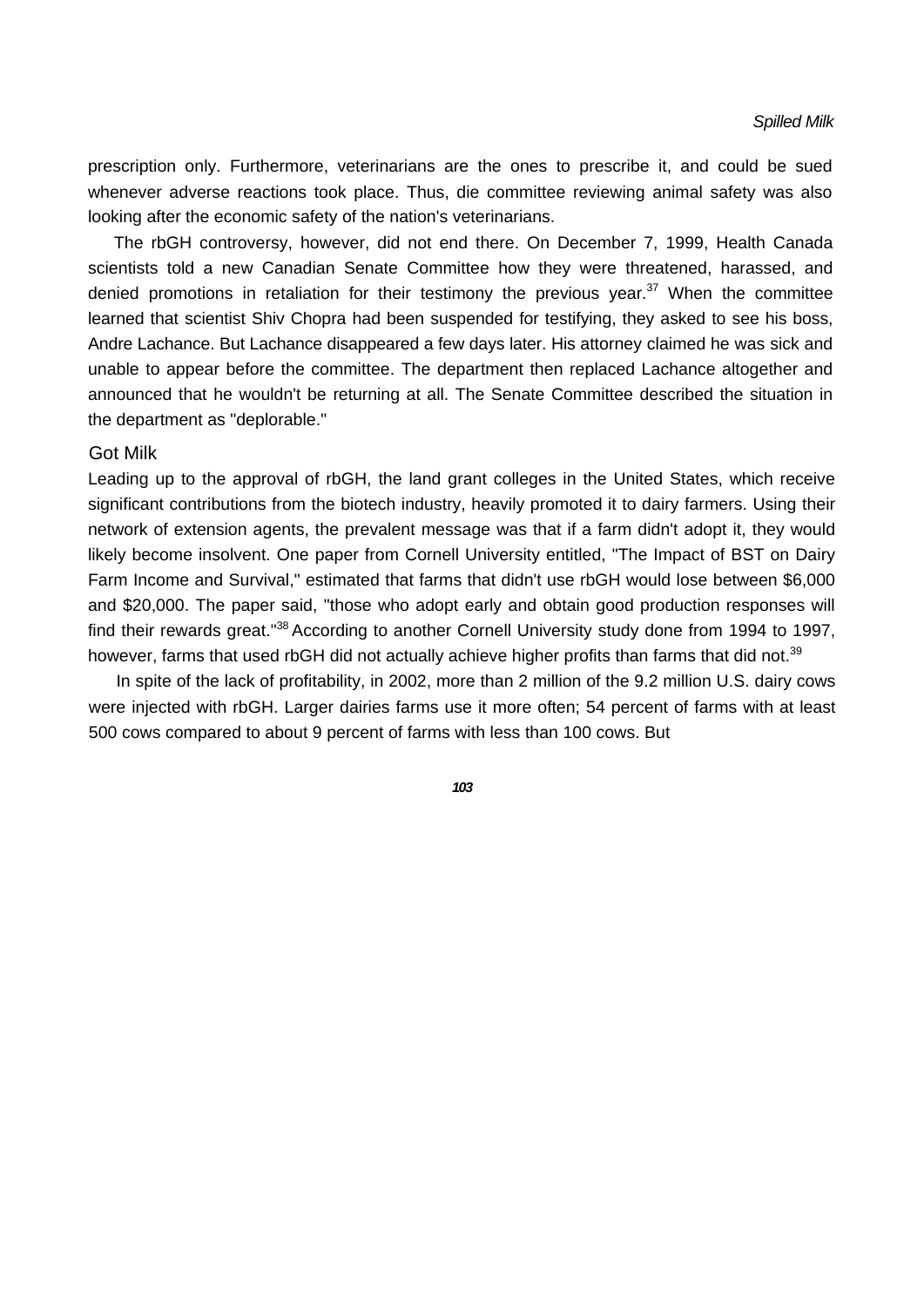prescription only. Furthermore, veterinarians are the ones to prescribe it, and could be sued whenever adverse reactions took place. Thus, die committee reviewing animal safety was also looking after the economic safety of the nation's veterinarians.

The rbGH controversy, however, did not end there. On December 7, 1999, Health Canada scientists told a new Canadian Senate Committee how they were threatened, harassed, and denied promotions in retaliation for their testimony the previous year.[37] When the committee learned that scientist Shiv Chopra had been suspended for testifying, they asked to see his boss, Andre Lachance. But Lachance disappeared a few days later. His attorney claimed he was sick and unable to appear before the committee. The department then replaced Lachance altogether and announced that he wouldn't be returning at all. The Senate Committee described the situation in the department as "deplorable."

## Got Milk

Leading up to the approval of rbGH, the land grant colleges in the United States, which receive significant contributions from the biotech industry, heavily promoted it to dairy farmers. Using their network of extension agents, the prevalent message was that if a farm didn't adopt it, they would likely become insolvent. One paper from Cornell University entitled, "The Impact of BST on Dairy Farm Income and Survival," estimated that farms that didn't use rbGH would lose between $6,000 and $20,000. The paper said, "those who adopt early and obtain good production responses will find their rewards great."[38] According to another Cornell University study done from 1994 to 1997, however, farms that used rbGH did not actually achieve higher profits than farms that did not.[39]

In spite of the lack of profitability, in 2002, more than 2 million of the 9.2 million U.S. dairy cows were injected with rbGH. Larger dairies farms use it more often; 54 percent of farms with at least 500 cows compared to about 9 percent of farms with less than 100 cows. But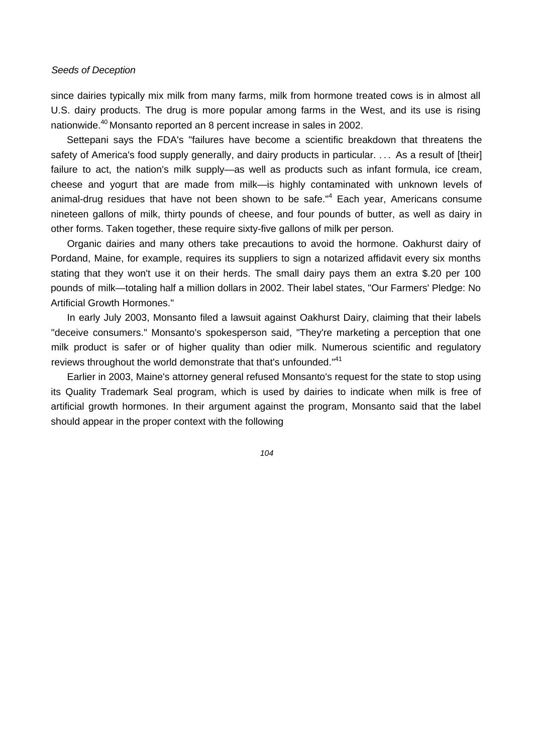since dairies typically mix milk from many farms, milk from hormone treated cows is in almost all U.S. dairy products. The drug is more popular among farms in the West, and its use is rising nationwide.[40] Monsanto reported an 8 percent increase in sales in 2002.

Settepani says the FDA's "failures have become a scientific breakdown that threatens the safety of America's food supply generally, and dairy products in particular. . . . As a result of [their] failure to act, the nation's milk supply—as well as products such as infant formula, ice cream, cheese and yogurt that are made from milk—is highly contaminated with unknown levels of animal-drug residues that have not been shown to be safe."[4] Each year, Americans consume nineteen gallons of milk, thirty pounds of cheese, and four pounds of butter, as well as dairy in other forms. Taken together, these require sixty-five gallons of milk per person.

Organic dairies and many others take precautions to avoid the hormone. Oakhurst dairy of Pordand, Maine, for example, requires its suppliers to sign a notarized affidavit every six months stating that they won't use it on their herds. The small dairy pays them an extra $.20 per 100 pounds of milk—totaling half a million dollars in 2002. Their label states, "Our Farmers' Pledge: No Artificial Growth Hormones."

In early July 2003, Monsanto filed a lawsuit against Oakhurst Dairy, claiming that their labels "deceive consumers." Monsanto's spokesperson said, "They're marketing a perception that one milk product is safer or of higher quality than odier milk. Numerous scientific and regulatory reviews throughout the world demonstrate that that's unfounded."[41]

Earlier in 2003, Maine's attorney general refused Monsanto's request for the state to stop using its Quality Trademark Seal program, which is used by dairies to indicate when milk is free of artificial growth hormones. In their argument against the program, Monsanto said that the label should appear in the proper context with the following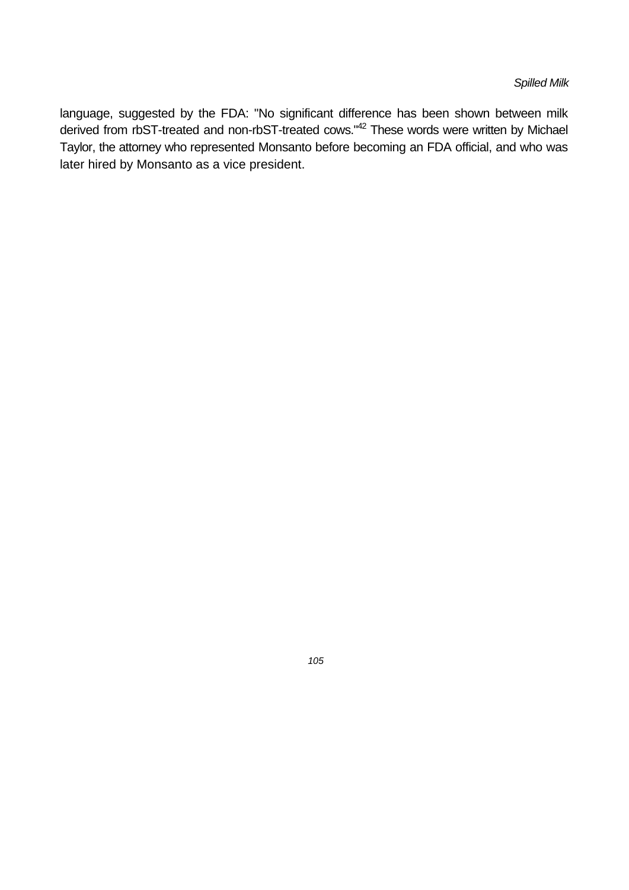language, suggested by the FDA: "No significant difference has been shown between milk derived from rbST-treated and non-rbST-treated cows."[42] These words were written by Michael Taylor, the attorney who represented Monsanto before becoming an FDA official, and who was later hired by Monsanto as a vice president.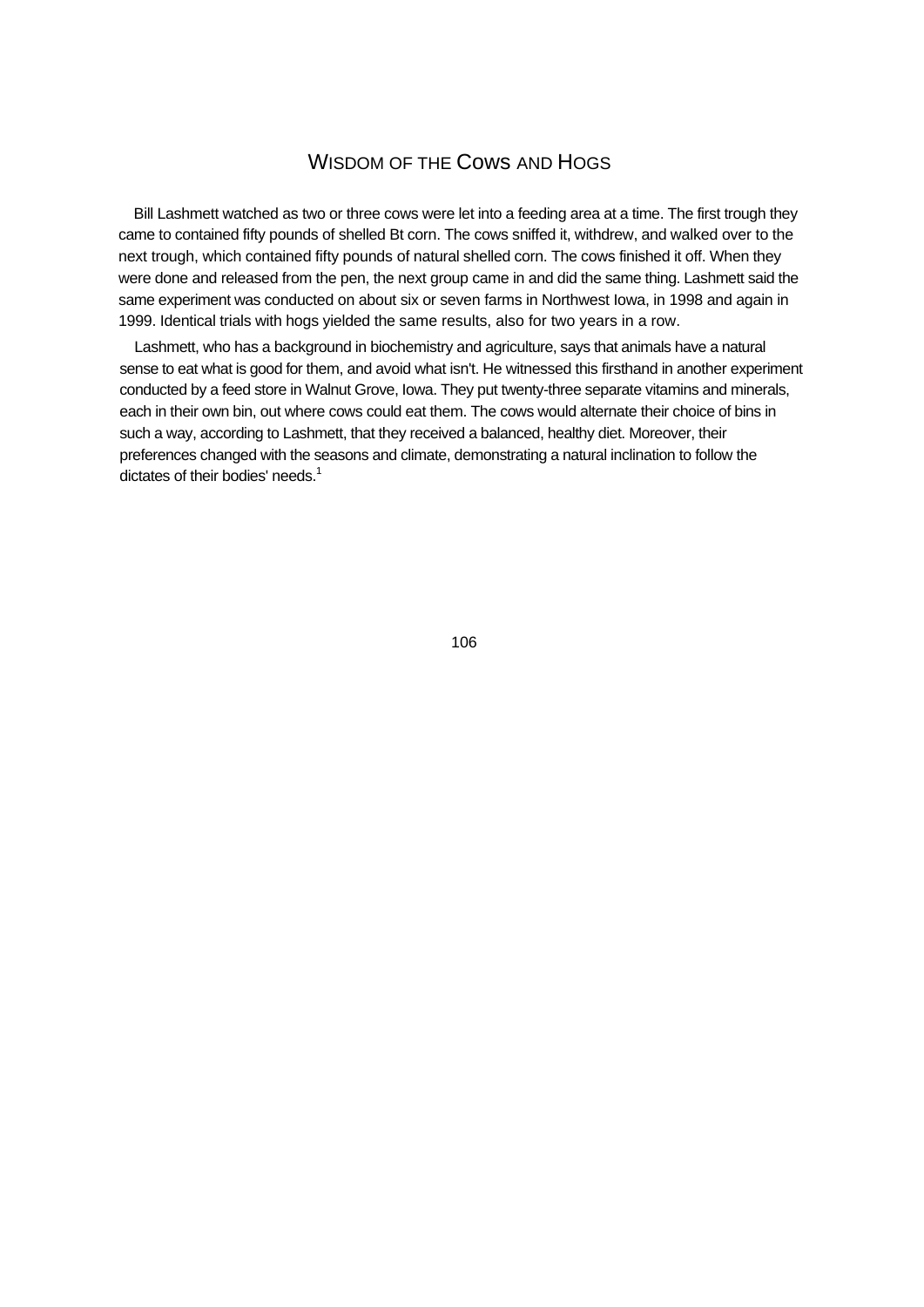## Wisdom of the Cows and Hogs

Bill Lashmett watched as two or three cows were let into a feeding area at a time. The first trough they came to contained fifty pounds of shelled Bt corn. The cows sniffed it, withdrew, and walked over to the next trough, which contained fifty pounds of natural shelled corn. The cows finished it off. When they were done and released from the pen, the next group came in and did the same thing. Lashmett said the same experiment was conducted on about six or seven farms in Northwest Iowa, in 1998 and again in 1999. Identical trials with hogs yielded the same results, also for two years in a row.

Lashmett, who has a background in biochemistry and agriculture, says that animals have a natural sense to eat what is good for them, and avoid what isn't. He witnessed this firsthand in another experiment conducted by a feed store in Walnut Grove, Iowa. They put twenty-three separate vitamins and minerals, each in their own bin, out where cows could eat them. The cows would alternate their choice of bins in such a way, according to Lashmett, that they received a balanced, healthy diet. Moreover, their preferences changed with the seasons and climate, demonstrating a natural inclination to follow the dictates of their bodies' needs.[1]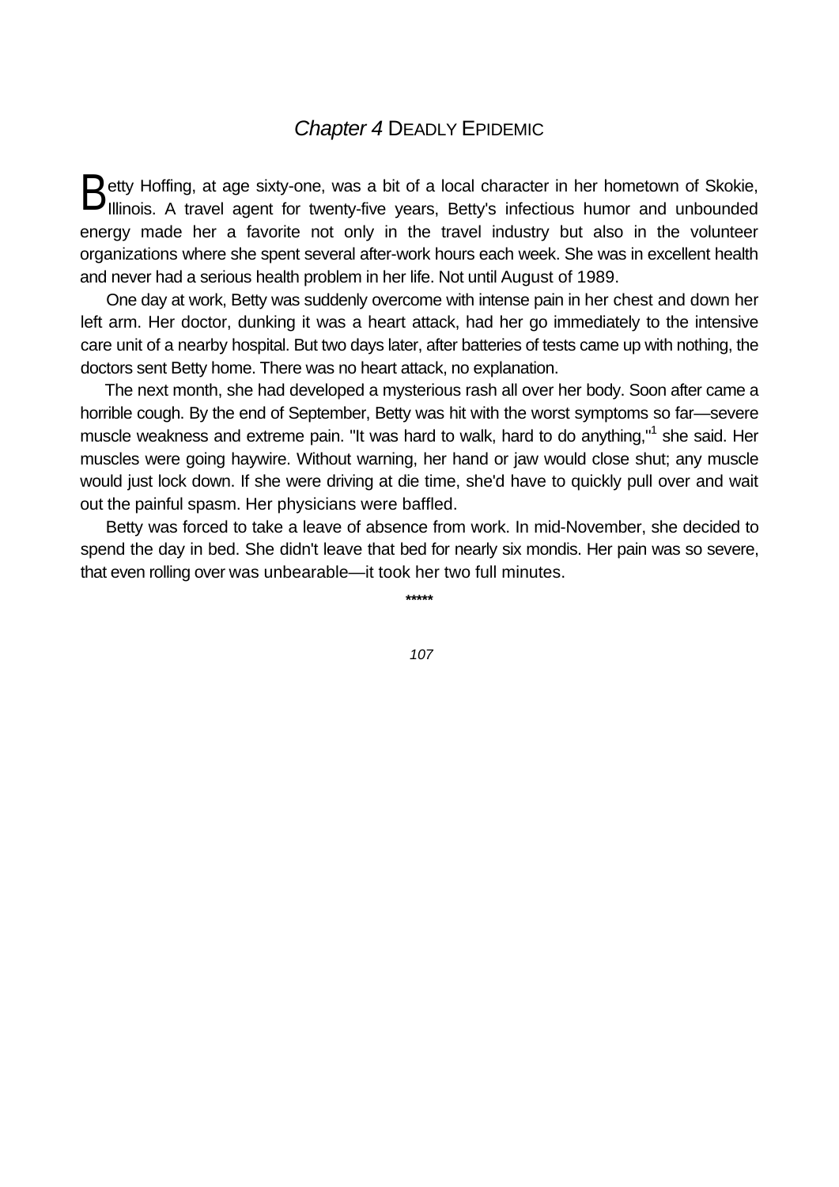## *Chapter 4* DEADLY EPIDEMIC

Betty Hoffing, at age sixty-one, was a bit of a local character in her hometown of Skokie, Illinois. A travel agent for twenty-five years, Betty's infectious humor and unbounded energy made her a favorite not only in the travel industry but also in the volunteer organizations where she spent several after-work hours each week. She was in excellent health and never had a serious health problem in her life. Not until August of 1989.

One day at work, Betty was suddenly overcome with intense pain in her chest and down her left arm. Her doctor, dunking it was a heart attack, had her go immediately to the intensive care unit of a nearby hospital. But two days later, after batteries of tests came up with nothing, the doctors sent Betty home. There was no heart attack, no explanation.

The next month, she had developed a mysterious rash all over her body. Soon after came a horrible cough. By the end of September, Betty was hit with the worst symptoms so far—severe muscle weakness and extreme pain. "It was hard to walk, hard to do anything,"[1] she said. Her muscles were going haywire. Without warning, her hand or jaw would close shut; any muscle would just lock down. If she were driving at die time, she'd have to quickly pull over and wait out the painful spasm. Her physicians were baffled.

Betty was forced to take a leave of absence from work. In mid-November, she decided to spend the day in bed. She didn't leave that bed for nearly six mondis. Her pain was so severe, that even rolling over was unbearable—it took her two full minutes.

*****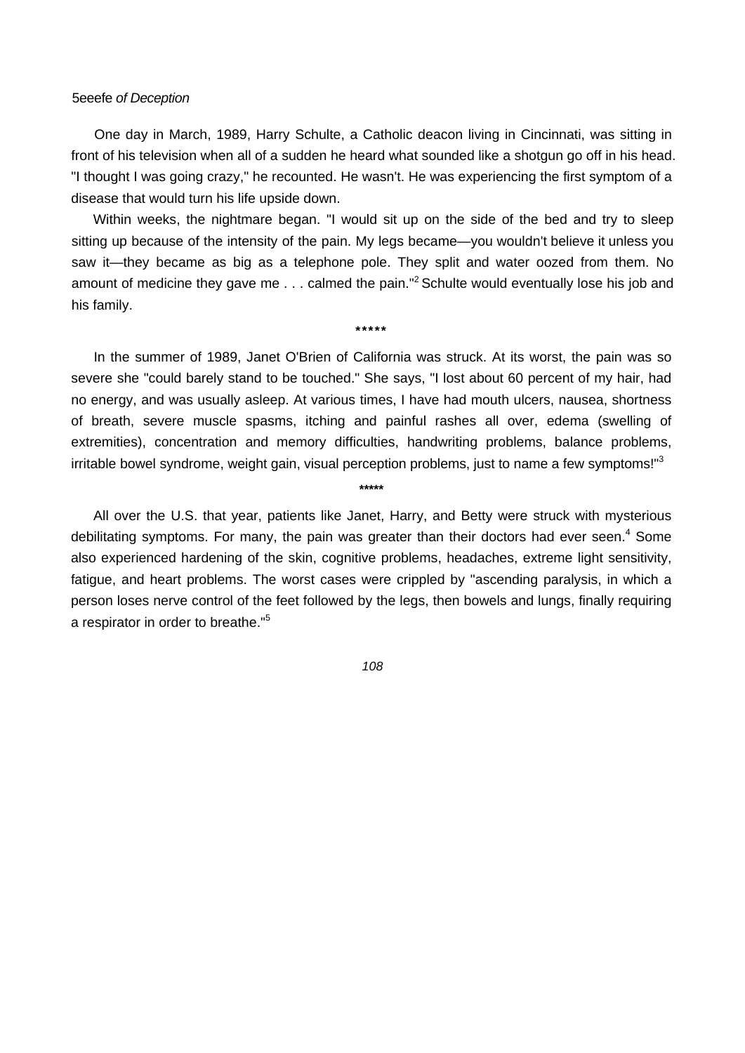One day in March, 1989, Harry Schulte, a Catholic deacon living in Cincinnati, was sitting in front of his television when all of a sudden he heard what sounded like a shotgun go off in his head. "I thought I was going crazy," he recounted. He wasn't. He was experiencing the first symptom of a disease that would turn his life upside down.

Within weeks, the nightmare began. "I would sit up on the side of the bed and try to sleep sitting up because of the intensity of the pain. My legs became—you wouldn't believe it unless you saw it—they became as big as a telephone pole. They split and water oozed from them. No amount of medicine they gave me . . . calmed the pain."[2] Schulte would eventually lose his job and his family.

*****

In the summer of 1989, Janet O'Brien of California was struck. At its worst, the pain was so severe she "could barely stand to be touched." She says, "I lost about 60 percent of my hair, had no energy, and was usually asleep. At various times, I have had mouth ulcers, nausea, shortness of breath, severe muscle spasms, itching and painful rashes all over, edema (swelling of extremities), concentration and memory difficulties, handwriting problems, balance problems, irritable bowel syndrome, weight gain, visual perception problems, just to name a few symptoms!"[3]

*****

All over the U.S. that year, patients like Janet, Harry, and Betty were struck with mysterious debilitating symptoms. For many, the pain was greater than their doctors had ever seen.[4] Some also experienced hardening of the skin, cognitive problems, headaches, extreme light sensitivity, fatigue, and heart problems. The worst cases were crippled by "ascending paralysis, in which a person loses nerve control of the feet followed by the legs, then bowels and lungs, finally requiring a respirator in order to breathe."[5]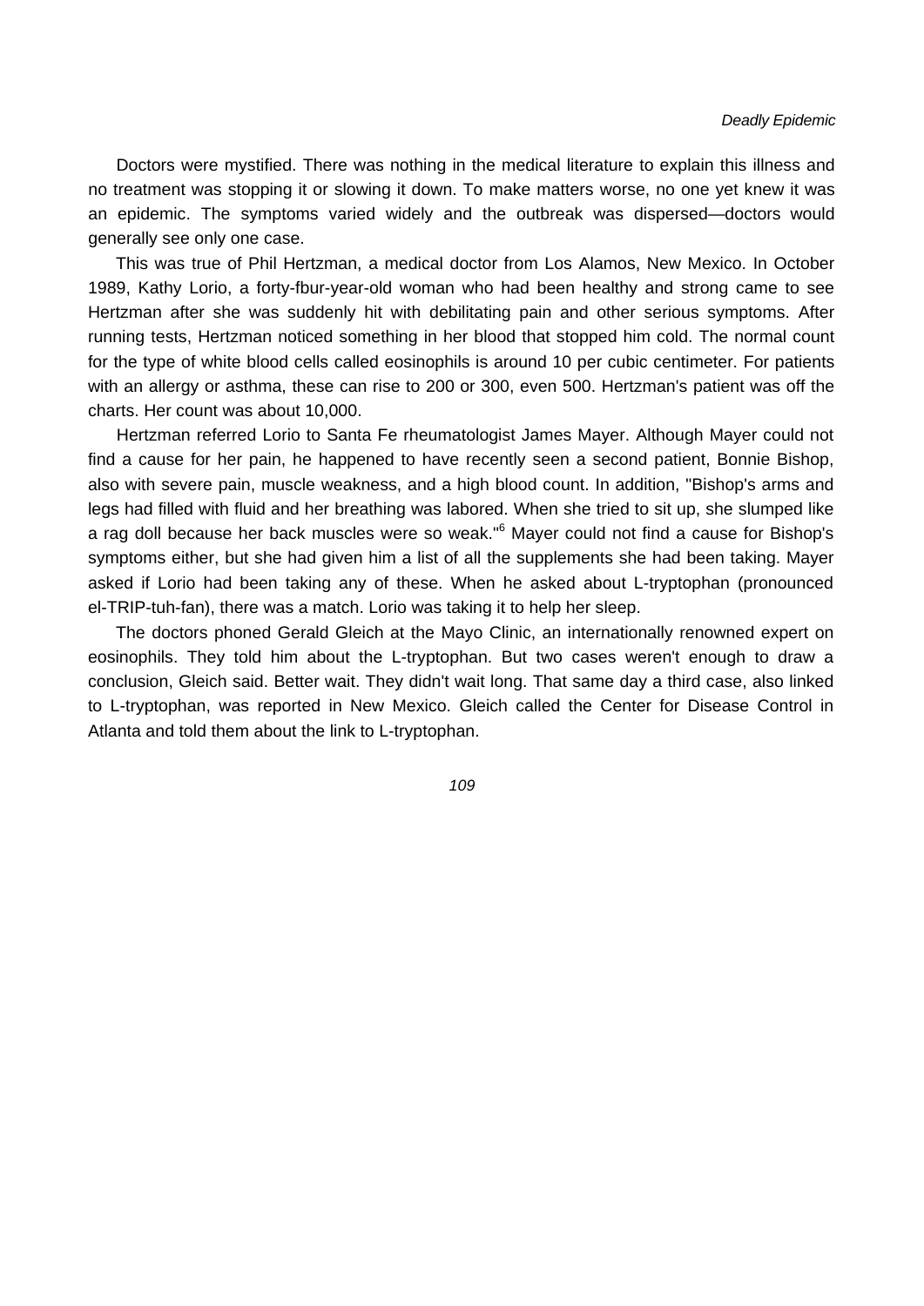Doctors were mystified. There was nothing in the medical literature to explain this illness and no treatment was stopping it or slowing it down. To make matters worse, no one yet knew it was an epidemic. The symptoms varied widely and the outbreak was dispersed—doctors would generally see only one case.

This was true of Phil Hertzman, a medical doctor from Los Alamos, New Mexico. In October 1989, Kathy Lorio, a forty-fbur-year-old woman who had been healthy and strong came to see Hertzman after she was suddenly hit with debilitating pain and other serious symptoms. After running tests, Hertzman noticed something in her blood that stopped him cold. The normal count for the type of white blood cells called eosinophils is around 10 per cubic centimeter. For patients with an allergy or asthma, these can rise to 200 or 300, even 500. Hertzman's patient was off the charts. Her count was about 10,000.

Hertzman referred Lorio to Santa Fe rheumatologist James Mayer. Although Mayer could not find a cause for her pain, he happened to have recently seen a second patient, Bonnie Bishop, also with severe pain, muscle weakness, and a high blood count. In addition, "Bishop's arms and legs had filled with fluid and her breathing was labored. When she tried to sit up, she slumped like a rag doll because her back muscles were so weak."[6] Mayer could not find a cause for Bishop's symptoms either, but she had given him a list of all the supplements she had been taking. Mayer asked if Lorio had been taking any of these. When he asked about L-tryptophan (pronounced el-TRIP-tuh-fan), there was a match. Lorio was taking it to help her sleep.

The doctors phoned Gerald Gleich at the Mayo Clinic, an internationally renowned expert on eosinophils. They told him about the L-tryptophan. But two cases weren't enough to draw a conclusion, Gleich said. Better wait. They didn't wait long. That same day a third case, also linked to L-tryptophan, was reported in New Mexico. Gleich called the Center for Disease Control in Atlanta and told them about the link to L-tryptophan.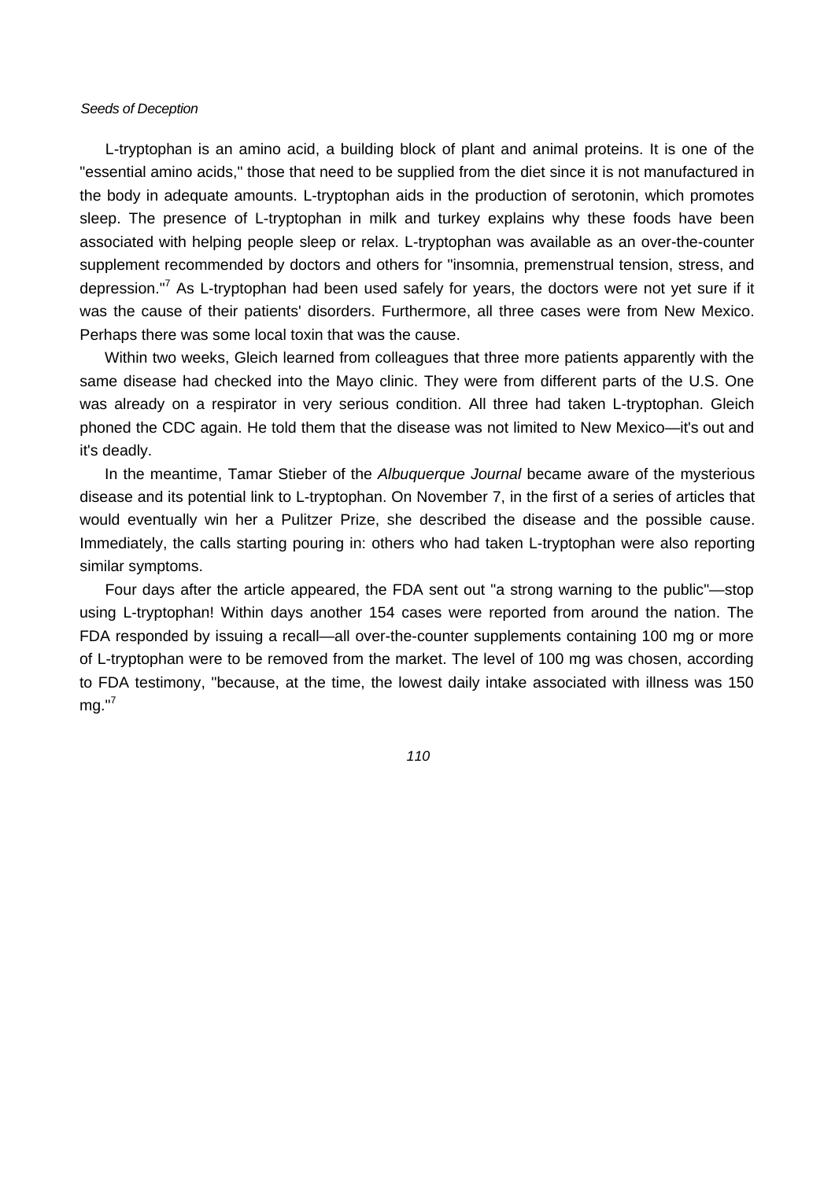L-tryptophan is an amino acid, a building block of plant and animal proteins. It is one of the "essential amino acids," those that need to be supplied from the diet since it is not manufactured in the body in adequate amounts. L-tryptophan aids in the production of serotonin, which promotes sleep. The presence of L-tryptophan in milk and turkey explains why these foods have been associated with helping people sleep or relax. L-tryptophan was available as an over-the-counter supplement recommended by doctors and others for "insomnia, premenstrual tension, stress, and depression."[7] As L-tryptophan had been used safely for years, the doctors were not yet sure if it was the cause of their patients' disorders. Furthermore, all three cases were from New Mexico. Perhaps there was some local toxin that was the cause.

Within two weeks, Gleich learned from colleagues that three more patients apparently with the same disease had checked into the Mayo clinic. They were from different parts of the U.S. One was already on a respirator in very serious condition. All three had taken L-tryptophan. Gleich phoned the CDC again. He told them that the disease was not limited to New Mexico—it's out and it's deadly.

In the meantime, Tamar Stieber of the *Albuquerque Journal* became aware of the mysterious disease and its potential link to L-tryptophan. On November 7, in the first of a series of articles that would eventually win her a Pulitzer Prize, she described the disease and the possible cause. Immediately, the calls starting pouring in: others who had taken L-tryptophan were also reporting similar symptoms.

Four days after the article appeared, the FDA sent out "a strong warning to the public"—stop using L-tryptophan! Within days another 154 cases were reported from around the nation. The FDA responded by issuing a recall—all over-the-counter supplements containing 100 mg or more of L-tryptophan were to be removed from the market. The level of 100 mg was chosen, according to FDA testimony, "because, at the time, the lowest daily intake associated with illness was 150 mg."[7]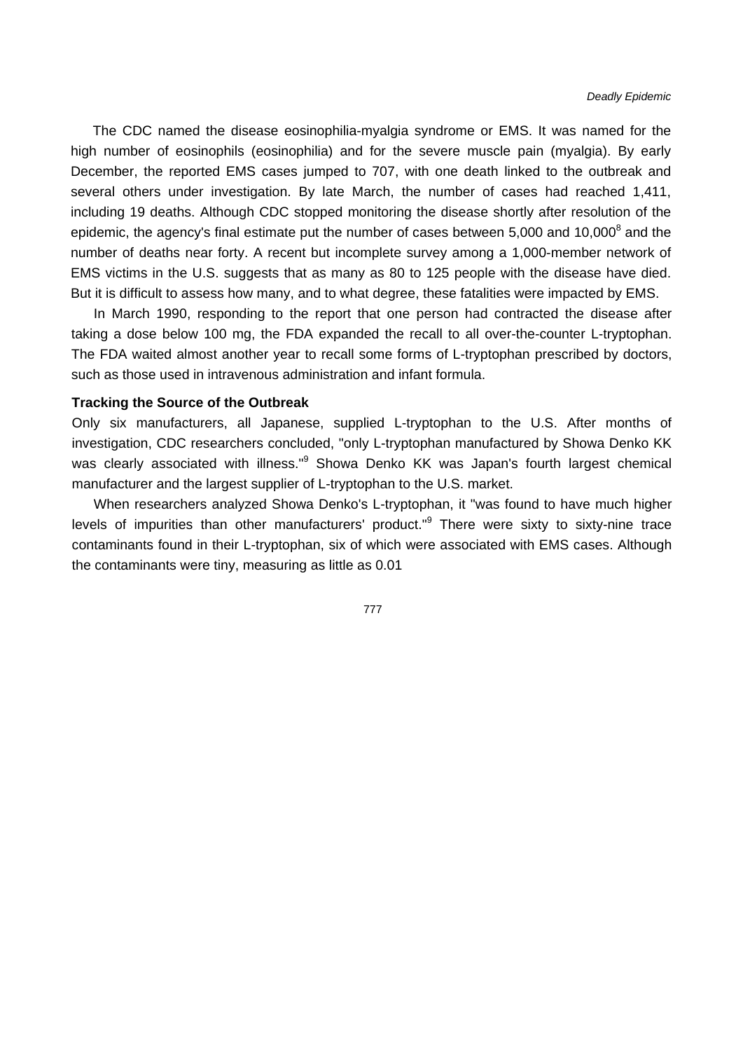The CDC named the disease eosinophilia-myalgia syndrome or EMS. It was named for the high number of eosinophils (eosinophilia) and for the severe muscle pain (myalgia). By early December, the reported EMS cases jumped to 707, with one death linked to the outbreak and several others under investigation. By late March, the number of cases had reached 1,411, including 19 deaths. Although CDC stopped monitoring the disease shortly after resolution of the epidemic, the agency's final estimate put the number of cases between 5,000 and 10,000[8] and the number of deaths near forty. A recent but incomplete survey among a 1,000-member network of EMS victims in the U.S. suggests that as many as 80 to 125 people with the disease have died. But it is difficult to assess how many, and to what degree, these fatalities were impacted by EMS.

In March 1990, responding to the report that one person had contracted the disease after taking a dose below 100 mg, the FDA expanded the recall to all over-the-counter L-tryptophan. The FDA waited almost another year to recall some forms of L-tryptophan prescribed by doctors, such as those used in intravenous administration and infant formula.

### Tracking the Source of the Outbreak

Only six manufacturers, all Japanese, supplied L-tryptophan to the U.S. After months of investigation, CDC researchers concluded, "only L-tryptophan manufactured by Showa Denko KK was clearly associated with illness."[9] Showa Denko KK was Japan's fourth largest chemical manufacturer and the largest supplier of L-tryptophan to the U.S. market.

When researchers analyzed Showa Denko's L-tryptophan, it "was found to have much higher levels of impurities than other manufacturers' product."[9] There were sixty to sixty-nine trace contaminants found in their L-tryptophan, six of which were associated with EMS cases. Although the contaminants were tiny, measuring as little as 0.01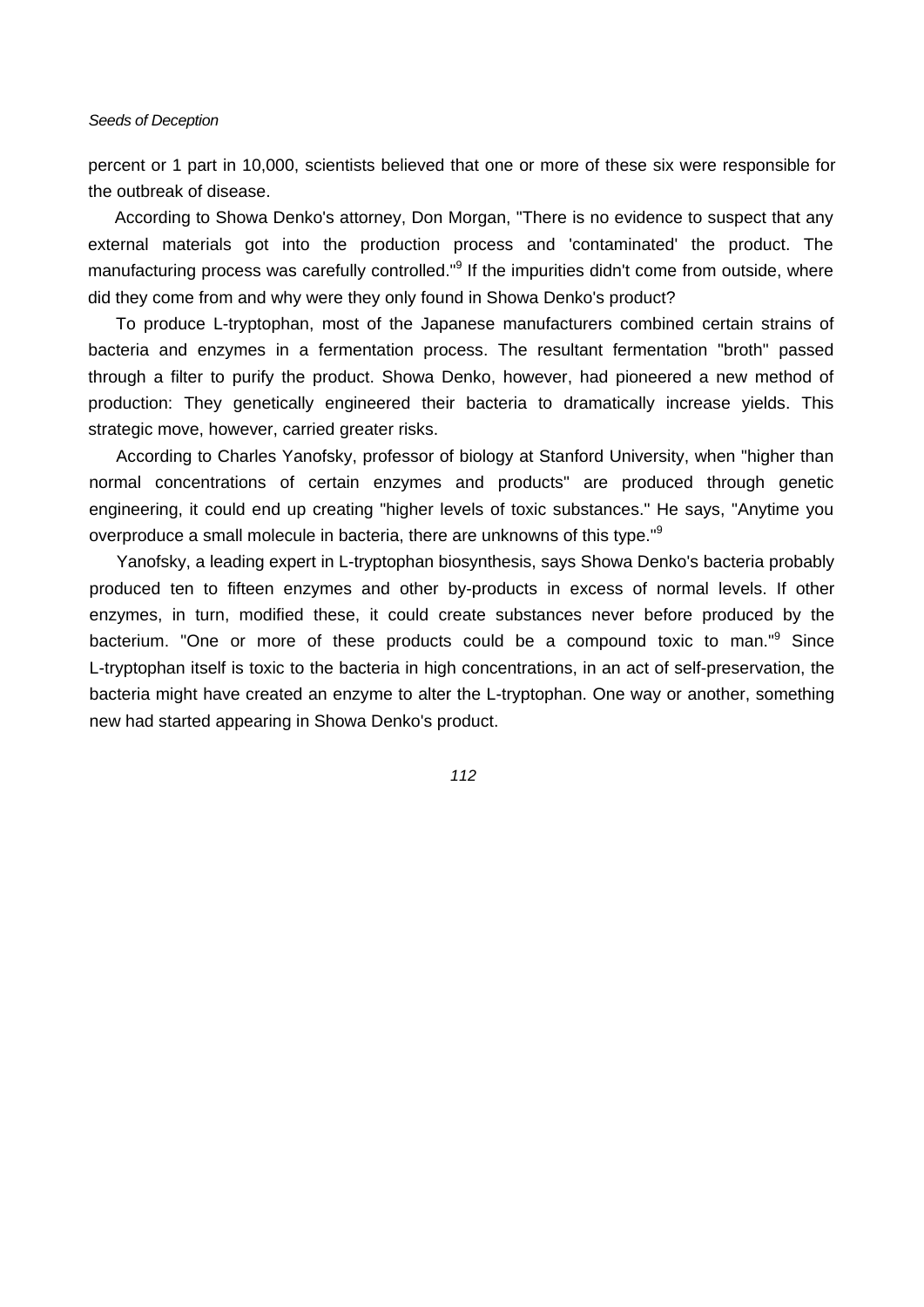percent or 1 part in 10,000, scientists believed that one or more of these six were responsible for the outbreak of disease.

According to Showa Denko's attorney, Don Morgan, "There is no evidence to suspect that any external materials got into the production process and 'contaminated' the product. The manufacturing process was carefully controlled."[9] If the impurities didn't come from outside, where did they come from and why were they only found in Showa Denko's product?

To produce L-tryptophan, most of the Japanese manufacturers combined certain strains of bacteria and enzymes in a fermentation process. The resultant fermentation "broth" passed through a filter to purify the product. Showa Denko, however, had pioneered a new method of production: They genetically engineered their bacteria to dramatically increase yields. This strategic move, however, carried greater risks.

According to Charles Yanofsky, professor of biology at Stanford University, when "higher than normal concentrations of certain enzymes and products" are produced through genetic engineering, it could end up creating "higher levels of toxic substances." He says, "Anytime you overproduce a small molecule in bacteria, there are unknowns of this type."[9]

Yanofsky, a leading expert in L-tryptophan biosynthesis, says Showa Denko's bacteria probably produced ten to fifteen enzymes and other by-products in excess of normal levels. If other enzymes, in turn, modified these, it could create substances never before produced by the bacterium. "One or more of these products could be a compound toxic to man."[9] Since L-tryptophan itself is toxic to the bacteria in high concentrations, in an act of self-preservation, the bacteria might have created an enzyme to alter the L-tryptophan. One way or another, something new had started appearing in Showa Denko's product.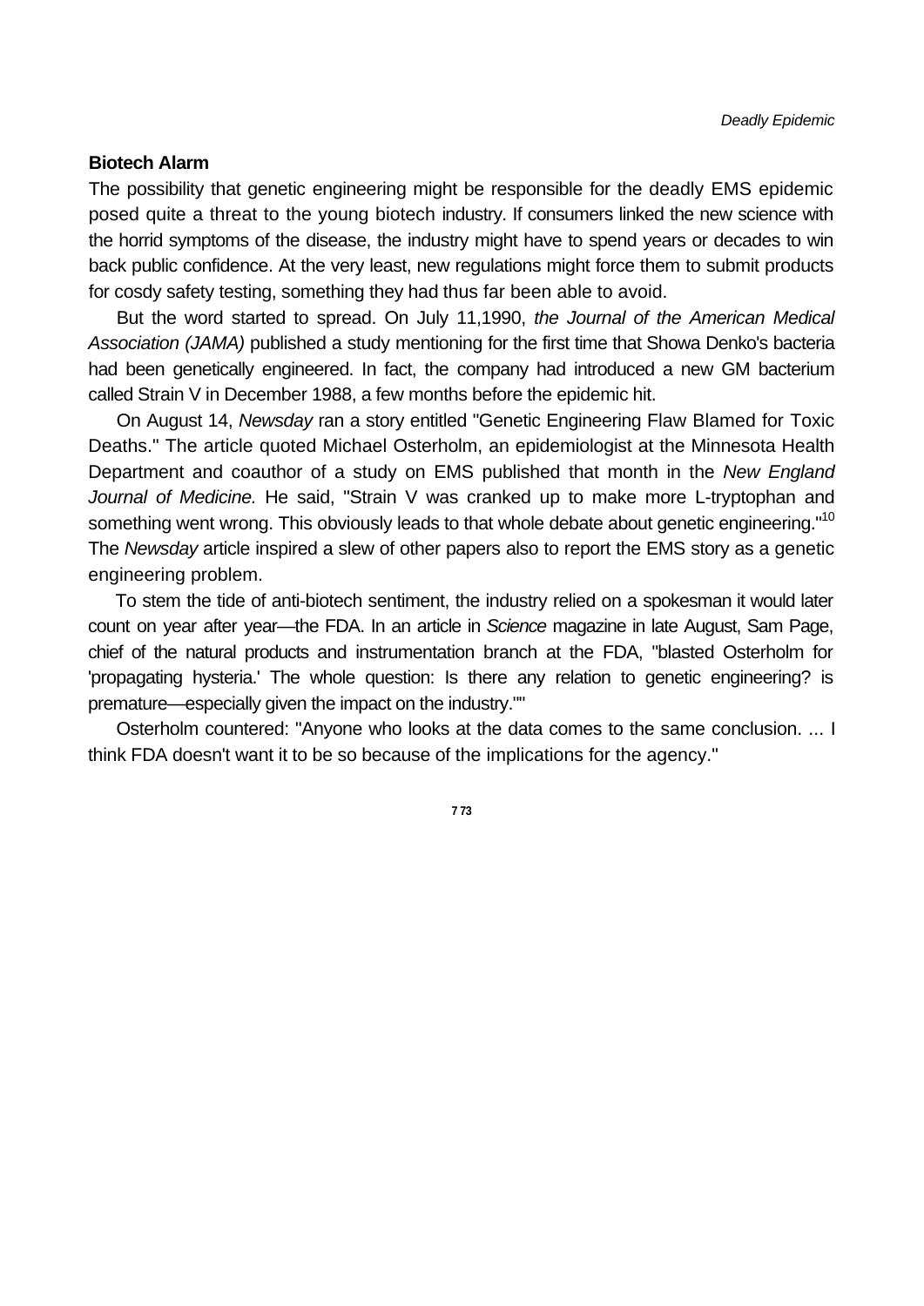## Biotech Alarm

The possibility that genetic engineering might be responsible for the deadly EMS epidemic posed quite a threat to the young biotech industry. If consumers linked the new science with the horrid symptoms of the disease, the industry might have to spend years or decades to win back public confidence. At the very least, new regulations might force them to submit products for cosdy safety testing, something they had thus far been able to avoid.

But the word started to spread. On July 11,1990, *the Journal of the American Medical Association (JAMA)* published a study mentioning for the first time that Showa Denko's bacteria had been genetically engineered. In fact, the company had introduced a new GM bacterium called Strain V in December 1988, a few months before the epidemic hit.

On August 14, *Newsday* ran a story entitled "Genetic Engineering Flaw Blamed for Toxic Deaths." The article quoted Michael Osterholm, an epidemiologist at the Minnesota Health Department and coauthor of a study on EMS published that month in the *New England Journal of Medicine.* He said, "Strain V was cranked up to make more L-tryptophan and something went wrong. This obviously leads to that whole debate about genetic engineering."[10] The *Newsday* article inspired a slew of other papers also to report the EMS story as a genetic engineering problem.

To stem the tide of anti-biotech sentiment, the industry relied on a spokesman it would later count on year after year—the FDA. In an article in *Science* magazine in late August, Sam Page, chief of the natural products and instrumentation branch at the FDA, "blasted Osterholm for 'propagating hysteria.' The whole question: Is there any relation to genetic engineering? is premature—especially given the impact on the industry.""

Osterholm countered: "Anyone who looks at the data comes to the same conclusion. ... I think FDA doesn't want it to be so because of the implications for the agency."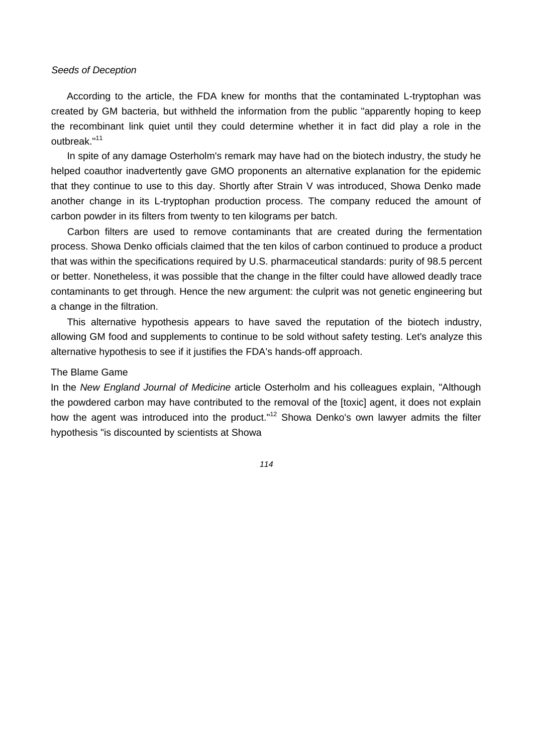According to the article, the FDA knew for months that the contaminated L-tryptophan was created by GM bacteria, but withheld the information from the public "apparently hoping to keep the recombinant link quiet until they could determine whether it in fact did play a role in the outbreak."[11]

In spite of any damage Osterholm's remark may have had on the biotech industry, the study he helped coauthor inadvertently gave GMO proponents an alternative explanation for the epidemic that they continue to use to this day. Shortly after Strain V was introduced, Showa Denko made another change in its L-tryptophan production process. The company reduced the amount of carbon powder in its filters from twenty to ten kilograms per batch.

Carbon filters are used to remove contaminants that are created during the fermentation process. Showa Denko officials claimed that the ten kilos of carbon continued to produce a product that was within the specifications required by U.S. pharmaceutical standards: purity of 98.5 percent or better. Nonetheless, it was possible that the change in the filter could have allowed deadly trace contaminants to get through. Hence the new argument: the culprit was not genetic engineering but a change in the filtration.

This alternative hypothesis appears to have saved the reputation of the biotech industry, allowing GM food and supplements to continue to be sold without safety testing. Let's analyze this alternative hypothesis to see if it justifies the FDA's hands-off approach.

## The Blame Game

In the *New England Journal of Medicine* article Osterholm and his colleagues explain, "Although the powdered carbon may have contributed to the removal of the [toxic] agent, it does not explain how the agent was introduced into the product."[12] Showa Denko's own lawyer admits the filter hypothesis "is discounted by scientists at Showa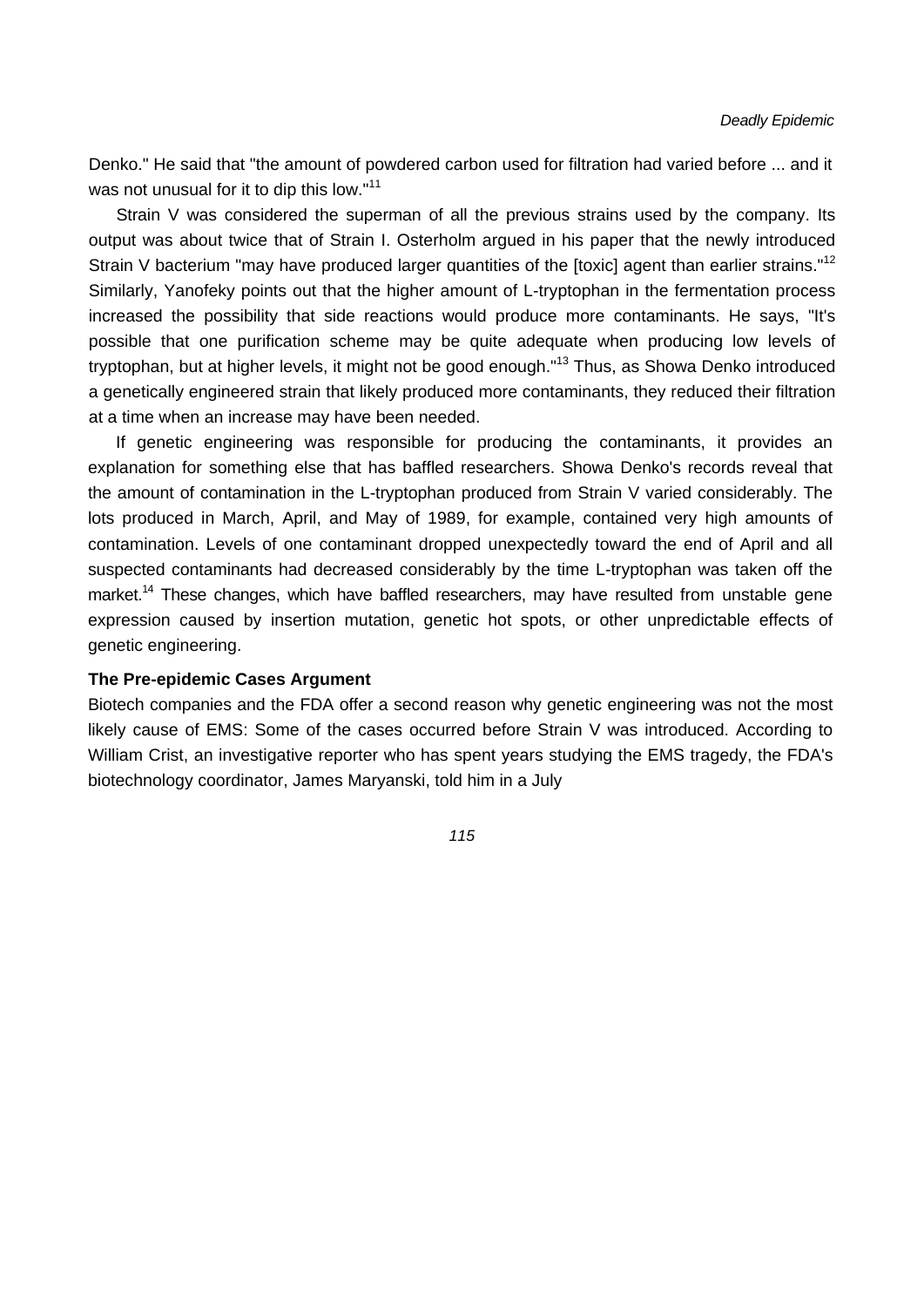Denko." He said that "the amount of powdered carbon used for filtration had varied before ... and it was not unusual for it to dip this low."[11]

Strain V was considered the superman of all the previous strains used by the company. Its output was about twice that of Strain I. Osterholm argued in his paper that the newly introduced Strain V bacterium "may have produced larger quantities of the [toxic] agent than earlier strains."[12] Similarly, Yanofeky points out that the higher amount of L-tryptophan in the fermentation process increased the possibility that side reactions would produce more contaminants. He says, "It's possible that one purification scheme may be quite adequate when producing low levels of tryptophan, but at higher levels, it might not be good enough."[13] Thus, as Showa Denko introduced a genetically engineered strain that likely produced more contaminants, they reduced their filtration at a time when an increase may have been needed.

If genetic engineering was responsible for producing the contaminants, it provides an explanation for something else that has baffled researchers. Showa Denko's records reveal that the amount of contamination in the L-tryptophan produced from Strain V varied considerably. The lots produced in March, April, and May of 1989, for example, contained very high amounts of contamination. Levels of one contaminant dropped unexpectedly toward the end of April and all suspected contaminants had decreased considerably by the time L-tryptophan was taken off the market.[14] These changes, which have baffled researchers, may have resulted from unstable gene expression caused by insertion mutation, genetic hot spots, or other unpredictable effects of genetic engineering.

**The Pre-epidemic Cases Argument**

Biotech companies and the FDA offer a second reason why genetic engineering was not the most likely cause of EMS: Some of the cases occurred before Strain V was introduced. According to William Crist, an investigative reporter who has spent years studying the EMS tragedy, the FDA's biotechnology coordinator, James Maryanski, told him in a July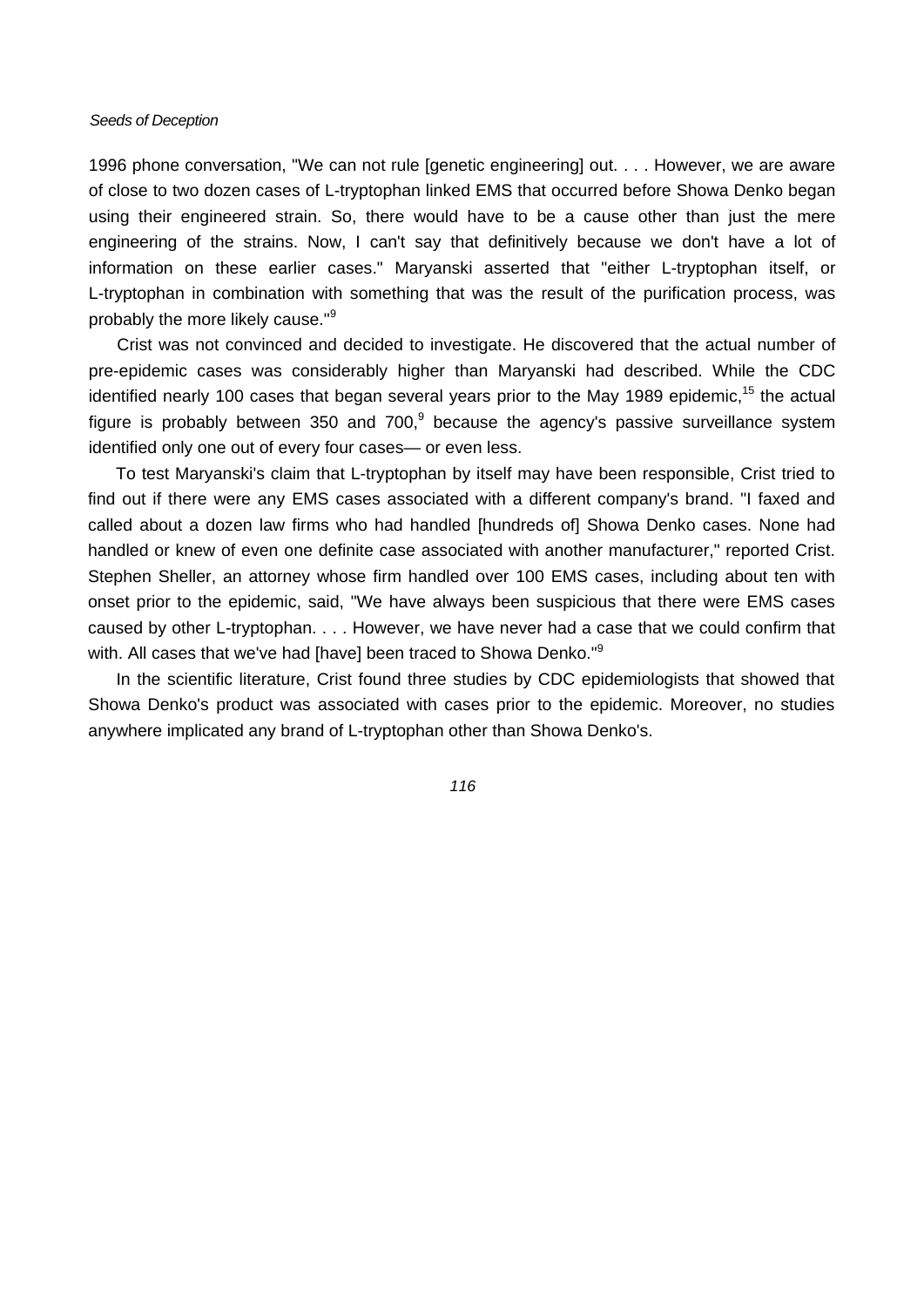1996 phone conversation, "We can not rule [genetic engineering] out. . . . However, we are aware of close to two dozen cases of L-tryptophan linked EMS that occurred before Showa Denko began using their engineered strain. So, there would have to be a cause other than just the mere engineering of the strains. Now, I can't say that definitively because we don't have a lot of information on these earlier cases." Maryanski asserted that "either L-tryptophan itself, or L-tryptophan in combination with something that was the result of the purification process, was probably the more likely cause."[9]

Crist was not convinced and decided to investigate. He discovered that the actual number of pre-epidemic cases was considerably higher than Maryanski had described. While the CDC identified nearly 100 cases that began several years prior to the May 1989 epidemic,[15] the actual figure is probably between 350 and 700,[9] because the agency's passive surveillance system identified only one out of every four cases— or even less.

To test Maryanski's claim that L-tryptophan by itself may have been responsible, Crist tried to find out if there were any EMS cases associated with a different company's brand. "I faxed and called about a dozen law firms who had handled [hundreds of] Showa Denko cases. None had handled or knew of even one definite case associated with another manufacturer," reported Crist. Stephen Sheller, an attorney whose firm handled over 100 EMS cases, including about ten with onset prior to the epidemic, said, "We have always been suspicious that there were EMS cases caused by other L-tryptophan. . . . However, we have never had a case that we could confirm that with. All cases that we've had [have] been traced to Showa Denko."[9]

In the scientific literature, Crist found three studies by CDC epidemiologists that showed that Showa Denko's product was associated with cases prior to the epidemic. Moreover, no studies anywhere implicated any brand of L-tryptophan other than Showa Denko's.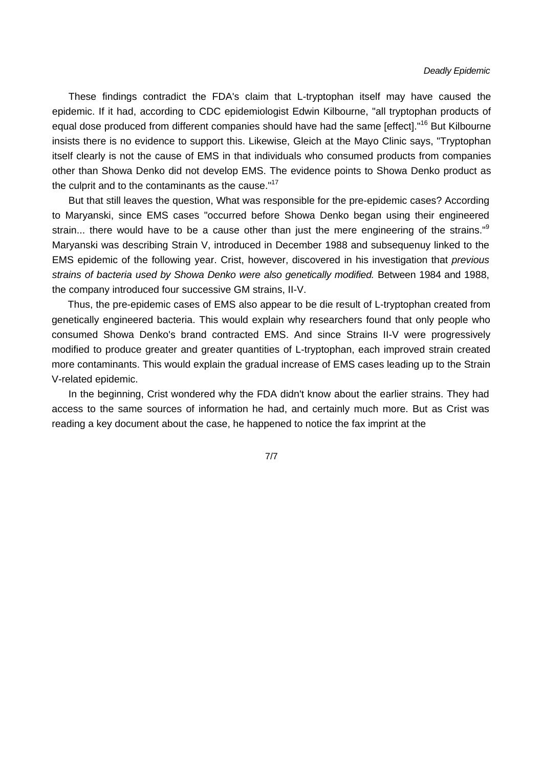These findings contradict the FDA's claim that L-tryptophan itself may have caused the epidemic. If it had, according to CDC epidemiologist Edwin Kilbourne, "all tryptophan products of equal dose produced from different companies should have had the same [effect]."[16] But Kilbourne insists there is no evidence to support this. Likewise, Gleich at the Mayo Clinic says, "Tryptophan itself clearly is not the cause of EMS in that individuals who consumed products from companies other than Showa Denko did not develop EMS. The evidence points to Showa Denko product as the culprit and to the contaminants as the cause."[17]

But that still leaves the question, What was responsible for the pre-epidemic cases? According to Maryanski, since EMS cases "occurred before Showa Denko began using their engineered strain... there would have to be a cause other than just the mere engineering of the strains."[9] Maryanski was describing Strain V, introduced in December 1988 and subsequenuy linked to the EMS epidemic of the following year. Crist, however, discovered in his investigation that *previous strains of bacteria used by Showa Denko were also genetically modified.* Between 1984 and 1988, the company introduced four successive GM strains, II-V.

Thus, the pre-epidemic cases of EMS also appear to be die result of L-tryptophan created from genetically engineered bacteria. This would explain why researchers found that only people who consumed Showa Denko's brand contracted EMS. And since Strains II-V were progressively modified to produce greater and greater quantities of L-tryptophan, each improved strain created more contaminants. This would explain the gradual increase of EMS cases leading up to the Strain V-related epidemic.

In the beginning, Crist wondered why the FDA didn't know about the earlier strains. They had access to the same sources of information he had, and certainly much more. But as Crist was reading a key document about the case, he happened to notice the fax imprint at the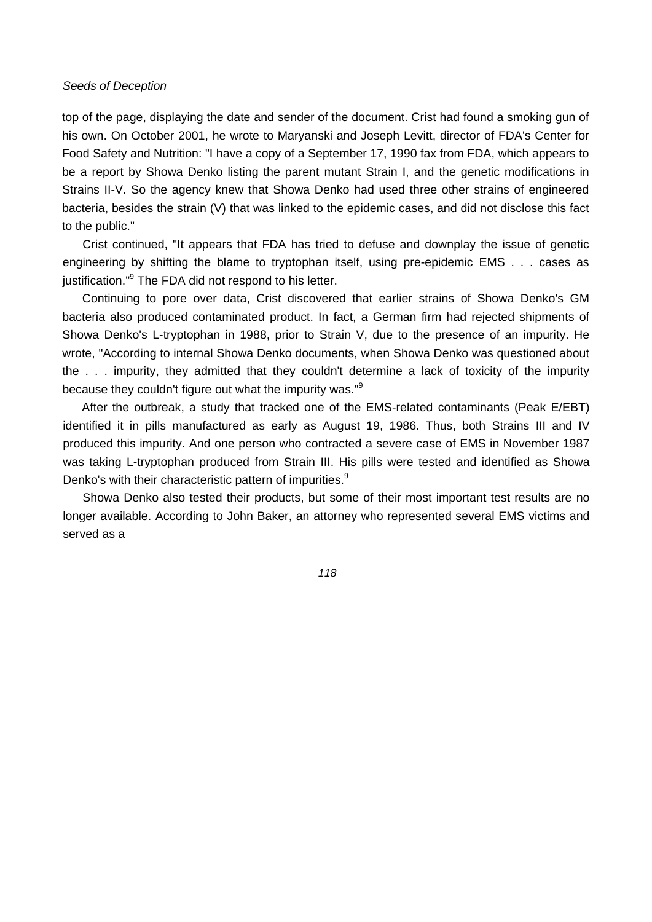top of the page, displaying the date and sender of the document. Crist had found a smoking gun of his own. On October 2001, he wrote to Maryanski and Joseph Levitt, director of FDA's Center for Food Safety and Nutrition: "I have a copy of a September 17, 1990 fax from FDA, which appears to be a report by Showa Denko listing the parent mutant Strain I, and the genetic modifications in Strains II-V. So the agency knew that Showa Denko had used three other strains of engineered bacteria, besides the strain (V) that was linked to the epidemic cases, and did not disclose this fact to the public."

Crist continued, "It appears that FDA has tried to defuse and downplay the issue of genetic engineering by shifting the blame to tryptophan itself, using pre-epidemic EMS . . . cases as justification."[9] The FDA did not respond to his letter.

Continuing to pore over data, Crist discovered that earlier strains of Showa Denko's GM bacteria also produced contaminated product. In fact, a German firm had rejected shipments of Showa Denko's L-tryptophan in 1988, prior to Strain V, due to the presence of an impurity. He wrote, "According to internal Showa Denko documents, when Showa Denko was questioned about the . . . impurity, they admitted that they couldn't determine a lack of toxicity of the impurity because they couldn't figure out what the impurity was."[9]

After the outbreak, a study that tracked one of the EMS-related contaminants (Peak E/EBT) identified it in pills manufactured as early as August 19, 1986. Thus, both Strains III and IV produced this impurity. And one person who contracted a severe case of EMS in November 1987 was taking L-tryptophan produced from Strain III. His pills were tested and identified as Showa Denko's with their characteristic pattern of impurities.[9]

Showa Denko also tested their products, but some of their most important test results are no longer available. According to John Baker, an attorney who represented several EMS victims and served as a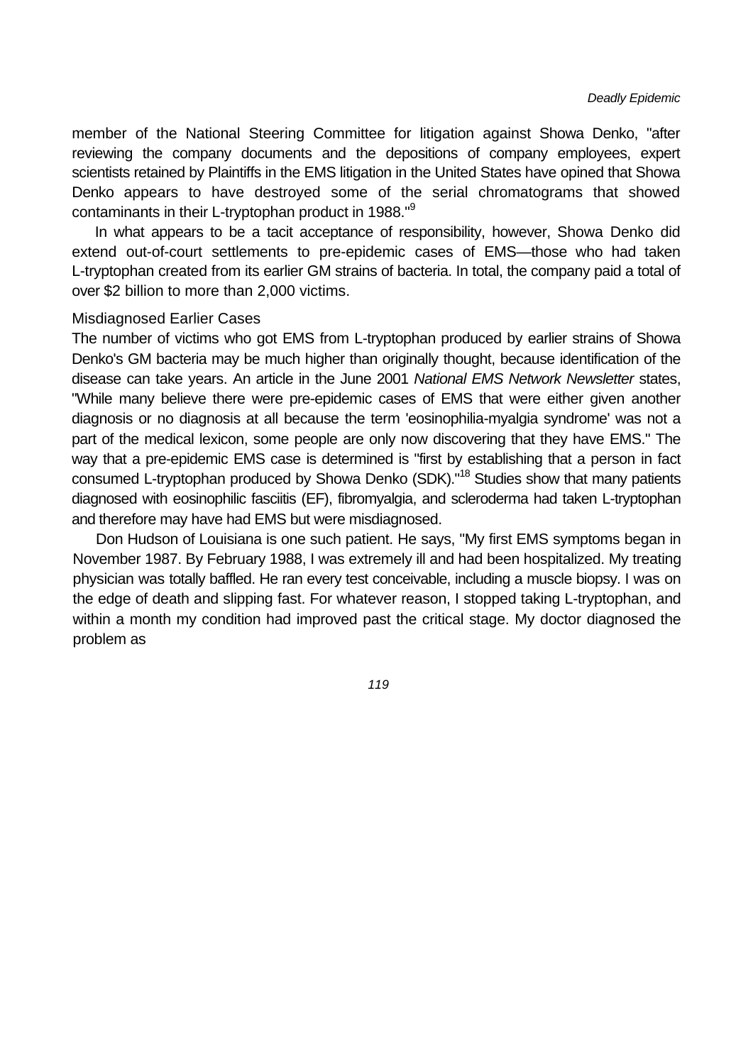member of the National Steering Committee for litigation against Showa Denko, "after reviewing the company documents and the depositions of company employees, expert scientists retained by Plaintiffs in the EMS litigation in the United States have opined that Showa Denko appears to have destroyed some of the serial chromatograms that showed contaminants in their L-tryptophan product in 1988."[9]

In what appears to be a tacit acceptance of responsibility, however, Showa Denko did extend out-of-court settlements to pre-epidemic cases of EMS—those who had taken L-tryptophan created from its earlier GM strains of bacteria. In total, the company paid a total of over $2 billion to more than 2,000 victims.

### Misdiagnosed Earlier Cases

The number of victims who got EMS from L-tryptophan produced by earlier strains of Showa Denko's GM bacteria may be much higher than originally thought, because identification of the disease can take years. An article in the June 2001 *National EMS Network Newsletter* states, "While many believe there were pre-epidemic cases of EMS that were either given another diagnosis or no diagnosis at all because the term 'eosinophilia-myalgia syndrome' was not a part of the medical lexicon, some people are only now discovering that they have EMS." The way that a pre-epidemic EMS case is determined is "first by establishing that a person in fact consumed L-tryptophan produced by Showa Denko (SDK)."[18] Studies show that many patients diagnosed with eosinophilic fasciitis (EF), fibromyalgia, and scleroderma had taken L-tryptophan and therefore may have had EMS but were misdiagnosed.

Don Hudson of Louisiana is one such patient. He says, "My first EMS symptoms began in November 1987. By February 1988, I was extremely ill and had been hospitalized. My treating physician was totally baffled. He ran every test conceivable, including a muscle biopsy. I was on the edge of death and slipping fast. For whatever reason, I stopped taking L-tryptophan, and within a month my condition had improved past the critical stage. My doctor diagnosed the problem as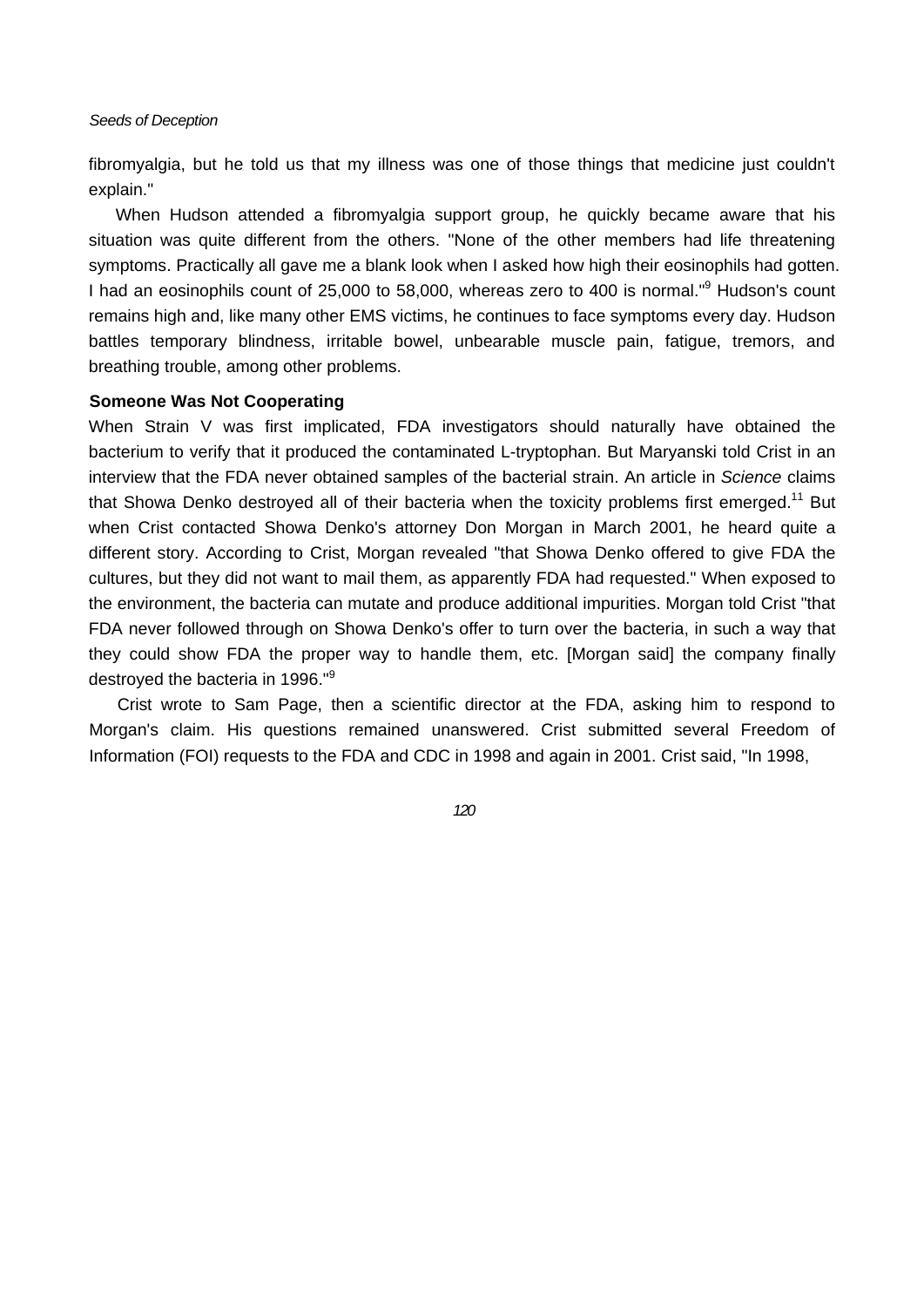fibromyalgia, but he told us that my illness was one of those things that medicine just couldn't explain."

When Hudson attended a fibromyalgia support group, he quickly became aware that his situation was quite different from the others. "None of the other members had life threatening symptoms. Practically all gave me a blank look when I asked how high their eosinophils had gotten. I had an eosinophils count of 25,000 to 58,000, whereas zero to 400 is normal."[9] Hudson's count remains high and, like many other EMS victims, he continues to face symptoms every day. Hudson battles temporary blindness, irritable bowel, unbearable muscle pain, fatigue, tremors, and breathing trouble, among other problems.

**Someone Was Not Cooperating**

When Strain V was first implicated, FDA investigators should naturally have obtained the bacterium to verify that it produced the contaminated L-tryptophan. But Maryanski told Crist in an interview that the FDA never obtained samples of the bacterial strain. An article in *Science* claims that Showa Denko destroyed all of their bacteria when the toxicity problems first emerged.[11] But when Crist contacted Showa Denko's attorney Don Morgan in March 2001, he heard quite a different story. According to Crist, Morgan revealed "that Showa Denko offered to give FDA the cultures, but they did not want to mail them, as apparently FDA had requested." When exposed to the environment, the bacteria can mutate and produce additional impurities. Morgan told Crist "that FDA never followed through on Showa Denko's offer to turn over the bacteria, in such a way that they could show FDA the proper way to handle them, etc. [Morgan said] the company finally destroyed the bacteria in 1996."[9]

Crist wrote to Sam Page, then a scientific director at the FDA, asking him to respond to Morgan's claim. His questions remained unanswered. Crist submitted several Freedom of Information (FOI) requests to the FDA and CDC in 1998 and again in 2001. Crist said, "In 1998,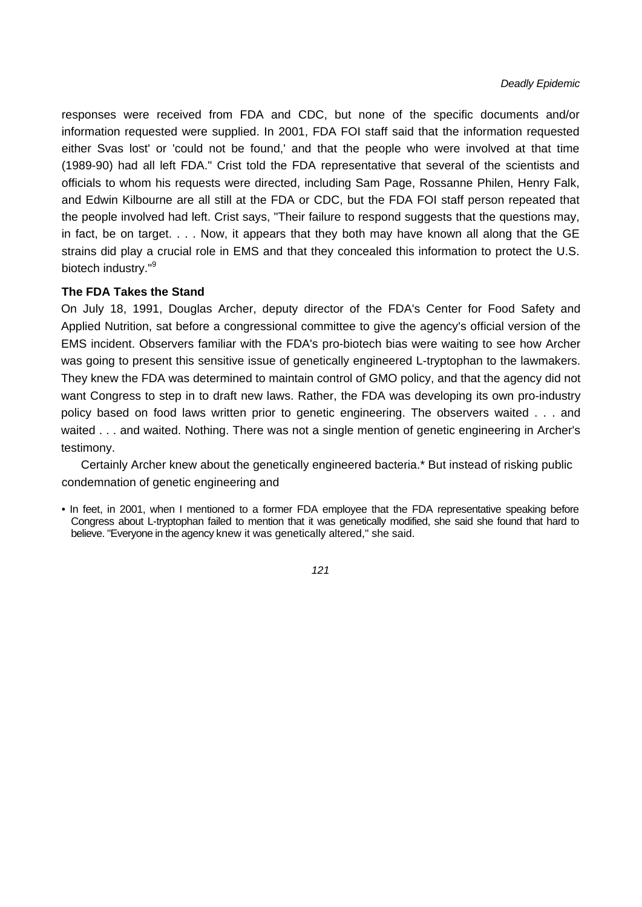responses were received from FDA and CDC, but none of the specific documents and/or information requested were supplied. In 2001, FDA FOI staff said that the information requested either Svas lost' or 'could not be found,' and that the people who were involved at that time (1989-90) had all left FDA." Crist told the FDA representative that several of the scientists and officials to whom his requests were directed, including Sam Page, Rossanne Philen, Henry Falk, and Edwin Kilbourne are all still at the FDA or CDC, but the FDA FOI staff person repeated that the people involved had left. Crist says, "Their failure to respond suggests that the questions may, in fact, be on target. . . . Now, it appears that they both may have known all along that the GE strains did play a crucial role in EMS and that they concealed this information to protect the U.S. biotech industry."[9]

### The FDA Takes the Stand

On July 18, 1991, Douglas Archer, deputy director of the FDA's Center for Food Safety and Applied Nutrition, sat before a congressional committee to give the agency's official version of the EMS incident. Observers familiar with the FDA's pro-biotech bias were waiting to see how Archer was going to present this sensitive issue of genetically engineered L-tryptophan to the lawmakers. They knew the FDA was determined to maintain control of GMO policy, and that the agency did not want Congress to step in to draft new laws. Rather, the FDA was developing its own pro-industry policy based on food laws written prior to genetic engineering. The observers waited . . . and waited . . . and waited. Nothing. There was not a single mention of genetic engineering in Archer's testimony.

Certainly Archer knew about the genetically engineered bacteria.* But instead of risking public condemnation of genetic engineering and

* In feet, in 2001, when I mentioned to a former FDA employee that the FDA representative speaking before Congress about L-tryptophan failed to mention that it was genetically modified, she said she found that hard to believe. "Everyone in the agency knew it was genetically altered," she said.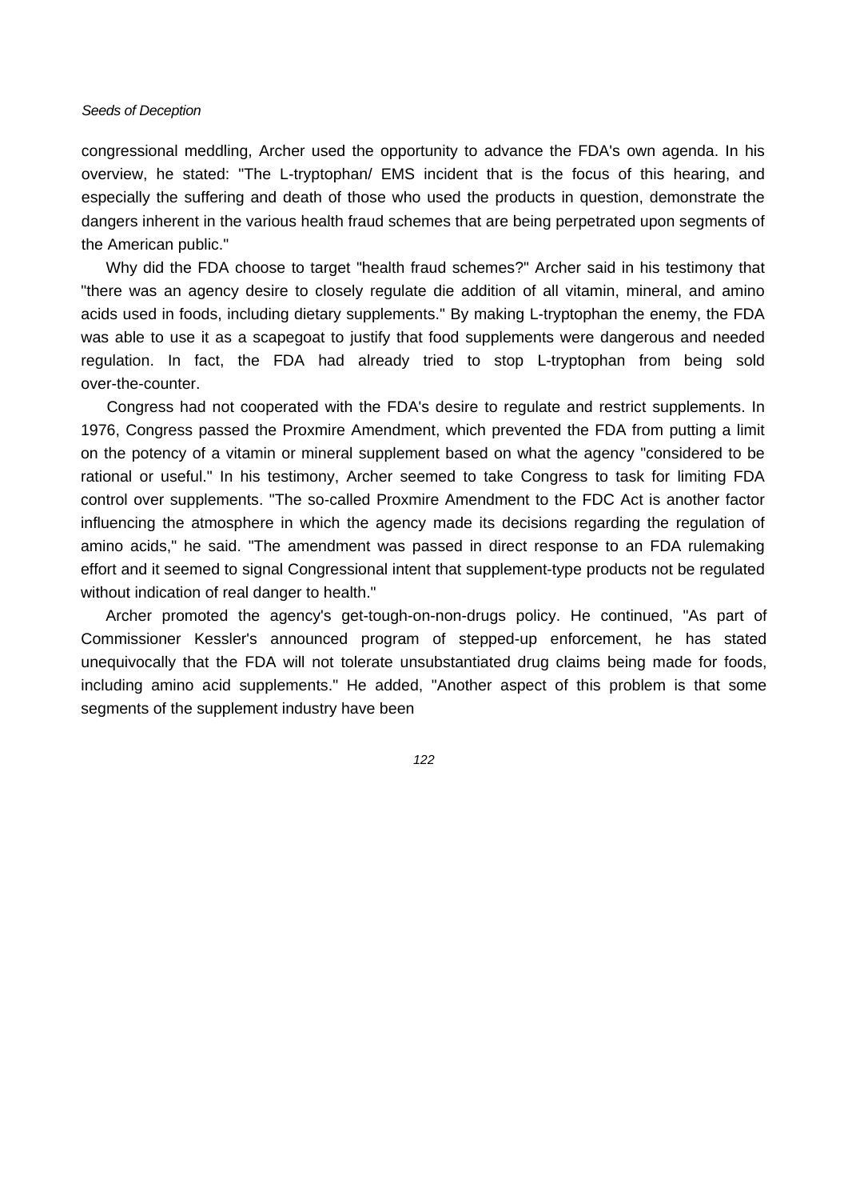congressional meddling, Archer used the opportunity to advance the FDA's own agenda. In his overview, he stated: "The L-tryptophan/ EMS incident that is the focus of this hearing, and especially the suffering and death of those who used the products in question, demonstrate the dangers inherent in the various health fraud schemes that are being perpetrated upon segments of the American public."

Why did the FDA choose to target "health fraud schemes?" Archer said in his testimony that "there was an agency desire to closely regulate die addition of all vitamin, mineral, and amino acids used in foods, including dietary supplements." By making L-tryptophan the enemy, the FDA was able to use it as a scapegoat to justify that food supplements were dangerous and needed regulation. In fact, the FDA had already tried to stop L-tryptophan from being sold over-the-counter.

Congress had not cooperated with the FDA's desire to regulate and restrict supplements. In 1976, Congress passed the Proxmire Amendment, which prevented the FDA from putting a limit on the potency of a vitamin or mineral supplement based on what the agency "considered to be rational or useful." In his testimony, Archer seemed to take Congress to task for limiting FDA control over supplements. "The so-called Proxmire Amendment to the FDC Act is another factor influencing the atmosphere in which the agency made its decisions regarding the regulation of amino acids," he said. "The amendment was passed in direct response to an FDA rulemaking effort and it seemed to signal Congressional intent that supplement-type products not be regulated without indication of real danger to health."

Archer promoted the agency's get-tough-on-non-drugs policy. He continued, "As part of Commissioner Kessler's announced program of stepped-up enforcement, he has stated unequivocally that the FDA will not tolerate unsubstantiated drug claims being made for foods, including amino acid supplements." He added, "Another aspect of this problem is that some segments of the supplement industry have been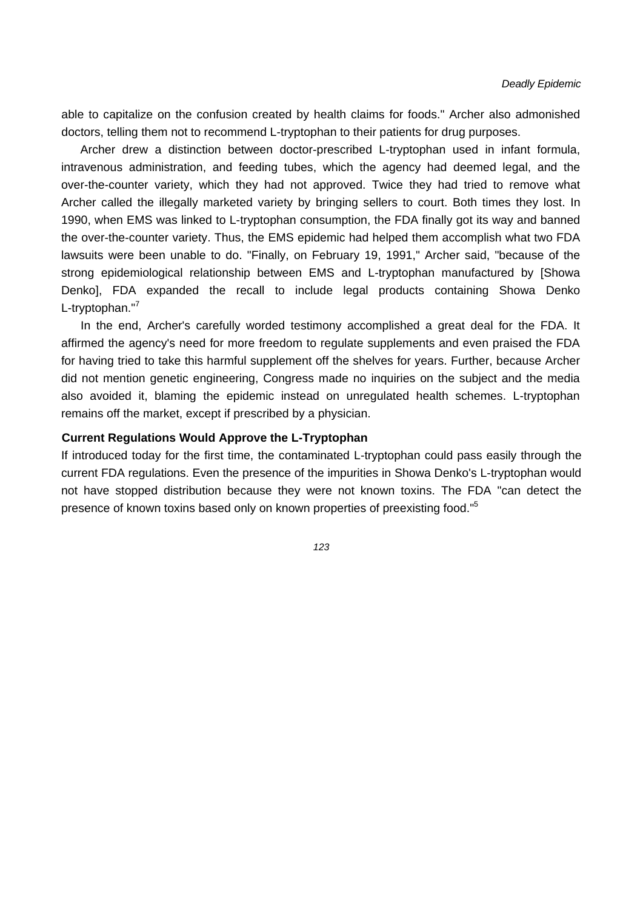able to capitalize on the confusion created by health claims for foods." Archer also admonished doctors, telling them not to recommend L-tryptophan to their patients for drug purposes.

Archer drew a distinction between doctor-prescribed L-tryptophan used in infant formula, intravenous administration, and feeding tubes, which the agency had deemed legal, and the over-the-counter variety, which they had not approved. Twice they had tried to remove what Archer called the illegally marketed variety by bringing sellers to court. Both times they lost. In 1990, when EMS was linked to L-tryptophan consumption, the FDA finally got its way and banned the over-the-counter variety. Thus, the EMS epidemic had helped them accomplish what two FDA lawsuits were been unable to do. "Finally, on February 19, 1991," Archer said, "because of the strong epidemiological relationship between EMS and L-tryptophan manufactured by [Showa Denko], FDA expanded the recall to include legal products containing Showa Denko L-tryptophan."[7]

In the end, Archer's carefully worded testimony accomplished a great deal for the FDA. It affirmed the agency's need for more freedom to regulate supplements and even praised the FDA for having tried to take this harmful supplement off the shelves for years. Further, because Archer did not mention genetic engineering, Congress made no inquiries on the subject and the media also avoided it, blaming the epidemic instead on unregulated health schemes. L-tryptophan remains off the market, except if prescribed by a physician.

### Current Regulations Would Approve the L-Tryptophan

If introduced today for the first time, the contaminated L-tryptophan could pass easily through the current FDA regulations. Even the presence of the impurities in Showa Denko's L-tryptophan would not have stopped distribution because they were not known toxins. The FDA "can detect the presence of known toxins based only on known properties of preexisting food."[5]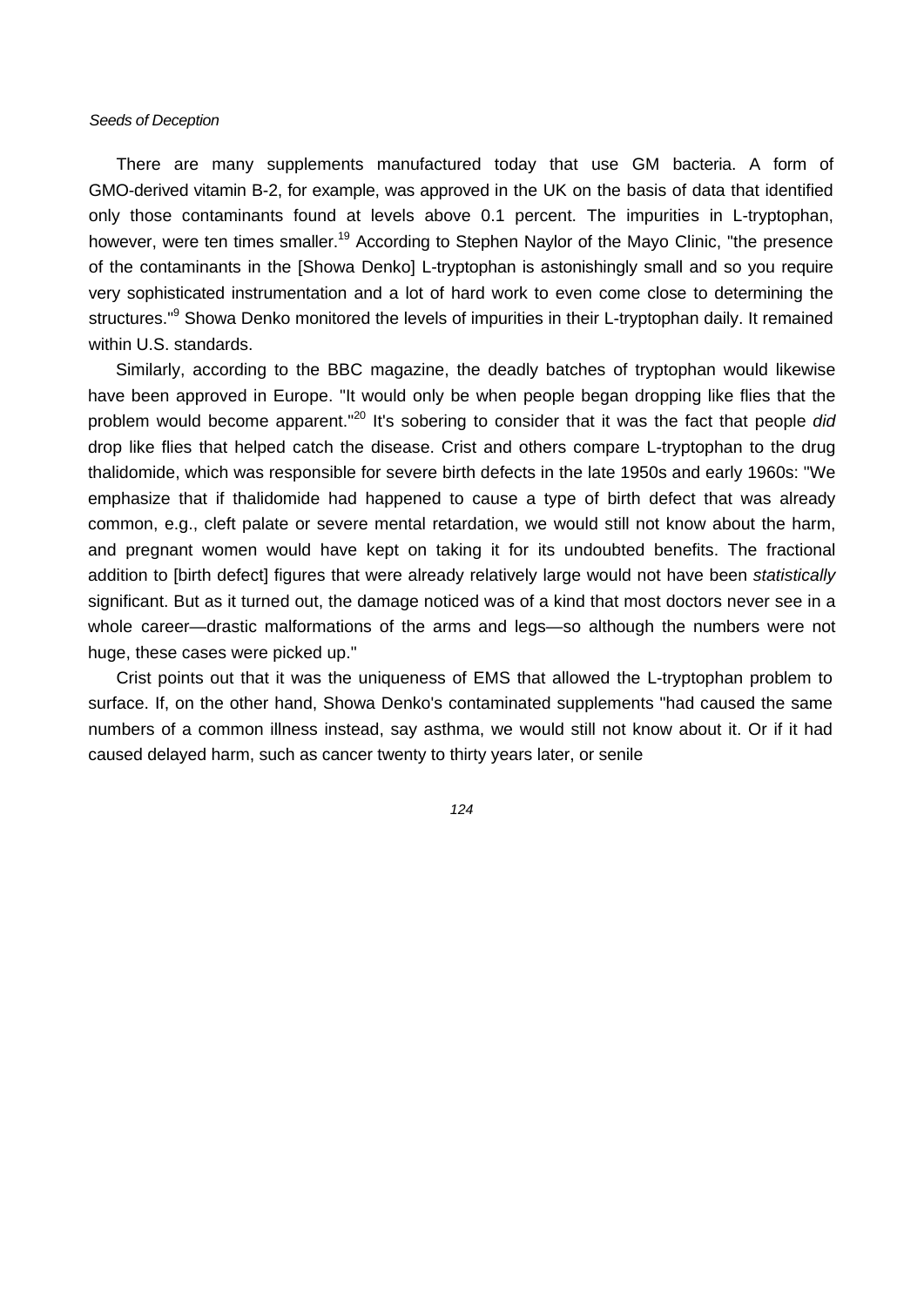There are many supplements manufactured today that use GM bacteria. A form of GMO-derived vitamin B-2, for example, was approved in the UK on the basis of data that identified only those contaminants found at levels above 0.1 percent. The impurities in L-tryptophan, however, were ten times smaller.[19] According to Stephen Naylor of the Mayo Clinic, "the presence of the contaminants in the [Showa Denko] L-tryptophan is astonishingly small and so you require very sophisticated instrumentation and a lot of hard work to even come close to determining the structures."[9] Showa Denko monitored the levels of impurities in their L-tryptophan daily. It remained within U.S. standards.

Similarly, according to the BBC magazine, the deadly batches of tryptophan would likewise have been approved in Europe. "It would only be when people began dropping like flies that the problem would become apparent."[20] It's sobering to consider that it was the fact that people *did* drop like flies that helped catch the disease. Crist and others compare L-tryptophan to the drug thalidomide, which was responsible for severe birth defects in the late 1950s and early 1960s: "We emphasize that if thalidomide had happened to cause a type of birth defect that was already common, e.g., cleft palate or severe mental retardation, we would still not know about the harm, and pregnant women would have kept on taking it for its undoubted benefits. The fractional addition to [birth defect] figures that were already relatively large would not have been *statistically* significant. But as it turned out, the damage noticed was of a kind that most doctors never see in a whole career—drastic malformations of the arms and legs—so although the numbers were not huge, these cases were picked up."

Crist points out that it was the uniqueness of EMS that allowed the L-tryptophan problem to surface. If, on the other hand, Showa Denko's contaminated supplements "had caused the same numbers of a common illness instead, say asthma, we would still not know about it. Or if it had caused delayed harm, such as cancer twenty to thirty years later, or senile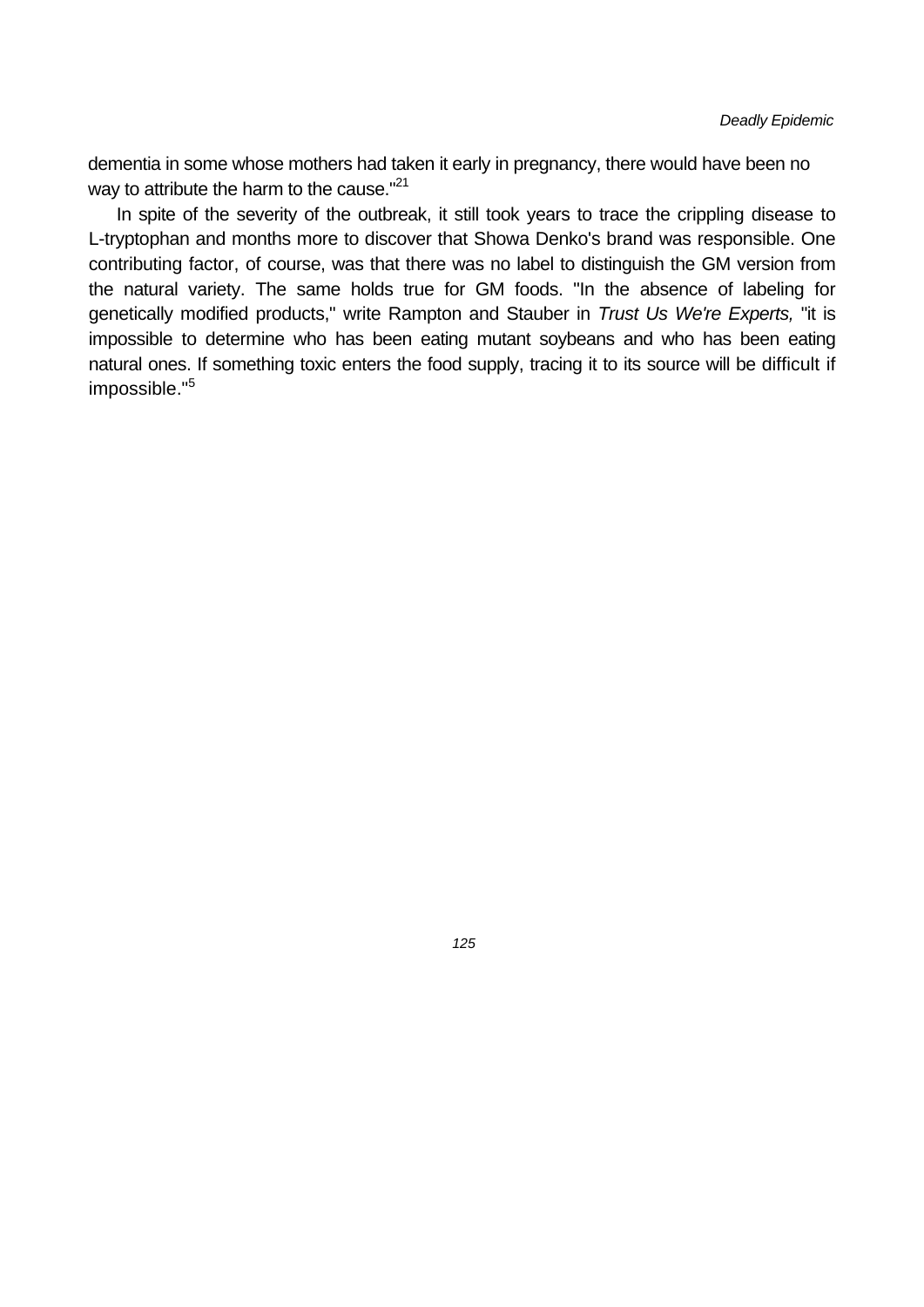dementia in some whose mothers had taken it early in pregnancy, there would have been no way to attribute the harm to the cause."[21]

In spite of the severity of the outbreak, it still took years to trace the crippling disease to L-tryptophan and months more to discover that Showa Denko's brand was responsible. One contributing factor, of course, was that there was no label to distinguish the GM version from the natural variety. The same holds true for GM foods. "In the absence of labeling for genetically modified products," write Rampton and Stauber in *Trust Us We're Experts,* "it is impossible to determine who has been eating mutant soybeans and who has been eating natural ones. If something toxic enters the food supply, tracing it to its source will be difficult if impossible."[5]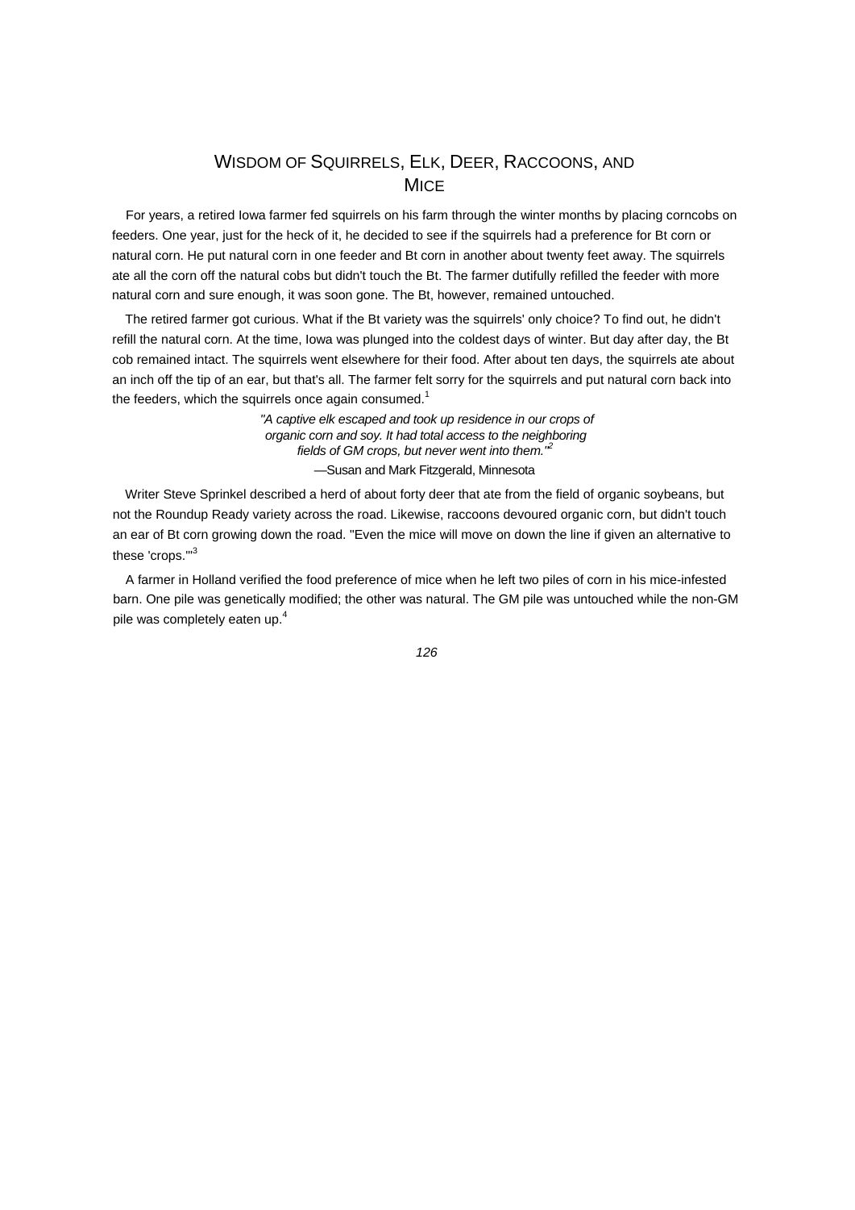## WISDOM OF SQUIRRELS, ELK, DEER, RACCOONS, AND MICE

For years, a retired Iowa farmer fed squirrels on his farm through the winter months by placing corncobs on feeders. One year, just for the heck of it, he decided to see if the squirrels had a preference for Bt corn or natural corn. He put natural corn in one feeder and Bt corn in another about twenty feet away. The squirrels ate all the corn off the natural cobs but didn't touch the Bt. The farmer dutifully refilled the feeder with more natural corn and sure enough, it was soon gone. The Bt, however, remained untouched.

The retired farmer got curious. What if the Bt variety was the squirrels' only choice? To find out, he didn't refill the natural corn. At the time, Iowa was plunged into the coldest days of winter. But day after day, the Bt cob remained intact. The squirrels went elsewhere for their food. After about ten days, the squirrels ate about an inch off the tip of an ear, but that's all. The farmer felt sorry for the squirrels and put natural corn back into the feeders, which the squirrels once again consumed.[1]

> *"A captive elk escaped and took up residence in our crops of organic corn and soy. It had total access to the neighboring fields of GM crops, but never went into them."*[2]
>
> —Susan and Mark Fitzgerald, Minnesota

Writer Steve Sprinkel described a herd of about forty deer that ate from the field of organic soybeans, but not the Roundup Ready variety across the road. Likewise, raccoons devoured organic corn, but didn't touch an ear of Bt corn growing down the road. "Even the mice will move on down the line if given an alternative to these 'crops.'"[3]

A farmer in Holland verified the food preference of mice when he left two piles of corn in his mice-infested barn. One pile was genetically modified; the other was natural. The GM pile was untouched while the non-GM pile was completely eaten up.[4]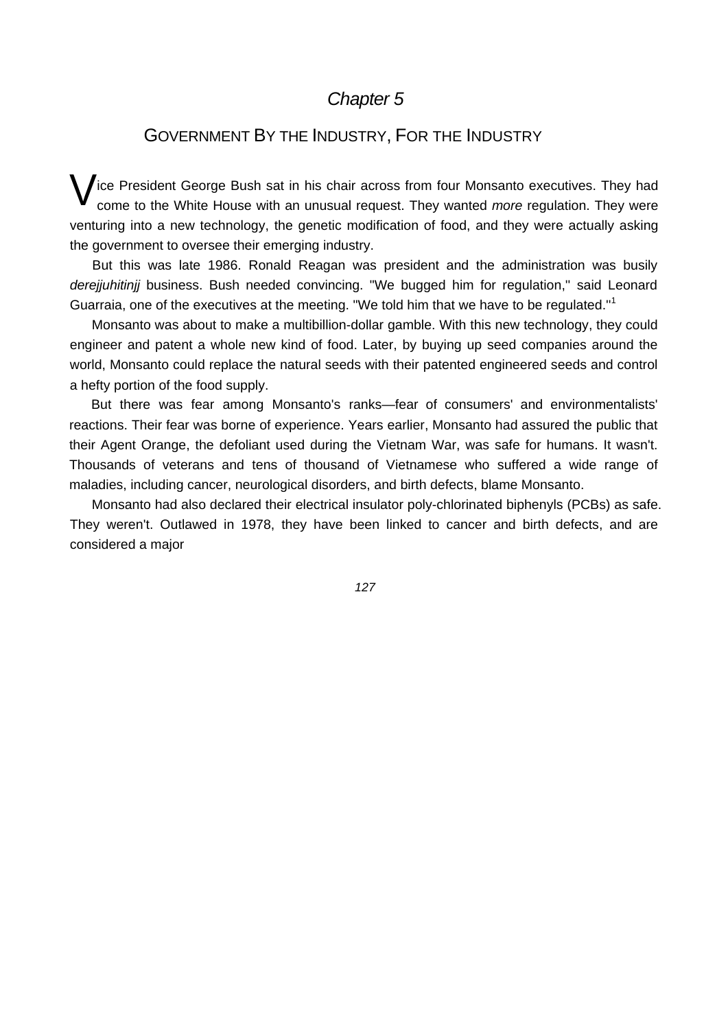# *Chapter 5*

## GOVERNMENT BY THE INDUSTRY, FOR THE INDUSTRY

Vice President George Bush sat in his chair across from four Monsanto executives. They had come to the White House with an unusual request. They wanted *more* regulation. They were venturing into a new technology, the genetic modification of food, and they were actually asking the government to oversee their emerging industry.

But this was late 1986. Ronald Reagan was president and the administration was busily *derejjuhitinjj* business. Bush needed convincing. "We bugged him for regulation," said Leonard Guarraia, one of the executives at the meeting. "We told him that we have to be regulated."[1]

Monsanto was about to make a multibillion-dollar gamble. With this new technology, they could engineer and patent a whole new kind of food. Later, by buying up seed companies around the world, Monsanto could replace the natural seeds with their patented engineered seeds and control a hefty portion of the food supply.

But there was fear among Monsanto's ranks—fear of consumers' and environmentalists' reactions. Their fear was borne of experience. Years earlier, Monsanto had assured the public that their Agent Orange, the defoliant used during the Vietnam War, was safe for humans. It wasn't. Thousands of veterans and tens of thousand of Vietnamese who suffered a wide range of maladies, including cancer, neurological disorders, and birth defects, blame Monsanto.

Monsanto had also declared their electrical insulator poly-chlorinated biphenyls (PCBs) as safe. They weren't. Outlawed in 1978, they have been linked to cancer and birth defects, and are considered a major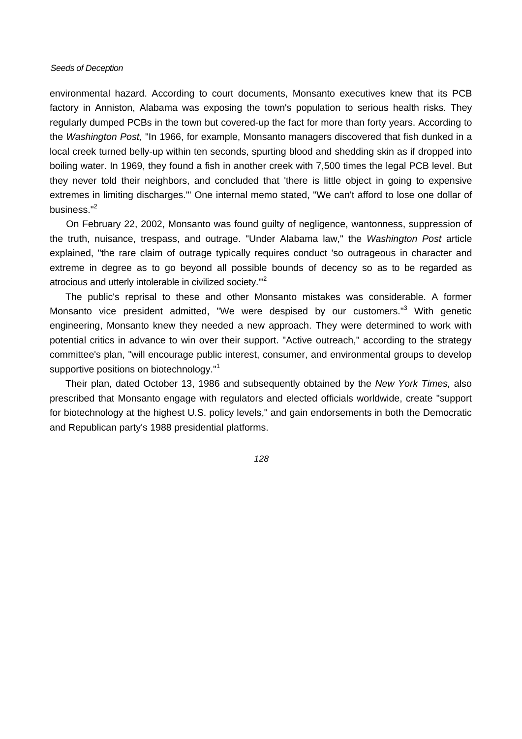environmental hazard. According to court documents, Monsanto executives knew that its PCB factory in Anniston, Alabama was exposing the town's population to serious health risks. They regularly dumped PCBs in the town but covered-up the fact for more than forty years. According to the *Washington Post,* "In 1966, for example, Monsanto managers discovered that fish dunked in a local creek turned belly-up within ten seconds, spurting blood and shedding skin as if dropped into boiling water. In 1969, they found a fish in another creek with 7,500 times the legal PCB level. But they never told their neighbors, and concluded that 'there is little object in going to expensive extremes in limiting discharges.'" One internal memo stated, "We can't afford to lose one dollar of business."[2]

On February 22, 2002, Monsanto was found guilty of negligence, wantonness, suppression of the truth, nuisance, trespass, and outrage. "Under Alabama law," the *Washington Post* article explained, "the rare claim of outrage typically requires conduct 'so outrageous in character and extreme in degree as to go beyond all possible bounds of decency so as to be regarded as atrocious and utterly intolerable in civilized society.'"[2]

The public's reprisal to these and other Monsanto mistakes was considerable. A former Monsanto vice president admitted, "We were despised by our customers."[3] With genetic engineering, Monsanto knew they needed a new approach. They were determined to work with potential critics in advance to win over their support. "Active outreach," according to the strategy committee's plan, "will encourage public interest, consumer, and environmental groups to develop supportive positions on biotechnology."[1]

Their plan, dated October 13, 1986 and subsequently obtained by the *New York Times,* also prescribed that Monsanto engage with regulators and elected officials worldwide, create "support for biotechnology at the highest U.S. policy levels," and gain endorsements in both the Democratic and Republican party's 1988 presidential platforms.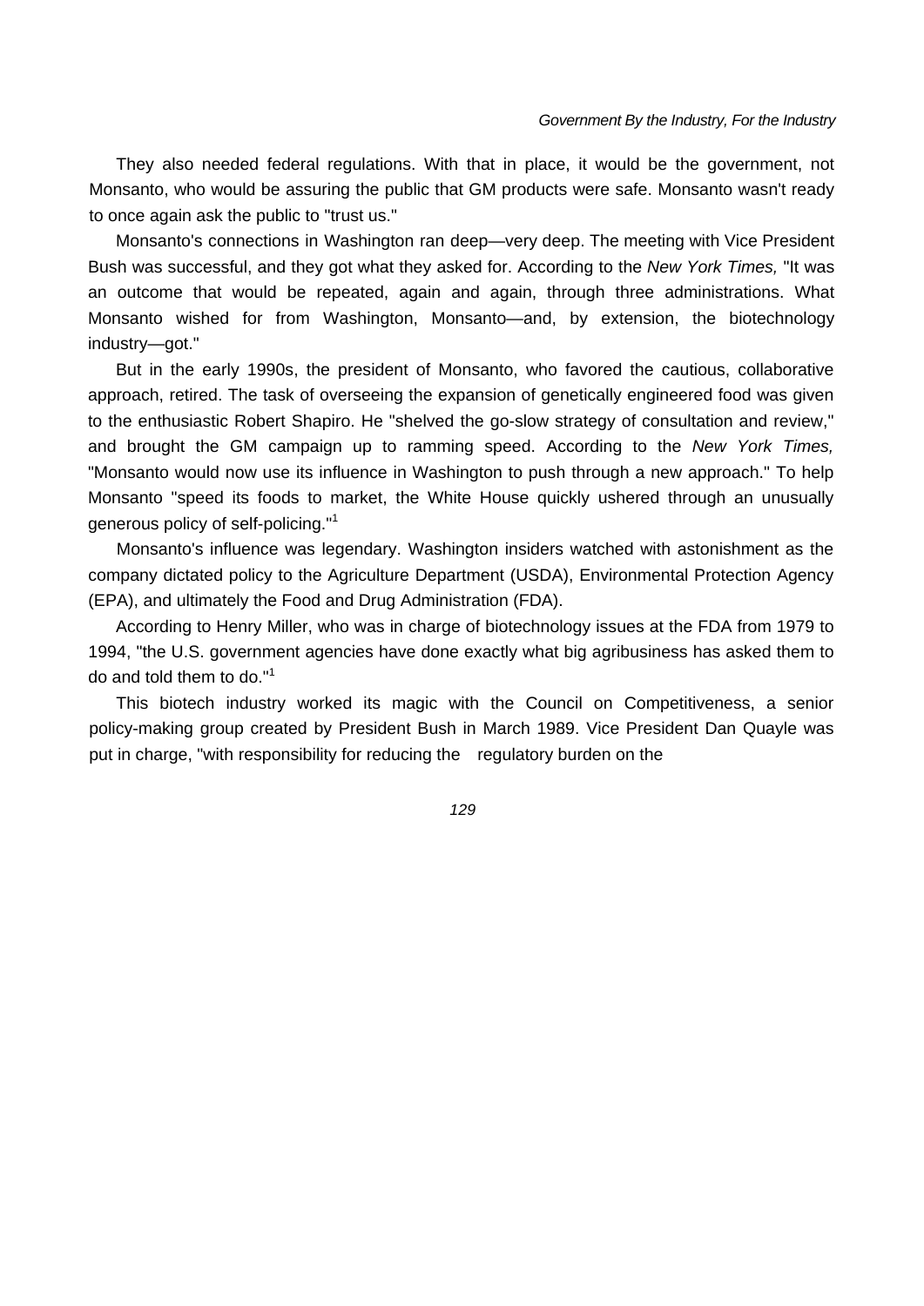They also needed federal regulations. With that in place, it would be the government, not Monsanto, who would be assuring the public that GM products were safe. Monsanto wasn't ready to once again ask the public to "trust us."

Monsanto's connections in Washington ran deep—very deep. The meeting with Vice President Bush was successful, and they got what they asked for. According to the *New York Times,* "It was an outcome that would be repeated, again and again, through three administrations. What Monsanto wished for from Washington, Monsanto—and, by extension, the biotechnology industry—got."

But in the early 1990s, the president of Monsanto, who favored the cautious, collaborative approach, retired. The task of overseeing the expansion of genetically engineered food was given to the enthusiastic Robert Shapiro. He "shelved the go-slow strategy of consultation and review," and brought the GM campaign up to ramming speed. According to the *New York Times,* "Monsanto would now use its influence in Washington to push through a new approach." To help Monsanto "speed its foods to market, the White House quickly ushered through an unusually generous policy of self-policing."[1]

Monsanto's influence was legendary. Washington insiders watched with astonishment as the company dictated policy to the Agriculture Department (USDA), Environmental Protection Agency (EPA), and ultimately the Food and Drug Administration (FDA).

According to Henry Miller, who was in charge of biotechnology issues at the FDA from 1979 to 1994, "the U.S. government agencies have done exactly what big agribusiness has asked them to do and told them to do."[1]

This biotech industry worked its magic with the Council on Competitiveness, a senior policy-making group created by President Bush in March 1989. Vice President Dan Quayle was put in charge, "with responsibility for reducing the regulatory burden on the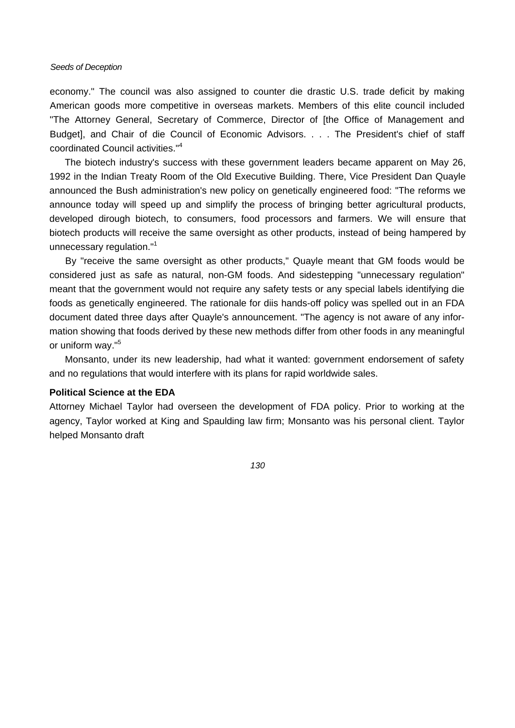economy." The council was also assigned to counter die drastic U.S. trade deficit by making American goods more competitive in overseas markets. Members of this elite council included "The Attorney General, Secretary of Commerce, Director of [the Office of Management and Budget], and Chair of die Council of Economic Advisors. . . . The President's chief of staff coordinated Council activities."[4]

The biotech industry's success with these government leaders became apparent on May 26, 1992 in the Indian Treaty Room of the Old Executive Building. There, Vice President Dan Quayle announced the Bush administration's new policy on genetically engineered food: "The reforms we announce today will speed up and simplify the process of bringing better agricultural products, developed dirough biotech, to consumers, food processors and farmers. We will ensure that biotech products will receive the same oversight as other products, instead of being hampered by unnecessary regulation."[1]

By "receive the same oversight as other products," Quayle meant that GM foods would be considered just as safe as natural, non-GM foods. And sidestepping "unnecessary regulation" meant that the government would not require any safety tests or any special labels identifying die foods as genetically engineered. The rationale for diis hands-off policy was spelled out in an FDA document dated three days after Quayle's announcement. "The agency is not aware of any information showing that foods derived by these new methods differ from other foods in any meaningful or uniform way."[5]

Monsanto, under its new leadership, had what it wanted: government endorsement of safety and no regulations that would interfere with its plans for rapid worldwide sales.

**Political Science at the EDA**

Attorney Michael Taylor had overseen the development of FDA policy. Prior to working at the agency, Taylor worked at King and Spaulding law firm; Monsanto was his personal client. Taylor helped Monsanto draft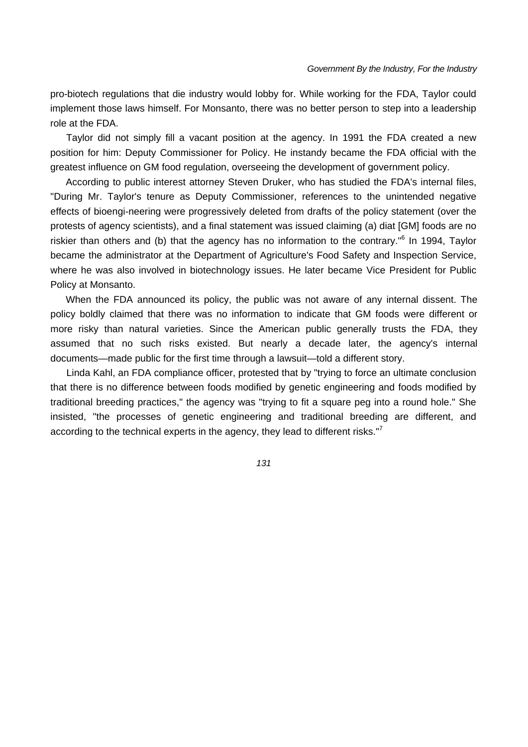pro-biotech regulations that die industry would lobby for. While working for the FDA, Taylor could implement those laws himself. For Monsanto, there was no better person to step into a leadership role at the FDA.

Taylor did not simply fill a vacant position at the agency. In 1991 the FDA created a new position for him: Deputy Commissioner for Policy. He instandy became the FDA official with the greatest influence on GM food regulation, overseeing the development of government policy.

According to public interest attorney Steven Druker, who has studied the FDA's internal files, "During Mr. Taylor's tenure as Deputy Commissioner, references to the unintended negative effects of bioengi-neering were progressively deleted from drafts of the policy statement (over the protests of agency scientists), and a final statement was issued claiming (a) diat [GM] foods are no riskier than others and (b) that the agency has no information to the contrary."[6] In 1994, Taylor became the administrator at the Department of Agriculture's Food Safety and Inspection Service, where he was also involved in biotechnology issues. He later became Vice President for Public Policy at Monsanto.

When the FDA announced its policy, the public was not aware of any internal dissent. The policy boldly claimed that there was no information to indicate that GM foods were different or more risky than natural varieties. Since the American public generally trusts the FDA, they assumed that no such risks existed. But nearly a decade later, the agency's internal documents—made public for the first time through a lawsuit—told a different story.

Linda Kahl, an FDA compliance officer, protested that by "trying to force an ultimate conclusion that there is no difference between foods modified by genetic engineering and foods modified by traditional breeding practices," the agency was "trying to fit a square peg into a round hole." She insisted, "the processes of genetic engineering and traditional breeding are different, and according to the technical experts in the agency, they lead to different risks."[7]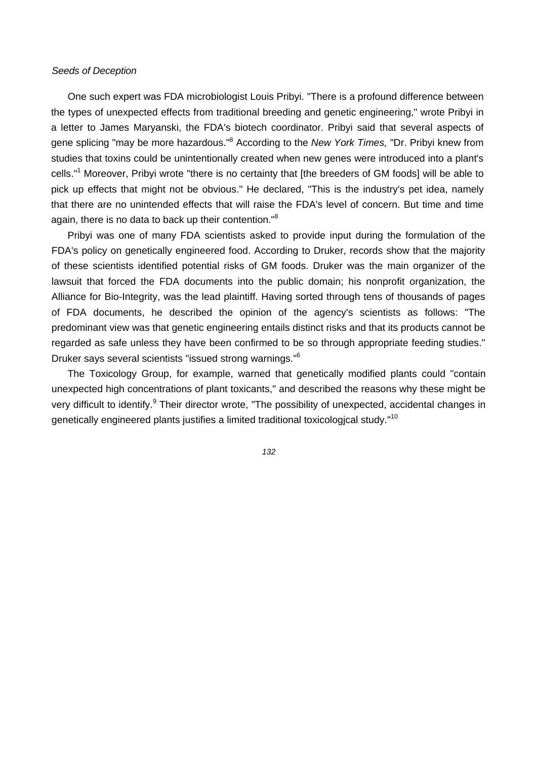One such expert was FDA microbiologist Louis Pribyi. "There is a profound difference between the types of unexpected effects from traditional breeding and genetic engineering," wrote Pribyi in a letter to James Maryanski, the FDA's biotech coordinator. Pribyi said that several aspects of gene splicing "may be more hazardous."[8] According to the *New York Times,* "Dr. Pribyi knew from studies that toxins could be unintentionally created when new genes were introduced into a plant's cells."[1] Moreover, Pribyi wrote "there is no certainty that [the breeders of GM foods] will be able to pick up effects that might not be obvious." He declared, "This is the industry's pet idea, namely that there are no unintended effects that will raise the FDA's level of concern. But time and time again, there is no data to back up their contention."[8]

Pribyi was one of many FDA scientists asked to provide input during the formulation of the FDA's policy on genetically engineered food. According to Druker, records show that the majority of these scientists identified potential risks of GM foods. Druker was the main organizer of the lawsuit that forced the FDA documents into the public domain; his nonprofit organization, the Alliance for Bio-Integrity, was the lead plaintiff. Having sorted through tens of thousands of pages of FDA documents, he described the opinion of the agency's scientists as follows: "The predominant view was that genetic engineering entails distinct risks and that its products cannot be regarded as safe unless they have been confirmed to be so through appropriate feeding studies." Druker says several scientists "issued strong warnings."[6]

The Toxicology Group, for example, warned that genetically modified plants could "contain unexpected high concentrations of plant toxicants," and described the reasons why these might be very difficult to identify.[9] Their director wrote, "The possibility of unexpected, accidental changes in genetically engineered plants justifies a limited traditional toxicologjcal study."[10]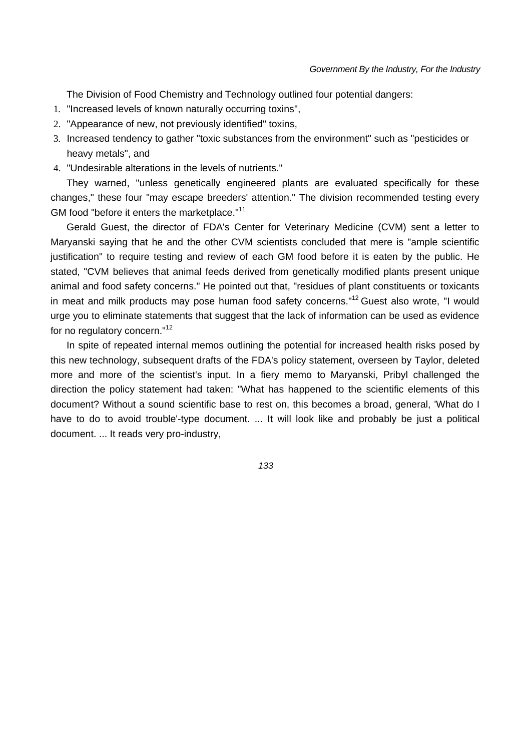The Division of Food Chemistry and Technology outlined four potential dangers:

1. "Increased levels of known naturally occurring toxins",
2. "Appearance of new, not previously identified" toxins,
3. Increased tendency to gather "toxic substances from the environment" such as "pesticides or heavy metals", and
4. "Undesirable alterations in the levels of nutrients."

They warned, "unless genetically engineered plants are evaluated specifically for these changes," these four "may escape breeders' attention." The division recommended testing every GM food "before it enters the marketplace."[11]

Gerald Guest, the director of FDA's Center for Veterinary Medicine (CVM) sent a letter to Maryanski saying that he and the other CVM scientists concluded that mere is "ample scientific justification" to require testing and review of each GM food before it is eaten by the public. He stated, "CVM believes that animal feeds derived from genetically modified plants present unique animal and food safety concerns." He pointed out that, "residues of plant constituents or toxicants in meat and milk products may pose human food safety concerns."[12] Guest also wrote, "I would urge you to eliminate statements that suggest that the lack of information can be used as evidence for no regulatory concern."[12]

In spite of repeated internal memos outlining the potential for increased health risks posed by this new technology, subsequent drafts of the FDA's policy statement, overseen by Taylor, deleted more and more of the scientist's input. In a fiery memo to Maryanski, Pribyl challenged the direction the policy statement had taken: "What has happened to the scientific elements of this document? Without a sound scientific base to rest on, this becomes a broad, general, 'What do I have to do to avoid trouble'-type document. ... It will look like and probably be just a political document. ... It reads very pro-industry,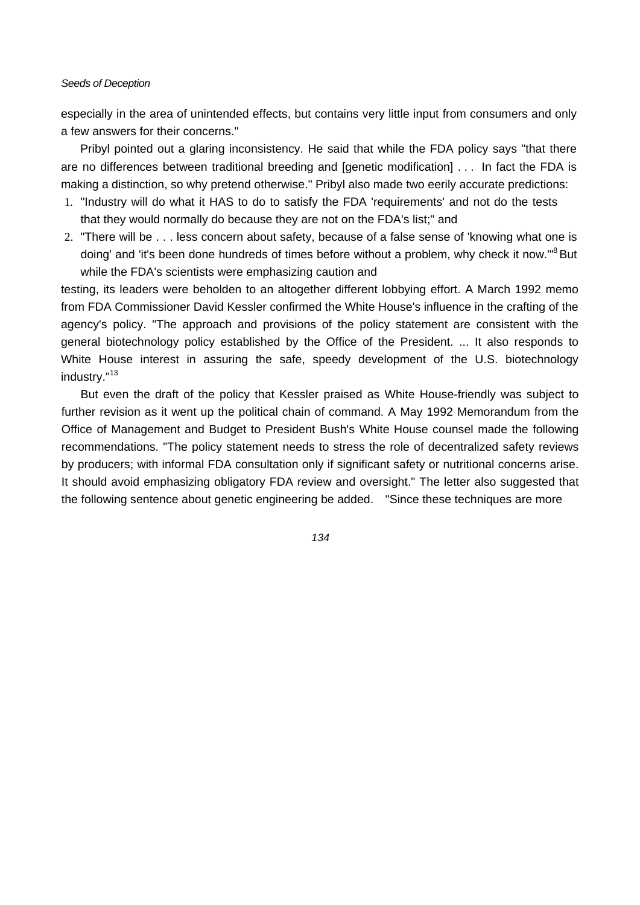especially in the area of unintended effects, but contains very little input from consumers and only a few answers for their concerns."

Pribyl pointed out a glaring inconsistency. He said that while the FDA policy says "that there are no differences between traditional breeding and [genetic modification] . . . In fact the FDA is making a distinction, so why pretend otherwise." Pribyl also made two eerily accurate predictions:

1. "Industry will do what it HAS to do to satisfy the FDA 'requirements' and not do the tests that they would normally do because they are not on the FDA's list;" and
2. "There will be . . . less concern about safety, because of a false sense of 'knowing what one is doing' and 'it's been done hundreds of times before without a problem, why check it now.'"[8] But while the FDA's scientists were emphasizing caution and

testing, its leaders were beholden to an altogether different lobbying effort. A March 1992 memo from FDA Commissioner David Kessler confirmed the White House's influence in the crafting of the agency's policy. "The approach and provisions of the policy statement are consistent with the general biotechnology policy established by the Office of the President. ... It also responds to White House interest in assuring the safe, speedy development of the U.S. biotechnology industry."[13]

But even the draft of the policy that Kessler praised as White House-friendly was subject to further revision as it went up the political chain of command. A May 1992 Memorandum from the Office of Management and Budget to President Bush's White House counsel made the following recommendations. "The policy statement needs to stress the role of decentralized safety reviews by producers; with informal FDA consultation only if significant safety or nutritional concerns arise. It should avoid emphasizing obligatory FDA review and oversight." The letter also suggested that the following sentence about genetic engineering be added. "Since these techniques are more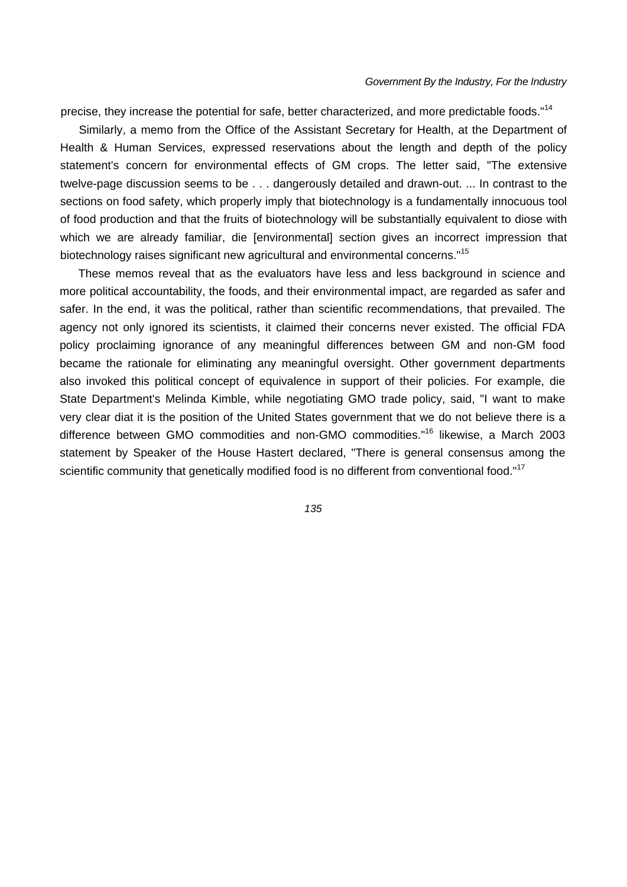precise, they increase the potential for safe, better characterized, and more predictable foods."[14]

Similarly, a memo from the Office of the Assistant Secretary for Health, at the Department of Health & Human Services, expressed reservations about the length and depth of the policy statement's concern for environmental effects of GM crops. The letter said, "The extensive twelve-page discussion seems to be . . . dangerously detailed and drawn-out. ... In contrast to the sections on food safety, which properly imply that biotechnology is a fundamentally innocuous tool of food production and that the fruits of biotechnology will be substantially equivalent to diose with which we are already familiar, die [environmental] section gives an incorrect impression that biotechnology raises significant new agricultural and environmental concerns."[15]

These memos reveal that as the evaluators have less and less background in science and more political accountability, the foods, and their environmental impact, are regarded as safer and safer. In the end, it was the political, rather than scientific recommendations, that prevailed. The agency not only ignored its scientists, it claimed their concerns never existed. The official FDA policy proclaiming ignorance of any meaningful differences between GM and non-GM food became the rationale for eliminating any meaningful oversight. Other government departments also invoked this political concept of equivalence in support of their policies. For example, die State Department's Melinda Kimble, while negotiating GMO trade policy, said, "I want to make very clear diat it is the position of the United States government that we do not believe there is a difference between GMO commodities and non-GMO commodities."[16] likewise, a March 2003 statement by Speaker of the House Hastert declared, "There is general consensus among the scientific community that genetically modified food is no different from conventional food."[17]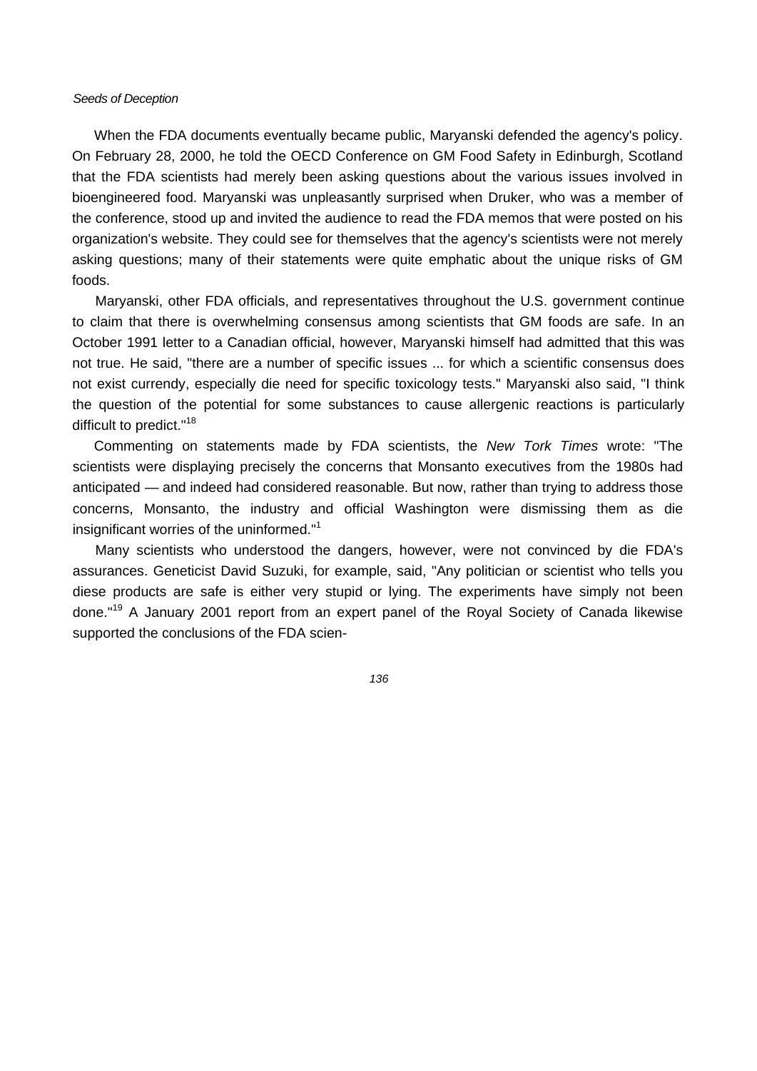When the FDA documents eventually became public, Maryanski defended the agency's policy. On February 28, 2000, he told the OECD Conference on GM Food Safety in Edinburgh, Scotland that the FDA scientists had merely been asking questions about the various issues involved in bioengineered food. Maryanski was unpleasantly surprised when Druker, who was a member of the conference, stood up and invited the audience to read the FDA memos that were posted on his organization's website. They could see for themselves that the agency's scientists were not merely asking questions; many of their statements were quite emphatic about the unique risks of GM foods.

Maryanski, other FDA officials, and representatives throughout the U.S. government continue to claim that there is overwhelming consensus among scientists that GM foods are safe. In an October 1991 letter to a Canadian official, however, Maryanski himself had admitted that this was not true. He said, "there are a number of specific issues ... for which a scientific consensus does not exist currendy, especially die need for specific toxicology tests." Maryanski also said, "I think the question of the potential for some substances to cause allergenic reactions is particularly difficult to predict."[18]

Commenting on statements made by FDA scientists, the *New Tork Times* wrote: "The scientists were displaying precisely the concerns that Monsanto executives from the 1980s had anticipated — and indeed had considered reasonable. But now, rather than trying to address those concerns, Monsanto, the industry and official Washington were dismissing them as die insignificant worries of the uninformed."[1]

Many scientists who understood the dangers, however, were not convinced by die FDA's assurances. Geneticist David Suzuki, for example, said, "Any politician or scientist who tells you diese products are safe is either very stupid or lying. The experiments have simply not been done."[19] A January 2001 report from an expert panel of the Royal Society of Canada likewise supported the conclusions of the FDA scien-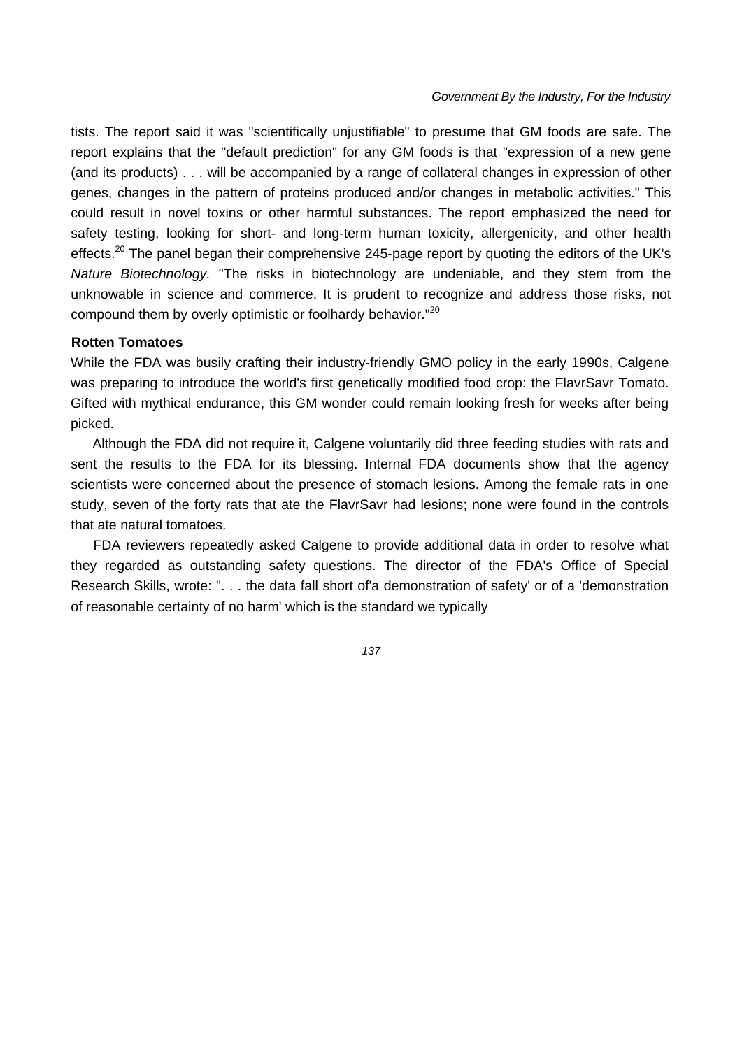tists. The report said it was "scientifically unjustifiable" to presume that GM foods are safe. The report explains that the "default prediction" for any GM foods is that "expression of a new gene (and its products) . . . will be accompanied by a range of collateral changes in expression of other genes, changes in the pattern of proteins produced and/or changes in metabolic activities." This could result in novel toxins or other harmful substances. The report emphasized the need for safety testing, looking for short- and long-term human toxicity, allergenicity, and other health effects.[20] The panel began their comprehensive 245-page report by quoting the editors of the UK's *Nature Biotechnology.* "The risks in biotechnology are undeniable, and they stem from the unknowable in science and commerce. It is prudent to recognize and address those risks, not compound them by overly optimistic or foolhardy behavior."[20]

### Rotten Tomatoes

While the FDA was busily crafting their industry-friendly GMO policy in the early 1990s, Calgene was preparing to introduce the world's first genetically modified food crop: the FlavrSavr Tomato. Gifted with mythical endurance, this GM wonder could remain looking fresh for weeks after being picked.

Although the FDA did not require it, Calgene voluntarily did three feeding studies with rats and sent the results to the FDA for its blessing. Internal FDA documents show that the agency scientists were concerned about the presence of stomach lesions. Among the female rats in one study, seven of the forty rats that ate the FlavrSavr had lesions; none were found in the controls that ate natural tomatoes.

FDA reviewers repeatedly asked Calgene to provide additional data in order to resolve what they regarded as outstanding safety questions. The director of the FDA's Office of Special Research Skills, wrote: ". . . the data fall short of'a demonstration of safety' or of a 'demonstration of reasonable certainty of no harm' which is the standard we typically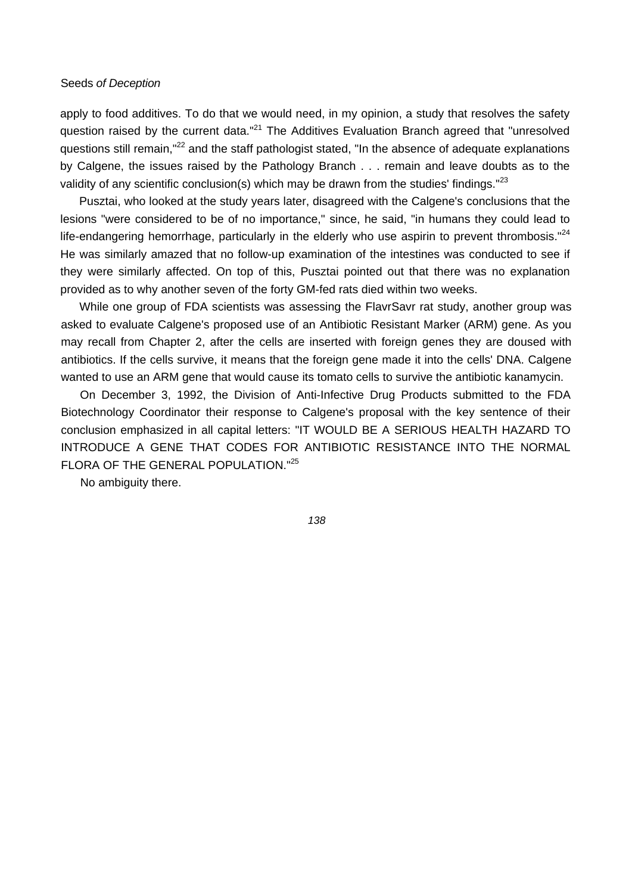apply to food additives. To do that we would need, in my opinion, a study that resolves the safety question raised by the current data."[21] The Additives Evaluation Branch agreed that "unresolved questions still remain,"[22] and the staff pathologist stated, "In the absence of adequate explanations by Calgene, the issues raised by the Pathology Branch . . . remain and leave doubts as to the validity of any scientific conclusion(s) which may be drawn from the studies' findings."[23]

Pusztai, who looked at the study years later, disagreed with the Calgene's conclusions that the lesions "were considered to be of no importance," since, he said, "in humans they could lead to life-endangering hemorrhage, particularly in the elderly who use aspirin to prevent thrombosis."[24] He was similarly amazed that no follow-up examination of the intestines was conducted to see if they were similarly affected. On top of this, Pusztai pointed out that there was no explanation provided as to why another seven of the forty GM-fed rats died within two weeks.

While one group of FDA scientists was assessing the FlavrSavr rat study, another group was asked to evaluate Calgene's proposed use of an Antibiotic Resistant Marker (ARM) gene. As you may recall from Chapter 2, after the cells are inserted with foreign genes they are doused with antibiotics. If the cells survive, it means that the foreign gene made it into the cells' DNA. Calgene wanted to use an ARM gene that would cause its tomato cells to survive the antibiotic kanamycin.

On December 3, 1992, the Division of Anti-Infective Drug Products submitted to the FDA Biotechnology Coordinator their response to Calgene's proposal with the key sentence of their conclusion emphasized in all capital letters: "IT WOULD BE A SERIOUS HEALTH HAZARD TO INTRODUCE A GENE THAT CODES FOR ANTIBIOTIC RESISTANCE INTO THE NORMAL FLORA OF THE GENERAL POPULATION."[25]

No ambiguity there.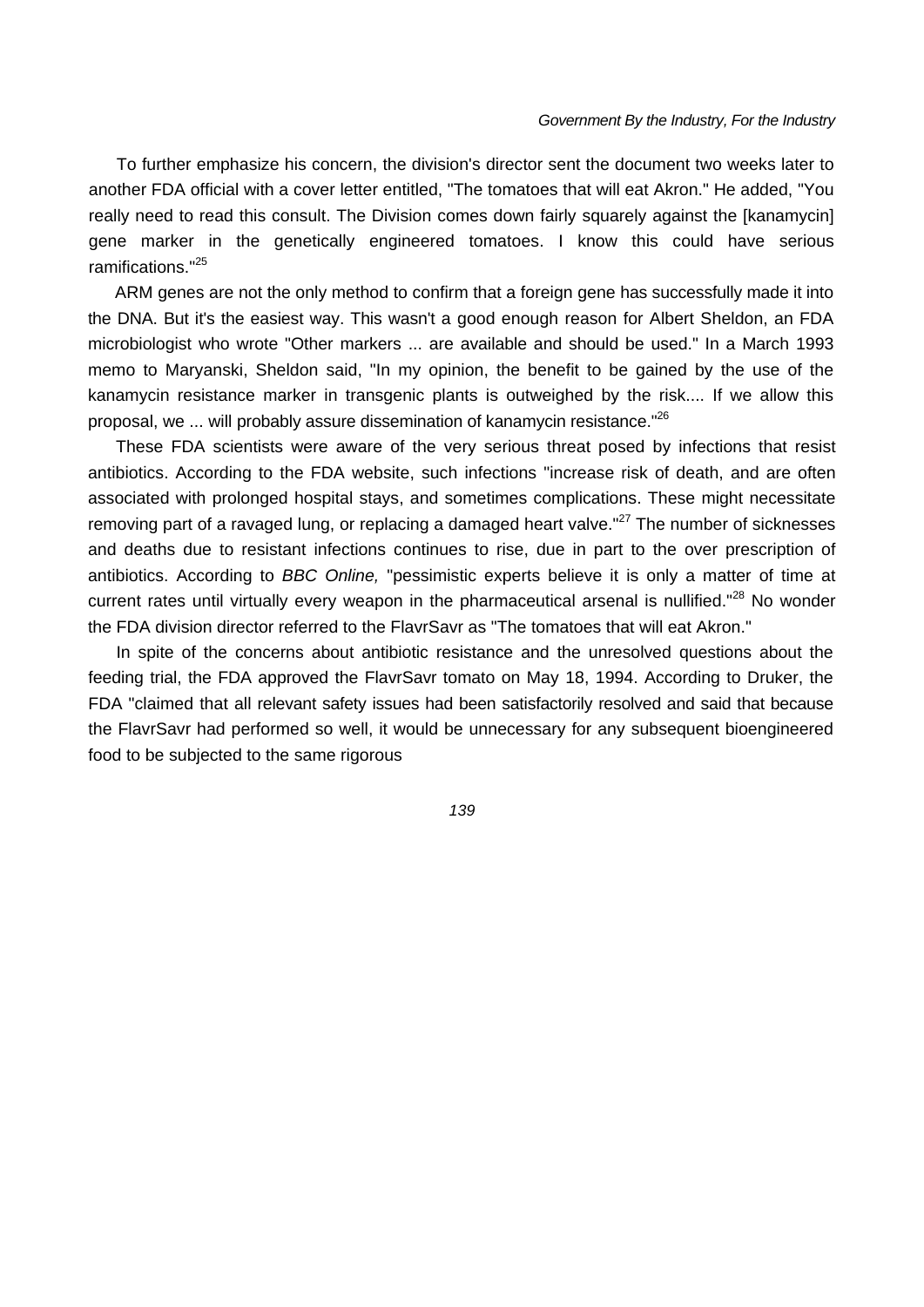To further emphasize his concern, the division's director sent the document two weeks later to another FDA official with a cover letter entitled, "The tomatoes that will eat Akron." He added, "You really need to read this consult. The Division comes down fairly squarely against the [kanamycin] gene marker in the genetically engineered tomatoes. I know this could have serious ramifications."[25]

ARM genes are not the only method to confirm that a foreign gene has successfully made it into the DNA. But it's the easiest way. This wasn't a good enough reason for Albert Sheldon, an FDA microbiologist who wrote "Other markers ... are available and should be used." In a March 1993 memo to Maryanski, Sheldon said, "In my opinion, the benefit to be gained by the use of the kanamycin resistance marker in transgenic plants is outweighed by the risk.... If we allow this proposal, we ... will probably assure dissemination of kanamycin resistance."[26]

These FDA scientists were aware of the very serious threat posed by infections that resist antibiotics. According to the FDA website, such infections "increase risk of death, and are often associated with prolonged hospital stays, and sometimes complications. These might necessitate removing part of a ravaged lung, or replacing a damaged heart valve."[27] The number of sicknesses and deaths due to resistant infections continues to rise, due in part to the over prescription of antibiotics. According to *BBC Online,* "pessimistic experts believe it is only a matter of time at current rates until virtually every weapon in the pharmaceutical arsenal is nullified."[28] No wonder the FDA division director referred to the FlavrSavr as "The tomatoes that will eat Akron."

In spite of the concerns about antibiotic resistance and the unresolved questions about the feeding trial, the FDA approved the FlavrSavr tomato on May 18, 1994. According to Druker, the FDA "claimed that all relevant safety issues had been satisfactorily resolved and said that because the FlavrSavr had performed so well, it would be unnecessary for any subsequent bioengineered food to be subjected to the same rigorous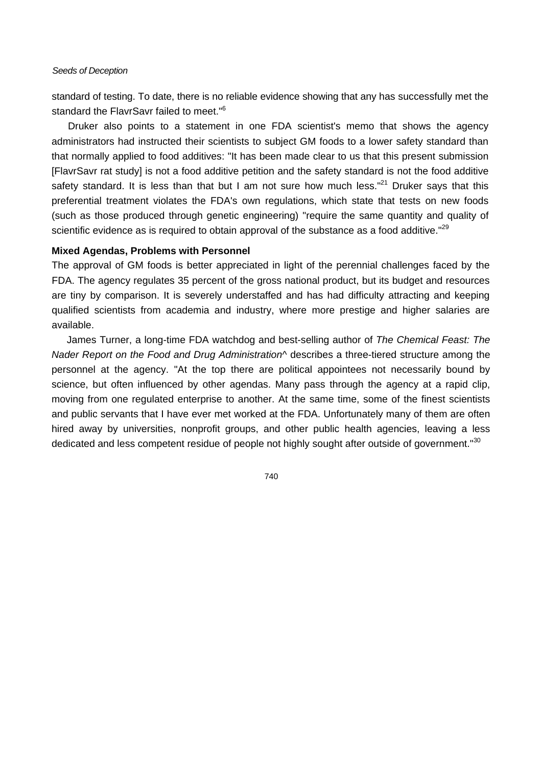standard of testing. To date, there is no reliable evidence showing that any has successfully met the standard the FlavrSavr failed to meet."[6]

Druker also points to a statement in one FDA scientist's memo that shows the agency administrators had instructed their scientists to subject GM foods to a lower safety standard than that normally applied to food additives: "It has been made clear to us that this present submission [FlavrSavr rat study] is not a food additive petition and the safety standard is not the food additive safety standard. It is less than that but I am not sure how much less."[21] Druker says that this preferential treatment violates the FDA's own regulations, which state that tests on new foods (such as those produced through genetic engineering) "require the same quantity and quality of scientific evidence as is required to obtain approval of the substance as a food additive."[29]

**Mixed Agendas, Problems with Personnel**

The approval of GM foods is better appreciated in light of the perennial challenges faced by the FDA. The agency regulates 35 percent of the gross national product, but its budget and resources are tiny by comparison. It is severely understaffed and has had difficulty attracting and keeping qualified scientists from academia and industry, where more prestige and higher salaries are available.

James Turner, a long-time FDA watchdog and best-selling author of *The Chemical Feast: The Nader Report on the Food and Drug Administration*^ describes a three-tiered structure among the personnel at the agency. "At the top there are political appointees not necessarily bound by science, but often influenced by other agendas. Many pass through the agency at a rapid clip, moving from one regulated enterprise to another. At the same time, some of the finest scientists and public servants that I have ever met worked at the FDA. Unfortunately many of them are often hired away by universities, nonprofit groups, and other public health agencies, leaving a less dedicated and less competent residue of people not highly sought after outside of government."[30]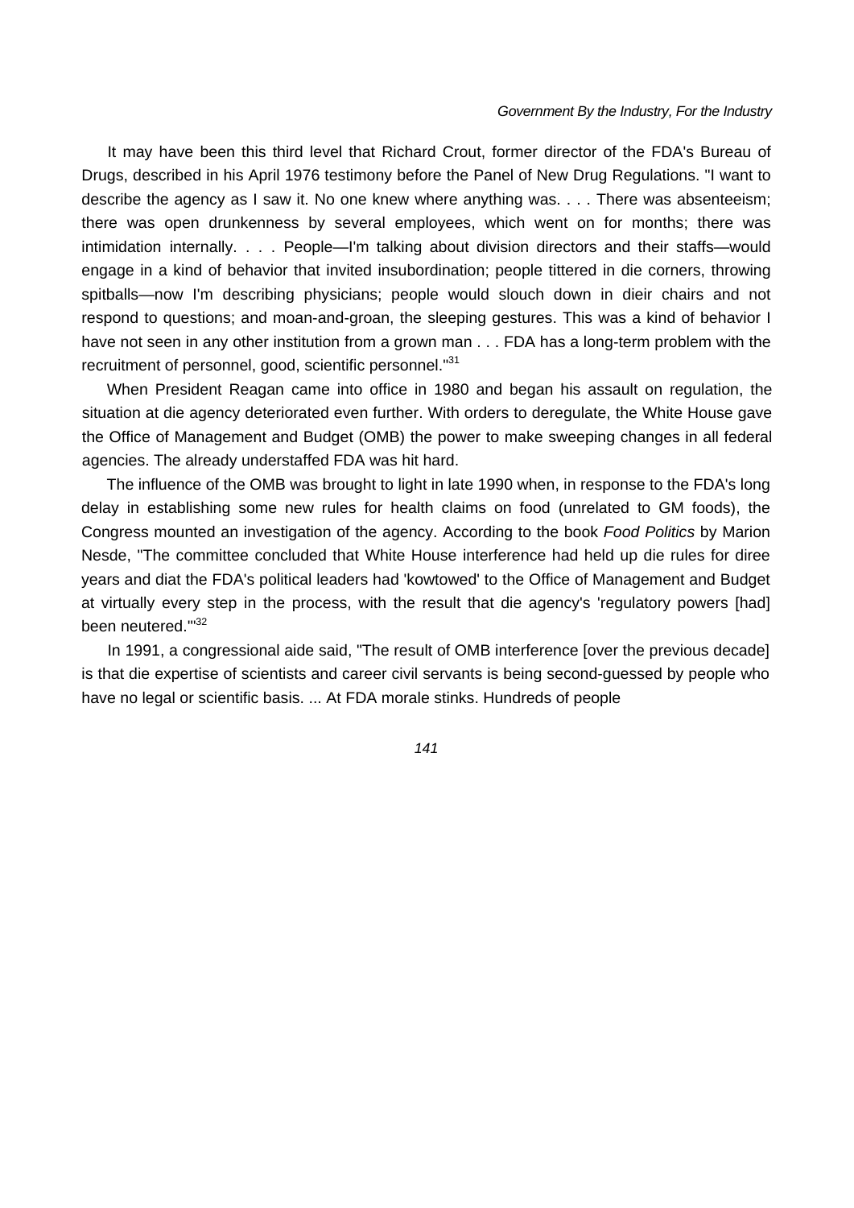It may have been this third level that Richard Crout, former director of the FDA's Bureau of Drugs, described in his April 1976 testimony before the Panel of New Drug Regulations. "I want to describe the agency as I saw it. No one knew where anything was. . . . There was absenteeism; there was open drunkenness by several employees, which went on for months; there was intimidation internally. . . . People—I'm talking about division directors and their staffs—would engage in a kind of behavior that invited insubordination; people tittered in die corners, throwing spitballs—now I'm describing physicians; people would slouch down in dieir chairs and not respond to questions; and moan-and-groan, the sleeping gestures. This was a kind of behavior I have not seen in any other institution from a grown man . . . FDA has a long-term problem with the recruitment of personnel, good, scientific personnel."[31]

When President Reagan came into office in 1980 and began his assault on regulation, the situation at die agency deteriorated even further. With orders to deregulate, the White House gave the Office of Management and Budget (OMB) the power to make sweeping changes in all federal agencies. The already understaffed FDA was hit hard.

The influence of the OMB was brought to light in late 1990 when, in response to the FDA's long delay in establishing some new rules for health claims on food (unrelated to GM foods), the Congress mounted an investigation of the agency. According to the book *Food Politics* by Marion Nesde, "The committee concluded that White House interference had held up die rules for diree years and diat the FDA's political leaders had 'kowtowed' to the Office of Management and Budget at virtually every step in the process, with the result that die agency's 'regulatory powers [had] been neutered.'"[32]

In 1991, a congressional aide said, "The result of OMB interference [over the previous decade] is that die expertise of scientists and career civil servants is being second-guessed by people who have no legal or scientific basis. ... At FDA morale stinks. Hundreds of people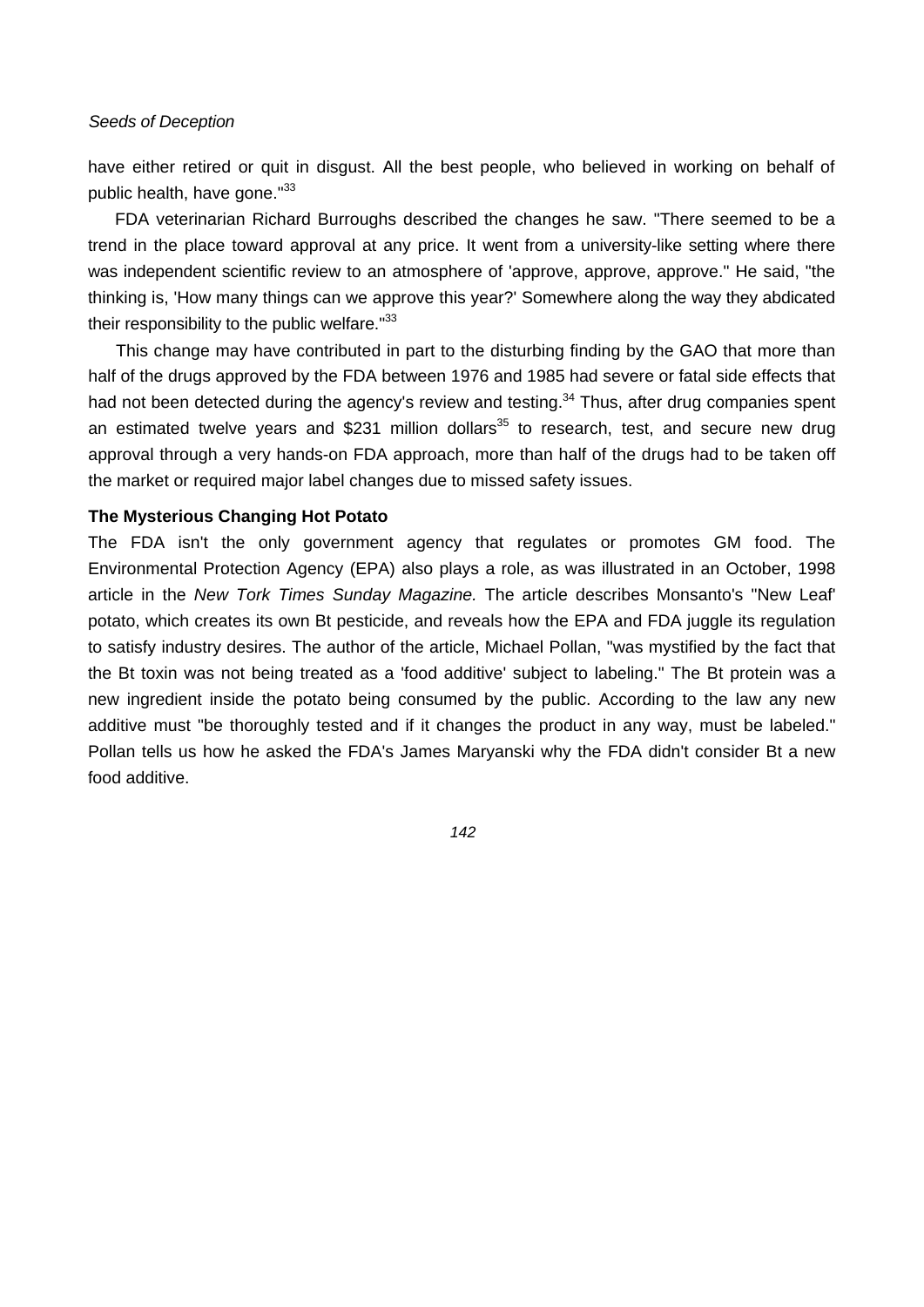have either retired or quit in disgust. All the best people, who believed in working on behalf of public health, have gone."[33]

FDA veterinarian Richard Burroughs described the changes he saw. "There seemed to be a trend in the place toward approval at any price. It went from a university-like setting where there was independent scientific review to an atmosphere of 'approve, approve, approve." He said, "the thinking is, 'How many things can we approve this year?' Somewhere along the way they abdicated their responsibility to the public welfare."[33]

This change may have contributed in part to the disturbing finding by the GAO that more than half of the drugs approved by the FDA between 1976 and 1985 had severe or fatal side effects that had not been detected during the agency's review and testing.[34] Thus, after drug companies spent an estimated twelve years and $231 million dollars[35] to research, test, and secure new drug approval through a very hands-on FDA approach, more than half of the drugs had to be taken off the market or required major label changes due to missed safety issues.

**The Mysterious Changing Hot Potato**

The FDA isn't the only government agency that regulates or promotes GM food. The Environmental Protection Agency (EPA) also plays a role, as was illustrated in an October, 1998 article in the *New Tork Times Sunday Magazine.* The article describes Monsanto's "New Leaf' potato, which creates its own Bt pesticide, and reveals how the EPA and FDA juggle its regulation to satisfy industry desires. The author of the article, Michael Pollan, "was mystified by the fact that the Bt toxin was not being treated as a 'food additive' subject to labeling." The Bt protein was a new ingredient inside the potato being consumed by the public. According to the law any new additive must "be thoroughly tested and if it changes the product in any way, must be labeled." Pollan tells us how he asked the FDA's James Maryanski why the FDA didn't consider Bt a new food additive.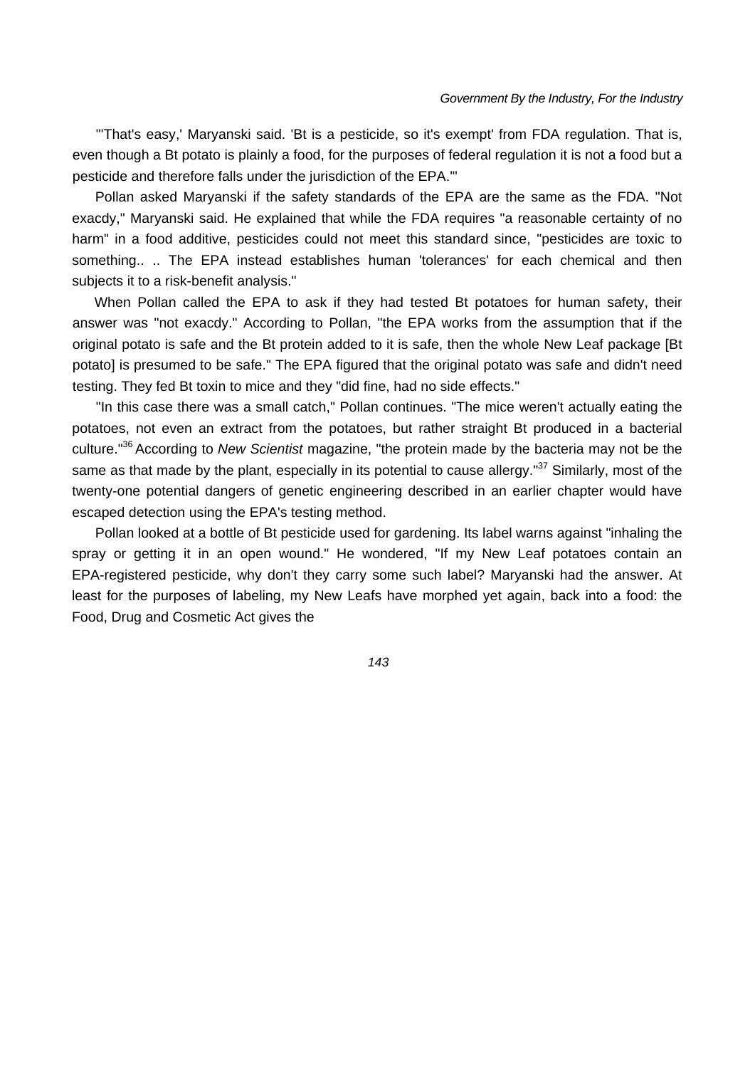"'That's easy,' Maryanski said. 'Bt is a pesticide, so it's exempt' from FDA regulation. That is, even though a Bt potato is plainly a food, for the purposes of federal regulation it is not a food but a pesticide and therefore falls under the jurisdiction of the EPA.'"

Pollan asked Maryanski if the safety standards of the EPA are the same as the FDA. "Not exacdy," Maryanski said. He explained that while the FDA requires "a reasonable certainty of no harm" in a food additive, pesticides could not meet this standard since, "pesticides are toxic to something.. .. The EPA instead establishes human 'tolerances' for each chemical and then subjects it to a risk-benefit analysis."

When Pollan called the EPA to ask if they had tested Bt potatoes for human safety, their answer was "not exacdy." According to Pollan, "the EPA works from the assumption that if the original potato is safe and the Bt protein added to it is safe, then the whole New Leaf package [Bt potato] is presumed to be safe." The EPA figured that the original potato was safe and didn't need testing. They fed Bt toxin to mice and they "did fine, had no side effects."

"In this case there was a small catch," Pollan continues. "The mice weren't actually eating the potatoes, not even an extract from the potatoes, but rather straight Bt produced in a bacterial culture."[36] According to *New Scientist* magazine, "the protein made by the bacteria may not be the same as that made by the plant, especially in its potential to cause allergy."[37] Similarly, most of the twenty-one potential dangers of genetic engineering described in an earlier chapter would have escaped detection using the EPA's testing method.

Pollan looked at a bottle of Bt pesticide used for gardening. Its label warns against "inhaling the spray or getting it in an open wound." He wondered, "If my New Leaf potatoes contain an EPA-registered pesticide, why don't they carry some such label? Maryanski had the answer. At least for the purposes of labeling, my New Leafs have morphed yet again, back into a food: the Food, Drug and Cosmetic Act gives the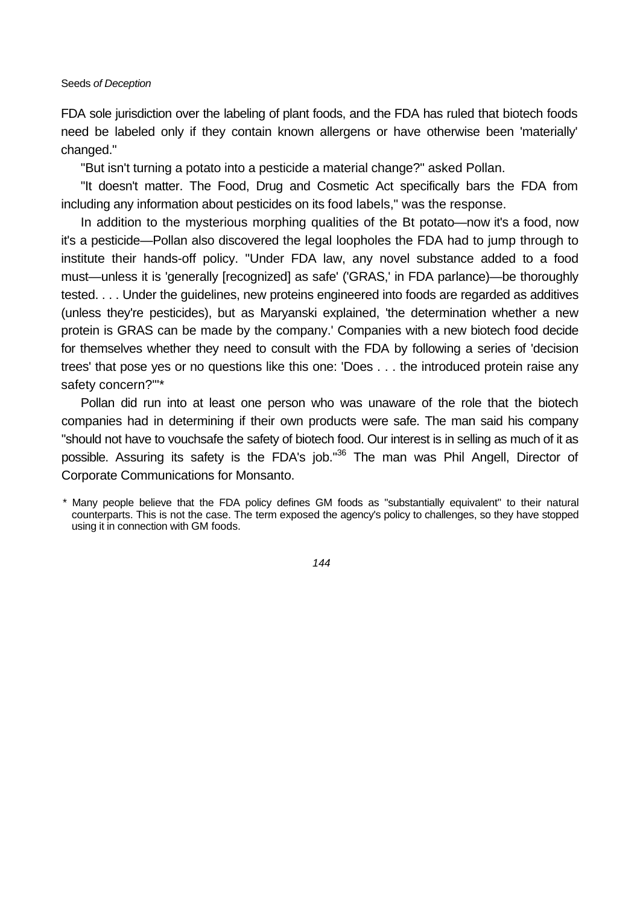FDA sole jurisdiction over the labeling of plant foods, and the FDA has ruled that biotech foods need be labeled only if they contain known allergens or have otherwise been 'materially' changed."

"But isn't turning a potato into a pesticide a material change?" asked Pollan.

"It doesn't matter. The Food, Drug and Cosmetic Act specifically bars the FDA from including any information about pesticides on its food labels," was the response.

In addition to the mysterious morphing qualities of the Bt potato—now it's a food, now it's a pesticide—Pollan also discovered the legal loopholes the FDA had to jump through to institute their hands-off policy. "Under FDA law, any novel substance added to a food must—unless it is 'generally [recognized] as safe' ('GRAS,' in FDA parlance)—be thoroughly tested. . . . Under the guidelines, new proteins engineered into foods are regarded as additives (unless they're pesticides), but as Maryanski explained, 'the determination whether a new protein is GRAS can be made by the company.' Companies with a new biotech food decide for themselves whether they need to consult with the FDA by following a series of 'decision trees' that pose yes or no questions like this one: 'Does . . . the introduced protein raise any safety concern?'"*

Pollan did run into at least one person who was unaware of the role that the biotech companies had in determining if their own products were safe. The man said his company "should not have to vouchsafe the safety of biotech food. Our interest is in selling as much of it as possible. Assuring its safety is the FDA's job."[36] The man was Phil Angell, Director of Corporate Communications for Monsanto.

* Many people believe that the FDA policy defines GM foods as "substantially equivalent" to their natural counterparts. This is not the case. The term exposed the agency's policy to challenges, so they have stopped using it in connection with GM foods.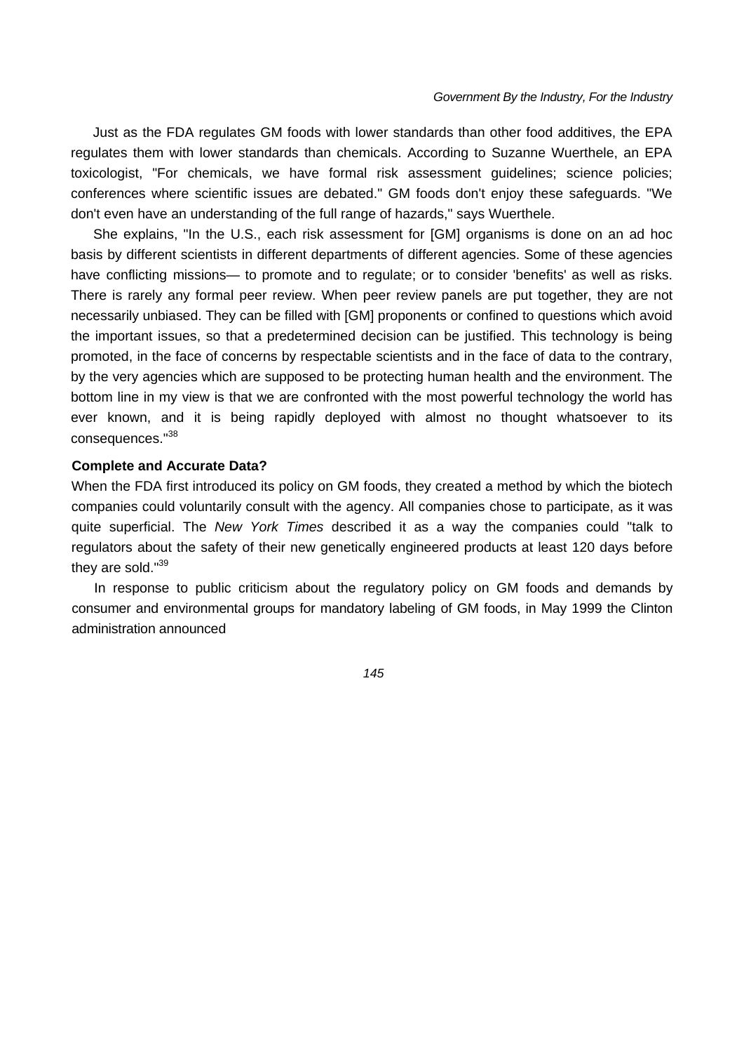Just as the FDA regulates GM foods with lower standards than other food additives, the EPA regulates them with lower standards than chemicals. According to Suzanne Wuerthele, an EPA toxicologist, "For chemicals, we have formal risk assessment guidelines; science policies; conferences where scientific issues are debated." GM foods don't enjoy these safeguards. "We don't even have an understanding of the full range of hazards," says Wuerthele.

She explains, "In the U.S., each risk assessment for [GM] organisms is done on an ad hoc basis by different scientists in different departments of different agencies. Some of these agencies have conflicting missions— to promote and to regulate; or to consider 'benefits' as well as risks. There is rarely any formal peer review. When peer review panels are put together, they are not necessarily unbiased. They can be filled with [GM] proponents or confined to questions which avoid the important issues, so that a predetermined decision can be justified. This technology is being promoted, in the face of concerns by respectable scientists and in the face of data to the contrary, by the very agencies which are supposed to be protecting human health and the environment. The bottom line in my view is that we are confronted with the most powerful technology the world has ever known, and it is being rapidly deployed with almost no thought whatsoever to its consequences."[38]

**Complete and Accurate Data?**

When the FDA first introduced its policy on GM foods, they created a method by which the biotech companies could voluntarily consult with the agency. All companies chose to participate, as it was quite superficial. The *New York Times* described it as a way the companies could "talk to regulators about the safety of their new genetically engineered products at least 120 days before they are sold."[39]

In response to public criticism about the regulatory policy on GM foods and demands by consumer and environmental groups for mandatory labeling of GM foods, in May 1999 the Clinton administration announced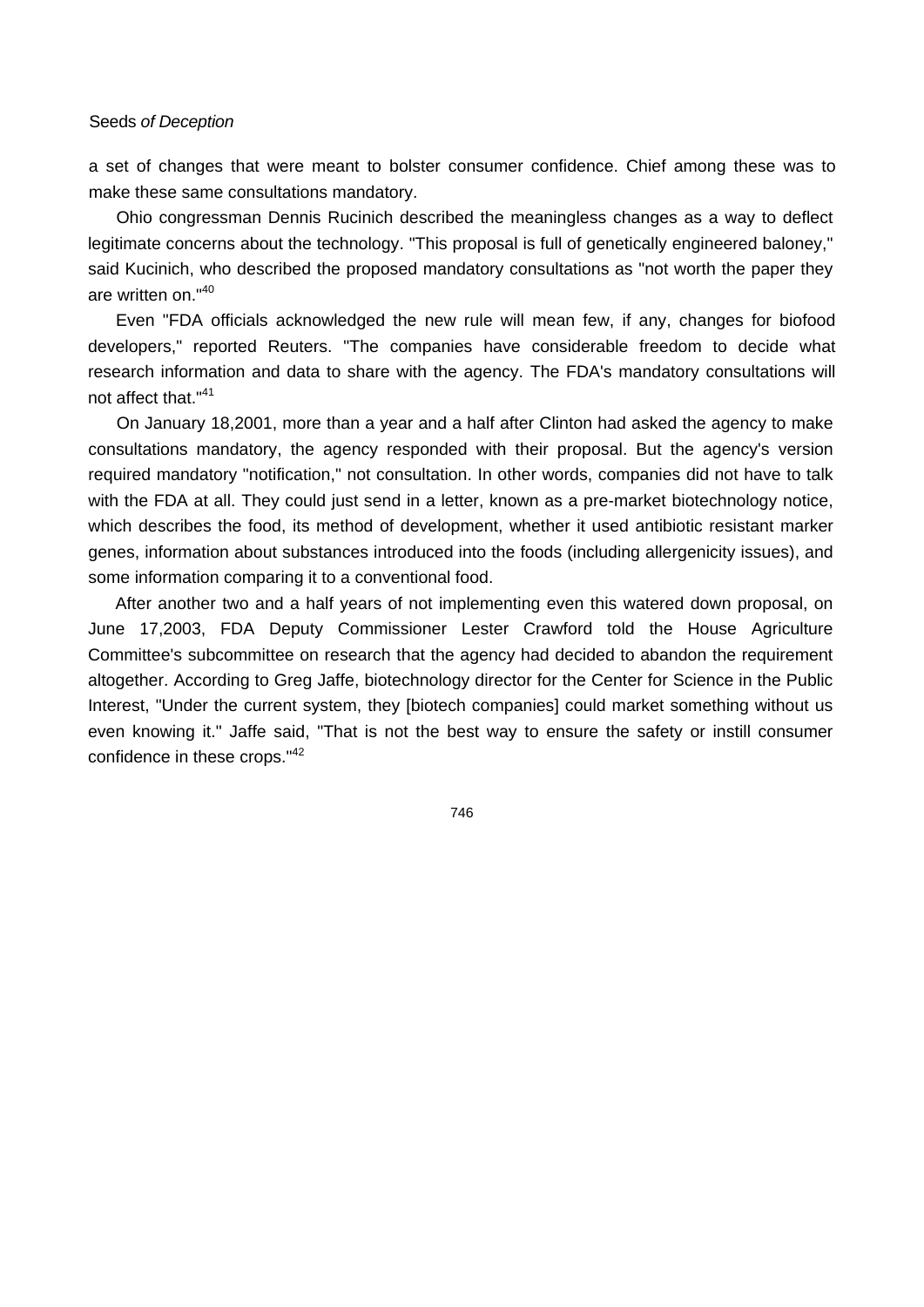a set of changes that were meant to bolster consumer confidence. Chief among these was to make these same consultations mandatory.

Ohio congressman Dennis Rucinich described the meaningless changes as a way to deflect legitimate concerns about the technology. "This proposal is full of genetically engineered baloney," said Kucinich, who described the proposed mandatory consultations as "not worth the paper they are written on."[40]

Even "FDA officials acknowledged the new rule will mean few, if any, changes for biofood developers," reported Reuters. "The companies have considerable freedom to decide what research information and data to share with the agency. The FDA's mandatory consultations will not affect that."[41]

On January 18,2001, more than a year and a half after Clinton had asked the agency to make consultations mandatory, the agency responded with their proposal. But the agency's version required mandatory "notification," not consultation. In other words, companies did not have to talk with the FDA at all. They could just send in a letter, known as a pre-market biotechnology notice, which describes the food, its method of development, whether it used antibiotic resistant marker genes, information about substances introduced into the foods (including allergenicity issues), and some information comparing it to a conventional food.

After another two and a half years of not implementing even this watered down proposal, on June 17,2003, FDA Deputy Commissioner Lester Crawford told the House Agriculture Committee's subcommittee on research that the agency had decided to abandon the requirement altogether. According to Greg Jaffe, biotechnology director for the Center for Science in the Public Interest, "Under the current system, they [biotech companies] could market something without us even knowing it." Jaffe said, "That is not the best way to ensure the safety or instill consumer confidence in these crops."[42]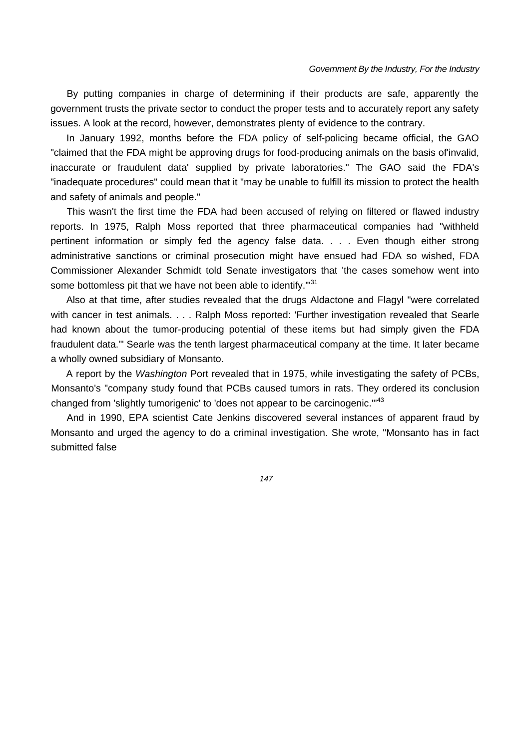By putting companies in charge of determining if their products are safe, apparently the government trusts the private sector to conduct the proper tests and to accurately report any safety issues. A look at the record, however, demonstrates plenty of evidence to the contrary.

In January 1992, months before the FDA policy of self-policing became official, the GAO "claimed that the FDA might be approving drugs for food-producing animals on the basis of'invalid, inaccurate or fraudulent data' supplied by private laboratories." The GAO said the FDA's "inadequate procedures" could mean that it "may be unable to fulfill its mission to protect the health and safety of animals and people."

This wasn't the first time the FDA had been accused of relying on filtered or flawed industry reports. In 1975, Ralph Moss reported that three pharmaceutical companies had "withheld pertinent information or simply fed the agency false data. . . . Even though either strong administrative sanctions or criminal prosecution might have ensued had FDA so wished, FDA Commissioner Alexander Schmidt told Senate investigators that 'the cases somehow went into some bottomless pit that we have not been able to identify.'"[31]

Also at that time, after studies revealed that the drugs Aldactone and Flagyl "were correlated with cancer in test animals. . . . Ralph Moss reported: 'Further investigation revealed that Searle had known about the tumor-producing potential of these items but had simply given the FDA fraudulent data.'" Searle was the tenth largest pharmaceutical company at the time. It later became a wholly owned subsidiary of Monsanto.

A report by the *Washington* Port revealed that in 1975, while investigating the safety of PCBs, Monsanto's "company study found that PCBs caused tumors in rats. They ordered its conclusion changed from 'slightly tumorigenic' to 'does not appear to be carcinogenic.'"[43]

And in 1990, EPA scientist Cate Jenkins discovered several instances of apparent fraud by Monsanto and urged the agency to do a criminal investigation. She wrote, "Monsanto has in fact submitted false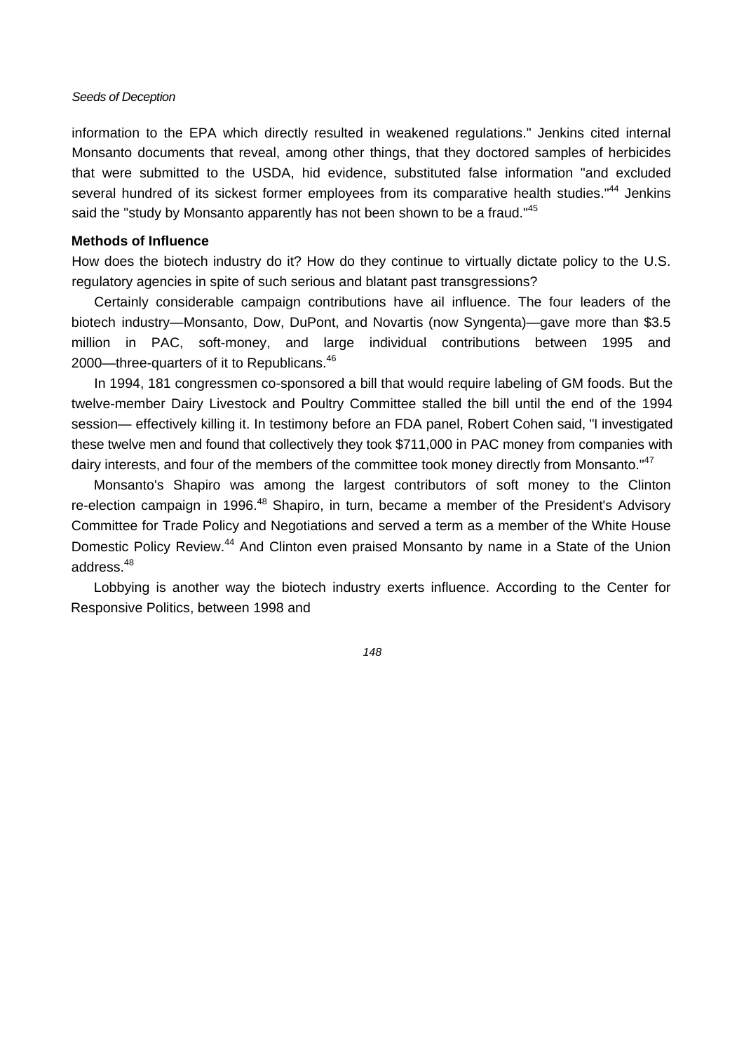information to the EPA which directly resulted in weakened regulations." Jenkins cited internal Monsanto documents that reveal, among other things, that they doctored samples of herbicides that were submitted to the USDA, hid evidence, substituted false information "and excluded several hundred of its sickest former employees from its comparative health studies."[44] Jenkins said the "study by Monsanto apparently has not been shown to be a fraud."[45]

**Methods of Influence**

How does the biotech industry do it? How do they continue to virtually dictate policy to the U.S. regulatory agencies in spite of such serious and blatant past transgressions?

Certainly considerable campaign contributions have ail influence. The four leaders of the biotech industry—Monsanto, Dow, DuPont, and Novartis (now Syngenta)—gave more than $3.5 million in PAC, soft-money, and large individual contributions between 1995 and 2000—three-quarters of it to Republicans.[46]

In 1994, 181 congressmen co-sponsored a bill that would require labeling of GM foods. But the twelve-member Dairy Livestock and Poultry Committee stalled the bill until the end of the 1994 session— effectively killing it. In testimony before an FDA panel, Robert Cohen said, "I investigated these twelve men and found that collectively they took $711,000 in PAC money from companies with dairy interests, and four of the members of the committee took money directly from Monsanto."[47]

Monsanto's Shapiro was among the largest contributors of soft money to the Clinton re-election campaign in 1996.[48] Shapiro, in turn, became a member of the President's Advisory Committee for Trade Policy and Negotiations and served a term as a member of the White House Domestic Policy Review.[44] And Clinton even praised Monsanto by name in a State of the Union address.[48]

Lobbying is another way the biotech industry exerts influence. According to the Center for Responsive Politics, between 1998 and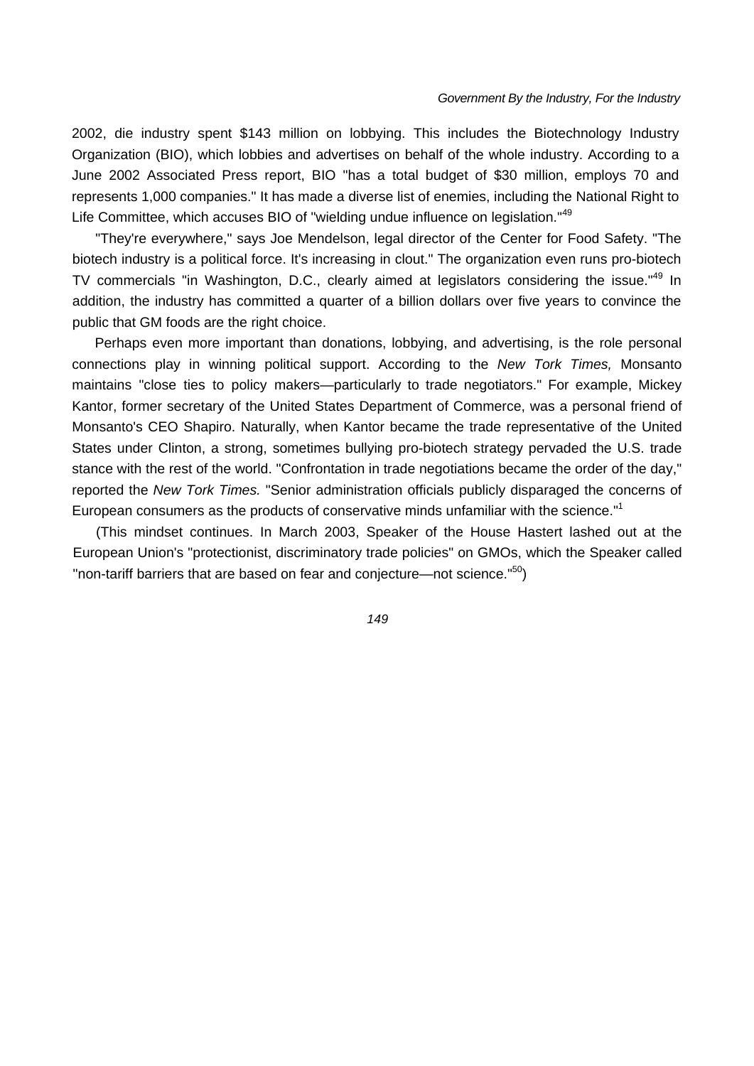2002, die industry spent $143 million on lobbying. This includes the Biotechnology Industry Organization (BIO), which lobbies and advertises on behalf of the whole industry. According to a June 2002 Associated Press report, BIO "has a total budget of $30 million, employs 70 and represents 1,000 companies." It has made a diverse list of enemies, including the National Right to Life Committee, which accuses BIO of "wielding undue influence on legislation."[49]

"They're everywhere," says Joe Mendelson, legal director of the Center for Food Safety. "The biotech industry is a political force. It's increasing in clout." The organization even runs pro-biotech TV commercials "in Washington, D.C., clearly aimed at legislators considering the issue."[49] In addition, the industry has committed a quarter of a billion dollars over five years to convince the public that GM foods are the right choice.

Perhaps even more important than donations, lobbying, and advertising, is the role personal connections play in winning political support. According to the *New Tork Times,* Monsanto maintains "close ties to policy makers—particularly to trade negotiators." For example, Mickey Kantor, former secretary of the United States Department of Commerce, was a personal friend of Monsanto's CEO Shapiro. Naturally, when Kantor became the trade representative of the United States under Clinton, a strong, sometimes bullying pro-biotech strategy pervaded the U.S. trade stance with the rest of the world. "Confrontation in trade negotiations became the order of the day," reported the *New Tork Times.* "Senior administration officials publicly disparaged the concerns of European consumers as the products of conservative minds unfamiliar with the science."[1]

(This mindset continues. In March 2003, Speaker of the House Hastert lashed out at the European Union's "protectionist, discriminatory trade policies" on GMOs, which the Speaker called "non-tariff barriers that are based on fear and conjecture—not science."[50])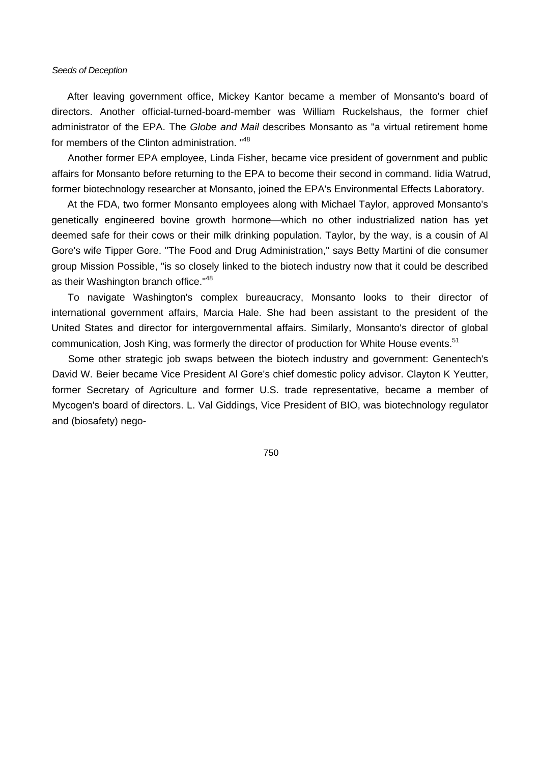After leaving government office, Mickey Kantor became a member of Monsanto's board of directors. Another official-turned-board-member was William Ruckelshaus, the former chief administrator of the EPA. The *Globe and Mail* describes Monsanto as "a virtual retirement home for members of the Clinton administration. "[48]

Another former EPA employee, Linda Fisher, became vice president of government and public affairs for Monsanto before returning to the EPA to become their second in command. Iidia Watrud, former biotechnology researcher at Monsanto, joined the EPA's Environmental Effects Laboratory.

At the FDA, two former Monsanto employees along with Michael Taylor, approved Monsanto's genetically engineered bovine growth hormone—which no other industrialized nation has yet deemed safe for their cows or their milk drinking population. Taylor, by the way, is a cousin of Al Gore's wife Tipper Gore. "The Food and Drug Administration," says Betty Martini of die consumer group Mission Possible, "is so closely linked to the biotech industry now that it could be described as their Washington branch office."[48]

To navigate Washington's complex bureaucracy, Monsanto looks to their director of international government affairs, Marcia Hale. She had been assistant to the president of the United States and director for intergovernmental affairs. Similarly, Monsanto's director of global communication, Josh King, was formerly the director of production for White House events.[51]

Some other strategic job swaps between the biotech industry and government: Genentech's David W. Beier became Vice President Al Gore's chief domestic policy advisor. Clayton K Yeutter, former Secretary of Agriculture and former U.S. trade representative, became a member of Mycogen's board of directors. L. Val Giddings, Vice President of BIO, was biotechnology regulator and (biosafety) nego-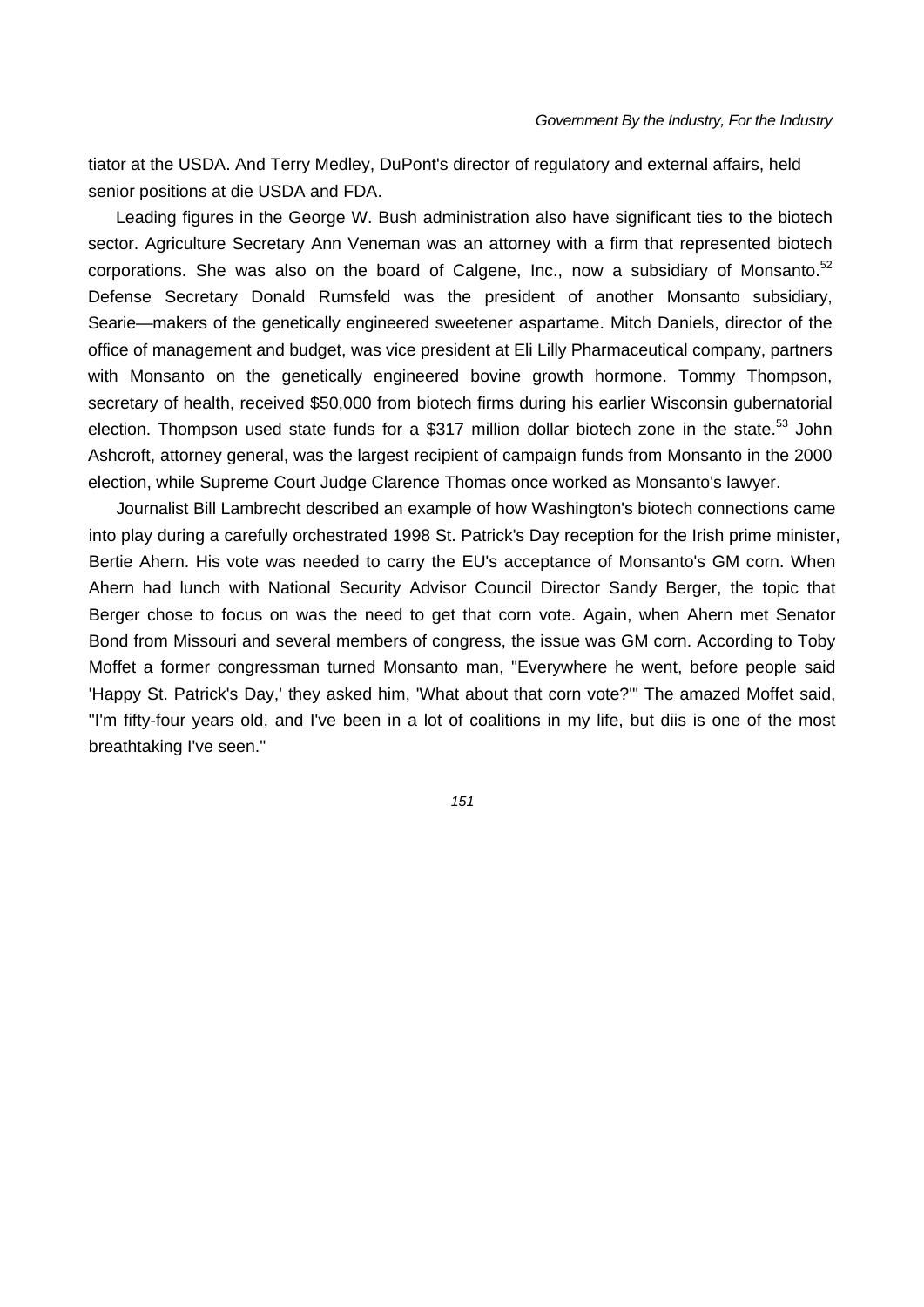tiator at the USDA. And Terry Medley, DuPont's director of regulatory and external affairs, held senior positions at die USDA and FDA.

Leading figures in the George W. Bush administration also have significant ties to the biotech sector. Agriculture Secretary Ann Veneman was an attorney with a firm that represented biotech corporations. She was also on the board of Calgene, Inc., now a subsidiary of Monsanto.[52] Defense Secretary Donald Rumsfeld was the president of another Monsanto subsidiary, Searie—makers of the genetically engineered sweetener aspartame. Mitch Daniels, director of the office of management and budget, was vice president at Eli Lilly Pharmaceutical company, partners with Monsanto on the genetically engineered bovine growth hormone. Tommy Thompson, secretary of health, received $50,000 from biotech firms during his earlier Wisconsin gubernatorial election. Thompson used state funds for a $317 million dollar biotech zone in the state.[53] John Ashcroft, attorney general, was the largest recipient of campaign funds from Monsanto in the 2000 election, while Supreme Court Judge Clarence Thomas once worked as Monsanto's lawyer.

Journalist Bill Lambrecht described an example of how Washington's biotech connections came into play during a carefully orchestrated 1998 St. Patrick's Day reception for the Irish prime minister, Bertie Ahern. His vote was needed to carry the EU's acceptance of Monsanto's GM corn. When Ahern had lunch with National Security Advisor Council Director Sandy Berger, the topic that Berger chose to focus on was the need to get that corn vote. Again, when Ahern met Senator Bond from Missouri and several members of congress, the issue was GM corn. According to Toby Moffet a former congressman turned Monsanto man, "Everywhere he went, before people said 'Happy St. Patrick's Day,' they asked him, 'What about that corn vote?'" The amazed Moffet said, "I'm fifty-four years old, and I've been in a lot of coalitions in my life, but diis is one of the most breathtaking I've seen."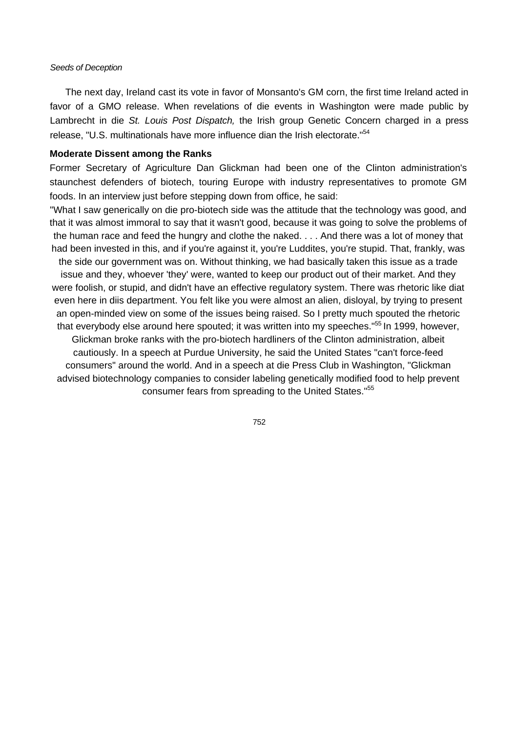The next day, Ireland cast its vote in favor of Monsanto's GM corn, the first time Ireland acted in favor of a GMO release. When revelations of die events in Washington were made public by Lambrecht in die *St. Louis Post Dispatch,* the Irish group Genetic Concern charged in a press release, "U.S. multinationals have more influence dian the Irish electorate."[54]

**Moderate Dissent among the Ranks**

Former Secretary of Agriculture Dan Glickman had been one of the Clinton administration's staunchest defenders of biotech, touring Europe with industry representatives to promote GM foods. In an interview just before stepping down from office, he said:

"What I saw generically on die pro-biotech side was the attitude that the technology was good, and that it was almost immoral to say that it wasn't good, because it was going to solve the problems of the human race and feed the hungry and clothe the naked. . . . And there was a lot of money that had been invested in this, and if you're against it, you're Luddites, you're stupid. That, frankly, was the side our government was on. Without thinking, we had basically taken this issue as a trade issue and they, whoever 'they' were, wanted to keep our product out of their market. And they were foolish, or stupid, and didn't have an effective regulatory system. There was rhetoric like diat even here in diis department. You felt like you were almost an alien, disloyal, by trying to present an open-minded view on some of the issues being raised. So I pretty much spouted the rhetoric that everybody else around here spouted; it was written into my speeches."[55] In 1999, however, Glickman broke ranks with the pro-biotech hardliners of the Clinton administration, albeit cautiously. In a speech at Purdue University, he said the United States "can't force-feed consumers" around the world. And in a speech at die Press Club in Washington, "Glickman advised biotechnology companies to consider labeling genetically modified food to help prevent consumer fears from spreading to the United States."[55]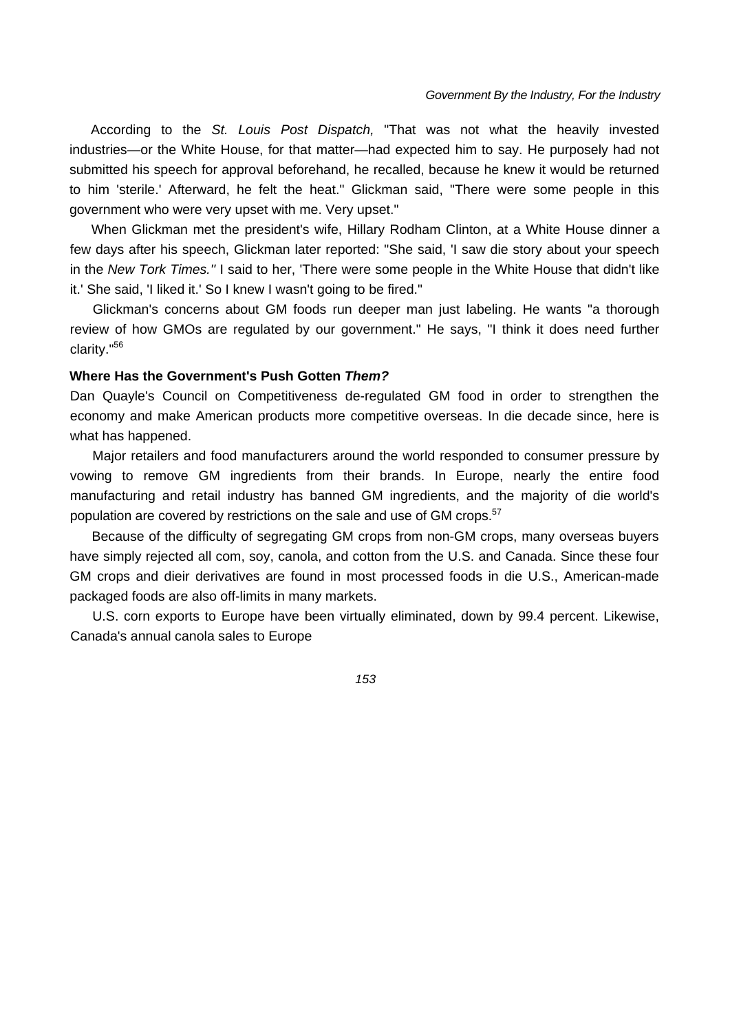According to the *St. Louis Post Dispatch,* "That was not what the heavily invested industries—or the White House, for that matter—had expected him to say. He purposely had not submitted his speech for approval beforehand, he recalled, because he knew it would be returned to him 'sterile.' Afterward, he felt the heat." Glickman said, "There were some people in this government who were very upset with me. Very upset."

When Glickman met the president's wife, Hillary Rodham Clinton, at a White House dinner a few days after his speech, Glickman later reported: "She said, 'I saw die story about your speech in the *New Tork Times."* I said to her, 'There were some people in the White House that didn't like it.' She said, 'I liked it.' So I knew I wasn't going to be fired."

Glickman's concerns about GM foods run deeper man just labeling. He wants "a thorough review of how GMOs are regulated by our government." He says, "I think it does need further clarity."[56]

**Where Has the Government's Push Gotten *Them?***

Dan Quayle's Council on Competitiveness de-regulated GM food in order to strengthen the economy and make American products more competitive overseas. In die decade since, here is what has happened.

Major retailers and food manufacturers around the world responded to consumer pressure by vowing to remove GM ingredients from their brands. In Europe, nearly the entire food manufacturing and retail industry has banned GM ingredients, and the majority of die world's population are covered by restrictions on the sale and use of GM crops.[57]

Because of the difficulty of segregating GM crops from non-GM crops, many overseas buyers have simply rejected all com, soy, canola, and cotton from the U.S. and Canada. Since these four GM crops and dieir derivatives are found in most processed foods in die U.S., American-made packaged foods are also off-limits in many markets.

U.S. corn exports to Europe have been virtually eliminated, down by 99.4 percent. Likewise, Canada's annual canola sales to Europe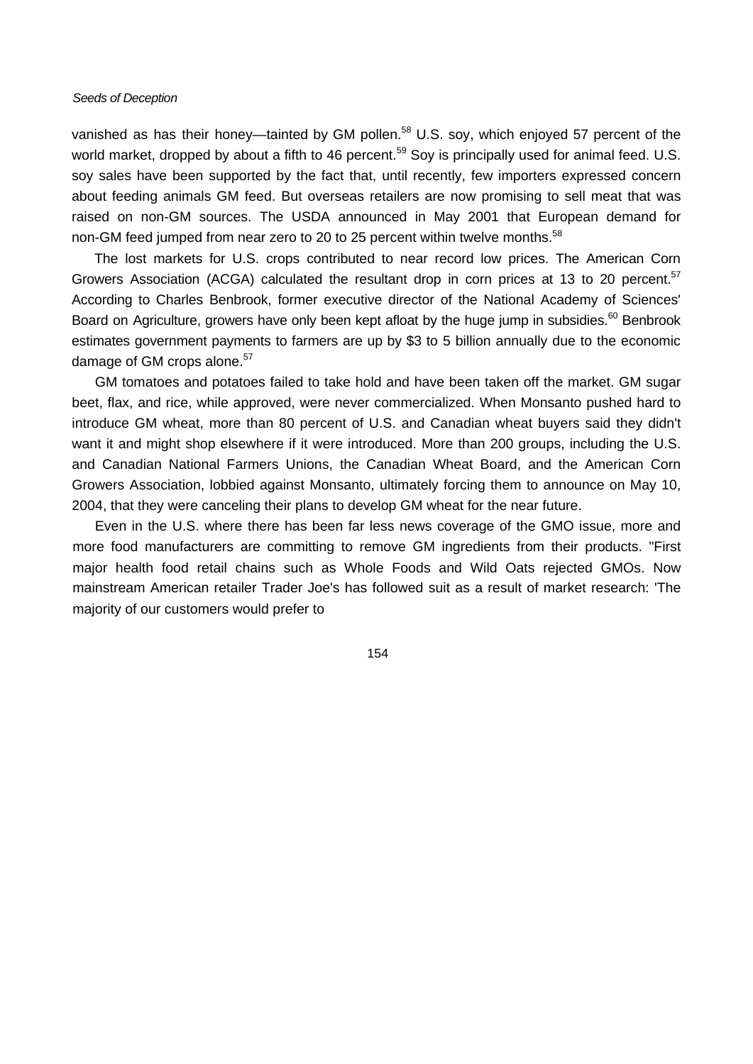vanished as has their honey—tainted by GM pollen.[58] U.S. soy, which enjoyed 57 percent of the world market, dropped by about a fifth to 46 percent.[59] Soy is principally used for animal feed. U.S. soy sales have been supported by the fact that, until recently, few importers expressed concern about feeding animals GM feed. But overseas retailers are now promising to sell meat that was raised on non-GM sources. The USDA announced in May 2001 that European demand for non-GM feed jumped from near zero to 20 to 25 percent within twelve months.[58]

The lost markets for U.S. crops contributed to near record low prices. The American Corn Growers Association (ACGA) calculated the resultant drop in corn prices at 13 to 20 percent.[57] According to Charles Benbrook, former executive director of the National Academy of Sciences' Board on Agriculture, growers have only been kept afloat by the huge jump in subsidies.[60] Benbrook estimates government payments to farmers are up by $3 to 5 billion annually due to the economic damage of GM crops alone.[57]

GM tomatoes and potatoes failed to take hold and have been taken off the market. GM sugar beet, flax, and rice, while approved, were never commercialized. When Monsanto pushed hard to introduce GM wheat, more than 80 percent of U.S. and Canadian wheat buyers said they didn't want it and might shop elsewhere if it were introduced. More than 200 groups, including the U.S. and Canadian National Farmers Unions, the Canadian Wheat Board, and the American Corn Growers Association, lobbied against Monsanto, ultimately forcing them to announce on May 10, 2004, that they were canceling their plans to develop GM wheat for the near future.

Even in the U.S. where there has been far less news coverage of the GMO issue, more and more food manufacturers are committing to remove GM ingredients from their products. "First major health food retail chains such as Whole Foods and Wild Oats rejected GMOs. Now mainstream American retailer Trader Joe's has followed suit as a result of market research: 'The majority of our customers would prefer to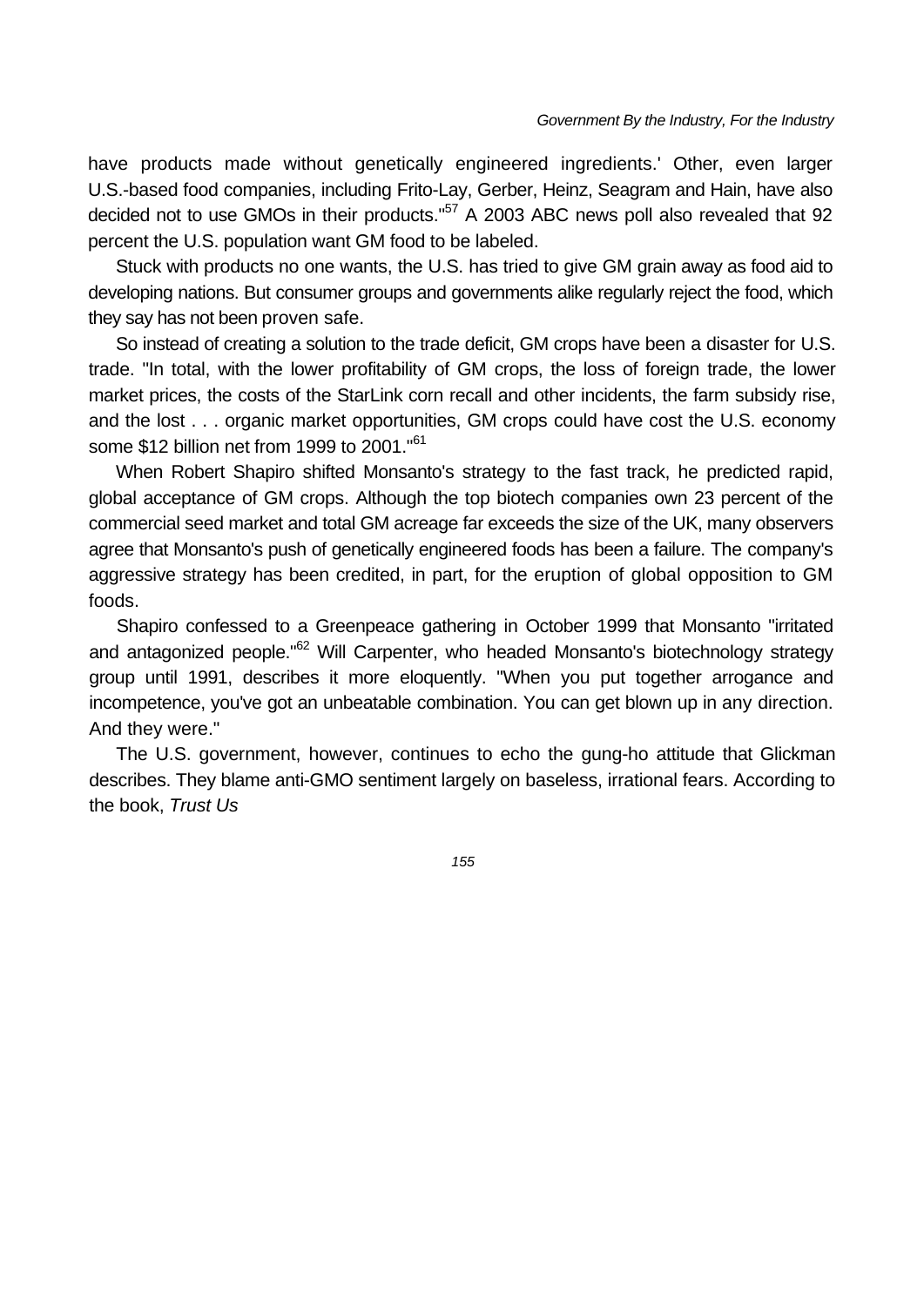have products made without genetically engineered ingredients.' Other, even larger U.S.-based food companies, including Frito-Lay, Gerber, Heinz, Seagram and Hain, have also decided not to use GMOs in their products."[57] A 2003 ABC news poll also revealed that 92 percent the U.S. population want GM food to be labeled.

Stuck with products no one wants, the U.S. has tried to give GM grain away as food aid to developing nations. But consumer groups and governments alike regularly reject the food, which they say has not been proven safe.

So instead of creating a solution to the trade deficit, GM crops have been a disaster for U.S. trade. "In total, with the lower profitability of GM crops, the loss of foreign trade, the lower market prices, the costs of the StarLink corn recall and other incidents, the farm subsidy rise, and the lost . . . organic market opportunities, GM crops could have cost the U.S. economy some $12 billion net from 1999 to 2001."[61]

When Robert Shapiro shifted Monsanto's strategy to the fast track, he predicted rapid, global acceptance of GM crops. Although the top biotech companies own 23 percent of the commercial seed market and total GM acreage far exceeds the size of the UK, many observers agree that Monsanto's push of genetically engineered foods has been a failure. The company's aggressive strategy has been credited, in part, for the eruption of global opposition to GM foods.

Shapiro confessed to a Greenpeace gathering in October 1999 that Monsanto "irritated and antagonized people."[62] Will Carpenter, who headed Monsanto's biotechnology strategy group until 1991, describes it more eloquently. "When you put together arrogance and incompetence, you've got an unbeatable combination. You can get blown up in any direction. And they were."

The U.S. government, however, continues to echo the gung-ho attitude that Glickman describes. They blame anti-GMO sentiment largely on baseless, irrational fears. According to the book, *Trust Us*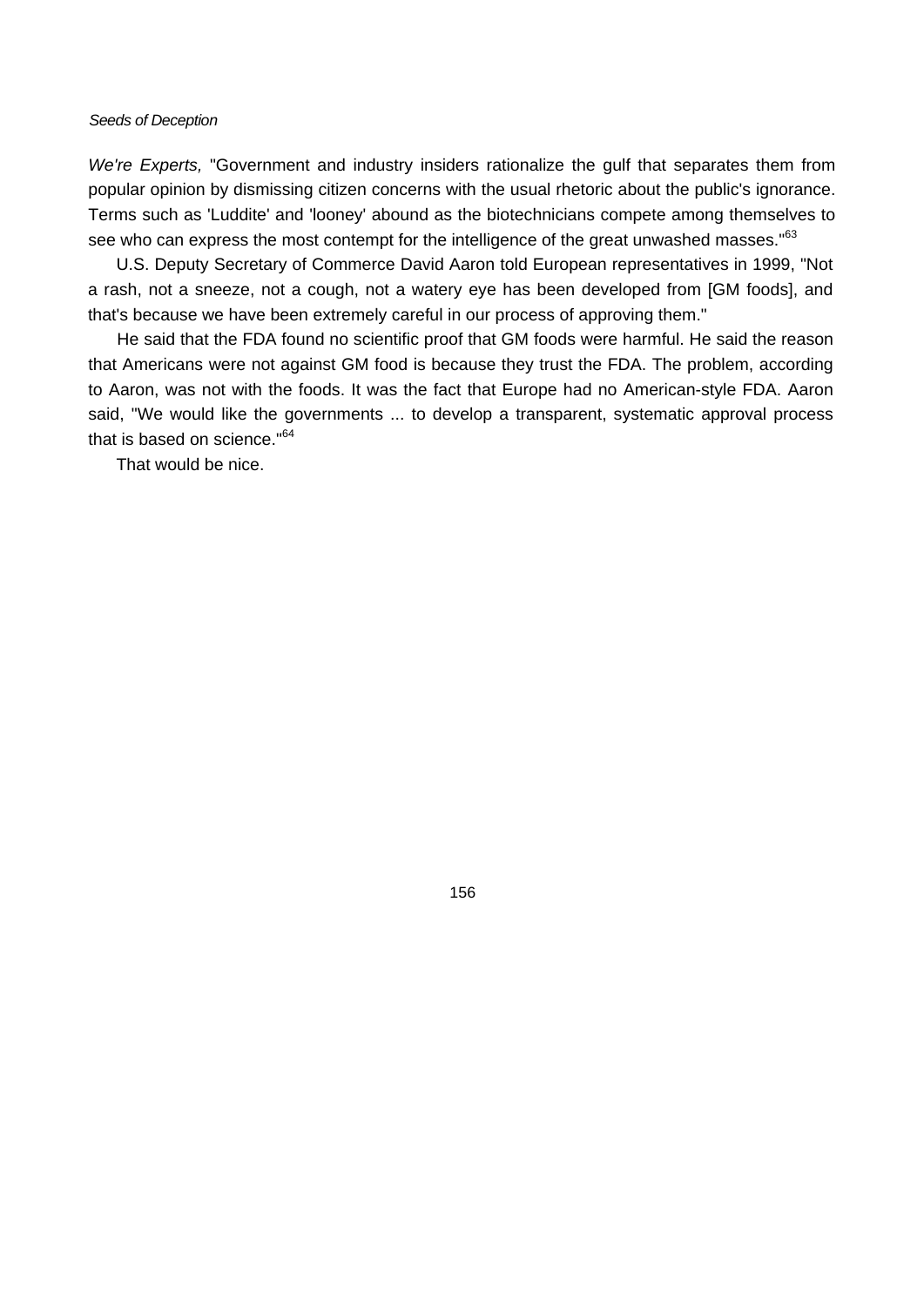*We're Experts,* "Government and industry insiders rationalize the gulf that separates them from popular opinion by dismissing citizen concerns with the usual rhetoric about the public's ignorance. Terms such as 'Luddite' and 'looney' abound as the biotechnicians compete among themselves to see who can express the most contempt for the intelligence of the great unwashed masses."[63]

U.S. Deputy Secretary of Commerce David Aaron told European representatives in 1999, "Not a rash, not a sneeze, not a cough, not a watery eye has been developed from [GM foods], and that's because we have been extremely careful in our process of approving them."

He said that the FDA found no scientific proof that GM foods were harmful. He said the reason that Americans were not against GM food is because they trust the FDA. The problem, according to Aaron, was not with the foods. It was the fact that Europe had no American-style FDA. Aaron said, "We would like the governments ... to develop a transparent, systematic approval process that is based on science."[64]

That would be nice.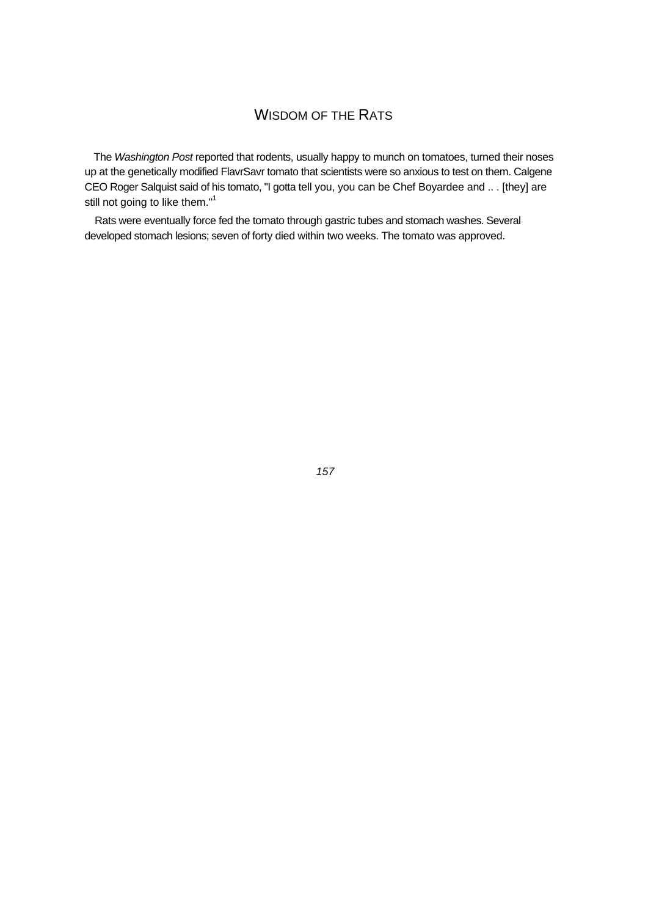## WISDOM OF THE RATS

The *Washington Post* reported that rodents, usually happy to munch on tomatoes, turned their noses up at the genetically modified FlavrSavr tomato that scientists were so anxious to test on them. Calgene CEO Roger Salquist said of his tomato, "I gotta tell you, you can be Chef Boyardee and .. . [they] are still not going to like them."[1]

Rats were eventually force fed the tomato through gastric tubes and stomach washes. Several developed stomach lesions; seven of forty died within two weeks. The tomato was approved.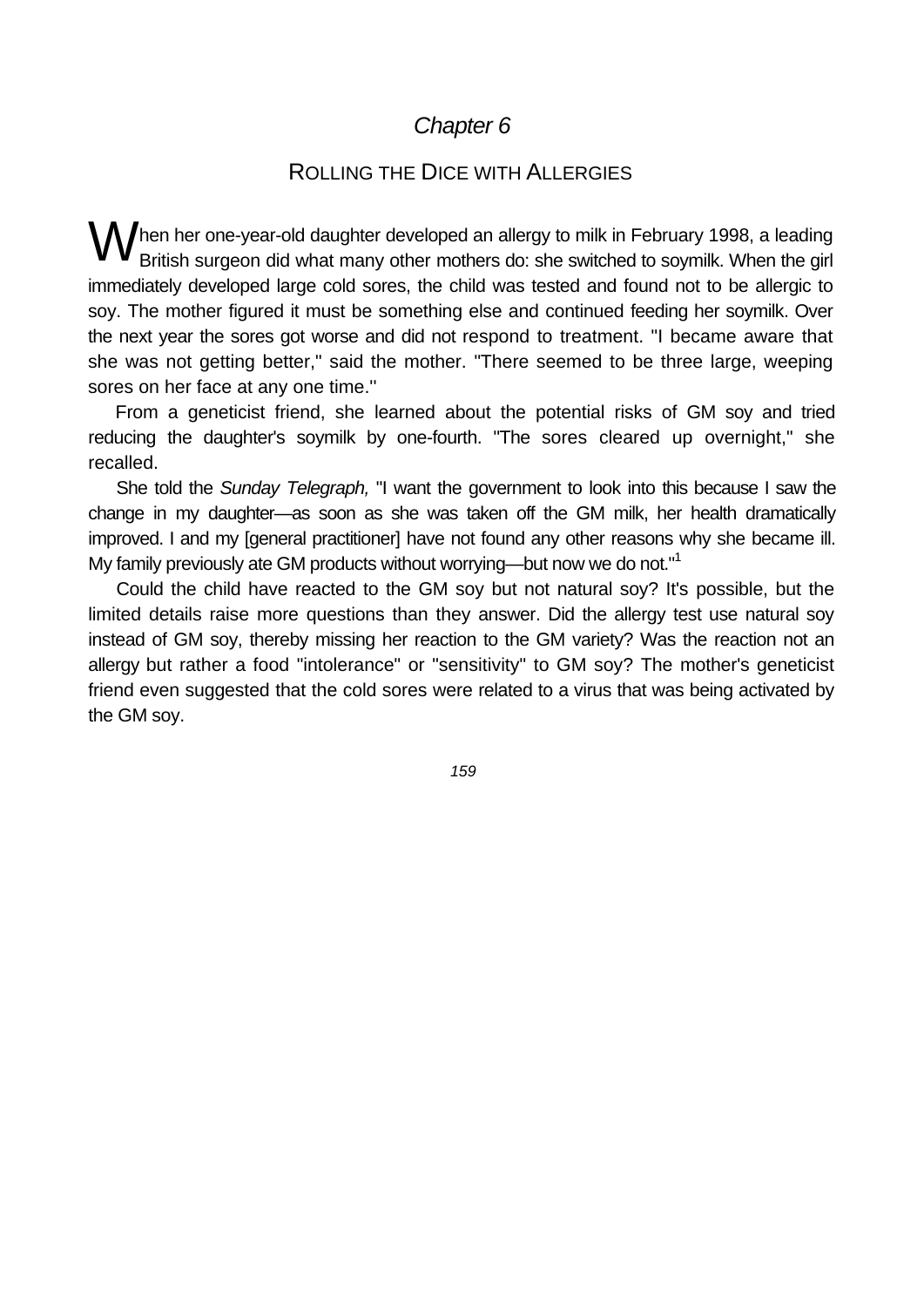*Chapter 6*

# ROLLING THE DICE WITH ALLERGIES

When her one-year-old daughter developed an allergy to milk in February 1998, a leading British surgeon did what many other mothers do: she switched to soymilk. When the girl immediately developed large cold sores, the child was tested and found not to be allergic to soy. The mother figured it must be something else and continued feeding her soymilk. Over the next year the sores got worse and did not respond to treatment. "I became aware that she was not getting better," said the mother. "There seemed to be three large, weeping sores on her face at any one time."

From a geneticist friend, she learned about the potential risks of GM soy and tried reducing the daughter's soymilk by one-fourth. "The sores cleared up overnight," she recalled.

She told the *Sunday Telegraph,* "I want the government to look into this because I saw the change in my daughter—as soon as she was taken off the GM milk, her health dramatically improved. I and my [general practitioner] have not found any other reasons why she became ill. My family previously ate GM products without worrying—but now we do not."[1]

Could the child have reacted to the GM soy but not natural soy? It's possible, but the limited details raise more questions than they answer. Did the allergy test use natural soy instead of GM soy, thereby missing her reaction to the GM variety? Was the reaction not an allergy but rather a food "intolerance" or "sensitivity" to GM soy? The mother's geneticist friend even suggested that the cold sores were related to a virus that was being activated by the GM soy.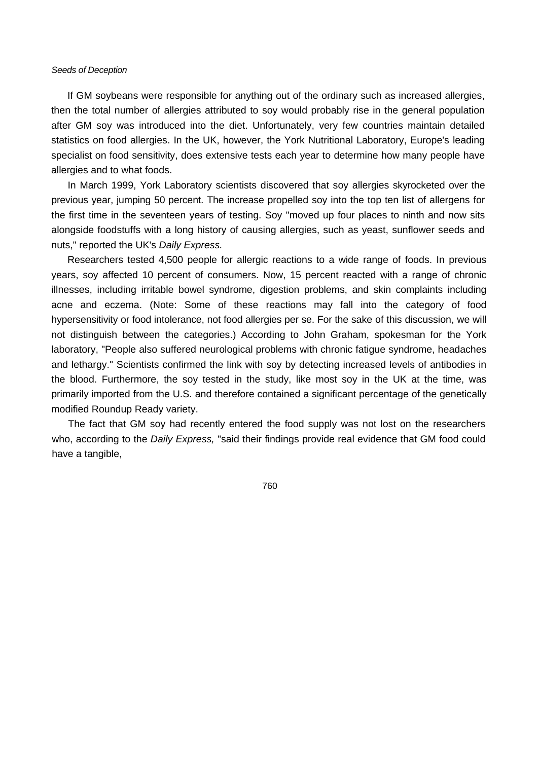If GM soybeans were responsible for anything out of the ordinary such as increased allergies, then the total number of allergies attributed to soy would probably rise in the general population after GM soy was introduced into the diet. Unfortunately, very few countries maintain detailed statistics on food allergies. In the UK, however, the York Nutritional Laboratory, Europe's leading specialist on food sensitivity, does extensive tests each year to determine how many people have allergies and to what foods.

In March 1999, York Laboratory scientists discovered that soy allergies skyrocketed over the previous year, jumping 50 percent. The increase propelled soy into the top ten list of allergens for the first time in the seventeen years of testing. Soy "moved up four places to ninth and now sits alongside foodstuffs with a long history of causing allergies, such as yeast, sunflower seeds and nuts," reported the UK's *Daily Express.*

Researchers tested 4,500 people for allergic reactions to a wide range of foods. In previous years, soy affected 10 percent of consumers. Now, 15 percent reacted with a range of chronic illnesses, including irritable bowel syndrome, digestion problems, and skin complaints including acne and eczema. (Note: Some of these reactions may fall into the category of food hypersensitivity or food intolerance, not food allergies per se. For the sake of this discussion, we will not distinguish between the categories.) According to John Graham, spokesman for the York laboratory, "People also suffered neurological problems with chronic fatigue syndrome, headaches and lethargy." Scientists confirmed the link with soy by detecting increased levels of antibodies in the blood. Furthermore, the soy tested in the study, like most soy in the UK at the time, was primarily imported from the U.S. and therefore contained a significant percentage of the genetically modified Roundup Ready variety.

The fact that GM soy had recently entered the food supply was not lost on the researchers who, according to the *Daily Express,* "said their findings provide real evidence that GM food could have a tangible,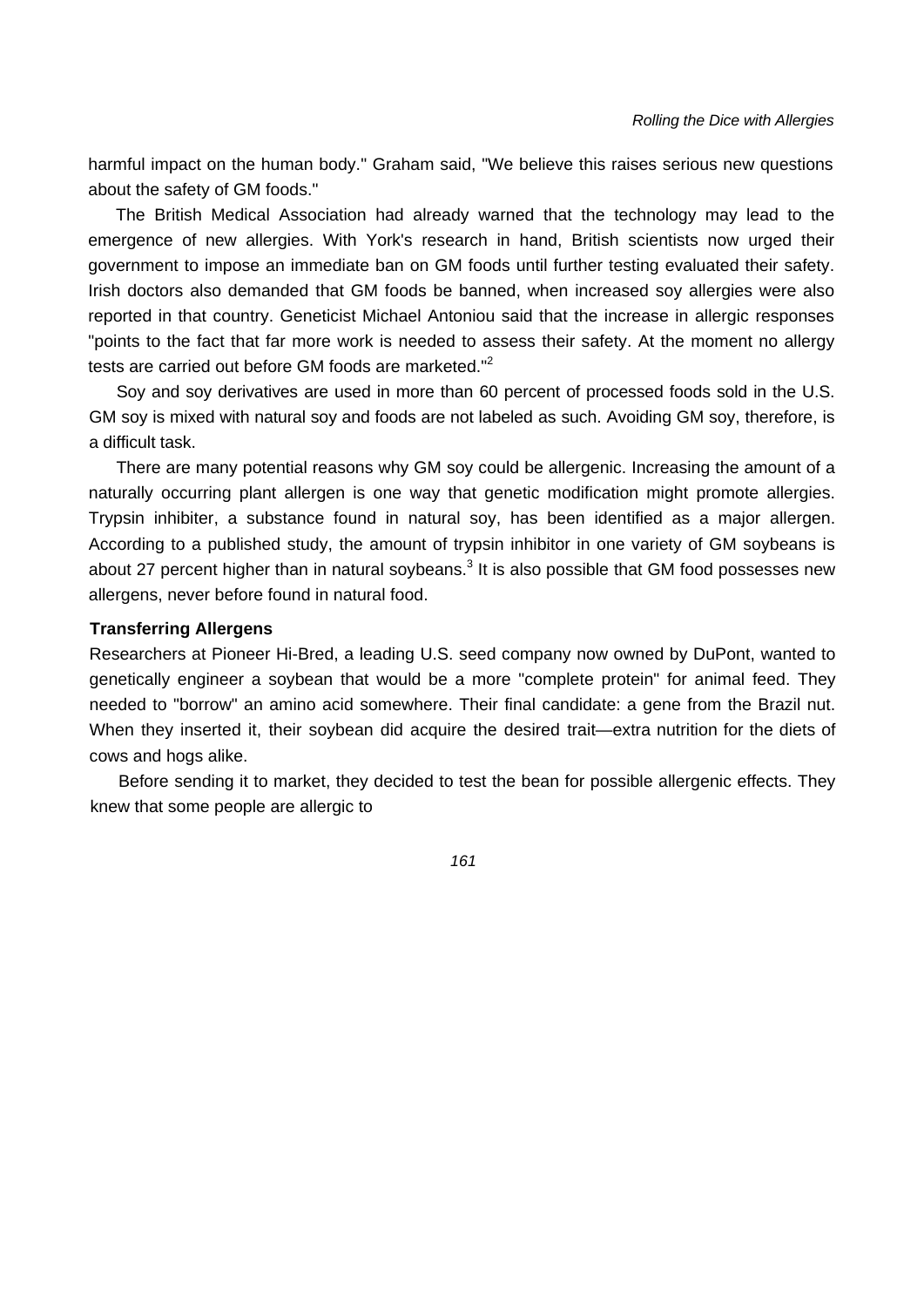harmful impact on the human body." Graham said, "We believe this raises serious new questions about the safety of GM foods."

The British Medical Association had already warned that the technology may lead to the emergence of new allergies. With York's research in hand, British scientists now urged their government to impose an immediate ban on GM foods until further testing evaluated their safety. Irish doctors also demanded that GM foods be banned, when increased soy allergies were also reported in that country. Geneticist Michael Antoniou said that the increase in allergic responses "points to the fact that far more work is needed to assess their safety. At the moment no allergy tests are carried out before GM foods are marketed."[2]

Soy and soy derivatives are used in more than 60 percent of processed foods sold in the U.S. GM soy is mixed with natural soy and foods are not labeled as such. Avoiding GM soy, therefore, is a difficult task.

There are many potential reasons why GM soy could be allergenic. Increasing the amount of a naturally occurring plant allergen is one way that genetic modification might promote allergies. Trypsin inhibiter, a substance found in natural soy, has been identified as a major allergen. According to a published study, the amount of trypsin inhibitor in one variety of GM soybeans is about 27 percent higher than in natural soybeans.[3] It is also possible that GM food possesses new allergens, never before found in natural food.

**Transferring Allergens**

Researchers at Pioneer Hi-Bred, a leading U.S. seed company now owned by DuPont, wanted to genetically engineer a soybean that would be a more "complete protein" for animal feed. They needed to "borrow" an amino acid somewhere. Their final candidate: a gene from the Brazil nut. When they inserted it, their soybean did acquire the desired trait—extra nutrition for the diets of cows and hogs alike.

Before sending it to market, they decided to test the bean for possible allergenic effects. They knew that some people are allergic to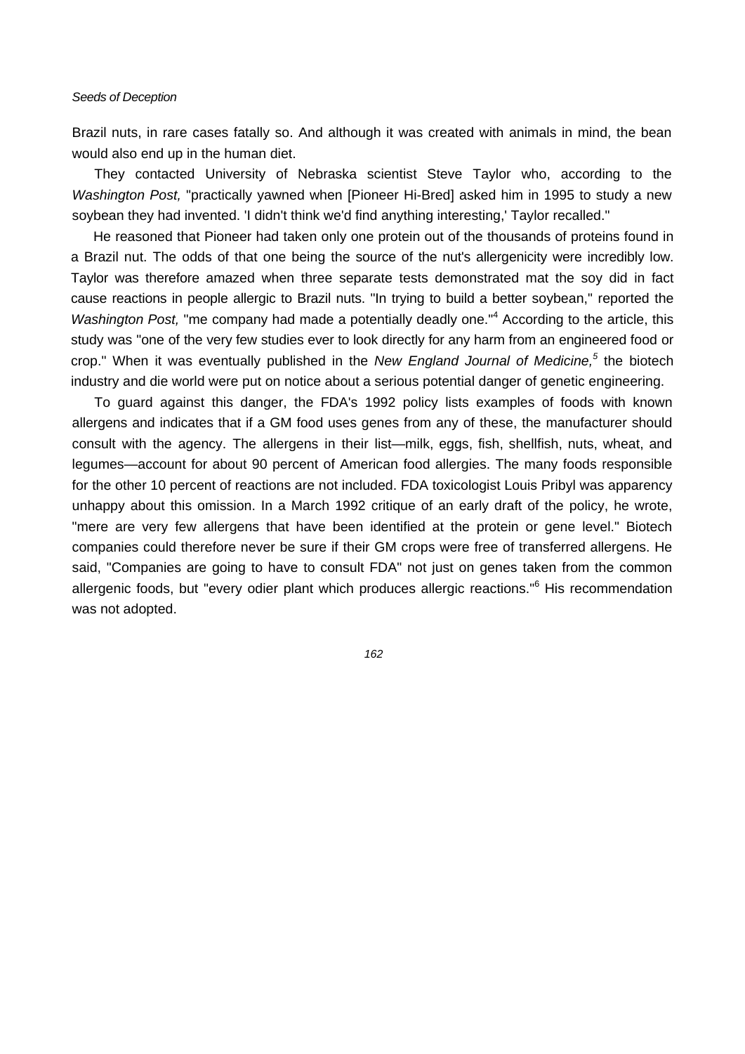Brazil nuts, in rare cases fatally so. And although it was created with animals in mind, the bean would also end up in the human diet.

They contacted University of Nebraska scientist Steve Taylor who, according to the *Washington Post,* "practically yawned when [Pioneer Hi-Bred] asked him in 1995 to study a new soybean they had invented. 'I didn't think we'd find anything interesting,' Taylor recalled."

He reasoned that Pioneer had taken only one protein out of the thousands of proteins found in a Brazil nut. The odds of that one being the source of the nut's allergenicity were incredibly low. Taylor was therefore amazed when three separate tests demonstrated mat the soy did in fact cause reactions in people allergic to Brazil nuts. "In trying to build a better soybean," reported the *Washington Post,* "me company had made a potentially deadly one."[4] According to the article, this study was "one of the very few studies ever to look directly for any harm from an engineered food or crop." When it was eventually published in the *New England Journal of Medicine,*[5] the biotech industry and die world were put on notice about a serious potential danger of genetic engineering.

To guard against this danger, the FDA's 1992 policy lists examples of foods with known allergens and indicates that if a GM food uses genes from any of these, the manufacturer should consult with the agency. The allergens in their list—milk, eggs, fish, shellfish, nuts, wheat, and legumes—account for about 90 percent of American food allergies. The many foods responsible for the other 10 percent of reactions are not included. FDA toxicologist Louis Pribyl was apparency unhappy about this omission. In a March 1992 critique of an early draft of the policy, he wrote, "mere are very few allergens that have been identified at the protein or gene level." Biotech companies could therefore never be sure if their GM crops were free of transferred allergens. He said, "Companies are going to have to consult FDA" not just on genes taken from the common allergenic foods, but "every odier plant which produces allergic reactions."[6] His recommendation was not adopted.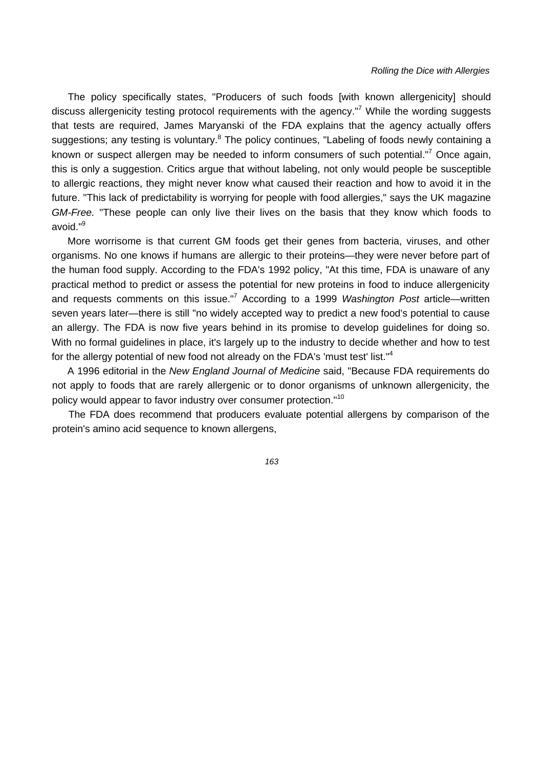The policy specifically states, "Producers of such foods [with known allergenicity] should discuss allergenicity testing protocol requirements with the agency."[7] While the wording suggests that tests are required, James Maryanski of the FDA explains that the agency actually offers suggestions; any testing is voluntary.[8] The policy continues, "Labeling of foods newly containing a known or suspect allergen may be needed to inform consumers of such potential."[7] Once again, this is only a suggestion. Critics argue that without labeling, not only would people be susceptible to allergic reactions, they might never know what caused their reaction and how to avoid it in the future. "This lack of predictability is worrying for people with food allergies," says the UK magazine *GM-Free.* "These people can only live their lives on the basis that they know which foods to avoid."[9]

More worrisome is that current GM foods get their genes from bacteria, viruses, and other organisms. No one knows if humans are allergic to their proteins—they were never before part of the human food supply. According to the FDA's 1992 policy, "At this time, FDA is unaware of any practical method to predict or assess the potential for new proteins in food to induce allergenicity and requests comments on this issue."[7] According to a 1999 *Washington Post* article—written seven years later—there is still "no widely accepted way to predict a new food's potential to cause an allergy. The FDA is now five years behind in its promise to develop guidelines for doing so. With no formal guidelines in place, it's largely up to the industry to decide whether and how to test for the allergy potential of new food not already on the FDA's 'must test' list."[4]

A 1996 editorial in the *New England Journal of Medicine* said, "Because FDA requirements do not apply to foods that are rarely allergenic or to donor organisms of unknown allergenicity, the policy would appear to favor industry over consumer protection."[10]

The FDA does recommend that producers evaluate potential allergens by comparison of the protein's amino acid sequence to known allergens,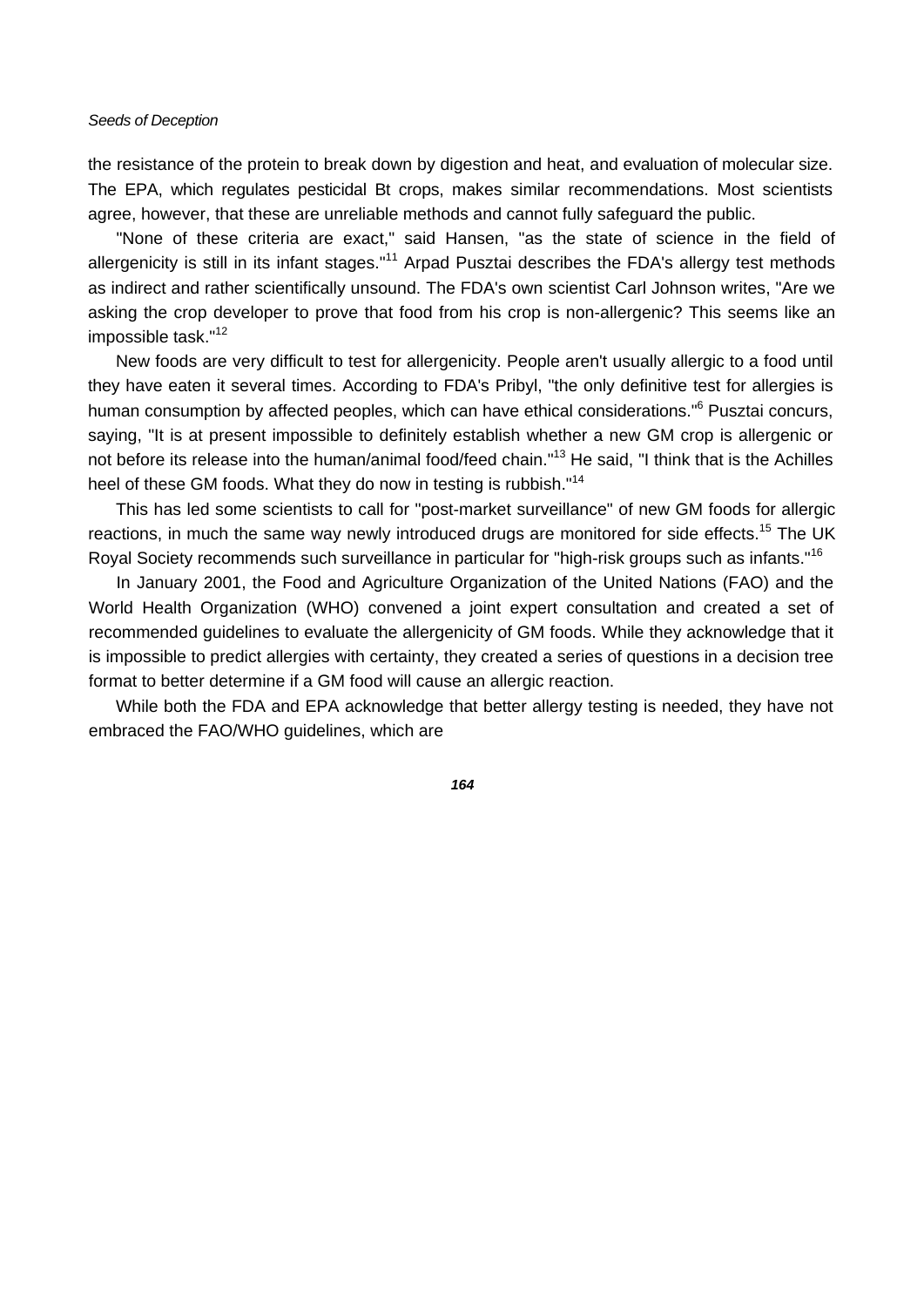the resistance of the protein to break down by digestion and heat, and evaluation of molecular size. The EPA, which regulates pesticidal Bt crops, makes similar recommendations. Most scientists agree, however, that these are unreliable methods and cannot fully safeguard the public.

"None of these criteria are exact," said Hansen, "as the state of science in the field of allergenicity is still in its infant stages."[11] Arpad Pusztai describes the FDA's allergy test methods as indirect and rather scientifically unsound. The FDA's own scientist Carl Johnson writes, "Are we asking the crop developer to prove that food from his crop is non-allergenic? This seems like an impossible task."[12]

New foods are very difficult to test for allergenicity. People aren't usually allergic to a food until they have eaten it several times. According to FDA's Pribyl, "the only definitive test for allergies is human consumption by affected peoples, which can have ethical considerations."[6] Pusztai concurs, saying, "It is at present impossible to definitely establish whether a new GM crop is allergenic or not before its release into the human/animal food/feed chain."[13] He said, "I think that is the Achilles heel of these GM foods. What they do now in testing is rubbish."[14]

This has led some scientists to call for "post-market surveillance" of new GM foods for allergic reactions, in much the same way newly introduced drugs are monitored for side effects.[15] The UK Royal Society recommends such surveillance in particular for "high-risk groups such as infants."[16]

In January 2001, the Food and Agriculture Organization of the United Nations (FAO) and the World Health Organization (WHO) convened a joint expert consultation and created a set of recommended guidelines to evaluate the allergenicity of GM foods. While they acknowledge that it is impossible to predict allergies with certainty, they created a series of questions in a decision tree format to better determine if a GM food will cause an allergic reaction.

While both the FDA and EPA acknowledge that better allergy testing is needed, they have not embraced the FAO/WHO guidelines, which are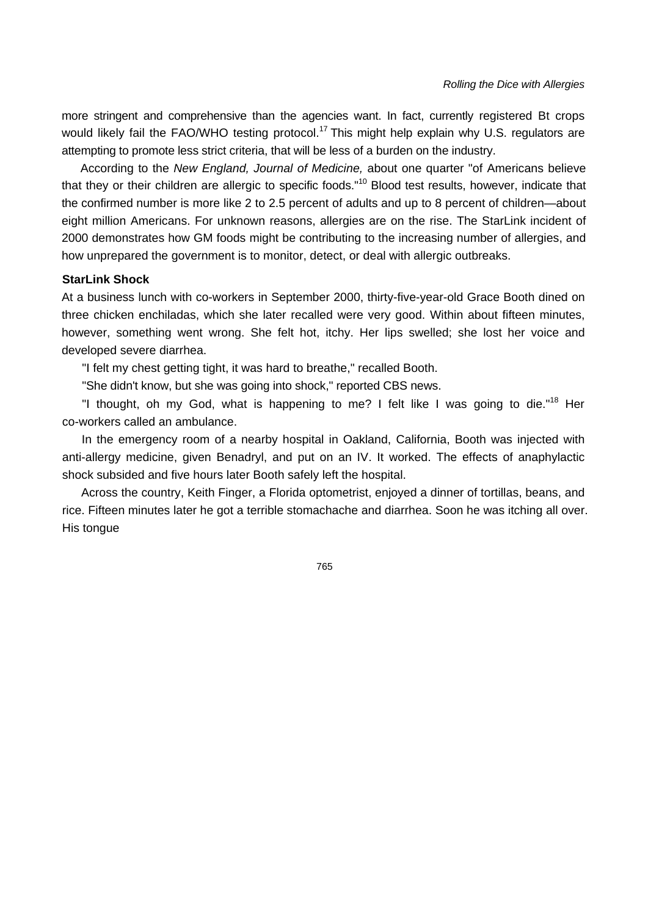more stringent and comprehensive than the agencies want. In fact, currently registered Bt crops would likely fail the FAO/WHO testing protocol.[17] This might help explain why U.S. regulators are attempting to promote less strict criteria, that will be less of a burden on the industry.

According to the *New England, Journal of Medicine,* about one quarter "of Americans believe that they or their children are allergic to specific foods."[10] Blood test results, however, indicate that the confirmed number is more like 2 to 2.5 percent of adults and up to 8 percent of children—about eight million Americans. For unknown reasons, allergies are on the rise. The StarLink incident of 2000 demonstrates how GM foods might be contributing to the increasing number of allergies, and how unprepared the government is to monitor, detect, or deal with allergic outbreaks.

### StarLink Shock

At a business lunch with co-workers in September 2000, thirty-five-year-old Grace Booth dined on three chicken enchiladas, which she later recalled were very good. Within about fifteen minutes, however, something went wrong. She felt hot, itchy. Her lips swelled; she lost her voice and developed severe diarrhea.

"I felt my chest getting tight, it was hard to breathe," recalled Booth.

"She didn't know, but she was going into shock," reported CBS news.

"I thought, oh my God, what is happening to me? I felt like I was going to die."[18] Her co-workers called an ambulance.

In the emergency room of a nearby hospital in Oakland, California, Booth was injected with anti-allergy medicine, given Benadryl, and put on an IV. It worked. The effects of anaphylactic shock subsided and five hours later Booth safely left the hospital.

Across the country, Keith Finger, a Florida optometrist, enjoyed a dinner of tortillas, beans, and rice. Fifteen minutes later he got a terrible stomachache and diarrhea. Soon he was itching all over. His tongue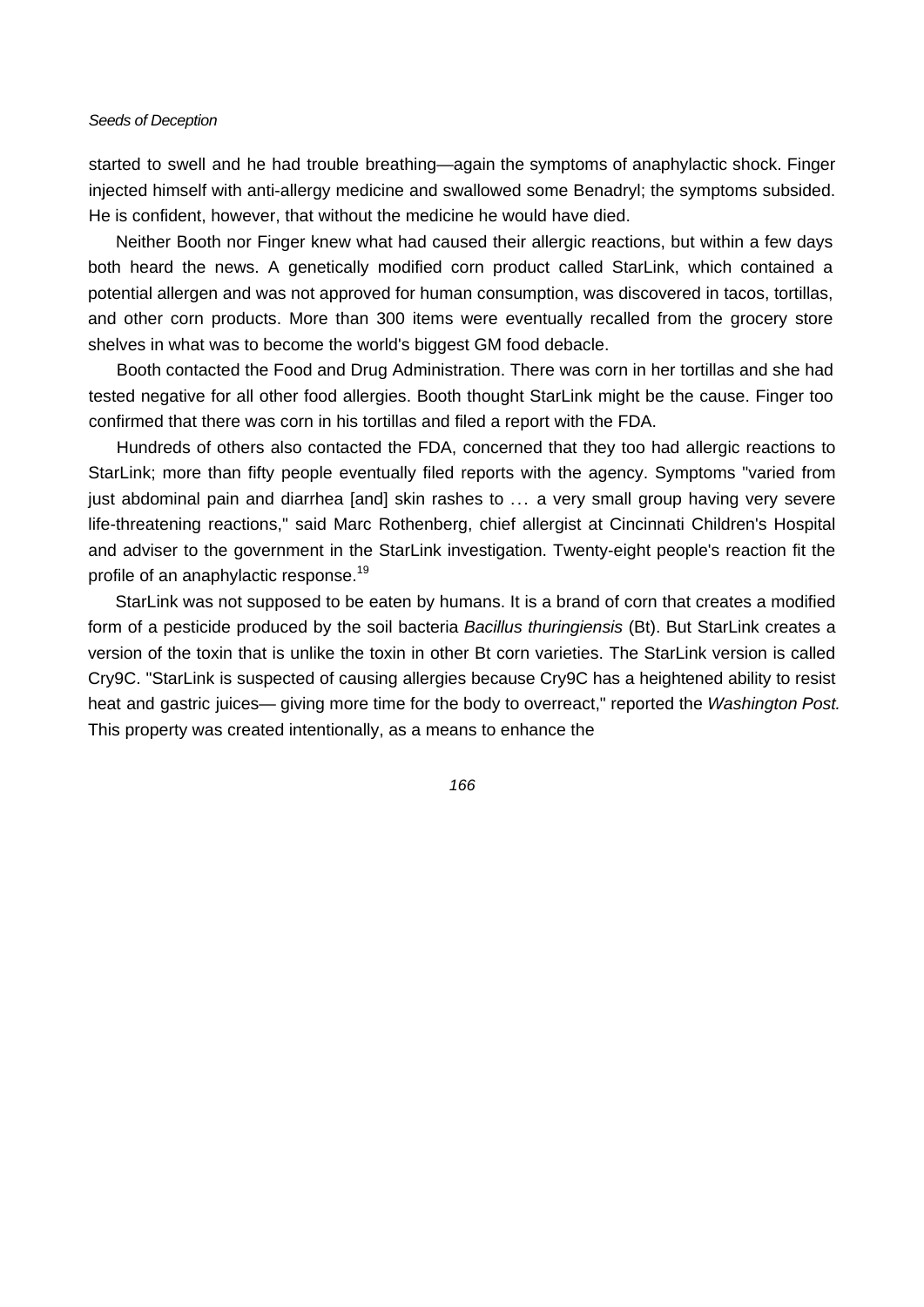started to swell and he had trouble breathing—again the symptoms of anaphylactic shock. Finger injected himself with anti-allergy medicine and swallowed some Benadryl; the symptoms subsided. He is confident, however, that without the medicine he would have died.

Neither Booth nor Finger knew what had caused their allergic reactions, but within a few days both heard the news. A genetically modified corn product called StarLink, which contained a potential allergen and was not approved for human consumption, was discovered in tacos, tortillas, and other corn products. More than 300 items were eventually recalled from the grocery store shelves in what was to become the world's biggest GM food debacle.

Booth contacted the Food and Drug Administration. There was corn in her tortillas and she had tested negative for all other food allergies. Booth thought StarLink might be the cause. Finger too confirmed that there was corn in his tortillas and filed a report with the FDA.

Hundreds of others also contacted the FDA, concerned that they too had allergic reactions to StarLink; more than fifty people eventually filed reports with the agency. Symptoms "varied from just abdominal pain and diarrhea [and] skin rashes to ... a very small group having very severe life-threatening reactions," said Marc Rothenberg, chief allergist at Cincinnati Children's Hospital and adviser to the government in the StarLink investigation. Twenty-eight people's reaction fit the profile of an anaphylactic response.[19]

StarLink was not supposed to be eaten by humans. It is a brand of corn that creates a modified form of a pesticide produced by the soil bacteria *Bacillus thuringiensis* (Bt). But StarLink creates a version of the toxin that is unlike the toxin in other Bt corn varieties. The StarLink version is called Cry9C. "StarLink is suspected of causing allergies because Cry9C has a heightened ability to resist heat and gastric juices— giving more time for the body to overreact," reported the *Washington Post.* This property was created intentionally, as a means to enhance the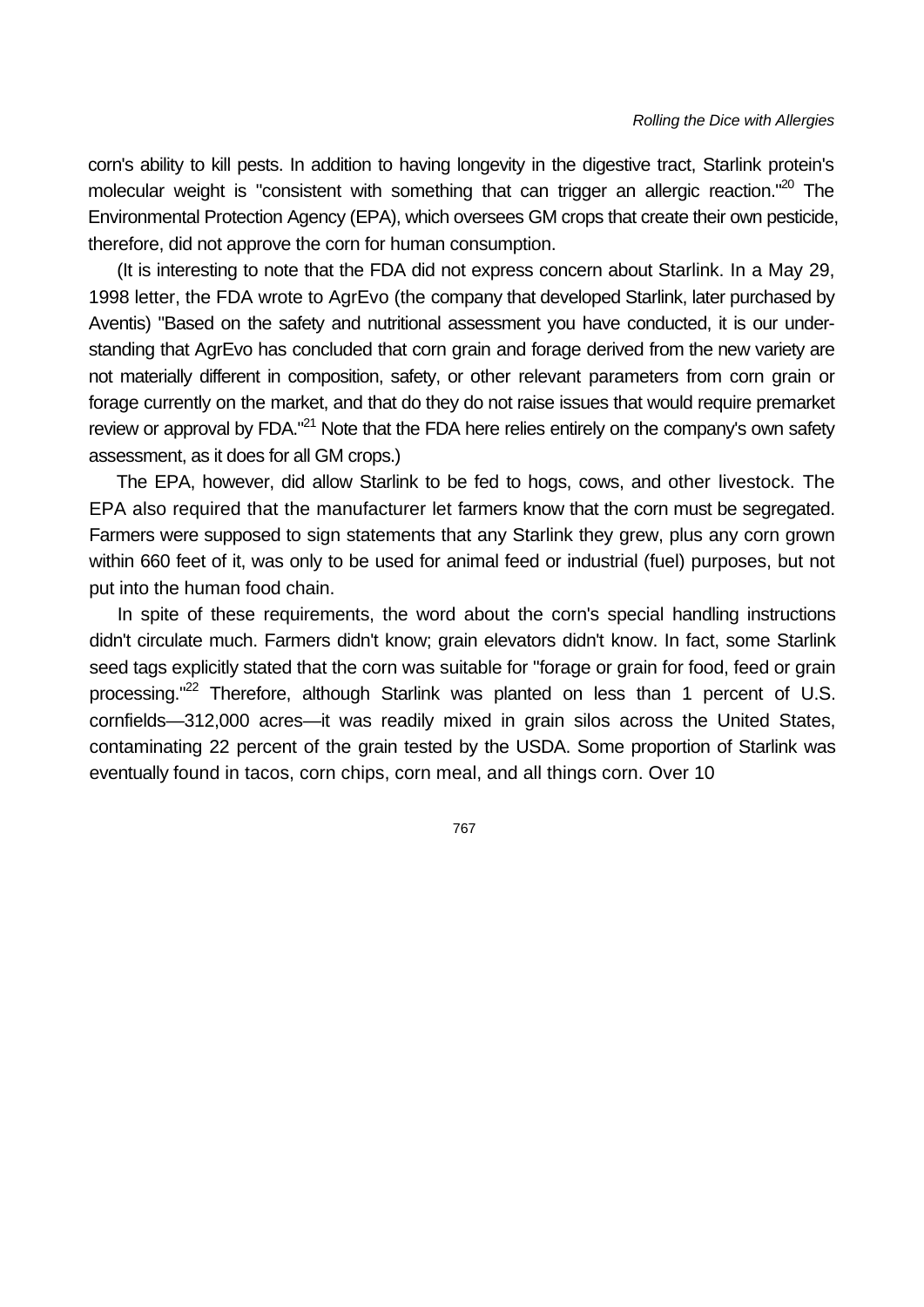corn's ability to kill pests. In addition to having longevity in the digestive tract, Starlink protein's molecular weight is "consistent with something that can trigger an allergic reaction."[20] The Environmental Protection Agency (EPA), which oversees GM crops that create their own pesticide, therefore, did not approve the corn for human consumption.

(It is interesting to note that the FDA did not express concern about Starlink. In a May 29, 1998 letter, the FDA wrote to AgrEvo (the company that developed Starlink, later purchased by Aventis) "Based on the safety and nutritional assessment you have conducted, it is our understanding that AgrEvo has concluded that corn grain and forage derived from the new variety are not materially different in composition, safety, or other relevant parameters from corn grain or forage currently on the market, and that do they do not raise issues that would require premarket review or approval by FDA."[21] Note that the FDA here relies entirely on the company's own safety assessment, as it does for all GM crops.)

The EPA, however, did allow Starlink to be fed to hogs, cows, and other livestock. The EPA also required that the manufacturer let farmers know that the corn must be segregated. Farmers were supposed to sign statements that any Starlink they grew, plus any corn grown within 660 feet of it, was only to be used for animal feed or industrial (fuel) purposes, but not put into the human food chain.

In spite of these requirements, the word about the corn's special handling instructions didn't circulate much. Farmers didn't know; grain elevators didn't know. In fact, some Starlink seed tags explicitly stated that the corn was suitable for "forage or grain for food, feed or grain processing."[22] Therefore, although Starlink was planted on less than 1 percent of U.S. cornfields—312,000 acres—it was readily mixed in grain silos across the United States, contaminating 22 percent of the grain tested by the USDA. Some proportion of Starlink was eventually found in tacos, corn chips, corn meal, and all things corn. Over 10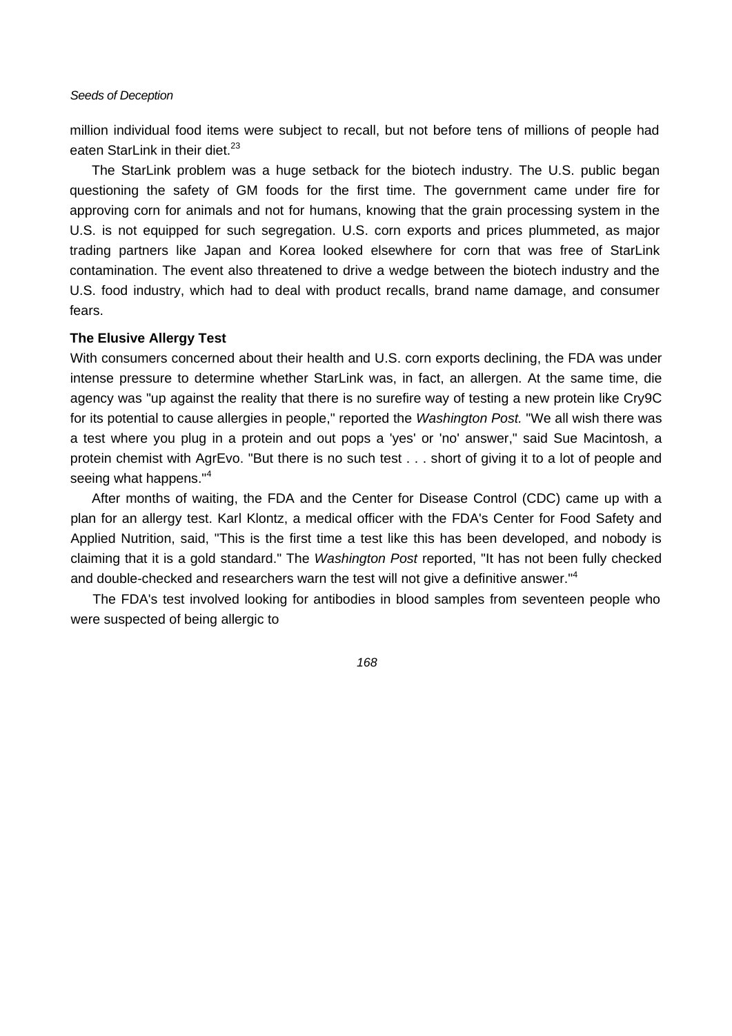million individual food items were subject to recall, but not before tens of millions of people had eaten StarLink in their diet.[23]

The StarLink problem was a huge setback for the biotech industry. The U.S. public began questioning the safety of GM foods for the first time. The government came under fire for approving corn for animals and not for humans, knowing that the grain processing system in the U.S. is not equipped for such segregation. U.S. corn exports and prices plummeted, as major trading partners like Japan and Korea looked elsewhere for corn that was free of StarLink contamination. The event also threatened to drive a wedge between the biotech industry and the U.S. food industry, which had to deal with product recalls, brand name damage, and consumer fears.

**The Elusive Allergy Test**

With consumers concerned about their health and U.S. corn exports declining, the FDA was under intense pressure to determine whether StarLink was, in fact, an allergen. At the same time, die agency was "up against the reality that there is no surefire way of testing a new protein like Cry9C for its potential to cause allergies in people," reported the *Washington Post.* "We all wish there was a test where you plug in a protein and out pops a 'yes' or 'no' answer," said Sue Macintosh, a protein chemist with AgrEvo. "But there is no such test . . . short of giving it to a lot of people and seeing what happens."[4]

After months of waiting, the FDA and the Center for Disease Control (CDC) came up with a plan for an allergy test. Karl Klontz, a medical officer with the FDA's Center for Food Safety and Applied Nutrition, said, "This is the first time a test like this has been developed, and nobody is claiming that it is a gold standard." The *Washington Post* reported, "It has not been fully checked and double-checked and researchers warn the test will not give a definitive answer."[4]

The FDA's test involved looking for antibodies in blood samples from seventeen people who were suspected of being allergic to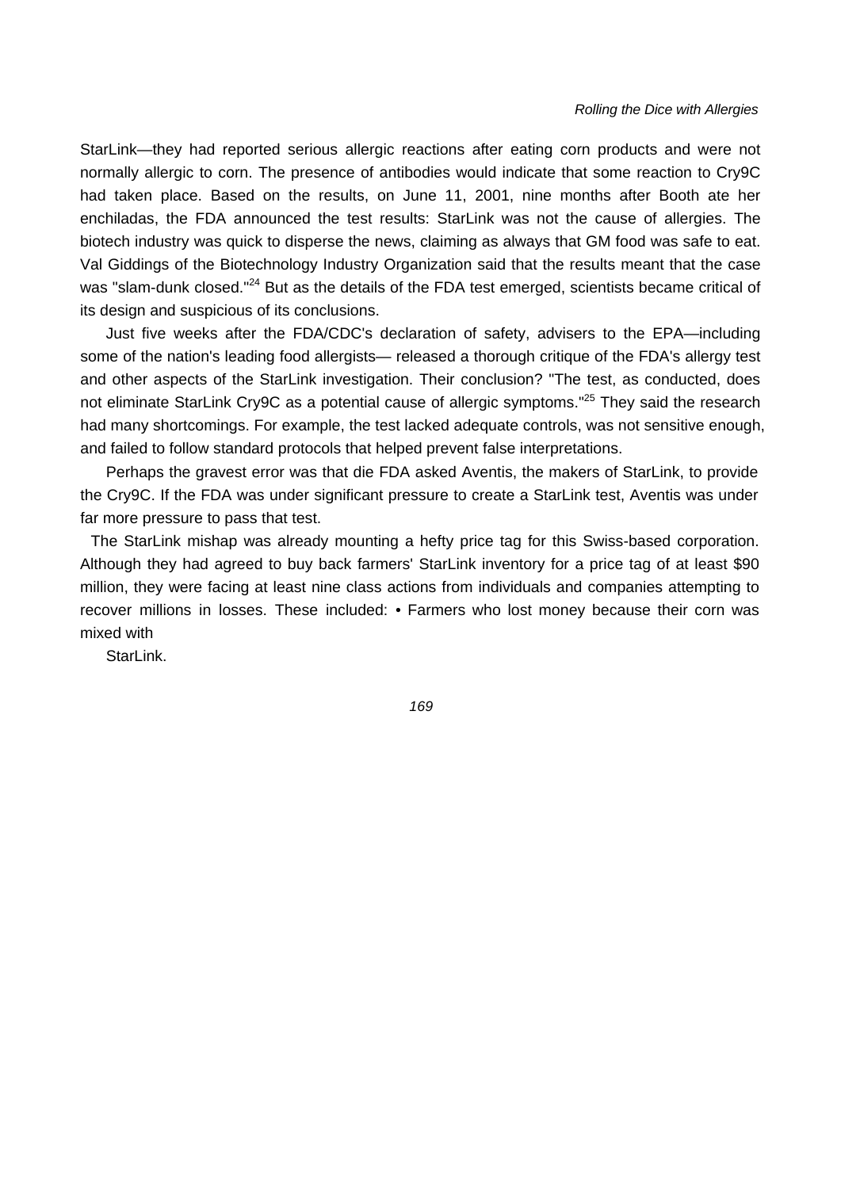StarLink—they had reported serious allergic reactions after eating corn products and were not normally allergic to corn. The presence of antibodies would indicate that some reaction to Cry9C had taken place. Based on the results, on June 11, 2001, nine months after Booth ate her enchiladas, the FDA announced the test results: StarLink was not the cause of allergies. The biotech industry was quick to disperse the news, claiming as always that GM food was safe to eat. Val Giddings of the Biotechnology Industry Organization said that the results meant that the case was "slam-dunk closed."[24] But as the details of the FDA test emerged, scientists became critical of its design and suspicious of its conclusions.

Just five weeks after the FDA/CDC's declaration of safety, advisers to the EPA—including some of the nation's leading food allergists— released a thorough critique of the FDA's allergy test and other aspects of the StarLink investigation. Their conclusion? "The test, as conducted, does not eliminate StarLink Cry9C as a potential cause of allergic symptoms."[25] They said the research had many shortcomings. For example, the test lacked adequate controls, was not sensitive enough, and failed to follow standard protocols that helped prevent false interpretations.

Perhaps the gravest error was that die FDA asked Aventis, the makers of StarLink, to provide the Cry9C. If the FDA was under significant pressure to create a StarLink test, Aventis was under far more pressure to pass that test.

The StarLink mishap was already mounting a hefty price tag for this Swiss-based corporation. Although they had agreed to buy back farmers' StarLink inventory for a price tag of at least $90 million, they were facing at least nine class actions from individuals and companies attempting to recover millions in losses. These included: • Farmers who lost money because their corn was mixed with

StarLink.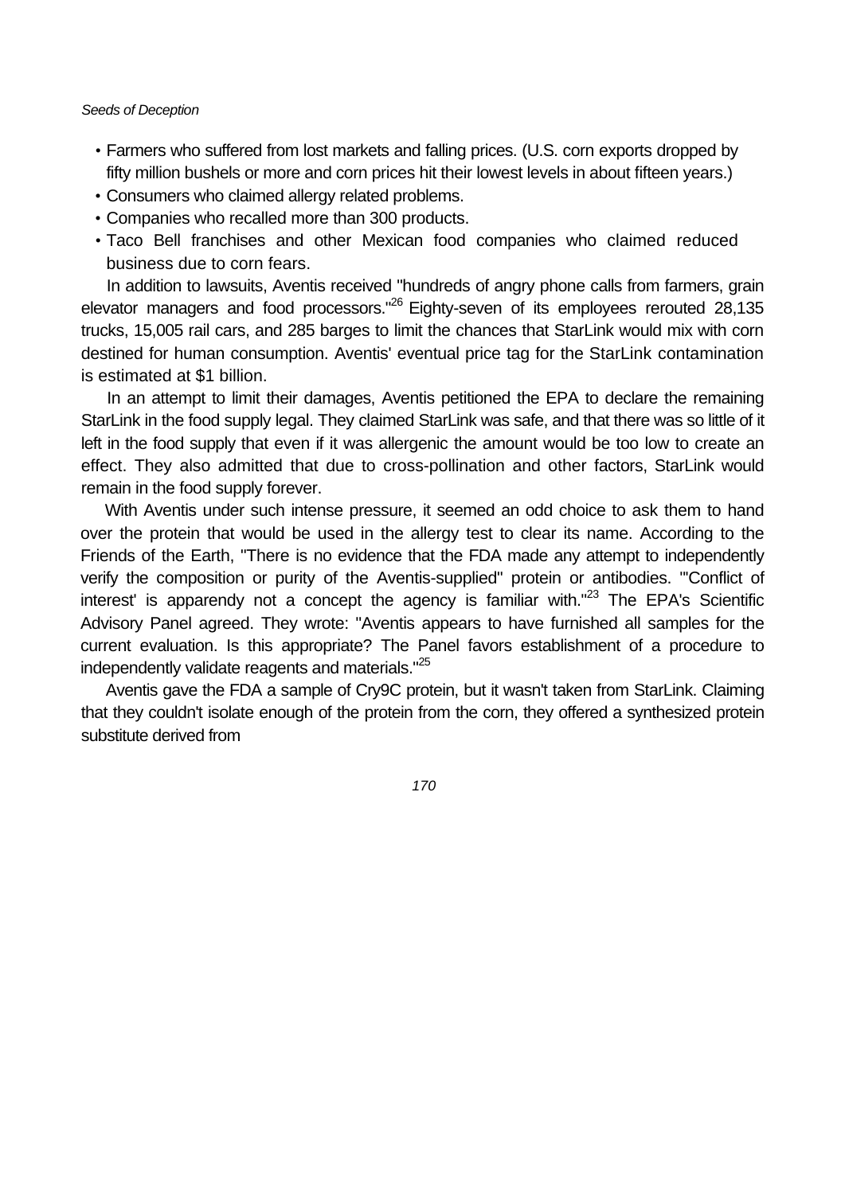- Farmers who suffered from lost markets and falling prices. (U.S. corn exports dropped by fifty million bushels or more and corn prices hit their lowest levels in about fifteen years.)
- Consumers who claimed allergy related problems.
- Companies who recalled more than 300 products.
- Taco Bell franchises and other Mexican food companies who claimed reduced business due to corn fears.

In addition to lawsuits, Aventis received "hundreds of angry phone calls from farmers, grain elevator managers and food processors."[26] Eighty-seven of its employees rerouted 28,135 trucks, 15,005 rail cars, and 285 barges to limit the chances that StarLink would mix with corn destined for human consumption. Aventis' eventual price tag for the StarLink contamination is estimated at $1 billion.

In an attempt to limit their damages, Aventis petitioned the EPA to declare the remaining StarLink in the food supply legal. They claimed StarLink was safe, and that there was so little of it left in the food supply that even if it was allergenic the amount would be too low to create an effect. They also admitted that due to cross-pollination and other factors, StarLink would remain in the food supply forever.

With Aventis under such intense pressure, it seemed an odd choice to ask them to hand over the protein that would be used in the allergy test to clear its name. According to the Friends of the Earth, "There is no evidence that the FDA made any attempt to independently verify the composition or purity of the Aventis-supplied" protein or antibodies. "'Conflict of interest' is apparendy not a concept the agency is familiar with."[23] The EPA's Scientific Advisory Panel agreed. They wrote: "Aventis appears to have furnished all samples for the current evaluation. Is this appropriate? The Panel favors establishment of a procedure to independently validate reagents and materials."[25]

Aventis gave the FDA a sample of Cry9C protein, but it wasn't taken from StarLink. Claiming that they couldn't isolate enough of the protein from the corn, they offered a synthesized protein substitute derived from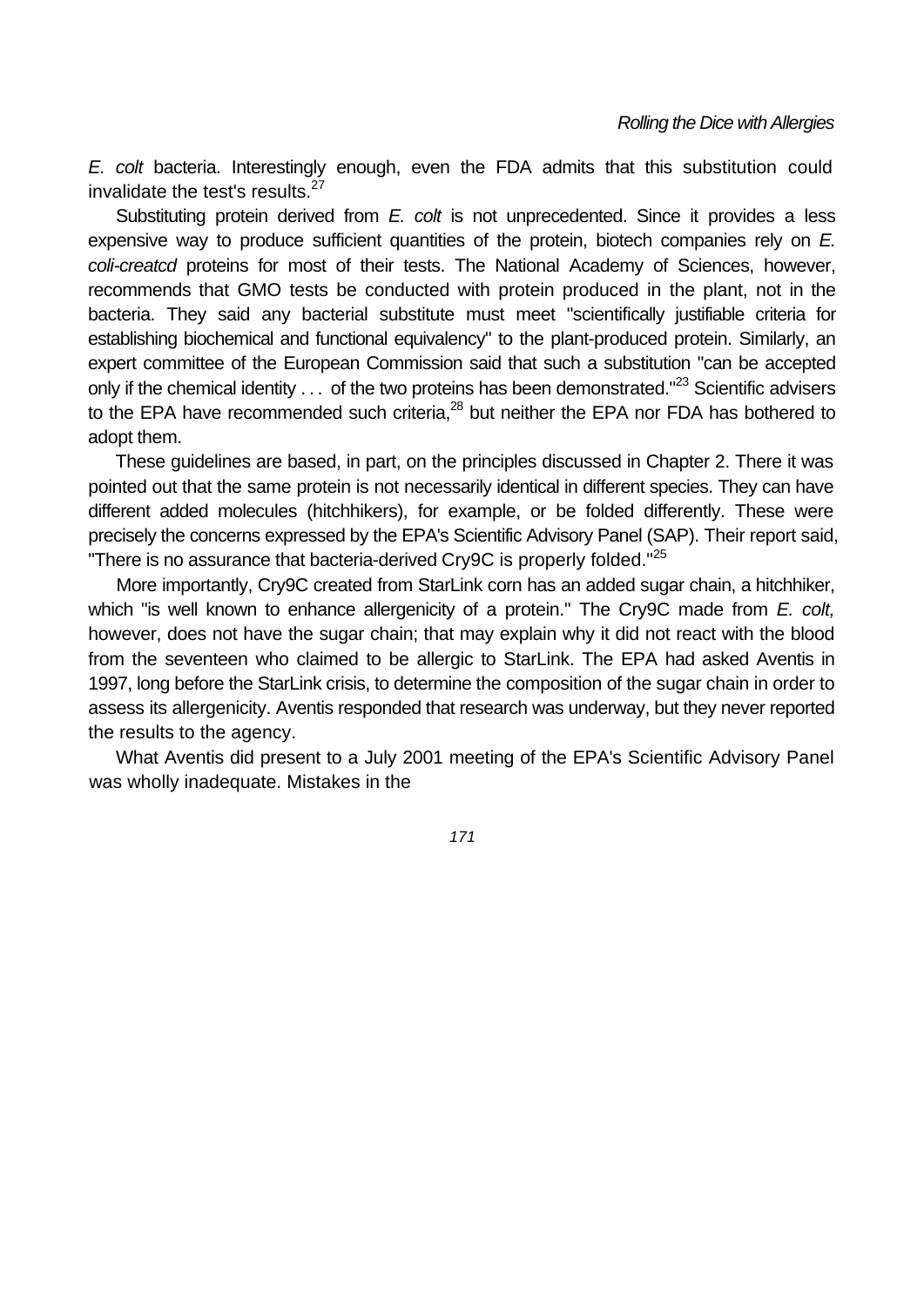*E. colt* bacteria. Interestingly enough, even the FDA admits that this substitution could invalidate the test's results.[27]

Substituting protein derived from *E. colt* is not unprecedented. Since it provides a less expensive way to produce sufficient quantities of the protein, biotech companies rely on *E. coli-creatcd* proteins for most of their tests. The National Academy of Sciences, however, recommends that GMO tests be conducted with protein produced in the plant, not in the bacteria. They said any bacterial substitute must meet "scientifically justifiable criteria for establishing biochemical and functional equivalency" to the plant-produced protein. Similarly, an expert committee of the European Commission said that such a substitution "can be accepted only if the chemical identity . . . of the two proteins has been demonstrated."[23] Scientific advisers to the EPA have recommended such criteria,[28] but neither the EPA nor FDA has bothered to adopt them.

These guidelines are based, in part, on the principles discussed in Chapter 2. There it was pointed out that the same protein is not necessarily identical in different species. They can have different added molecules (hitchhikers), for example, or be folded differently. These were precisely the concerns expressed by the EPA's Scientific Advisory Panel (SAP). Their report said, "There is no assurance that bacteria-derived Cry9C is properly folded."[25]

More importantly, Cry9C created from StarLink corn has an added sugar chain, a hitchhiker, which "is well known to enhance allergenicity of a protein." The Cry9C made from *E. colt,* however, does not have the sugar chain; that may explain why it did not react with the blood from the seventeen who claimed to be allergic to StarLink. The EPA had asked Aventis in 1997, long before the StarLink crisis, to determine the composition of the sugar chain in order to assess its allergenicity. Aventis responded that research was underway, but they never reported the results to the agency.

What Aventis did present to a July 2001 meeting of the EPA's Scientific Advisory Panel was wholly inadequate. Mistakes in the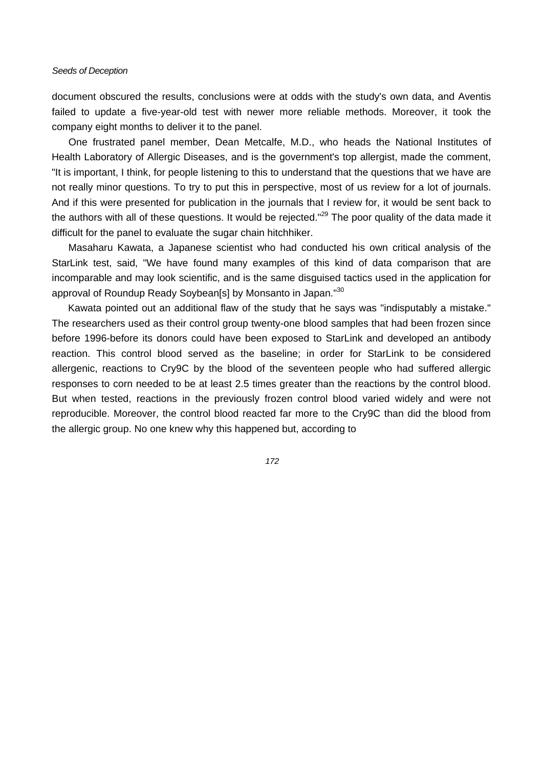document obscured the results, conclusions were at odds with the study's own data, and Aventis failed to update a five-year-old test with newer more reliable methods. Moreover, it took the company eight months to deliver it to the panel.

One frustrated panel member, Dean Metcalfe, M.D., who heads the National Institutes of Health Laboratory of Allergic Diseases, and is the government's top allergist, made the comment, "It is important, I think, for people listening to this to understand that the questions that we have are not really minor questions. To try to put this in perspective, most of us review for a lot of journals. And if this were presented for publication in the journals that I review for, it would be sent back to the authors with all of these questions. It would be rejected."[29] The poor quality of the data made it difficult for the panel to evaluate the sugar chain hitchhiker.

Masaharu Kawata, a Japanese scientist who had conducted his own critical analysis of the StarLink test, said, "We have found many examples of this kind of data comparison that are incomparable and may look scientific, and is the same disguised tactics used in the application for approval of Roundup Ready Soybean[s] by Monsanto in Japan."[30]

Kawata pointed out an additional flaw of the study that he says was "indisputably a mistake." The researchers used as their control group twenty-one blood samples that had been frozen since before 1996-before its donors could have been exposed to StarLink and developed an antibody reaction. This control blood served as the baseline; in order for StarLink to be considered allergenic, reactions to Cry9C by the blood of the seventeen people who had suffered allergic responses to corn needed to be at least 2.5 times greater than the reactions by the control blood. But when tested, reactions in the previously frozen control blood varied widely and were not reproducible. Moreover, the control blood reacted far more to the Cry9C than did the blood from the allergic group. No one knew why this happened but, according to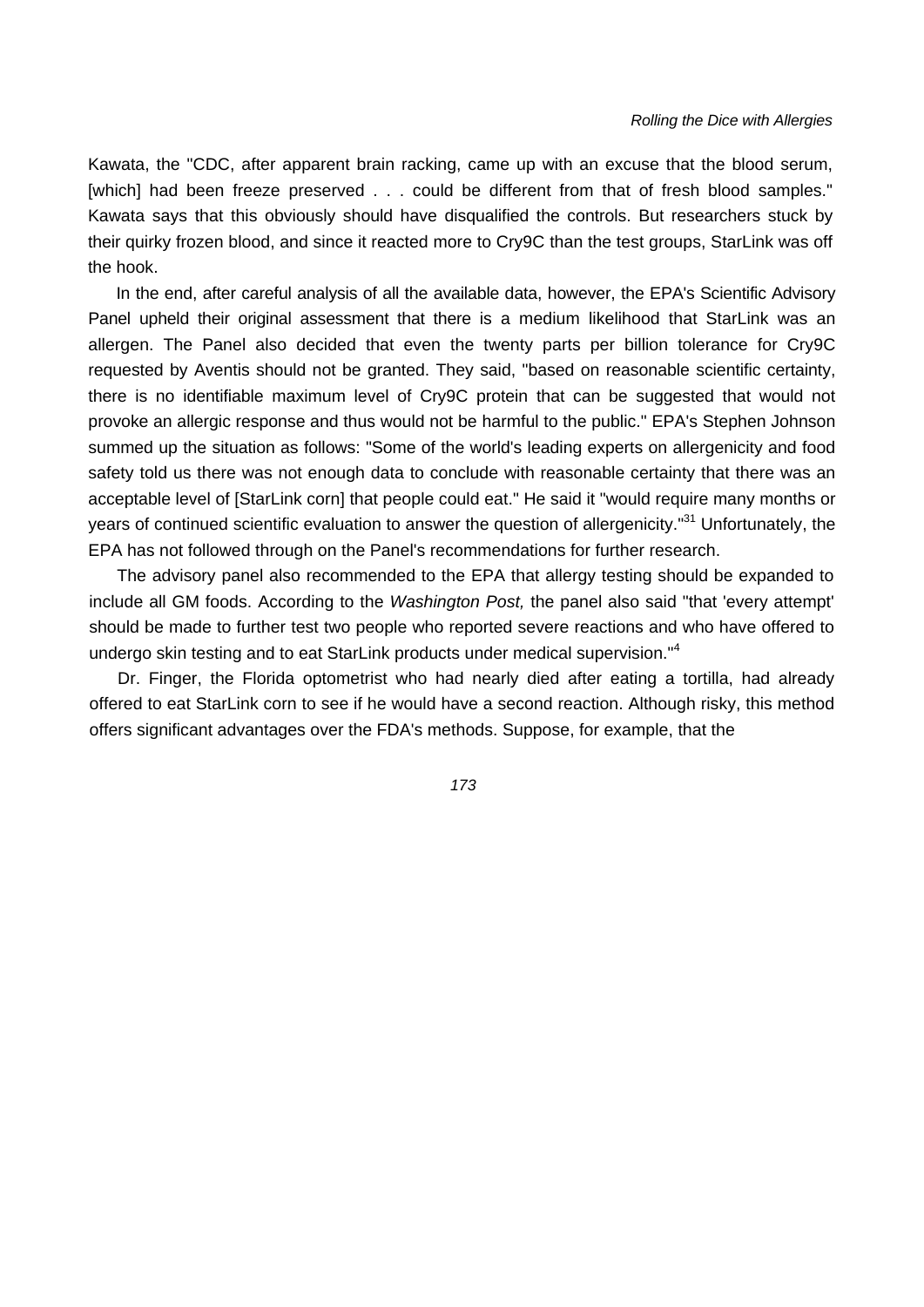Kawata, the "CDC, after apparent brain racking, came up with an excuse that the blood serum, [which] had been freeze preserved . . . could be different from that of fresh blood samples." Kawata says that this obviously should have disqualified the controls. But researchers stuck by their quirky frozen blood, and since it reacted more to Cry9C than the test groups, StarLink was off the hook.

In the end, after careful analysis of all the available data, however, the EPA's Scientific Advisory Panel upheld their original assessment that there is a medium likelihood that StarLink was an allergen. The Panel also decided that even the twenty parts per billion tolerance for Cry9C requested by Aventis should not be granted. They said, "based on reasonable scientific certainty, there is no identifiable maximum level of Cry9C protein that can be suggested that would not provoke an allergic response and thus would not be harmful to the public." EPA's Stephen Johnson summed up the situation as follows: "Some of the world's leading experts on allergenicity and food safety told us there was not enough data to conclude with reasonable certainty that there was an acceptable level of [StarLink corn] that people could eat." He said it "would require many months or years of continued scientific evaluation to answer the question of allergenicity."[31] Unfortunately, the EPA has not followed through on the Panel's recommendations for further research.

The advisory panel also recommended to the EPA that allergy testing should be expanded to include all GM foods. According to the *Washington Post,* the panel also said "that 'every attempt' should be made to further test two people who reported severe reactions and who have offered to undergo skin testing and to eat StarLink products under medical supervision."[4]

Dr. Finger, the Florida optometrist who had nearly died after eating a tortilla, had already offered to eat StarLink corn to see if he would have a second reaction. Although risky, this method offers significant advantages over the FDA's methods. Suppose, for example, that the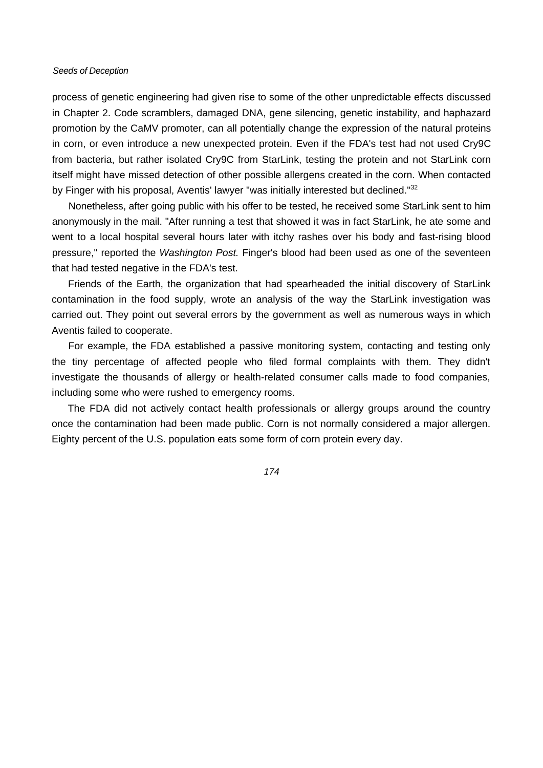process of genetic engineering had given rise to some of the other unpredictable effects discussed in Chapter 2. Code scramblers, damaged DNA, gene silencing, genetic instability, and haphazard promotion by the CaMV promoter, can all potentially change the expression of the natural proteins in corn, or even introduce a new unexpected protein. Even if the FDA's test had not used Cry9C from bacteria, but rather isolated Cry9C from StarLink, testing the protein and not StarLink corn itself might have missed detection of other possible allergens created in the corn. When contacted by Finger with his proposal, Aventis' lawyer "was initially interested but declined."[32]

Nonetheless, after going public with his offer to be tested, he received some StarLink sent to him anonymously in the mail. "After running a test that showed it was in fact StarLink, he ate some and went to a local hospital several hours later with itchy rashes over his body and fast-rising blood pressure," reported the *Washington Post.* Finger's blood had been used as one of the seventeen that had tested negative in the FDA's test.

Friends of the Earth, the organization that had spearheaded the initial discovery of StarLink contamination in the food supply, wrote an analysis of the way the StarLink investigation was carried out. They point out several errors by the government as well as numerous ways in which Aventis failed to cooperate.

For example, the FDA established a passive monitoring system, contacting and testing only the tiny percentage of affected people who filed formal complaints with them. They didn't investigate the thousands of allergy or health-related consumer calls made to food companies, including some who were rushed to emergency rooms.

The FDA did not actively contact health professionals or allergy groups around the country once the contamination had been made public. Corn is not normally considered a major allergen. Eighty percent of the U.S. population eats some form of corn protein every day.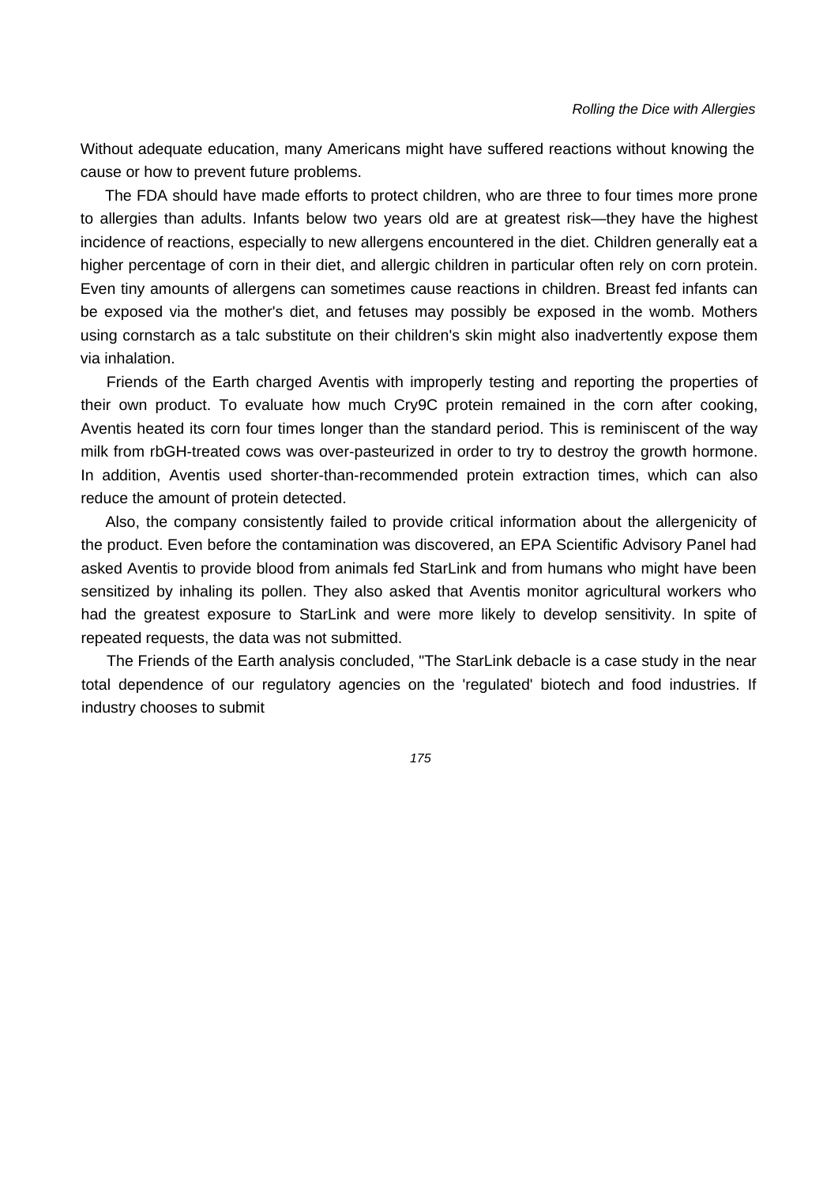Without adequate education, many Americans might have suffered reactions without knowing the cause or how to prevent future problems.

The FDA should have made efforts to protect children, who are three to four times more prone to allergies than adults. Infants below two years old are at greatest risk—they have the highest incidence of reactions, especially to new allergens encountered in the diet. Children generally eat a higher percentage of corn in their diet, and allergic children in particular often rely on corn protein. Even tiny amounts of allergens can sometimes cause reactions in children. Breast fed infants can be exposed via the mother's diet, and fetuses may possibly be exposed in the womb. Mothers using cornstarch as a talc substitute on their children's skin might also inadvertently expose them via inhalation.

Friends of the Earth charged Aventis with improperly testing and reporting the properties of their own product. To evaluate how much Cry9C protein remained in the corn after cooking, Aventis heated its corn four times longer than the standard period. This is reminiscent of the way milk from rbGH-treated cows was over-pasteurized in order to try to destroy the growth hormone. In addition, Aventis used shorter-than-recommended protein extraction times, which can also reduce the amount of protein detected.

Also, the company consistently failed to provide critical information about the allergenicity of the product. Even before the contamination was discovered, an EPA Scientific Advisory Panel had asked Aventis to provide blood from animals fed StarLink and from humans who might have been sensitized by inhaling its pollen. They also asked that Aventis monitor agricultural workers who had the greatest exposure to StarLink and were more likely to develop sensitivity. In spite of repeated requests, the data was not submitted.

The Friends of the Earth analysis concluded, "The StarLink debacle is a case study in the near total dependence of our regulatory agencies on the 'regulated' biotech and food industries. If industry chooses to submit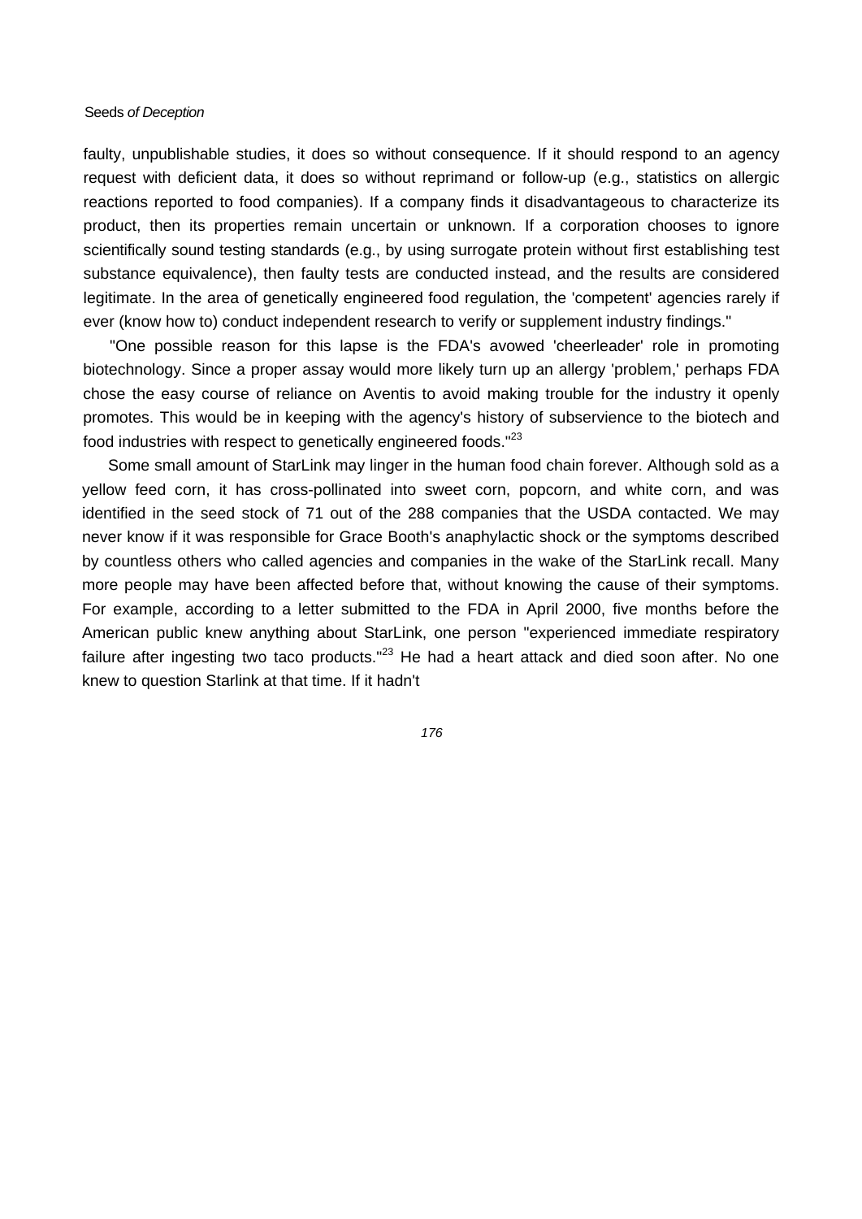faulty, unpublishable studies, it does so without consequence. If it should respond to an agency request with deficient data, it does so without reprimand or follow-up (e.g., statistics on allergic reactions reported to food companies). If a company finds it disadvantageous to characterize its product, then its properties remain uncertain or unknown. If a corporation chooses to ignore scientifically sound testing standards (e.g., by using surrogate protein without first establishing test substance equivalence), then faulty tests are conducted instead, and the results are considered legitimate. In the area of genetically engineered food regulation, the 'competent' agencies rarely if ever (know how to) conduct independent research to verify or supplement industry findings."

"One possible reason for this lapse is the FDA's avowed 'cheerleader' role in promoting biotechnology. Since a proper assay would more likely turn up an allergy 'problem,' perhaps FDA chose the easy course of reliance on Aventis to avoid making trouble for the industry it openly promotes. This would be in keeping with the agency's history of subservience to the biotech and food industries with respect to genetically engineered foods."[23]

Some small amount of StarLink may linger in the human food chain forever. Although sold as a yellow feed corn, it has cross-pollinated into sweet corn, popcorn, and white corn, and was identified in the seed stock of 71 out of the 288 companies that the USDA contacted. We may never know if it was responsible for Grace Booth's anaphylactic shock or the symptoms described by countless others who called agencies and companies in the wake of the StarLink recall. Many more people may have been affected before that, without knowing the cause of their symptoms. For example, according to a letter submitted to the FDA in April 2000, five months before the American public knew anything about StarLink, one person "experienced immediate respiratory failure after ingesting two taco products."[23] He had a heart attack and died soon after. No one knew to question Starlink at that time. If it hadn't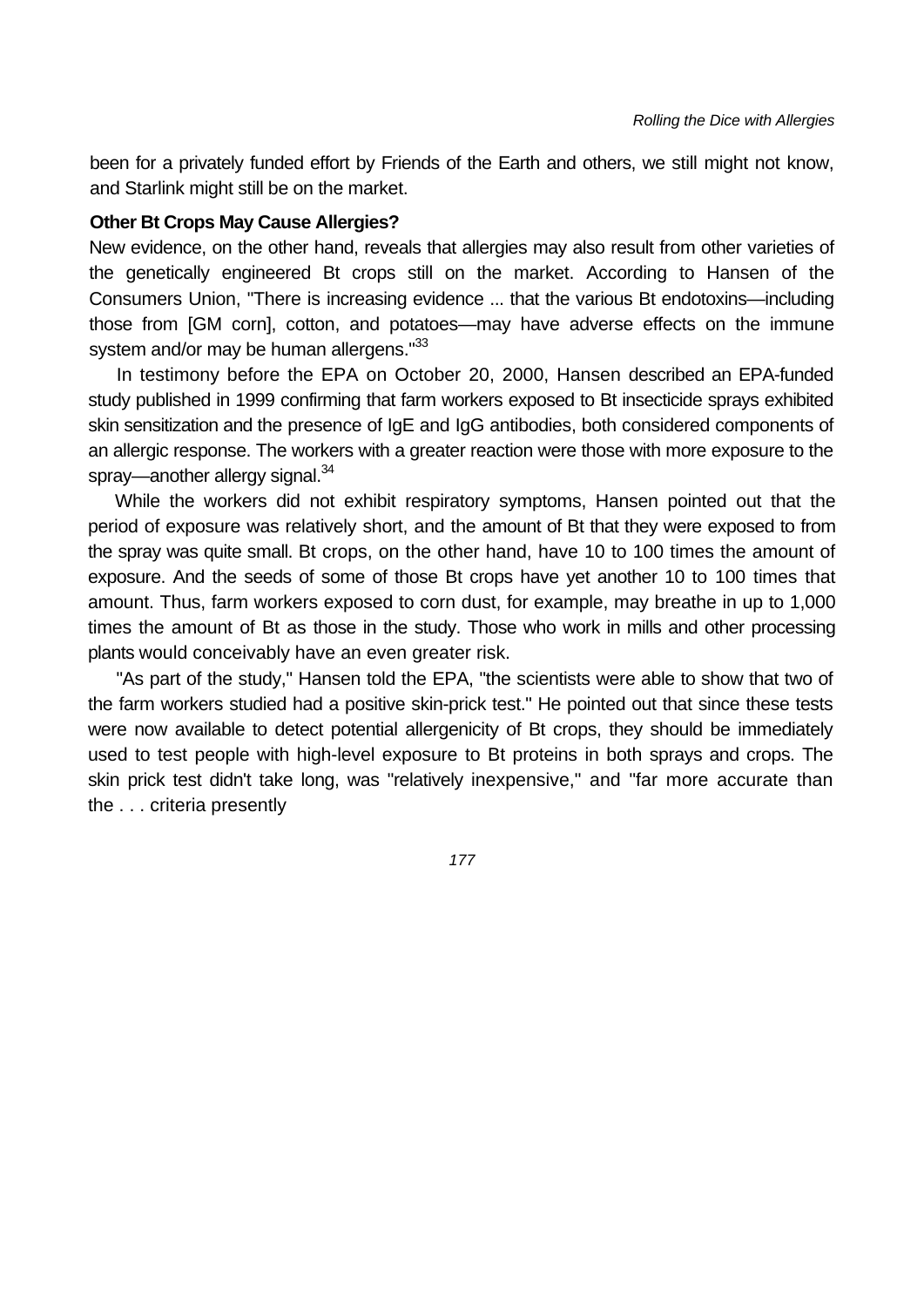been for a privately funded effort by Friends of the Earth and others, we still might not know, and Starlink might still be on the market.

### Other Bt Crops May Cause Allergies?

New evidence, on the other hand, reveals that allergies may also result from other varieties of the genetically engineered Bt crops still on the market. According to Hansen of the Consumers Union, "There is increasing evidence ... that the various Bt endotoxins—including those from [GM corn], cotton, and potatoes—may have adverse effects on the immune system and/or may be human allergens."[33]

In testimony before the EPA on October 20, 2000, Hansen described an EPA-funded study published in 1999 confirming that farm workers exposed to Bt insecticide sprays exhibited skin sensitization and the presence of IgE and IgG antibodies, both considered components of an allergic response. The workers with a greater reaction were those with more exposure to the spray—another allergy signal.[34]

While the workers did not exhibit respiratory symptoms, Hansen pointed out that the period of exposure was relatively short, and the amount of Bt that they were exposed to from the spray was quite small. Bt crops, on the other hand, have 10 to 100 times the amount of exposure. And the seeds of some of those Bt crops have yet another 10 to 100 times that amount. Thus, farm workers exposed to corn dust, for example, may breathe in up to 1,000 times the amount of Bt as those in the study. Those who work in mills and other processing plants would conceivably have an even greater risk.

"As part of the study," Hansen told the EPA, "the scientists were able to show that two of the farm workers studied had a positive skin-prick test." He pointed out that since these tests were now available to detect potential allergenicity of Bt crops, they should be immediately used to test people with high-level exposure to Bt proteins in both sprays and crops. The skin prick test didn't take long, was "relatively inexpensive," and "far more accurate than the . . . criteria presently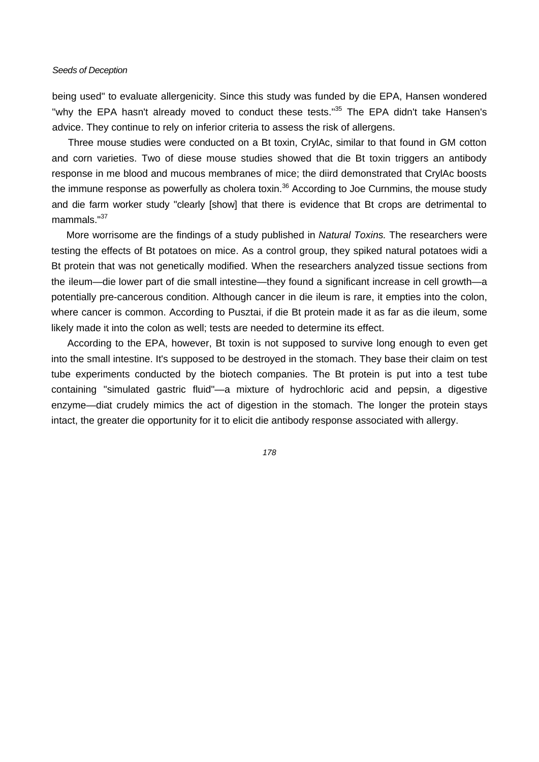being used" to evaluate allergenicity. Since this study was funded by die EPA, Hansen wondered "why the EPA hasn't already moved to conduct these tests."[35] The EPA didn't take Hansen's advice. They continue to rely on inferior criteria to assess the risk of allergens.

Three mouse studies were conducted on a Bt toxin, CrylAc, similar to that found in GM cotton and corn varieties. Two of diese mouse studies showed that die Bt toxin triggers an antibody response in me blood and mucous membranes of mice; the diird demonstrated that CrylAc boosts the immune response as powerfully as cholera toxin.[36] According to Joe Curnmins, the mouse study and die farm worker study "clearly [show] that there is evidence that Bt crops are detrimental to mammals."[37]

More worrisome are the findings of a study published in *Natural Toxins.* The researchers were testing the effects of Bt potatoes on mice. As a control group, they spiked natural potatoes widi a Bt protein that was not genetically modified. When the researchers analyzed tissue sections from the ileum—die lower part of die small intestine—they found a significant increase in cell growth—a potentially pre-cancerous condition. Although cancer in die ileum is rare, it empties into the colon, where cancer is common. According to Pusztai, if die Bt protein made it as far as die ileum, some likely made it into the colon as well; tests are needed to determine its effect.

According to the EPA, however, Bt toxin is not supposed to survive long enough to even get into the small intestine. It's supposed to be destroyed in the stomach. They base their claim on test tube experiments conducted by the biotech companies. The Bt protein is put into a test tube containing "simulated gastric fluid"—a mixture of hydrochloric acid and pepsin, a digestive enzyme—diat crudely mimics the act of digestion in the stomach. The longer the protein stays intact, the greater die opportunity for it to elicit die antibody response associated with allergy.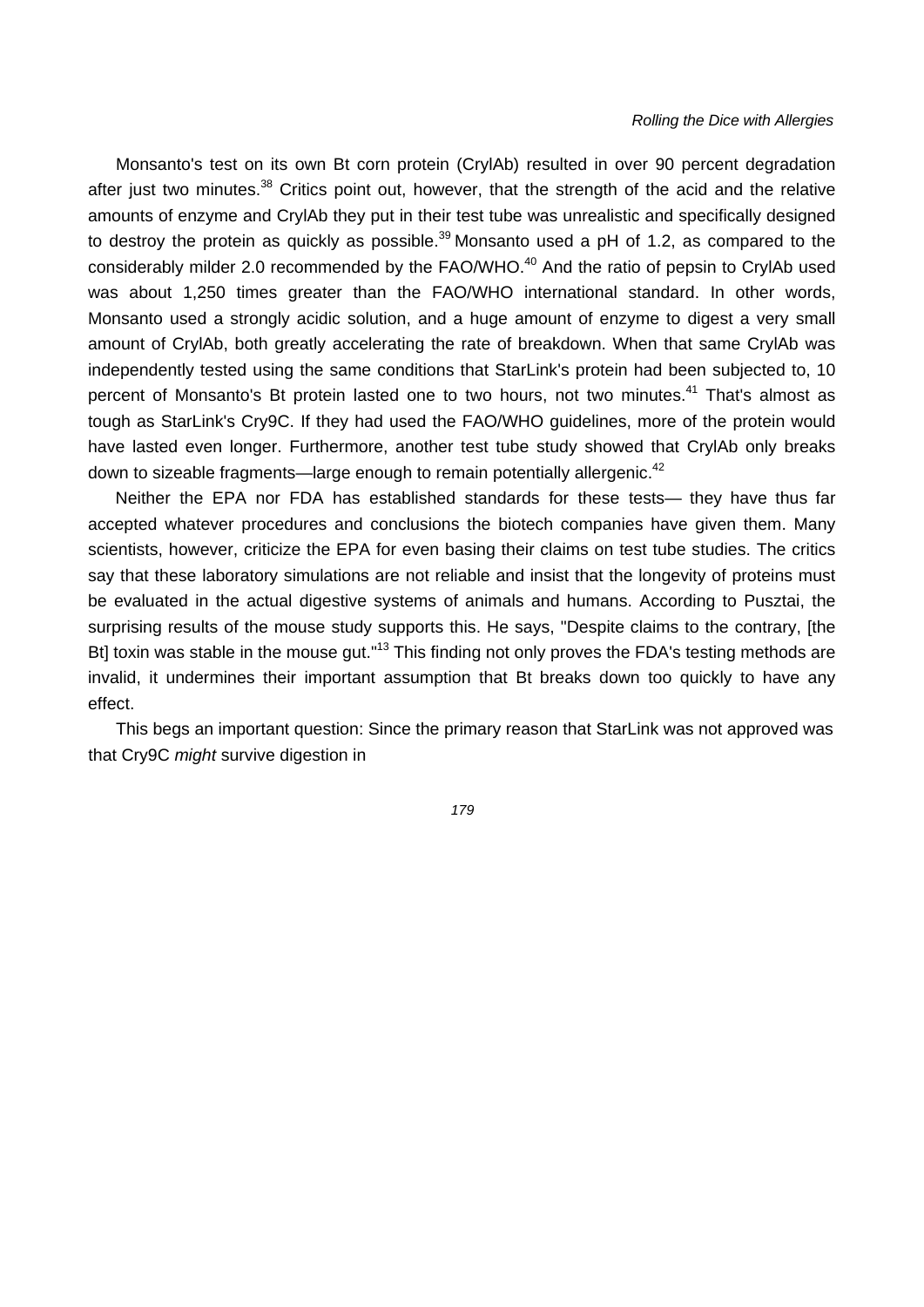Monsanto's test on its own Bt corn protein (CrylAb) resulted in over 90 percent degradation after just two minutes.[38] Critics point out, however, that the strength of the acid and the relative amounts of enzyme and CrylAb they put in their test tube was unrealistic and specifically designed to destroy the protein as quickly as possible.[39] Monsanto used a pH of 1.2, as compared to the considerably milder 2.0 recommended by the FAO/WHO.[40] And the ratio of pepsin to CrylAb used was about 1,250 times greater than the FAO/WHO international standard. In other words, Monsanto used a strongly acidic solution, and a huge amount of enzyme to digest a very small amount of CrylAb, both greatly accelerating the rate of breakdown. When that same CrylAb was independently tested using the same conditions that StarLink's protein had been subjected to, 10 percent of Monsanto's Bt protein lasted one to two hours, not two minutes.[41] That's almost as tough as StarLink's Cry9C. If they had used the FAO/WHO guidelines, more of the protein would have lasted even longer. Furthermore, another test tube study showed that CrylAb only breaks down to sizeable fragments—large enough to remain potentially allergenic.[42]

Neither the EPA nor FDA has established standards for these tests— they have thus far accepted whatever procedures and conclusions the biotech companies have given them. Many scientists, however, criticize the EPA for even basing their claims on test tube studies. The critics say that these laboratory simulations are not reliable and insist that the longevity of proteins must be evaluated in the actual digestive systems of animals and humans. According to Pusztai, the surprising results of the mouse study supports this. He says, "Despite claims to the contrary, [the Bt] toxin was stable in the mouse gut."[13] This finding not only proves the FDA's testing methods are invalid, it undermines their important assumption that Bt breaks down too quickly to have any effect.

This begs an important question: Since the primary reason that StarLink was not approved was that Cry9C *might* survive digestion in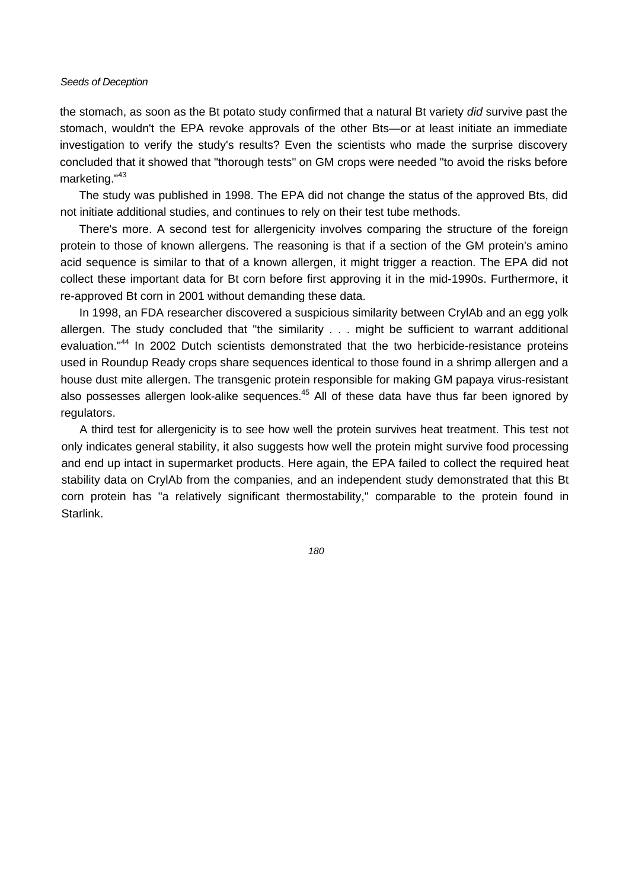the stomach, as soon as the Bt potato study confirmed that a natural Bt variety *did* survive past the stomach, wouldn't the EPA revoke approvals of the other Bts—or at least initiate an immediate investigation to verify the study's results? Even the scientists who made the surprise discovery concluded that it showed that "thorough tests" on GM crops were needed "to avoid the risks before marketing."[43]

The study was published in 1998. The EPA did not change the status of the approved Bts, did not initiate additional studies, and continues to rely on their test tube methods.

There's more. A second test for allergenicity involves comparing the structure of the foreign protein to those of known allergens. The reasoning is that if a section of the GM protein's amino acid sequence is similar to that of a known allergen, it might trigger a reaction. The EPA did not collect these important data for Bt corn before first approving it in the mid-1990s. Furthermore, it re-approved Bt corn in 2001 without demanding these data.

In 1998, an FDA researcher discovered a suspicious similarity between CrylAb and an egg yolk allergen. The study concluded that "the similarity . . . might be sufficient to warrant additional evaluation."[44] In 2002 Dutch scientists demonstrated that the two herbicide-resistance proteins used in Roundup Ready crops share sequences identical to those found in a shrimp allergen and a house dust mite allergen. The transgenic protein responsible for making GM papaya virus-resistant also possesses allergen look-alike sequences.[45] All of these data have thus far been ignored by regulators.

A third test for allergenicity is to see how well the protein survives heat treatment. This test not only indicates general stability, it also suggests how well the protein might survive food processing and end up intact in supermarket products. Here again, the EPA failed to collect the required heat stability data on CrylAb from the companies, and an independent study demonstrated that this Bt corn protein has "a relatively significant thermostability," comparable to the protein found in Starlink.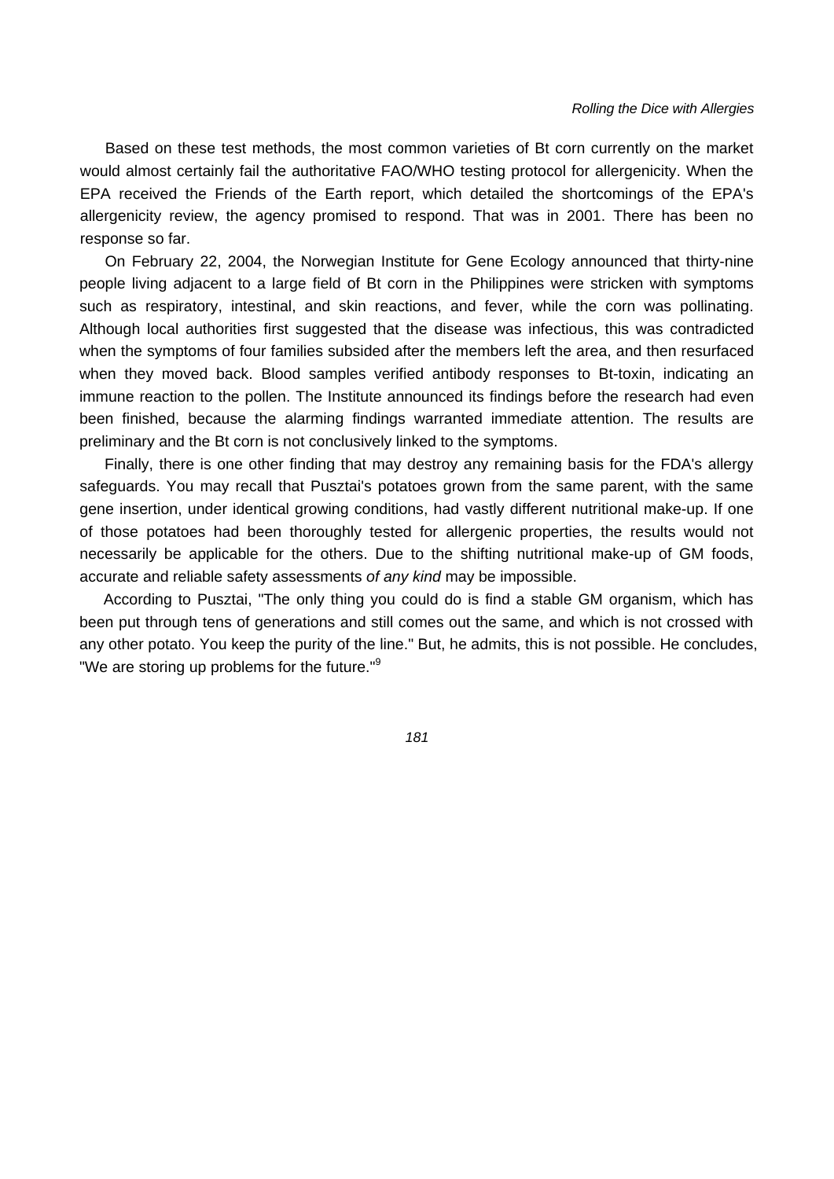Based on these test methods, the most common varieties of Bt corn currently on the market would almost certainly fail the authoritative FAO/WHO testing protocol for allergenicity. When the EPA received the Friends of the Earth report, which detailed the shortcomings of the EPA's allergenicity review, the agency promised to respond. That was in 2001. There has been no response so far.

On February 22, 2004, the Norwegian Institute for Gene Ecology announced that thirty-nine people living adjacent to a large field of Bt corn in the Philippines were stricken with symptoms such as respiratory, intestinal, and skin reactions, and fever, while the corn was pollinating. Although local authorities first suggested that the disease was infectious, this was contradicted when the symptoms of four families subsided after the members left the area, and then resurfaced when they moved back. Blood samples verified antibody responses to Bt-toxin, indicating an immune reaction to the pollen. The Institute announced its findings before the research had even been finished, because the alarming findings warranted immediate attention. The results are preliminary and the Bt corn is not conclusively linked to the symptoms.

Finally, there is one other finding that may destroy any remaining basis for the FDA's allergy safeguards. You may recall that Pusztai's potatoes grown from the same parent, with the same gene insertion, under identical growing conditions, had vastly different nutritional make-up. If one of those potatoes had been thoroughly tested for allergenic properties, the results would not necessarily be applicable for the others. Due to the shifting nutritional make-up of GM foods, accurate and reliable safety assessments *of any kind* may be impossible.

According to Pusztai, "The only thing you could do is find a stable GM organism, which has been put through tens of generations and still comes out the same, and which is not crossed with any other potato. You keep the purity of the line." But, he admits, this is not possible. He concludes, "We are storing up problems for the future."[9]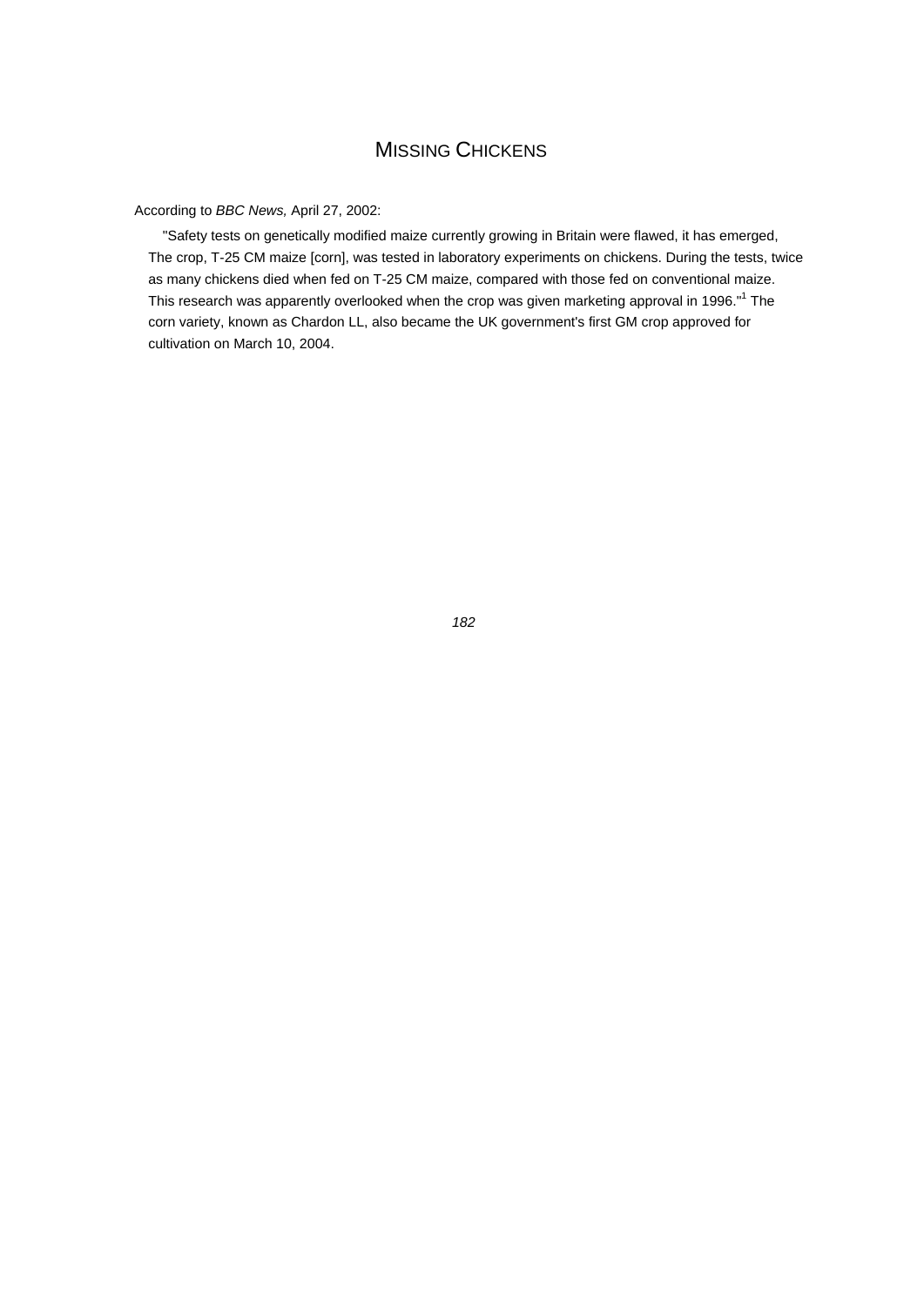# MISSING CHICKENS

According to *BBC News,* April 27, 2002:

"Safety tests on genetically modified maize currently growing in Britain were flawed, it has emerged, The crop, T-25 CM maize [corn], was tested in laboratory experiments on chickens. During the tests, twice as many chickens died when fed on T-25 CM maize, compared with those fed on conventional maize. This research was apparently overlooked when the crop was given marketing approval in 1996."[1] The corn variety, known as Chardon LL, also became the UK government's first GM crop approved for cultivation on March 10, 2004.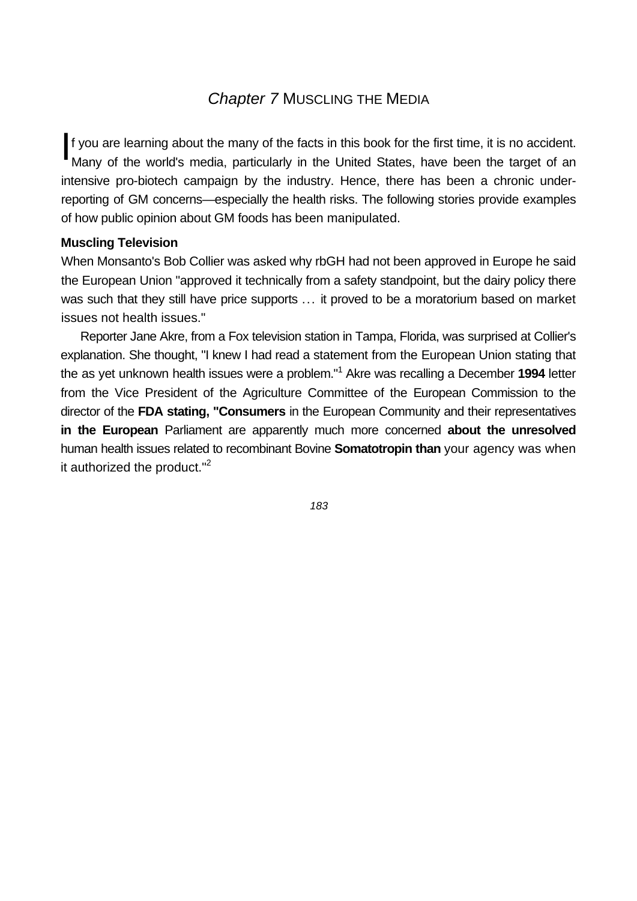## *Chapter 7* MUSCLING THE MEDIA

If you are learning about the many of the facts in this book for the first time, it is no accident. Many of the world's media, particularly in the United States, have been the target of an intensive pro-biotech campaign by the industry. Hence, there has been a chronic under-reporting of GM concerns—especially the health risks. The following stories provide examples of how public opinion about GM foods has been manipulated.

### Muscling Television

When Monsanto's Bob Collier was asked why rbGH had not been approved in Europe he said the European Union "approved it technically from a safety standpoint, but the dairy policy there was such that they still have price supports … it proved to be a moratorium based on market issues not health issues."

Reporter Jane Akre, from a Fox television station in Tampa, Florida, was surprised at Collier's explanation. She thought, "I knew I had read a statement from the European Union stating that the as yet unknown health issues were a problem."[1] Akre was recalling a December **1994** letter from the Vice President of the Agriculture Committee of the European Commission to the director of the **FDA stating, "Consumers** in the European Community and their representatives **in the European** Parliament are apparently much more concerned **about the unresolved** human health issues related to recombinant Bovine **Somatotropin than** your agency was when it authorized the product."[2]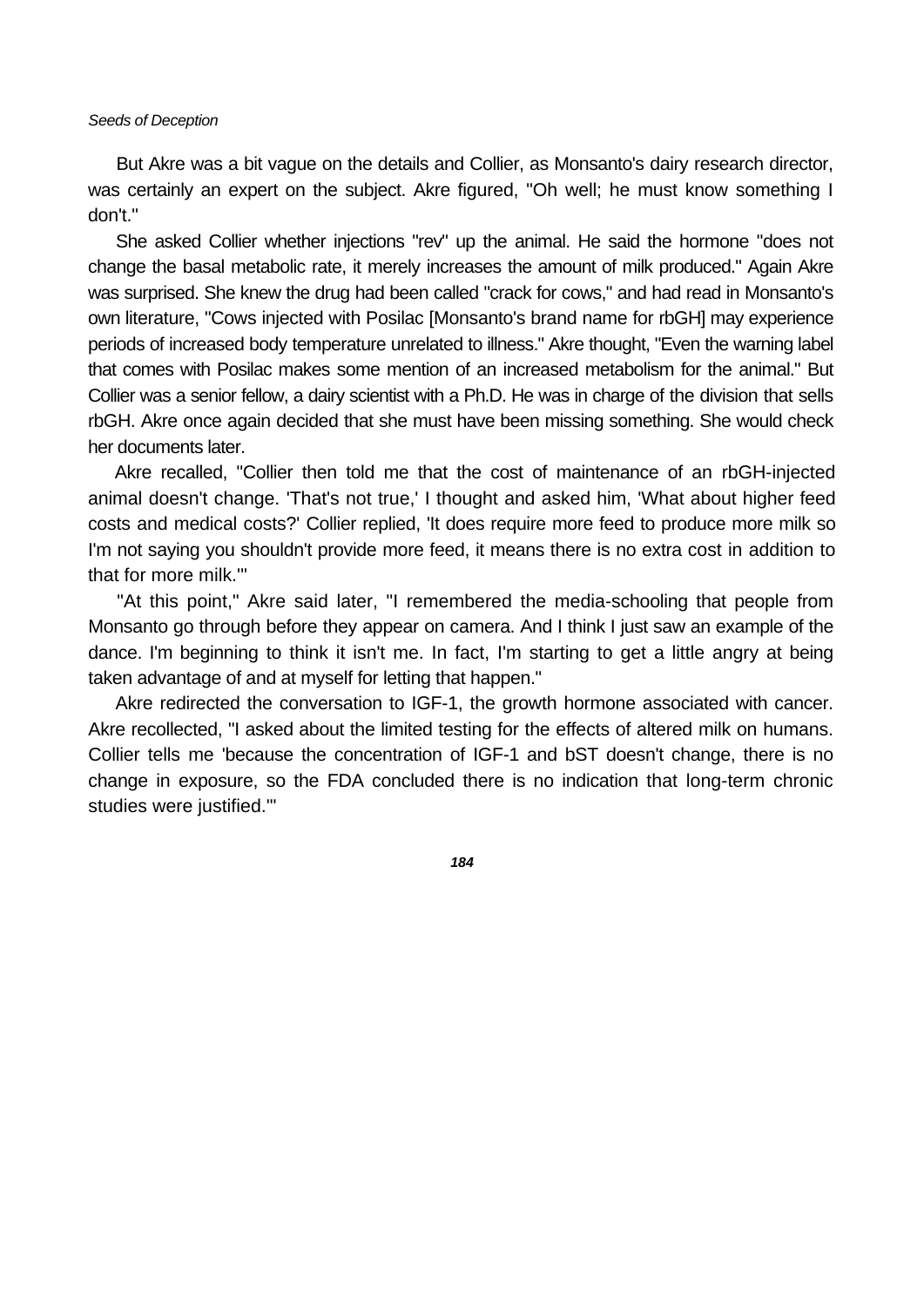But Akre was a bit vague on the details and Collier, as Monsanto's dairy research director, was certainly an expert on the subject. Akre figured, "Oh well; he must know something I don't."

She asked Collier whether injections "rev" up the animal. He said the hormone "does not change the basal metabolic rate, it merely increases the amount of milk produced." Again Akre was surprised. She knew the drug had been called "crack for cows," and had read in Monsanto's own literature, "Cows injected with Posilac [Monsanto's brand name for rbGH] may experience periods of increased body temperature unrelated to illness." Akre thought, "Even the warning label that comes with Posilac makes some mention of an increased metabolism for the animal." But Collier was a senior fellow, a dairy scientist with a Ph.D. He was in charge of the division that sells rbGH. Akre once again decided that she must have been missing something. She would check her documents later.

Akre recalled, "Collier then told me that the cost of maintenance of an rbGH-injected animal doesn't change. 'That's not true,' I thought and asked him, 'What about higher feed costs and medical costs?' Collier replied, 'It does require more feed to produce more milk so I'm not saying you shouldn't provide more feed, it means there is no extra cost in addition to that for more milk.'"

"At this point," Akre said later, "I remembered the media-schooling that people from Monsanto go through before they appear on camera. And I think I just saw an example of the dance. I'm beginning to think it isn't me. In fact, I'm starting to get a little angry at being taken advantage of and at myself for letting that happen."

Akre redirected the conversation to IGF-1, the growth hormone associated with cancer. Akre recollected, "I asked about the limited testing for the effects of altered milk on humans. Collier tells me 'because the concentration of IGF-1 and bST doesn't change, there is no change in exposure, so the FDA concluded there is no indication that long-term chronic studies were justified.'"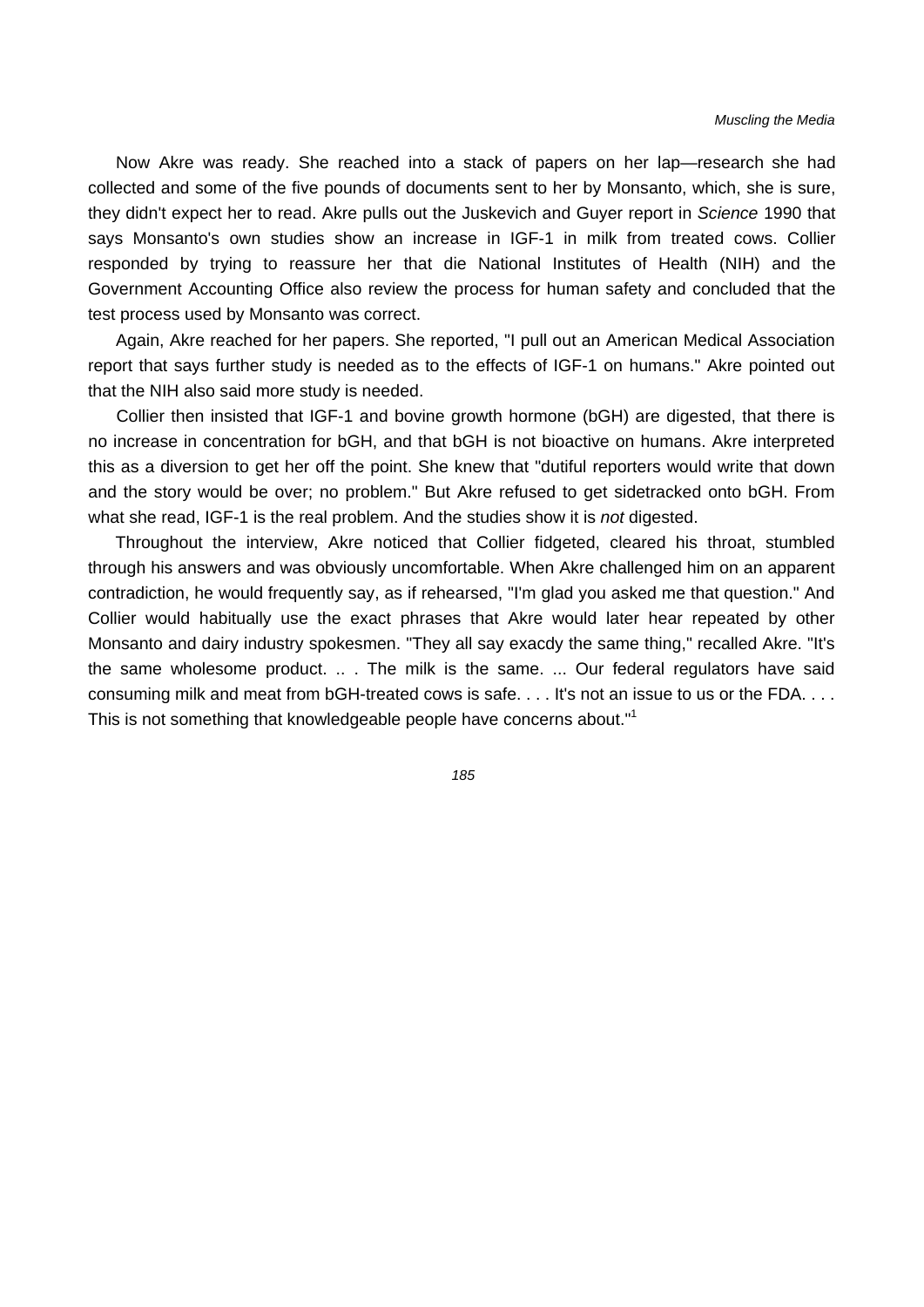Now Akre was ready. She reached into a stack of papers on her lap—research she had collected and some of the five pounds of documents sent to her by Monsanto, which, she is sure, they didn't expect her to read. Akre pulls out the Juskevich and Guyer report in *Science* 1990 that says Monsanto's own studies show an increase in IGF-1 in milk from treated cows. Collier responded by trying to reassure her that die National Institutes of Health (NIH) and the Government Accounting Office also review the process for human safety and concluded that the test process used by Monsanto was correct.

Again, Akre reached for her papers. She reported, "I pull out an American Medical Association report that says further study is needed as to the effects of IGF-1 on humans." Akre pointed out that the NIH also said more study is needed.

Collier then insisted that IGF-1 and bovine growth hormone (bGH) are digested, that there is no increase in concentration for bGH, and that bGH is not bioactive on humans. Akre interpreted this as a diversion to get her off the point. She knew that "dutiful reporters would write that down and the story would be over; no problem." But Akre refused to get sidetracked onto bGH. From what she read, IGF-1 is the real problem. And the studies show it is *not* digested.

Throughout the interview, Akre noticed that Collier fidgeted, cleared his throat, stumbled through his answers and was obviously uncomfortable. When Akre challenged him on an apparent contradiction, he would frequently say, as if rehearsed, "I'm glad you asked me that question." And Collier would habitually use the exact phrases that Akre would later hear repeated by other Monsanto and dairy industry spokesmen. "They all say exacdy the same thing," recalled Akre. "It's the same wholesome product. .. . The milk is the same. ... Our federal regulators have said consuming milk and meat from bGH-treated cows is safe. . . . It's not an issue to us or the FDA. . . . This is not something that knowledgeable people have concerns about."[1]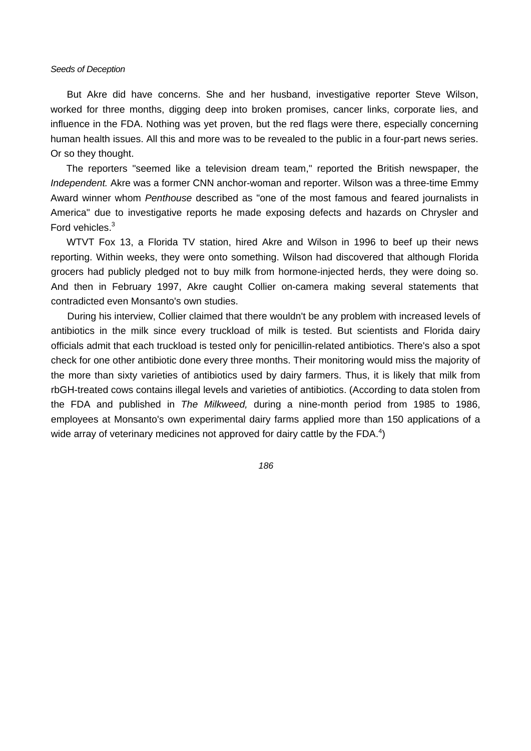But Akre did have concerns. She and her husband, investigative reporter Steve Wilson, worked for three months, digging deep into broken promises, cancer links, corporate lies, and influence in the FDA. Nothing was yet proven, but the red flags were there, especially concerning human health issues. All this and more was to be revealed to the public in a four-part news series. Or so they thought.

The reporters "seemed like a television dream team," reported the British newspaper, the *Independent.* Akre was a former CNN anchor-woman and reporter. Wilson was a three-time Emmy Award winner whom *Penthouse* described as "one of the most famous and feared journalists in America" due to investigative reports he made exposing defects and hazards on Chrysler and Ford vehicles.[3]

WTVT Fox 13, a Florida TV station, hired Akre and Wilson in 1996 to beef up their news reporting. Within weeks, they were onto something. Wilson had discovered that although Florida grocers had publicly pledged not to buy milk from hormone-injected herds, they were doing so. And then in February 1997, Akre caught Collier on-camera making several statements that contradicted even Monsanto's own studies.

During his interview, Collier claimed that there wouldn't be any problem with increased levels of antibiotics in the milk since every truckload of milk is tested. But scientists and Florida dairy officials admit that each truckload is tested only for penicillin-related antibiotics. There's also a spot check for one other antibiotic done every three months. Their monitoring would miss the majority of the more than sixty varieties of antibiotics used by dairy farmers. Thus, it is likely that milk from rbGH-treated cows contains illegal levels and varieties of antibiotics. (According to data stolen from the FDA and published in *The Milkweed,* during a nine-month period from 1985 to 1986, employees at Monsanto's own experimental dairy farms applied more than 150 applications of a wide array of veterinary medicines not approved for dairy cattle by the FDA.[4])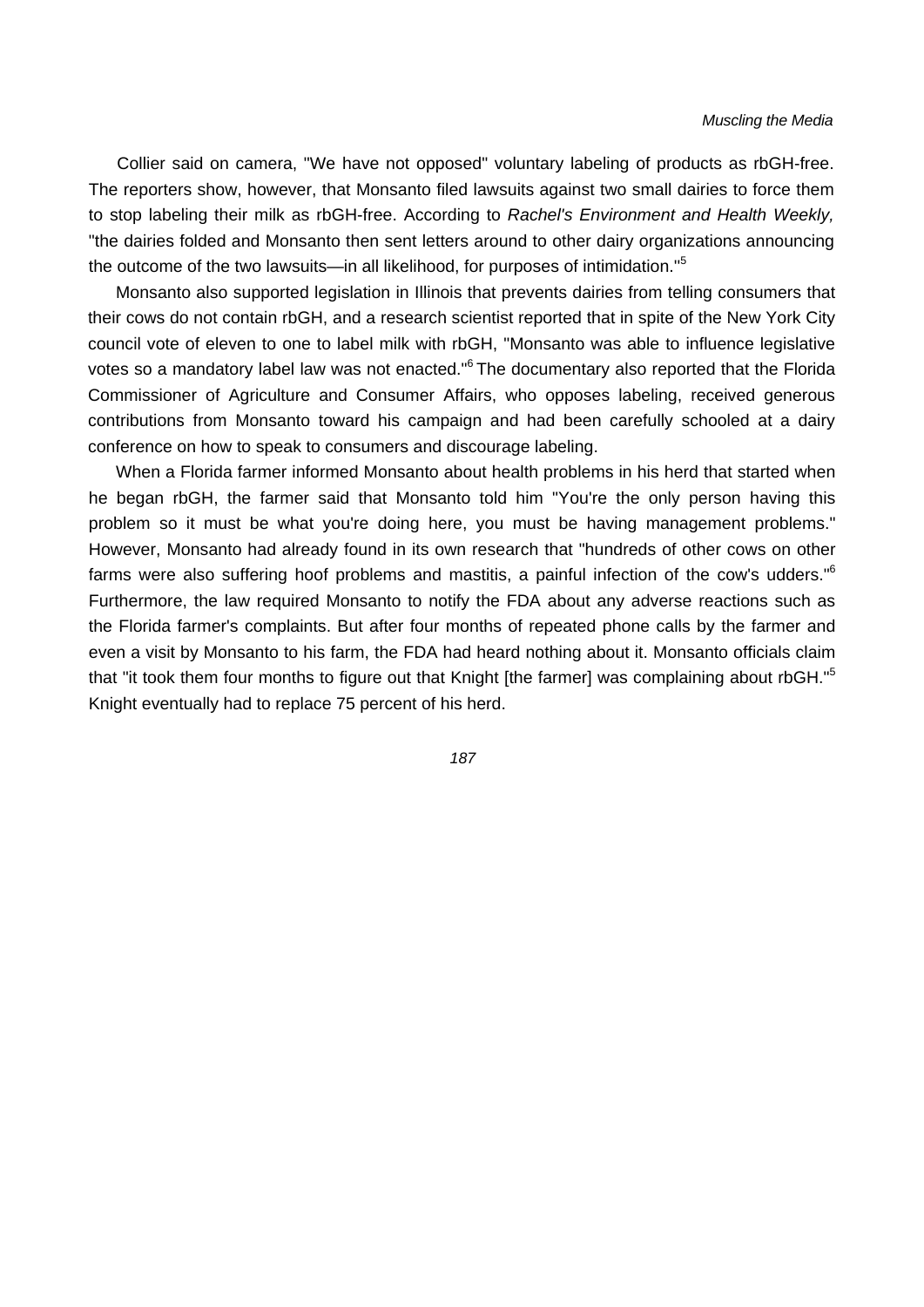Collier said on camera, "We have not opposed" voluntary labeling of products as rbGH-free. The reporters show, however, that Monsanto filed lawsuits against two small dairies to force them to stop labeling their milk as rbGH-free. According to *Rachel's Environment and Health Weekly,* "the dairies folded and Monsanto then sent letters around to other dairy organizations announcing the outcome of the two lawsuits—in all likelihood, for purposes of intimidation."[5]

Monsanto also supported legislation in Illinois that prevents dairies from telling consumers that their cows do not contain rbGH, and a research scientist reported that in spite of the New York City council vote of eleven to one to label milk with rbGH, "Monsanto was able to influence legislative votes so a mandatory label law was not enacted."[6] The documentary also reported that the Florida Commissioner of Agriculture and Consumer Affairs, who opposes labeling, received generous contributions from Monsanto toward his campaign and had been carefully schooled at a dairy conference on how to speak to consumers and discourage labeling.

When a Florida farmer informed Monsanto about health problems in his herd that started when he began rbGH, the farmer said that Monsanto told him "You're the only person having this problem so it must be what you're doing here, you must be having management problems." However, Monsanto had already found in its own research that "hundreds of other cows on other farms were also suffering hoof problems and mastitis, a painful infection of the cow's udders."[6] Furthermore, the law required Monsanto to notify the FDA about any adverse reactions such as the Florida farmer's complaints. But after four months of repeated phone calls by the farmer and even a visit by Monsanto to his farm, the FDA had heard nothing about it. Monsanto officials claim that "it took them four months to figure out that Knight [the farmer] was complaining about rbGH."[5] Knight eventually had to replace 75 percent of his herd.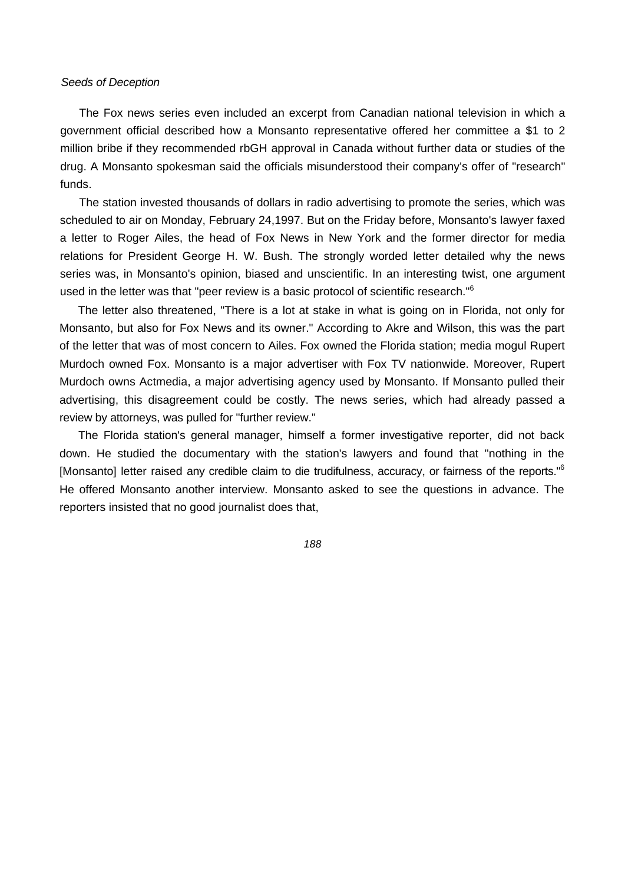The Fox news series even included an excerpt from Canadian national television in which a government official described how a Monsanto representative offered her committee a $1 to 2 million bribe if they recommended rbGH approval in Canada without further data or studies of the drug. A Monsanto spokesman said the officials misunderstood their company's offer of "research" funds.

The station invested thousands of dollars in radio advertising to promote the series, which was scheduled to air on Monday, February 24,1997. But on the Friday before, Monsanto's lawyer faxed a letter to Roger Ailes, the head of Fox News in New York and the former director for media relations for President George H. W. Bush. The strongly worded letter detailed why the news series was, in Monsanto's opinion, biased and unscientific. In an interesting twist, one argument used in the letter was that "peer review is a basic protocol of scientific research."[6]

The letter also threatened, "There is a lot at stake in what is going on in Florida, not only for Monsanto, but also for Fox News and its owner." According to Akre and Wilson, this was the part of the letter that was of most concern to Ailes. Fox owned the Florida station; media mogul Rupert Murdoch owned Fox. Monsanto is a major advertiser with Fox TV nationwide. Moreover, Rupert Murdoch owns Actmedia, a major advertising agency used by Monsanto. If Monsanto pulled their advertising, this disagreement could be costly. The news series, which had already passed a review by attorneys, was pulled for "further review."

The Florida station's general manager, himself a former investigative reporter, did not back down. He studied the documentary with the station's lawyers and found that "nothing in the [Monsanto] letter raised any credible claim to die trudifulness, accuracy, or fairness of the reports."[6] He offered Monsanto another interview. Monsanto asked to see the questions in advance. The reporters insisted that no good journalist does that,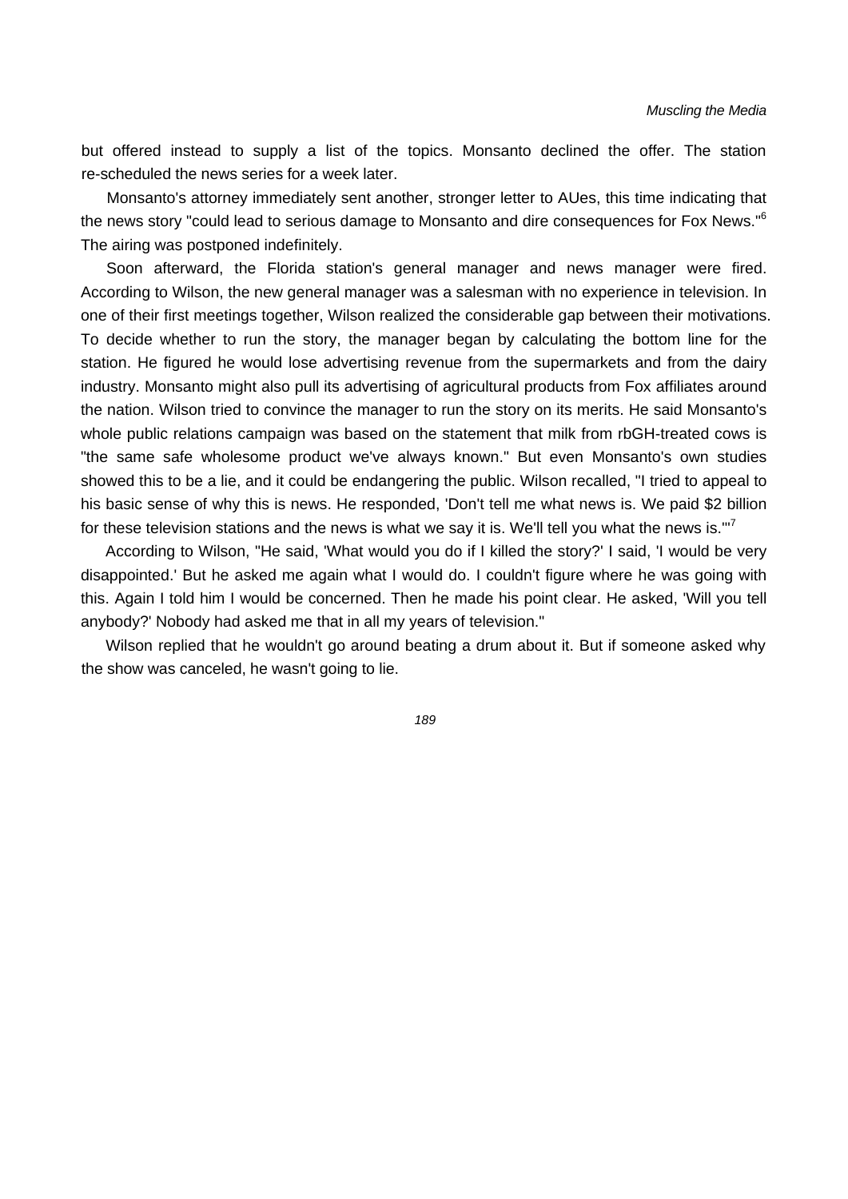but offered instead to supply a list of the topics. Monsanto declined the offer. The station re-scheduled the news series for a week later.

Monsanto's attorney immediately sent another, stronger letter to AUes, this time indicating that the news story "could lead to serious damage to Monsanto and dire consequences for Fox News."[6] The airing was postponed indefinitely.

Soon afterward, the Florida station's general manager and news manager were fired. According to Wilson, the new general manager was a salesman with no experience in television. In one of their first meetings together, Wilson realized the considerable gap between their motivations. To decide whether to run the story, the manager began by calculating the bottom line for the station. He figured he would lose advertising revenue from the supermarkets and from the dairy industry. Monsanto might also pull its advertising of agricultural products from Fox affiliates around the nation. Wilson tried to convince the manager to run the story on its merits. He said Monsanto's whole public relations campaign was based on the statement that milk from rbGH-treated cows is "the same safe wholesome product we've always known." But even Monsanto's own studies showed this to be a lie, and it could be endangering the public. Wilson recalled, "I tried to appeal to his basic sense of why this is news. He responded, 'Don't tell me what news is. We paid $2 billion for these television stations and the news is what we say it is. We'll tell you what the news is.'"[7]

According to Wilson, "He said, 'What would you do if I killed the story?' I said, 'I would be very disappointed.' But he asked me again what I would do. I couldn't figure where he was going with this. Again I told him I would be concerned. Then he made his point clear. He asked, 'Will you tell anybody?' Nobody had asked me that in all my years of television."

Wilson replied that he wouldn't go around beating a drum about it. But if someone asked why the show was canceled, he wasn't going to lie.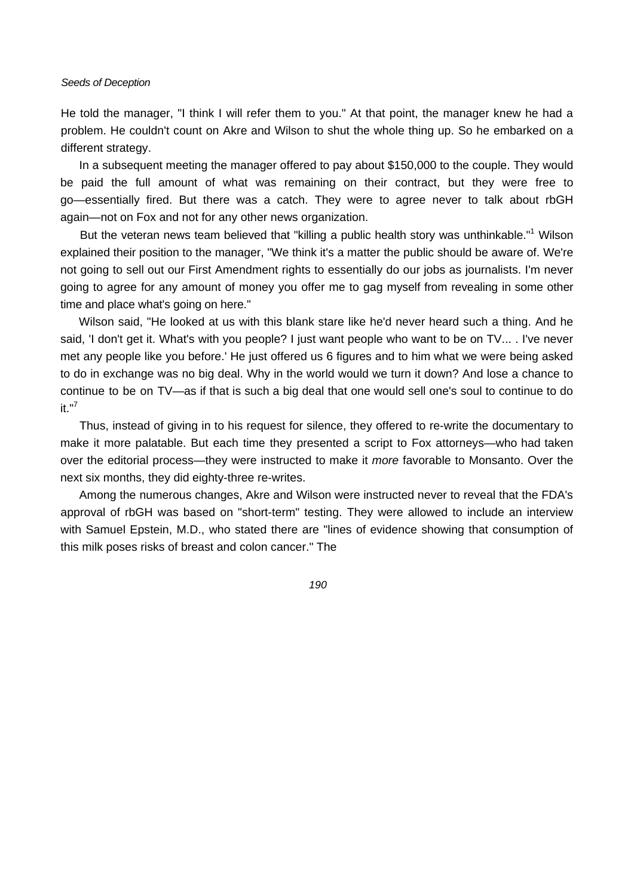He told the manager, "I think I will refer them to you." At that point, the manager knew he had a problem. He couldn't count on Akre and Wilson to shut the whole thing up. So he embarked on a different strategy.

In a subsequent meeting the manager offered to pay about $150,000 to the couple. They would be paid the full amount of what was remaining on their contract, but they were free to go—essentially fired. But there was a catch. They were to agree never to talk about rbGH again—not on Fox and not for any other news organization.

But the veteran news team believed that "killing a public health story was unthinkable."[1] Wilson explained their position to the manager, "We think it's a matter the public should be aware of. We're not going to sell out our First Amendment rights to essentially do our jobs as journalists. I'm never going to agree for any amount of money you offer me to gag myself from revealing in some other time and place what's going on here."

Wilson said, "He looked at us with this blank stare like he'd never heard such a thing. And he said, 'I don't get it. What's with you people? I just want people who want to be on TV... . I've never met any people like you before.' He just offered us 6 figures and to him what we were being asked to do in exchange was no big deal. Why in the world would we turn it down? And lose a chance to continue to be on TV—as if that is such a big deal that one would sell one's soul to continue to do it."[7]

Thus, instead of giving in to his request for silence, they offered to re-write the documentary to make it more palatable. But each time they presented a script to Fox attorneys—who had taken over the editorial process—they were instructed to make it *more* favorable to Monsanto. Over the next six months, they did eighty-three re-writes.

Among the numerous changes, Akre and Wilson were instructed never to reveal that the FDA's approval of rbGH was based on "short-term" testing. They were allowed to include an interview with Samuel Epstein, M.D., who stated there are "lines of evidence showing that consumption of this milk poses risks of breast and colon cancer." The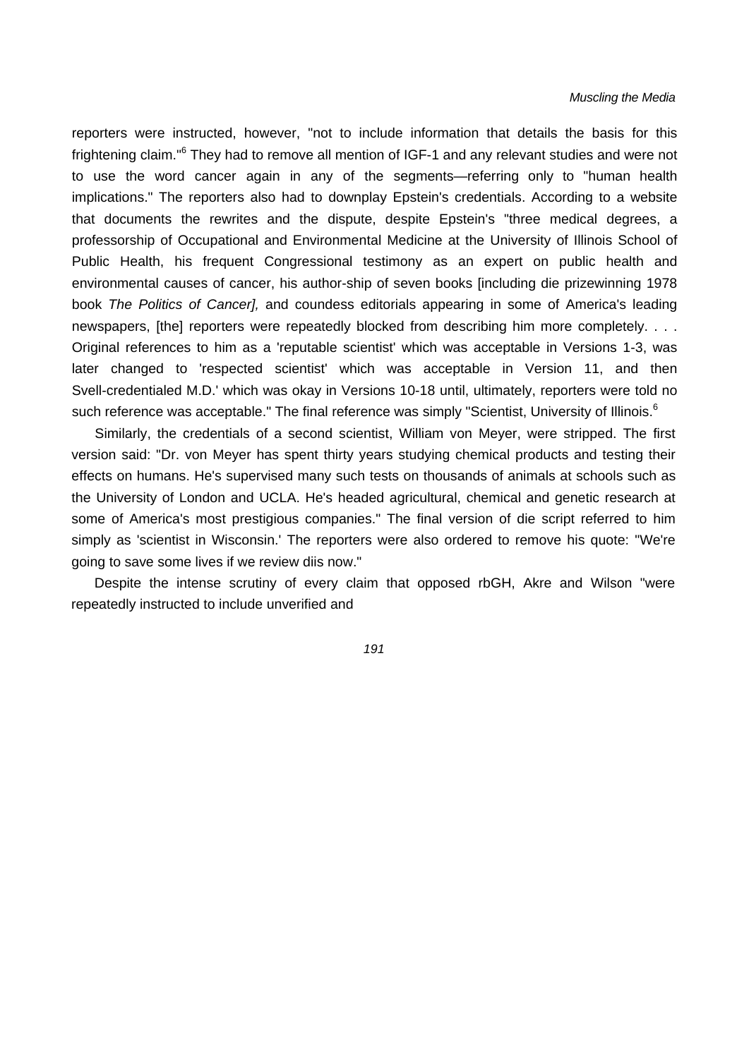reporters were instructed, however, "not to include information that details the basis for this frightening claim."[6] They had to remove all mention of IGF-1 and any relevant studies and were not to use the word cancer again in any of the segments—referring only to "human health implications." The reporters also had to downplay Epstein's credentials. According to a website that documents the rewrites and the dispute, despite Epstein's "three medical degrees, a professorship of Occupational and Environmental Medicine at the University of Illinois School of Public Health, his frequent Congressional testimony as an expert on public health and environmental causes of cancer, his author-ship of seven books [including die prizewinning 1978 book *The Politics of Cancer],* and coundess editorials appearing in some of America's leading newspapers, [the] reporters were repeatedly blocked from describing him more completely. . . . Original references to him as a 'reputable scientist' which was acceptable in Versions 1-3, was later changed to 'respected scientist' which was acceptable in Version 11, and then Svell-credentialed M.D.' which was okay in Versions 10-18 until, ultimately, reporters were told no such reference was acceptable." The final reference was simply "Scientist, University of Illinois.[6]

Similarly, the credentials of a second scientist, William von Meyer, were stripped. The first version said: "Dr. von Meyer has spent thirty years studying chemical products and testing their effects on humans. He's supervised many such tests on thousands of animals at schools such as the University of London and UCLA. He's headed agricultural, chemical and genetic research at some of America's most prestigious companies." The final version of die script referred to him simply as 'scientist in Wisconsin.' The reporters were also ordered to remove his quote: "We're going to save some lives if we review diis now."

Despite the intense scrutiny of every claim that opposed rbGH, Akre and Wilson "were repeatedly instructed to include unverified and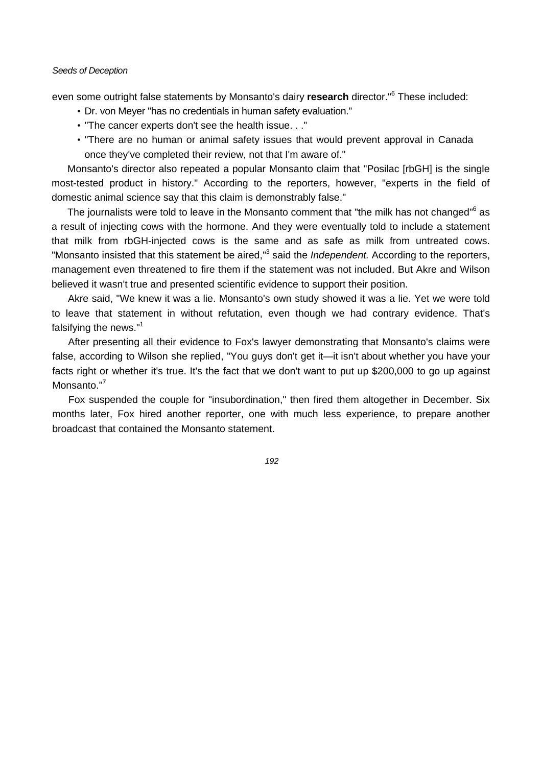even some outright false statements by Monsanto's dairy **research** director."[6] These included:

- Dr. von Meyer "has no credentials in human safety evaluation."
- "The cancer experts don't see the health issue. . ."
- "There are no human or animal safety issues that would prevent approval in Canada once they've completed their review, not that I'm aware of."

Monsanto's director also repeated a popular Monsanto claim that "Posilac [rbGH] is the single most-tested product in history." According to the reporters, however, "experts in the field of domestic animal science say that this claim is demonstrably false."

The journalists were told to leave in the Monsanto comment that "the milk has not changed"[6] as a result of injecting cows with the hormone. And they were eventually told to include a statement that milk from rbGH-injected cows is the same and as safe as milk from untreated cows. "Monsanto insisted that this statement be aired,"[3] said the *Independent.* According to the reporters, management even threatened to fire them if the statement was not included. But Akre and Wilson believed it wasn't true and presented scientific evidence to support their position.

Akre said, "We knew it was a lie. Monsanto's own study showed it was a lie. Yet we were told to leave that statement in without refutation, even though we had contrary evidence. That's falsifying the news."[1]

After presenting all their evidence to Fox's lawyer demonstrating that Monsanto's claims were false, according to Wilson she replied, "You guys don't get it—it isn't about whether you have your facts right or whether it's true. It's the fact that we don't want to put up $200,000 to go up against Monsanto."[7]

Fox suspended the couple for "insubordination," then fired them altogether in December. Six months later, Fox hired another reporter, one with much less experience, to prepare another broadcast that contained the Monsanto statement.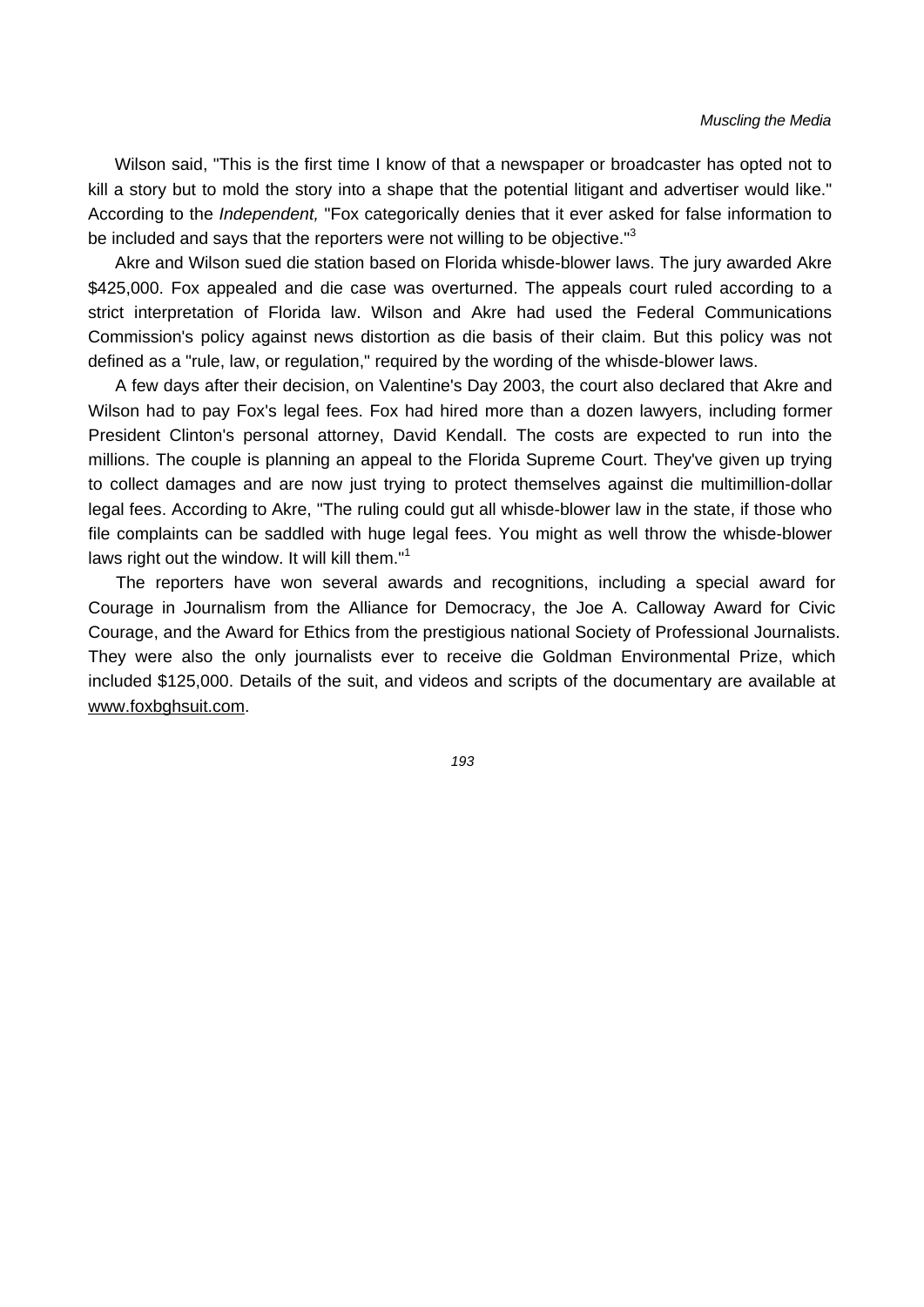Wilson said, "This is the first time I know of that a newspaper or broadcaster has opted not to kill a story but to mold the story into a shape that the potential litigant and advertiser would like." According to the *Independent,* "Fox categorically denies that it ever asked for false information to be included and says that the reporters were not willing to be objective."[3]

Akre and Wilson sued die station based on Florida whisde-blower laws. The jury awarded Akre $425,000. Fox appealed and die case was overturned. The appeals court ruled according to a strict interpretation of Florida law. Wilson and Akre had used the Federal Communications Commission's policy against news distortion as die basis of their claim. But this policy was not defined as a "rule, law, or regulation," required by the wording of the whisde-blower laws.

A few days after their decision, on Valentine's Day 2003, the court also declared that Akre and Wilson had to pay Fox's legal fees. Fox had hired more than a dozen lawyers, including former President Clinton's personal attorney, David Kendall. The costs are expected to run into the millions. The couple is planning an appeal to the Florida Supreme Court. They've given up trying to collect damages and are now just trying to protect themselves against die multimillion-dollar legal fees. According to Akre, "The ruling could gut all whisde-blower law in the state, if those who file complaints can be saddled with huge legal fees. You might as well throw the whisde-blower laws right out the window. It will kill them."[1]

The reporters have won several awards and recognitions, including a special award for Courage in Journalism from the Alliance for Democracy, the Joe A. Calloway Award for Civic Courage, and the Award for Ethics from the prestigious national Society of Professional Journalists. They were also the only journalists ever to receive die Goldman Environmental Prize, which included $125,000. Details of the suit, and videos and scripts of the documentary are available at www.foxbghsuit.com.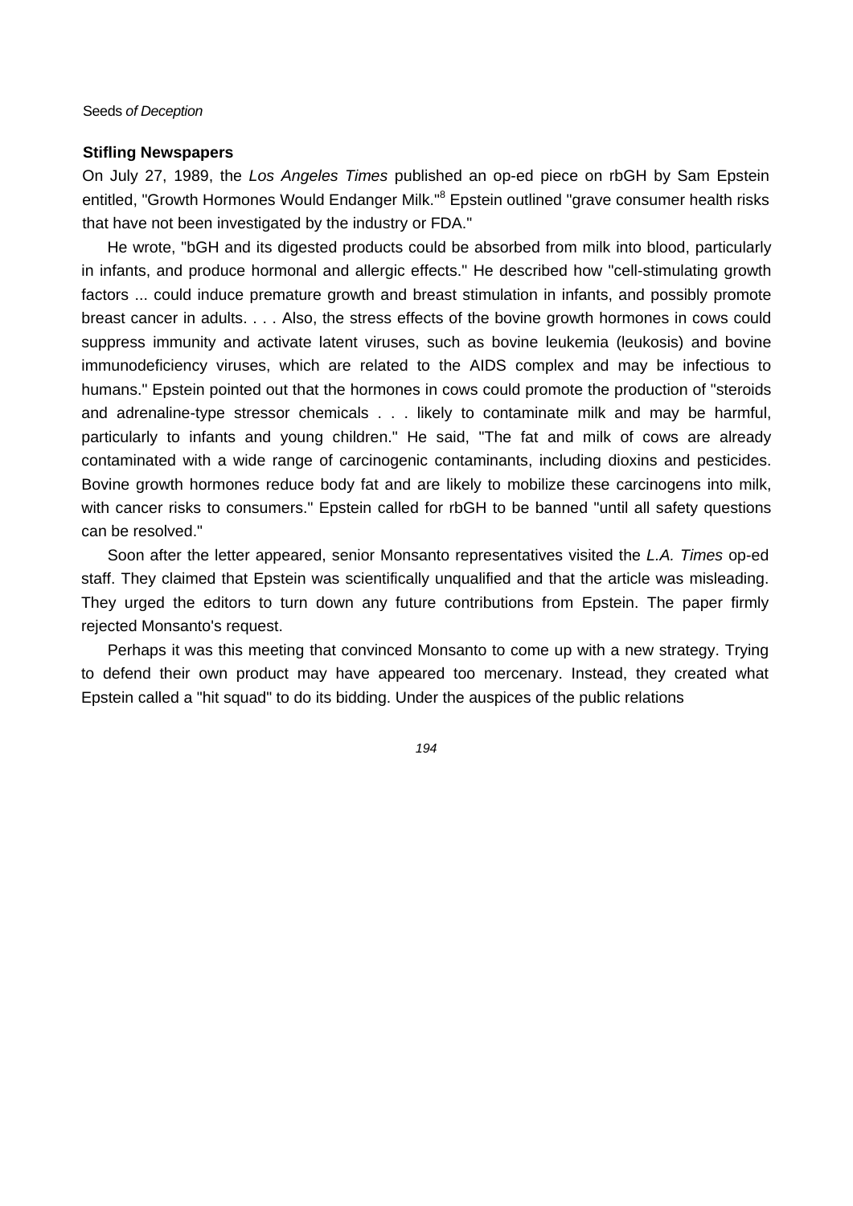### Stifling Newspapers

On July 27, 1989, the *Los Angeles Times* published an op-ed piece on rbGH by Sam Epstein entitled, "Growth Hormones Would Endanger Milk."[8] Epstein outlined "grave consumer health risks that have not been investigated by the industry or FDA."

He wrote, "bGH and its digested products could be absorbed from milk into blood, particularly in infants, and produce hormonal and allergic effects." He described how "cell-stimulating growth factors ... could induce premature growth and breast stimulation in infants, and possibly promote breast cancer in adults. . . . Also, the stress effects of the bovine growth hormones in cows could suppress immunity and activate latent viruses, such as bovine leukemia (leukosis) and bovine immunodeficiency viruses, which are related to the AIDS complex and may be infectious to humans." Epstein pointed out that the hormones in cows could promote the production of "steroids and adrenaline-type stressor chemicals . . . likely to contaminate milk and may be harmful, particularly to infants and young children." He said, "The fat and milk of cows are already contaminated with a wide range of carcinogenic contaminants, including dioxins and pesticides. Bovine growth hormones reduce body fat and are likely to mobilize these carcinogens into milk, with cancer risks to consumers." Epstein called for rbGH to be banned "until all safety questions can be resolved."

Soon after the letter appeared, senior Monsanto representatives visited the *L.A. Times* op-ed staff. They claimed that Epstein was scientifically unqualified and that the article was misleading. They urged the editors to turn down any future contributions from Epstein. The paper firmly rejected Monsanto's request.

Perhaps it was this meeting that convinced Monsanto to come up with a new strategy. Trying to defend their own product may have appeared too mercenary. Instead, they created what Epstein called a "hit squad" to do its bidding. Under the auspices of the public relations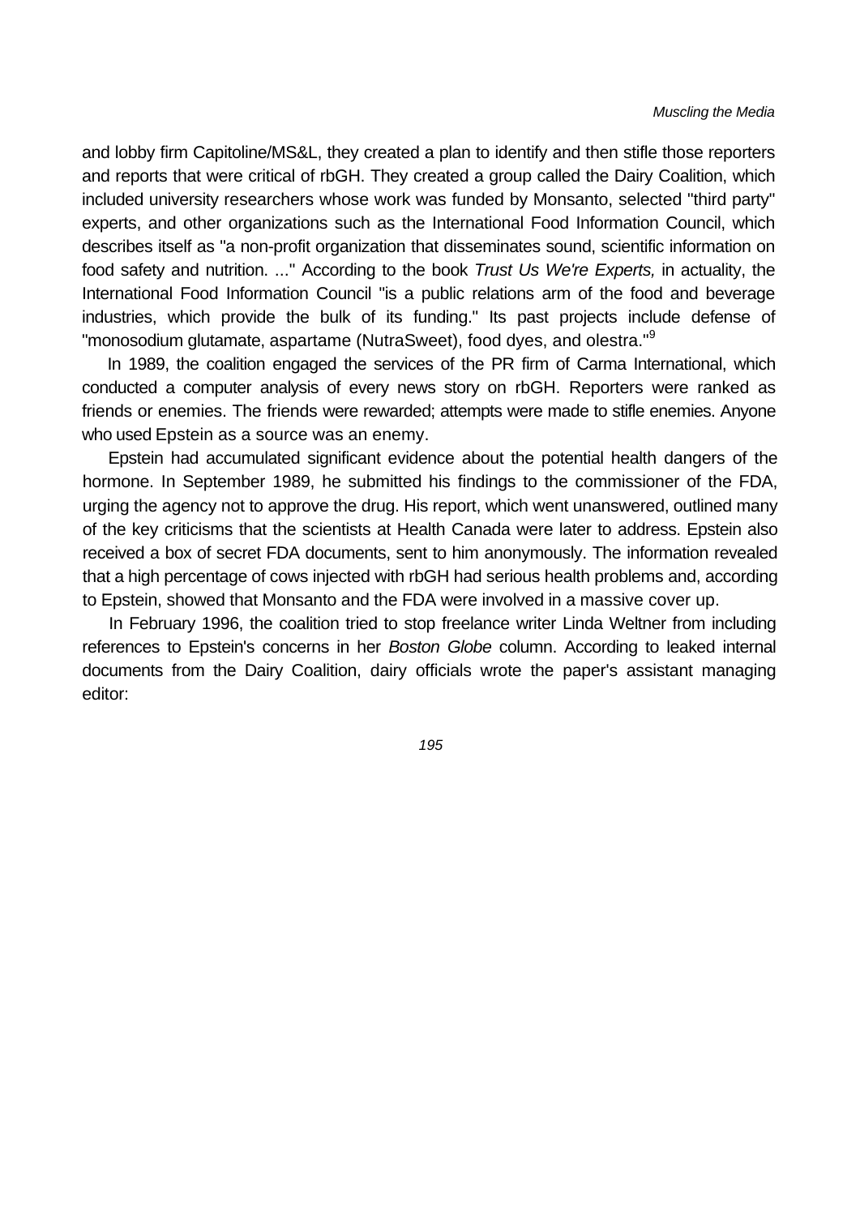and lobby firm Capitoline/MS&L, they created a plan to identify and then stifle those reporters and reports that were critical of rbGH. They created a group called the Dairy Coalition, which included university researchers whose work was funded by Monsanto, selected "third party" experts, and other organizations such as the International Food Information Council, which describes itself as "a non-profit organization that disseminates sound, scientific information on food safety and nutrition. ..." According to the book *Trust Us We're Experts,* in actuality, the International Food Information Council "is a public relations arm of the food and beverage industries, which provide the bulk of its funding." Its past projects include defense of "monosodium glutamate, aspartame (NutraSweet), food dyes, and olestra."[9]

In 1989, the coalition engaged the services of the PR firm of Carma International, which conducted a computer analysis of every news story on rbGH. Reporters were ranked as friends or enemies. The friends were rewarded; attempts were made to stifle enemies. Anyone who used Epstein as a source was an enemy.

Epstein had accumulated significant evidence about the potential health dangers of the hormone. In September 1989, he submitted his findings to the commissioner of the FDA, urging the agency not to approve the drug. His report, which went unanswered, outlined many of the key criticisms that the scientists at Health Canada were later to address. Epstein also received a box of secret FDA documents, sent to him anonymously. The information revealed that a high percentage of cows injected with rbGH had serious health problems and, according to Epstein, showed that Monsanto and the FDA were involved in a massive cover up.

In February 1996, the coalition tried to stop freelance writer Linda Weltner from including references to Epstein's concerns in her *Boston Globe* column. According to leaked internal documents from the Dairy Coalition, dairy officials wrote the paper's assistant managing editor: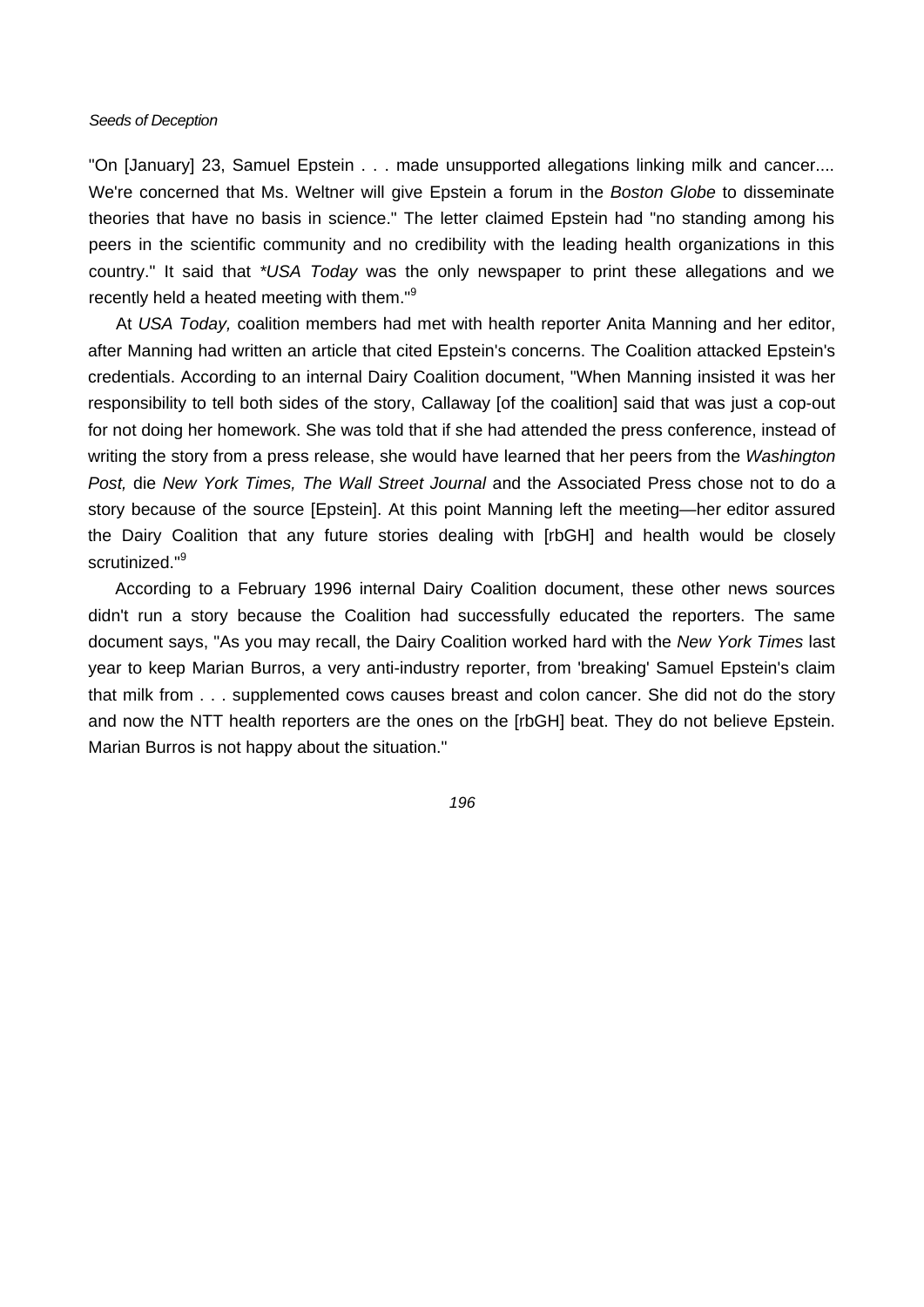"On [January] 23, Samuel Epstein . . . made unsupported allegations linking milk and cancer.... We're concerned that Ms. Weltner will give Epstein a forum in the *Boston Globe* to disseminate theories that have no basis in science." The letter claimed Epstein had "no standing among his peers in the scientific community and no credibility with the leading health organizations in this country." It said that **USA Today* was the only newspaper to print these allegations and we recently held a heated meeting with them."[9]

At *USA Today,* coalition members had met with health reporter Anita Manning and her editor, after Manning had written an article that cited Epstein's concerns. The Coalition attacked Epstein's credentials. According to an internal Dairy Coalition document, "When Manning insisted it was her responsibility to tell both sides of the story, Callaway [of the coalition] said that was just a cop-out for not doing her homework. She was told that if she had attended the press conference, instead of writing the story from a press release, she would have learned that her peers from the *Washington Post,* die *New York Times, The Wall Street Journal* and the Associated Press chose not to do a story because of the source [Epstein]. At this point Manning left the meeting—her editor assured the Dairy Coalition that any future stories dealing with [rbGH] and health would be closely scrutinized."[9]

According to a February 1996 internal Dairy Coalition document, these other news sources didn't run a story because the Coalition had successfully educated the reporters. The same document says, "As you may recall, the Dairy Coalition worked hard with the *New York Times* last year to keep Marian Burros, a very anti-industry reporter, from 'breaking' Samuel Epstein's claim that milk from . . . supplemented cows causes breast and colon cancer. She did not do the story and now the NTT health reporters are the ones on the [rbGH] beat. They do not believe Epstein. Marian Burros is not happy about the situation."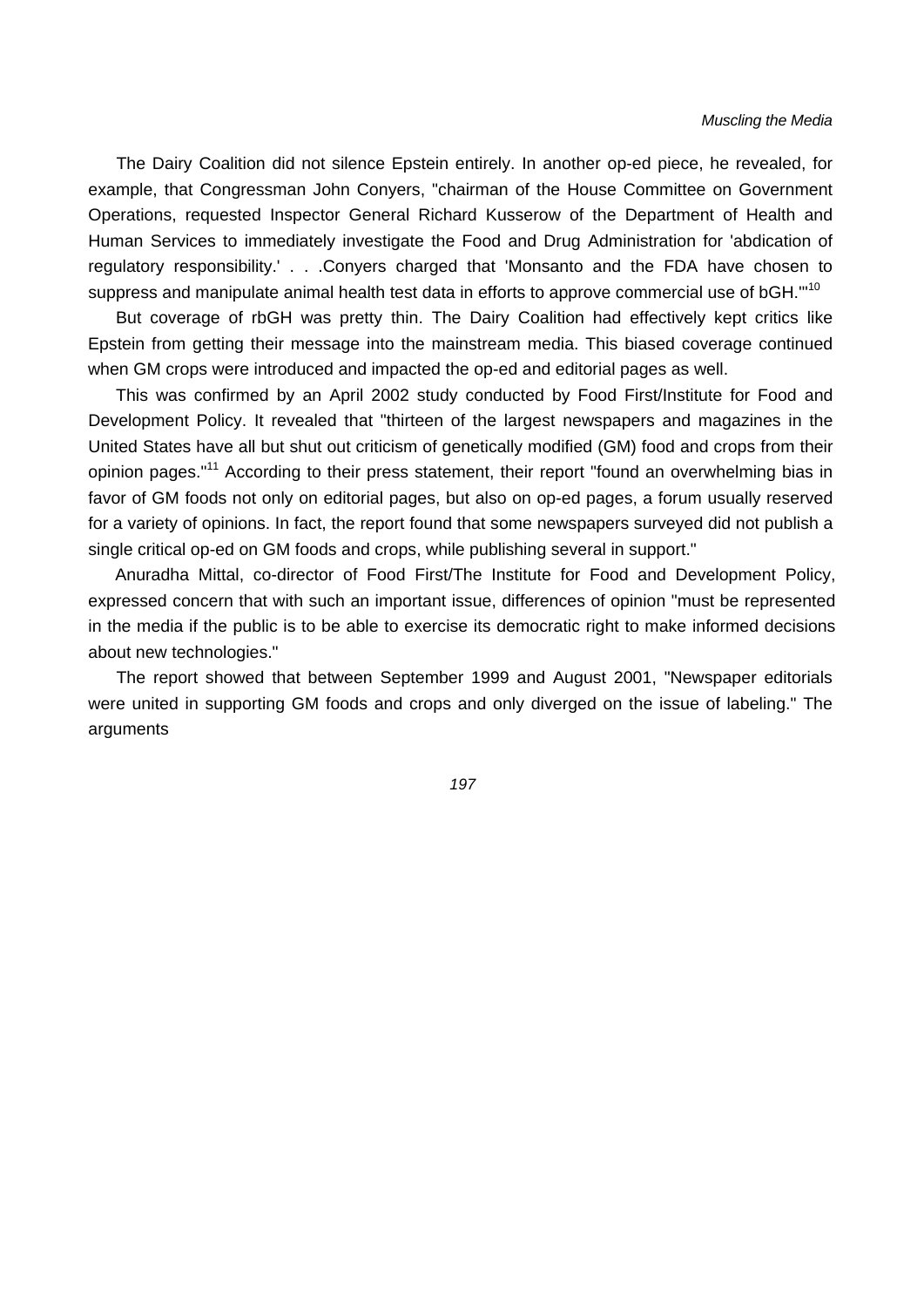The Dairy Coalition did not silence Epstein entirely. In another op-ed piece, he revealed, for example, that Congressman John Conyers, "chairman of the House Committee on Government Operations, requested Inspector General Richard Kusserow of the Department of Health and Human Services to immediately investigate the Food and Drug Administration for 'abdication of regulatory responsibility.' . . .Conyers charged that 'Monsanto and the FDA have chosen to suppress and manipulate animal health test data in efforts to approve commercial use of bGH.'"[10]

But coverage of rbGH was pretty thin. The Dairy Coalition had effectively kept critics like Epstein from getting their message into the mainstream media. This biased coverage continued when GM crops were introduced and impacted the op-ed and editorial pages as well.

This was confirmed by an April 2002 study conducted by Food First/Institute for Food and Development Policy. It revealed that "thirteen of the largest newspapers and magazines in the United States have all but shut out criticism of genetically modified (GM) food and crops from their opinion pages."[11] According to their press statement, their report "found an overwhelming bias in favor of GM foods not only on editorial pages, but also on op-ed pages, a forum usually reserved for a variety of opinions. In fact, the report found that some newspapers surveyed did not publish a single critical op-ed on GM foods and crops, while publishing several in support."

Anuradha Mittal, co-director of Food First/The Institute for Food and Development Policy, expressed concern that with such an important issue, differences of opinion "must be represented in the media if the public is to be able to exercise its democratic right to make informed decisions about new technologies."

The report showed that between September 1999 and August 2001, "Newspaper editorials were united in supporting GM foods and crops and only diverged on the issue of labeling." The arguments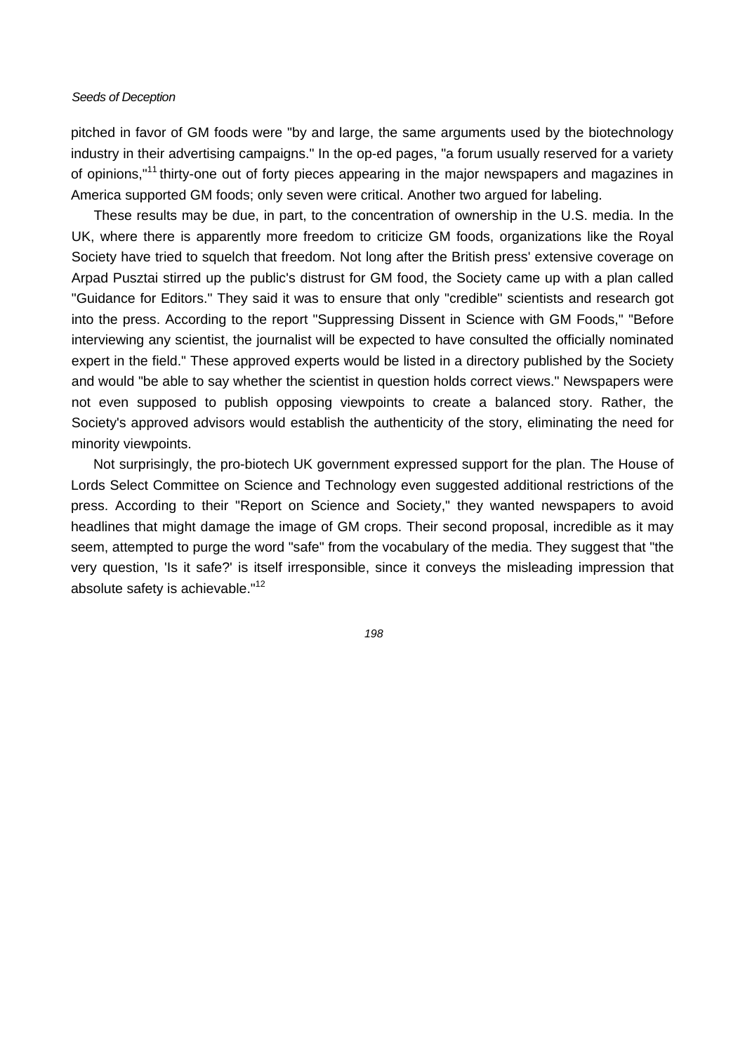pitched in favor of GM foods were "by and large, the same arguments used by the biotechnology industry in their advertising campaigns." In the op-ed pages, "a forum usually reserved for a variety of opinions,"[11] thirty-one out of forty pieces appearing in the major newspapers and magazines in America supported GM foods; only seven were critical. Another two argued for labeling.

These results may be due, in part, to the concentration of ownership in the U.S. media. In the UK, where there is apparently more freedom to criticize GM foods, organizations like the Royal Society have tried to squelch that freedom. Not long after the British press' extensive coverage on Arpad Pusztai stirred up the public's distrust for GM food, the Society came up with a plan called "Guidance for Editors." They said it was to ensure that only "credible" scientists and research got into the press. According to the report "Suppressing Dissent in Science with GM Foods," "Before interviewing any scientist, the journalist will be expected to have consulted the officially nominated expert in the field." These approved experts would be listed in a directory published by the Society and would "be able to say whether the scientist in question holds correct views." Newspapers were not even supposed to publish opposing viewpoints to create a balanced story. Rather, the Society's approved advisors would establish the authenticity of the story, eliminating the need for minority viewpoints.

Not surprisingly, the pro-biotech UK government expressed support for the plan. The House of Lords Select Committee on Science and Technology even suggested additional restrictions of the press. According to their "Report on Science and Society," they wanted newspapers to avoid headlines that might damage the image of GM crops. Their second proposal, incredible as it may seem, attempted to purge the word "safe" from the vocabulary of the media. They suggest that "the very question, 'Is it safe?' is itself irresponsible, since it conveys the misleading impression that absolute safety is achievable."[12]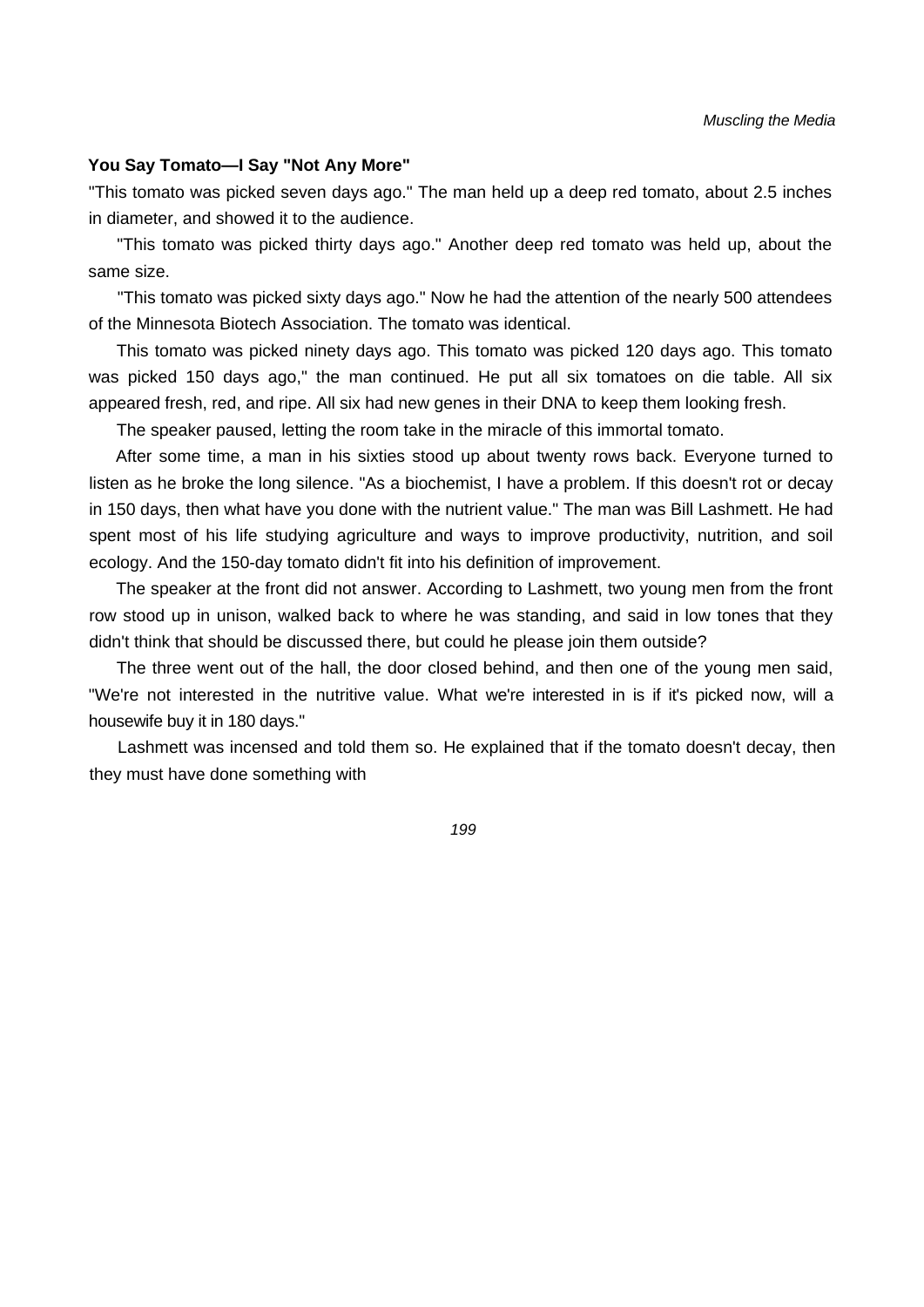### You Say Tomato—I Say "Not Any More"

"This tomato was picked seven days ago." The man held up a deep red tomato, about 2.5 inches in diameter, and showed it to the audience.

"This tomato was picked thirty days ago." Another deep red tomato was held up, about the same size.

"This tomato was picked sixty days ago." Now he had the attention of the nearly 500 attendees of the Minnesota Biotech Association. The tomato was identical.

This tomato was picked ninety days ago. This tomato was picked 120 days ago. This tomato was picked 150 days ago," the man continued. He put all six tomatoes on die table. All six appeared fresh, red, and ripe. All six had new genes in their DNA to keep them looking fresh.

The speaker paused, letting the room take in the miracle of this immortal tomato.

After some time, a man in his sixties stood up about twenty rows back. Everyone turned to listen as he broke the long silence. "As a biochemist, I have a problem. If this doesn't rot or decay in 150 days, then what have you done with the nutrient value." The man was Bill Lashmett. He had spent most of his life studying agriculture and ways to improve productivity, nutrition, and soil ecology. And the 150-day tomato didn't fit into his definition of improvement.

The speaker at the front did not answer. According to Lashmett, two young men from the front row stood up in unison, walked back to where he was standing, and said in low tones that they didn't think that should be discussed there, but could he please join them outside?

The three went out of the hall, the door closed behind, and then one of the young men said, "We're not interested in the nutritive value. What we're interested in is if it's picked now, will a housewife buy it in 180 days."

Lashmett was incensed and told them so. He explained that if the tomato doesn't decay, then they must have done something with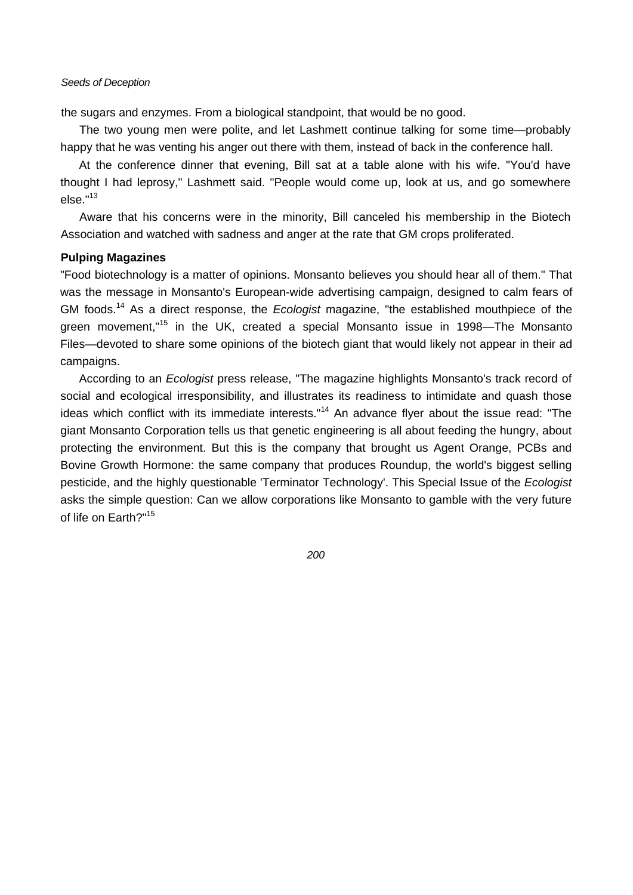the sugars and enzymes. From a biological standpoint, that would be no good.

The two young men were polite, and let Lashmett continue talking for some time—probably happy that he was venting his anger out there with them, instead of back in the conference hall.

At the conference dinner that evening, Bill sat at a table alone with his wife. "You'd have thought I had leprosy," Lashmett said. "People would come up, look at us, and go somewhere else."[13]

Aware that his concerns were in the minority, Bill canceled his membership in the Biotech Association and watched with sadness and anger at the rate that GM crops proliferated.

**Pulping Magazines**

"Food biotechnology is a matter of opinions. Monsanto believes you should hear all of them." That was the message in Monsanto's European-wide advertising campaign, designed to calm fears of GM foods.[14] As a direct response, the *Ecologist* magazine, "the established mouthpiece of the green movement,"[15] in the UK, created a special Monsanto issue in 1998—The Monsanto Files—devoted to share some opinions of the biotech giant that would likely not appear in their ad campaigns.

According to an *Ecologist* press release, "The magazine highlights Monsanto's track record of social and ecological irresponsibility, and illustrates its readiness to intimidate and quash those ideas which conflict with its immediate interests."[14] An advance flyer about the issue read: "The giant Monsanto Corporation tells us that genetic engineering is all about feeding the hungry, about protecting the environment. But this is the company that brought us Agent Orange, PCBs and Bovine Growth Hormone: the same company that produces Roundup, the world's biggest selling pesticide, and the highly questionable 'Terminator Technology'. This Special Issue of the *Ecologist* asks the simple question: Can we allow corporations like Monsanto to gamble with the very future of life on Earth?"[15]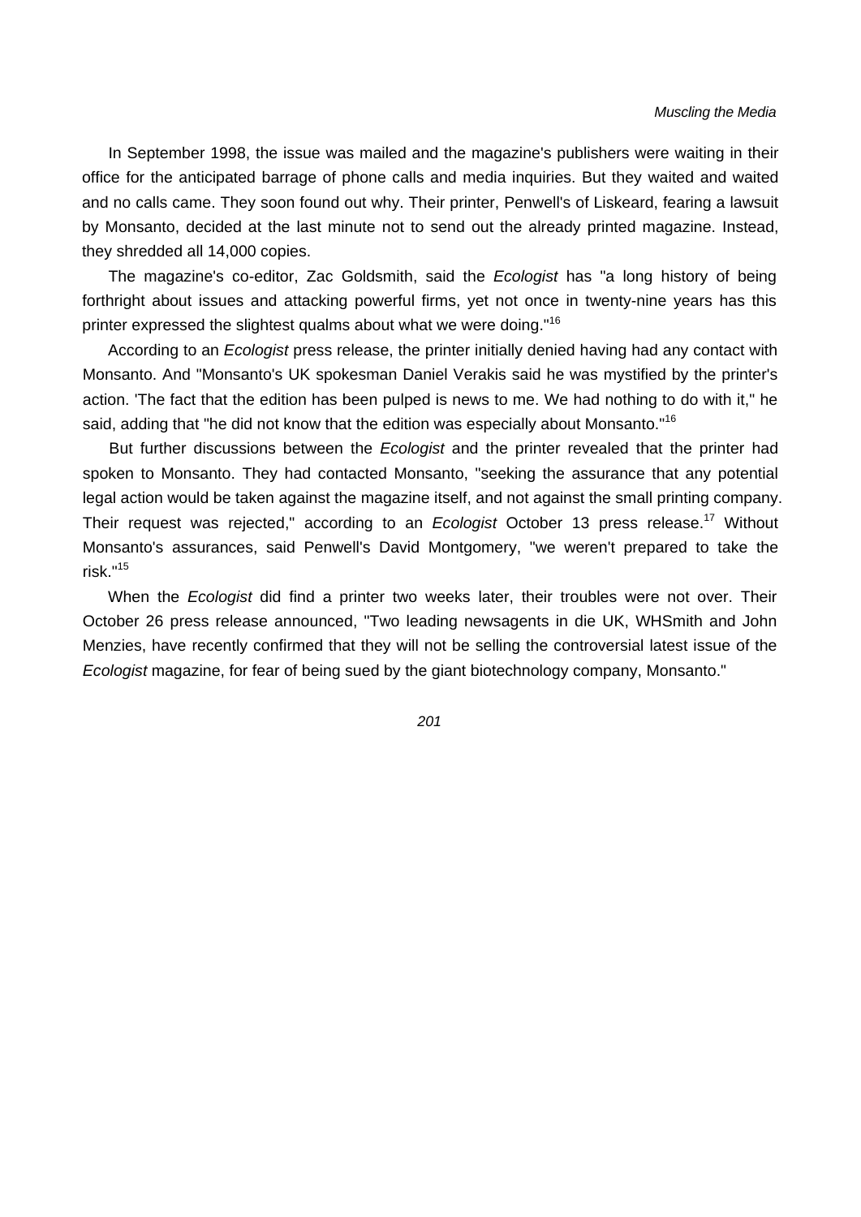In September 1998, the issue was mailed and the magazine's publishers were waiting in their office for the anticipated barrage of phone calls and media inquiries. But they waited and waited and no calls came. They soon found out why. Their printer, Penwell's of Liskeard, fearing a lawsuit by Monsanto, decided at the last minute not to send out the already printed magazine. Instead, they shredded all 14,000 copies.

The magazine's co-editor, Zac Goldsmith, said the *Ecologist* has "a long history of being forthright about issues and attacking powerful firms, yet not once in twenty-nine years has this printer expressed the slightest qualms about what we were doing."[16]

According to an *Ecologist* press release, the printer initially denied having had any contact with Monsanto. And "Monsanto's UK spokesman Daniel Verakis said he was mystified by the printer's action. 'The fact that the edition has been pulped is news to me. We had nothing to do with it," he said, adding that "he did not know that the edition was especially about Monsanto."[16]

But further discussions between the *Ecologist* and the printer revealed that the printer had spoken to Monsanto. They had contacted Monsanto, "seeking the assurance that any potential legal action would be taken against the magazine itself, and not against the small printing company. Their request was rejected," according to an *Ecologist* October 13 press release.[17] Without Monsanto's assurances, said Penwell's David Montgomery, "we weren't prepared to take the risk."[15]

When the *Ecologist* did find a printer two weeks later, their troubles were not over. Their October 26 press release announced, "Two leading newsagents in die UK, WHSmith and John Menzies, have recently confirmed that they will not be selling the controversial latest issue of the *Ecologist* magazine, for fear of being sued by the giant biotechnology company, Monsanto."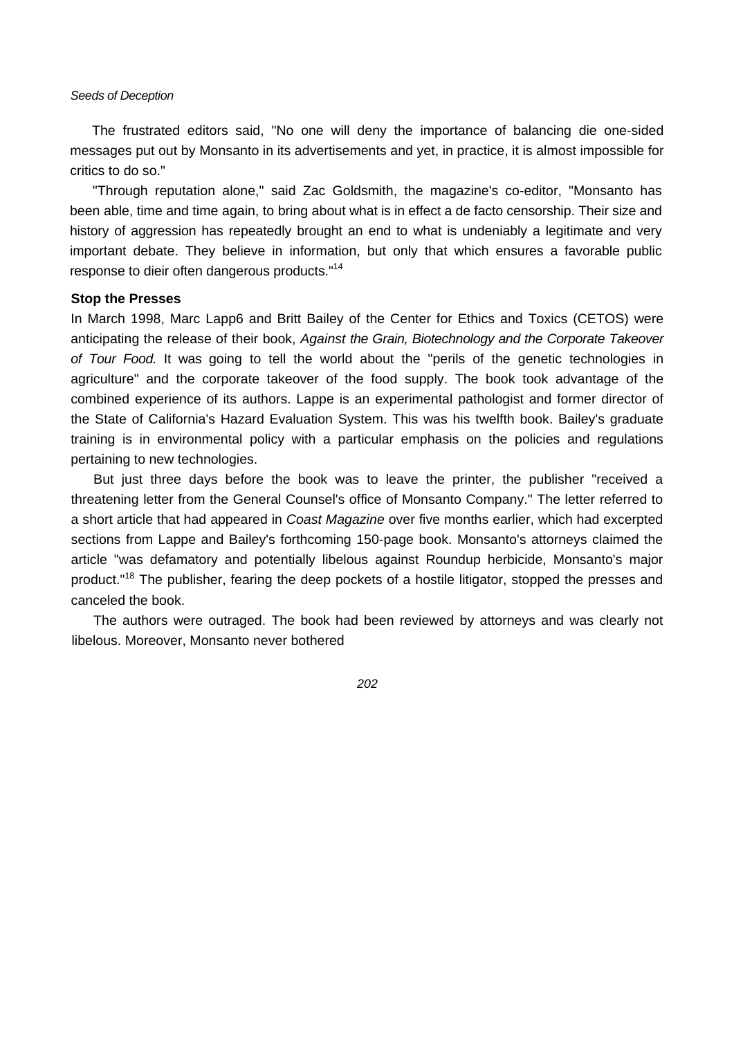The frustrated editors said, "No one will deny the importance of balancing die one-sided messages put out by Monsanto in its advertisements and yet, in practice, it is almost impossible for critics to do so."

"Through reputation alone," said Zac Goldsmith, the magazine's co-editor, "Monsanto has been able, time and time again, to bring about what is in effect a de facto censorship. Their size and history of aggression has repeatedly brought an end to what is undeniably a legitimate and very important debate. They believe in information, but only that which ensures a favorable public response to dieir often dangerous products."[14]

### Stop the Presses

In March 1998, Marc Lapp6 and Britt Bailey of the Center for Ethics and Toxics (CETOS) were anticipating the release of their book, *Against the Grain, Biotechnology and the Corporate Takeover of Tour Food.* It was going to tell the world about the "perils of the genetic technologies in agriculture" and the corporate takeover of the food supply. The book took advantage of the combined experience of its authors. Lappe is an experimental pathologist and former director of the State of California's Hazard Evaluation System. This was his twelfth book. Bailey's graduate training is in environmental policy with a particular emphasis on the policies and regulations pertaining to new technologies.

But just three days before the book was to leave the printer, the publisher "received a threatening letter from the General Counsel's office of Monsanto Company." The letter referred to a short article that had appeared in *Coast Magazine* over five months earlier, which had excerpted sections from Lappe and Bailey's forthcoming 150-page book. Monsanto's attorneys claimed the article "was defamatory and potentially libelous against Roundup herbicide, Monsanto's major product."[18] The publisher, fearing the deep pockets of a hostile litigator, stopped the presses and canceled the book.

The authors were outraged. The book had been reviewed by attorneys and was clearly not libelous. Moreover, Monsanto never bothered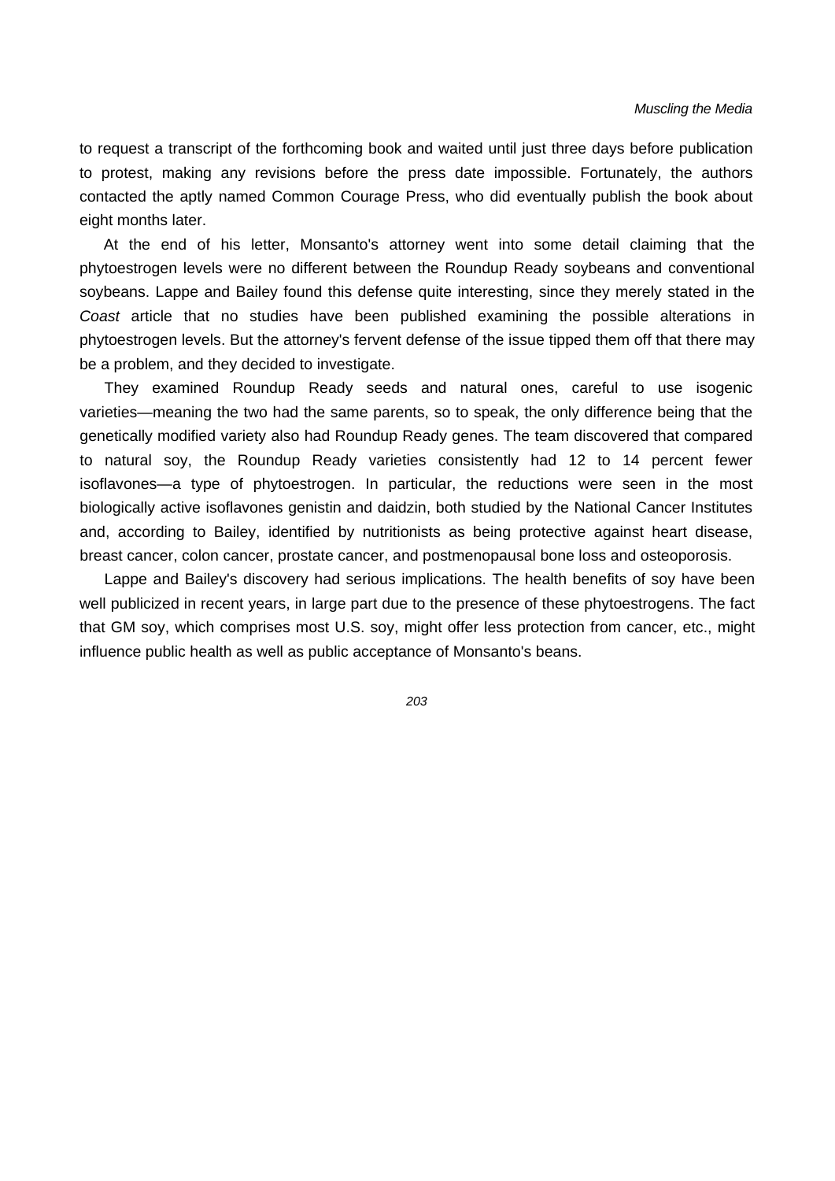to request a transcript of the forthcoming book and waited until just three days before publication to protest, making any revisions before the press date impossible. Fortunately, the authors contacted the aptly named Common Courage Press, who did eventually publish the book about eight months later.

At the end of his letter, Monsanto's attorney went into some detail claiming that the phytoestrogen levels were no different between the Roundup Ready soybeans and conventional soybeans. Lappe and Bailey found this defense quite interesting, since they merely stated in the *Coast* article that no studies have been published examining the possible alterations in phytoestrogen levels. But the attorney's fervent defense of the issue tipped them off that there may be a problem, and they decided to investigate.

They examined Roundup Ready seeds and natural ones, careful to use isogenic varieties—meaning the two had the same parents, so to speak, the only difference being that the genetically modified variety also had Roundup Ready genes. The team discovered that compared to natural soy, the Roundup Ready varieties consistently had 12 to 14 percent fewer isoflavones—a type of phytoestrogen. In particular, the reductions were seen in the most biologically active isoflavones genistin and daidzin, both studied by the National Cancer Institutes and, according to Bailey, identified by nutritionists as being protective against heart disease, breast cancer, colon cancer, prostate cancer, and postmenopausal bone loss and osteoporosis.

Lappe and Bailey's discovery had serious implications. The health benefits of soy have been well publicized in recent years, in large part due to the presence of these phytoestrogens. The fact that GM soy, which comprises most U.S. soy, might offer less protection from cancer, etc., might influence public health as well as public acceptance of Monsanto's beans.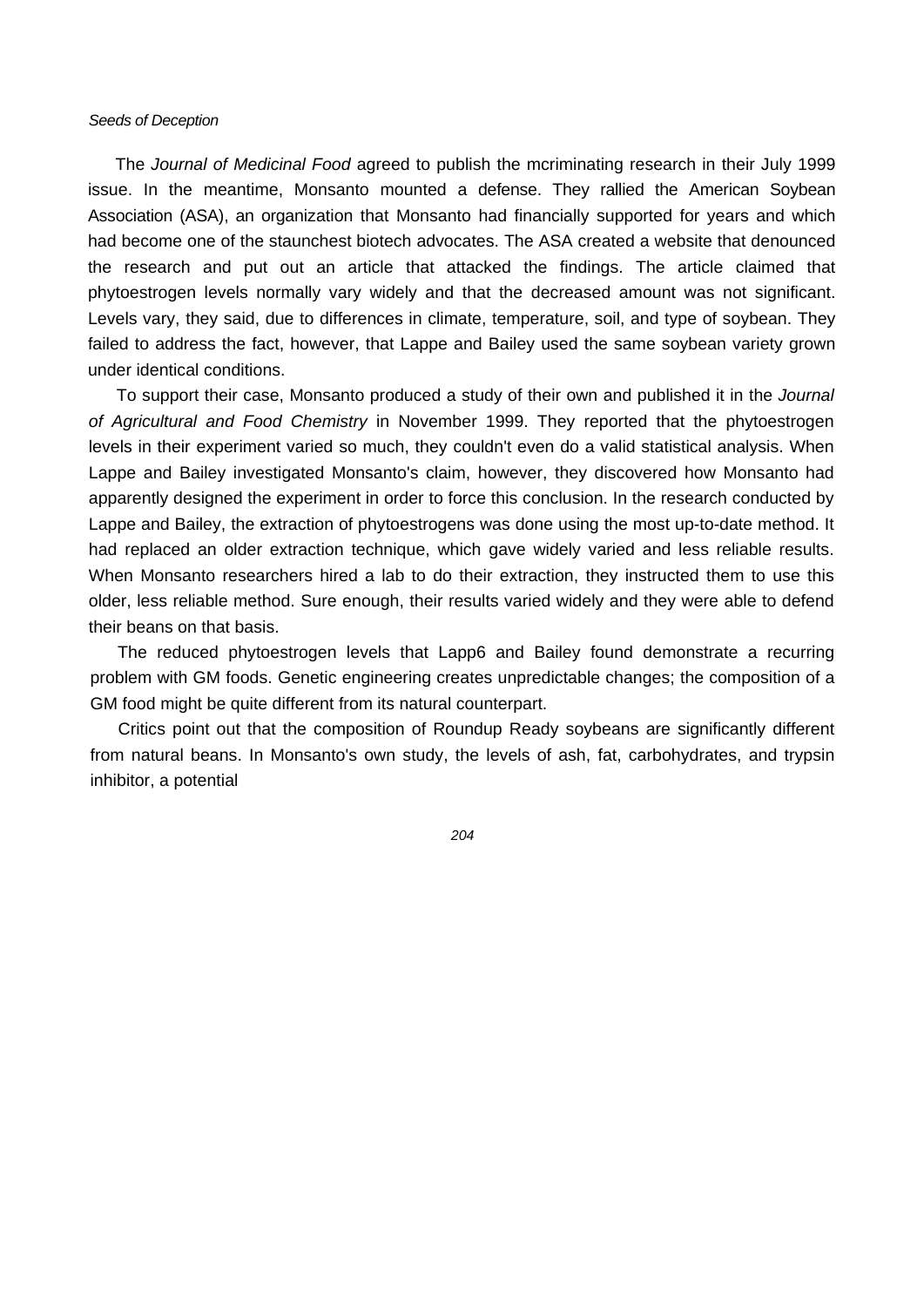The *Journal of Medicinal Food* agreed to publish the mcriminating research in their July 1999 issue. In the meantime, Monsanto mounted a defense. They rallied the American Soybean Association (ASA), an organization that Monsanto had financially supported for years and which had become one of the staunchest biotech advocates. The ASA created a website that denounced the research and put out an article that attacked the findings. The article claimed that phytoestrogen levels normally vary widely and that the decreased amount was not significant. Levels vary, they said, due to differences in climate, temperature, soil, and type of soybean. They failed to address the fact, however, that Lappe and Bailey used the same soybean variety grown under identical conditions.

To support their case, Monsanto produced a study of their own and published it in the *Journal of Agricultural and Food Chemistry* in November 1999. They reported that the phytoestrogen levels in their experiment varied so much, they couldn't even do a valid statistical analysis. When Lappe and Bailey investigated Monsanto's claim, however, they discovered how Monsanto had apparently designed the experiment in order to force this conclusion. In the research conducted by Lappe and Bailey, the extraction of phytoestrogens was done using the most up-to-date method. It had replaced an older extraction technique, which gave widely varied and less reliable results. When Monsanto researchers hired a lab to do their extraction, they instructed them to use this older, less reliable method. Sure enough, their results varied widely and they were able to defend their beans on that basis.

The reduced phytoestrogen levels that Lapp6 and Bailey found demonstrate a recurring problem with GM foods. Genetic engineering creates unpredictable changes; the composition of a GM food might be quite different from its natural counterpart.

Critics point out that the composition of Roundup Ready soybeans are significantly different from natural beans. In Monsanto's own study, the levels of ash, fat, carbohydrates, and trypsin inhibitor, a potential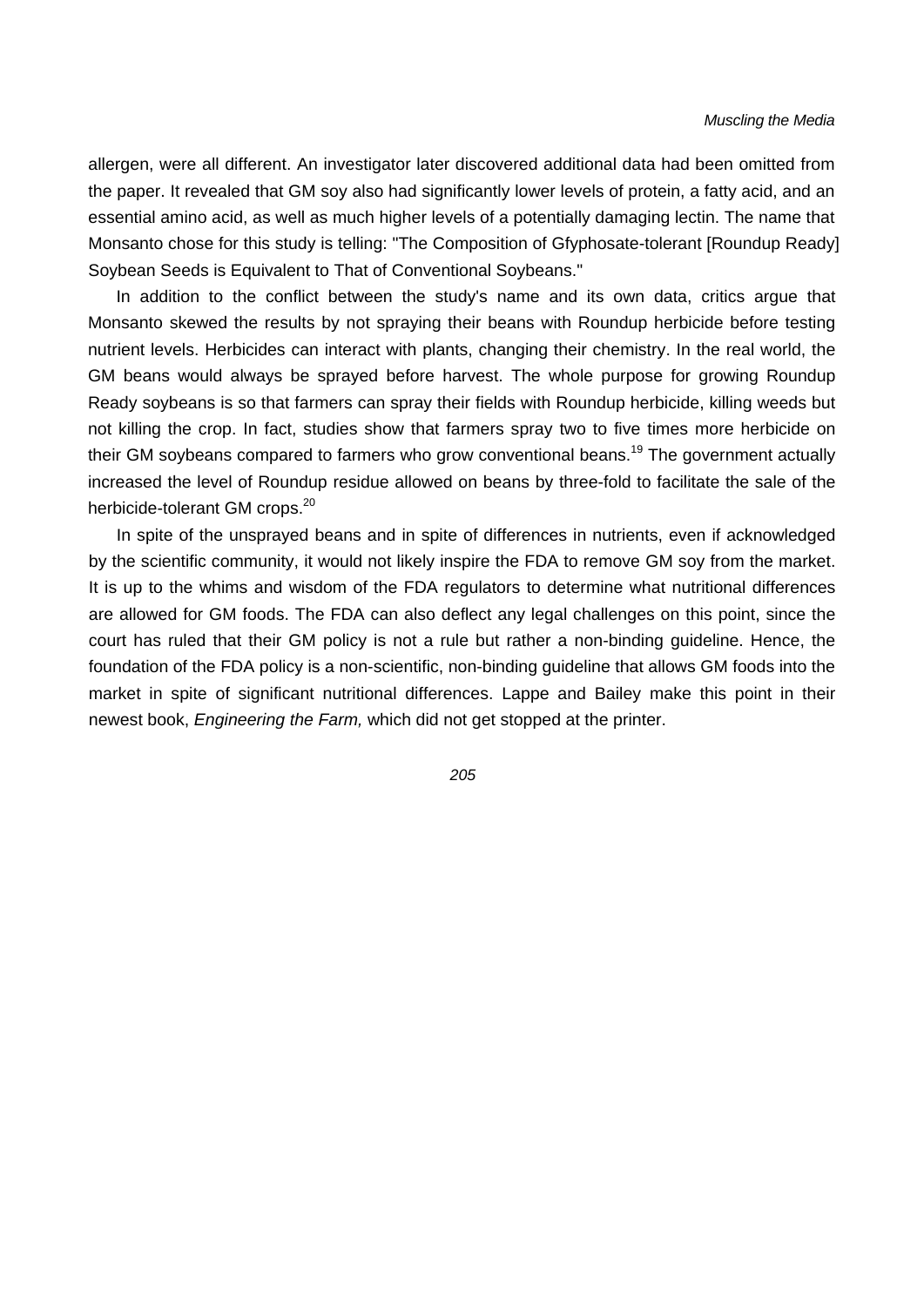allergen, were all different. An investigator later discovered additional data had been omitted from the paper. It revealed that GM soy also had significantly lower levels of protein, a fatty acid, and an essential amino acid, as well as much higher levels of a potentially damaging lectin. The name that Monsanto chose for this study is telling: "The Composition of Gfyphosate-tolerant [Roundup Ready] Soybean Seeds is Equivalent to That of Conventional Soybeans."

In addition to the conflict between the study's name and its own data, critics argue that Monsanto skewed the results by not spraying their beans with Roundup herbicide before testing nutrient levels. Herbicides can interact with plants, changing their chemistry. In the real world, the GM beans would always be sprayed before harvest. The whole purpose for growing Roundup Ready soybeans is so that farmers can spray their fields with Roundup herbicide, killing weeds but not killing the crop. In fact, studies show that farmers spray two to five times more herbicide on their GM soybeans compared to farmers who grow conventional beans.[19] The government actually increased the level of Roundup residue allowed on beans by three-fold to facilitate the sale of the herbicide-tolerant GM crops.[20]

In spite of the unsprayed beans and in spite of differences in nutrients, even if acknowledged by the scientific community, it would not likely inspire the FDA to remove GM soy from the market. It is up to the whims and wisdom of the FDA regulators to determine what nutritional differences are allowed for GM foods. The FDA can also deflect any legal challenges on this point, since the court has ruled that their GM policy is not a rule but rather a non-binding guideline. Hence, the foundation of the FDA policy is a non-scientific, non-binding guideline that allows GM foods into the market in spite of significant nutritional differences. Lappe and Bailey make this point in their newest book, *Engineering the Farm,* which did not get stopped at the printer.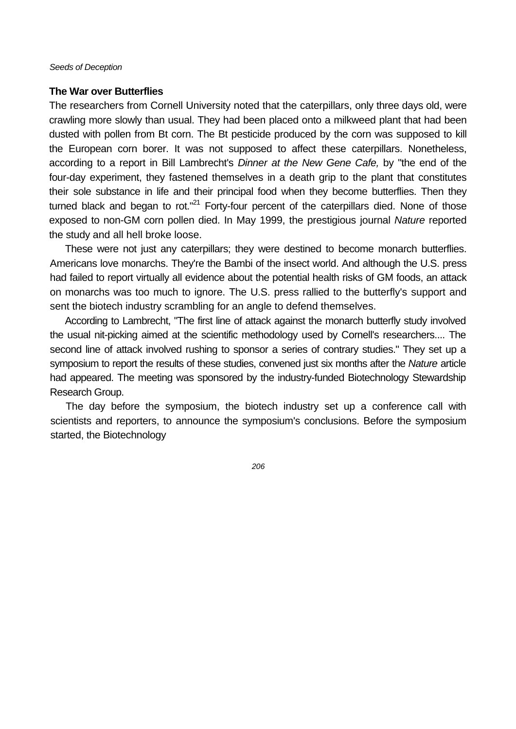### The War over Butterflies

The researchers from Cornell University noted that the caterpillars, only three days old, were crawling more slowly than usual. They had been placed onto a milkweed plant that had been dusted with pollen from Bt corn. The Bt pesticide produced by the corn was supposed to kill the European corn borer. It was not supposed to affect these caterpillars. Nonetheless, according to a report in Bill Lambrecht's *Dinner at the New Gene Cafe,* by "the end of the four-day experiment, they fastened themselves in a death grip to the plant that constitutes their sole substance in life and their principal food when they become butterflies. Then they turned black and began to rot."[21] Forty-four percent of the caterpillars died. None of those exposed to non-GM corn pollen died. In May 1999, the prestigious journal *Nature* reported the study and all hell broke loose.

These were not just any caterpillars; they were destined to become monarch butterflies. Americans love monarchs. They're the Bambi of the insect world. And although the U.S. press had failed to report virtually all evidence about the potential health risks of GM foods, an attack on monarchs was too much to ignore. The U.S. press rallied to the butterfly's support and sent the biotech industry scrambling for an angle to defend themselves.

According to Lambrecht, "The first line of attack against the monarch butterfly study involved the usual nit-picking aimed at the scientific methodology used by Cornell's researchers.... The second line of attack involved rushing to sponsor a series of contrary studies." They set up a symposium to report the results of these studies, convened just six months after the *Nature* article had appeared. The meeting was sponsored by the industry-funded Biotechnology Stewardship Research Group.

The day before the symposium, the biotech industry set up a conference call with scientists and reporters, to announce the symposium's conclusions. Before the symposium started, the Biotechnology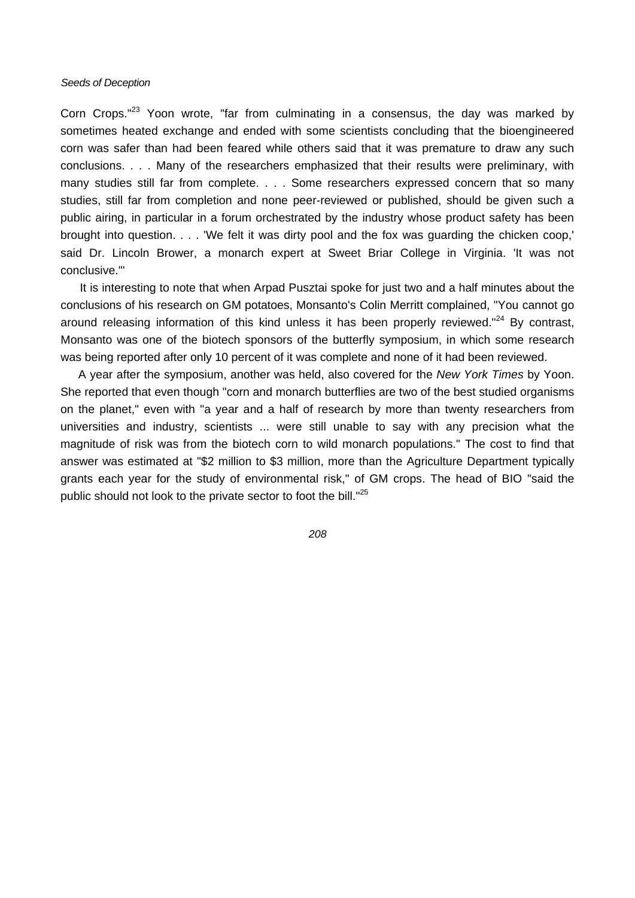Corn Crops."[23] Yoon wrote, "far from culminating in a consensus, the day was marked by sometimes heated exchange and ended with some scientists concluding that the bioengineered corn was safer than had been feared while others said that it was premature to draw any such conclusions. . . . Many of the researchers emphasized that their results were preliminary, with many studies still far from complete. . . . Some researchers expressed concern that so many studies, still far from completion and none peer-reviewed or published, should be given such a public airing, in particular in a forum orchestrated by the industry whose product safety has been brought into question. . . . 'We felt it was dirty pool and the fox was guarding the chicken coop,' said Dr. Lincoln Brower, a monarch expert at Sweet Briar College in Virginia. 'It was not conclusive.'"

It is interesting to note that when Arpad Pusztai spoke for just two and a half minutes about the conclusions of his research on GM potatoes, Monsanto's Colin Merritt complained, "You cannot go around releasing information of this kind unless it has been properly reviewed."[24] By contrast, Monsanto was one of the biotech sponsors of the butterfly symposium, in which some research was being reported after only 10 percent of it was complete and none of it had been reviewed.

A year after the symposium, another was held, also covered for the *New York Times* by Yoon. She reported that even though "corn and monarch butterflies are two of the best studied organisms on the planet," even with "a year and a half of research by more than twenty researchers from universities and industry, scientists ... were still unable to say with any precision what the magnitude of risk was from the biotech corn to wild monarch populations." The cost to find that answer was estimated at "$2 million to $3 million, more than the Agriculture Department typically grants each year for the study of environmental risk," of GM crops. The head of BIO "said the public should not look to the private sector to foot the bill."[25]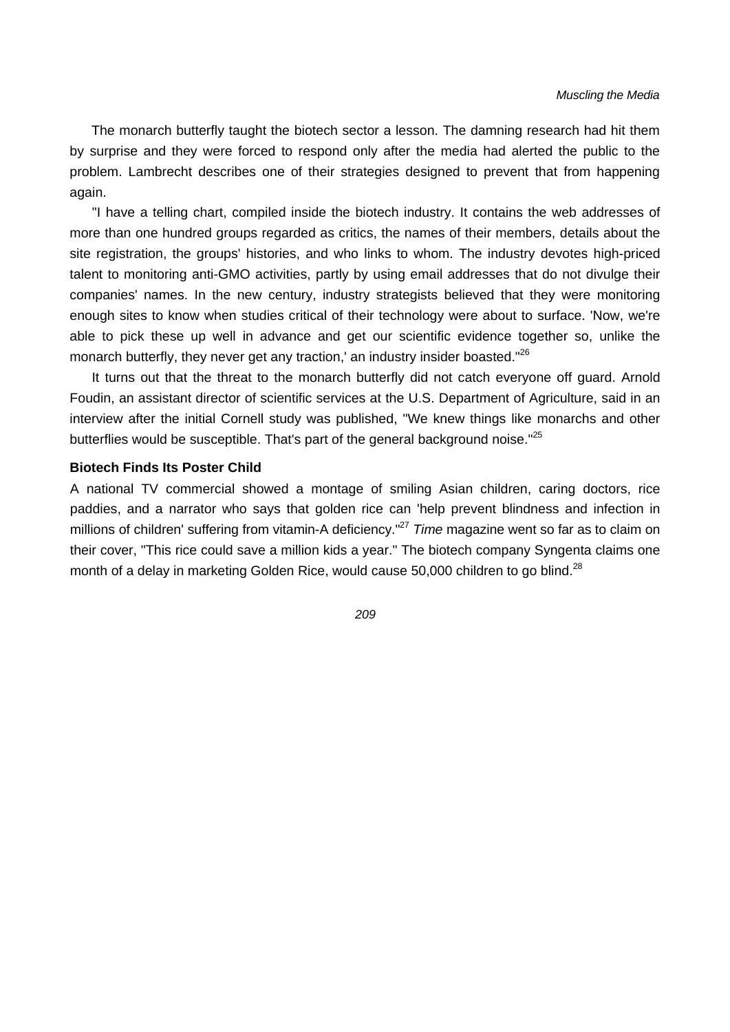The monarch butterfly taught the biotech sector a lesson. The damning research had hit them by surprise and they were forced to respond only after the media had alerted the public to the problem. Lambrecht describes one of their strategies designed to prevent that from happening again.

"I have a telling chart, compiled inside the biotech industry. It contains the web addresses of more than one hundred groups regarded as critics, the names of their members, details about the site registration, the groups' histories, and who links to whom. The industry devotes high-priced talent to monitoring anti-GMO activities, partly by using email addresses that do not divulge their companies' names. In the new century, industry strategists believed that they were monitoring enough sites to know when studies critical of their technology were about to surface. 'Now, we're able to pick these up well in advance and get our scientific evidence together so, unlike the monarch butterfly, they never get any traction,' an industry insider boasted."[26]

It turns out that the threat to the monarch butterfly did not catch everyone off guard. Arnold Foudin, an assistant director of scientific services at the U.S. Department of Agriculture, said in an interview after the initial Cornell study was published, "We knew things like monarchs and other butterflies would be susceptible. That's part of the general background noise."[25]

### Biotech Finds Its Poster Child

A national TV commercial showed a montage of smiling Asian children, caring doctors, rice paddies, and a narrator who says that golden rice can 'help prevent blindness and infection in millions of children' suffering from vitamin-A deficiency."[27] *Time* magazine went so far as to claim on their cover, "This rice could save a million kids a year." The biotech company Syngenta claims one month of a delay in marketing Golden Rice, would cause 50,000 children to go blind.[28]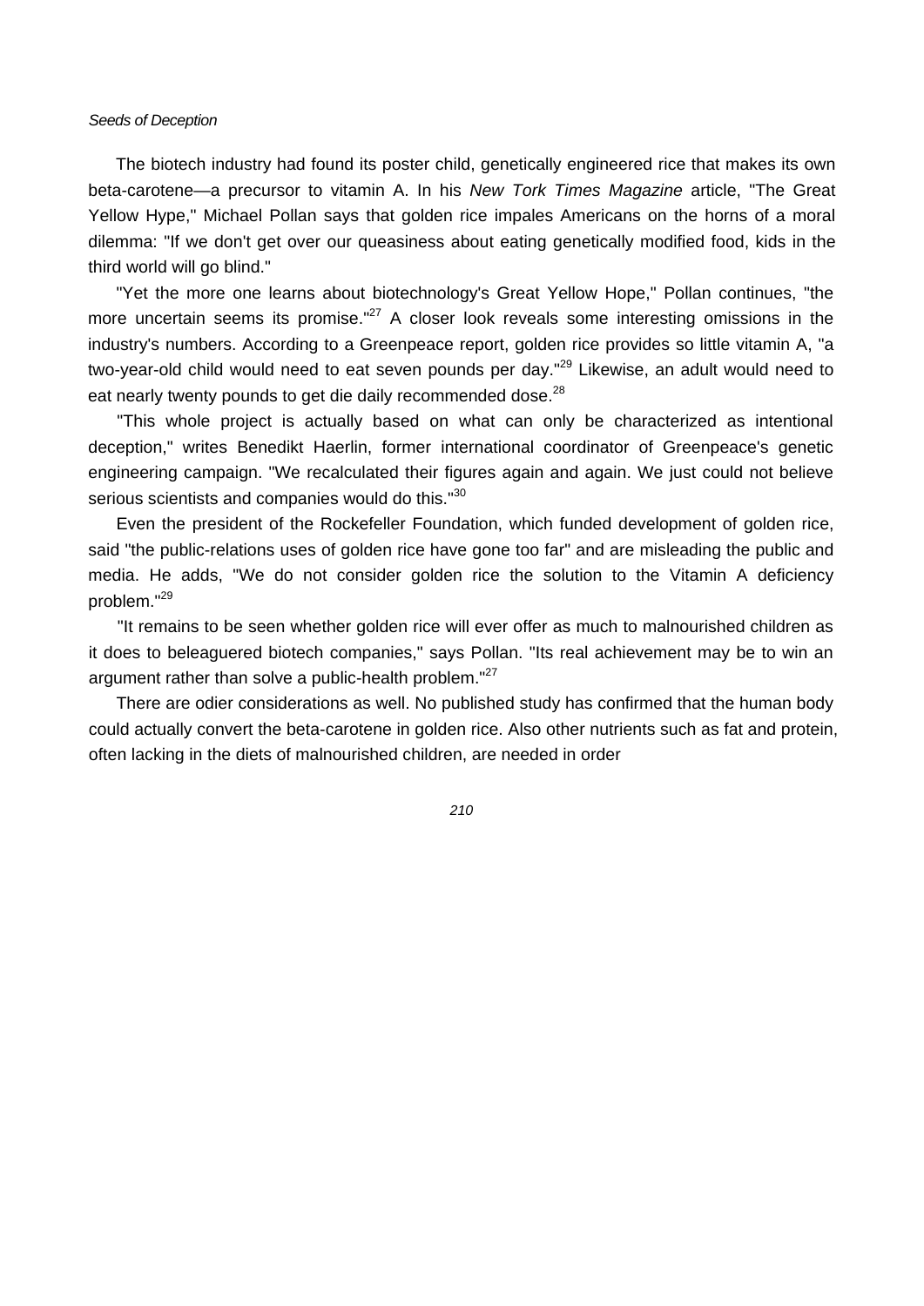The biotech industry had found its poster child, genetically engineered rice that makes its own beta-carotene—a precursor to vitamin A. In his *New Tork Times Magazine* article, "The Great Yellow Hype," Michael Pollan says that golden rice impales Americans on the horns of a moral dilemma: "If we don't get over our queasiness about eating genetically modified food, kids in the third world will go blind."

"Yet the more one learns about biotechnology's Great Yellow Hope," Pollan continues, "the more uncertain seems its promise."[27] A closer look reveals some interesting omissions in the industry's numbers. According to a Greenpeace report, golden rice provides so little vitamin A, "a two-year-old child would need to eat seven pounds per day."[29] Likewise, an adult would need to eat nearly twenty pounds to get die daily recommended dose.[28]

"This whole project is actually based on what can only be characterized as intentional deception," writes Benedikt Haerlin, former international coordinator of Greenpeace's genetic engineering campaign. "We recalculated their figures again and again. We just could not believe serious scientists and companies would do this."[30]

Even the president of the Rockefeller Foundation, which funded development of golden rice, said "the public-relations uses of golden rice have gone too far" and are misleading the public and media. He adds, "We do not consider golden rice the solution to the Vitamin A deficiency problem."[29]

"It remains to be seen whether golden rice will ever offer as much to malnourished children as it does to beleaguered biotech companies," says Pollan. "Its real achievement may be to win an argument rather than solve a public-health problem."[27]

There are odier considerations as well. No published study has confirmed that the human body could actually convert the beta-carotene in golden rice. Also other nutrients such as fat and protein, often lacking in the diets of malnourished children, are needed in order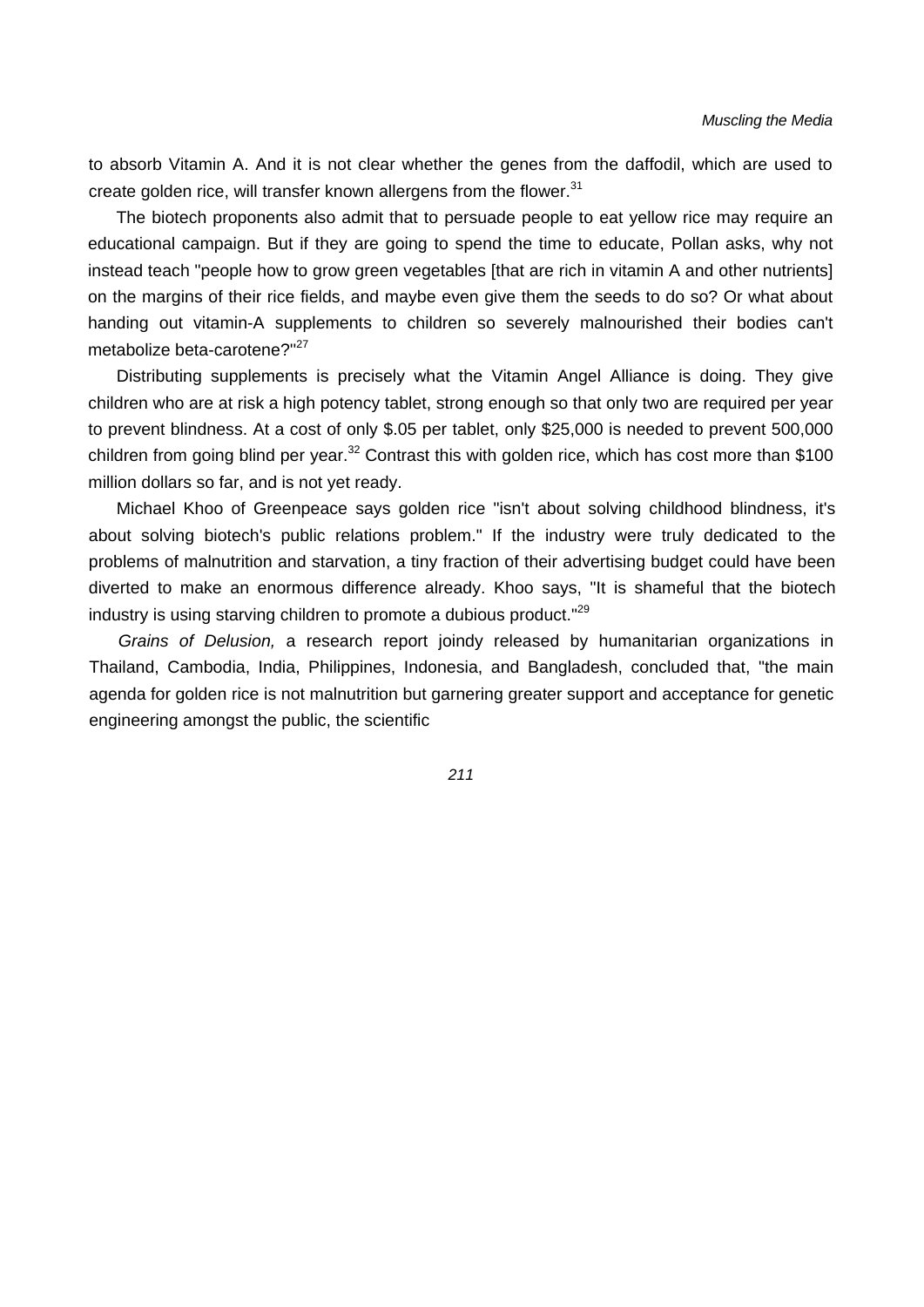to absorb Vitamin A. And it is not clear whether the genes from the daffodil, which are used to create golden rice, will transfer known allergens from the flower.[31]

The biotech proponents also admit that to persuade people to eat yellow rice may require an educational campaign. But if they are going to spend the time to educate, Pollan asks, why not instead teach "people how to grow green vegetables [that are rich in vitamin A and other nutrients] on the margins of their rice fields, and maybe even give them the seeds to do so? Or what about handing out vitamin-A supplements to children so severely malnourished their bodies can't metabolize beta-carotene?"[27]

Distributing supplements is precisely what the Vitamin Angel Alliance is doing. They give children who are at risk a high potency tablet, strong enough so that only two are required per year to prevent blindness. At a cost of only $.05 per tablet, only $25,000 is needed to prevent 500,000 children from going blind per year.[32] Contrast this with golden rice, which has cost more than $100 million dollars so far, and is not yet ready.

Michael Khoo of Greenpeace says golden rice "isn't about solving childhood blindness, it's about solving biotech's public relations problem." If the industry were truly dedicated to the problems of malnutrition and starvation, a tiny fraction of their advertising budget could have been diverted to make an enormous difference already. Khoo says, "It is shameful that the biotech industry is using starving children to promote a dubious product."[29]

*Grains of Delusion,* a research report joindy released by humanitarian organizations in Thailand, Cambodia, India, Philippines, Indonesia, and Bangladesh, concluded that, "the main agenda for golden rice is not malnutrition but garnering greater support and acceptance for genetic engineering amongst the public, the scientific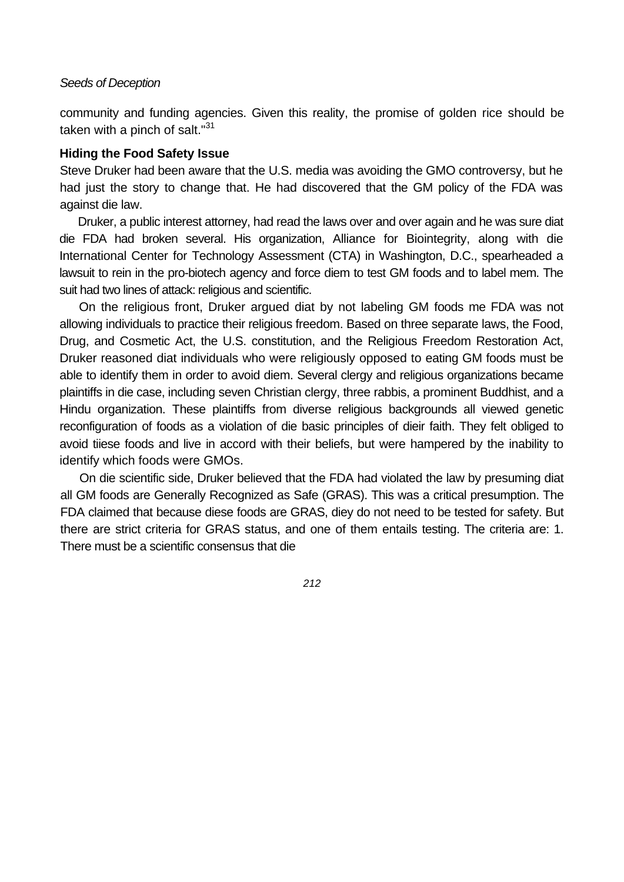community and funding agencies. Given this reality, the promise of golden rice should be taken with a pinch of salt."[31]

**Hiding the Food Safety Issue**

Steve Druker had been aware that the U.S. media was avoiding the GMO controversy, but he had just the story to change that. He had discovered that the GM policy of the FDA was against die law.

Druker, a public interest attorney, had read the laws over and over again and he was sure diat die FDA had broken several. His organization, Alliance for Biointegrity, along with die International Center for Technology Assessment (CTA) in Washington, D.C., spearheaded a lawsuit to rein in the pro-biotech agency and force diem to test GM foods and to label mem. The suit had two lines of attack: religious and scientific.

On the religious front, Druker argued diat by not labeling GM foods me FDA was not allowing individuals to practice their religious freedom. Based on three separate laws, the Food, Drug, and Cosmetic Act, the U.S. constitution, and the Religious Freedom Restoration Act, Druker reasoned diat individuals who were religiously opposed to eating GM foods must be able to identify them in order to avoid diem. Several clergy and religious organizations became plaintiffs in die case, including seven Christian clergy, three rabbis, a prominent Buddhist, and a Hindu organization. These plaintiffs from diverse religious backgrounds all viewed genetic reconfiguration of foods as a violation of die basic principles of dieir faith. They felt obliged to avoid tiiese foods and live in accord with their beliefs, but were hampered by the inability to identify which foods were GMOs.

On die scientific side, Druker believed that the FDA had violated the law by presuming diat all GM foods are Generally Recognized as Safe (GRAS). This was a critical presumption. The FDA claimed that because diese foods are GRAS, diey do not need to be tested for safety. But there are strict criteria for GRAS status, and one of them entails testing. The criteria are: 1. There must be a scientific consensus that die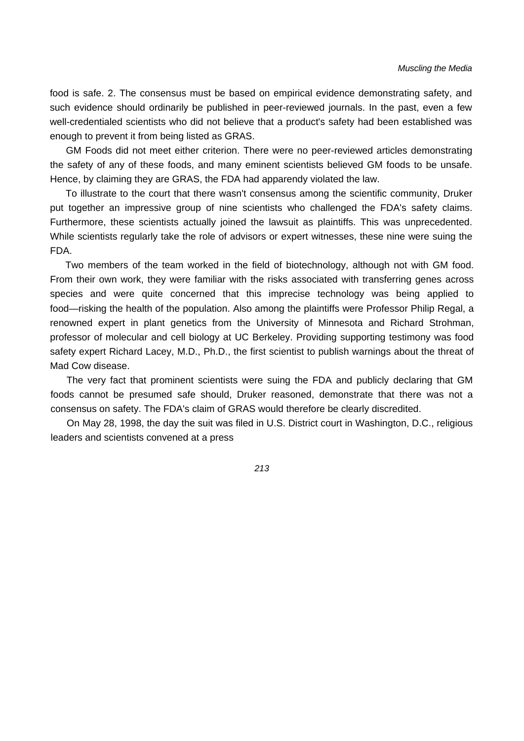food is safe. 2. The consensus must be based on empirical evidence demonstrating safety, and such evidence should ordinarily be published in peer-reviewed journals. In the past, even a few well-credentialed scientists who did not believe that a product's safety had been established was enough to prevent it from being listed as GRAS.

GM Foods did not meet either criterion. There were no peer-reviewed articles demonstrating the safety of any of these foods, and many eminent scientists believed GM foods to be unsafe. Hence, by claiming they are GRAS, the FDA had apparendy violated the law.

To illustrate to the court that there wasn't consensus among the scientific community, Druker put together an impressive group of nine scientists who challenged the FDA's safety claims. Furthermore, these scientists actually joined the lawsuit as plaintiffs. This was unprecedented. While scientists regularly take the role of advisors or expert witnesses, these nine were suing the FDA.

Two members of the team worked in the field of biotechnology, although not with GM food. From their own work, they were familiar with the risks associated with transferring genes across species and were quite concerned that this imprecise technology was being applied to food—risking the health of the population. Also among the plaintiffs were Professor Philip Regal, a renowned expert in plant genetics from the University of Minnesota and Richard Strohman, professor of molecular and cell biology at UC Berkeley. Providing supporting testimony was food safety expert Richard Lacey, M.D., Ph.D., the first scientist to publish warnings about the threat of Mad Cow disease.

The very fact that prominent scientists were suing the FDA and publicly declaring that GM foods cannot be presumed safe should, Druker reasoned, demonstrate that there was not a consensus on safety. The FDA's claim of GRAS would therefore be clearly discredited.

On May 28, 1998, the day the suit was filed in U.S. District court in Washington, D.C., religious leaders and scientists convened at a press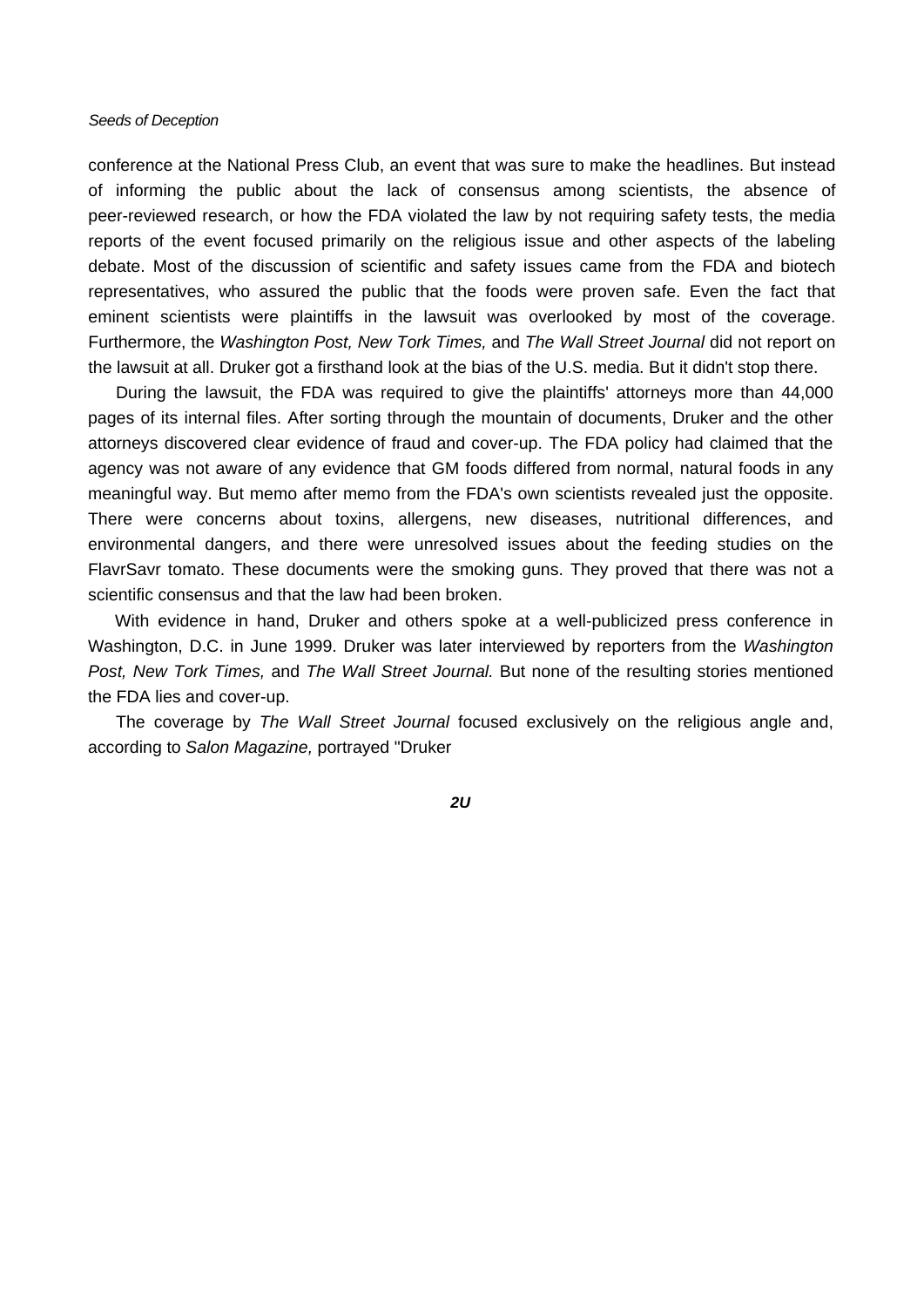conference at the National Press Club, an event that was sure to make the headlines. But instead of informing the public about the lack of consensus among scientists, the absence of peer-reviewed research, or how the FDA violated the law by not requiring safety tests, the media reports of the event focused primarily on the religious issue and other aspects of the labeling debate. Most of the discussion of scientific and safety issues came from the FDA and biotech representatives, who assured the public that the foods were proven safe. Even the fact that eminent scientists were plaintiffs in the lawsuit was overlooked by most of the coverage. Furthermore, the *Washington Post, New Tork Times,* and *The Wall Street Journal* did not report on the lawsuit at all. Druker got a firsthand look at the bias of the U.S. media. But it didn't stop there.

During the lawsuit, the FDA was required to give the plaintiffs' attorneys more than 44,000 pages of its internal files. After sorting through the mountain of documents, Druker and the other attorneys discovered clear evidence of fraud and cover-up. The FDA policy had claimed that the agency was not aware of any evidence that GM foods differed from normal, natural foods in any meaningful way. But memo after memo from the FDA's own scientists revealed just the opposite. There were concerns about toxins, allergens, new diseases, nutritional differences, and environmental dangers, and there were unresolved issues about the feeding studies on the FlavrSavr tomato. These documents were the smoking guns. They proved that there was not a scientific consensus and that the law had been broken.

With evidence in hand, Druker and others spoke at a well-publicized press conference in Washington, D.C. in June 1999. Druker was later interviewed by reporters from the *Washington Post, New Tork Times,* and *The Wall Street Journal.* But none of the resulting stories mentioned the FDA lies and cover-up.

The coverage by *The Wall Street Journal* focused exclusively on the religious angle and, according to *Salon Magazine,* portrayed "Druker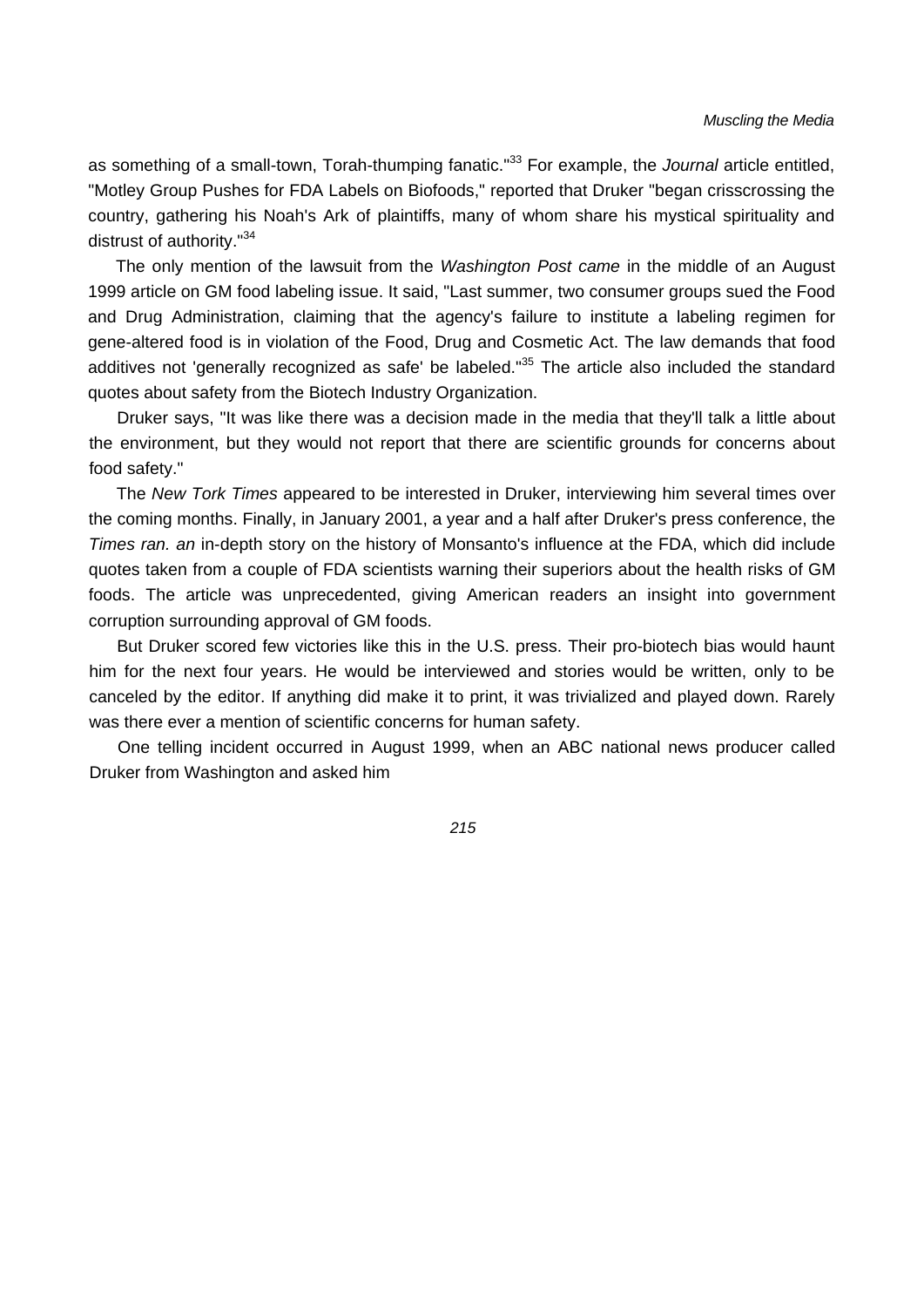as something of a small-town, Torah-thumping fanatic."[33] For example, the *Journal* article entitled, "Motley Group Pushes for FDA Labels on Biofoods," reported that Druker "began crisscrossing the country, gathering his Noah's Ark of plaintiffs, many of whom share his mystical spirituality and distrust of authority."[34]

The only mention of the lawsuit from the *Washington Post came* in the middle of an August 1999 article on GM food labeling issue. It said, "Last summer, two consumer groups sued the Food and Drug Administration, claiming that the agency's failure to institute a labeling regimen for gene-altered food is in violation of the Food, Drug and Cosmetic Act. The law demands that food additives not 'generally recognized as safe' be labeled."[35] The article also included the standard quotes about safety from the Biotech Industry Organization.

Druker says, "It was like there was a decision made in the media that they'll talk a little about the environment, but they would not report that there are scientific grounds for concerns about food safety."

The *New Tork Times* appeared to be interested in Druker, interviewing him several times over the coming months. Finally, in January 2001, a year and a half after Druker's press conference, the *Times ran. an* in-depth story on the history of Monsanto's influence at the FDA, which did include quotes taken from a couple of FDA scientists warning their superiors about the health risks of GM foods. The article was unprecedented, giving American readers an insight into government corruption surrounding approval of GM foods.

But Druker scored few victories like this in the U.S. press. Their pro-biotech bias would haunt him for the next four years. He would be interviewed and stories would be written, only to be canceled by the editor. If anything did make it to print, it was trivialized and played down. Rarely was there ever a mention of scientific concerns for human safety.

One telling incident occurred in August 1999, when an ABC national news producer called Druker from Washington and asked him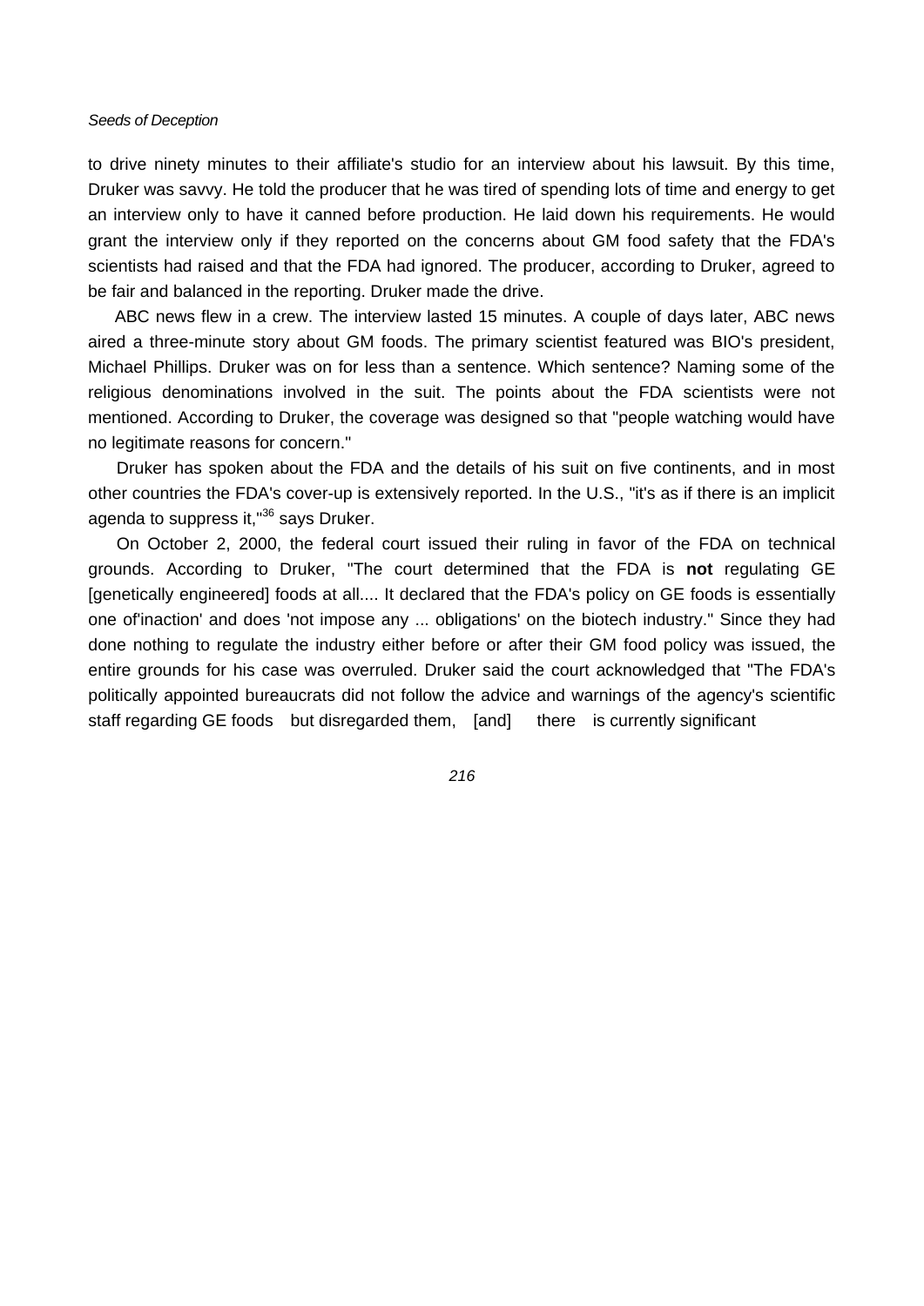to drive ninety minutes to their affiliate's studio for an interview about his lawsuit. By this time, Druker was savvy. He told the producer that he was tired of spending lots of time and energy to get an interview only to have it canned before production. He laid down his requirements. He would grant the interview only if they reported on the concerns about GM food safety that the FDA's scientists had raised and that the FDA had ignored. The producer, according to Druker, agreed to be fair and balanced in the reporting. Druker made the drive.

ABC news flew in a crew. The interview lasted 15 minutes. A couple of days later, ABC news aired a three-minute story about GM foods. The primary scientist featured was BIO's president, Michael Phillips. Druker was on for less than a sentence. Which sentence? Naming some of the religious denominations involved in the suit. The points about the FDA scientists were not mentioned. According to Druker, the coverage was designed so that "people watching would have no legitimate reasons for concern."

Druker has spoken about the FDA and the details of his suit on five continents, and in most other countries the FDA's cover-up is extensively reported. In the U.S., "it's as if there is an implicit agenda to suppress it,"[36] says Druker.

On October 2, 2000, the federal court issued their ruling in favor of the FDA on technical grounds. According to Druker, "The court determined that the FDA is **not** regulating GE [genetically engineered] foods at all.... It declared that the FDA's policy on GE foods is essentially one of'inaction' and does 'not impose any ... obligations' on the biotech industry." Since they had done nothing to regulate the industry either before or after their GM food policy was issued, the entire grounds for his case was overruled. Druker said the court acknowledged that "The FDA's politically appointed bureaucrats did not follow the advice and warnings of the agency's scientific staff regarding GE foods but disregarded them, [and] there is currently significant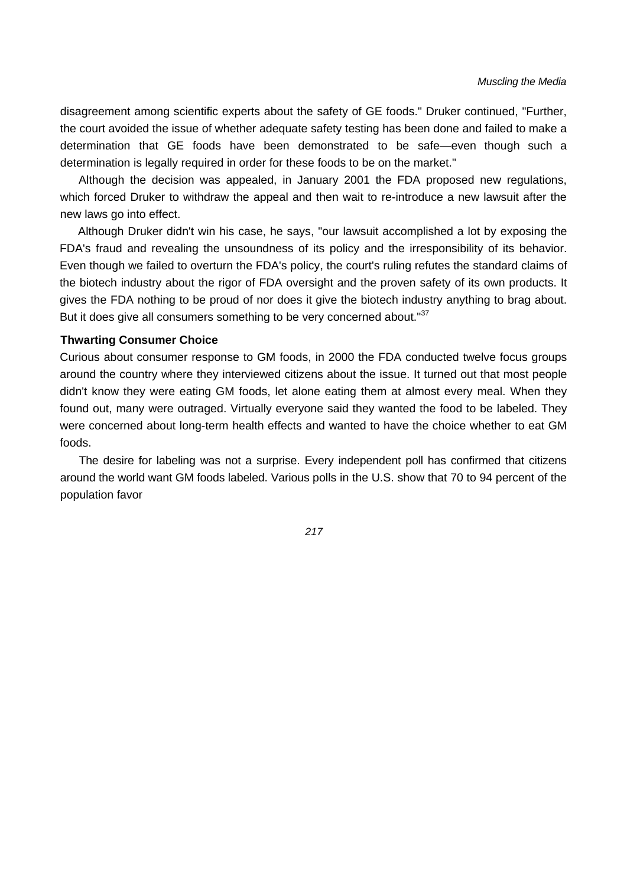disagreement among scientific experts about the safety of GE foods." Druker continued, "Further, the court avoided the issue of whether adequate safety testing has been done and failed to make a determination that GE foods have been demonstrated to be safe—even though such a determination is legally required in order for these foods to be on the market."

Although the decision was appealed, in January 2001 the FDA proposed new regulations, which forced Druker to withdraw the appeal and then wait to re-introduce a new lawsuit after the new laws go into effect.

Although Druker didn't win his case, he says, "our lawsuit accomplished a lot by exposing the FDA's fraud and revealing the unsoundness of its policy and the irresponsibility of its behavior. Even though we failed to overturn the FDA's policy, the court's ruling refutes the standard claims of the biotech industry about the rigor of FDA oversight and the proven safety of its own products. It gives the FDA nothing to be proud of nor does it give the biotech industry anything to brag about. But it does give all consumers something to be very concerned about."[37]

### Thwarting Consumer Choice

Curious about consumer response to GM foods, in 2000 the FDA conducted twelve focus groups around the country where they interviewed citizens about the issue. It turned out that most people didn't know they were eating GM foods, let alone eating them at almost every meal. When they found out, many were outraged. Virtually everyone said they wanted the food to be labeled. They were concerned about long-term health effects and wanted to have the choice whether to eat GM foods.

The desire for labeling was not a surprise. Every independent poll has confirmed that citizens around the world want GM foods labeled. Various polls in the U.S. show that 70 to 94 percent of the population favor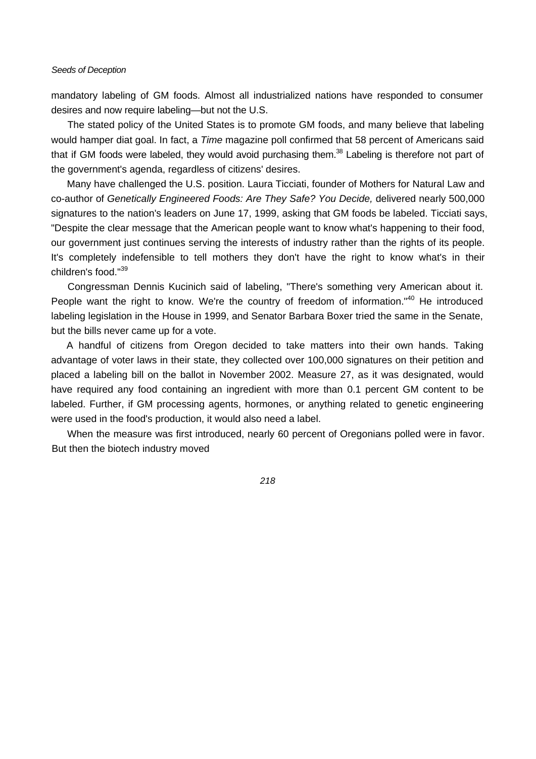mandatory labeling of GM foods. Almost all industrialized nations have responded to consumer desires and now require labeling—but not the U.S.

The stated policy of the United States is to promote GM foods, and many believe that labeling would hamper diat goal. In fact, a *Time* magazine poll confirmed that 58 percent of Americans said that if GM foods were labeled, they would avoid purchasing them.[38] Labeling is therefore not part of the government's agenda, regardless of citizens' desires.

Many have challenged the U.S. position. Laura Ticciati, founder of Mothers for Natural Law and co-author of *Genetically Engineered Foods: Are They Safe? You Decide,* delivered nearly 500,000 signatures to the nation's leaders on June 17, 1999, asking that GM foods be labeled. Ticciati says, "Despite the clear message that the American people want to know what's happening to their food, our government just continues serving the interests of industry rather than the rights of its people. It's completely indefensible to tell mothers they don't have the right to know what's in their children's food."[39]

Congressman Dennis Kucinich said of labeling, "There's something very American about it. People want the right to know. We're the country of freedom of information."[40] He introduced labeling legislation in the House in 1999, and Senator Barbara Boxer tried the same in the Senate, but the bills never came up for a vote.

A handful of citizens from Oregon decided to take matters into their own hands. Taking advantage of voter laws in their state, they collected over 100,000 signatures on their petition and placed a labeling bill on the ballot in November 2002. Measure 27, as it was designated, would have required any food containing an ingredient with more than 0.1 percent GM content to be labeled. Further, if GM processing agents, hormones, or anything related to genetic engineering were used in the food's production, it would also need a label.

When the measure was first introduced, nearly 60 percent of Oregonians polled were in favor. But then the biotech industry moved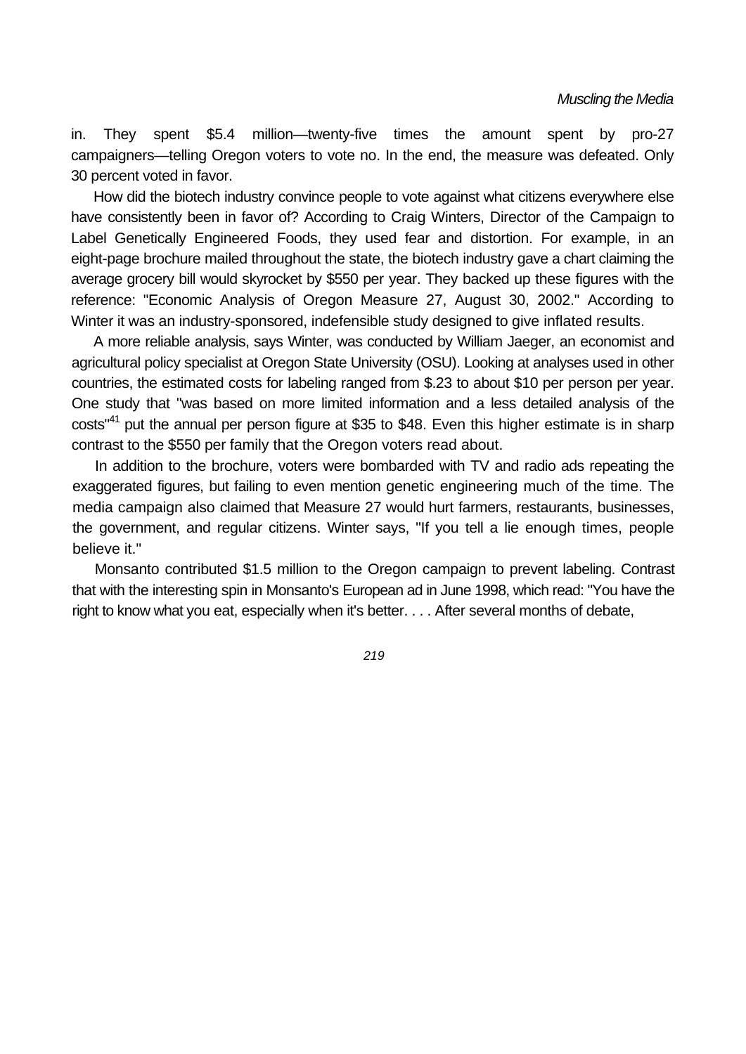in. They spent $5.4 million—twenty-five times the amount spent by pro-27 campaigners—telling Oregon voters to vote no. In the end, the measure was defeated. Only 30 percent voted in favor.

How did the biotech industry convince people to vote against what citizens everywhere else have consistently been in favor of? According to Craig Winters, Director of the Campaign to Label Genetically Engineered Foods, they used fear and distortion. For example, in an eight-page brochure mailed throughout the state, the biotech industry gave a chart claiming the average grocery bill would skyrocket by $550 per year. They backed up these figures with the reference: "Economic Analysis of Oregon Measure 27, August 30, 2002." According to Winter it was an industry-sponsored, indefensible study designed to give inflated results.

A more reliable analysis, says Winter, was conducted by William Jaeger, an economist and agricultural policy specialist at Oregon State University (OSU). Looking at analyses used in other countries, the estimated costs for labeling ranged from $.23 to about $10 per person per year. One study that "was based on more limited information and a less detailed analysis of the costs"[41] put the annual per person figure at $35 to $48. Even this higher estimate is in sharp contrast to the $550 per family that the Oregon voters read about.

In addition to the brochure, voters were bombarded with TV and radio ads repeating the exaggerated figures, but failing to even mention genetic engineering much of the time. The media campaign also claimed that Measure 27 would hurt farmers, restaurants, businesses, the government, and regular citizens. Winter says, "If you tell a lie enough times, people believe it."

Monsanto contributed $1.5 million to the Oregon campaign to prevent labeling. Contrast that with the interesting spin in Monsanto's European ad in June 1998, which read: "You have the right to know what you eat, especially when it's better. . . . After several months of debate,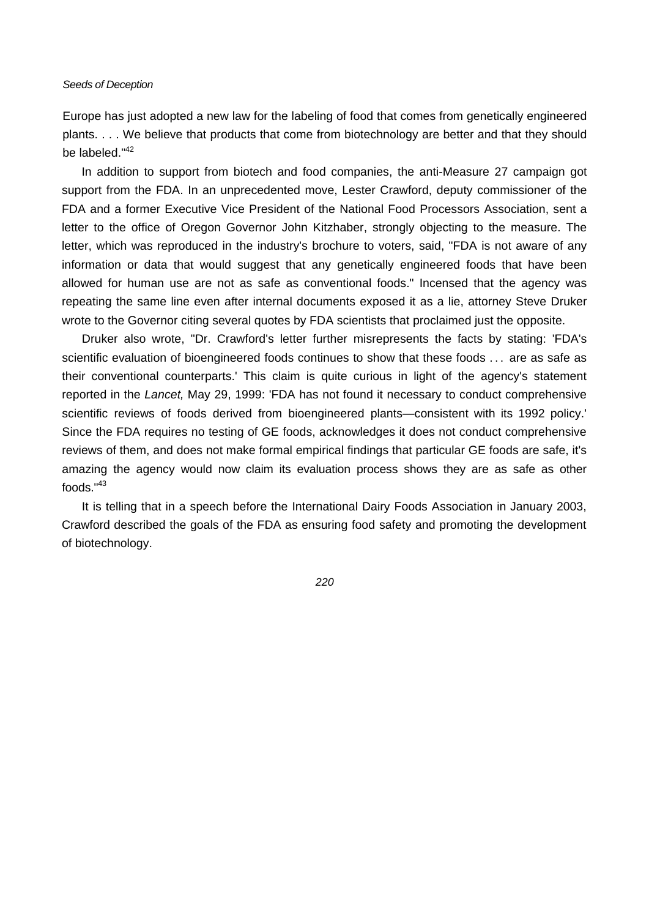Europe has just adopted a new law for the labeling of food that comes from genetically engineered plants. . . . We believe that products that come from biotechnology are better and that they should be labeled."[42]

In addition to support from biotech and food companies, the anti-Measure 27 campaign got support from the FDA. In an unprecedented move, Lester Crawford, deputy commissioner of the FDA and a former Executive Vice President of the National Food Processors Association, sent a letter to the office of Oregon Governor John Kitzhaber, strongly objecting to the measure. The letter, which was reproduced in the industry's brochure to voters, said, "FDA is not aware of any information or data that would suggest that any genetically engineered foods that have been allowed for human use are not as safe as conventional foods." Incensed that the agency was repeating the same line even after internal documents exposed it as a lie, attorney Steve Druker wrote to the Governor citing several quotes by FDA scientists that proclaimed just the opposite.

Druker also wrote, "Dr. Crawford's letter further misrepresents the facts by stating: 'FDA's scientific evaluation of bioengineered foods continues to show that these foods . . . are as safe as their conventional counterparts.' This claim is quite curious in light of the agency's statement reported in the *Lancet,* May 29, 1999: 'FDA has not found it necessary to conduct comprehensive scientific reviews of foods derived from bioengineered plants—consistent with its 1992 policy.' Since the FDA requires no testing of GE foods, acknowledges it does not conduct comprehensive reviews of them, and does not make formal empirical findings that particular GE foods are safe, it's amazing the agency would now claim its evaluation process shows they are as safe as other foods."[43]

It is telling that in a speech before the International Dairy Foods Association in January 2003, Crawford described the goals of the FDA as ensuring food safety and promoting the development of biotechnology.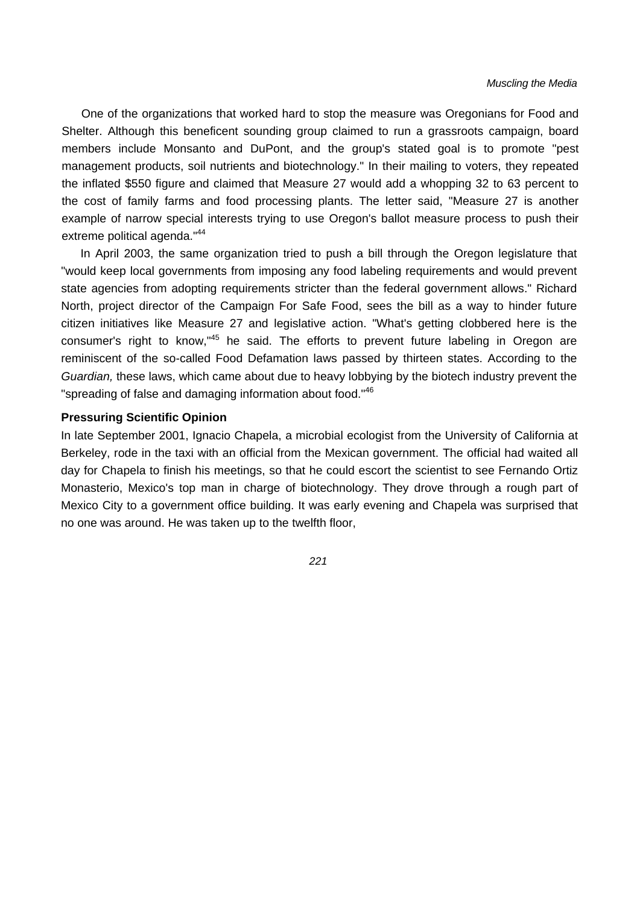One of the organizations that worked hard to stop the measure was Oregonians for Food and Shelter. Although this beneficent sounding group claimed to run a grassroots campaign, board members include Monsanto and DuPont, and the group's stated goal is to promote "pest management products, soil nutrients and biotechnology." In their mailing to voters, they repeated the inflated $550 figure and claimed that Measure 27 would add a whopping 32 to 63 percent to the cost of family farms and food processing plants. The letter said, "Measure 27 is another example of narrow special interests trying to use Oregon's ballot measure process to push their extreme political agenda."[44]

In April 2003, the same organization tried to push a bill through the Oregon legislature that "would keep local governments from imposing any food labeling requirements and would prevent state agencies from adopting requirements stricter than the federal government allows." Richard North, project director of the Campaign For Safe Food, sees the bill as a way to hinder future citizen initiatives like Measure 27 and legislative action. "What's getting clobbered here is the consumer's right to know,"[45] he said. The efforts to prevent future labeling in Oregon are reminiscent of the so-called Food Defamation laws passed by thirteen states. According to the *Guardian,* these laws, which came about due to heavy lobbying by the biotech industry prevent the "spreading of false and damaging information about food."[46]

### Pressuring Scientific Opinion

In late September 2001, Ignacio Chapela, a microbial ecologist from the University of California at Berkeley, rode in the taxi with an official from the Mexican government. The official had waited all day for Chapela to finish his meetings, so that he could escort the scientist to see Fernando Ortiz Monasterio, Mexico's top man in charge of biotechnology. They drove through a rough part of Mexico City to a government office building. It was early evening and Chapela was surprised that no one was around. He was taken up to the twelfth floor,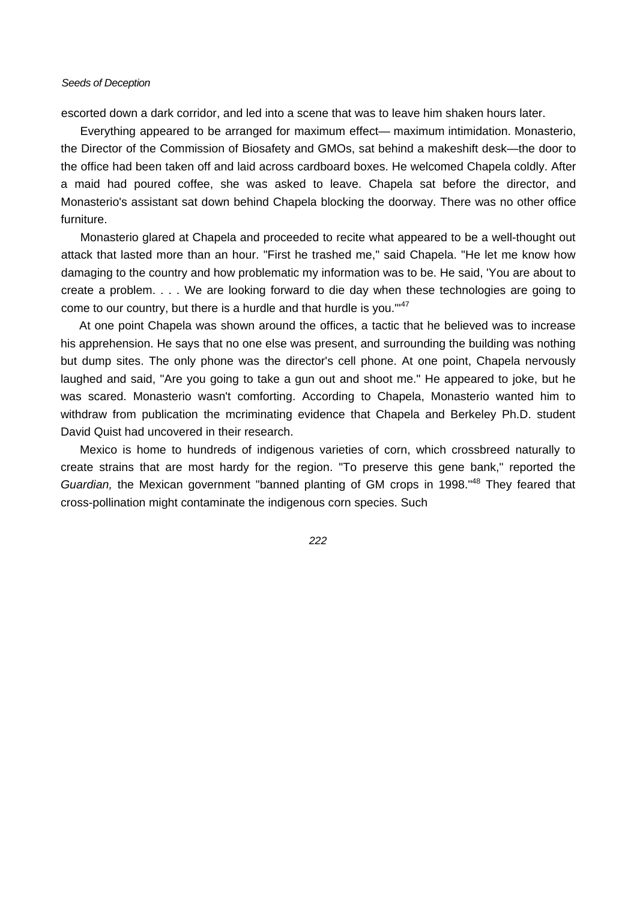escorted down a dark corridor, and led into a scene that was to leave him shaken hours later.

Everything appeared to be arranged for maximum effect— maximum intimidation. Monasterio, the Director of the Commission of Biosafety and GMOs, sat behind a makeshift desk—the door to the office had been taken off and laid across cardboard boxes. He welcomed Chapela coldly. After a maid had poured coffee, she was asked to leave. Chapela sat before the director, and Monasterio's assistant sat down behind Chapela blocking the doorway. There was no other office furniture.

Monasterio glared at Chapela and proceeded to recite what appeared to be a well-thought out attack that lasted more than an hour. "First he trashed me," said Chapela. "He let me know how damaging to the country and how problematic my information was to be. He said, 'You are about to create a problem. . . . We are looking forward to die day when these technologies are going to come to our country, but there is a hurdle and that hurdle is you.'"[47]

At one point Chapela was shown around the offices, a tactic that he believed was to increase his apprehension. He says that no one else was present, and surrounding the building was nothing but dump sites. The only phone was the director's cell phone. At one point, Chapela nervously laughed and said, "Are you going to take a gun out and shoot me." He appeared to joke, but he was scared. Monasterio wasn't comforting. According to Chapela, Monasterio wanted him to withdraw from publication the mcriminating evidence that Chapela and Berkeley Ph.D. student David Quist had uncovered in their research.

Mexico is home to hundreds of indigenous varieties of corn, which crossbreed naturally to create strains that are most hardy for the region. "To preserve this gene bank," reported the *Guardian,* the Mexican government "banned planting of GM crops in 1998."[48] They feared that cross-pollination might contaminate the indigenous corn species. Such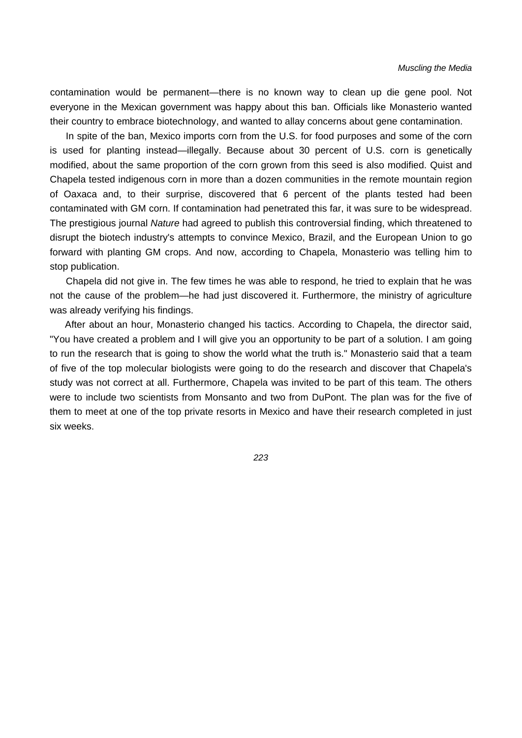contamination would be permanent—there is no known way to clean up die gene pool. Not everyone in the Mexican government was happy about this ban. Officials like Monasterio wanted their country to embrace biotechnology, and wanted to allay concerns about gene contamination.

In spite of the ban, Mexico imports corn from the U.S. for food purposes and some of the corn is used for planting instead—illegally. Because about 30 percent of U.S. corn is genetically modified, about the same proportion of the corn grown from this seed is also modified. Quist and Chapela tested indigenous corn in more than a dozen communities in the remote mountain region of Oaxaca and, to their surprise, discovered that 6 percent of the plants tested had been contaminated with GM corn. If contamination had penetrated this far, it was sure to be widespread. The prestigious journal *Nature* had agreed to publish this controversial finding, which threatened to disrupt the biotech industry's attempts to convince Mexico, Brazil, and the European Union to go forward with planting GM crops. And now, according to Chapela, Monasterio was telling him to stop publication.

Chapela did not give in. The few times he was able to respond, he tried to explain that he was not the cause of the problem—he had just discovered it. Furthermore, the ministry of agriculture was already verifying his findings.

After about an hour, Monasterio changed his tactics. According to Chapela, the director said, "You have created a problem and I will give you an opportunity to be part of a solution. I am going to run the research that is going to show the world what the truth is." Monasterio said that a team of five of the top molecular biologists were going to do the research and discover that Chapela's study was not correct at all. Furthermore, Chapela was invited to be part of this team. The others were to include two scientists from Monsanto and two from DuPont. The plan was for the five of them to meet at one of the top private resorts in Mexico and have their research completed in just six weeks.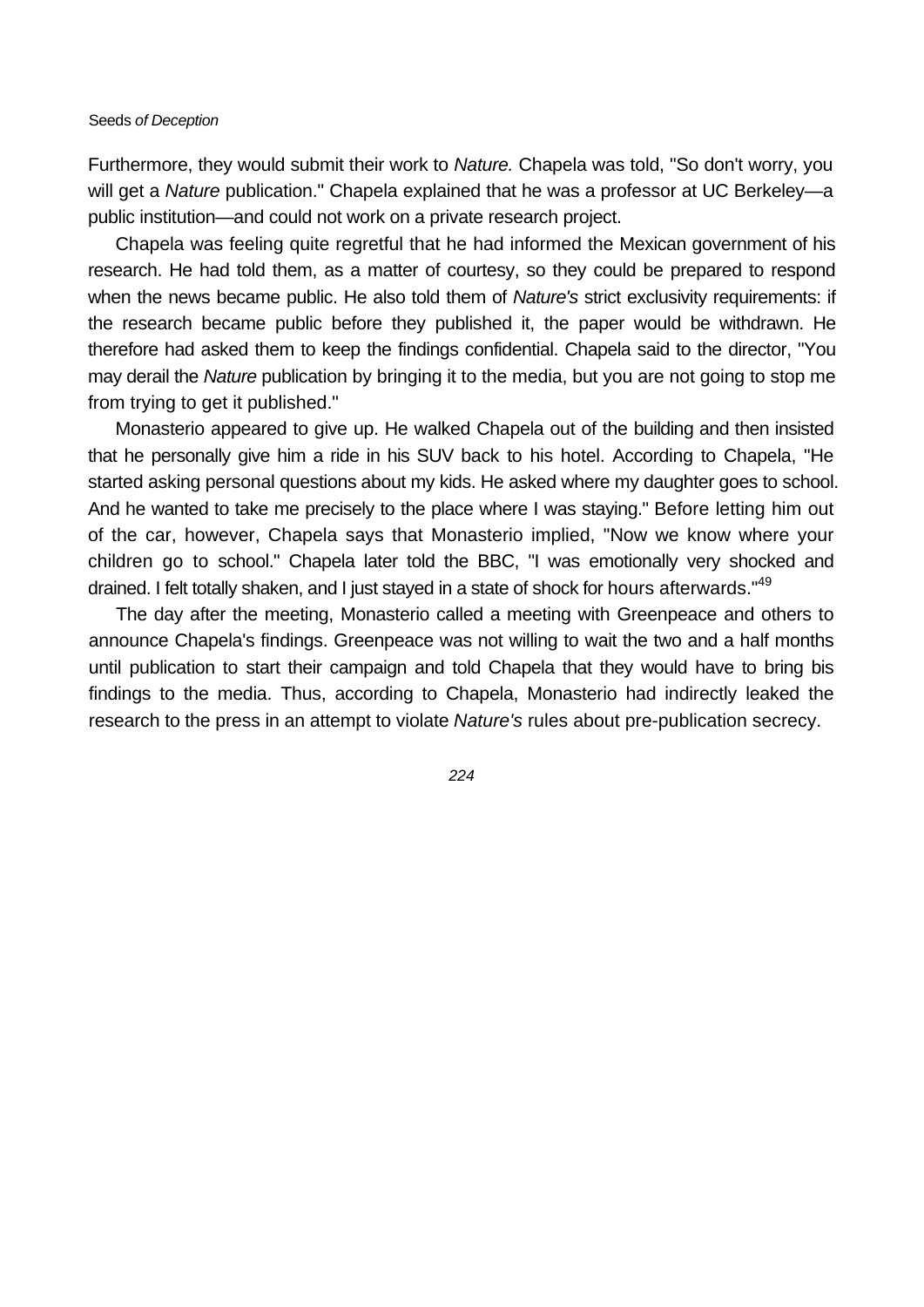Furthermore, they would submit their work to *Nature.* Chapela was told, "So don't worry, you will get a *Nature* publication." Chapela explained that he was a professor at UC Berkeley—a public institution—and could not work on a private research project.

Chapela was feeling quite regretful that he had informed the Mexican government of his research. He had told them, as a matter of courtesy, so they could be prepared to respond when the news became public. He also told them of *Nature's* strict exclusivity requirements: if the research became public before they published it, the paper would be withdrawn. He therefore had asked them to keep the findings confidential. Chapela said to the director, "You may derail the *Nature* publication by bringing it to the media, but you are not going to stop me from trying to get it published."

Monasterio appeared to give up. He walked Chapela out of the building and then insisted that he personally give him a ride in his SUV back to his hotel. According to Chapela, "He started asking personal questions about my kids. He asked where my daughter goes to school. And he wanted to take me precisely to the place where I was staying." Before letting him out of the car, however, Chapela says that Monasterio implied, "Now we know where your children go to school." Chapela later told the BBC, "I was emotionally very shocked and drained. I felt totally shaken, and I just stayed in a state of shock for hours afterwards."[49]

The day after the meeting, Monasterio called a meeting with Greenpeace and others to announce Chapela's findings. Greenpeace was not willing to wait the two and a half months until publication to start their campaign and told Chapela that they would have to bring bis findings to the media. Thus, according to Chapela, Monasterio had indirectly leaked the research to the press in an attempt to violate *Nature's* rules about pre-publication secrecy.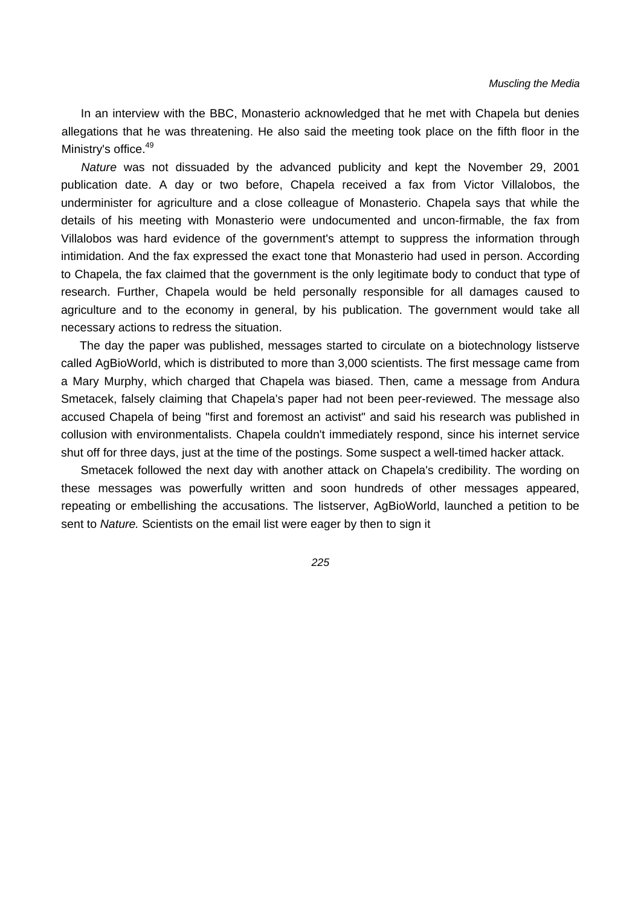In an interview with the BBC, Monasterio acknowledged that he met with Chapela but denies allegations that he was threatening. He also said the meeting took place on the fifth floor in the Ministry's office.[49]

*Nature* was not dissuaded by the advanced publicity and kept the November 29, 2001 publication date. A day or two before, Chapela received a fax from Victor Villalobos, the underminister for agriculture and a close colleague of Monasterio. Chapela says that while the details of his meeting with Monasterio were undocumented and uncon-firmable, the fax from Villalobos was hard evidence of the government's attempt to suppress the information through intimidation. And the fax expressed the exact tone that Monasterio had used in person. According to Chapela, the fax claimed that the government is the only legitimate body to conduct that type of research. Further, Chapela would be held personally responsible for all damages caused to agriculture and to the economy in general, by his publication. The government would take all necessary actions to redress the situation.

The day the paper was published, messages started to circulate on a biotechnology listserve called AgBioWorld, which is distributed to more than 3,000 scientists. The first message came from a Mary Murphy, which charged that Chapela was biased. Then, came a message from Andura Smetacek, falsely claiming that Chapela's paper had not been peer-reviewed. The message also accused Chapela of being "first and foremost an activist" and said his research was published in collusion with environmentalists. Chapela couldn't immediately respond, since his internet service shut off for three days, just at the time of the postings. Some suspect a well-timed hacker attack.

Smetacek followed the next day with another attack on Chapela's credibility. The wording on these messages was powerfully written and soon hundreds of other messages appeared, repeating or embellishing the accusations. The listserver, AgBioWorld, launched a petition to be sent to *Nature.* Scientists on the email list were eager by then to sign it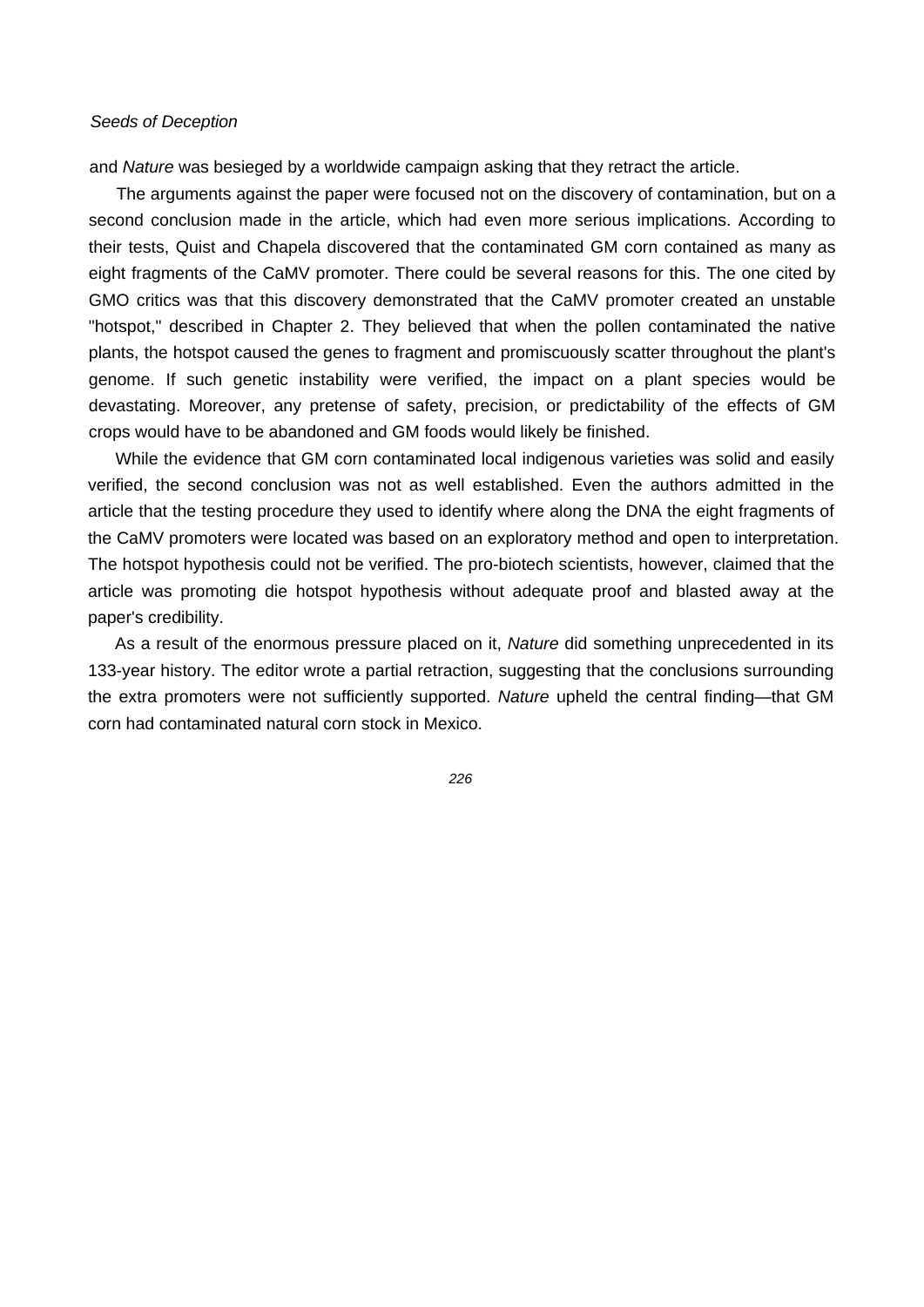and *Nature* was besieged by a worldwide campaign asking that they retract the article.

The arguments against the paper were focused not on the discovery of contamination, but on a second conclusion made in the article, which had even more serious implications. According to their tests, Quist and Chapela discovered that the contaminated GM corn contained as many as eight fragments of the CaMV promoter. There could be several reasons for this. The one cited by GMO critics was that this discovery demonstrated that the CaMV promoter created an unstable "hotspot," described in Chapter 2. They believed that when the pollen contaminated the native plants, the hotspot caused the genes to fragment and promiscuously scatter throughout the plant's genome. If such genetic instability were verified, the impact on a plant species would be devastating. Moreover, any pretense of safety, precision, or predictability of the effects of GM crops would have to be abandoned and GM foods would likely be finished.

While the evidence that GM corn contaminated local indigenous varieties was solid and easily verified, the second conclusion was not as well established. Even the authors admitted in the article that the testing procedure they used to identify where along the DNA the eight fragments of the CaMV promoters were located was based on an exploratory method and open to interpretation. The hotspot hypothesis could not be verified. The pro-biotech scientists, however, claimed that the article was promoting die hotspot hypothesis without adequate proof and blasted away at the paper's credibility.

As a result of the enormous pressure placed on it, *Nature* did something unprecedented in its 133-year history. The editor wrote a partial retraction, suggesting that the conclusions surrounding the extra promoters were not sufficiently supported. *Nature* upheld the central finding—that GM corn had contaminated natural corn stock in Mexico.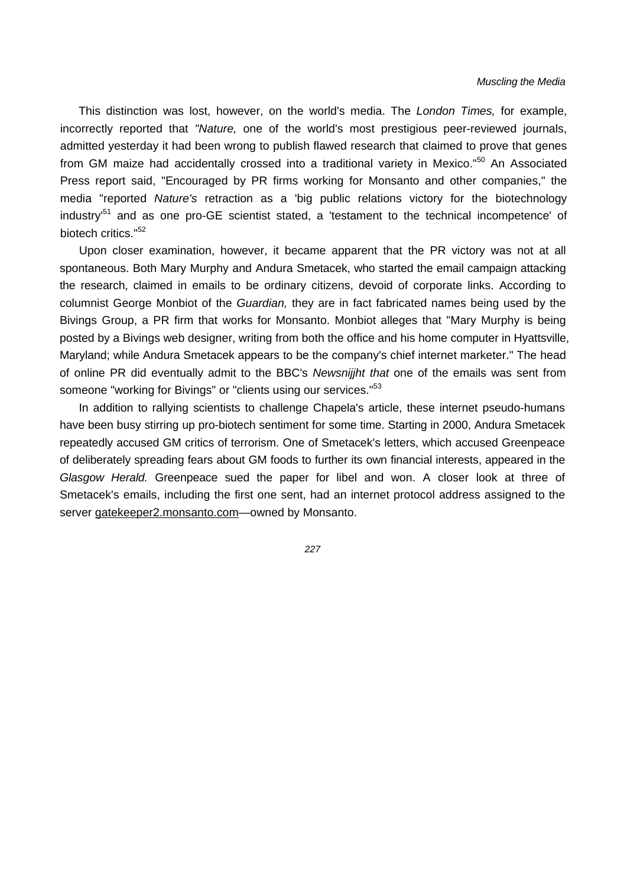This distinction was lost, however, on the world's media. The *London Times,* for example, incorrectly reported that *"Nature,* one of the world's most prestigious peer-reviewed journals, admitted yesterday it had been wrong to publish flawed research that claimed to prove that genes from GM maize had accidentally crossed into a traditional variety in Mexico."[50] An Associated Press report said, "Encouraged by PR firms working for Monsanto and other companies," the media "reported *Nature's* retraction as a 'big public relations victory for the biotechnology industry'[51] and as one pro-GE scientist stated, a 'testament to the technical incompetence' of biotech critics."[52]

Upon closer examination, however, it became apparent that the PR victory was not at all spontaneous. Both Mary Murphy and Andura Smetacek, who started the email campaign attacking the research, claimed in emails to be ordinary citizens, devoid of corporate links. According to columnist George Monbiot of the *Guardian,* they are in fact fabricated names being used by the Bivings Group, a PR firm that works for Monsanto. Monbiot alleges that "Mary Murphy is being posted by a Bivings web designer, writing from both the office and his home computer in Hyattsville, Maryland; while Andura Smetacek appears to be the company's chief internet marketer." The head of online PR did eventually admit to the BBC's *Newsnijjht that* one of the emails was sent from someone "working for Bivings" or "clients using our services."[53]

In addition to rallying scientists to challenge Chapela's article, these internet pseudo-humans have been busy stirring up pro-biotech sentiment for some time. Starting in 2000, Andura Smetacek repeatedly accused GM critics of terrorism. One of Smetacek's letters, which accused Greenpeace of deliberately spreading fears about GM foods to further its own financial interests, appeared in the *Glasgow Herald.* Greenpeace sued the paper for libel and won. A closer look at three of Smetacek's emails, including the first one sent, had an internet protocol address assigned to the server gatekeeper2.monsanto.com—owned by Monsanto.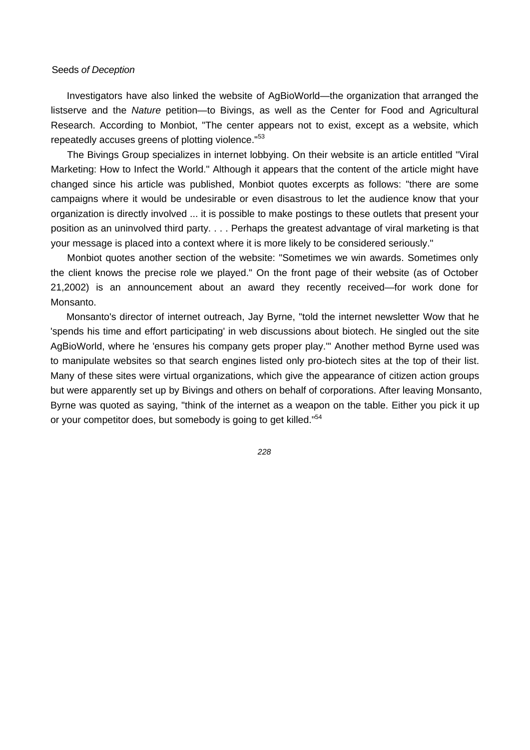Investigators have also linked the website of AgBioWorld—the organization that arranged the listserve and the *Nature* petition—to Bivings, as well as the Center for Food and Agricultural Research. According to Monbiot, "The center appears not to exist, except as a website, which repeatedly accuses greens of plotting violence."[53]

The Bivings Group specializes in internet lobbying. On their website is an article entitled "Viral Marketing: How to Infect the World." Although it appears that the content of the article might have changed since his article was published, Monbiot quotes excerpts as follows: "there are some campaigns where it would be undesirable or even disastrous to let the audience know that your organization is directly involved ... it is possible to make postings to these outlets that present your position as an uninvolved third party. . . . Perhaps the greatest advantage of viral marketing is that your message is placed into a context where it is more likely to be considered seriously."

Monbiot quotes another section of the website: "Sometimes we win awards. Sometimes only the client knows the precise role we played." On the front page of their website (as of October 21,2002) is an announcement about an award they recently received—for work done for Monsanto.

Monsanto's director of internet outreach, Jay Byrne, "told the internet newsletter Wow that he 'spends his time and effort participating' in web discussions about biotech. He singled out the site AgBioWorld, where he 'ensures his company gets proper play.'" Another method Byrne used was to manipulate websites so that search engines listed only pro-biotech sites at the top of their list. Many of these sites were virtual organizations, which give the appearance of citizen action groups but were apparently set up by Bivings and others on behalf of corporations. After leaving Monsanto, Byrne was quoted as saying, "think of the internet as a weapon on the table. Either you pick it up or your competitor does, but somebody is going to get killed."[54]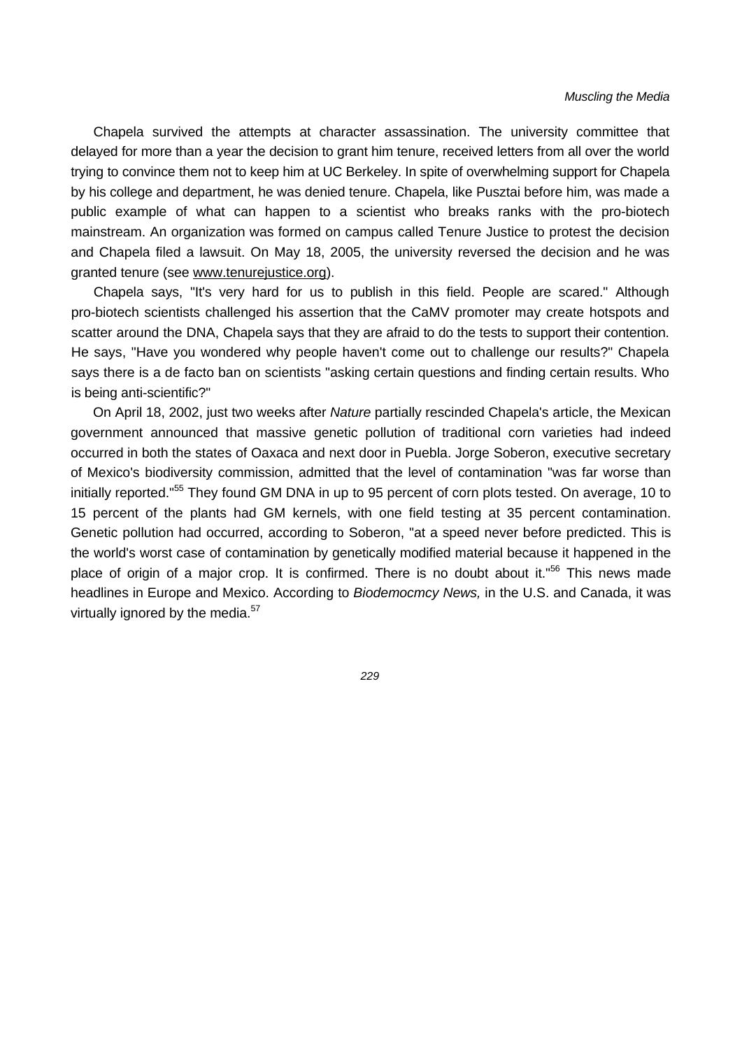Chapela survived the attempts at character assassination. The university committee that delayed for more than a year the decision to grant him tenure, received letters from all over the world trying to convince them not to keep him at UC Berkeley. In spite of overwhelming support for Chapela by his college and department, he was denied tenure. Chapela, like Pusztai before him, was made a public example of what can happen to a scientist who breaks ranks with the pro-biotech mainstream. An organization was formed on campus called Tenure Justice to protest the decision and Chapela filed a lawsuit. On May 18, 2005, the university reversed the decision and he was granted tenure (see www.tenurejustice.org).

Chapela says, "It's very hard for us to publish in this field. People are scared." Although pro-biotech scientists challenged his assertion that the CaMV promoter may create hotspots and scatter around the DNA, Chapela says that they are afraid to do the tests to support their contention. He says, "Have you wondered why people haven't come out to challenge our results?" Chapela says there is a de facto ban on scientists "asking certain questions and finding certain results. Who is being anti-scientific?"

On April 18, 2002, just two weeks after *Nature* partially rescinded Chapela's article, the Mexican government announced that massive genetic pollution of traditional corn varieties had indeed occurred in both the states of Oaxaca and next door in Puebla. Jorge Soberon, executive secretary of Mexico's biodiversity commission, admitted that the level of contamination "was far worse than initially reported."[55] They found GM DNA in up to 95 percent of corn plots tested. On average, 10 to 15 percent of the plants had GM kernels, with one field testing at 35 percent contamination. Genetic pollution had occurred, according to Soberon, "at a speed never before predicted. This is the world's worst case of contamination by genetically modified material because it happened in the place of origin of a major crop. It is confirmed. There is no doubt about it."[56] This news made headlines in Europe and Mexico. According to *Biodemocmcy News,* in the U.S. and Canada, it was virtually ignored by the media.[57]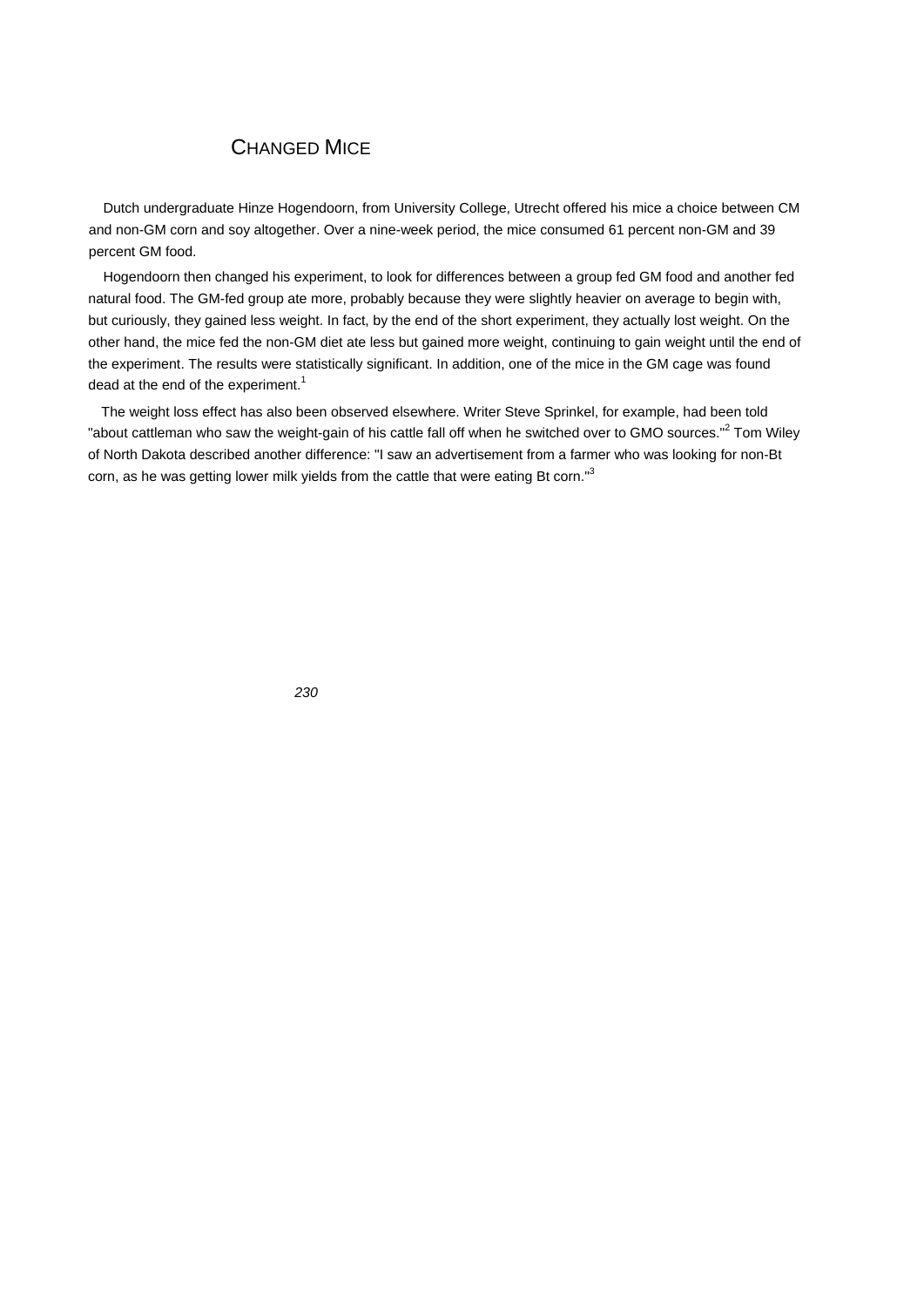## Changed Mice

Dutch undergraduate Hinze Hogendoorn, from University College, Utrecht offered his mice a choice between CM and non-GM corn and soy altogether. Over a nine-week period, the mice consumed 61 percent non-GM and 39 percent GM food.

Hogendoorn then changed his experiment, to look for differences between a group fed GM food and another fed natural food. The GM-fed group ate more, probably because they were slightly heavier on average to begin with, but curiously, they gained less weight. In fact, by the end of the short experiment, they actually lost weight. On the other hand, the mice fed the non-GM diet ate less but gained more weight, continuing to gain weight until the end of the experiment. The results were statistically significant. In addition, one of the mice in the GM cage was found dead at the end of the experiment.[1]

The weight loss effect has also been observed elsewhere. Writer Steve Sprinkel, for example, had been told "about cattleman who saw the weight-gain of his cattle fall off when he switched over to GMO sources."[2] Tom Wiley of North Dakota described another difference: "I saw an advertisement from a farmer who was looking for non-Bt corn, as he was getting lower milk yields from the cattle that were eating Bt corn."[3]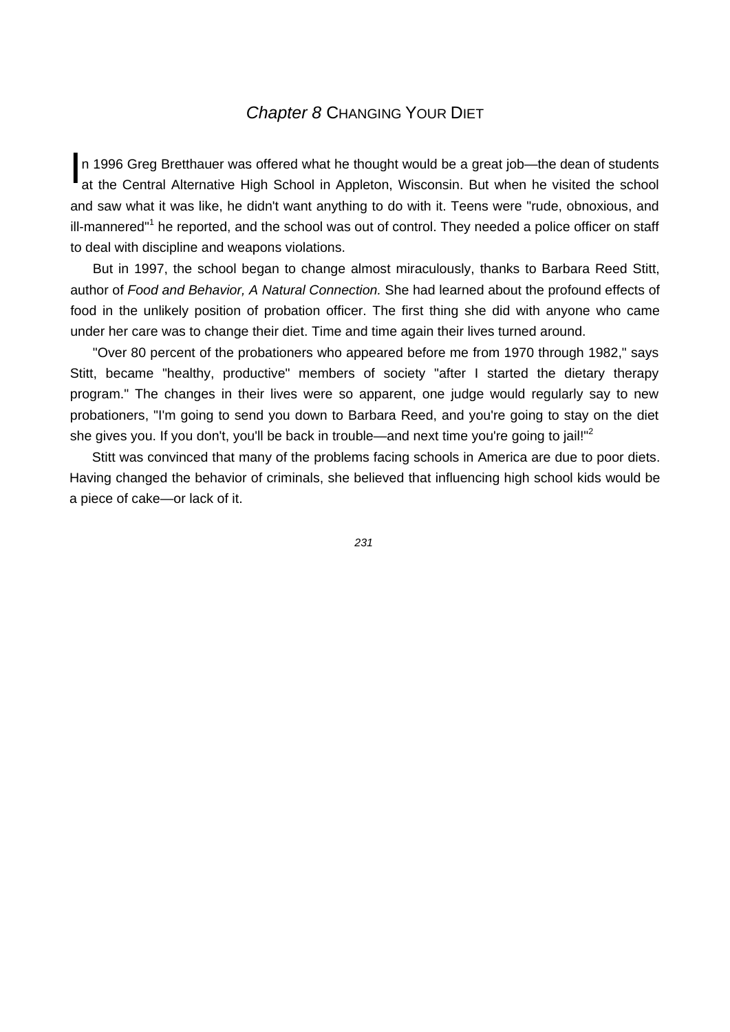# *Chapter 8* CHANGING YOUR DIET

In 1996 Greg Bretthauer was offered what he thought would be a great job—the dean of students at the Central Alternative High School in Appleton, Wisconsin. But when he visited the school and saw what it was like, he didn't want anything to do with it. Teens were "rude, obnoxious, and ill-mannered"[1] he reported, and the school was out of control. They needed a police officer on staff to deal with discipline and weapons violations.

But in 1997, the school began to change almost miraculously, thanks to Barbara Reed Stitt, author of *Food and Behavior, A Natural Connection.* She had learned about the profound effects of food in the unlikely position of probation officer. The first thing she did with anyone who came under her care was to change their diet. Time and time again their lives turned around.

"Over 80 percent of the probationers who appeared before me from 1970 through 1982," says Stitt, became "healthy, productive" members of society "after I started the dietary therapy program." The changes in their lives were so apparent, one judge would regularly say to new probationers, "I'm going to send you down to Barbara Reed, and you're going to stay on the diet she gives you. If you don't, you'll be back in trouble—and next time you're going to jail!"[2]

Stitt was convinced that many of the problems facing schools in America are due to poor diets. Having changed the behavior of criminals, she believed that influencing high school kids would be a piece of cake—or lack of it.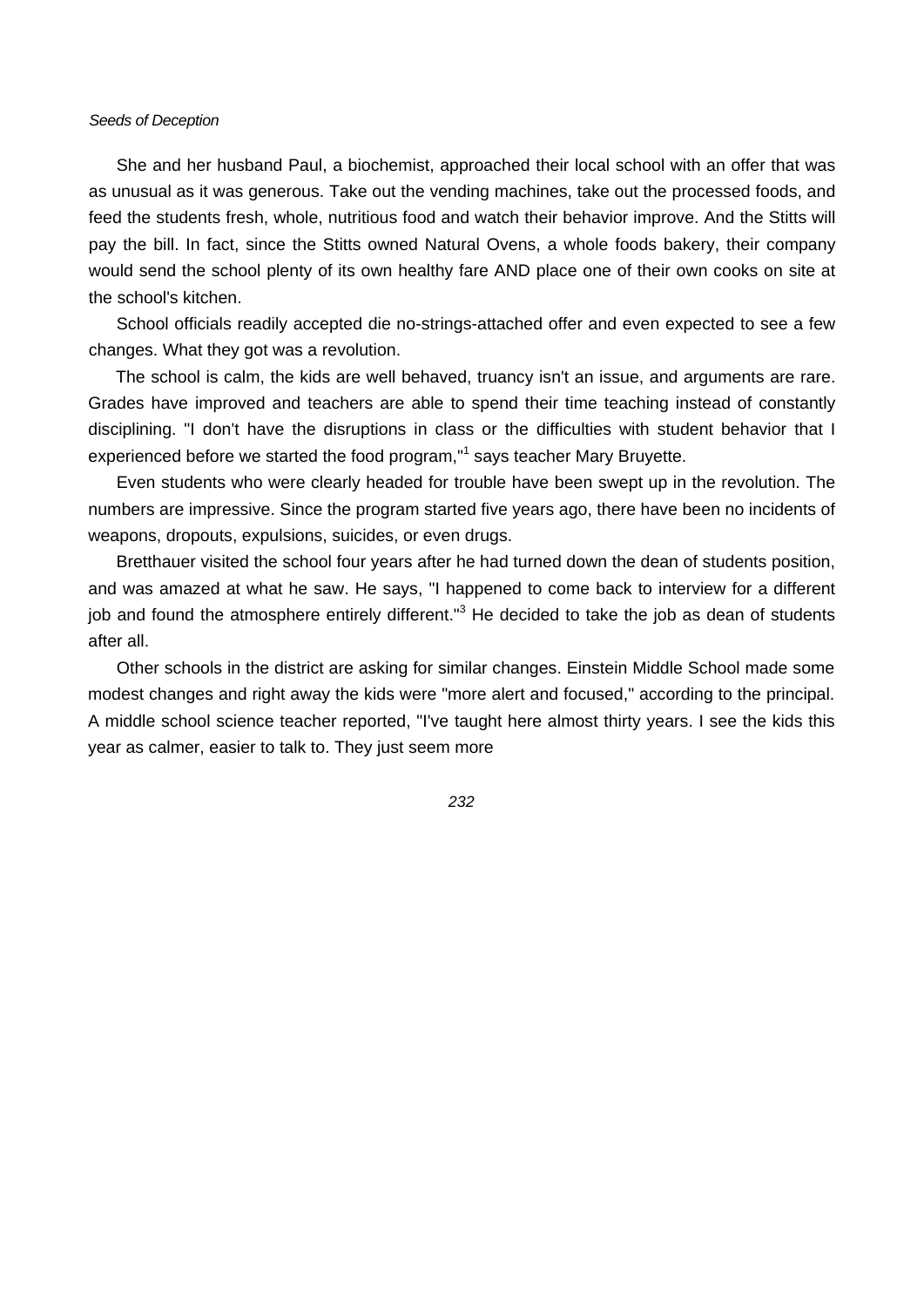She and her husband Paul, a biochemist, approached their local school with an offer that was as unusual as it was generous. Take out the vending machines, take out the processed foods, and feed the students fresh, whole, nutritious food and watch their behavior improve. And the Stitts will pay the bill. In fact, since the Stitts owned Natural Ovens, a whole foods bakery, their company would send the school plenty of its own healthy fare AND place one of their own cooks on site at the school's kitchen.

School officials readily accepted die no-strings-attached offer and even expected to see a few changes. What they got was a revolution.

The school is calm, the kids are well behaved, truancy isn't an issue, and arguments are rare. Grades have improved and teachers are able to spend their time teaching instead of constantly disciplining. "I don't have the disruptions in class or the difficulties with student behavior that I experienced before we started the food program,"[1] says teacher Mary Bruyette.

Even students who were clearly headed for trouble have been swept up in the revolution. The numbers are impressive. Since the program started five years ago, there have been no incidents of weapons, dropouts, expulsions, suicides, or even drugs.

Bretthauer visited the school four years after he had turned down the dean of students position, and was amazed at what he saw. He says, "I happened to come back to interview for a different job and found the atmosphere entirely different."[3] He decided to take the job as dean of students after all.

Other schools in the district are asking for similar changes. Einstein Middle School made some modest changes and right away the kids were "more alert and focused," according to the principal. A middle school science teacher reported, "I've taught here almost thirty years. I see the kids this year as calmer, easier to talk to. They just seem more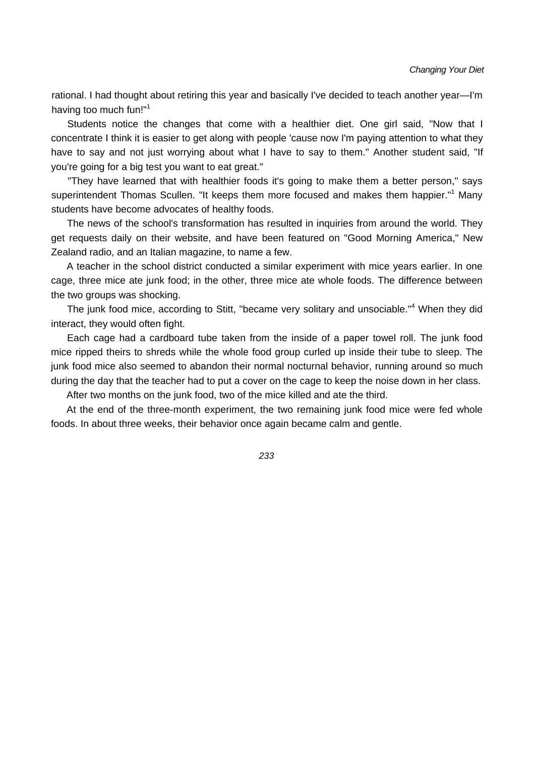rational. I had thought about retiring this year and basically I've decided to teach another year—I'm having too much fun!"[1]

Students notice the changes that come with a healthier diet. One girl said, "Now that I concentrate I think it is easier to get along with people 'cause now I'm paying attention to what they have to say and not just worrying about what I have to say to them." Another student said, "If you're going for a big test you want to eat great."

"They have learned that with healthier foods it's going to make them a better person," says superintendent Thomas Scullen. "It keeps them more focused and makes them happier."[1] Many students have become advocates of healthy foods.

The news of the school's transformation has resulted in inquiries from around the world. They get requests daily on their website, and have been featured on "Good Morning America," New Zealand radio, and an Italian magazine, to name a few.

A teacher in the school district conducted a similar experiment with mice years earlier. In one cage, three mice ate junk food; in the other, three mice ate whole foods. The difference between the two groups was shocking.

The junk food mice, according to Stitt, "became very solitary and unsociable."[4] When they did interact, they would often fight.

Each cage had a cardboard tube taken from the inside of a paper towel roll. The junk food mice ripped theirs to shreds while the whole food group curled up inside their tube to sleep. The junk food mice also seemed to abandon their normal nocturnal behavior, running around so much during the day that the teacher had to put a cover on the cage to keep the noise down in her class.

After two months on the junk food, two of the mice killed and ate the third.

At the end of the three-month experiment, the two remaining junk food mice were fed whole foods. In about three weeks, their behavior once again became calm and gentle.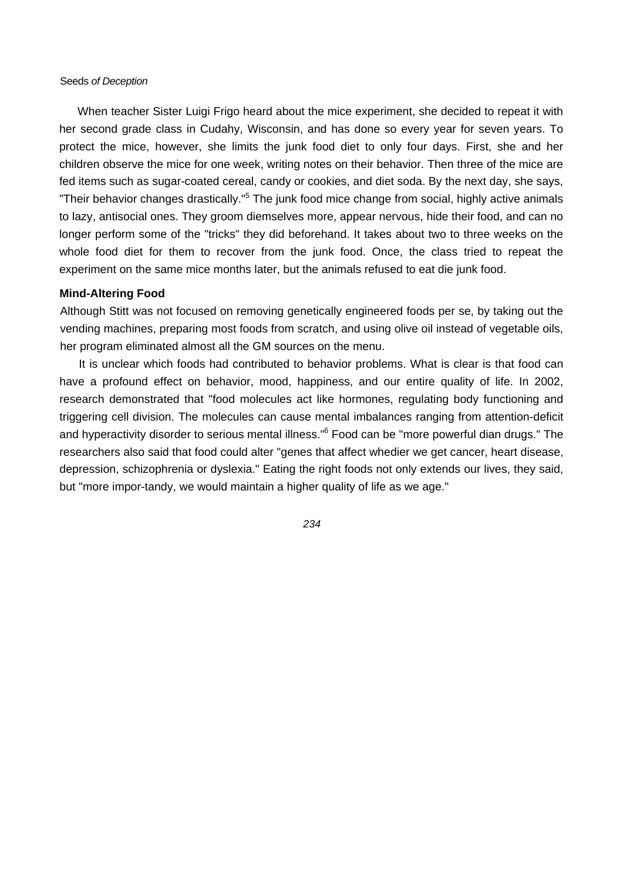When teacher Sister Luigi Frigo heard about the mice experiment, she decided to repeat it with her second grade class in Cudahy, Wisconsin, and has done so every year for seven years. To protect the mice, however, she limits the junk food diet to only four days. First, she and her children observe the mice for one week, writing notes on their behavior. Then three of the mice are fed items such as sugar-coated cereal, candy or cookies, and diet soda. By the next day, she says, "Their behavior changes drastically."[5] The junk food mice change from social, highly active animals to lazy, antisocial ones. They groom diemselves more, appear nervous, hide their food, and can no longer perform some of the "tricks" they did beforehand. It takes about two to three weeks on the whole food diet for them to recover from the junk food. Once, the class tried to repeat the experiment on the same mice months later, but the animals refused to eat die junk food.

### Mind-Altering Food

Although Stitt was not focused on removing genetically engineered foods per se, by taking out the vending machines, preparing most foods from scratch, and using olive oil instead of vegetable oils, her program eliminated almost all the GM sources on the menu.

It is unclear which foods had contributed to behavior problems. What is clear is that food can have a profound effect on behavior, mood, happiness, and our entire quality of life. In 2002, research demonstrated that "food molecules act like hormones, regulating body functioning and triggering cell division. The molecules can cause mental imbalances ranging from attention-deficit and hyperactivity disorder to serious mental illness."[6] Food can be "more powerful dian drugs." The researchers also said that food could alter "genes that affect whedier we get cancer, heart disease, depression, schizophrenia or dyslexia." Eating the right foods not only extends our lives, they said, but "more impor-tandy, we would maintain a higher quality of life as we age."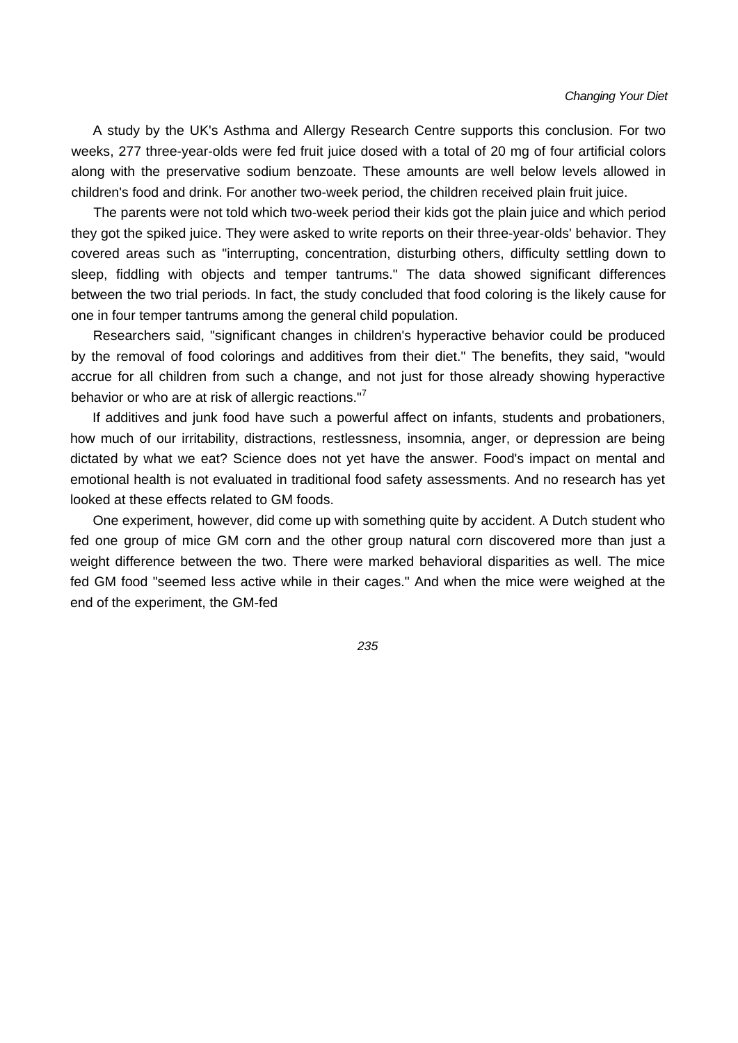A study by the UK's Asthma and Allergy Research Centre supports this conclusion. For two weeks, 277 three-year-olds were fed fruit juice dosed with a total of 20 mg of four artificial colors along with the preservative sodium benzoate. These amounts are well below levels allowed in children's food and drink. For another two-week period, the children received plain fruit juice.

The parents were not told which two-week period their kids got the plain juice and which period they got the spiked juice. They were asked to write reports on their three-year-olds' behavior. They covered areas such as "interrupting, concentration, disturbing others, difficulty settling down to sleep, fiddling with objects and temper tantrums." The data showed significant differences between the two trial periods. In fact, the study concluded that food coloring is the likely cause for one in four temper tantrums among the general child population.

Researchers said, "significant changes in children's hyperactive behavior could be produced by the removal of food colorings and additives from their diet." The benefits, they said, "would accrue for all children from such a change, and not just for those already showing hyperactive behavior or who are at risk of allergic reactions."[7]

If additives and junk food have such a powerful affect on infants, students and probationers, how much of our irritability, distractions, restlessness, insomnia, anger, or depression are being dictated by what we eat? Science does not yet have the answer. Food's impact on mental and emotional health is not evaluated in traditional food safety assessments. And no research has yet looked at these effects related to GM foods.

One experiment, however, did come up with something quite by accident. A Dutch student who fed one group of mice GM corn and the other group natural corn discovered more than just a weight difference between the two. There were marked behavioral disparities as well. The mice fed GM food "seemed less active while in their cages." And when the mice were weighed at the end of the experiment, the GM-fed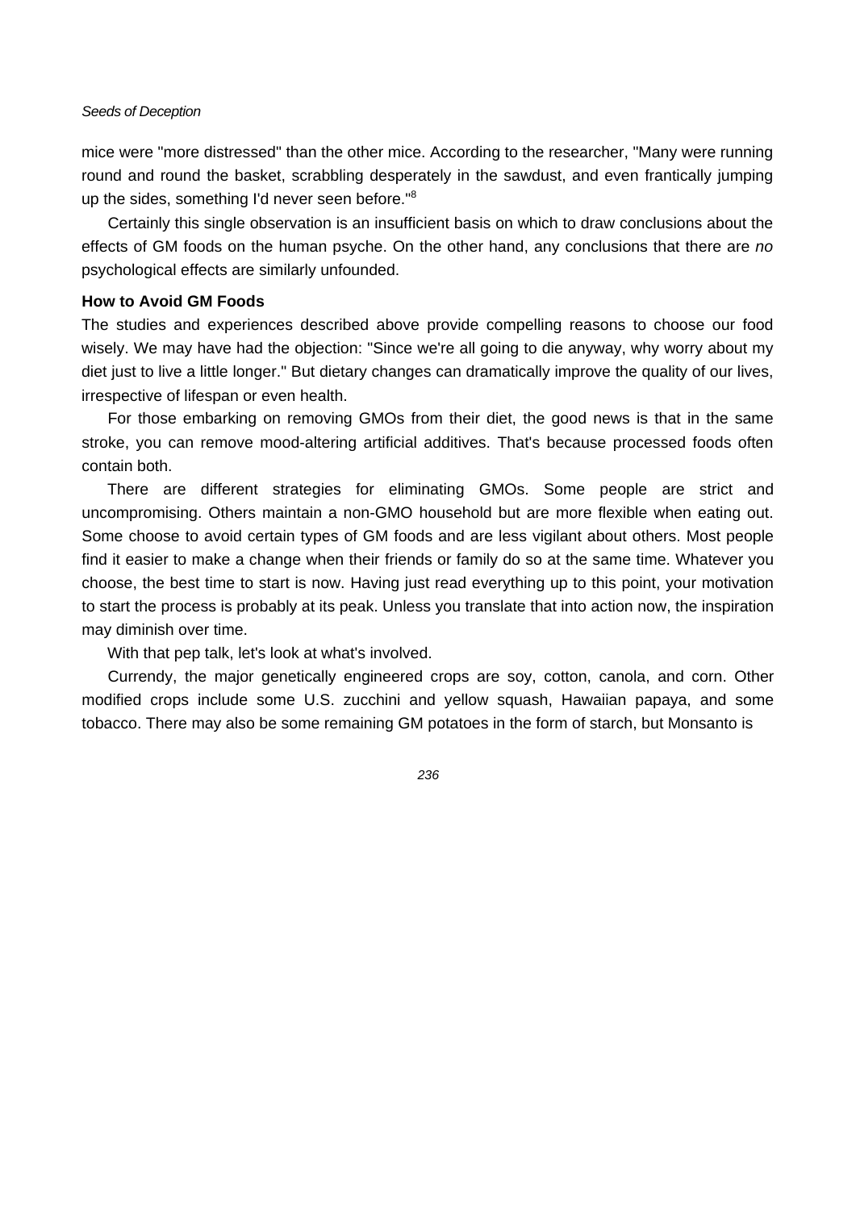mice were "more distressed" than the other mice. According to the researcher, "Many were running round and round the basket, scrabbling desperately in the sawdust, and even frantically jumping up the sides, something I'd never seen before."[8]

Certainly this single observation is an insufficient basis on which to draw conclusions about the effects of GM foods on the human psyche. On the other hand, any conclusions that there are *no* psychological effects are similarly unfounded.

**How to Avoid GM Foods**

The studies and experiences described above provide compelling reasons to choose our food wisely. We may have had the objection: "Since we're all going to die anyway, why worry about my diet just to live a little longer." But dietary changes can dramatically improve the quality of our lives, irrespective of lifespan or even health.

For those embarking on removing GMOs from their diet, the good news is that in the same stroke, you can remove mood-altering artificial additives. That's because processed foods often contain both.

There are different strategies for eliminating GMOs. Some people are strict and uncompromising. Others maintain a non-GMO household but are more flexible when eating out. Some choose to avoid certain types of GM foods and are less vigilant about others. Most people find it easier to make a change when their friends or family do so at the same time. Whatever you choose, the best time to start is now. Having just read everything up to this point, your motivation to start the process is probably at its peak. Unless you translate that into action now, the inspiration may diminish over time.

With that pep talk, let's look at what's involved.

Currendy, the major genetically engineered crops are soy, cotton, canola, and corn. Other modified crops include some U.S. zucchini and yellow squash, Hawaiian papaya, and some tobacco. There may also be some remaining GM potatoes in the form of starch, but Monsanto is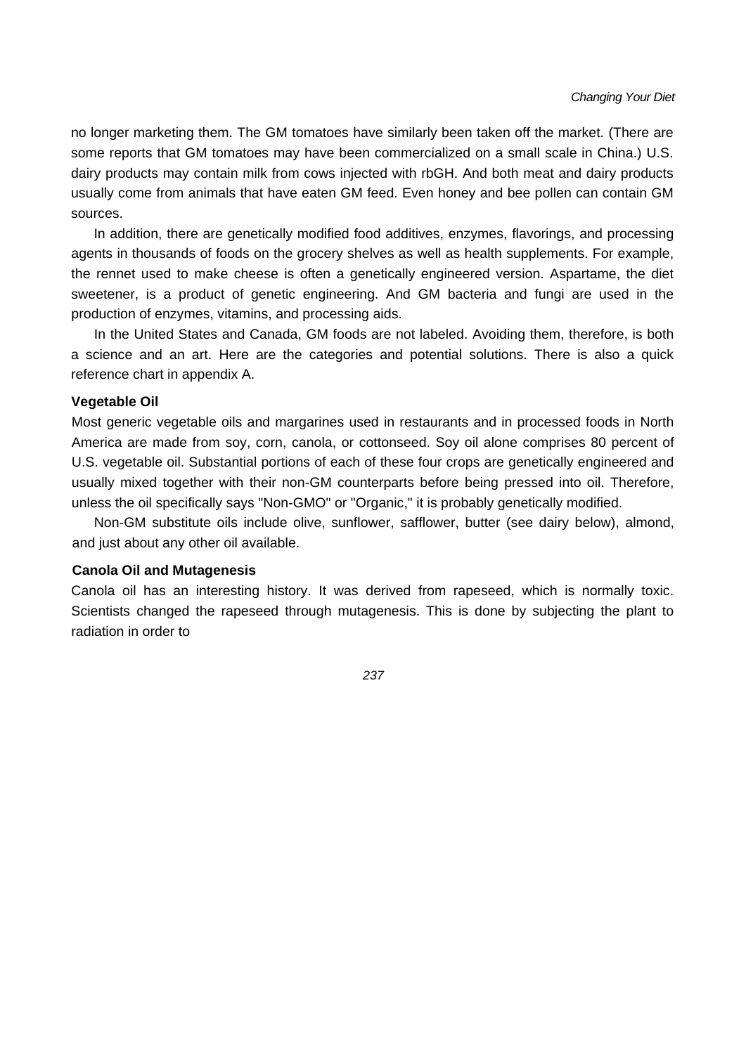no longer marketing them. The GM tomatoes have similarly been taken off the market. (There are some reports that GM tomatoes may have been commercialized on a small scale in China.) U.S. dairy products may contain milk from cows injected with rbGH. And both meat and dairy products usually come from animals that have eaten GM feed. Even honey and bee pollen can contain GM sources.

In addition, there are genetically modified food additives, enzymes, flavorings, and processing agents in thousands of foods on the grocery shelves as well as health supplements. For example, the rennet used to make cheese is often a genetically engineered version. Aspartame, the diet sweetener, is a product of genetic engineering. And GM bacteria and fungi are used in the production of enzymes, vitamins, and processing aids.

In the United States and Canada, GM foods are not labeled. Avoiding them, therefore, is both a science and an art. Here are the categories and potential solutions. There is also a quick reference chart in appendix A.

### Vegetable Oil

Most generic vegetable oils and margarines used in restaurants and in processed foods in North America are made from soy, corn, canola, or cottonseed. Soy oil alone comprises 80 percent of U.S. vegetable oil. Substantial portions of each of these four crops are genetically engineered and usually mixed together with their non-GM counterparts before being pressed into oil. Therefore, unless the oil specifically says "Non-GMO" or "Organic," it is probably genetically modified.

Non-GM substitute oils include olive, sunflower, safflower, butter (see dairy below), almond, and just about any other oil available.

### Canola Oil and Mutagenesis

Canola oil has an interesting history. It was derived from rapeseed, which is normally toxic. Scientists changed the rapeseed through mutagenesis. This is done by subjecting the plant to radiation in order to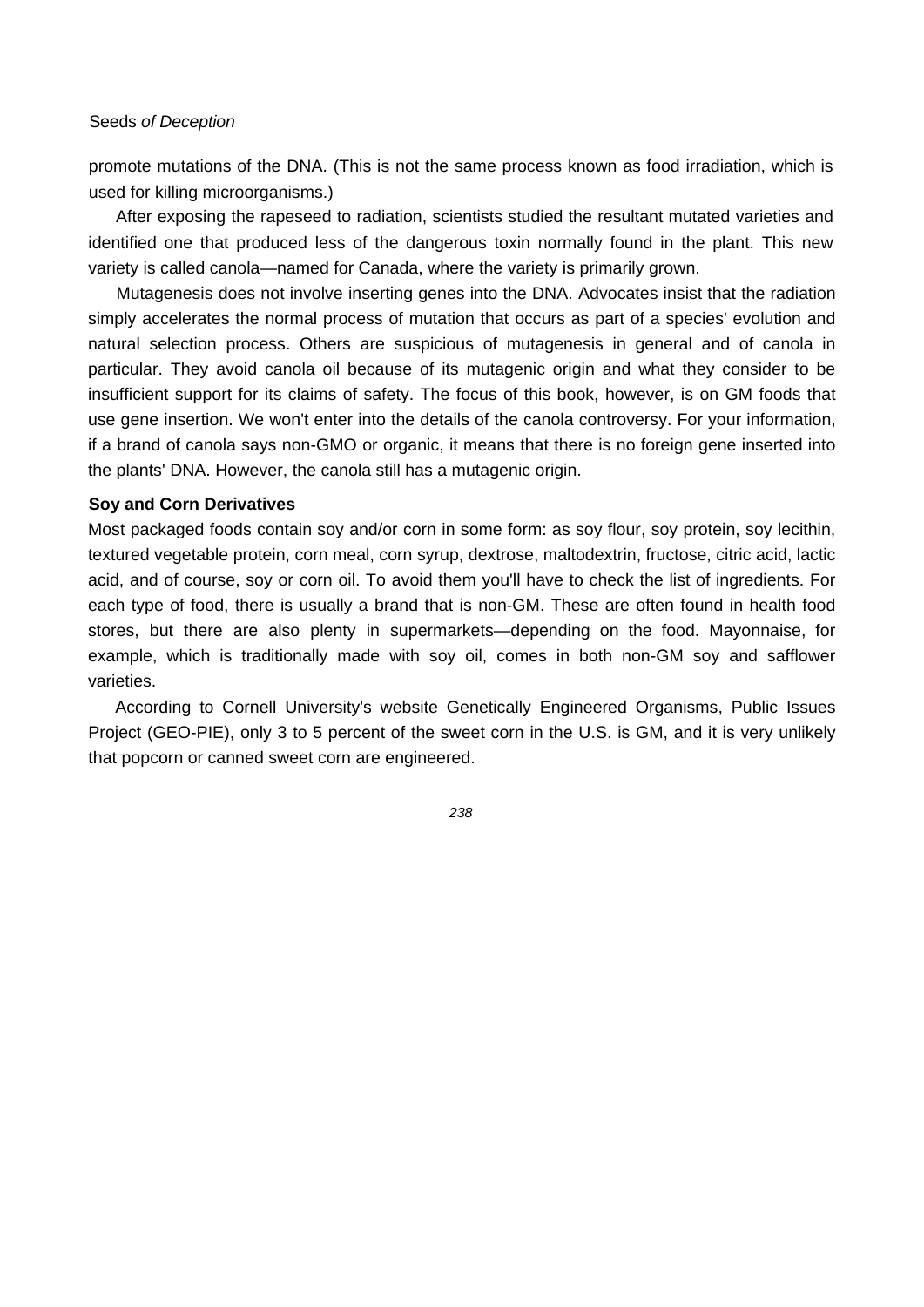promote mutations of the DNA. (This is not the same process known as food irradiation, which is used for killing microorganisms.)

After exposing the rapeseed to radiation, scientists studied the resultant mutated varieties and identified one that produced less of the dangerous toxin normally found in the plant. This new variety is called canola—named for Canada, where the variety is primarily grown.

Mutagenesis does not involve inserting genes into the DNA. Advocates insist that the radiation simply accelerates the normal process of mutation that occurs as part of a species' evolution and natural selection process. Others are suspicious of mutagenesis in general and of canola in particular. They avoid canola oil because of its mutagenic origin and what they consider to be insufficient support for its claims of safety. The focus of this book, however, is on GM foods that use gene insertion. We won't enter into the details of the canola controversy. For your information, if a brand of canola says non-GMO or organic, it means that there is no foreign gene inserted into the plants' DNA. However, the canola still has a mutagenic origin.

### Soy and Corn Derivatives

Most packaged foods contain soy and/or corn in some form: as soy flour, soy protein, soy lecithin, textured vegetable protein, corn meal, corn syrup, dextrose, maltodextrin, fructose, citric acid, lactic acid, and of course, soy or corn oil. To avoid them you'll have to check the list of ingredients. For each type of food, there is usually a brand that is non-GM. These are often found in health food stores, but there are also plenty in supermarkets—depending on the food. Mayonnaise, for example, which is traditionally made with soy oil, comes in both non-GM soy and safflower varieties.

According to Cornell University's website Genetically Engineered Organisms, Public Issues Project (GEO-PIE), only 3 to 5 percent of the sweet corn in the U.S. is GM, and it is very unlikely that popcorn or canned sweet corn are engineered.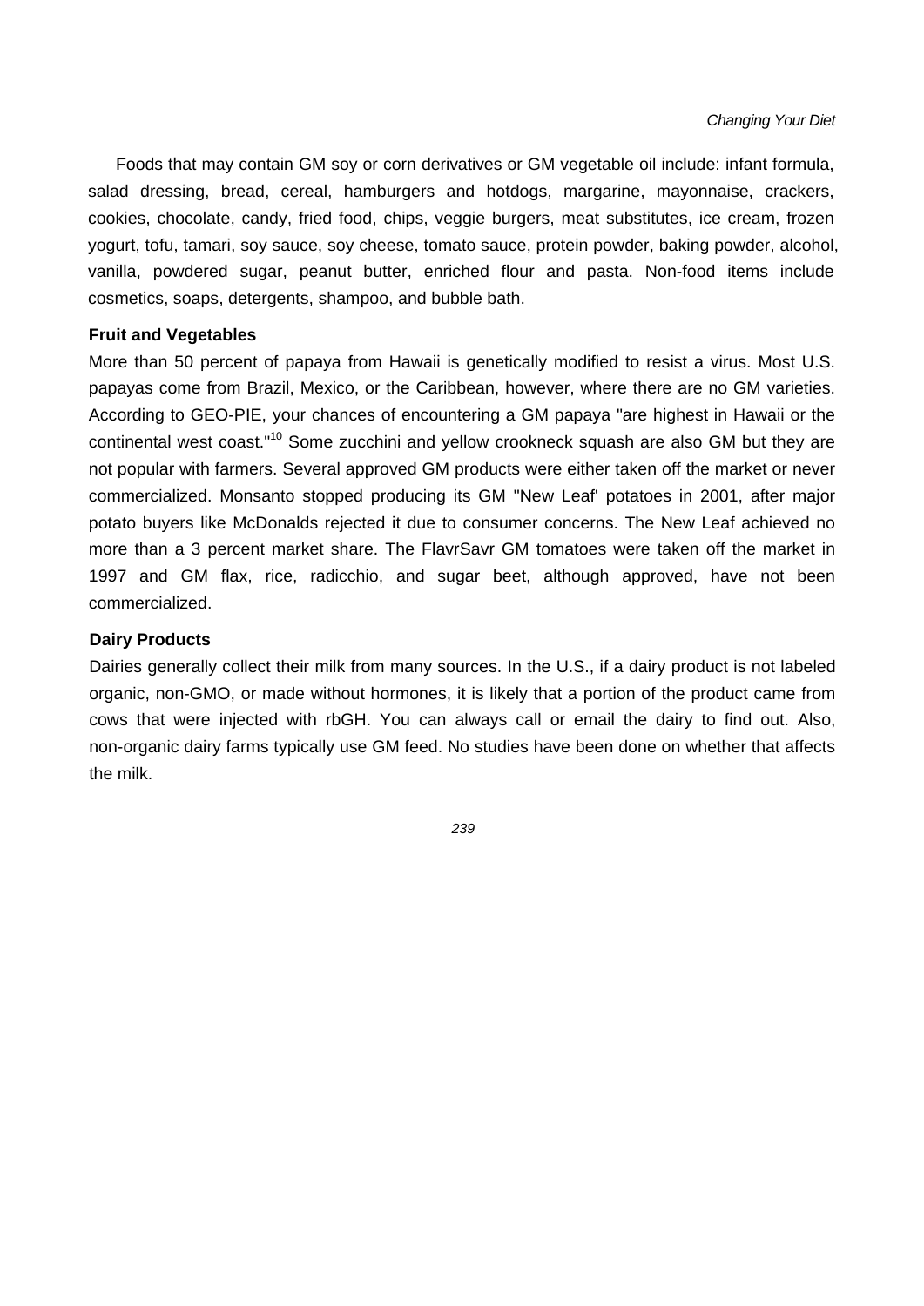Foods that may contain GM soy or corn derivatives or GM vegetable oil include: infant formula, salad dressing, bread, cereal, hamburgers and hotdogs, margarine, mayonnaise, crackers, cookies, chocolate, candy, fried food, chips, veggie burgers, meat substitutes, ice cream, frozen yogurt, tofu, tamari, soy sauce, soy cheese, tomato sauce, protein powder, baking powder, alcohol, vanilla, powdered sugar, peanut butter, enriched flour and pasta. Non-food items include cosmetics, soaps, detergents, shampoo, and bubble bath.

**Fruit and Vegetables**

More than 50 percent of papaya from Hawaii is genetically modified to resist a virus. Most U.S. papayas come from Brazil, Mexico, or the Caribbean, however, where there are no GM varieties. According to GEO-PIE, your chances of encountering a GM papaya "are highest in Hawaii or the continental west coast."[10] Some zucchini and yellow crookneck squash are also GM but they are not popular with farmers. Several approved GM products were either taken off the market or never commercialized. Monsanto stopped producing its GM "New Leaf' potatoes in 2001, after major potato buyers like McDonalds rejected it due to consumer concerns. The New Leaf achieved no more than a 3 percent market share. The FlavrSavr GM tomatoes were taken off the market in 1997 and GM flax, rice, radicchio, and sugar beet, although approved, have not been commercialized.

**Dairy Products**

Dairies generally collect their milk from many sources. In the U.S., if a dairy product is not labeled organic, non-GMO, or made without hormones, it is likely that a portion of the product came from cows that were injected with rbGH. You can always call or email the dairy to find out. Also, non-organic dairy farms typically use GM feed. No studies have been done on whether that affects the milk.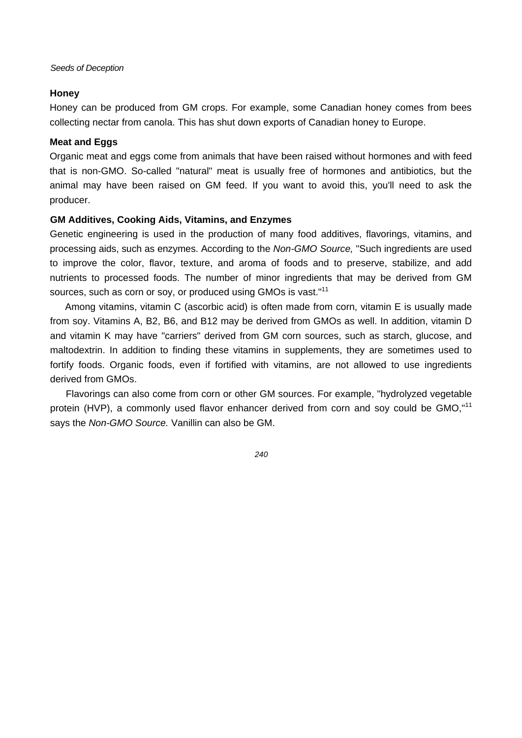### Honey

Honey can be produced from GM crops. For example, some Canadian honey comes from bees collecting nectar from canola. This has shut down exports of Canadian honey to Europe.

### Meat and Eggs

Organic meat and eggs come from animals that have been raised without hormones and with feed that is non-GMO. So-called "natural" meat is usually free of hormones and antibiotics, but the animal may have been raised on GM feed. If you want to avoid this, you'll need to ask the producer.

### GM Additives, Cooking Aids, Vitamins, and Enzymes

Genetic engineering is used in the production of many food additives, flavorings, vitamins, and processing aids, such as enzymes. According to the *Non-GMO Source,* "Such ingredients are used to improve the color, flavor, texture, and aroma of foods and to preserve, stabilize, and add nutrients to processed foods. The number of minor ingredients that may be derived from GM sources, such as corn or soy, or produced using GMOs is vast."[11]

Among vitamins, vitamin C (ascorbic acid) is often made from corn, vitamin E is usually made from soy. Vitamins A, B2, B6, and B12 may be derived from GMOs as well. In addition, vitamin D and vitamin K may have "carriers" derived from GM corn sources, such as starch, glucose, and maltodextrin. In addition to finding these vitamins in supplements, they are sometimes used to fortify foods. Organic foods, even if fortified with vitamins, are not allowed to use ingredients derived from GMOs.

Flavorings can also come from corn or other GM sources. For example, "hydrolyzed vegetable protein (HVP), a commonly used flavor enhancer derived from corn and soy could be GMO,"[11] says the *Non-GMO Source.* Vanillin can also be GM.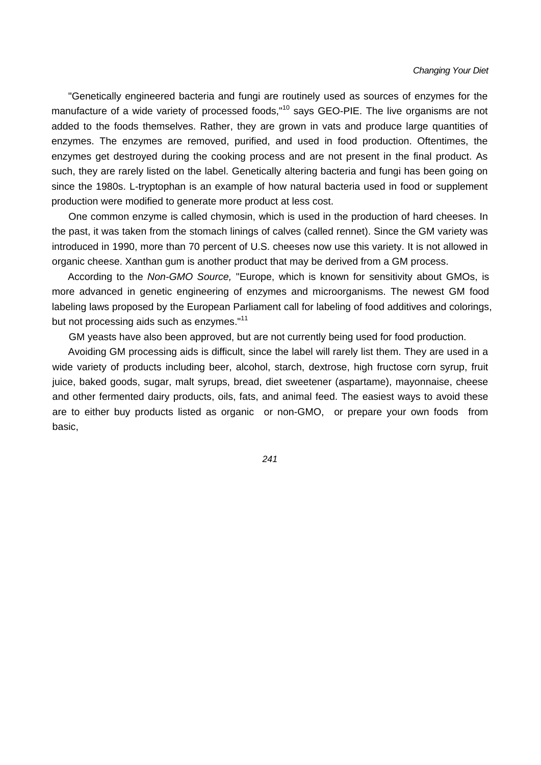"Genetically engineered bacteria and fungi are routinely used as sources of enzymes for the manufacture of a wide variety of processed foods,"[10] says GEO-PIE. The live organisms are not added to the foods themselves. Rather, they are grown in vats and produce large quantities of enzymes. The enzymes are removed, purified, and used in food production. Oftentimes, the enzymes get destroyed during the cooking process and are not present in the final product. As such, they are rarely listed on the label. Genetically altering bacteria and fungi has been going on since the 1980s. L-tryptophan is an example of how natural bacteria used in food or supplement production were modified to generate more product at less cost.

One common enzyme is called chymosin, which is used in the production of hard cheeses. In the past, it was taken from the stomach linings of calves (called rennet). Since the GM variety was introduced in 1990, more than 70 percent of U.S. cheeses now use this variety. It is not allowed in organic cheese. Xanthan gum is another product that may be derived from a GM process.

According to the *Non-GMO Source,* "Europe, which is known for sensitivity about GMOs, is more advanced in genetic engineering of enzymes and microorganisms. The newest GM food labeling laws proposed by the European Parliament call for labeling of food additives and colorings, but not processing aids such as enzymes."[11]

GM yeasts have also been approved, but are not currently being used for food production.

Avoiding GM processing aids is difficult, since the label will rarely list them. They are used in a wide variety of products including beer, alcohol, starch, dextrose, high fructose corn syrup, fruit juice, baked goods, sugar, malt syrups, bread, diet sweetener (aspartame), mayonnaise, cheese and other fermented dairy products, oils, fats, and animal feed. The easiest ways to avoid these are to either buy products listed as organic or non-GMO, or prepare your own foods from basic,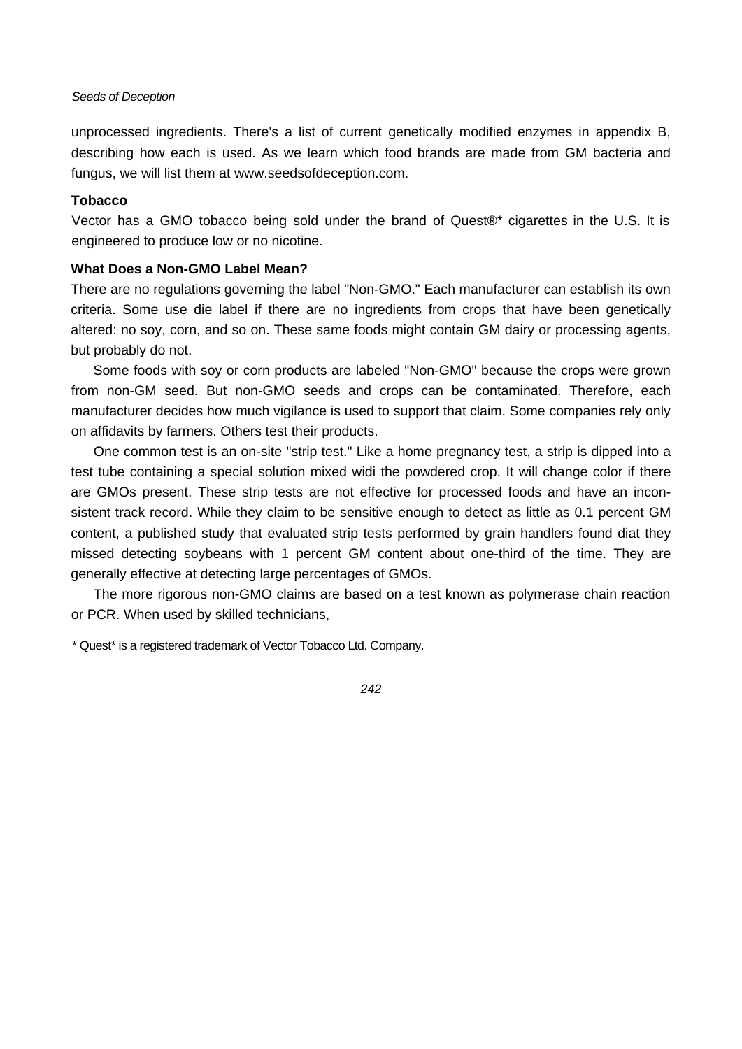unprocessed ingredients. There's a list of current genetically modified enzymes in appendix B, describing how each is used. As we learn which food brands are made from GM bacteria and fungus, we will list them at www.seedsofdeception.com.

### Tobacco

Vector has a GMO tobacco being sold under the brand of Quest®* cigarettes in the U.S. It is engineered to produce low or no nicotine.

### What Does a Non-GMO Label Mean?

There are no regulations governing the label "Non-GMO." Each manufacturer can establish its own criteria. Some use die label if there are no ingredients from crops that have been genetically altered: no soy, corn, and so on. These same foods might contain GM dairy or processing agents, but probably do not.

Some foods with soy or corn products are labeled "Non-GMO" because the crops were grown from non-GM seed. But non-GMO seeds and crops can be contaminated. Therefore, each manufacturer decides how much vigilance is used to support that claim. Some companies rely only on affidavits by farmers. Others test their products.

One common test is an on-site "strip test." Like a home pregnancy test, a strip is dipped into a test tube containing a special solution mixed widi the powdered crop. It will change color if there are GMOs present. These strip tests are not effective for processed foods and have an inconsistent track record. While they claim to be sensitive enough to detect as little as 0.1 percent GM content, a published study that evaluated strip tests performed by grain handlers found diat they missed detecting soybeans with 1 percent GM content about one-third of the time. They are generally effective at detecting large percentages of GMOs.

The more rigorous non-GMO claims are based on a test known as polymerase chain reaction or PCR. When used by skilled technicians,

* Quest* is a registered trademark of Vector Tobacco Ltd. Company.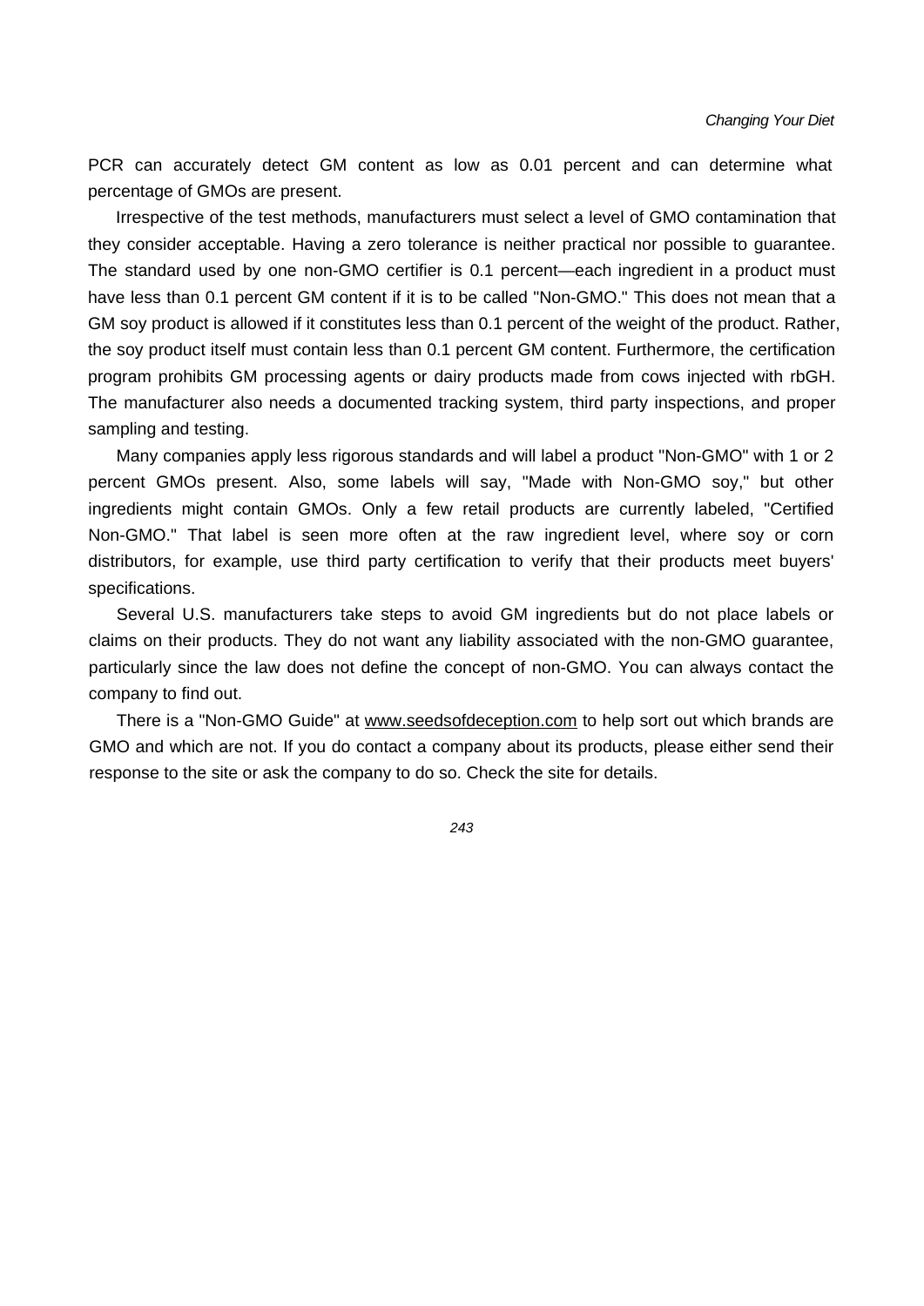PCR can accurately detect GM content as low as 0.01 percent and can determine what percentage of GMOs are present.

Irrespective of the test methods, manufacturers must select a level of GMO contamination that they consider acceptable. Having a zero tolerance is neither practical nor possible to guarantee. The standard used by one non-GMO certifier is 0.1 percent—each ingredient in a product must have less than 0.1 percent GM content if it is to be called "Non-GMO." This does not mean that a GM soy product is allowed if it constitutes less than 0.1 percent of the weight of the product. Rather, the soy product itself must contain less than 0.1 percent GM content. Furthermore, the certification program prohibits GM processing agents or dairy products made from cows injected with rbGH. The manufacturer also needs a documented tracking system, third party inspections, and proper sampling and testing.

Many companies apply less rigorous standards and will label a product "Non-GMO" with 1 or 2 percent GMOs present. Also, some labels will say, "Made with Non-GMO soy," but other ingredients might contain GMOs. Only a few retail products are currently labeled, "Certified Non-GMO." That label is seen more often at the raw ingredient level, where soy or corn distributors, for example, use third party certification to verify that their products meet buyers' specifications.

Several U.S. manufacturers take steps to avoid GM ingredients but do not place labels or claims on their products. They do not want any liability associated with the non-GMO guarantee, particularly since the law does not define the concept of non-GMO. You can always contact the company to find out.

There is a "Non-GMO Guide" at www.seedsofdeception.com to help sort out which brands are GMO and which are not. If you do contact a company about its products, please either send their response to the site or ask the company to do so. Check the site for details.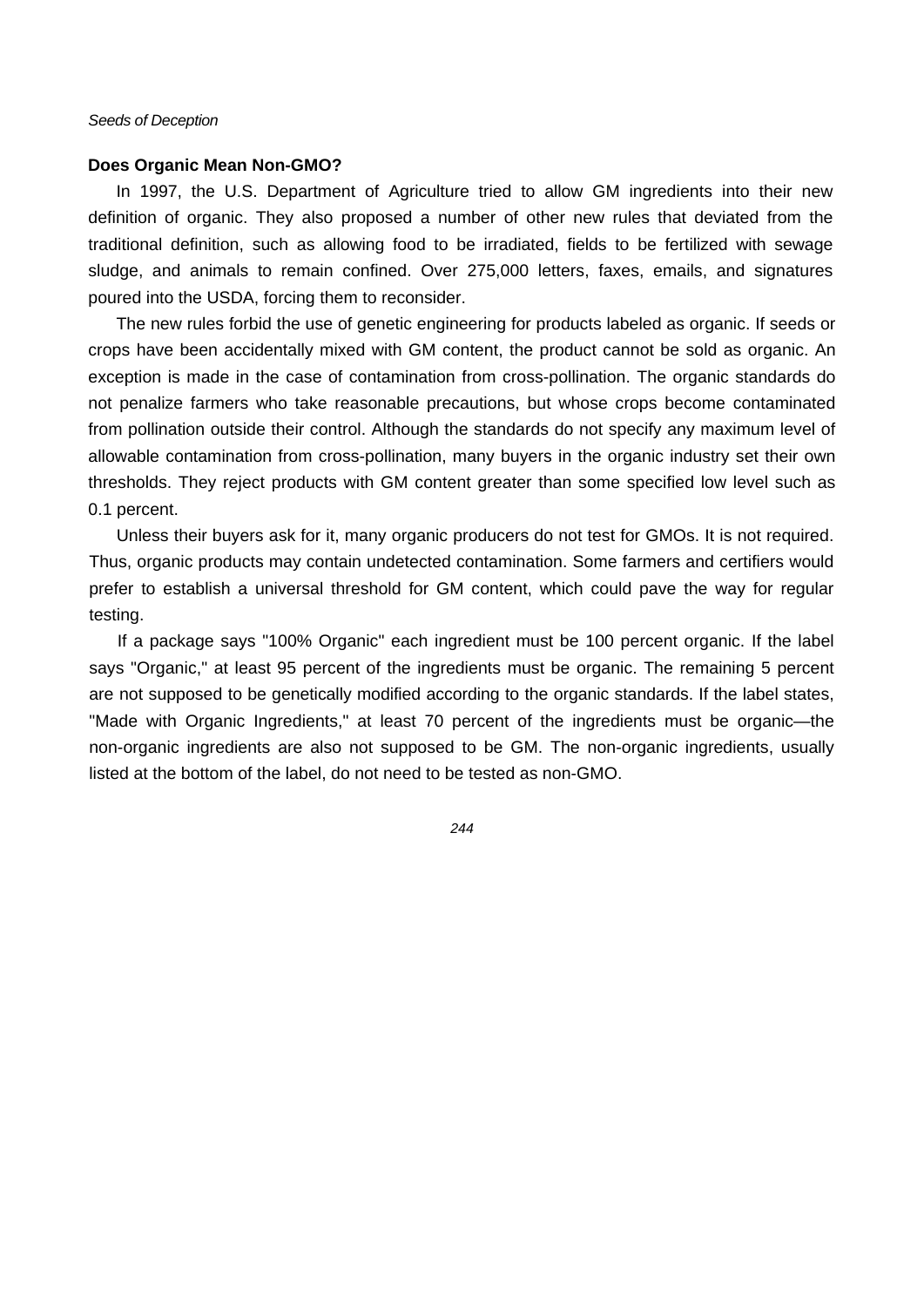### Does Organic Mean Non-GMO?

In 1997, the U.S. Department of Agriculture tried to allow GM ingredients into their new definition of organic. They also proposed a number of other new rules that deviated from the traditional definition, such as allowing food to be irradiated, fields to be fertilized with sewage sludge, and animals to remain confined. Over 275,000 letters, faxes, emails, and signatures poured into the USDA, forcing them to reconsider.

The new rules forbid the use of genetic engineering for products labeled as organic. If seeds or crops have been accidentally mixed with GM content, the product cannot be sold as organic. An exception is made in the case of contamination from cross-pollination. The organic standards do not penalize farmers who take reasonable precautions, but whose crops become contaminated from pollination outside their control. Although the standards do not specify any maximum level of allowable contamination from cross-pollination, many buyers in the organic industry set their own thresholds. They reject products with GM content greater than some specified low level such as 0.1 percent.

Unless their buyers ask for it, many organic producers do not test for GMOs. It is not required. Thus, organic products may contain undetected contamination. Some farmers and certifiers would prefer to establish a universal threshold for GM content, which could pave the way for regular testing.

If a package says "100% Organic" each ingredient must be 100 percent organic. If the label says "Organic," at least 95 percent of the ingredients must be organic. The remaining 5 percent are not supposed to be genetically modified according to the organic standards. If the label states, "Made with Organic Ingredients," at least 70 percent of the ingredients must be organic—the non-organic ingredients are also not supposed to be GM. The non-organic ingredients, usually listed at the bottom of the label, do not need to be tested as non-GMO.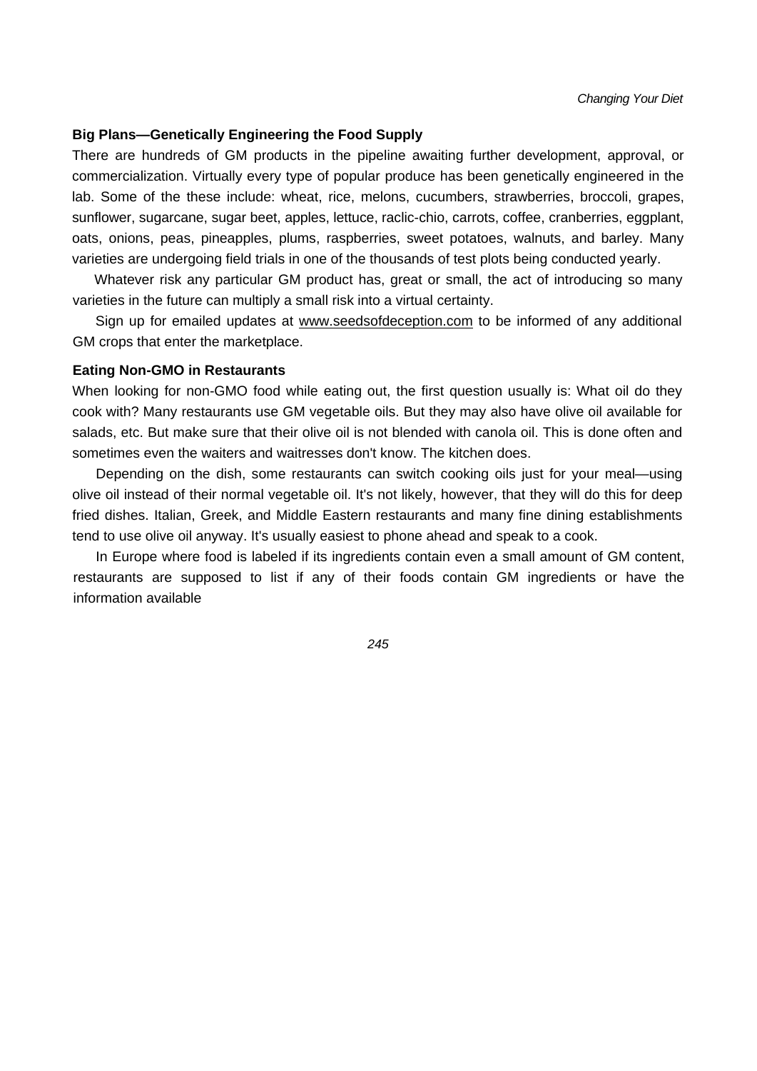### Big Plans—Genetically Engineering the Food Supply

There are hundreds of GM products in the pipeline awaiting further development, approval, or commercialization. Virtually every type of popular produce has been genetically engineered in the lab. Some of the these include: wheat, rice, melons, cucumbers, strawberries, broccoli, grapes, sunflower, sugarcane, sugar beet, apples, lettuce, raclic-chio, carrots, coffee, cranberries, eggplant, oats, onions, peas, pineapples, plums, raspberries, sweet potatoes, walnuts, and barley. Many varieties are undergoing field trials in one of the thousands of test plots being conducted yearly.

Whatever risk any particular GM product has, great or small, the act of introducing so many varieties in the future can multiply a small risk into a virtual certainty.

Sign up for emailed updates at www.seedsofdeception.com to be informed of any additional GM crops that enter the marketplace.

### Eating Non-GMO in Restaurants

When looking for non-GMO food while eating out, the first question usually is: What oil do they cook with? Many restaurants use GM vegetable oils. But they may also have olive oil available for salads, etc. But make sure that their olive oil is not blended with canola oil. This is done often and sometimes even the waiters and waitresses don't know. The kitchen does.

Depending on the dish, some restaurants can switch cooking oils just for your meal—using olive oil instead of their normal vegetable oil. It's not likely, however, that they will do this for deep fried dishes. Italian, Greek, and Middle Eastern restaurants and many fine dining establishments tend to use olive oil anyway. It's usually easiest to phone ahead and speak to a cook.

In Europe where food is labeled if its ingredients contain even a small amount of GM content, restaurants are supposed to list if any of their foods contain GM ingredients or have the information available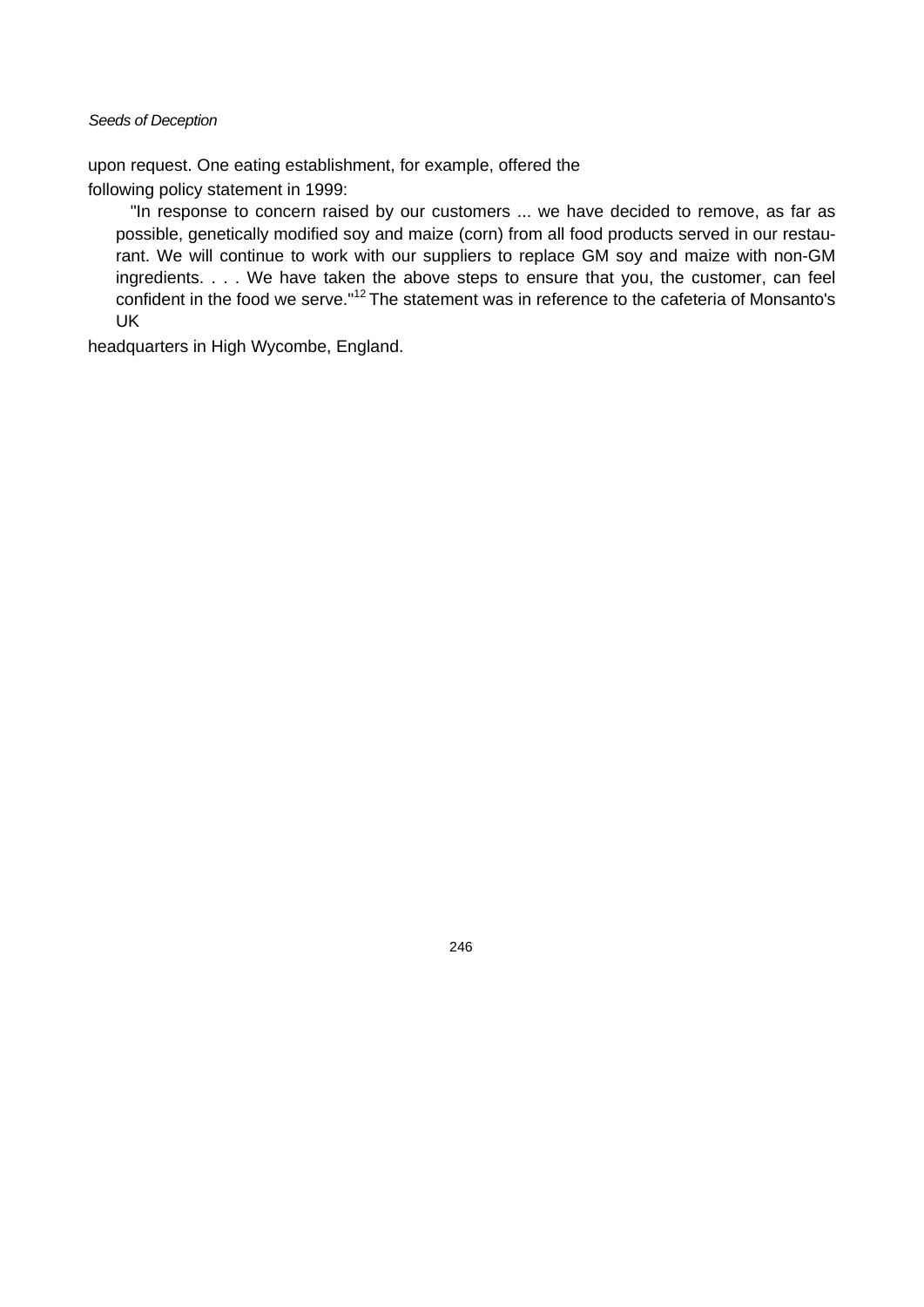upon request. One eating establishment, for example, offered the following policy statement in 1999:

> "In response to concern raised by our customers ... we have decided to remove, as far as possible, genetically modified soy and maize (corn) from all food products served in our restaurant. We will continue to work with our suppliers to replace GM soy and maize with non-GM ingredients. . . . We have taken the above steps to ensure that you, the customer, can feel confident in the food we serve."[12] The statement was in reference to the cafeteria of Monsanto's UK

headquarters in High Wycombe, England.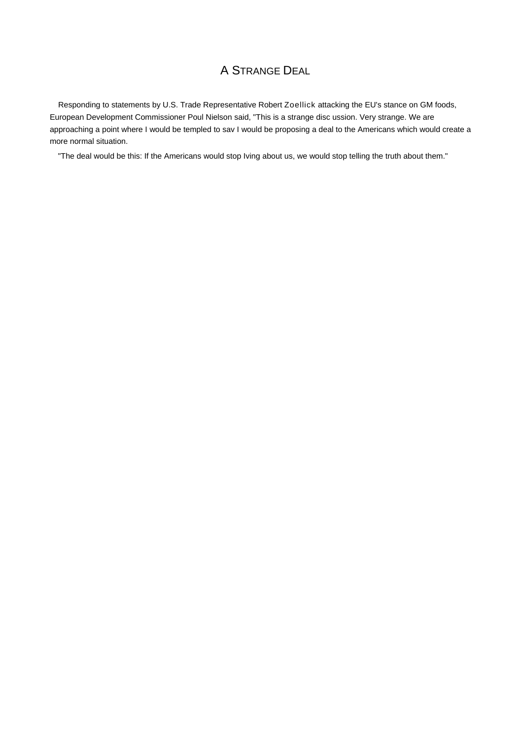# A Strange Deal

Responding to statements by U.S. Trade Representative Robert Zoellick attacking the EU's stance on GM foods, European Development Commissioner Poul Nielson said, "This is a strange disc ussion. Very strange. We are approaching a point where I would be templed to sav I would be proposing a deal to the Americans which would create a more normal situation.

"The deal would be this: If the Americans would stop Iving about us, we would stop telling the truth about them."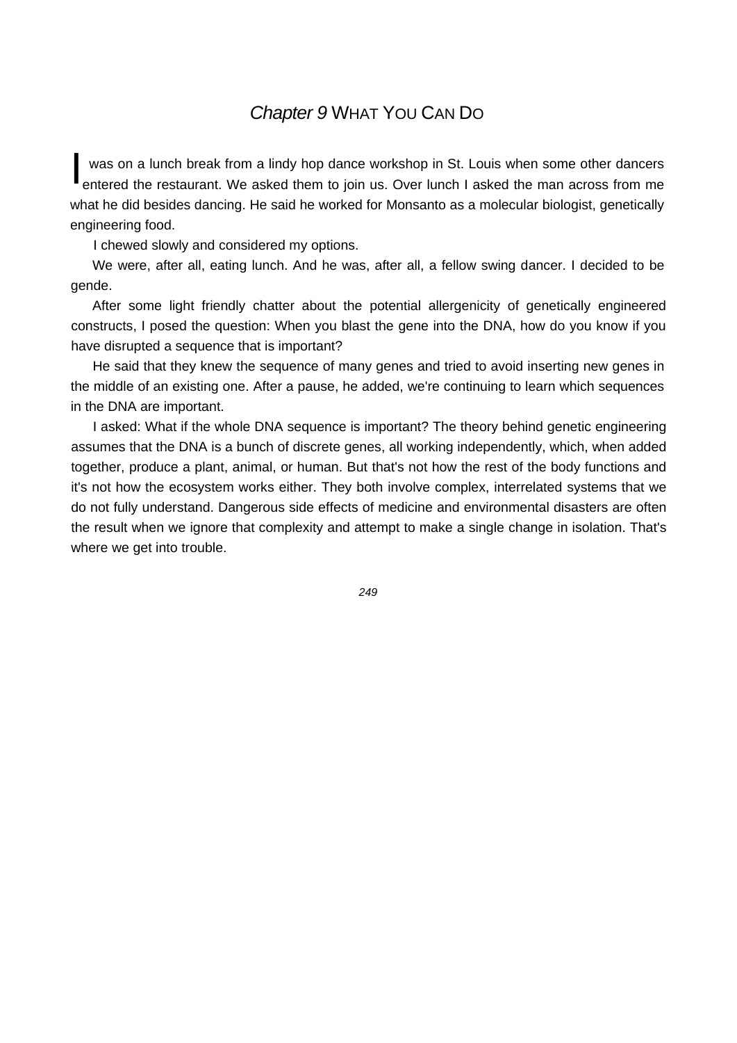# *Chapter 9* WHAT YOU CAN DO

I was on a lunch break from a lindy hop dance workshop in St. Louis when some other dancers entered the restaurant. We asked them to join us. Over lunch I asked the man across from me what he did besides dancing. He said he worked for Monsanto as a molecular biologist, genetically engineering food.

I chewed slowly and considered my options.

We were, after all, eating lunch. And he was, after all, a fellow swing dancer. I decided to be gende.

After some light friendly chatter about the potential allergenicity of genetically engineered constructs, I posed the question: When you blast the gene into the DNA, how do you know if you have disrupted a sequence that is important?

He said that they knew the sequence of many genes and tried to avoid inserting new genes in the middle of an existing one. After a pause, he added, we're continuing to learn which sequences in the DNA are important.

I asked: What if the whole DNA sequence is important? The theory behind genetic engineering assumes that the DNA is a bunch of discrete genes, all working independently, which, when added together, produce a plant, animal, or human. But that's not how the rest of the body functions and it's not how the ecosystem works either. They both involve complex, interrelated systems that we do not fully understand. Dangerous side effects of medicine and environmental disasters are often the result when we ignore that complexity and attempt to make a single change in isolation. That's where we get into trouble.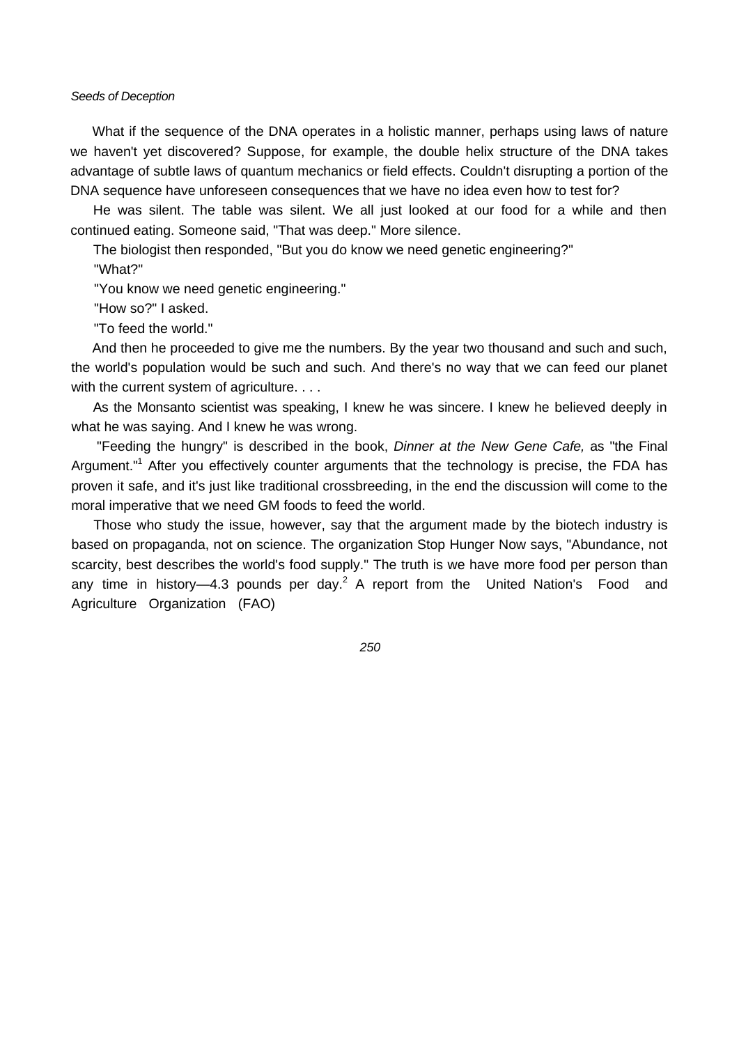What if the sequence of the DNA operates in a holistic manner, perhaps using laws of nature we haven't yet discovered? Suppose, for example, the double helix structure of the DNA takes advantage of subtle laws of quantum mechanics or field effects. Couldn't disrupting a portion of the DNA sequence have unforeseen consequences that we have no idea even how to test for?

He was silent. The table was silent. We all just looked at our food for a while and then continued eating. Someone said, "That was deep." More silence.

The biologist then responded, "But you do know we need genetic engineering?"

"What?"

"You know we need genetic engineering."

"How so?" I asked.

"To feed the world."

And then he proceeded to give me the numbers. By the year two thousand and such and such, the world's population would be such and such. And there's no way that we can feed our planet with the current system of agriculture. . . .

As the Monsanto scientist was speaking, I knew he was sincere. I knew he believed deeply in what he was saying. And I knew he was wrong.

"Feeding the hungry" is described in the book, *Dinner at the New Gene Cafe,* as "the Final Argument."[1] After you effectively counter arguments that the technology is precise, the FDA has proven it safe, and it's just like traditional crossbreeding, in the end the discussion will come to the moral imperative that we need GM foods to feed the world.

Those who study the issue, however, say that the argument made by the biotech industry is based on propaganda, not on science. The organization Stop Hunger Now says, "Abundance, not scarcity, best describes the world's food supply." The truth is we have more food per person than any time in history—4.3 pounds per day.[2] A report from the United Nation's Food and Agriculture Organization (FAO)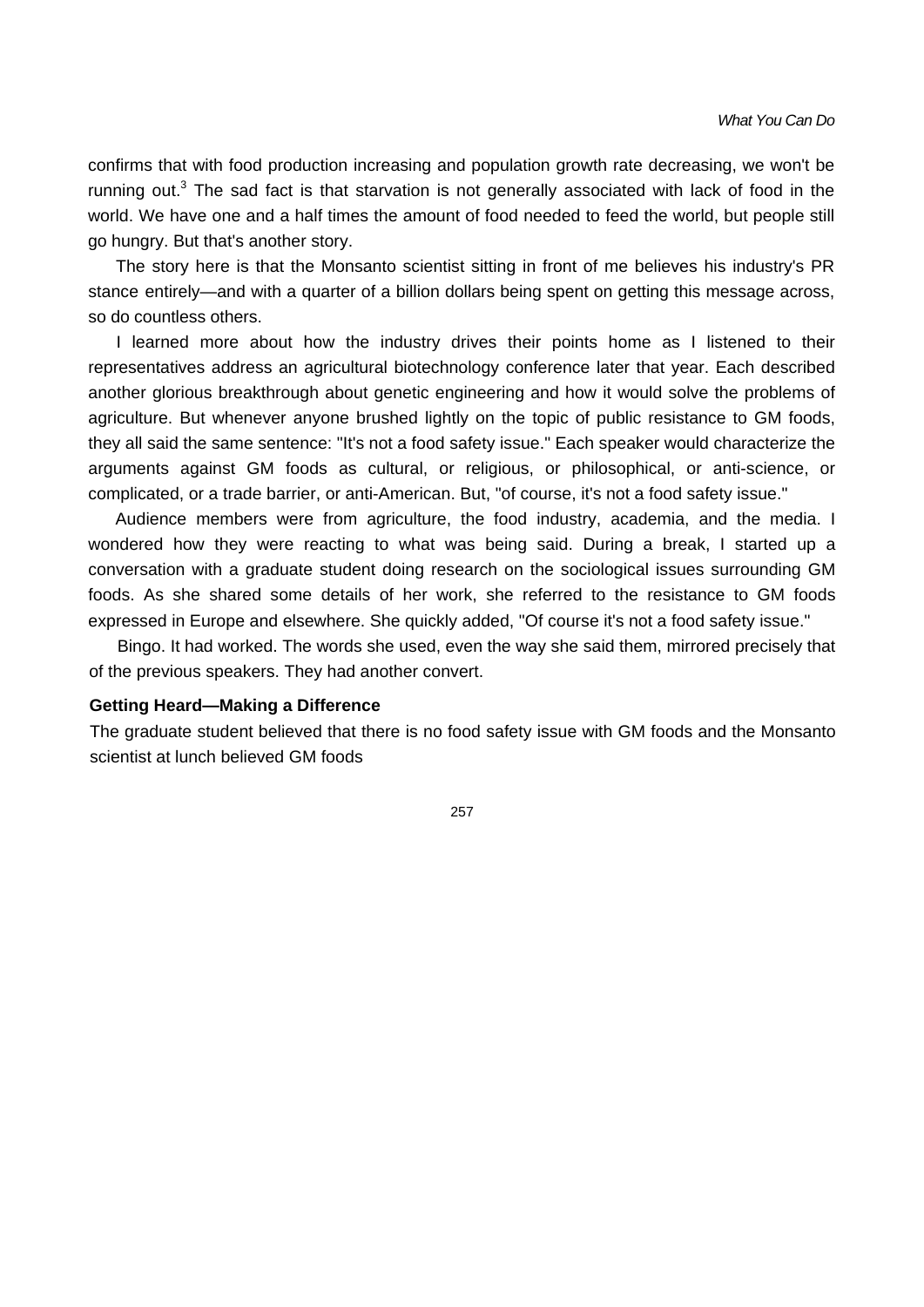confirms that with food production increasing and population growth rate decreasing, we won't be running out.[3] The sad fact is that starvation is not generally associated with lack of food in the world. We have one and a half times the amount of food needed to feed the world, but people still go hungry. But that's another story.

The story here is that the Monsanto scientist sitting in front of me believes his industry's PR stance entirely—and with a quarter of a billion dollars being spent on getting this message across, so do countless others.

I learned more about how the industry drives their points home as I listened to their representatives address an agricultural biotechnology conference later that year. Each described another glorious breakthrough about genetic engineering and how it would solve the problems of agriculture. But whenever anyone brushed lightly on the topic of public resistance to GM foods, they all said the same sentence: "It's not a food safety issue." Each speaker would characterize the arguments against GM foods as cultural, or religious, or philosophical, or anti-science, or complicated, or a trade barrier, or anti-American. But, "of course, it's not a food safety issue."

Audience members were from agriculture, the food industry, academia, and the media. I wondered how they were reacting to what was being said. During a break, I started up a conversation with a graduate student doing research on the sociological issues surrounding GM foods. As she shared some details of her work, she referred to the resistance to GM foods expressed in Europe and elsewhere. She quickly added, "Of course it's not a food safety issue."

Bingo. It had worked. The words she used, even the way she said them, mirrored precisely that of the previous speakers. They had another convert.

### Getting Heard—Making a Difference

The graduate student believed that there is no food safety issue with GM foods and the Monsanto scientist at lunch believed GM foods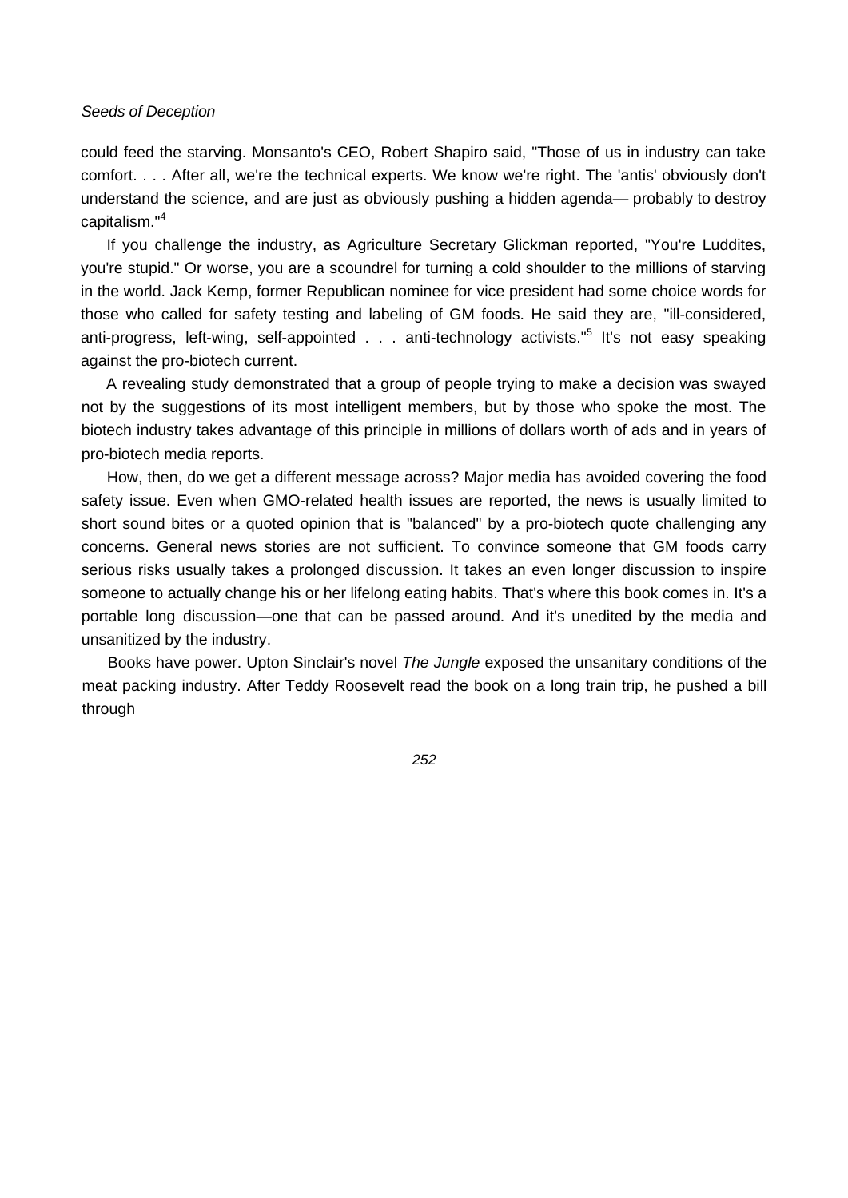could feed the starving. Monsanto's CEO, Robert Shapiro said, "Those of us in industry can take comfort. . . . After all, we're the technical experts. We know we're right. The 'antis' obviously don't understand the science, and are just as obviously pushing a hidden agenda— probably to destroy capitalism."[4]

If you challenge the industry, as Agriculture Secretary Glickman reported, "You're Luddites, you're stupid." Or worse, you are a scoundrel for turning a cold shoulder to the millions of starving in the world. Jack Kemp, former Republican nominee for vice president had some choice words for those who called for safety testing and labeling of GM foods. He said they are, "ill-considered, anti-progress, left-wing, self-appointed . . . anti-technology activists."[5] It's not easy speaking against the pro-biotech current.

A revealing study demonstrated that a group of people trying to make a decision was swayed not by the suggestions of its most intelligent members, but by those who spoke the most. The biotech industry takes advantage of this principle in millions of dollars worth of ads and in years of pro-biotech media reports.

How, then, do we get a different message across? Major media has avoided covering the food safety issue. Even when GMO-related health issues are reported, the news is usually limited to short sound bites or a quoted opinion that is "balanced" by a pro-biotech quote challenging any concerns. General news stories are not sufficient. To convince someone that GM foods carry serious risks usually takes a prolonged discussion. It takes an even longer discussion to inspire someone to actually change his or her lifelong eating habits. That's where this book comes in. It's a portable long discussion—one that can be passed around. And it's unedited by the media and unsanitized by the industry.

Books have power. Upton Sinclair's novel *The Jungle* exposed the unsanitary conditions of the meat packing industry. After Teddy Roosevelt read the book on a long train trip, he pushed a bill through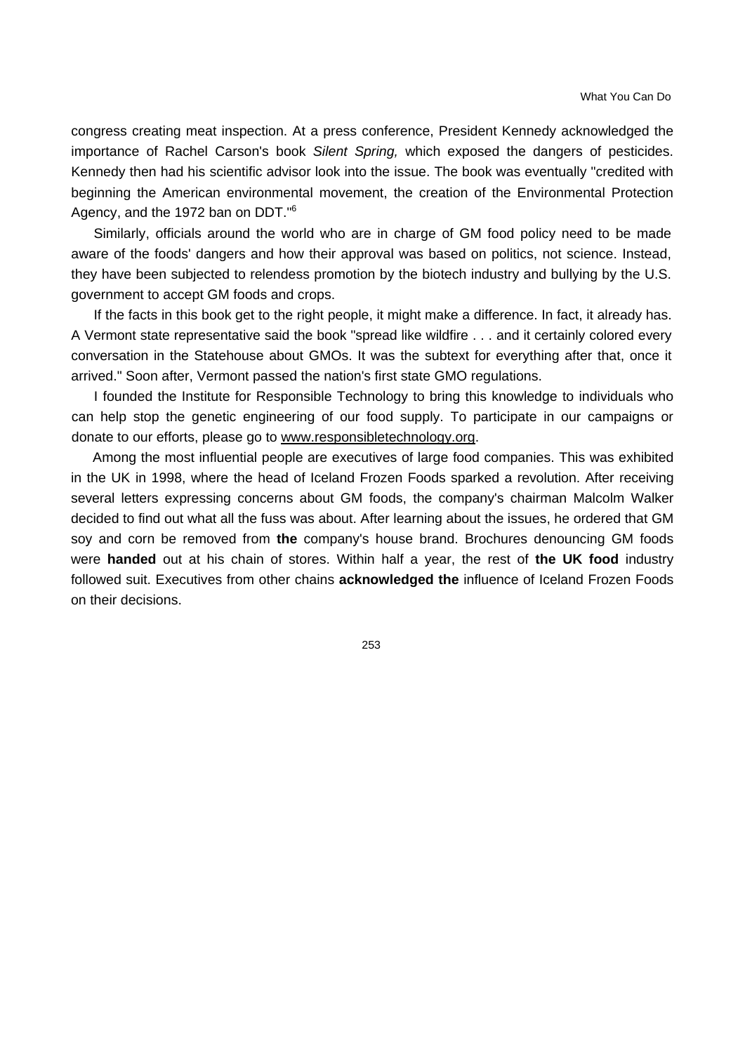congress creating meat inspection. At a press conference, President Kennedy acknowledged the importance of Rachel Carson's book *Silent Spring,* which exposed the dangers of pesticides. Kennedy then had his scientific advisor look into the issue. The book was eventually "credited with beginning the American environmental movement, the creation of the Environmental Protection Agency, and the 1972 ban on DDT."[6]

Similarly, officials around the world who are in charge of GM food policy need to be made aware of the foods' dangers and how their approval was based on politics, not science. Instead, they have been subjected to relendess promotion by the biotech industry and bullying by the U.S. government to accept GM foods and crops.

If the facts in this book get to the right people, it might make a difference. In fact, it already has. A Vermont state representative said the book "spread like wildfire . . . and it certainly colored every conversation in the Statehouse about GMOs. It was the subtext for everything after that, once it arrived." Soon after, Vermont passed the nation's first state GMO regulations.

I founded the Institute for Responsible Technology to bring this knowledge to individuals who can help stop the genetic engineering of our food supply. To participate in our campaigns or donate to our efforts, please go to www.responsibletechnology.org.

Among the most influential people are executives of large food companies. This was exhibited in the UK in 1998, where the head of Iceland Frozen Foods sparked a revolution. After receiving several letters expressing concerns about GM foods, the company's chairman Malcolm Walker decided to find out what all the fuss was about. After learning about the issues, he ordered that GM soy and corn be removed from **the** company's house brand. Brochures denouncing GM foods were **handed** out at his chain of stores. Within half a year, the rest of **the UK food** industry followed suit. Executives from other chains **acknowledged the** influence of Iceland Frozen Foods on their decisions.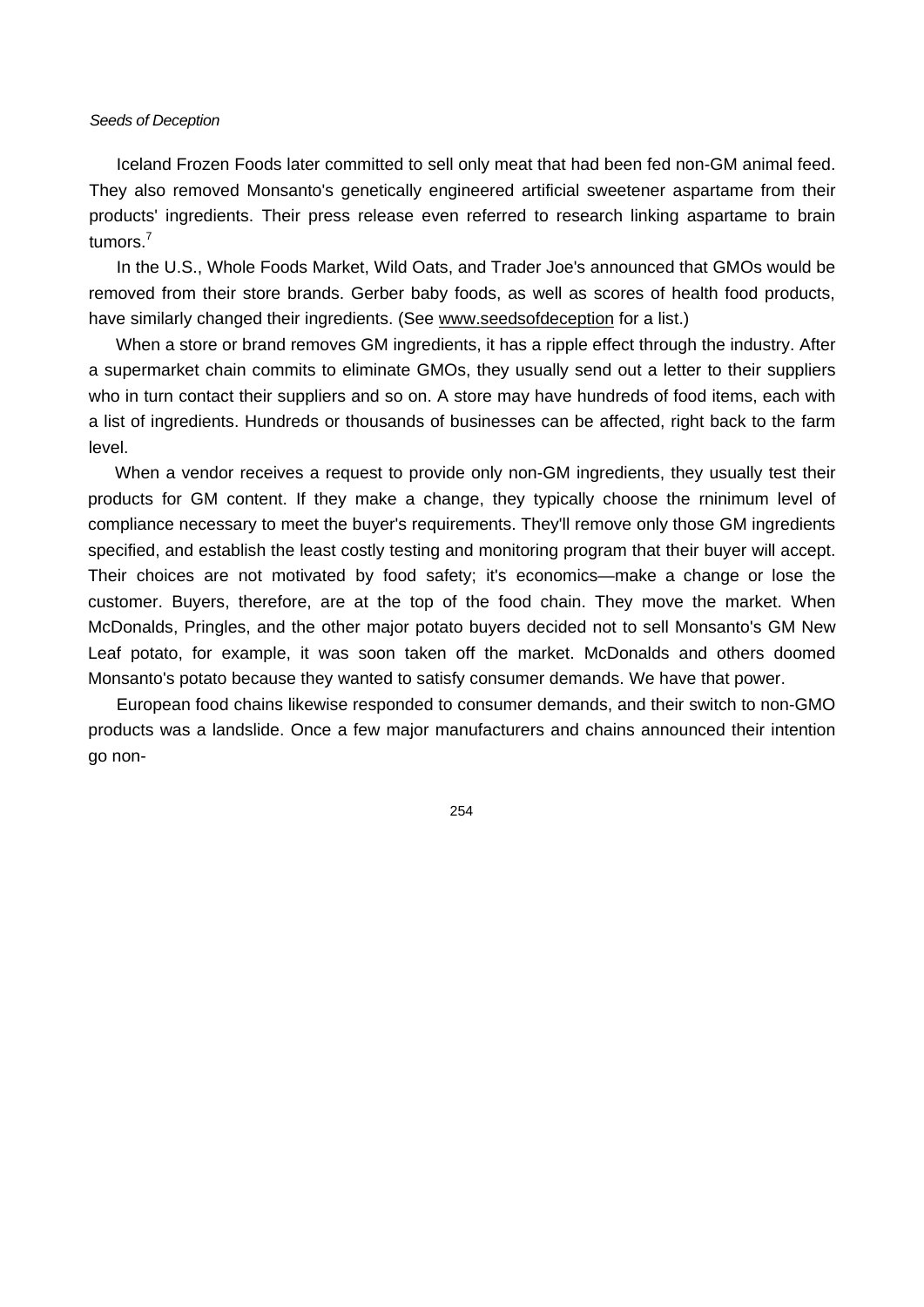Iceland Frozen Foods later committed to sell only meat that had been fed non-GM animal feed. They also removed Monsanto's genetically engineered artificial sweetener aspartame from their products' ingredients. Their press release even referred to research linking aspartame to brain tumors.[7]

In the U.S., Whole Foods Market, Wild Oats, and Trader Joe's announced that GMOs would be removed from their store brands. Gerber baby foods, as well as scores of health food products, have similarly changed their ingredients. (See www.seedsofdeception for a list.)

When a store or brand removes GM ingredients, it has a ripple effect through the industry. After a supermarket chain commits to eliminate GMOs, they usually send out a letter to their suppliers who in turn contact their suppliers and so on. A store may have hundreds of food items, each with a list of ingredients. Hundreds or thousands of businesses can be affected, right back to the farm level.

When a vendor receives a request to provide only non-GM ingredients, they usually test their products for GM content. If they make a change, they typically choose the rninimum level of compliance necessary to meet the buyer's requirements. They'll remove only those GM ingredients specified, and establish the least costly testing and monitoring program that their buyer will accept. Their choices are not motivated by food safety; it's economics—make a change or lose the customer. Buyers, therefore, are at the top of the food chain. They move the market. When McDonalds, Pringles, and the other major potato buyers decided not to sell Monsanto's GM New Leaf potato, for example, it was soon taken off the market. McDonalds and others doomed Monsanto's potato because they wanted to satisfy consumer demands. We have that power.

European food chains likewise responded to consumer demands, and their switch to non-GMO products was a landslide. Once a few major manufacturers and chains announced their intention go non-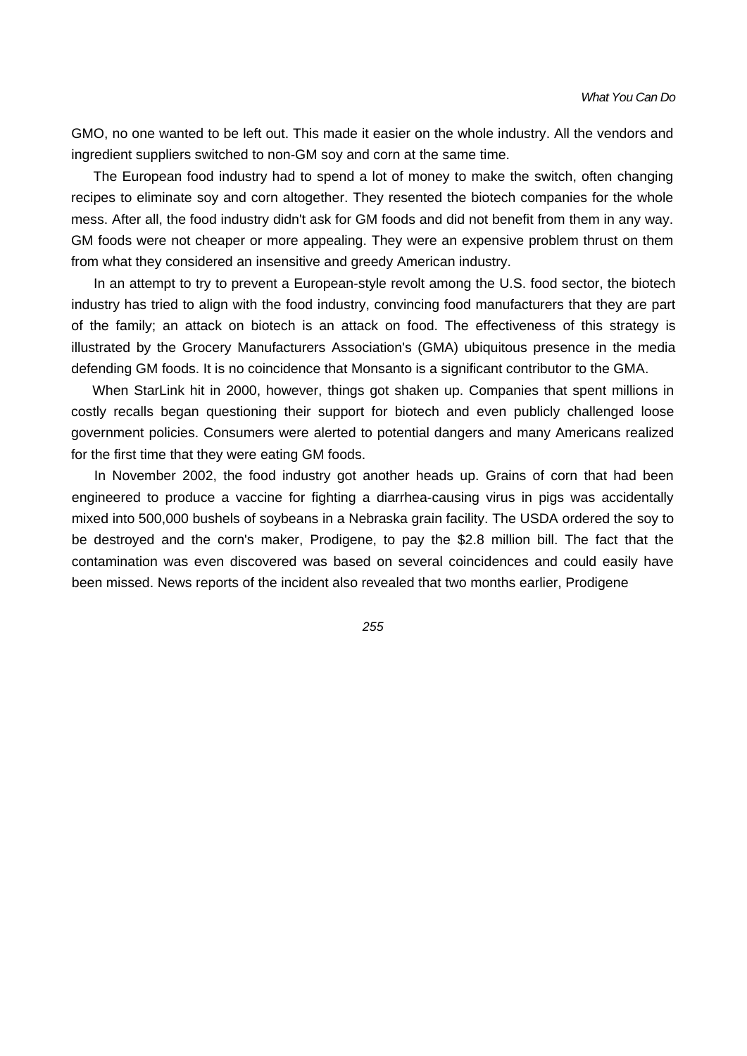GMO, no one wanted to be left out. This made it easier on the whole industry. All the vendors and ingredient suppliers switched to non-GM soy and corn at the same time.

The European food industry had to spend a lot of money to make the switch, often changing recipes to eliminate soy and corn altogether. They resented the biotech companies for the whole mess. After all, the food industry didn't ask for GM foods and did not benefit from them in any way. GM foods were not cheaper or more appealing. They were an expensive problem thrust on them from what they considered an insensitive and greedy American industry.

In an attempt to try to prevent a European-style revolt among the U.S. food sector, the biotech industry has tried to align with the food industry, convincing food manufacturers that they are part of the family; an attack on biotech is an attack on food. The effectiveness of this strategy is illustrated by the Grocery Manufacturers Association's (GMA) ubiquitous presence in the media defending GM foods. It is no coincidence that Monsanto is a significant contributor to the GMA.

When StarLink hit in 2000, however, things got shaken up. Companies that spent millions in costly recalls began questioning their support for biotech and even publicly challenged loose government policies. Consumers were alerted to potential dangers and many Americans realized for the first time that they were eating GM foods.

In November 2002, the food industry got another heads up. Grains of corn that had been engineered to produce a vaccine for fighting a diarrhea-causing virus in pigs was accidentally mixed into 500,000 bushels of soybeans in a Nebraska grain facility. The USDA ordered the soy to be destroyed and the corn's maker, Prodigene, to pay the $2.8 million bill. The fact that the contamination was even discovered was based on several coincidences and could easily have been missed. News reports of the incident also revealed that two months earlier, Prodigene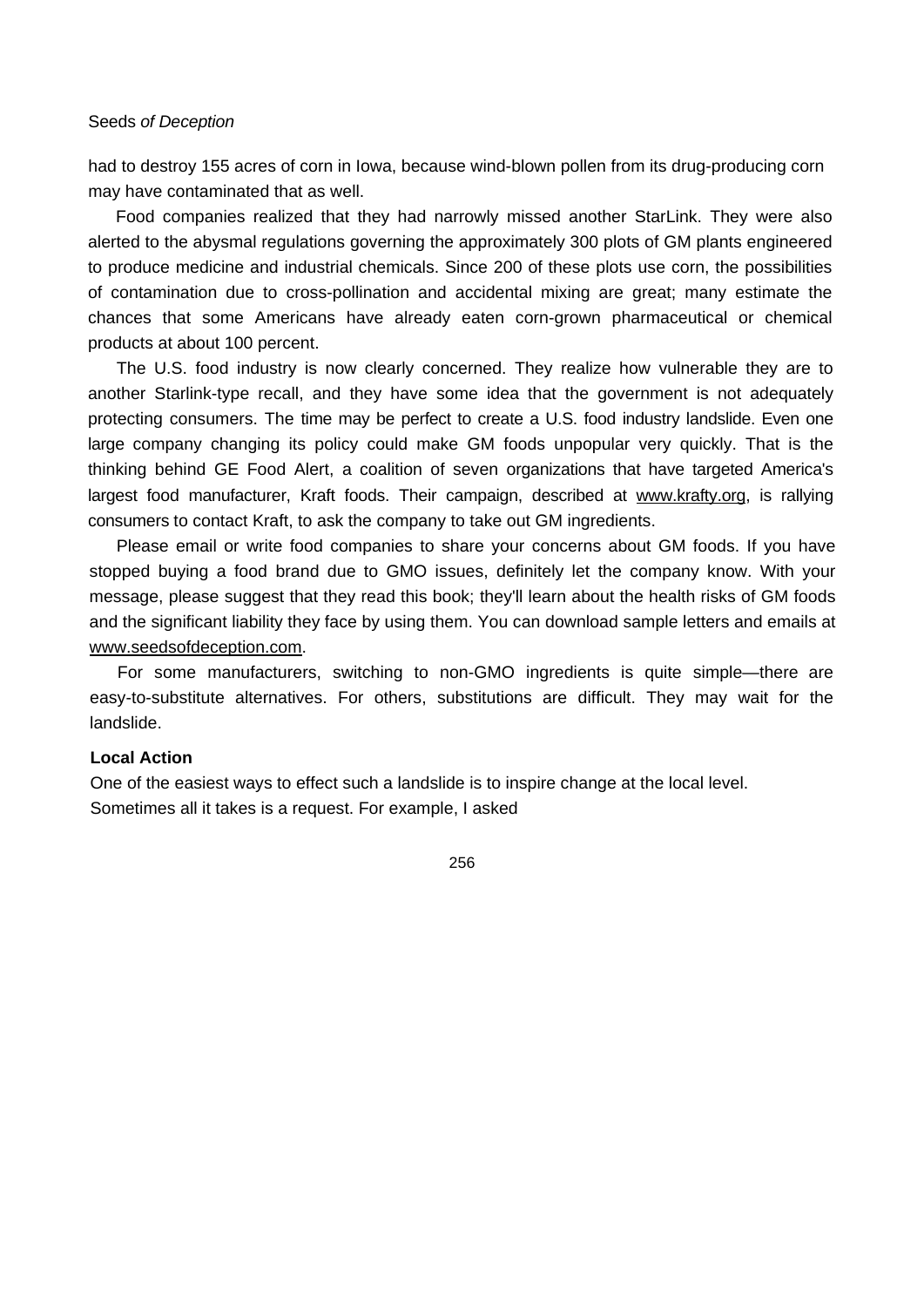had to destroy 155 acres of corn in Iowa, because wind-blown pollen from its drug-producing corn may have contaminated that as well.

Food companies realized that they had narrowly missed another StarLink. They were also alerted to the abysmal regulations governing the approximately 300 plots of GM plants engineered to produce medicine and industrial chemicals. Since 200 of these plots use corn, the possibilities of contamination due to cross-pollination and accidental mixing are great; many estimate the chances that some Americans have already eaten corn-grown pharmaceutical or chemical products at about 100 percent.

The U.S. food industry is now clearly concerned. They realize how vulnerable they are to another Starlink-type recall, and they have some idea that the government is not adequately protecting consumers. The time may be perfect to create a U.S. food industry landslide. Even one large company changing its policy could make GM foods unpopular very quickly. That is the thinking behind GE Food Alert, a coalition of seven organizations that have targeted America's largest food manufacturer, Kraft foods. Their campaign, described at www.krafty.org, is rallying consumers to contact Kraft, to ask the company to take out GM ingredients.

Please email or write food companies to share your concerns about GM foods. If you have stopped buying a food brand due to GMO issues, definitely let the company know. With your message, please suggest that they read this book; they'll learn about the health risks of GM foods and the significant liability they face by using them. You can download sample letters and emails at www.seedsofdeception.com.

For some manufacturers, switching to non-GMO ingredients is quite simple—there are easy-to-substitute alternatives. For others, substitutions are difficult. They may wait for the landslide.

**Local Action**

One of the easiest ways to effect such a landslide is to inspire change at the local level. Sometimes all it takes is a request. For example, I asked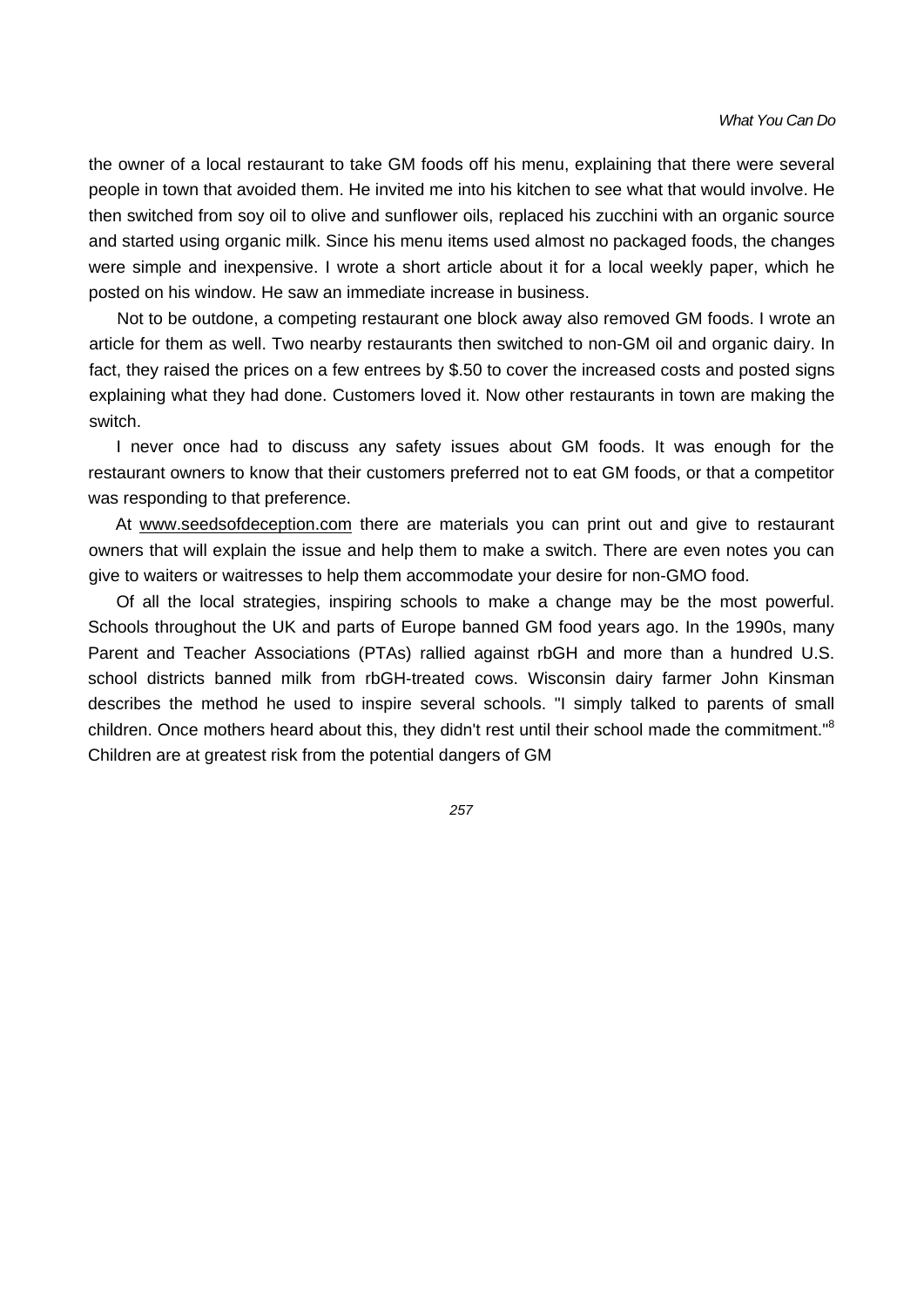the owner of a local restaurant to take GM foods off his menu, explaining that there were several people in town that avoided them. He invited me into his kitchen to see what that would involve. He then switched from soy oil to olive and sunflower oils, replaced his zucchini with an organic source and started using organic milk. Since his menu items used almost no packaged foods, the changes were simple and inexpensive. I wrote a short article about it for a local weekly paper, which he posted on his window. He saw an immediate increase in business.

Not to be outdone, a competing restaurant one block away also removed GM foods. I wrote an article for them as well. Two nearby restaurants then switched to non-GM oil and organic dairy. In fact, they raised the prices on a few entrees by $.50 to cover the increased costs and posted signs explaining what they had done. Customers loved it. Now other restaurants in town are making the switch.

I never once had to discuss any safety issues about GM foods. It was enough for the restaurant owners to know that their customers preferred not to eat GM foods, or that a competitor was responding to that preference.

At www.seedsofdeception.com there are materials you can print out and give to restaurant owners that will explain the issue and help them to make a switch. There are even notes you can give to waiters or waitresses to help them accommodate your desire for non-GMO food.

Of all the local strategies, inspiring schools to make a change may be the most powerful. Schools throughout the UK and parts of Europe banned GM food years ago. In the 1990s, many Parent and Teacher Associations (PTAs) rallied against rbGH and more than a hundred U.S. school districts banned milk from rbGH-treated cows. Wisconsin dairy farmer John Kinsman describes the method he used to inspire several schools. "I simply talked to parents of small children. Once mothers heard about this, they didn't rest until their school made the commitment."[8] Children are at greatest risk from the potential dangers of GM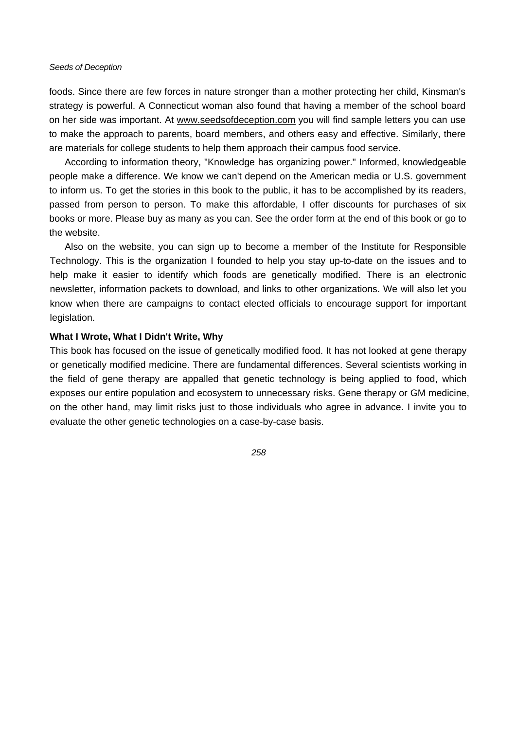foods. Since there are few forces in nature stronger than a mother protecting her child, Kinsman's strategy is powerful. A Connecticut woman also found that having a member of the school board on her side was important. At www.seedsofdeception.com you will find sample letters you can use to make the approach to parents, board members, and others easy and effective. Similarly, there are materials for college students to help them approach their campus food service.

According to information theory, "Knowledge has organizing power." Informed, knowledgeable people make a difference. We know we can't depend on the American media or U.S. government to inform us. To get the stories in this book to the public, it has to be accomplished by its readers, passed from person to person. To make this affordable, I offer discounts for purchases of six books or more. Please buy as many as you can. See the order form at the end of this book or go to the website.

Also on the website, you can sign up to become a member of the Institute for Responsible Technology. This is the organization I founded to help you stay up-to-date on the issues and to help make it easier to identify which foods are genetically modified. There is an electronic newsletter, information packets to download, and links to other organizations. We will also let you know when there are campaigns to contact elected officials to encourage support for important legislation.

**What I Wrote, What I Didn't Write, Why**

This book has focused on the issue of genetically modified food. It has not looked at gene therapy or genetically modified medicine. There are fundamental differences. Several scientists working in the field of gene therapy are appalled that genetic technology is being applied to food, which exposes our entire population and ecosystem to unnecessary risks. Gene therapy or GM medicine, on the other hand, may limit risks just to those individuals who agree in advance. I invite you to evaluate the other genetic technologies on a case-by-case basis.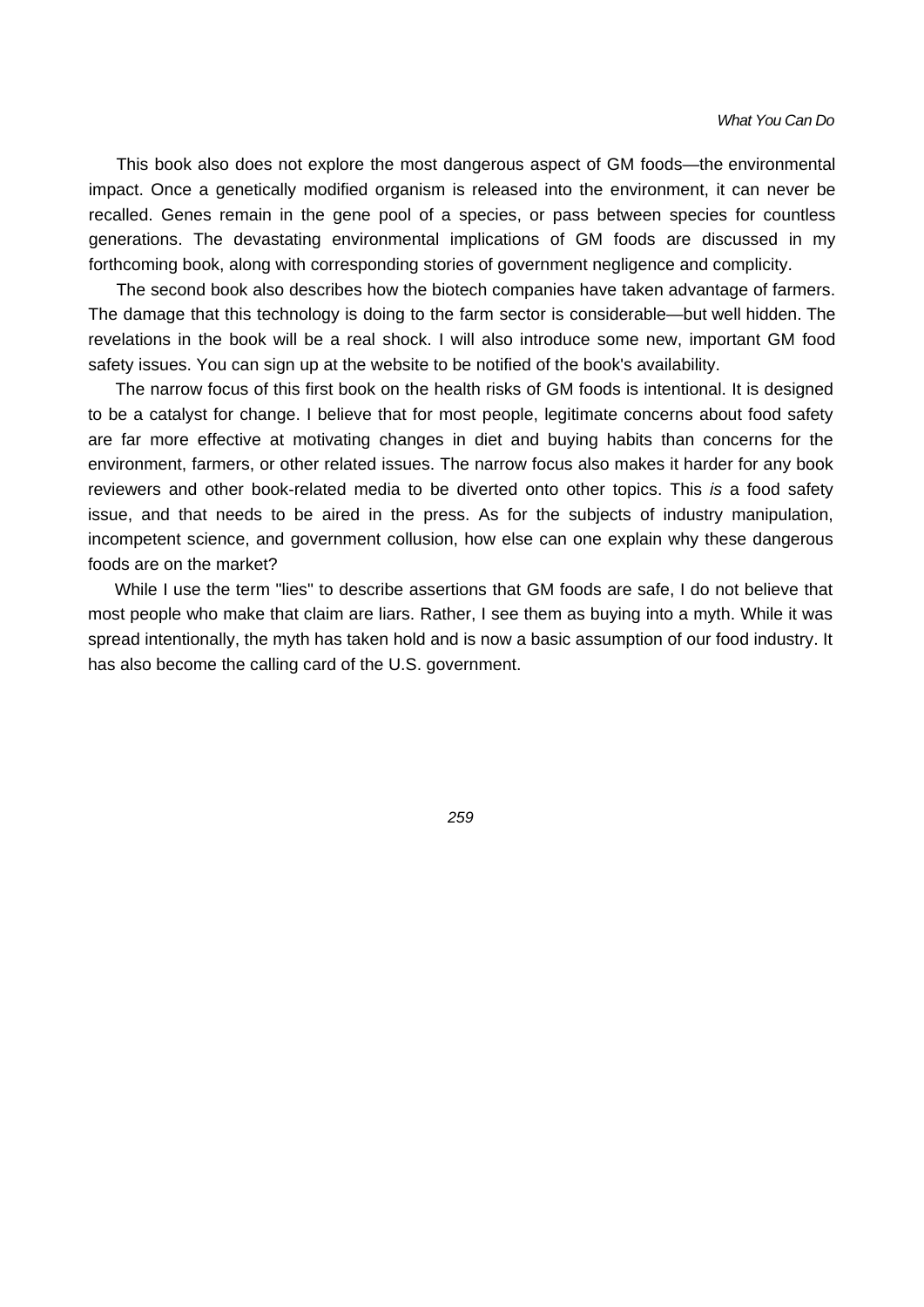This book also does not explore the most dangerous aspect of GM foods—the environmental impact. Once a genetically modified organism is released into the environment, it can never be recalled. Genes remain in the gene pool of a species, or pass between species for countless generations. The devastating environmental implications of GM foods are discussed in my forthcoming book, along with corresponding stories of government negligence and complicity.

The second book also describes how the biotech companies have taken advantage of farmers. The damage that this technology is doing to the farm sector is considerable—but well hidden. The revelations in the book will be a real shock. I will also introduce some new, important GM food safety issues. You can sign up at the website to be notified of the book's availability.

The narrow focus of this first book on the health risks of GM foods is intentional. It is designed to be a catalyst for change. I believe that for most people, legitimate concerns about food safety are far more effective at motivating changes in diet and buying habits than concerns for the environment, farmers, or other related issues. The narrow focus also makes it harder for any book reviewers and other book-related media to be diverted onto other topics. This *is* a food safety issue, and that needs to be aired in the press. As for the subjects of industry manipulation, incompetent science, and government collusion, how else can one explain why these dangerous foods are on the market?

While I use the term "lies" to describe assertions that GM foods are safe, I do not believe that most people who make that claim are liars. Rather, I see them as buying into a myth. While it was spread intentionally, the myth has taken hold and is now a basic assumption of our food industry. It has also become the calling card of the U.S. government.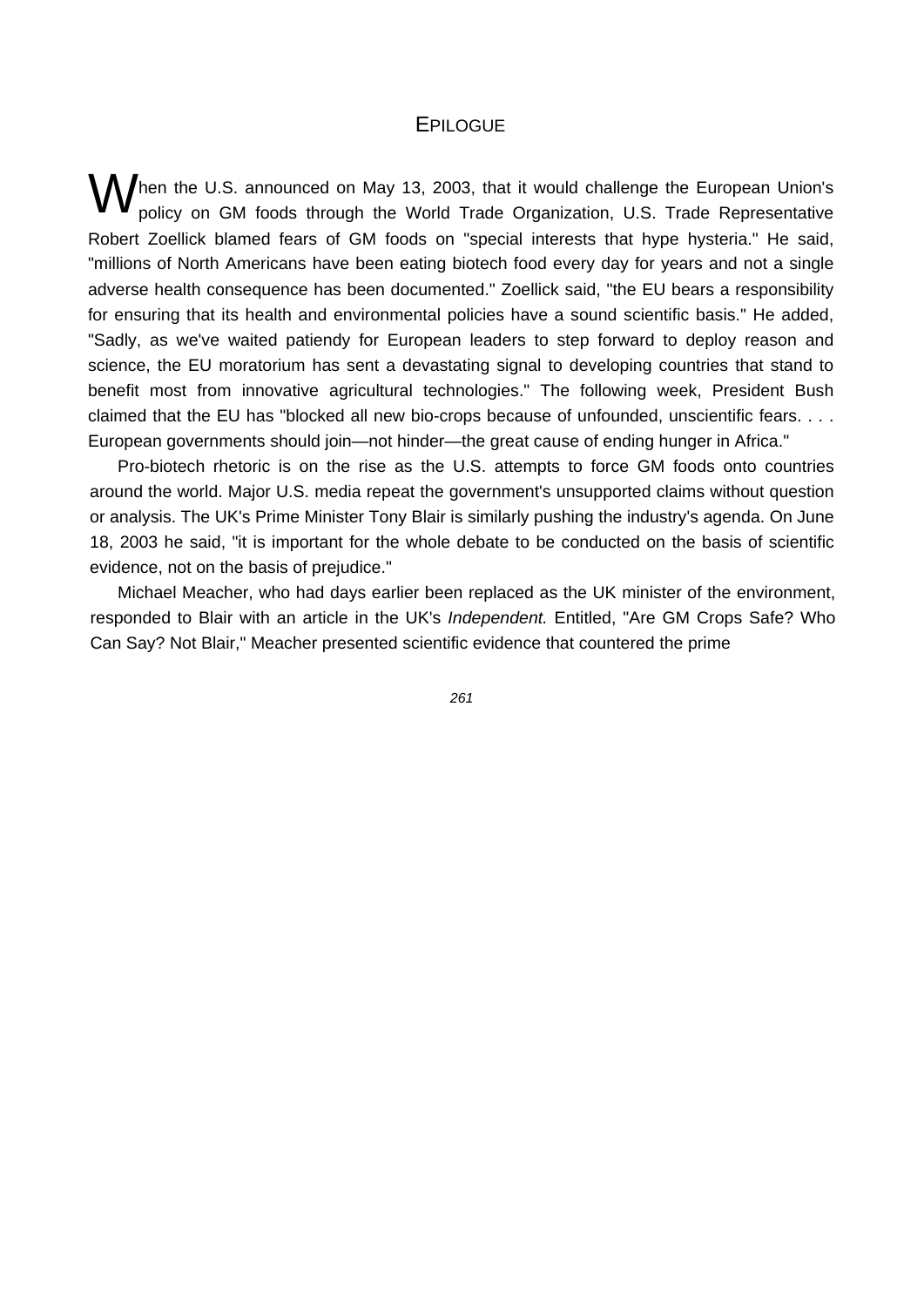# EPILOGUE

When the U.S. announced on May 13, 2003, that it would challenge the European Union's policy on GM foods through the World Trade Organization, U.S. Trade Representative Robert Zoellick blamed fears of GM foods on "special interests that hype hysteria." He said, "millions of North Americans have been eating biotech food every day for years and not a single adverse health consequence has been documented." Zoellick said, "the EU bears a responsibility for ensuring that its health and environmental policies have a sound scientific basis." He added, "Sadly, as we've waited patiendy for European leaders to step forward to deploy reason and science, the EU moratorium has sent a devastating signal to developing countries that stand to benefit most from innovative agricultural technologies." The following week, President Bush claimed that the EU has "blocked all new bio-crops because of unfounded, unscientific fears. . . . European governments should join—not hinder—the great cause of ending hunger in Africa."

Pro-biotech rhetoric is on the rise as the U.S. attempts to force GM foods onto countries around the world. Major U.S. media repeat the government's unsupported claims without question or analysis. The UK's Prime Minister Tony Blair is similarly pushing the industry's agenda. On June 18, 2003 he said, "it is important for the whole debate to be conducted on the basis of scientific evidence, not on the basis of prejudice."

Michael Meacher, who had days earlier been replaced as the UK minister of the environment, responded to Blair with an article in the UK's *Independent.* Entitled, "Are GM Crops Safe? Who Can Say? Not Blair," Meacher presented scientific evidence that countered the prime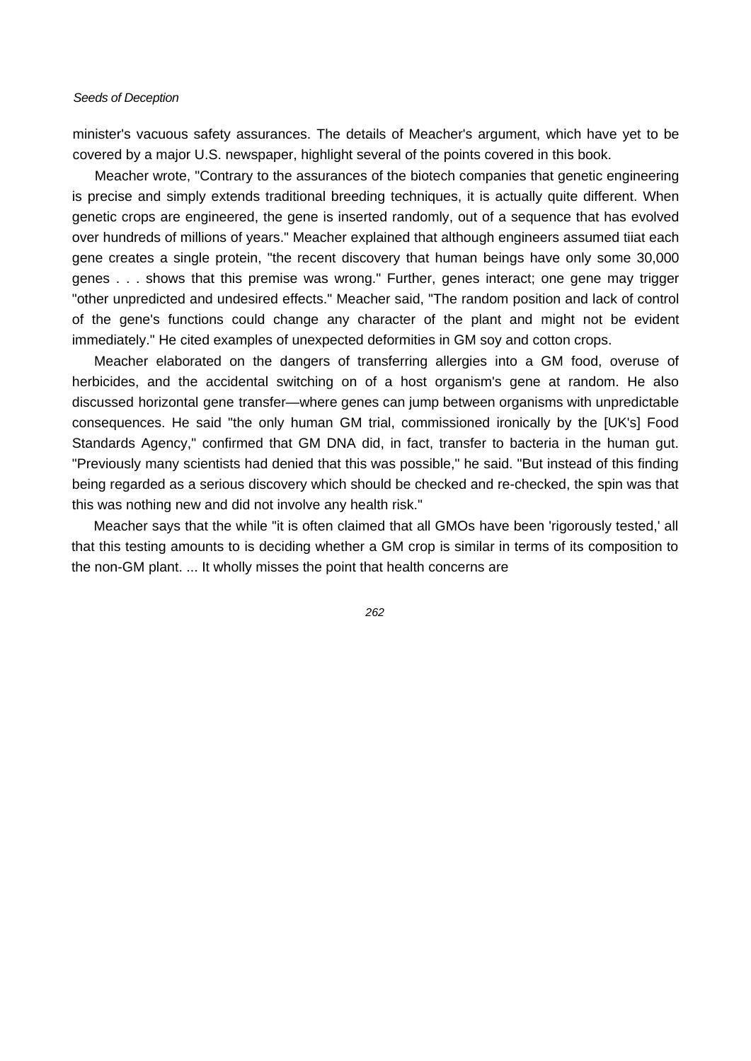minister's vacuous safety assurances. The details of Meacher's argument, which have yet to be covered by a major U.S. newspaper, highlight several of the points covered in this book.

Meacher wrote, "Contrary to the assurances of the biotech companies that genetic engineering is precise and simply extends traditional breeding techniques, it is actually quite different. When genetic crops are engineered, the gene is inserted randomly, out of a sequence that has evolved over hundreds of millions of years." Meacher explained that although engineers assumed tiiat each gene creates a single protein, "the recent discovery that human beings have only some 30,000 genes . . . shows that this premise was wrong." Further, genes interact; one gene may trigger "other unpredicted and undesired effects." Meacher said, "The random position and lack of control of the gene's functions could change any character of the plant and might not be evident immediately." He cited examples of unexpected deformities in GM soy and cotton crops.

Meacher elaborated on the dangers of transferring allergies into a GM food, overuse of herbicides, and the accidental switching on of a host organism's gene at random. He also discussed horizontal gene transfer—where genes can jump between organisms with unpredictable consequences. He said "the only human GM trial, commissioned ironically by the [UK's] Food Standards Agency," confirmed that GM DNA did, in fact, transfer to bacteria in the human gut. "Previously many scientists had denied that this was possible," he said. "But instead of this finding being regarded as a serious discovery which should be checked and re-checked, the spin was that this was nothing new and did not involve any health risk."

Meacher says that the while "it is often claimed that all GMOs have been 'rigorously tested,' all that this testing amounts to is deciding whether a GM crop is similar in terms of its composition to the non-GM plant. ... It wholly misses the point that health concerns are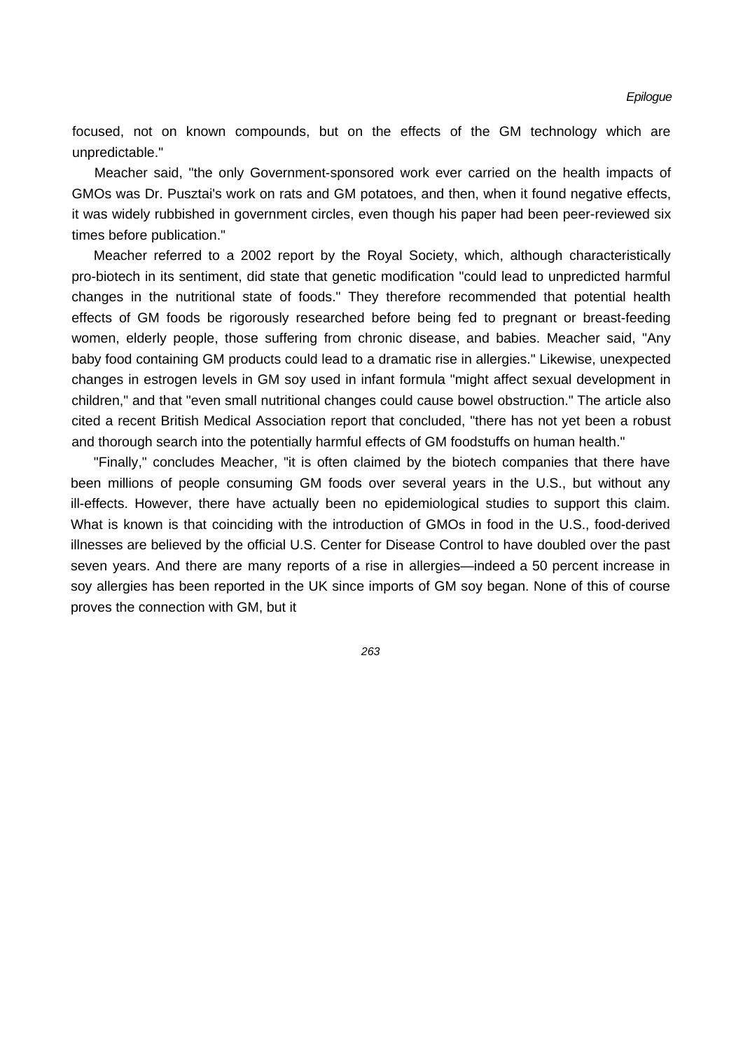focused, not on known compounds, but on the effects of the GM technology which are unpredictable."

Meacher said, "the only Government-sponsored work ever carried on the health impacts of GMOs was Dr. Pusztai's work on rats and GM potatoes, and then, when it found negative effects, it was widely rubbished in government circles, even though his paper had been peer-reviewed six times before publication."

Meacher referred to a 2002 report by the Royal Society, which, although characteristically pro-biotech in its sentiment, did state that genetic modification "could lead to unpredicted harmful changes in the nutritional state of foods." They therefore recommended that potential health effects of GM foods be rigorously researched before being fed to pregnant or breast-feeding women, elderly people, those suffering from chronic disease, and babies. Meacher said, "Any baby food containing GM products could lead to a dramatic rise in allergies." Likewise, unexpected changes in estrogen levels in GM soy used in infant formula "might affect sexual development in children," and that "even small nutritional changes could cause bowel obstruction." The article also cited a recent British Medical Association report that concluded, "there has not yet been a robust and thorough search into the potentially harmful effects of GM foodstuffs on human health."

"Finally," concludes Meacher, "it is often claimed by the biotech companies that there have been millions of people consuming GM foods over several years in the U.S., but without any ill-effects. However, there have actually been no epidemiological studies to support this claim. What is known is that coinciding with the introduction of GMOs in food in the U.S., food-derived illnesses are believed by the official U.S. Center for Disease Control to have doubled over the past seven years. And there are many reports of a rise in allergies—indeed a 50 percent increase in soy allergies has been reported in the UK since imports of GM soy began. None of this of course proves the connection with GM, but it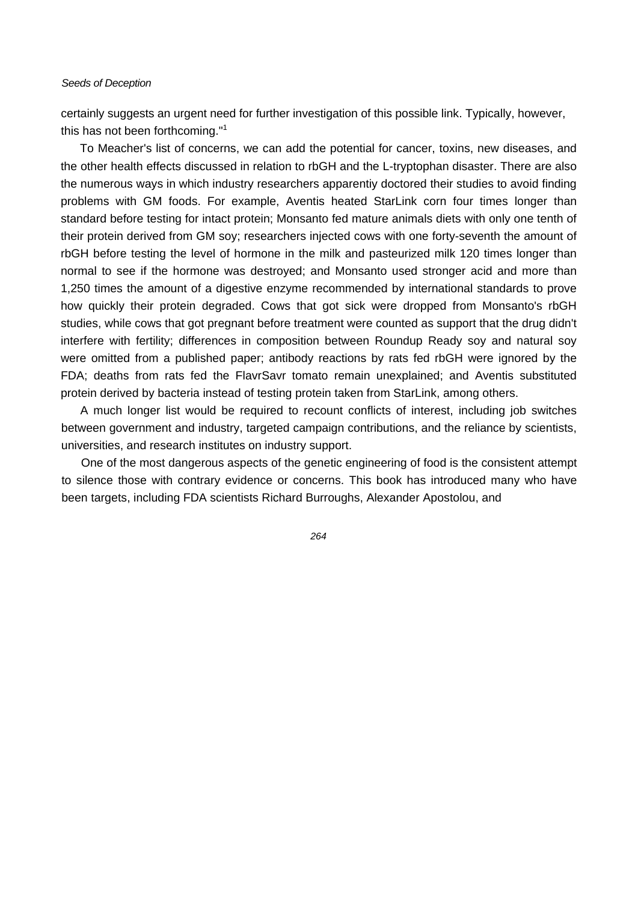certainly suggests an urgent need for further investigation of this possible link. Typically, however, this has not been forthcoming."[1]

To Meacher's list of concerns, we can add the potential for cancer, toxins, new diseases, and the other health effects discussed in relation to rbGH and the L-tryptophan disaster. There are also the numerous ways in which industry researchers apparentiy doctored their studies to avoid finding problems with GM foods. For example, Aventis heated StarLink corn four times longer than standard before testing for intact protein; Monsanto fed mature animals diets with only one tenth of their protein derived from GM soy; researchers injected cows with one forty-seventh the amount of rbGH before testing the level of hormone in the milk and pasteurized milk 120 times longer than normal to see if the hormone was destroyed; and Monsanto used stronger acid and more than 1,250 times the amount of a digestive enzyme recommended by international standards to prove how quickly their protein degraded. Cows that got sick were dropped from Monsanto's rbGH studies, while cows that got pregnant before treatment were counted as support that the drug didn't interfere with fertility; differences in composition between Roundup Ready soy and natural soy were omitted from a published paper; antibody reactions by rats fed rbGH were ignored by the FDA; deaths from rats fed the FlavrSavr tomato remain unexplained; and Aventis substituted protein derived by bacteria instead of testing protein taken from StarLink, among others.

A much longer list would be required to recount conflicts of interest, including job switches between government and industry, targeted campaign contributions, and the reliance by scientists, universities, and research institutes on industry support.

One of the most dangerous aspects of the genetic engineering of food is the consistent attempt to silence those with contrary evidence or concerns. This book has introduced many who have been targets, including FDA scientists Richard Burroughs, Alexander Apostolou, and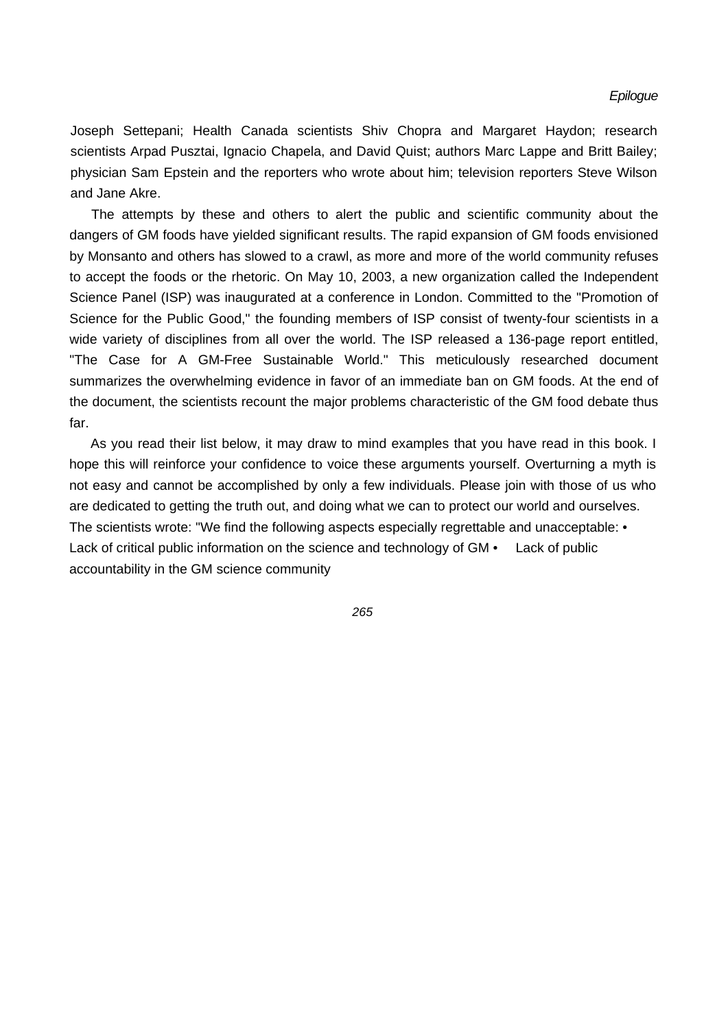Joseph Settepani; Health Canada scientists Shiv Chopra and Margaret Haydon; research scientists Arpad Pusztai, Ignacio Chapela, and David Quist; authors Marc Lappe and Britt Bailey; physician Sam Epstein and the reporters who wrote about him; television reporters Steve Wilson and Jane Akre.

The attempts by these and others to alert the public and scientific community about the dangers of GM foods have yielded significant results. The rapid expansion of GM foods envisioned by Monsanto and others has slowed to a crawl, as more and more of the world community refuses to accept the foods or the rhetoric. On May 10, 2003, a new organization called the Independent Science Panel (ISP) was inaugurated at a conference in London. Committed to the "Promotion of Science for the Public Good," the founding members of ISP consist of twenty-four scientists in a wide variety of disciplines from all over the world. The ISP released a 136-page report entitled, "The Case for A GM-Free Sustainable World." This meticulously researched document summarizes the overwhelming evidence in favor of an immediate ban on GM foods. At the end of the document, the scientists recount the major problems characteristic of the GM food debate thus far.

As you read their list below, it may draw to mind examples that you have read in this book. I hope this will reinforce your confidence to voice these arguments yourself. Overturning a myth is not easy and cannot be accomplished by only a few individuals. Please join with those of us who are dedicated to getting the truth out, and doing what we can to protect our world and ourselves.

The scientists wrote: "We find the following aspects especially regrettable and unacceptable:

- Lack of critical public information on the science and technology of GM
- Lack of public accountability in the GM science community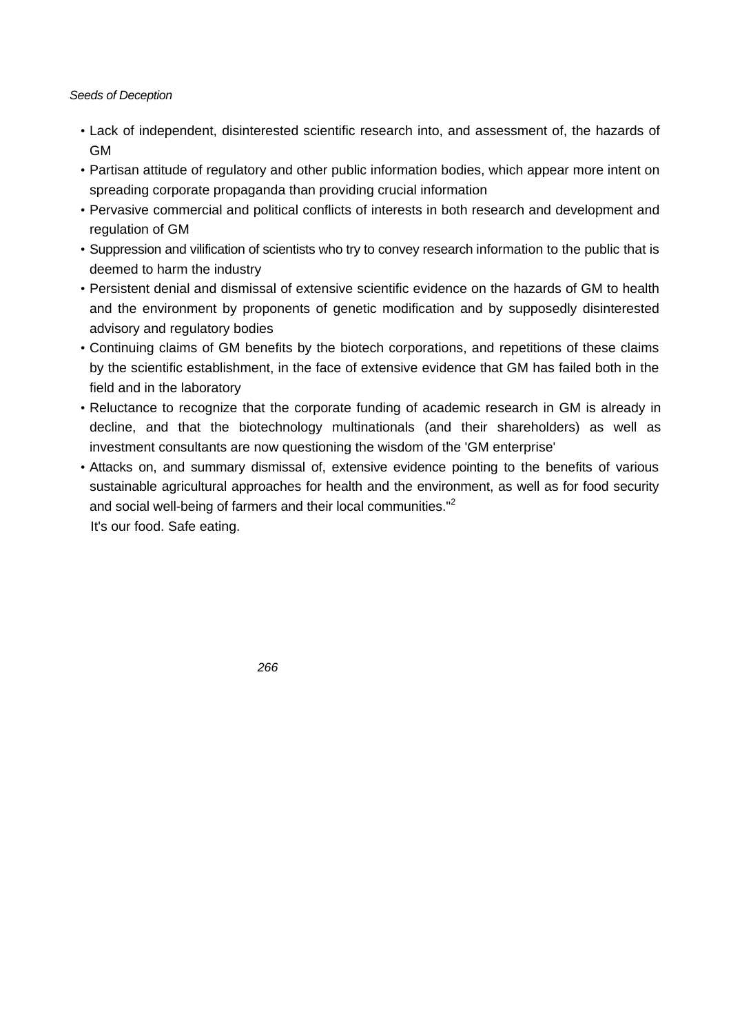- Lack of independent, disinterested scientific research into, and assessment of, the hazards of GM
- Partisan attitude of regulatory and other public information bodies, which appear more intent on spreading corporate propaganda than providing crucial information
- Pervasive commercial and political conflicts of interests in both research and development and regulation of GM
- Suppression and vilification of scientists who try to convey research information to the public that is deemed to harm the industry
- Persistent denial and dismissal of extensive scientific evidence on the hazards of GM to health and the environment by proponents of genetic modification and by supposedly disinterested advisory and regulatory bodies
- Continuing claims of GM benefits by the biotech corporations, and repetitions of these claims by the scientific establishment, in the face of extensive evidence that GM has failed both in the field and in the laboratory
- Reluctance to recognize that the corporate funding of academic research in GM is already in decline, and that the biotechnology multinationals (and their shareholders) as well as investment consultants are now questioning the wisdom of the 'GM enterprise'
- Attacks on, and summary dismissal of, extensive evidence pointing to the benefits of various sustainable agricultural approaches for health and the environment, as well as for food security and social well-being of farmers and their local communities."[2]

It's our food. Safe eating.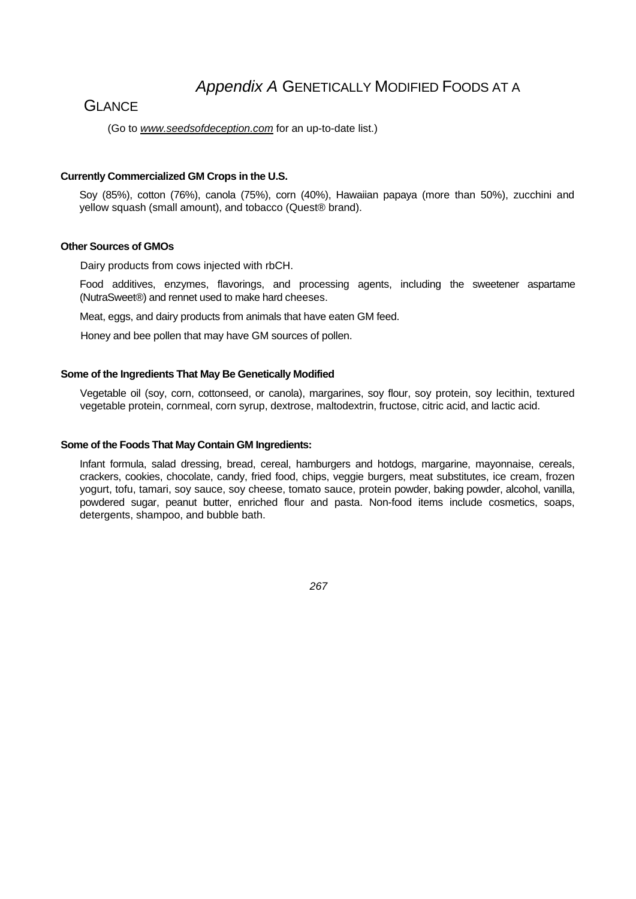# *Appendix A* GENETICALLY MODIFIED FOODS AT A GLANCE

(Go to *www.seedsofdeception.com* for an up-to-date list.)

**Currently Commercialized GM Crops in the U.S.**

Soy (85%), cotton (76%), canola (75%), corn (40%), Hawaiian papaya (more than 50%), zucchini and yellow squash (small amount), and tobacco (Quest® brand).

**Other Sources of GMOs**

Dairy products from cows injected with rbCH.

Food additives, enzymes, flavorings, and processing agents, including the sweetener aspartame (NutraSweet®) and rennet used to make hard cheeses.

Meat, eggs, and dairy products from animals that have eaten GM feed.

Honey and bee pollen that may have GM sources of pollen.

**Some of the Ingredients That May Be Genetically Modified**

Vegetable oil (soy, corn, cottonseed, or canola), margarines, soy flour, soy protein, soy lecithin, textured vegetable protein, cornmeal, corn syrup, dextrose, maltodextrin, fructose, citric acid, and lactic acid.

**Some of the Foods That May Contain GM Ingredients:**

Infant formula, salad dressing, bread, cereal, hamburgers and hotdogs, margarine, mayonnaise, cereals, crackers, cookies, chocolate, candy, fried food, chips, veggie burgers, meat substitutes, ice cream, frozen yogurt, tofu, tamari, soy sauce, soy cheese, tomato sauce, protein powder, baking powder, alcohol, vanilla, powdered sugar, peanut butter, enriched flour and pasta. Non-food items include cosmetics, soaps, detergents, shampoo, and bubble bath.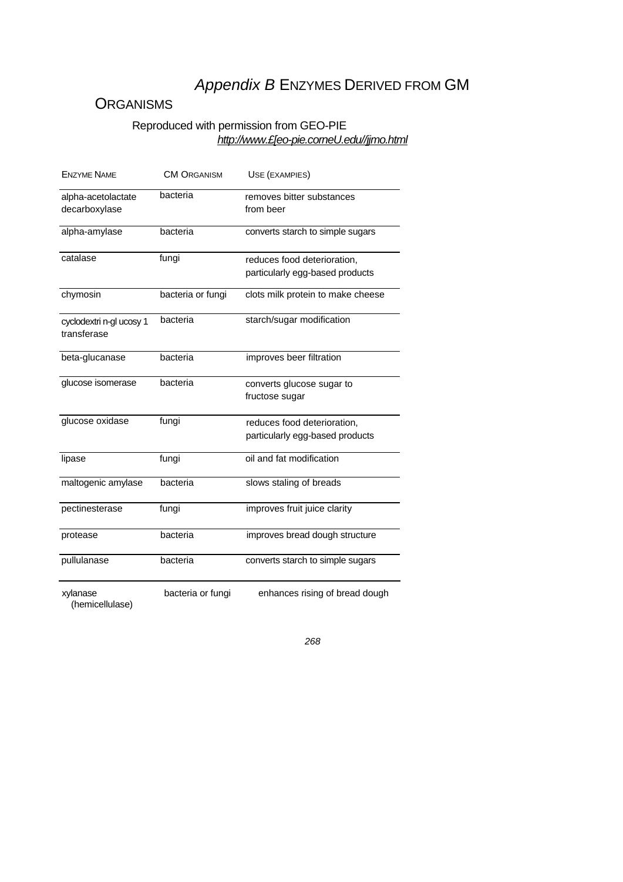# *Appendix B* Enzymes Derived from GM Organisms

Reproduced with permission from GEO-PIE
*http://www.£[eo-pie.corneU.edu//jjmo.html*

| Enzyme Name | CM Organism | Use (examples) |
|---|---|---|
| alpha-acetolactate decarboxylase | bacteria | removes bitter substances from beer |
| alpha-amylase | bacteria | converts starch to simple sugars |
| catalase | fungi | reduces food deterioration, particularly egg-based products |
| chymosin | bacteria or fungi | clots milk protein to make cheese |
| cyclodextri n-gl ucosy 1 transferase | bacteria | starch/sugar modification |
| beta-glucanase | bacteria | improves beer filtration |
| glucose isomerase | bacteria | converts glucose sugar to fructose sugar |
| glucose oxidase | fungi | reduces food deterioration, particularly egg-based products |
| lipase | fungi | oil and fat modification |
| maltogenic amylase | bacteria | slows staling of breads |
| pectinesterase | fungi | improves fruit juice clarity |
| protease | bacteria | improves bread dough structure |
| pullulanase | bacteria | converts starch to simple sugars |
| xylanase (hemicellulase) | bacteria or fungi | enhances rising of bread dough |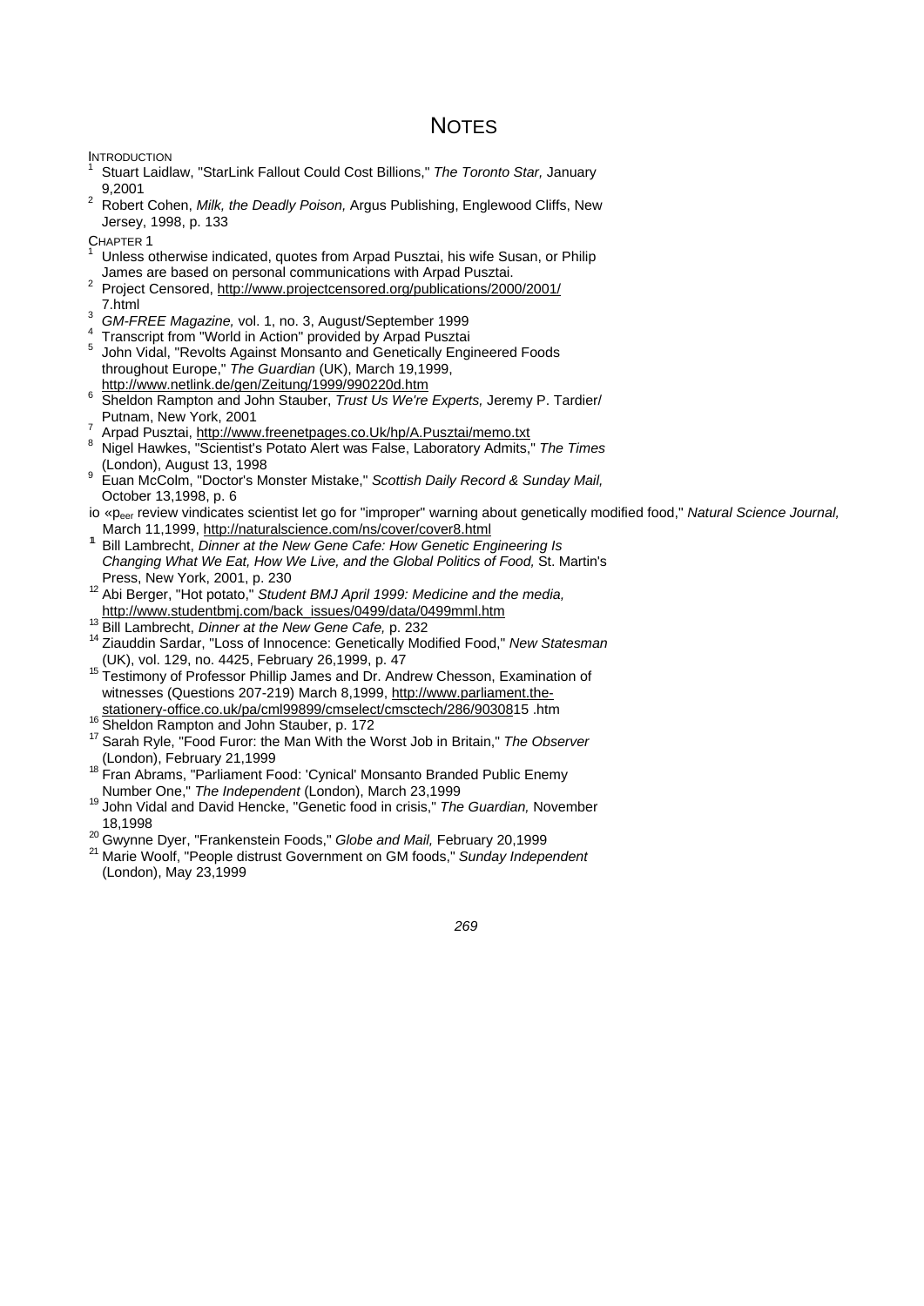# NOTES

INTRODUCTION

1. Stuart Laidlaw, "StarLink Fallout Could Cost Billions," *The Toronto Star,* January 9,2001
2. Robert Cohen, *Milk, the Deadly Poison,* Argus Publishing, Englewood Cliffs, New Jersey, 1998, p. 133

CHAPTER 1

1. Unless otherwise indicated, quotes from Arpad Pusztai, his wife Susan, or Philip James are based on personal communications with Arpad Pusztai.
2. Project Censored, http://www.projectcensored.org/publications/2000/2001/7.html
3. *GM-FREE Magazine,* vol. 1, no. 3, August/September 1999
4. Transcript from "World in Action" provided by Arpad Pusztai
5. John Vidal, "Revolts Against Monsanto and Genetically Engineered Foods throughout Europe," *The Guardian* (UK), March 19,1999, http://www.netlink.de/gen/Zeitung/1999/990220d.htm
6. Sheldon Rampton and John Stauber, *Trust Us We're Experts,* Jeremy P. Tardier/ Putnam, New York, 2001
7. Arpad Pusztai, http://www.freenetpages.co.Uk/hp/A.Pusztai/memo.txt
8. Nigel Hawkes, "Scientist's Potato Alert was False, Laboratory Admits," *The Times* (London), August 13, 1998
9. Euan McColm, "Doctor's Monster Mistake," *Scottish Daily Record & Sunday Mail,* October 13,1998, p. 6
10. "Peer review vindicates scientist let go for "improper" warning about genetically modified food," *Natural Science Journal,* March 11,1999, http://naturalscience.com/ns/cover/cover8.html
11. Bill Lambrecht, *Dinner at the New Gene Cafe: How Genetic Engineering Is Changing What We Eat, How We Live, and the Global Politics of Food,* St. Martin's Press, New York, 2001, p. 230
12. Abi Berger, "Hot potato," *Student BMJ April 1999: Medicine and the media,* http://www.studentbmj.com/back_issues/0499/data/0499mml.htm
13. Bill Lambrecht, *Dinner at the New Gene Cafe,* p. 232
14. Ziauddin Sardar, "Loss of Innocence: Genetically Modified Food," *New Statesman* (UK), vol. 129, no. 4425, February 26,1999, p. 47
15. Testimony of Professor Phillip James and Dr. Andrew Chesson, Examination of witnesses (Questions 207-219) March 8,1999, http://www.parliament.the-stationery-office.co.uk/pa/cml99899/cmselect/cmsctech/286/9030815 .htm
16. Sheldon Rampton and John Stauber, p. 172
17. Sarah Ryle, "Food Furor: the Man With the Worst Job in Britain," *The Observer* (London), February 21,1999
18. Fran Abrams, "Parliament Food: 'Cynical' Monsanto Branded Public Enemy Number One," *The Independent* (London), March 23,1999
19. John Vidal and David Hencke, "Genetic food in crisis," *The Guardian,* November 18,1998
20. Gwynne Dyer, "Frankenstein Foods," *Globe and Mail,* February 20,1999
21. Marie Woolf, "People distrust Government on GM foods," *Sunday Independent* (London), May 23,1999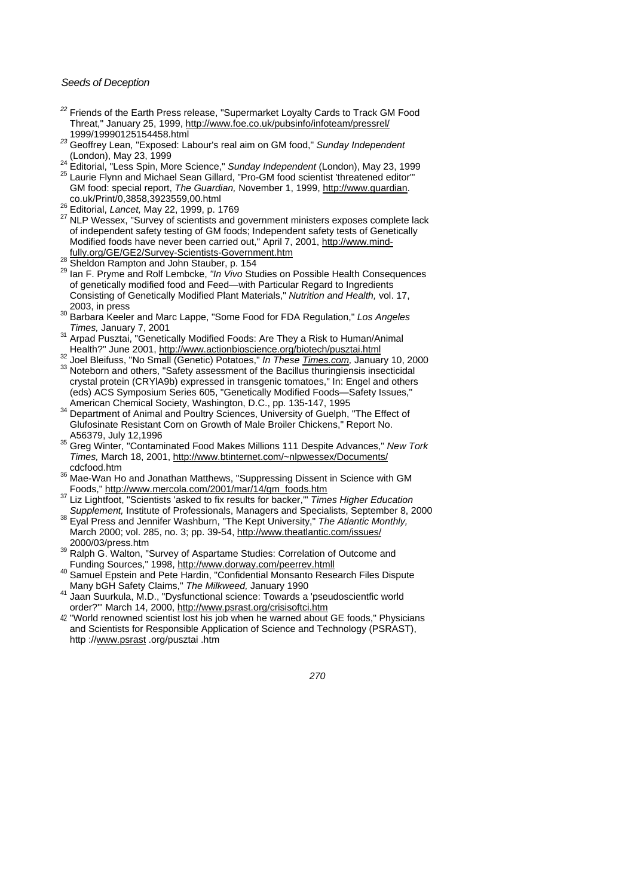22 Friends of the Earth Press release, "Supermarket Loyalty Cards to Track GM Food Threat," January 25, 1999, http://www.foe.co.uk/pubsinfo/infoteam/pressrel/1999/19990125154458.html

23 Geoffrey Lean, "Exposed: Labour's real aim on GM food," *Sunday Independent* (London), May 23, 1999

24 Editorial, "Less Spin, More Science," *Sunday Independent* (London), May 23, 1999

25 Laurie Flynn and Michael Sean Gillard, "Pro-GM food scientist 'threatened editor'" GM food: special report, *The Guardian,* November 1, 1999, http://www.guardian.co.uk/Print/0,3858,3923559,00.html

26 Editorial, *Lancet,* May 22, 1999, p. 1769

27 NLP Wessex, "Survey of scientists and government ministers exposes complete lack of independent safety testing of GM foods; Independent safety tests of Genetically Modified foods have never been carried out," April 7, 2001, http://www.mindfully.org/GE/GE2/Survey-Scientists-Government.htm

28 Sheldon Rampton and John Stauber, p. 154

29 Ian F. Pryme and Rolf Lembcke, *"In Vivo* Studies on Possible Health Consequences of genetically modified food and Feed—with Particular Regard to Ingredients Consisting of Genetically Modified Plant Materials," *Nutrition and Health,* vol. 17, 2003, in press

30 Barbara Keeler and Marc Lappe, "Some Food for FDA Regulation," *Los Angeles Times,* January 7, 2001

31 Arpad Pusztai, "Genetically Modified Foods: Are They a Risk to Human/Animal Health?" June 2001, http://www.actionbioscience.org/biotech/pusztai.html

32 Joel Bleifuss, "No Small (Genetic) Potatoes," *In These Times.com,* January 10, 2000

33 Noteborn and others, "Safety assessment of the Bacillus thuringiensis insecticidal crystal protein (CRYlA9b) expressed in transgenic tomatoes," In: Engel and others (eds) ACS Symposium Series 605, "Genetically Modified Foods—Safety Issues," American Chemical Society, Washington, D.C., pp. 135-147, 1995

34 Department of Animal and Poultry Sciences, University of Guelph, "The Effect of Glufosinate Resistant Corn on Growth of Male Broiler Chickens," Report No. A56379, July 12,1996

35 Greg Winter, "Contaminated Food Makes Millions 111 Despite Advances," *New Tork Times,* March 18, 2001, http://www.btinternet.com/~nlpwessex/Documents/cdcfood.htm

36 Mae-Wan Ho and Jonathan Matthews, "Suppressing Dissent in Science with GM Foods," http://www.mercola.com/2001/mar/14/gm_foods.htm

37 Liz Lightfoot, "Scientists 'asked to fix results for backer,'" *Times Higher Education Supplement,* Institute of Professionals, Managers and Specialists, September 8, 2000

38 Eyal Press and Jennifer Washburn, "The Kept University," *The Atlantic Monthly,* March 2000; vol. 285, no. 3; pp. 39-54, http://www.theatlantic.com/issues/2000/03/press.htm

39 Ralph G. Walton, "Survey of Aspartame Studies: Correlation of Outcome and Funding Sources," 1998, http://www.dorway.com/peerrev.htmll

40 Samuel Epstein and Pete Hardin, "Confidential Monsanto Research Files Dispute Many bGH Safety Claims," *The Milkweed,* January 1990

41 Jaan Suurkula, M.D., "Dysfunctional science: Towards a 'pseudoscientfic world order?'" March 14, 2000, http://www.psrast.org/crisisoftci.htm

42 "World renowned scientist lost his job when he warned about GE foods," Physicians and Scientists for Responsible Application of Science and Technology (PSRAST), http ://www.psrast .org/pusztai .htm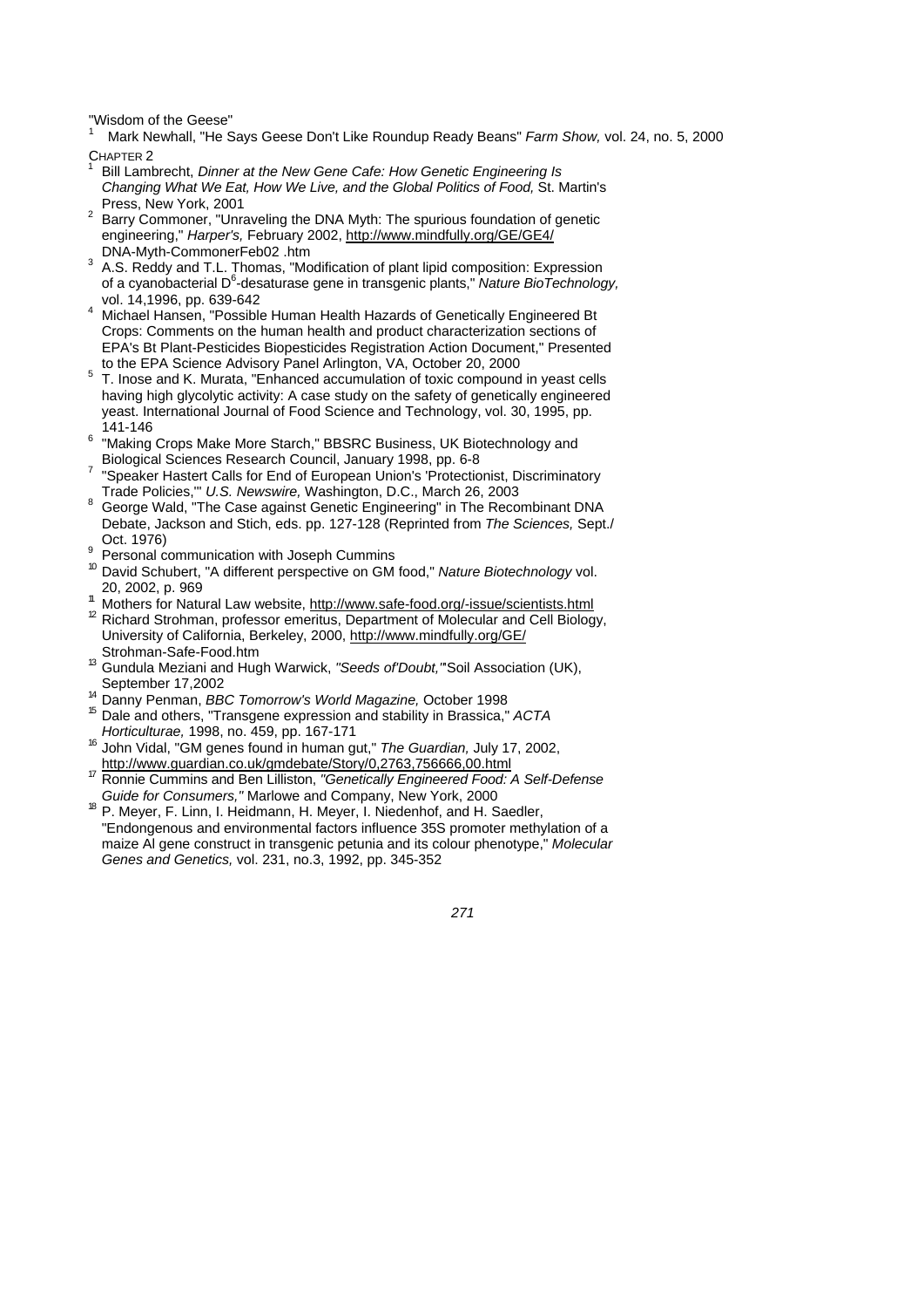"Wisdom of the Geese"

[1] Mark Newhall, "He Says Geese Don't Like Roundup Ready Beans" *Farm Show,* vol. 24, no. 5, 2000

CHAPTER 2

[1] Bill Lambrecht, *Dinner at the New Gene Cafe: How Genetic Engineering Is Changing What We Eat, How We Live, and the Global Politics of Food,* St. Martin's Press, New York, 2001

[2] Barry Commoner, "Unraveling the DNA Myth: The spurious foundation of genetic engineering," *Harper's,* February 2002, http://www.mindfully.org/GE/GE4/DNA-Myth-CommonerFeb02 .htm

[3] A.S. Reddy and T.L. Thomas, "Modification of plant lipid composition: Expression of a cyanobacterial $D^6$-desaturase gene in transgenic plants," *Nature BioTechnology,* vol. 14,1996, pp. 639-642

[4] Michael Hansen, "Possible Human Health Hazards of Genetically Engineered Bt Crops: Comments on the human health and product characterization sections of EPA's Bt Plant-Pesticides Biopesticides Registration Action Document," Presented to the EPA Science Advisory Panel Arlington, VA, October 20, 2000

[5] T. Inose and K. Murata, "Enhanced accumulation of toxic compound in yeast cells having high glycolytic activity: A case study on the safety of genetically engineered yeast. International Journal of Food Science and Technology, vol. 30, 1995, pp. 141-146

[6] "Making Crops Make More Starch," BBSRC Business, UK Biotechnology and Biological Sciences Research Council, January 1998, pp. 6-8

[7] "Speaker Hastert Calls for End of European Union's 'Protectionist, Discriminatory Trade Policies,'" *U.S. Newswire,* Washington, D.C., March 26, 2003

[8] George Wald, "The Case against Genetic Engineering" in The Recombinant DNA Debate, Jackson and Stich, eds. pp. 127-128 (Reprinted from *The Sciences,* Sept./ Oct. 1976)

[9] Personal communication with Joseph Cummins

[10] David Schubert, "A different perspective on GM food," *Nature Biotechnology* vol. 20, 2002, p. 969

[11] Mothers for Natural Law website, http://www.safe-food.org/-issue/scientists.html

[12] Richard Strohman, professor emeritus, Department of Molecular and Cell Biology, University of California, Berkeley, 2000, http://www.mindfully.org/GE/Strohman-Safe-Food.htm

[13] Gundula Meziani and Hugh Warwick, *"Seeds of'Doubt,"* Soil Association (UK), September 17,2002

[14] Danny Penman, *BBC Tomorrow's World Magazine,* October 1998

[15] Dale and others, "Transgene expression and stability in Brassica," *ACTA Horticulturae,* 1998, no. 459, pp. 167-171

[16] John Vidal, "GM genes found in human gut," *The Guardian,* July 17, 2002, http://www.guardian.co.uk/gmdebate/Story/0,2763,756666,00.html

[17] Ronnie Cummins and Ben Lilliston, *"Genetically Engineered Food: A Self-Defense Guide for Consumers,"* Marlowe and Company, New York, 2000

[18] P. Meyer, F. Linn, I. Heidmann, H. Meyer, I. Niedenhof, and H. Saedler, "Endongenous and environmental factors influence 35S promoter methylation of a maize Al gene construct in transgenic petunia and its colour phenotype," *Molecular Genes and Genetics,* vol. 231, no.3, 1992, pp. 345-352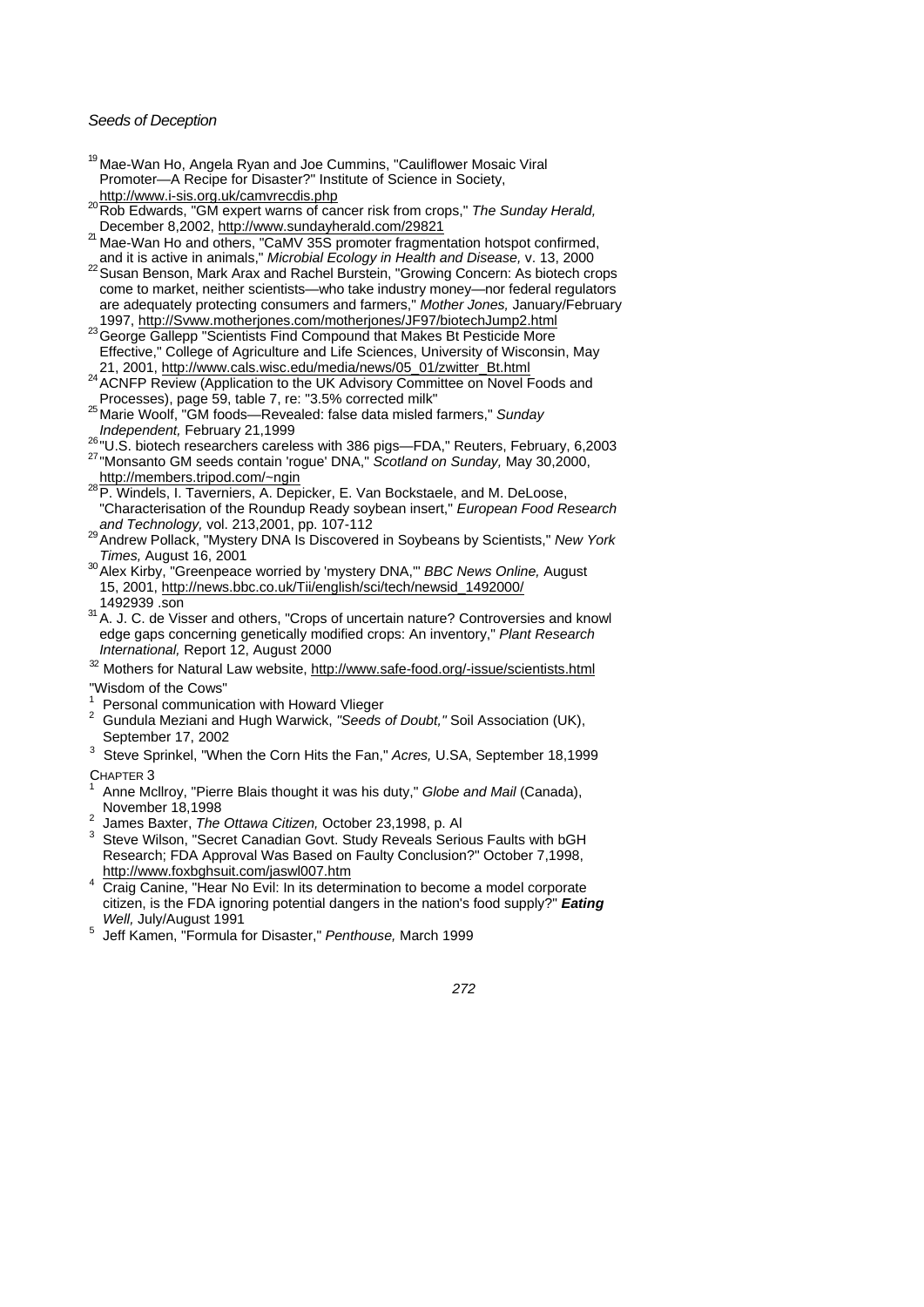[19] Mae-Wan Ho, Angela Ryan and Joe Cummins, "Cauliflower Mosaic Viral Promoter—A Recipe for Disaster?" Institute of Science in Society, http://www.i-sis.org.uk/camvrecdis.php

[20] Rob Edwards, "GM expert warns of cancer risk from crops," *The Sunday Herald,* December 8,2002, http://www.sundayherald.com/29821

[21] Mae-Wan Ho and others, "CaMV 35S promoter fragmentation hotspot confirmed, and it is active in animals," *Microbial Ecology in Health and Disease,* v. 13, 2000

[22] Susan Benson, Mark Arax and Rachel Burstein, "Growing Concern: As biotech crops come to market, neither scientists—who take industry money—nor federal regulators are adequately protecting consumers and farmers," *Mother Jones,* January/February 1997, http://Svww.motherjones.com/motherjones/JF97/biotechJump2.html

[23] George Gallepp "Scientists Find Compound that Makes Bt Pesticide More Effective," College of Agriculture and Life Sciences, University of Wisconsin, May 21, 2001, http://www.cals.wisc.edu/media/news/05_01/zwitter_Bt.html

[24] ACNFP Review (Application to the UK Advisory Committee on Novel Foods and Processes), page 59, table 7, re: "3.5% corrected milk"

[25] Marie Woolf, "GM foods—Revealed: false data misled farmers," *Sunday Independent,* February 21,1999

[26] "U.S. biotech researchers careless with 386 pigs—FDA," Reuters, February, 6,2003

[27] "Monsanto GM seeds contain 'rogue' DNA," *Scotland on Sunday,* May 30,2000, http://members.tripod.com/~ngin

[28] P. Windels, I. Taverniers, A. Depicker, E. Van Bockstaele, and M. DeLoose, "Characterisation of the Roundup Ready soybean insert," *European Food Research and Technology,* vol. 213,2001, pp. 107-112

[29] Andrew Pollack, "Mystery DNA Is Discovered in Soybeans by Scientists," *New York Times,* August 16, 2001

[30] Alex Kirby, "Greenpeace worried by 'mystery DNA,'" *BBC News Online,* August 15, 2001, http://news.bbc.co.uk/Tii/english/sci/tech/newsid_1492000/1492939 .son

[31] A. J. C. de Visser and others, "Crops of uncertain nature? Controversies and knowl edge gaps concerning genetically modified crops: An inventory," *Plant Research International,* Report 12, August 2000

[32] Mothers for Natural Law website, http://www.safe-food.org/-issue/scientists.html

"Wisdom of the Cows"

[1] Personal communication with Howard Vlieger

[2] Gundula Meziani and Hugh Warwick, *"Seeds of Doubt,"* Soil Association (UK), September 17, 2002

[3] Steve Sprinkel, "When the Corn Hits the Fan," *Acres,* U.SA, September 18,1999

CHAPTER 3

[1] Anne Mcllroy, "Pierre Blais thought it was his duty," *Globe and Mail* (Canada), November 18,1998

[2] James Baxter, *The Ottawa Citizen,* October 23,1998, p. Al

[3] Steve Wilson, "Secret Canadian Govt. Study Reveals Serious Faults with bGH Research; FDA Approval Was Based on Faulty Conclusion?" October 7,1998, http://www.foxbghsuit.com/jaswl007.htm

[4] Craig Canine, "Hear No Evil: In its determination to become a model corporate citizen, is the FDA ignoring potential dangers in the nation's food supply?" ***Eating** Well,* July/August 1991

[5] Jeff Kamen, "Formula for Disaster," *Penthouse,* March 1999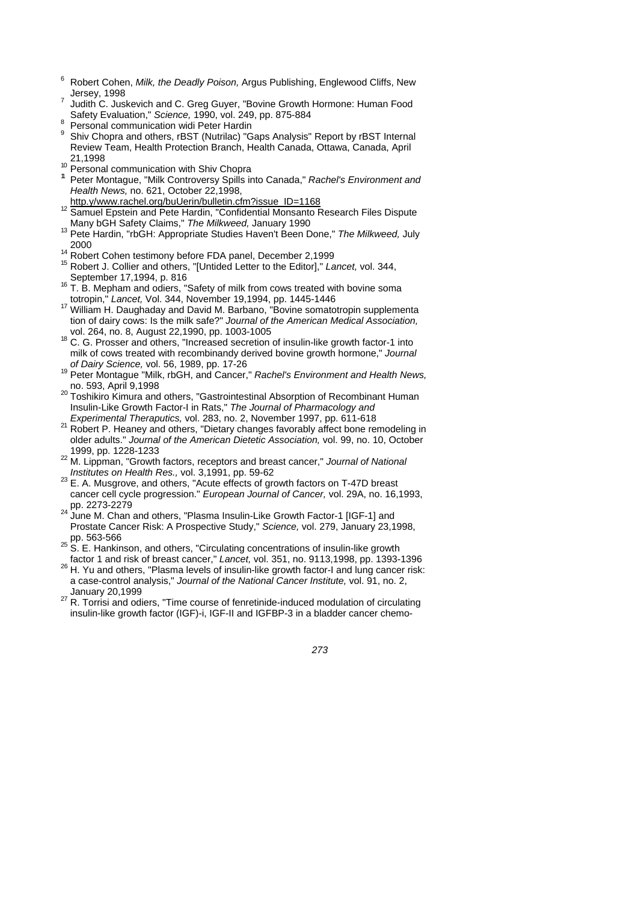[6] Robert Cohen, *Milk, the Deadly Poison,* Argus Publishing, Englewood Cliffs, New Jersey, 1998

[7] Judith C. Juskevich and C. Greg Guyer, "Bovine Growth Hormone: Human Food Safety Evaluation," *Science,* 1990, vol. 249, pp. 875-884

[8] Personal communication widi Peter Hardin

[9] Shiv Chopra and others, rBST (Nutrilac) "Gaps Analysis" Report by rBST Internal Review Team, Health Protection Branch, Health Canada, Ottawa, Canada, April 21,1998

[10] Personal communication with Shiv Chopra

[11] Peter Montague, "Milk Controversy Spills into Canada," *Rachel's Environment and Health News,* no. 621, October 22,1998, http.y/www.rachel.org/buUerin/bulletin.cfm?issue_ID=1168

[12] Samuel Epstein and Pete Hardin, "Confidential Monsanto Research Files Dispute Many bGH Safety Claims," *The Milkweed,* January 1990

[13] Pete Hardin, "rbGH: Appropriate Studies Haven't Been Done," *The Milkweed,* July 2000

[14] Robert Cohen testimony before FDA panel, December 2,1999

[15] Robert J. Collier and others, "[Untided Letter to the Editor]," *Lancet,* vol. 344, September 17,1994, p. 816

[16] T. B. Mepham and odiers, "Safety of milk from cows treated with bovine soma totropin," *Lancet,* Vol. 344, November 19,1994, pp. 1445-1446

[17] William H. Daughaday and David M. Barbano, "Bovine somatotropin supplementa tion of dairy cows: Is the milk safe?" *Journal of the American Medical Association,* vol. 264, no. 8, August 22,1990, pp. 1003-1005

[18] C. G. Prosser and others, "Increased secretion of insulin-like growth factor-1 into milk of cows treated with recombinandy derived bovine growth hormone," *Journal of Dairy Science,* vol. 56, 1989, pp. 17-26

[19] Peter Montague "Milk, rbGH, and Cancer," *Rachel's Environment and Health News,* no. 593, April 9,1998

[20] Toshikiro Kimura and others, "Gastrointestinal Absorption of Recombinant Human Insulin-Like Growth Factor-I in Rats," *The Journal of Pharmacology and Experimental Theraputics,* vol. 283, no. 2, November 1997, pp. 611-618

[21] Robert P. Heaney and others, "Dietary changes favorably affect bone remodeling in older adults." *Journal of the American Dietetic Association,* vol. 99, no. 10, October 1999, pp. 1228-1233

[22] M. Lippman, "Growth factors, receptors and breast cancer," *Journal of National Institutes on Health Res.,* vol. 3,1991, pp. 59-62

[23] E. A. Musgrove, and others, "Acute effects of growth factors on T-47D breast cancer cell cycle progression." *European Journal of Cancer,* vol. 29A, no. 16,1993, pp. 2273-2279

[24] June M. Chan and others, "Plasma Insulin-Like Growth Factor-1 [IGF-1] and Prostate Cancer Risk: A Prospective Study," *Science,* vol. 279, January 23,1998, pp. 563-566

[25] S. E. Hankinson, and others, "Circulating concentrations of insulin-like growth factor 1 and risk of breast cancer," *Lancet,* vol. 351, no. 9113,1998, pp. 1393-1396

[26] H. Yu and others, "Plasma levels of insulin-like growth factor-I and lung cancer risk: a case-control analysis," *Journal of the National Cancer Institute,* vol. 91, no. 2, January 20,1999

[27] R. Torrisi and odiers, "Time course of fenretinide-induced modulation of circulating insulin-like growth factor (IGF)-i, IGF-II and IGFBP-3 in a bladder cancer chemo-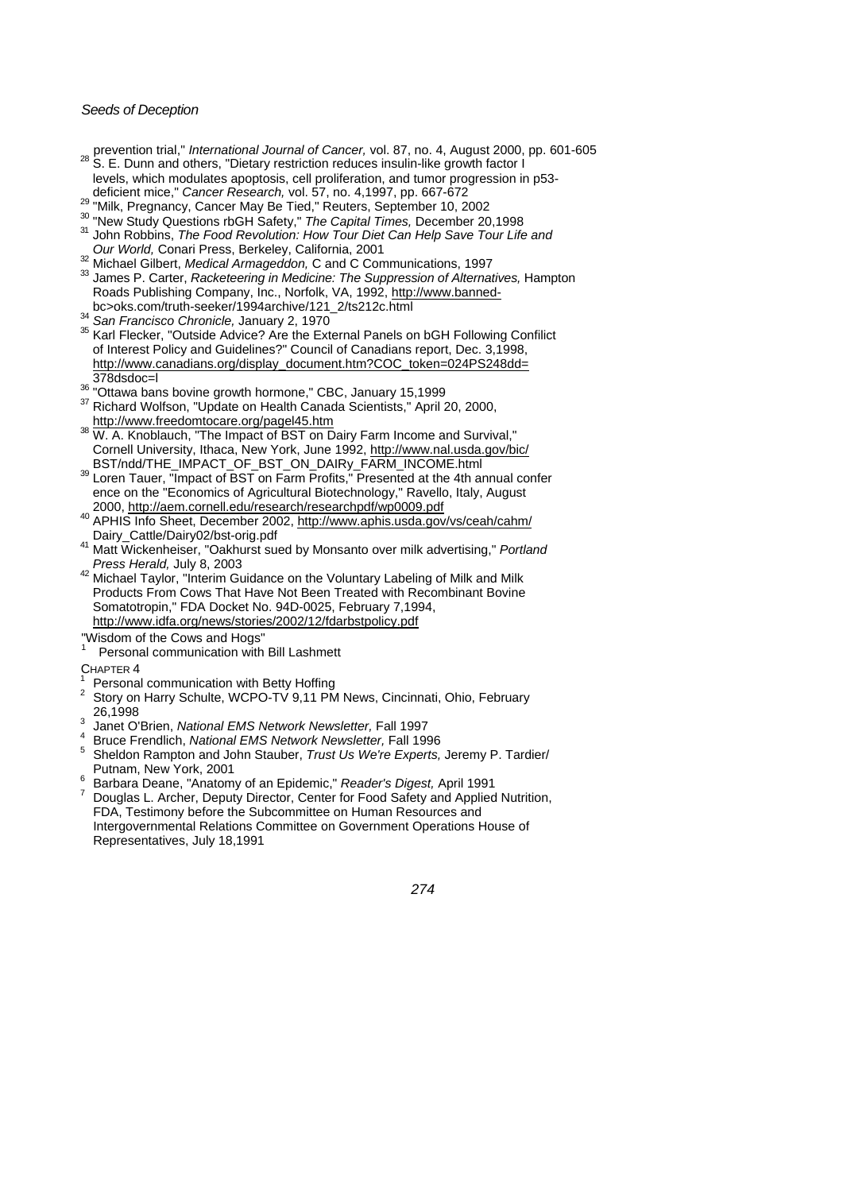prevention trial," *International Journal of Cancer,* vol. 87, no. 4, August 2000, pp. 601-605

[28] S. E. Dunn and others, "Dietary restriction reduces insulin-like growth factor I levels, which modulates apoptosis, cell proliferation, and tumor progression in p53-deficient mice," *Cancer Research,* vol. 57, no. 4,1997, pp. 667-672

[29] "Milk, Pregnancy, Cancer May Be Tied," Reuters, September 10, 2002

[30] "New Study Questions rbGH Safety," *The Capital Times,* December 20,1998

[31] John Robbins, *The Food Revolution: How Tour Diet Can Help Save Tour Life and Our World,* Conari Press, Berkeley, California, 2001

[32] Michael Gilbert, *Medical Armageddon,* C and C Communications, 1997

[33] James P. Carter, *Racketeering in Medicine: The Suppression of Alternatives,* Hampton Roads Publishing Company, Inc., Norfolk, VA, 1992, http://www.banned-bc>oks.com/truth-seeker/1994archive/121_2/ts212c.html

[34] *San Francisco Chronicle,* January 2, 1970

[35] Karl Flecker, "Outside Advice? Are the External Panels on bGH Following Confilict of Interest Policy and Guidelines?" Council of Canadians report, Dec. 3,1998, http://www.canadians.org/display_document.htm?COC_token=024PS248dd=378dsdoc=l

[36] "Ottawa bans bovine growth hormone," CBC, January 15,1999

[37] Richard Wolfson, "Update on Health Canada Scientists," April 20, 2000, http://www.freedomtocare.org/pagel45.htm

[38] W. A. Knoblauch, "The Impact of BST on Dairy Farm Income and Survival," Cornell University, Ithaca, New York, June 1992, http://www.nal.usda.gov/bic/BST/ndd/THE_IMPACT_OF_BST_ON_DAIRy_FARM_INCOME.html

[39] Loren Tauer, "Impact of BST on Farm Profits," Presented at the 4th annual confer ence on the "Economics of Agricultural Biotechnology," Ravello, Italy, August 2000, http://aem.cornell.edu/research/researchpdf/wp0009.pdf

[40] APHIS Info Sheet, December 2002, http://www.aphis.usda.gov/vs/ceah/cahm/Dairy_Cattle/Dairy02/bst-orig.pdf

[41] Matt Wickenheiser, "Oakhurst sued by Monsanto over milk advertising," *Portland Press Herald,* July 8, 2003

[42] Michael Taylor, "Interim Guidance on the Voluntary Labeling of Milk and Milk Products From Cows That Have Not Been Treated with Recombinant Bovine Somatotropin," FDA Docket No. 94D-0025, February 7,1994, http://www.idfa.org/news/stories/2002/12/fdarbstpolicy.pdf

"Wisdom of the Cows and Hogs"

[1] Personal communication with Bill Lashmett

CHAPTER 4

[1] Personal communication with Betty Hoffing

[2] Story on Harry Schulte, WCPO-TV 9,11 PM News, Cincinnati, Ohio, February 26,1998

[3] Janet O'Brien, *National EMS Network Newsletter,* Fall 1997

[4] Bruce Frendlich, *National EMS Network Newsletter,* Fall 1996

[5] Sheldon Rampton and John Stauber, *Trust Us We're Experts,* Jeremy P. Tardier/ Putnam, New York, 2001

[6] Barbara Deane, "Anatomy of an Epidemic," *Reader's Digest,* April 1991

[7] Douglas L. Archer, Deputy Director, Center for Food Safety and Applied Nutrition, FDA, Testimony before the Subcommittee on Human Resources and Intergovernmental Relations Committee on Government Operations House of Representatives, July 18,1991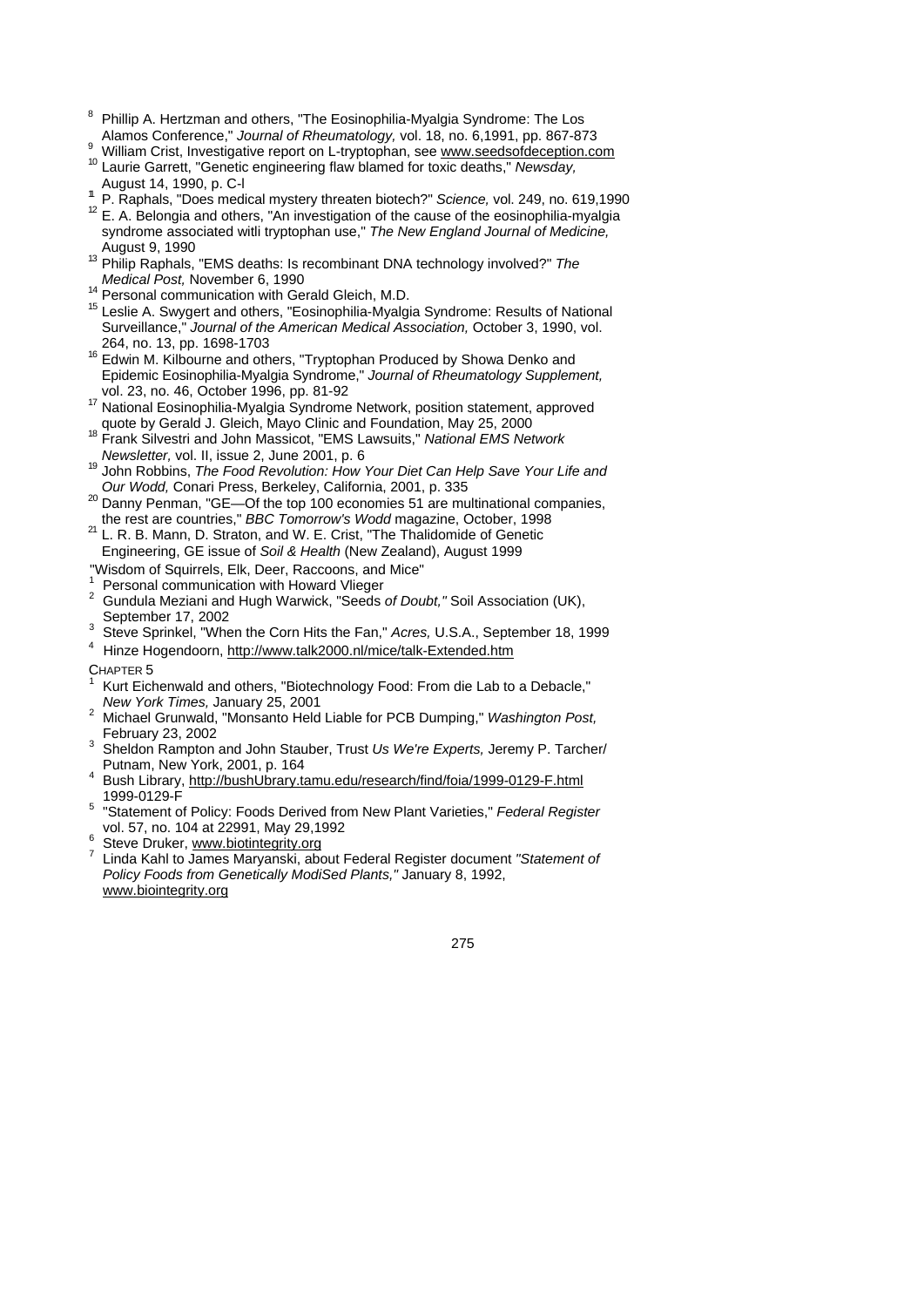[8] Phillip A. Hertzman and others, "The Eosinophilia-Myalgia Syndrome: The Los Alamos Conference," *Journal of Rheumatology,* vol. 18, no. 6,1991, pp. 867-873

[9] William Crist, Investigative report on L-tryptophan, see www.seedsofdeception.com

[10] Laurie Garrett, "Genetic engineering flaw blamed for toxic deaths," *Newsday,* August 14, 1990, p. C-l

[11] P. Raphals, "Does medical mystery threaten biotech?" *Science,* vol. 249, no. 619,1990

[12] E. A. Belongia and others, "An investigation of the cause of the eosinophilia-myalgia syndrome associated witli tryptophan use," *The New England Journal of Medicine,* August 9, 1990

[13] Philip Raphals, "EMS deaths: Is recombinant DNA technology involved?" *The Medical Post,* November 6, 1990

[14] Personal communication with Gerald Gleich, M.D.

[15] Leslie A. Swygert and others, "Eosinophilia-Myalgia Syndrome: Results of National Surveillance," *Journal of the American Medical Association,* October 3, 1990, vol. 264, no. 13, pp. 1698-1703

[16] Edwin M. Kilbourne and others, "Tryptophan Produced by Showa Denko and Epidemic Eosinophilia-Myalgia Syndrome," *Journal of Rheumatology Supplement,* vol. 23, no. 46, October 1996, pp. 81-92

[17] National Eosinophilia-Myalgia Syndrome Network, position statement, approved quote by Gerald J. Gleich, Mayo Clinic and Foundation, May 25, 2000

[18] Frank Silvestri and John Massicot, "EMS Lawsuits," *National EMS Network Newsletter,* vol. II, issue 2, June 2001, p. 6

[19] John Robbins, *The Food Revolution: How Your Diet Can Help Save Your Life and Our Wodd,* Conari Press, Berkeley, California, 2001, p. 335

[20] Danny Penman, "GE—Of the top 100 economies 51 are multinational companies, the rest are countries," *BBC Tomorrow's Wodd* magazine, October, 1998

[21] L. R. B. Mann, D. Straton, and W. E. Crist, "The Thalidomide of Genetic Engineering, GE issue of *Soil & Health* (New Zealand), August 1999

"Wisdom of Squirrels, Elk, Deer, Raccoons, and Mice"

[1] Personal communication with Howard Vlieger

[2] Gundula Meziani and Hugh Warwick, "Seeds *of Doubt,"* Soil Association (UK), September 17, 2002

[3] Steve Sprinkel, "When the Corn Hits the Fan," *Acres,* U.S.A., September 18, 1999

[4] Hinze Hogendoorn, http://www.talk2000.nl/mice/talk-Extended.htm

CHAPTER 5

[1] Kurt Eichenwald and others, "Biotechnology Food: From die Lab to a Debacle," *New York Times,* January 25, 2001

[2] Michael Grunwald, "Monsanto Held Liable for PCB Dumping," *Washington Post,* February 23, 2002

[3] Sheldon Rampton and John Stauber, Trust *Us We're Experts,* Jeremy P. Tarcher/ Putnam, New York, 2001, p. 164

[4] Bush Library, http://bushUbrary.tamu.edu/research/find/foia/1999-0129-F.html 1999-0129-F

[5] "Statement of Policy: Foods Derived from New Plant Varieties," *Federal Register* vol. 57, no. 104 at 22991, May 29,1992

[6] Steve Druker, www.biotintegrity.org

[7] Linda Kahl to James Maryanski, about Federal Register document *"Statement of Policy Foods from Genetically ModiSed Plants,"* January 8, 1992, www.biointegrity.org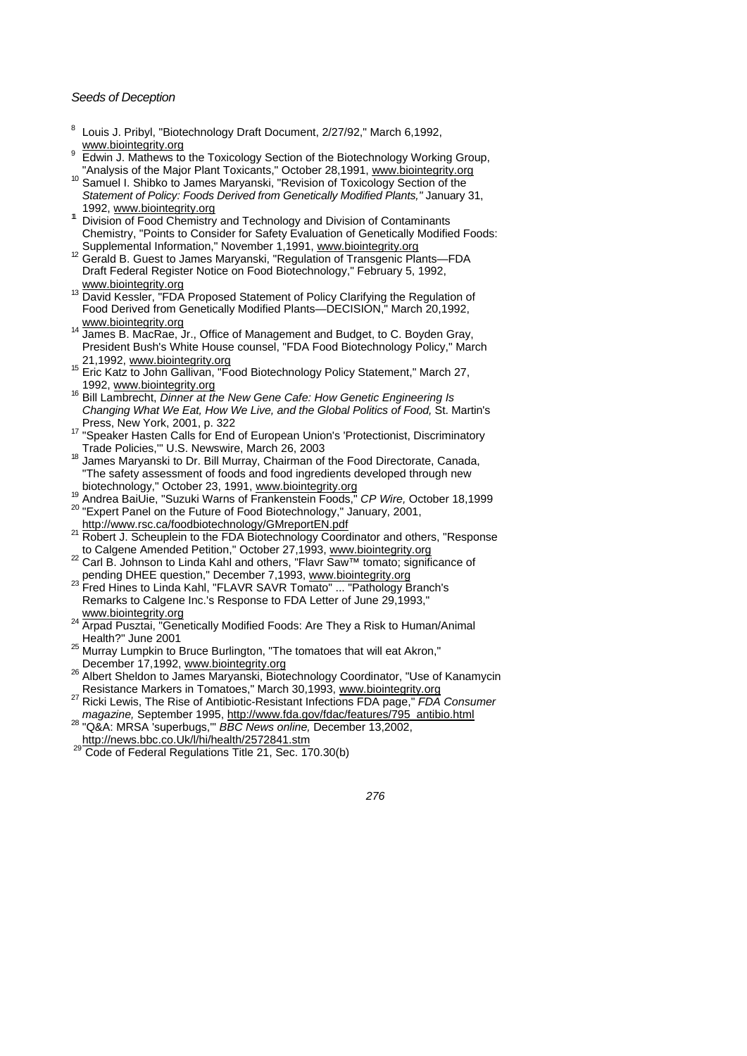[8] Louis J. Pribyl, "Biotechnology Draft Document, 2/27/92," March 6,1992, www.biointegrity.org

[9] Edwin J. Mathews to the Toxicology Section of the Biotechnology Working Group, "Analysis of the Major Plant Toxicants," October 28,1991, www.biointegrity.org

[10] Samuel I. Shibko to James Maryanski, "Revision of Toxicology Section of the *Statement of Policy: Foods Derived from Genetically Modified Plants,"* January 31, 1992, www.biointegrity.org

[11] Division of Food Chemistry and Technology and Division of Contaminants Chemistry, "Points to Consider for Safety Evaluation of Genetically Modified Foods: Supplemental Information," November 1,1991, www.biointegrity.org

[12] Gerald B. Guest to James Maryanski, "Regulation of Transgenic Plants—FDA Draft Federal Register Notice on Food Biotechnology," February 5, 1992, www.biointegrity.org

[13] David Kessler, "FDA Proposed Statement of Policy Clarifying the Regulation of Food Derived from Genetically Modified Plants—DECISION," March 20,1992, www.biointegrity.org

[14] James B. MacRae, Jr., Office of Management and Budget, to C. Boyden Gray, President Bush's White House counsel, "FDA Food Biotechnology Policy," March 21,1992, www.biointegrity.org

[15] Eric Katz to John Gallivan, "Food Biotechnology Policy Statement," March 27, 1992, www.biointegrity.org

[16] Bill Lambrecht, *Dinner at the New Gene Cafe: How Genetic Engineering Is Changing What We Eat, How We Live, and the Global Politics of Food,* St. Martin's Press, New York, 2001, p. 322

[17] "Speaker Hasten Calls for End of European Union's 'Protectionist, Discriminatory Trade Policies,'" U.S. Newswire, March 26, 2003

[18] James Maryanski to Dr. Bill Murray, Chairman of the Food Directorate, Canada, "The safety assessment of foods and food ingredients developed through new biotechnology," October 23, 1991, www.biointegrity.org

[19] Andrea BaiUie, "Suzuki Warns of Frankenstein Foods," *CP Wire,* October 18,1999

[20] "Expert Panel on the Future of Food Biotechnology," January, 2001, http://www.rsc.ca/foodbiotechnology/GMreportEN.pdf

[21] Robert J. Scheuplein to the FDA Biotechnology Coordinator and others, "Response to Calgene Amended Petition," October 27,1993, www.biointegrity.org

[22] Carl B. Johnson to Linda Kahl and others, "Flavr Saw™ tomato; significance of pending DHEE question," December 7,1993, www.biointegrity.org

[23] Fred Hines to Linda Kahl, "FLAVR SAVR Tomato" ... "Pathology Branch's Remarks to Calgene Inc.'s Response to FDA Letter of June 29,1993," www.biointegrity.org

[24] Arpad Pusztai, "Genetically Modified Foods: Are They a Risk to Human/Animal Health?" June 2001

[25] Murray Lumpkin to Bruce Burlington, "The tomatoes that will eat Akron," December 17,1992, www.biointegrity.org

[26] Albert Sheldon to James Maryanski, Biotechnology Coordinator, "Use of Kanamycin Resistance Markers in Tomatoes," March 30,1993, www.biointegrity.org

[27] Ricki Lewis, The Rise of Antibiotic-Resistant Infections FDA page," *FDA Consumer magazine,* September 1995, http://www.fda.gov/fdac/features/795_antibio.html

[28] "Q&A: MRSA 'superbugs,'" *BBC News online,* December 13,2002, http://news.bbc.co.Uk/l/hi/health/2572841.stm

[29] Code of Federal Regulations Title 21, Sec. 170.30(b)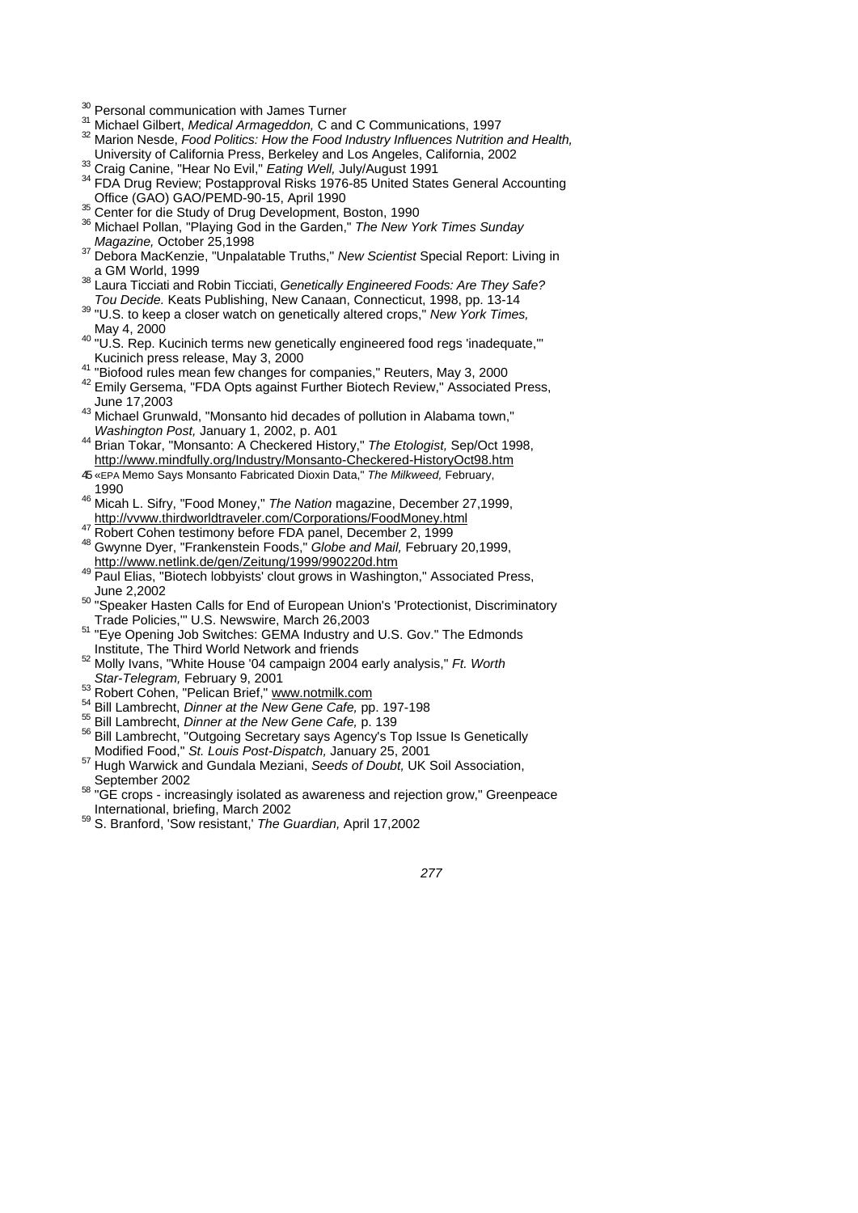[30] Personal communication with James Turner

[31] Michael Gilbert, *Medical Armageddon,* C and C Communications, 1997

[32] Marion Nesde, *Food Politics: How the Food Industry Influences Nutrition and Health,* University of California Press, Berkeley and Los Angeles, California, 2002

[33] Craig Canine, "Hear No Evil," *Eating Well,* July/August 1991

[34] FDA Drug Review; Postapproval Risks 1976-85 United States General Accounting Office (GAO) GAO/PEMD-90-15, April 1990

[35] Center for die Study of Drug Development, Boston, 1990

[36] Michael Pollan, "Playing God in the Garden," *The New York Times Sunday Magazine,* October 25,1998

[37] Debora MacKenzie, "Unpalatable Truths," *New Scientist* Special Report: Living in a GM World, 1999

[38] Laura Ticciati and Robin Ticciati, *Genetically Engineered Foods: Are They Safe? Tou Decide.* Keats Publishing, New Canaan, Connecticut, 1998, pp. 13-14

[39] "U.S. to keep a closer watch on genetically altered crops," *New York Times,* May 4, 2000

[40] "U.S. Rep. Kucinich terms new genetically engineered food regs 'inadequate,'" Kucinich press release, May 3, 2000

[41] "Biofood rules mean few changes for companies," Reuters, May 3, 2000

[42] Emily Gersema, "FDA Opts against Further Biotech Review," Associated Press, June 17,2003

[43] Michael Grunwald, "Monsanto hid decades of pollution in Alabama town," *Washington Post,* January 1, 2002, p. A01

[44] Brian Tokar, "Monsanto: A Checkered History," *The Etologist,* Sep/Oct 1998, http://www.mindfully.org/Industry/Monsanto-Checkered-HistoryOct98.htm

45 «EPA Memo Says Monsanto Fabricated Dioxin Data," *The Milkweed,* February, 1990

[46] Micah L. Sifry, "Food Money," *The Nation* magazine, December 27,1999, http://vvww.thirdworldtraveler.com/Corporations/FoodMoney.html

[47] Robert Cohen testimony before FDA panel, December 2, 1999

[48] Gwynne Dyer, "Frankenstein Foods," *Globe and Mail,* February 20,1999, http://www.netlink.de/gen/Zeitung/1999/990220d.htm

[49] Paul Elias, "Biotech lobbyists' clout grows in Washington," Associated Press, June 2,2002

[50] "Speaker Hasten Calls for End of European Union's 'Protectionist, Discriminatory Trade Policies,'" U.S. Newswire, March 26,2003

[51] "Eye Opening Job Switches: GEMA Industry and U.S. Gov." The Edmonds Institute, The Third World Network and friends

[52] Molly Ivans, "White House '04 campaign 2004 early analysis," *Ft. Worth Star-Telegram,* February 9, 2001

[53] Robert Cohen, "Pelican Brief," www.notmilk.com

[54] Bill Lambrecht, *Dinner at the New Gene Cafe,* pp. 197-198

[55] Bill Lambrecht, *Dinner at the New Gene Cafe,* p. 139

[56] Bill Lambrecht, "Outgoing Secretary says Agency's Top Issue Is Genetically Modified Food," *St. Louis Post-Dispatch,* January 25, 2001

[57] Hugh Warwick and Gundala Meziani, *Seeds of Doubt,* UK Soil Association, September 2002

[58] "GE crops - increasingly isolated as awareness and rejection grow," Greenpeace International, briefing, March 2002

[59] S. Branford, 'Sow resistant,' *The Guardian,* April 17,2002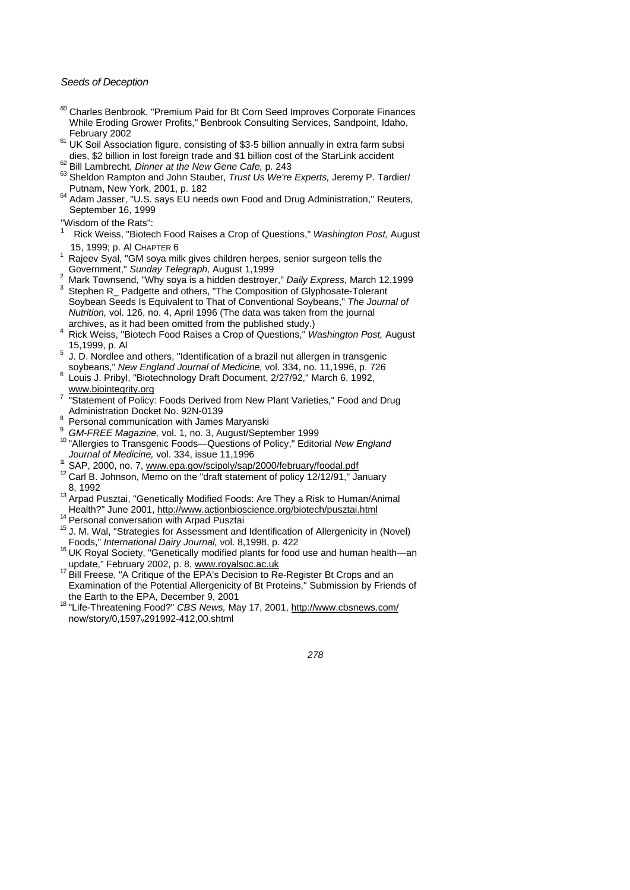[60] Charles Benbrook, "Premium Paid for Bt Corn Seed Improves Corporate Finances While Eroding Grower Profits," Benbrook Consulting Services, Sandpoint, Idaho, February 2002

[61] UK Soil Association figure, consisting of $3-5 billion annually in extra farm subsidies, $2 billion in lost foreign trade and $1 billion cost of the StarLink accident

[62] Bill Lambrecht, *Dinner at the New Gene Cafe,* p. 243

[63] Sheldon Rampton and John Stauber, *Trust Us We're Experts,* Jeremy P. Tardier/ Putnam, New York, 2001, p. 182

[64] Adam Jasser, "U.S. says EU needs own Food and Drug Administration," Reuters, September 16, 1999

"Wisdom of the Rats":

[1] Rick Weiss, "Biotech Food Raises a Crop of Questions," *Washington Post,* August 15, 1999; p. Al

CHAPTER 6

[1] Rajeev Syal, "GM soya milk gives children herpes, senior surgeon tells the Government," *Sunday Telegraph,* August 1,1999

[2] Mark Townsend, "Why soya is a hidden destroyer," *Daily Express,* March 12,1999

[3] Stephen R_ Padgette and others, "The Composition of Glyphosate-Tolerant Soybean Seeds Is Equivalent to That of Conventional Soybeans," *The Journal of Nutrition,* vol. 126, no. 4, April 1996 (The data was taken from the journal archives, as it had been omitted from the published study.)

[4] Rick Weiss, "Biotech Food Raises a Crop of Questions," *Washington Post,* August 15,1999, p. Al

[5] J. D. Nordlee and others, "Identification of a brazil nut allergen in transgenic soybeans," *New England Journal of Medicine,* vol. 334, no. 11,1996, p. 726

[6] Louis J. Pribyl, "Biotechnology Draft Document, 2/27/92," March 6, 1992, www.biointegrity.org

[7] "Statement of Policy: Foods Derived from New Plant Varieties," Food and Drug Administration Docket No. 92N-0139

[8] Personal communication with James Maryanski

[9] *GM-FREE Magazine,* vol. 1, no. 3, August/September 1999

[10] "Allergies to Transgenic Foods—Questions of Policy," Editorial *New England Journal of Medicine,* vol. 334, issue 11,1996

[11] SAP, 2000, no. 7, www.epa.gov/scipoly/sap/2000/february/foodal.pdf

[12] Carl B. Johnson, Memo on the "draft statement of policy 12/12/91," January 8, 1992

[13] Arpad Pusztai, "Genetically Modified Foods: Are They a Risk to Human/Animal Health?" June 2001, http://www.actionbioscience.org/biotech/pusztai.html

[14] Personal conversation with Arpad Pusztai

[15] J. M. Wal, "Strategies for Assessment and Identification of Allergenicity in (Novel) Foods," *International Dairy Journal,* vol. 8,1998, p. 422

[16] UK Royal Society, "Genetically modified plants for food use and human health—an update," February 2002, p. 8, www.royalsoc.ac.uk

[17] Bill Freese, "A Critique of the EPA's Decision to Re-Register Bt Crops and an Examination of the Potential Allergenicity of Bt Proteins," Submission by Friends of the Earth to the EPA, December 9, 2001

[18] "Life-Threatening Food?" *CBS News,* May 17, 2001, http://www.cbsnews.com/now/story/0,1597,291992-412,00.shtml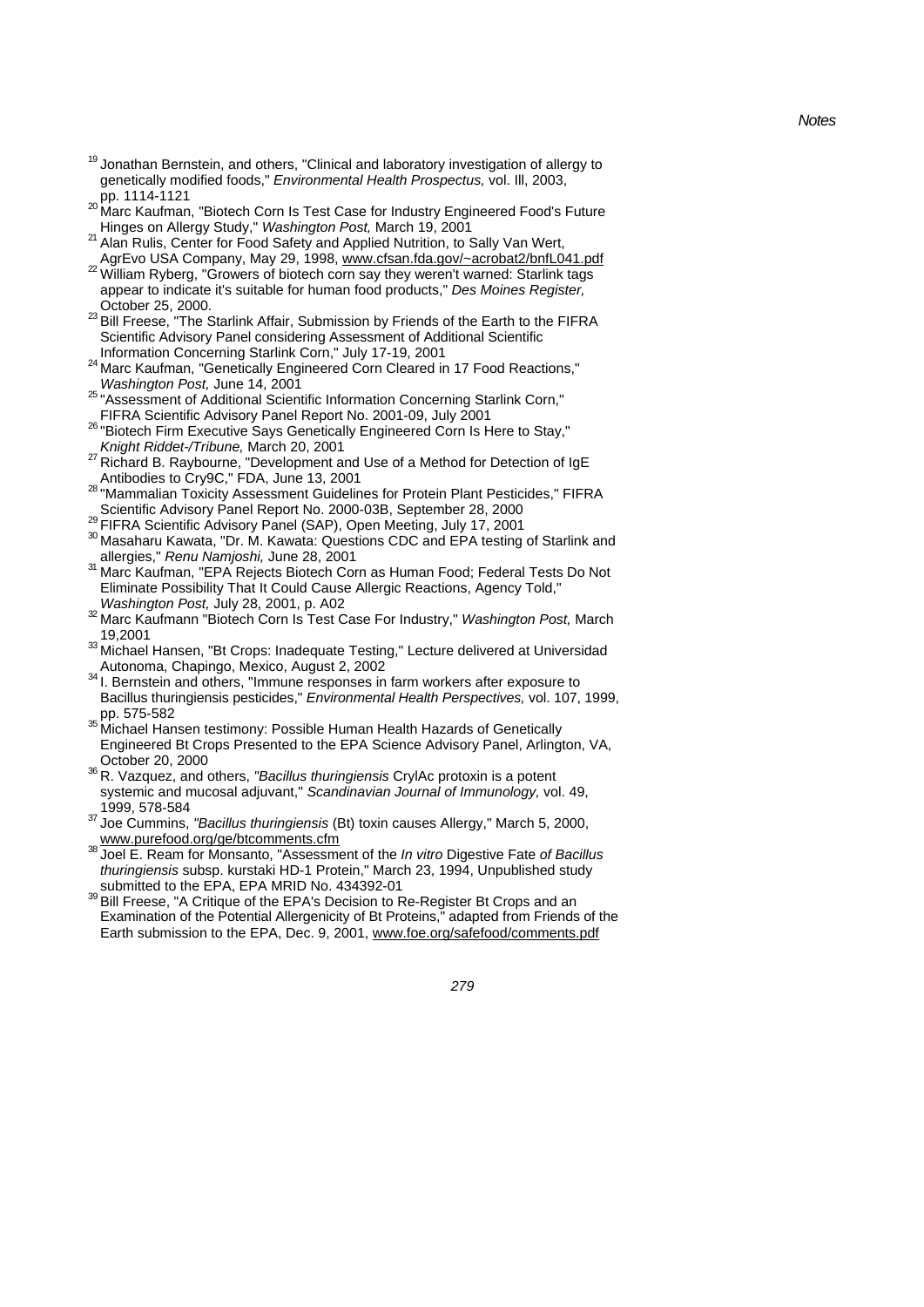[19] Jonathan Bernstein, and others, "Clinical and laboratory investigation of allergy to genetically modified foods," *Environmental Health Prospectus,* vol. Ill, 2003, pp. 1114-1121

[20] Marc Kaufman, "Biotech Corn Is Test Case for Industry Engineered Food's Future Hinges on Allergy Study," *Washington Post,* March 19, 2001

[21] Alan Rulis, Center for Food Safety and Applied Nutrition, to Sally Van Wert, AgrEvo USA Company, May 29, 1998, www.cfsan.fda.gov/~acrobat2/bnfL041.pdf

[22] William Ryberg, "Growers of biotech corn say they weren't warned: Starlink tags appear to indicate it's suitable for human food products," *Des Moines Register,* October 25, 2000.

[23] Bill Freese, "The Starlink Affair, Submission by Friends of the Earth to the FIFRA Scientific Advisory Panel considering Assessment of Additional Scientific Information Concerning Starlink Corn," July 17-19, 2001

[24] Marc Kaufman, "Genetically Engineered Corn Cleared in 17 Food Reactions," *Washington Post,* June 14, 2001

[25] "Assessment of Additional Scientific Information Concerning Starlink Corn," FIFRA Scientific Advisory Panel Report No. 2001-09, July 2001

[26] "Biotech Firm Executive Says Genetically Engineered Corn Is Here to Stay," *Knight Riddet-/Tribune,* March 20, 2001

[27] Richard B. Raybourne, "Development and Use of a Method for Detection of IgE Antibodies to Cry9C," FDA, June 13, 2001

[28] "Mammalian Toxicity Assessment Guidelines for Protein Plant Pesticides," FIFRA Scientific Advisory Panel Report No. 2000-03B, September 28, 2000

[29] FIFRA Scientific Advisory Panel (SAP), Open Meeting, July 17, 2001

[30] Masaharu Kawata, "Dr. M. Kawata: Questions CDC and EPA testing of Starlink and allergies," *Renu Namjoshi,* June 28, 2001

[31] Marc Kaufman, "EPA Rejects Biotech Corn as Human Food; Federal Tests Do Not Eliminate Possibility That It Could Cause Allergic Reactions, Agency Told," *Washington Post,* July 28, 2001, p. A02

[32] Marc Kaufmann "Biotech Corn Is Test Case For Industry," *Washington Post,* March 19,2001

[33] Michael Hansen, "Bt Crops: Inadequate Testing," Lecture delivered at Universidad Autonoma, Chapingo, Mexico, August 2, 2002

[34] I. Bernstein and others, "Immune responses in farm workers after exposure to Bacillus thuringiensis pesticides," *Environmental Health Perspectives,* vol. 107, 1999, pp. 575-582

[35] Michael Hansen testimony: Possible Human Health Hazards of Genetically Engineered Bt Crops Presented to the EPA Science Advisory Panel, Arlington, VA, October 20, 2000

[36] R. Vazquez, and others, *"Bacillus thuringiensis* CrylAc protoxin is a potent systemic and mucosal adjuvant," *Scandinavian Journal of Immunology,* vol. 49, 1999, 578-584

[37] Joe Cummins, *"Bacillus thuringiensis* (Bt) toxin causes Allergy," March 5, 2000, www.purefood.org/ge/btcomments.cfm

[38] Joel E. Ream for Monsanto, "Assessment of the *In vitro* Digestive Fate *of Bacillus thuringiensis* subsp. kurstaki HD-1 Protein," March 23, 1994, Unpublished study submitted to the EPA, EPA MRID No. 434392-01

[39] Bill Freese, "A Critique of the EPA's Decision to Re-Register Bt Crops and an Examination of the Potential Allergenicity of Bt Proteins," adapted from Friends of the Earth submission to the EPA, Dec. 9, 2001, www.foe.org/safefood/comments.pdf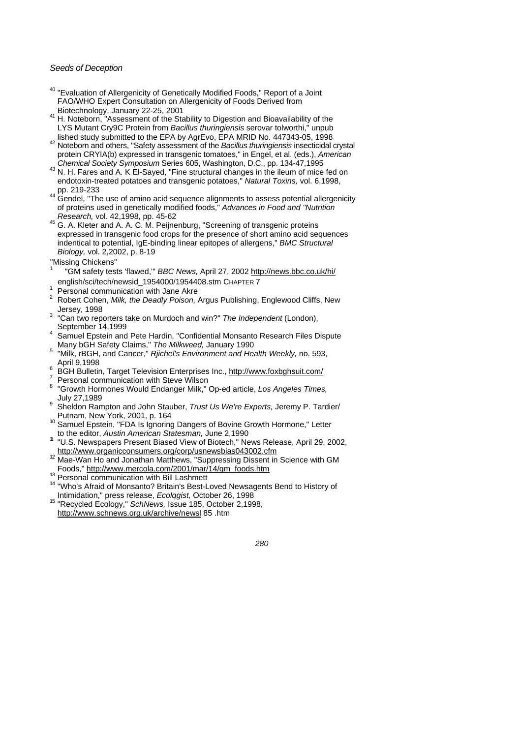[40] "Evaluation of Allergenicity of Genetically Modified Foods," Report of a Joint FAO/WHO Expert Consultation on Allergenicity of Foods Derived from Biotechnology, January 22-25, 2001

[41] H. Noteborn, "Assessment of the Stability to Digestion and Bioavailability of the LYS Mutant Cry9C Protein from *Bacillus thuringiensis* serovar tolworthi," unpub lished study submitted to the EPA by AgrEvo, EPA MRID No. 447343-05, 1998

[42] Noteborn and others, "Safety assessment of the *Bacillus thuringiensis* insecticidal crystal protein CRYIA(b) expressed in transgenic tomatoes," in Engel, et al. (eds.), *American Chemical Society Symposium* Series 605, Washington, D.C., pp. 134-47,1995

[43] N. H. Fares and A. K El-Sayed, "Fine structural changes in the ileum of mice fed on endotoxin-treated potatoes and transgenic potatoes," *Natural Toxins,* vol. 6,1998, pp. 219-233

[44] Gendel, "The use of amino acid sequence alignments to assess potential allergenicity of proteins used in genetically modified foods," *Advances in Food and "Nutrition Research,* vol. 42,1998, pp. 45-62

[45] G. A. Kleter and A. A. C. M. Peijnenburg, "Screening of transgenic proteins expressed in transgenic food crops for the presence of short amino acid sequences indentical to potential, IgE-binding linear epitopes of allergens," *BMC Structural Biology,* vol. 2,2002, p. 8-19

"Missing Chickens"

[1] "GM safety tests 'flawed,'" *BBC News,* April 27, 2002 http://news.bbc.co.uk/hi/english/sci/tech/newsid_1954000/1954408.stm CHAPTER 7

[1] Personal communication with Jane Akre

[2] Robert Cohen, *Milk, the Deadly Poison,* Argus Publishing, Englewood Cliffs, New Jersey, 1998

[3] "Can two reporters take on Murdoch and win?" *The Independent* (London), September 14,1999

[4] Samuel Epstein and Pete Hardin, "Confidential Monsanto Research Files Dispute Many bGH Safety Claims," *The Milkweed,* January 1990

[5] "Milk, rBGH, and Cancer," *Rjichel's Environment and Health Weekly,* no. 593, April 9,1998

[6] BGH Bulletin, Target Television Enterprises Inc., http://www.foxbghsuit.com/

[7] Personal communication with Steve Wilson

[8] "Growth Hormones Would Endanger Milk," Op-ed article, *Los Angeles Times,* July 27,1989

[9] Sheldon Rampton and John Stauber, *Trust Us We're Experts,* Jeremy P. Tardier/ Putnam, New York, 2001, p. 164

[10] Samuel Epstein, "FDA Is Ignoring Dangers of Bovine Growth Hormone," Letter to the editor, *Austin American Statesman,* June 2,1990

[11] "U.S. Newspapers Present Biased View of Biotech," News Release, April 29, 2002, http://www.organicconsumers.org/corp/usnewsbias043002.cfm

[12] Mae-Wan Ho and Jonathan Matthews, "Suppressing Dissent in Science with GM Foods," http://www.mercola.com/2001/mar/14/gm_foods.htm

[13] Personal communication with Bill Lashmett

[14] "Who's Afraid of Monsanto? Britain's Best-Loved Newsagents Bend to History of Intimidation," press release, *Ecolqgist,* October 26, 1998

[15] "Recycled Ecology," *SchNews,* Issue 185, October 2,1998, http://www.schnews.org.uk/archive/newsl 85 .htm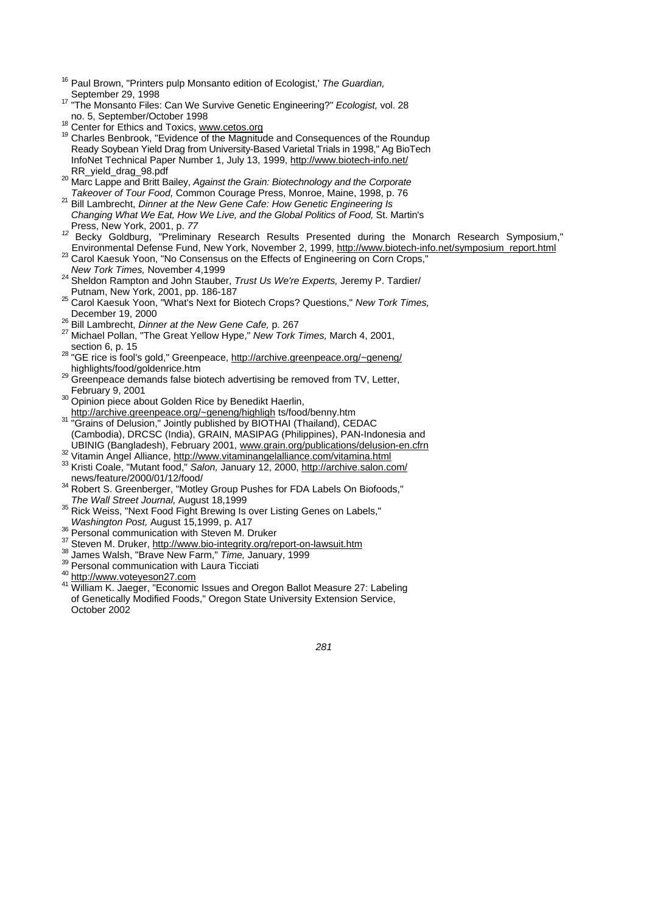[16] Paul Brown, "Printers pulp Monsanto edition of Ecologist,' *The Guardian,* September 29, 1998

[17] "The Monsanto Files: Can We Survive Genetic Engineering?" *Ecologist,* vol. 28 no. 5, September/October 1998

[18] Center for Ethics and Toxics, www.cetos.org

[19] Charles Benbrook, "Evidence of the Magnitude and Consequences of the Roundup Ready Soybean Yield Drag from University-Based Varietal Trials in 1998," Ag BioTech InfoNet Technical Paper Number 1, July 13, 1999, http://www.biotech-info.net/RR_yield_drag_98.pdf

[20] Marc Lappe and Britt Bailey, *Against the Grain: Biotechnology and the Corporate Takeover of Tour Food,* Common Courage Press, Monroe, Maine, 1998, p. 76

[21] Bill Lambrecht, *Dinner at the New Gene Cafe: How Genetic Engineering Is Changing What We Eat, How We Live, and the Global Politics of Food,* St. Martin's Press, New York, 2001, p. *77*

[12] Becky Goldburg, "Preliminary Research Results Presented during the Monarch Research Symposium," Environmental Defense Fund, New York, November 2, 1999, http://www.biotech-info.net/symposium_report.html

[23] Carol Kaesuk Yoon, "No Consensus on the Effects of Engineering on Corn Crops," *New Tork Times,* November 4,1999

[24] Sheldon Rampton and John Stauber, *Trust Us We're Experts,* Jeremy P. Tardier/ Putnam, New York, 2001, pp. 186-187

[25] Carol Kaesuk Yoon, "What's Next for Biotech Crops? Questions," *New Tork Times,* December 19, 2000

[26] Bill Lambrecht, *Dinner at the New Gene Cafe,* p. 267

[27] Michael Pollan, "The Great Yellow Hype," *New Tork Times,* March 4, 2001, section 6, p. 15

[28] "GE rice is fool's gold," Greenpeace, http://archive.greenpeace.org/~geneng/highlights/food/goldenrice.htm

[29] Greenpeace demands false biotech advertising be removed from TV, Letter, February 9, 2001

[30] Opinion piece about Golden Rice by Benedikt Haerlin, http://archive.greenpeace.org/~geneng/highligh ts/food/benny.htm

[31] "Grains of Delusion," Jointly published by BIOTHAI (Thailand), CEDAC (Cambodia), DRCSC (India), GRAIN, MASIPAG (Philippines), PAN-Indonesia and UBINIG (Bangladesh), February 2001, www.grain.org/publications/delusion-en.cfrn

[32] Vitamin Angel Alliance, http://www.vitaminangelalliance.com/vitamina.html

[33] Kristi Coale, "Mutant food," *Salon,* January 12, 2000, http://archive.salon.com/news/feature/2000/01/12/food/

[34] Robert S. Greenberger, "Motley Group Pushes for FDA Labels On Biofoods," *The Wall Street Journal,* August 18,1999

[35] Rick Weiss, "Next Food Fight Brewing Is over Listing Genes on Labels," *Washington Post,* August 15,1999, p. A17

[36] Personal communication with Steven M. Druker

[37] Steven M. Druker, http://www.bio-integrity.org/report-on-lawsuit.htm

[38] James Walsh, "Brave New Farm," *Time,* January, 1999

[39] Personal communication with Laura Ticciati

[40] http://www.voteyeson27.com

[41] William K. Jaeger, "Economic Issues and Oregon Ballot Measure 27: Labeling of Genetically Modified Foods," Oregon State University Extension Service, October 2002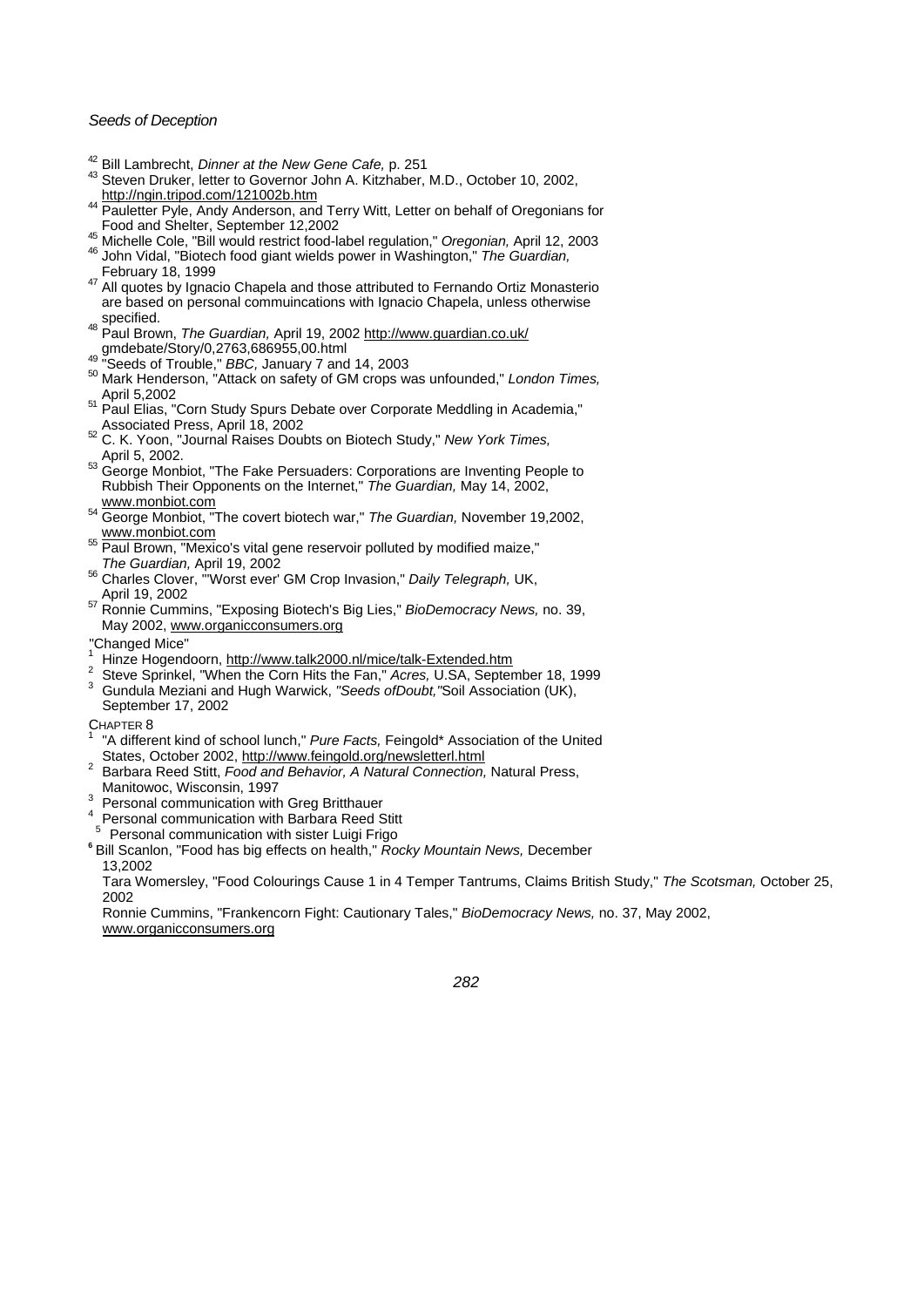[42] Bill Lambrecht, *Dinner at the New Gene Cafe,* p. 251

[43] Steven Druker, letter to Governor John A. Kitzhaber, M.D., October 10, 2002, http://ngin.tripod.com/121002b.htm

[44] Pauletter Pyle, Andy Anderson, and Terry Witt, Letter on behalf of Oregonians for Food and Shelter, September 12,2002

[45] Michelle Cole, "Bill would restrict food-label regulation," *Oregonian,* April 12, 2003

[46] John Vidal, "Biotech food giant wields power in Washington," *The Guardian,* February 18, 1999

[47] All quotes by Ignacio Chapela and those attributed to Fernando Ortiz Monasterio are based on personal commuincations with Ignacio Chapela, unless otherwise specified.

[48] Paul Brown, *The Guardian,* April 19, 2002 http://www.guardian.co.uk/gmdebate/Story/0,2763,686955,00.html

[49] "Seeds of Trouble," *BBC,* January 7 and 14, 2003

[50] Mark Henderson, "Attack on safety of GM crops was unfounded," *London Times,* April 5,2002

[51] Paul Elias, "Corn Study Spurs Debate over Corporate Meddling in Academia," Associated Press, April 18, 2002

[52] C. K. Yoon, "Journal Raises Doubts on Biotech Study," *New York Times,* April 5, 2002.

[53] George Monbiot, "The Fake Persuaders: Corporations are Inventing People to Rubbish Their Opponents on the Internet," *The Guardian,* May 14, 2002, www.monbiot.com

[54] George Monbiot, "The covert biotech war," *The Guardian,* November 19,2002, www.monbiot.com

[55] Paul Brown, "Mexico's vital gene reservoir polluted by modified maize," *The Guardian,* April 19, 2002

[56] Charles Clover, "'Worst ever' GM Crop Invasion," *Daily Telegraph,* UK, April 19, 2002

[57] Ronnie Cummins, "Exposing Biotech's Big Lies," *BioDemocracy News,* no. 39, May 2002, www.organicconsumers.org

"Changed Mice"

[1] Hinze Hogendoorn, http://www.talk2000.nl/mice/talk-Extended.htm

[2] Steve Sprinkel, "When the Corn Hits the Fan," *Acres,* U.SA, September 18, 1999

[3] Gundula Meziani and Hugh Warwick, *"Seeds ofDoubt,"*Soil Association (UK), September 17, 2002

CHAPTER 8

[1] "A different kind of school lunch," *Pure Facts,* Feingold* Association of the United States, October 2002, http://www.feingold.org/newsletterl.html

[2] Barbara Reed Stitt, *Food and Behavior, A Natural Connection,* Natural Press, Manitowoc, Wisconsin, 1997

[3] Personal communication with Greg Britthauer

[4] Personal communication with Barbara Reed Stitt

[5] Personal communication with sister Luigi Frigo

[6] Bill Scanlon, "Food has big effects on health," *Rocky Mountain News,* December 13,2002

Tara Womersley, "Food Colourings Cause 1 in 4 Temper Tantrums, Claims British Study," *The Scotsman,* October 25, 2002

Ronnie Cummins, "Frankencorn Fight: Cautionary Tales," *BioDemocracy News,* no. 37, May 2002, www.organicconsumers.org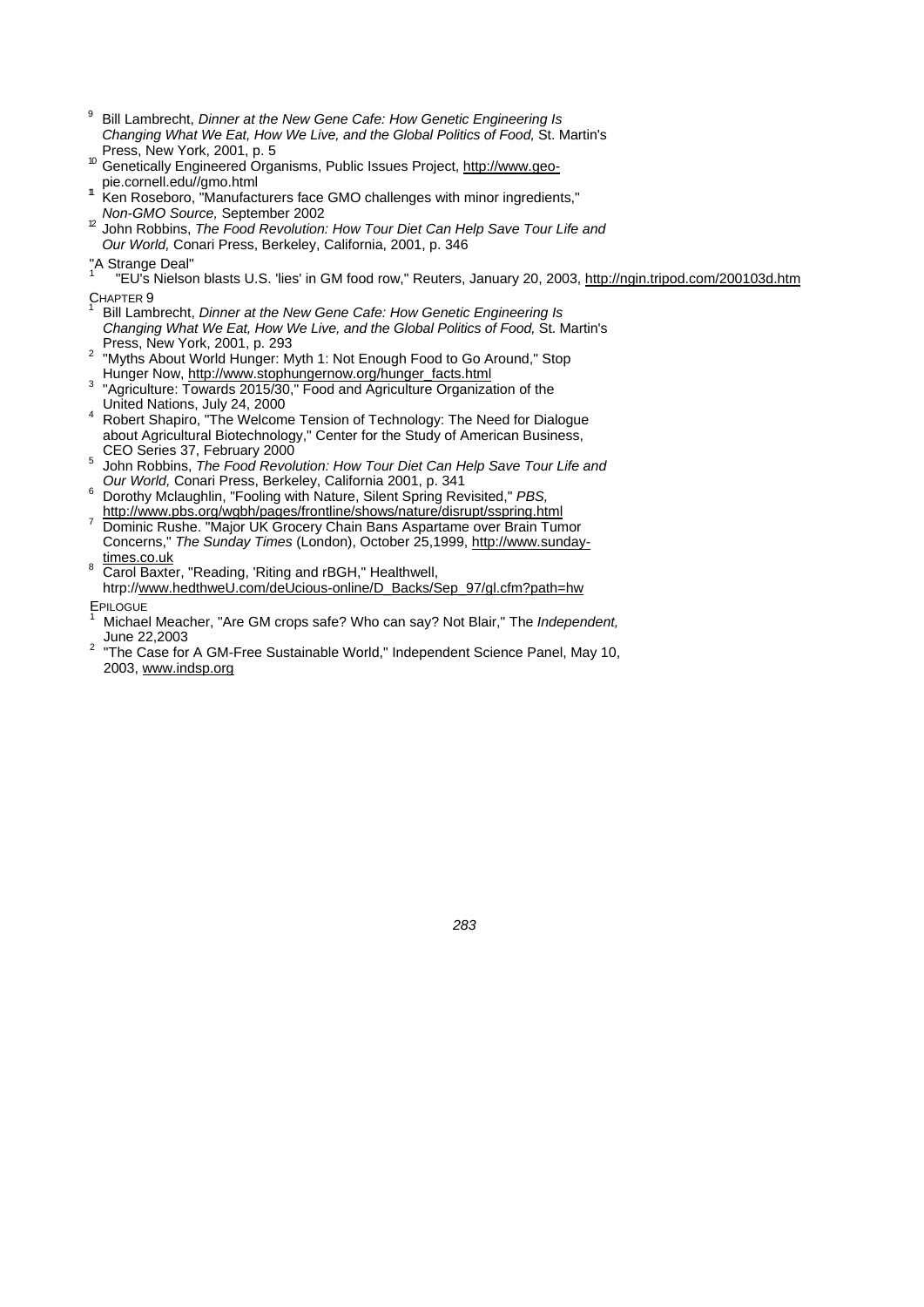[9] Bill Lambrecht, *Dinner at the New Gene Cafe: How Genetic Engineering Is Changing What We Eat, How We Live, and the Global Politics of Food,* St. Martin's Press, New York, 2001, p. 5

[10] Genetically Engineered Organisms, Public Issues Project, http://www.geo-pie.cornell.edu//gmo.html

[11] Ken Roseboro, "Manufacturers face GMO challenges with minor ingredients," *Non-GMO Source,* September 2002

[12] John Robbins, *The Food Revolution: How Tour Diet Can Help Save Tour Life and Our World,* Conari Press, Berkeley, California, 2001, p. 346

"A Strange Deal"

[1] "EU's Nielson blasts U.S. 'lies' in GM food row," Reuters, January 20, 2003, http://ngin.tripod.com/200103d.htm

CHAPTER 9

[1] Bill Lambrecht, *Dinner at the New Gene Cafe: How Genetic Engineering Is Changing What We Eat, How We Live, and the Global Politics of Food,* St. Martin's Press, New York, 2001, p. 293

[2] "Myths About World Hunger: Myth 1: Not Enough Food to Go Around," Stop Hunger Now, http://www.stophungernow.org/hunger_facts.html

[3] "Agriculture: Towards 2015/30," Food and Agriculture Organization of the United Nations, July 24, 2000

[4] Robert Shapiro, "The Welcome Tension of Technology: The Need for Dialogue about Agricultural Biotechnology," Center for the Study of American Business, CEO Series 37, February 2000

[5] John Robbins, *The Food Revolution: How Tour Diet Can Help Save Tour Life and Our World,* Conari Press, Berkeley, California 2001, p. 341

[6] Dorothy Mclaughlin, "Fooling with Nature, Silent Spring Revisited," *PBS,* http://www.pbs.org/wgbh/pages/frontline/shows/nature/disrupt/sspring.html

[7] Dominic Rushe. "Major UK Grocery Chain Bans Aspartame over Brain Tumor Concerns," *The Sunday Times* (London), October 25,1999, http://www.sunday-times.co.uk

[8] Carol Baxter, "Reading, 'Riting and rBGH," Healthwell, htrp://www.hedthweU.com/deUcious-online/D_Backs/Sep_97/gl.cfm?path=hw

EPILOGUE

[1] Michael Meacher, "Are GM crops safe? Who can say? Not Blair," The *Independent,* June 22,2003

[2] "The Case for A GM-Free Sustainable World," Independent Science Panel, May 10, 2003, www.indsp.org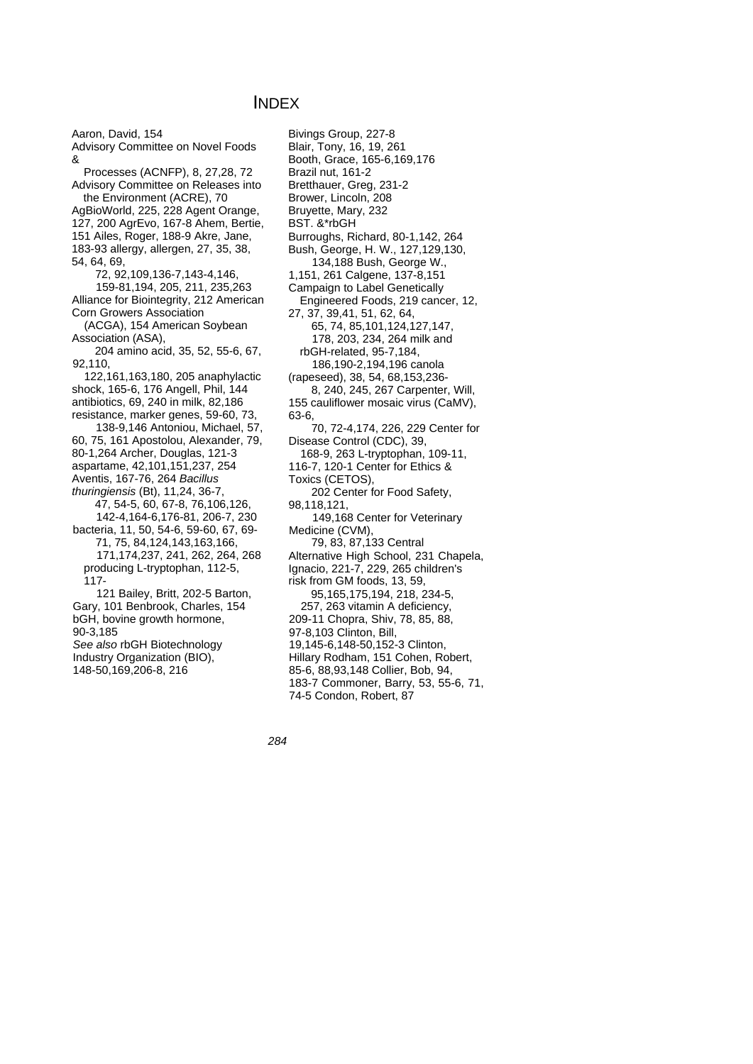# INDEX

Aaron, David, 154
Advisory Committee on Novel Foods &
  Processes (ACNFP), 8, 27,28, 72
Advisory Committee on Releases into
  the Environment (ACRE), 70
AgBioWorld, 225, 228 Agent Orange,
127, 200 AgrEvo, 167-8 Ahem, Bertie,
151 Ailes, Roger, 188-9 Akre, Jane,
183-93 allergy, allergen, 27, 35, 38,
54, 64, 69,
  72, 92,109,136-7,143-4,146,
  159-81,194, 205, 211, 235,263
Alliance for Biointegrity, 212 American
Corn Growers Association
  (ACGA), 154 American Soybean
Association (ASA),
  204 amino acid, 35, 52, 55-6, 67,
92,110,
  122,161,163,180, 205 anaphylactic
shock, 165-6, 176 Angell, Phil, 144
antibiotics, 69, 240 in milk, 82,186
resistance, marker genes, 59-60, 73,
  138-9,146 Antoniou, Michael, 57,
60, 75, 161 Apostolou, Alexander, 79,
80-1,264 Archer, Douglas, 121-3
aspartame, 42,101,151,237, 254
Aventis, 167-76, 264 *Bacillus
thuringiensis* (Bt), 11,24, 36-7,
  47, 54-5, 60, 67-8, 76,106,126,
  142-4,164-6,176-81, 206-7, 230
bacteria, 11, 50, 54-6, 59-60, 67, 69-
  71, 75, 84,124,143,163,166,
  171,174,237, 241, 262, 264, 268
  producing L-tryptophan, 112-5,
  117-
  121 Bailey, Britt, 202-5 Barton,
Gary, 101 Benbrook, Charles, 154
bGH, bovine growth hormone,
90-3,185
*See also* rbGH Biotechnology
Industry Organization (BIO),
148-50,169,206-8, 216

Bivings Group, 227-8
Blair, Tony, 16, 19, 261
Booth, Grace, 165-6,169,176
Brazil nut, 161-2
Bretthauer, Greg, 231-2
Brower, Lincoln, 208
Bruyette, Mary, 232
BST. &*rbGH
Burroughs, Richard, 80-1,142, 264
Bush, George, H. W., 127,129,130,
  134,188 Bush, George W.,
1,151, 261 Calgene, 137-8,151
Campaign to Label Genetically
  Engineered Foods, 219 cancer, 12,
27, 37, 39,41, 51, 62, 64,
  65, 74, 85,101,124,127,147,
  178, 203, 234, 264 milk and
  rbGH-related, 95-7,184,
  186,190-2,194,196 canola
(rapeseed), 38, 54, 68,153,236-
  8, 240, 245, 267 Carpenter, Will,
155 cauliflower mosaic virus (CaMV),
63-6,
  70, 72-4,174, 226, 229 Center for
Disease Control (CDC), 39,
  168-9, 263 L-tryptophan, 109-11,
116-7, 120-1 Center for Ethics &
Toxics (CETOS),
  202 Center for Food Safety,
98,118,121,
  149,168 Center for Veterinary
Medicine (CVM),
  79, 83, 87,133 Central
Alternative High School, 231 Chapela,
Ignacio, 221-7, 229, 265 children's
risk from GM foods, 13, 59,
  95,165,175,194, 218, 234-5,
  257, 263 vitamin A deficiency,
209-11 Chopra, Shiv, 78, 85, 88,
97-8,103 Clinton, Bill,
19,145-6,148-50,152-3 Clinton,
Hillary Rodham, 151 Cohen, Robert,
85-6, 88,93,148 Collier, Bob, 94,
183-7 Commoner, Barry, 53, 55-6, 71,
74-5 Condon, Robert, 87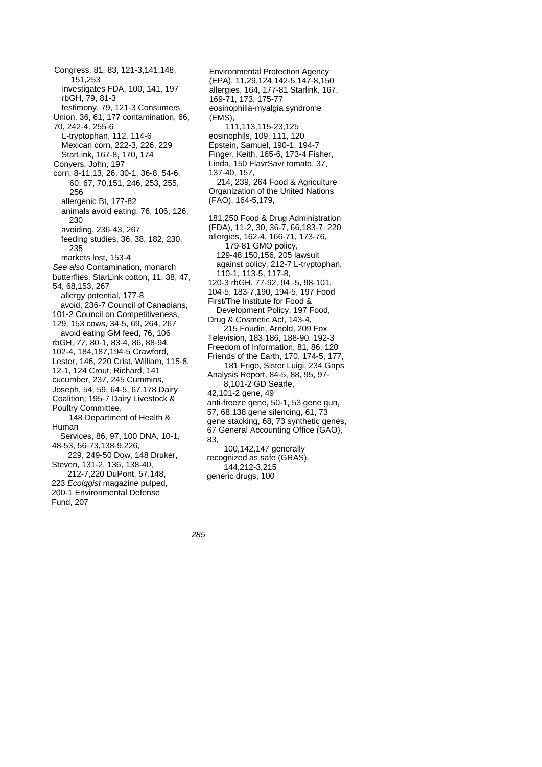Congress, 81, 83, 121-3,141,148, 151,253
investigates FDA, 100, 141, 197
rbGH, 79, 81-3
testimony, 79, 121-3 Consumers Union, 36, 61, 177 contamination, 66, 70, 242-4, 255-6
L-tryptophan, 112, 114-6
Mexican corn, 222-3, 226, 229
StarLink, 167-8, 170, 174
Conyers, John, 197
corn, 8-11,13, 26, 30-1, 36-8, 54-6, 60, 67, 70,151, 246, 253, 255, 256
allergenic Bt, 177-82
animals avoid eating, 76, 106, 126, 230
avoiding, 236-43, 267
feeding studies, 36, 38, 182, 230, 235
markets lost, 153-4
*See also* Contamination, monarch butterflies, StarLink cotton, 11, 38, 47, 54, 68,153, 267
allergy potential, 177-8
avoid, 236-7 Council of Canadians, 101-2 Council on Competitiveness, 129, 153 cows, 34-5, 69, 264, 267
avoid eating GM feed, 76, 106
rbGH, *77,* 80-1, 83-4, 86, 88-94, 102-4, 184,187,194-5 Crawford, Lester, 146, 220 Crist, William, 115-8, 12-1, 124 Crout, Richard, 141
cucumber, 237, 245 Cummins, Joseph, 54, 59, 64-5, 67,178 Dairy Coalition, 195-7 Dairy Livestock & Poultry Committee,
148 Department of Health & Human
Services, 86, 97, 100 DNA, 10-1, 48-53, 56-73,138-9,226,
229, 249-50 Dow, 148 Druker, Steven, 131-2, 136, 138-40,
212-7,220 DuPont, 57,148, 223 *Ecolqgist* magazine pulped, 200-1 Environmental Defense Fund, 207

Environmental Protection Agency (EPA), 11,29,124,142-5,147-8,150
allergies, 164, 177-81 Starlink, 167, 169-71, 173, 175-77
eosinophilia-myalgia syndrome (EMS),
111,113,115-23,125
eosinophils, 109, 111, 120
Epstein, Samuel, 190-1, 194-7
Finger, Keith, 165-6, 173-4 Fisher, Linda, 150 FlavrSavr tomato, 37, 137-40, 157,
214, 239, 264 Food & Agriculture Organization of the United Nations (FAO), 164-5,179,

181,250 Food & Drug Administration (FDA), 11-2, 30, 36-7, 66,183-7, 220
allergies, 162-4, 166-71, 173-76, 179-81 GMO policy,
129-48,150,156, 205 lawsuit against policy, 212-7 L-tryptophan, 110-1, 113-5, 117-8,
120-3 rbGH, 77-92, 94,-5, 98-101, 104-5, 183-7,190, 194-5, 197 Food First/The Institute for Food &
Development Policy, 197 Food, Drug & Cosmetic Act, 143-4,
215 Foudin, Arnold, 209 Fox Television, 183,186, 188-90, 192-3
Freedom of Information, 81, 86, 120
Friends of the Earth, 170, 174-5, 177,
181 Frigo, Sister Luigi, 234 Gaps Analysis Report, 84-5, 88, 95, 97-
8,101-2 GD Searle,
42,101-2 gene, 49
anti-freeze gene, 50-1, 53 gene gun, 57, 68,138 gene silencing, 61, 73
gene stacking, 68, 73 synthetic genes, 67 General Accounting Office (GAO), 83,
100,142,147 generally recognized as safe (GRAS),
144,212-3,215
generic drugs, 100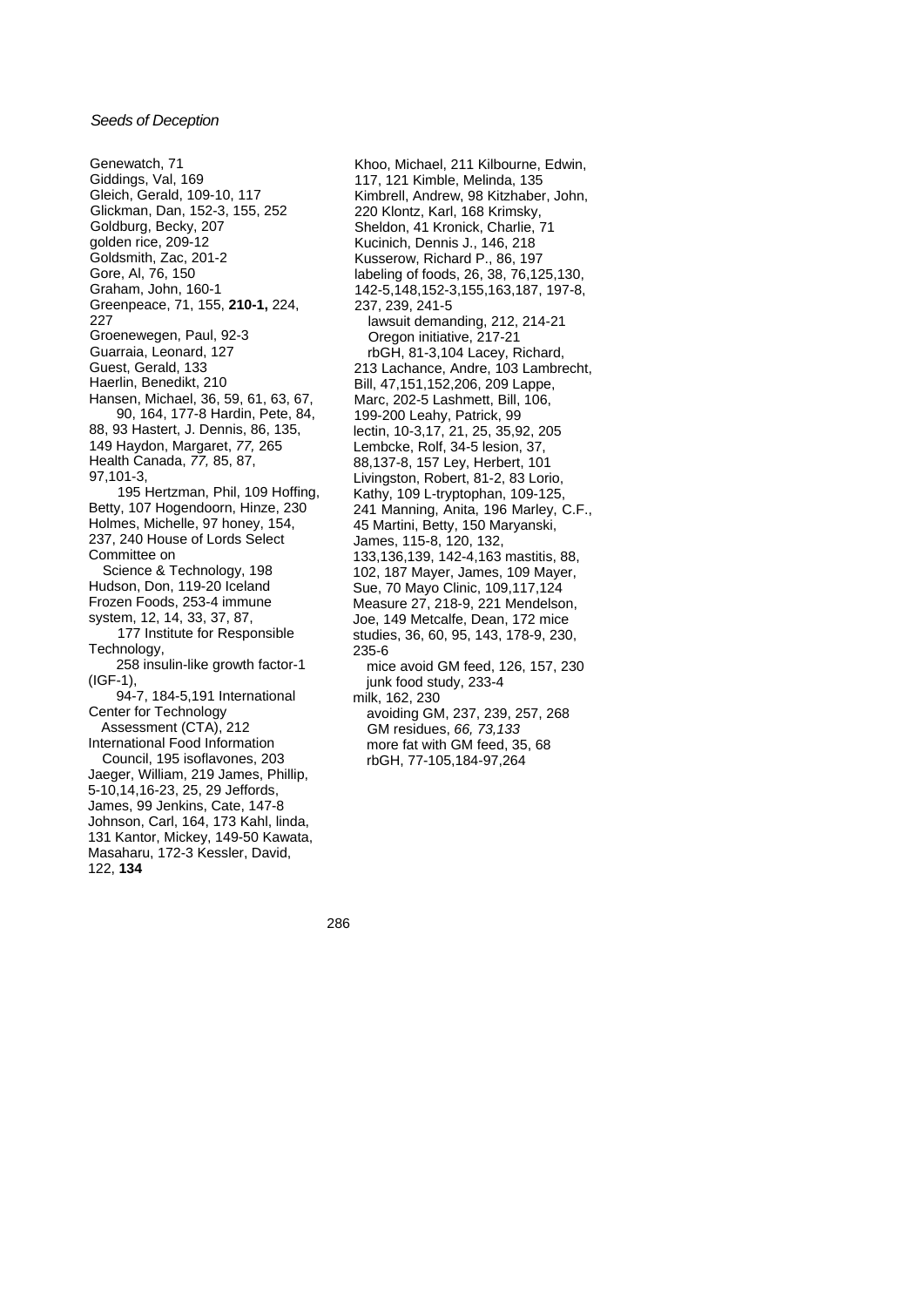Genewatch, 71
Giddings, Val, 169
Gleich, Gerald, 109-10, 117
Glickman, Dan, 152-3, 155, 252
Goldburg, Becky, 207
golden rice, 209-12
Goldsmith, Zac, 201-2
Gore, Al, 76, 150
Graham, John, 160-1
Greenpeace, 71, 155, **210-1,** 224, 227
Groenewegen, Paul, 92-3
Guarraia, Leonard, 127
Guest, Gerald, 133
Haerlin, Benedikt, 210
Hansen, Michael, 36, 59, 61, 63, 67, 90, 164, 177-8
Hardin, Pete, 84, 88, 93
Hastert, J. Dennis, 86, 135, 149
Haydon, Margaret, *77,* 265
Health Canada, *77,* 85, 87, 97,101-3, 195
Hertzman, Phil, 109
Hoffing, Betty, 107
Hogendoorn, Hinze, 230
Holmes, Michelle, 97
honey, 154, 237, 240
House of Lords Select Committee on
  Science & Technology, 198
Hudson, Don, 119-20
Iceland Frozen Foods, 253-4
immune system, 12, 14, 33, 37, 87, 177
Institute for Responsible Technology, 258
insulin-like growth factor-1 (IGF-1), 94-7, 184-5,191
International Center for Technology
  Assessment (CTA), 212
International Food Information
  Council, 195
isoflavones, 203
Jaeger, William, 219
James, Phillip, 5-10,14,16-23, 25, 29
Jeffords, James, 99
Jenkins, Cate, 147-8
Johnson, Carl, 164, 173
Kahl, linda, 131
Kantor, Mickey, 149-50
Kawata, Masaharu, 172-3
Kessler, David, 122, **134**
Khoo, Michael, 211
Kilbourne, Edwin, 117, 121
Kimble, Melinda, 135
Kimbrell, Andrew, 98
Kitzhaber, John, 220
Klontz, Karl, 168
Krimsky, Sheldon, 41
Kronick, Charlie, 71
Kucinich, Dennis J., 146, 218
Kusserow, Richard P., 86, 197
labeling of foods, 26, 38, 76,125,130, 142-5,148,152-3,155,163,187, 197-8, 237, 239, 241-5
  lawsuit demanding, 212, 214-21
  Oregon initiative, 217-21
  rbGH, 81-3,104
Lacey, Richard, 213
Lachance, Andre, 103
Lambrecht, Bill, 47,151,152,206, 209
Lappe, Marc, 202-5
Lashmett, Bill, 106, 199-200
Leahy, Patrick, 99
lectin, 10-3,17, 21, 25, 35,92, 205
Lembcke, Rolf, 34-5
lesion, 37, 88,137-8, 157
Ley, Herbert, 101
Livingston, Robert, 81-2, 83
Lorio, Kathy, 109
L-tryptophan, 109-125, 241
Manning, Anita, 196
Marley, C.F., 45
Martini, Betty, 150
Maryanski, James, 115-8, 120, 132, 133,136,139, 142-4,163
mastitis, 88, 102, 187
Mayer, James, 109
Mayer, Sue, 70
Mayo Clinic, 109,117,124
Measure 27, 218-9, 221
Mendelson, Joe, 149
Metcalfe, Dean, 172
mice studies, 36, 60, 95, 143, 178-9, 230, 235-6
  mice avoid GM feed, 126, 157, 230
  junk food study, 233-4
milk, 162, 230
  avoiding GM, 237, 239, 257, 268
  GM residues, *66, 73,133*
  more fat with GM feed, 35, 68
  rbGH, 77-105,184-97,264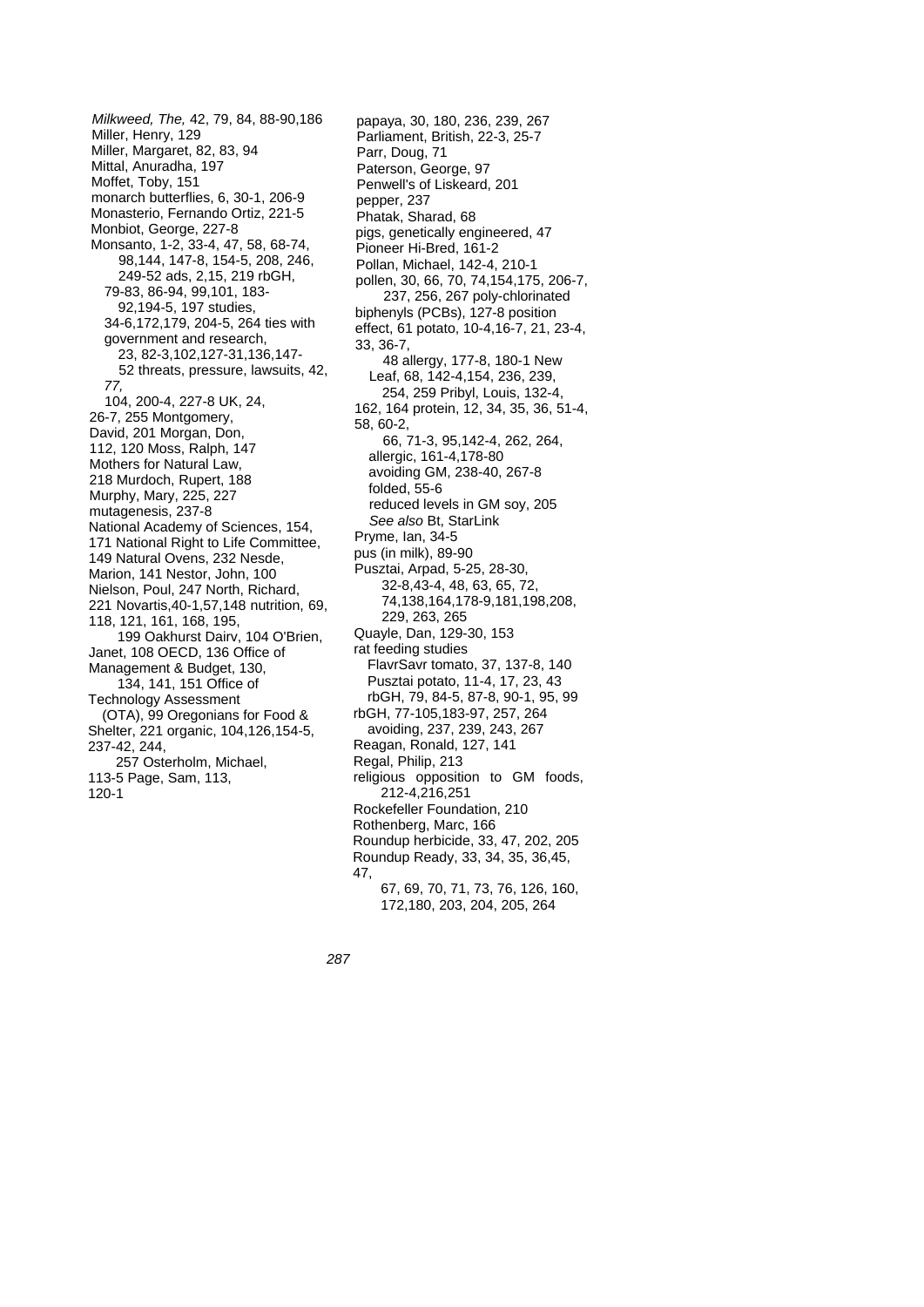*Milkweed, The,* 42, 79, 84, 88-90,186
Miller, Henry, 129
Miller, Margaret, 82, 83, 94
Mittal, Anuradha, 197
Moffet, Toby, 151
monarch butterflies, 6, 30-1, 206-9
Monasterio, Fernando Ortiz, 221-5
Monbiot, George, 227-8
Monsanto, 1-2, 33-4, 47, 58, 68-74, 98,144, 147-8, 154-5, 208, 246, 249-52
ads, 2,15, 219
rbGH, 79-83, 86-94, 99,101, 183-92,194-5, 197
studies, 34-6,172,179, 204-5, 264
ties with government and research, 23, 82-3,102,127-31,136,147-52
threats, pressure, lawsuits, 42, *77,* 104, 200-4, 227-8
UK, 24, 26-7, 255
Montgomery, David, 201
Morgan, Don, 112, 120
Moss, Ralph, 147
Mothers for Natural Law, 218
Murdoch, Rupert, 188
Murphy, Mary, 225, 227
mutagenesis, 237-8
National Academy of Sciences, 154, 171
National Right to Life Committee, 149
Natural Ovens, 232
Nesde, Marion, 141
Nestor, John, 100
Nielson, Poul, 247
North, Richard, 221
Novartis,40-1,57,148
nutrition, 69, 118, 121, 161, 168, 195, 199
Oakhurst Dairv, 104
O'Brien, Janet, 108
OECD, 136
Office of Management & Budget, 130, 134, 141, 151
Office of Technology Assessment (OTA), 99
Oregonians for Food & Shelter, 221
organic, 104,126,154-5, 237-42, 244, 257
Osterholm, Michael, 113-5
Page, Sam, 113, 120-1

papaya, 30, 180, 236, 239, 267
Parliament, British, 22-3, 25-7
Parr, Doug, 71
Paterson, George, 97
Penwell's of Liskeard, 201
pepper, 237
Phatak, Sharad, 68
pigs, genetically engineered, 47
Pioneer Hi-Bred, 161-2
Pollan, Michael, 142-4, 210-1
pollen, 30, 66, 70, 74,154,175, 206-7, 237, 256, 267
poly-chlorinated biphenyls (PCBs), 127-8
position effect, 61
potato, 10-4,16-7, 21, 23-4, 33, 36-7, 48
allergy, 177-8, 180-1
New Leaf, 68, 142-4,154, 236, 239, 254, 259
Pribyl, Louis, 132-4, 162, 164
protein, 12, 34, 35, 36, 51-4, 58, 60-2, 66, 71-3, 95,142-4, 262, 264,
allergic, 161-4,178-80
avoiding GM, 238-40, 267-8
folded, 55-6
reduced levels in GM soy, 205
*See also* Bt, StarLink
Pryme, Ian, 34-5
pus (in milk), 89-90
Pusztai, Arpad, 5-25, 28-30, 32-8,43-4, 48, 63, 65, 72, 74,138,164,178-9,181,198,208, 229, 263, 265
Quayle, Dan, 129-30, 153
rat feeding studies
FlavrSavr tomato, 37, 137-8, 140
Pusztai potato, 11-4, 17, 23, 43
rbGH, 79, 84-5, 87-8, 90-1, 95, 99
rbGH, 77-105,183-97, 257, 264
avoiding, 237, 239, 243, 267
Reagan, Ronald, 127, 141
Regal, Philip, 213
religious opposition to GM foods, 212-4,216,251
Rockefeller Foundation, 210
Rothenberg, Marc, 166
Roundup herbicide, 33, 47, 202, 205
Roundup Ready, 33, 34, 35, 36,45, 47, 67, 69, 70, 71, 73, 76, 126, 160, 172,180, 203, 204, 205, 264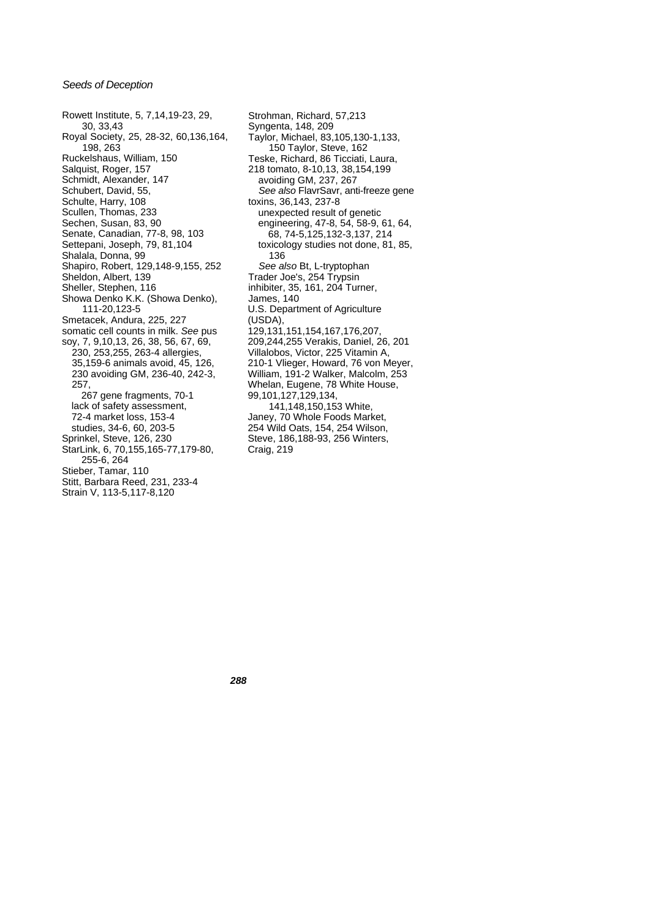Rowett Institute, 5, 7,14,19-23, 29, 30, 33,43
Royal Society, 25, 28-32, 60,136,164, 198, 263
Ruckelshaus, William, 150
Salquist, Roger, 157
Schmidt, Alexander, 147
Schubert, David, 55,
Schulte, Harry, 108
Scullen, Thomas, 233
Sechen, Susan, 83, 90
Senate, Canadian, 77-8, 98, 103
Settepani, Joseph, 79, 81,104
Shalala, Donna, 99
Shapiro, Robert, 129,148-9,155, 252
Sheldon, Albert, 139
Sheller, Stephen, 116
Showa Denko K.K. (Showa Denko), 111-20,123-5
Smetacek, Andura, 225, 227
somatic cell counts in milk. *See* pus
soy, 7, 9,10,13, 26, 38, 56, 67, 69, 230, 253,255, 263-4 allergies, 35,159-6 animals avoid, 45, 126, 230 avoiding GM, 236-40, 242-3, 257,
267 gene fragments, 70-1
lack of safety assessment, 72-4 market loss, 153-4
studies, 34-6, 60, 203-5
Sprinkel, Steve, 126, 230
StarLink, 6, 70,155,165-77,179-80, 255-6, 264
Stieber, Tamar, 110
Stitt, Barbara Reed, 231, 233-4
Strain V, 113-5,117-8,120
Strohman, Richard, 57,213
Syngenta, 148, 209
Taylor, Michael, 83,105,130-1,133, 150 Taylor, Steve, 162
Teske, Richard, 86 Ticciati, Laura, 218 tomato, 8-10,13, 38,154,199
avoiding GM, 237, 267
*See also* FlavrSavr, anti-freeze gene
toxins, 36,143, 237-8
unexpected result of genetic engineering, 47-8, 54, 58-9, 61, 64, 68, 74-5,125,132-3,137, 214
toxicology studies not done, 81, 85, 136
*See also* Bt, L-tryptophan
Trader Joe's, 254 Trypsin inhibiter, 35, 161, 204 Turner, James, 140
U.S. Department of Agriculture (USDA),
129,131,151,154,167,176,207, 209,244,255 Verakis, Daniel, 26, 201
Villalobos, Victor, 225 Vitamin A, 210-1 Vlieger, Howard, 76 von Meyer, William, 191-2 Walker, Malcolm, 253
Whelan, Eugene, 78 White House, 99,101,127,129,134, 141,148,150,153 White, Janey, 70 Whole Foods Market, 254 Wild Oats, 154, 254 Wilson, Steve, 186,188-93, 256 Winters, Craig, 219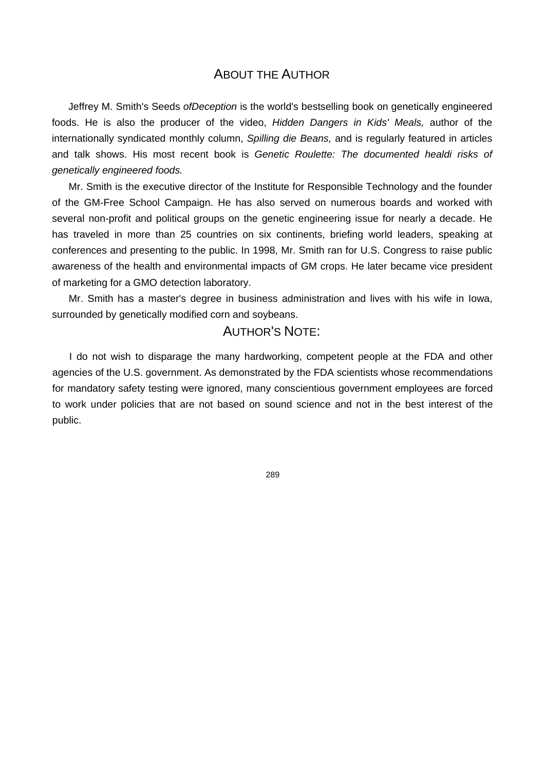## About the Author

Jeffrey M. Smith's Seeds *ofDeception* is the world's bestselling book on genetically engineered foods. He is also the producer of the video, *Hidden Dangers in Kids' Meals,* author of the internationally syndicated monthly column, *Spilling die Beans,* and is regularly featured in articles and talk shows. His most recent book is *Genetic Roulette: The documented healdi risks of genetically engineered foods.*

Mr. Smith is the executive director of the Institute for Responsible Technology and the founder of the GM-Free School Campaign. He has also served on numerous boards and worked with several non-profit and political groups on the genetic engineering issue for nearly a decade. He has traveled in more than 25 countries on six continents, briefing world leaders, speaking at conferences and presenting to the public. In 1998, Mr. Smith ran for U.S. Congress to raise public awareness of the health and environmental impacts of GM crops. He later became vice president of marketing for a GMO detection laboratory.

Mr. Smith has a master's degree in business administration and lives with his wife in Iowa, surrounded by genetically modified corn and soybeans.

## Author's Note:

I do not wish to disparage the many hardworking, competent people at the FDA and other agencies of the U.S. government. As demonstrated by the FDA scientists whose recommendations for mandatory safety testing were ignored, many conscientious government employees are forced to work under policies that are not based on sound science and not in the best interest of the public.